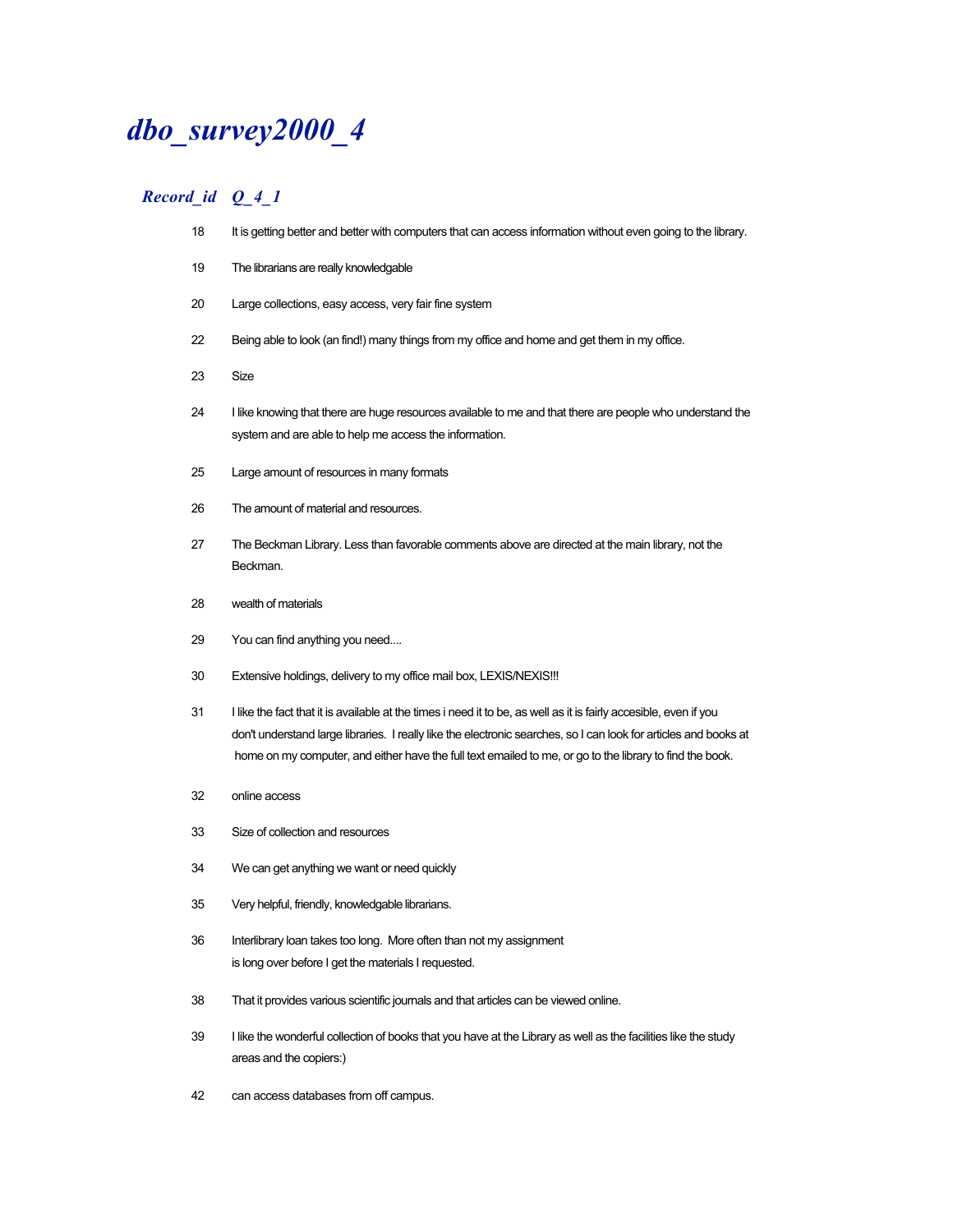# *dbo_survey2000_4*

| *Record_id* | *Q_4_1* |
| --- | --- |
| 18 | It is getting better and better with computers that can access information without even going to the library. |
| 19 | The librarians are really knowledgable |
| 20 | Large collections, easy access, very fair fine system |
| 22 | Being able to look (an find!) many things from my office and home and get them in my office. |
| 23 | Size |
| 24 | I like knowing that there are huge resources available to me and that there are people who understand the system and are able to help me access the information. |
| 25 | Large amount of resources in many formats |
| 26 | The amount of material and resources. |
| 27 | The Beckman Library. Less than favorable comments above are directed at the main library, not the Beckman. |
| 28 | wealth of materials |
| 29 | You can find anything you need.... |
| 30 | Extensive holdings, delivery to my office mail box, LEXIS/NEXIS!!! |
| 31 | I like the fact that it is available at the times i need it to be, as well as it is fairly accesible, even if you don't understand large libraries. I really like the electronic searches, so I can look for articles and books at home on my computer, and either have the full text emailed to me, or go to the library to find the book. |
| 32 | online access |
| 33 | Size of collection and resources |
| 34 | We can get anything we want or need quickly |
| 35 | Very helpful, friendly, knowledgable librarians. |
| 36 | Interlibrary loan takes too long. More often than not my assignment is long over before I get the materials I requested. |
| 38 | That it provides various scientific journals and that articles can be viewed online. |
| 39 | I like the wonderful collection of books that you have at the Library as well as the facilities like the study areas and the copiers:) |
| 42 | can access databases from off campus. |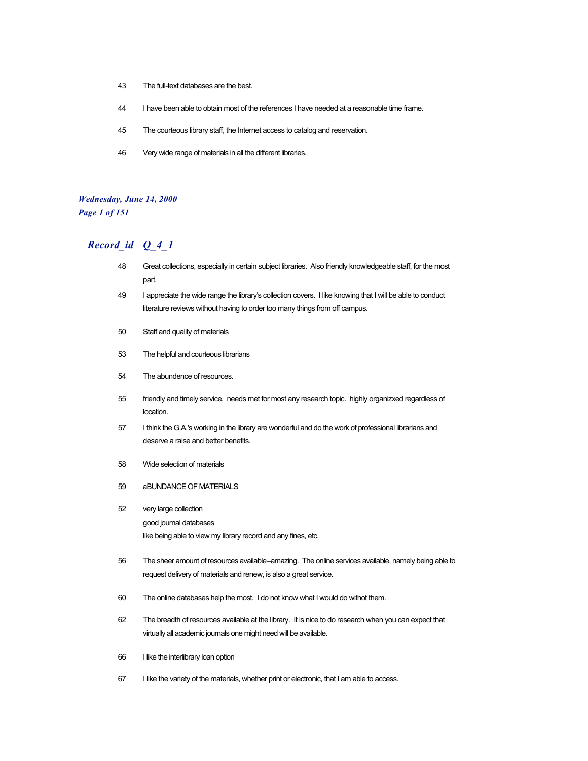| | |
|---|---|
| 43 | The full-text databases are the best. |
| 44 | I have been able to obtain most of the references I have needed at a reasonable time frame. |
| 45 | The courteous library staff, the Internet access to catalog and reservation. |
| 46 | Very wide range of materials in all the different libraries. |

*Wednesday, June 14, 2000*

## *Record_id Q_4_1*

| | |
|---|---|
| 48 | Great collections, especially in certain subject libraries. Also friendly knowledgeable staff, for the most part. |
| 49 | I appreciate the wide range the library's collection covers. I like knowing that I will be able to conduct literature reviews without having to order too many things from off campus. |
| 50 | Staff and quality of materials |
| 53 | The helpful and courteous librarians |
| 54 | The abundence of resources. |
| 55 | friendly and timely service. needs met for most any research topic. highly organizxed regardless of location. |
| 57 | I think the G.A.'s working in the library are wonderful and do the work of professional librarians and deserve a raise and better benefits. |
| 58 | Wide selection of materials |
| 59 | aBUNDANCE OF MATERIALS |
| 52 | very large collection<br>good journal databases<br>like being able to view my library record and any fines, etc. |
| 56 | The sheer amount of resources available--amazing. The online services available, namely being able to request delivery of materials and renew, is also a great service. |
| 60 | The online databases help the most. I do not know what I would do withot them. |
| 62 | The breadth of resources available at the library. It is nice to do research when you can expect that virtually all academic journals one might need will be available. |
| 66 | I like the interlibrary loan option |
| 67 | I like the variety of the materials, whether print or electronic, that I am able to access. |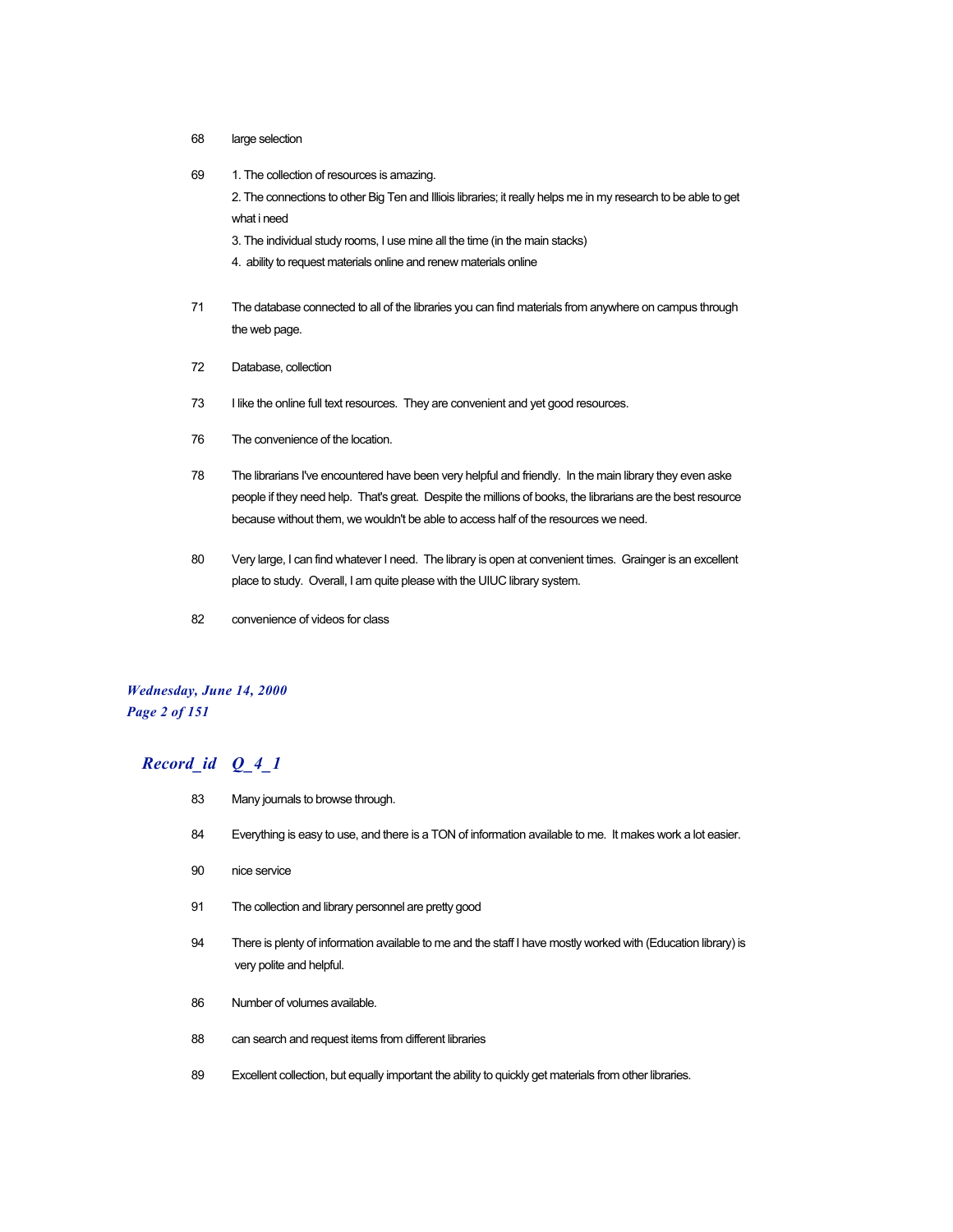68 large selection

69 1. The collection of resources is amazing.
2. The connections to other Big Ten and Illiois libraries; it really helps me in my research to be able to get what i need
3. The individual study rooms, I use mine all the time (in the main stacks)
4. ability to request materials online and renew materials online

71 The database connected to all of the libraries you can find materials from anywhere on campus through the web page.

72 Database, collection

73 I like the online full text resources. They are convenient and yet good resources.

76 The convenience of the location.

78 The librarians I've encountered have been very helpful and friendly. In the main library they even aske people if they need help. That's great. Despite the millions of books, the librarians are the best resource because without them, we wouldn't be able to access half of the resources we need.

80 Very large, I can find whatever I need. The library is open at convenient times. Grainger is an excellent place to study. Overall, I am quite please with the UIUC library system.

82 convenience of videos for class

***Record_id Q_4_1***

83 Many journals to browse through.

84 Everything is easy to use, and there is a TON of information available to me. It makes work a lot easier.

90 nice service

91 The collection and library personnel are pretty good

94 There is plenty of information available to me and the staff I have mostly worked with (Education library) is very polite and helpful.

86 Number of volumes available.

88 can search and request items from different libraries

89 Excellent collection, but equally important the ability to quickly get materials from other libraries.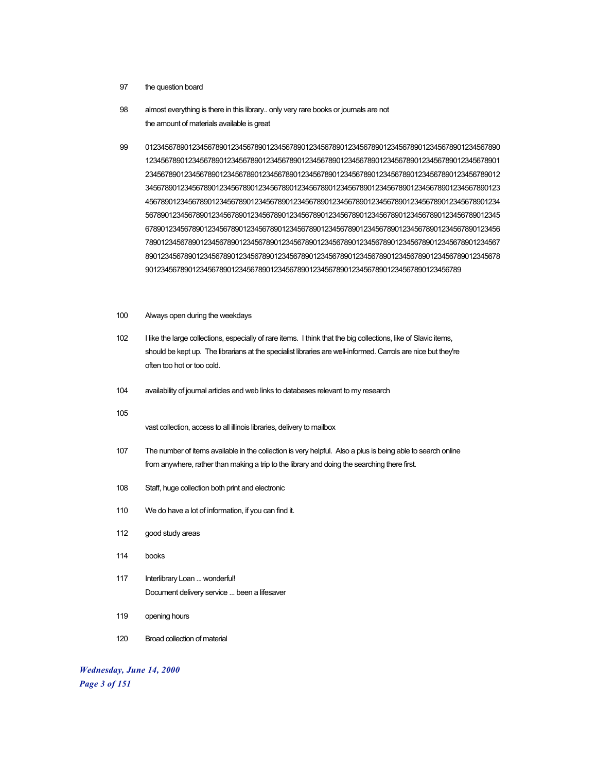97 the question board

98 almost everything is there in this library.. only very rare books or journals are not
the amount of materials available is great

99 0123456789012345678901234567890123456789012345678901234567890123456789012345678901234567890
1234567890123456789012345678901234567890123456789012345678901234567890123456789012345678901
2345678901234567890123456789012345678901234567890123456789012345678901234567890123456789012
3456789012345678901234567890123456789012345678901234567890123456789012345678901234567890123
4567890123456789012345678901234567890123456789012345678901234567890123456789012345678901234
5678901234567890123456789012345678901234567890123456789012345678901234567890123456789012345
6789012345678901234567890123456789012345678901234567890123456789012345678901234567890123456
7890123456789012345678901234567890123456789012345678901234567890123456789012345678901234567
8901234567890123456789012345678901234567890123456789012345678901234567890123456789012345678
90123456789012345678901234567890123456789012345678901234567890123456789012345678

100 Always open during the weekdays

102 I like the large collections, especially of rare items. I think that the big collections, like of Slavic items, should be kept up. The librarians at the specialist libraries are well-informed. Carrols are nice but they're often too hot or too cold.

104 availability of journal articles and web links to databases relevant to my research

105

vast collection, access to all illinois libraries, delivery to mailbox

107 The number of items available in the collection is very helpful. Also a plus is being able to search online from anywhere, rather than making a trip to the library and doing the searching there first.

108 Staff, huge collection both print and electronic

110 We do have a lot of information, if you can find it.

112 good study areas

114 books

117 Interlibrary Loan ... wonderful!
Document delivery service ... been a lifesaver

119 opening hours

120 Broad collection of material

*Wednesday, June 14, 2000*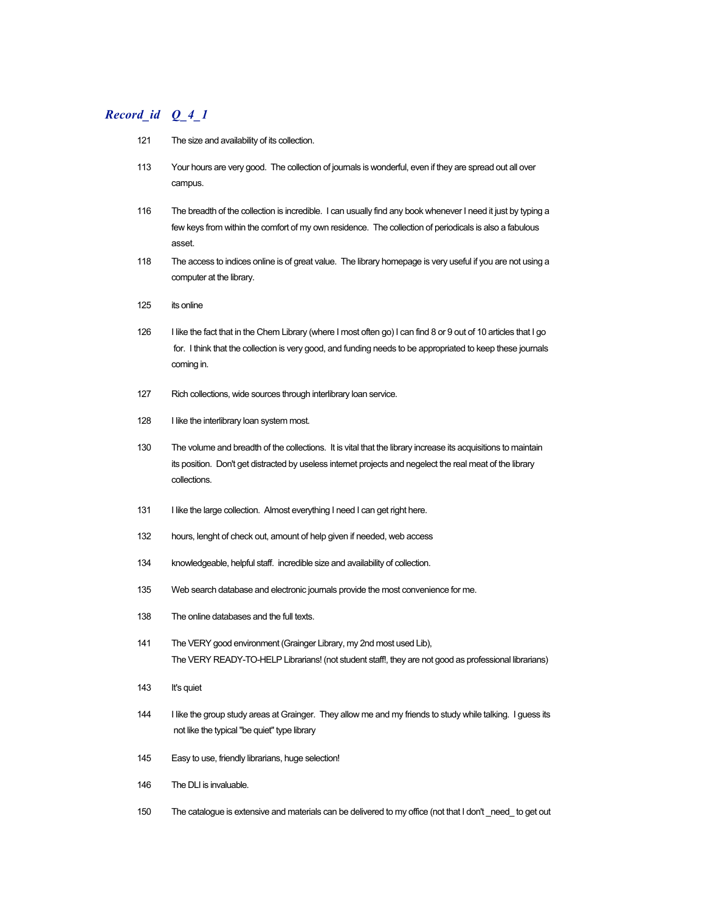| *Record_id* | *Q_4_1* |
|---|---|
| 121 | The size and availability of its collection. |
| 113 | Your hours are very good. The collection of journals is wonderful, even if they are spread out all over campus. |
| 116 | The breadth of the collection is incredible. I can usually find any book whenever I need it just by typing a few keys from within the comfort of my own residence. The collection of periodicals is also a fabulous asset. |
| 118 | The access to indices online is of great value. The library homepage is very useful if you are not using a computer at the library. |
| 125 | its online |
| 126 | I like the fact that in the Chem Library (where I most often go) I can find 8 or 9 out of 10 articles that I go for. I think that the collection is very good, and funding needs to be appropriated to keep these journals coming in. |
| 127 | Rich collections, wide sources through interlibrary loan service. |
| 128 | I like the interlibrary loan system most. |
| 130 | The volume and breadth of the collections. It is vital that the library increase its acquisitions to maintain its position. Don't get distracted by useless internet projects and negelect the real meat of the library collections. |
| 131 | I like the large collection. Almost everything I need I can get right here. |
| 132 | hours, lenght of check out, amount of help given if needed, web access |
| 134 | knowledgeable, helpful staff. incredible size and availability of collection. |
| 135 | Web search database and electronic journals provide the most convenience for me. |
| 138 | The online databases and the full texts. |
| 141 | The VERY good environment (Grainger Library, my 2nd most used Lib),<br>The VERY READY-TO-HELP Librarians! (not student staff!, they are not good as professional librarians) |
| 143 | It's quiet |
| 144 | I like the group study areas at Grainger. They allow me and my friends to study while talking. I guess its not like the typical "be quiet" type library |
| 145 | Easy to use, friendly librarians, huge selection! |
| 146 | The DLI is invaluable. |
| 150 | The catalogue is extensive and materials can be delivered to my office (not that I don't _need_ to get out |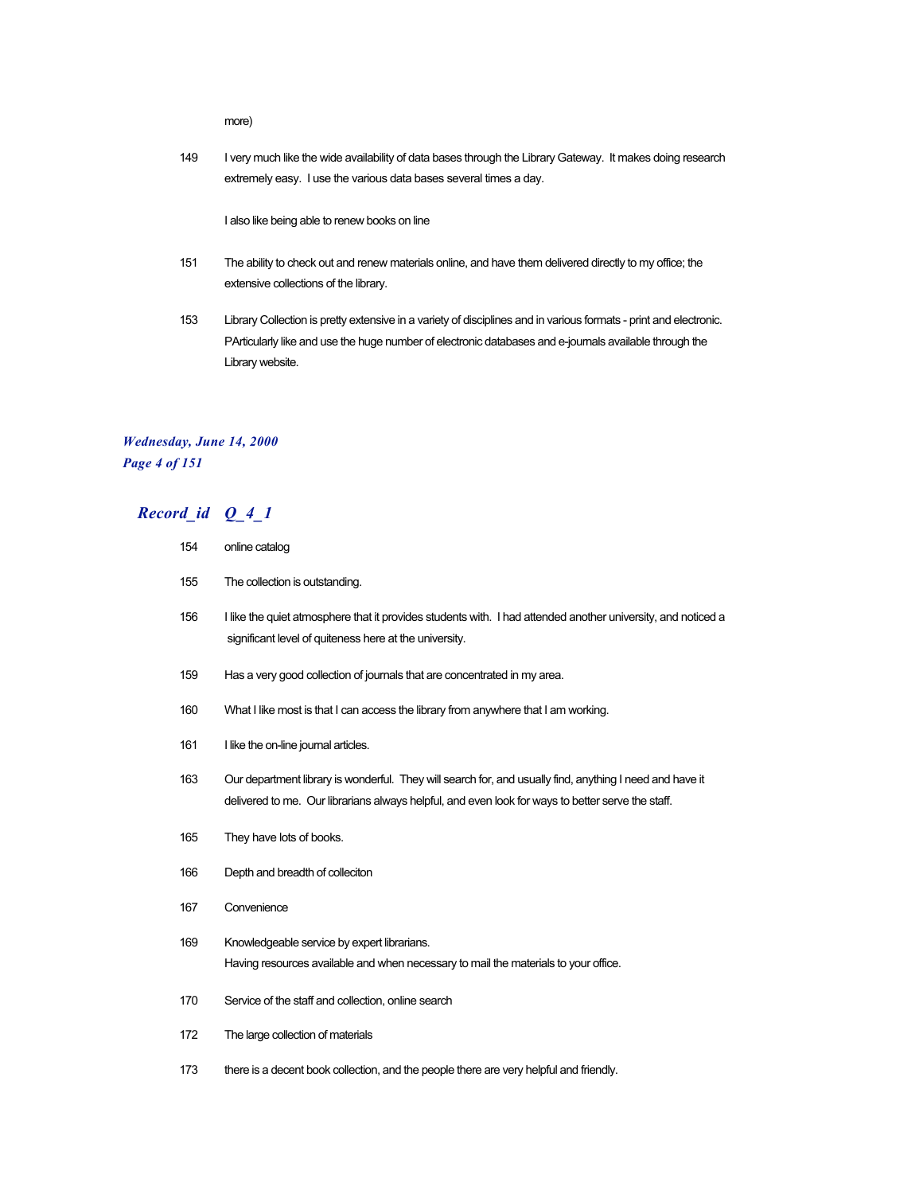more)

149 I very much like the wide availability of data bases through the Library Gateway. It makes doing research extremely easy. I use the various data bases several times a day.

I also like being able to renew books on line

151 The ability to check out and renew materials online, and have them delivered directly to my office; the extensive collections of the library.

153 Library Collection is pretty extensive in a variety of disciplines and in various formats - print and electronic. PArticularly like and use the huge number of electronic databases and e-journals available through the Library website.

## Record_id Q_4_1

154 online catalog

155 The collection is outstanding.

156 I like the quiet atmosphere that it provides students with. I had attended another university, and noticed a significant level of quiteness here at the university.

159 Has a very good collection of journals that are concentrated in my area.

160 What I like most is that I can access the library from anywhere that I am working.

161 I like the on-line journal articles.

163 Our department library is wonderful. They will search for, and usually find, anything I need and have it delivered to me. Our librarians always helpful, and even look for ways to better serve the staff.

165 They have lots of books.

166 Depth and breadth of colleciton

167 Convenience

169 Knowledgeable service by expert librarians.
Having resources available and when necessary to mail the materials to your office.

170 Service of the staff and collection, online search

172 The large collection of materials

173 there is a decent book collection, and the people there are very helpful and friendly.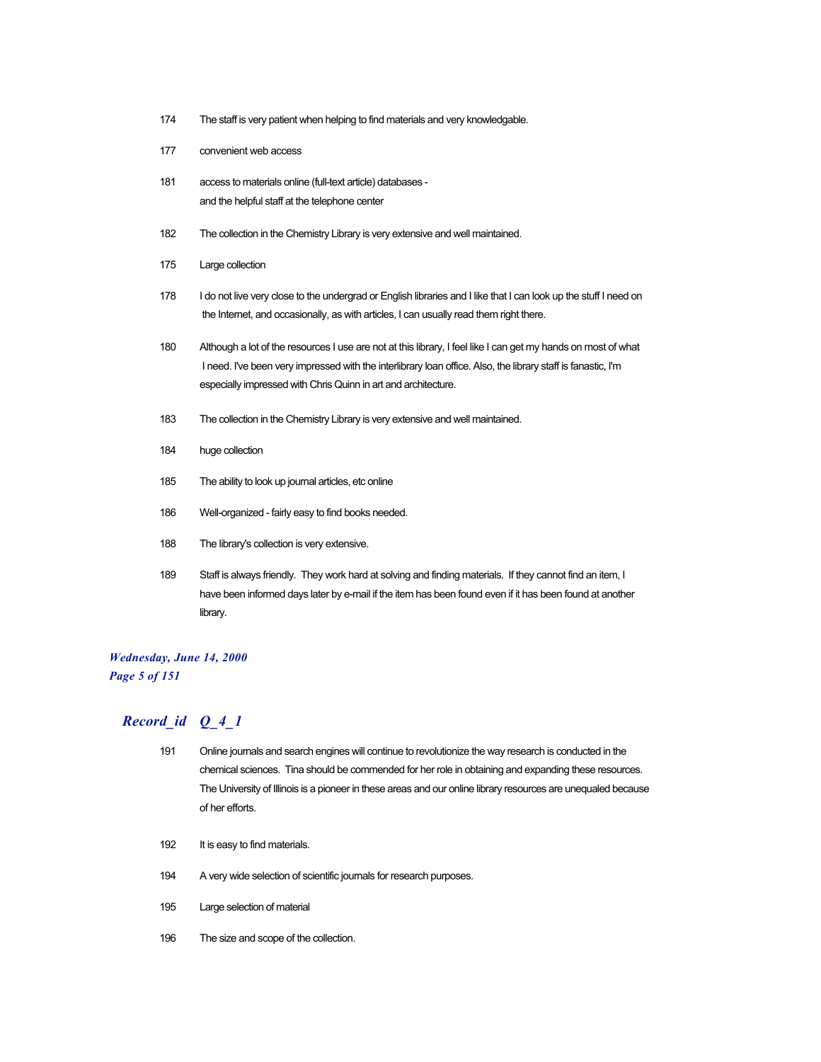174 The staff is very patient when helping to find materials and very knowledgable.

177 convenient web access

181 access to materials online (full-text article) databases - and the helpful staff at the telephone center

182 The collection in the Chemistry Library is very extensive and well maintained.

175 Large collection

178 I do not live very close to the undergrad or English libraries and I like that I can look up the stuff I need on the Internet, and occasionally, as with articles, I can usually read them right there.

180 Although a lot of the resources I use are not at this library, I feel like I can get my hands on most of what I need. I've been very impressed with the interlibrary loan office. Also, the library staff is fanastic, I'm especially impressed with Chris Quinn in art and architecture.

183 The collection in the Chemistry Library is very extensive and well maintained.

184 huge collection

185 The ability to look up journal articles, etc online

186 Well-organized - fairly easy to find books needed.

188 The library's collection is very extensive.

189 Staff is always friendly. They work hard at solving and finding materials. If they cannot find an item, I have been informed days later by e-mail if the item has been found even if it has been found at another library.

## *Record_id Q_4_1*

191 Online journals and search engines will continue to revolutionize the way research is conducted in the chemical sciences. Tina should be commended for her role in obtaining and expanding these resources. The University of Illinois is a pioneer in these areas and our online library resources are unequaled because of her efforts.

192 It is easy to find materials.

194 A very wide selection of scientific journals for research purposes.

195 Large selection of material

196 The size and scope of the collection.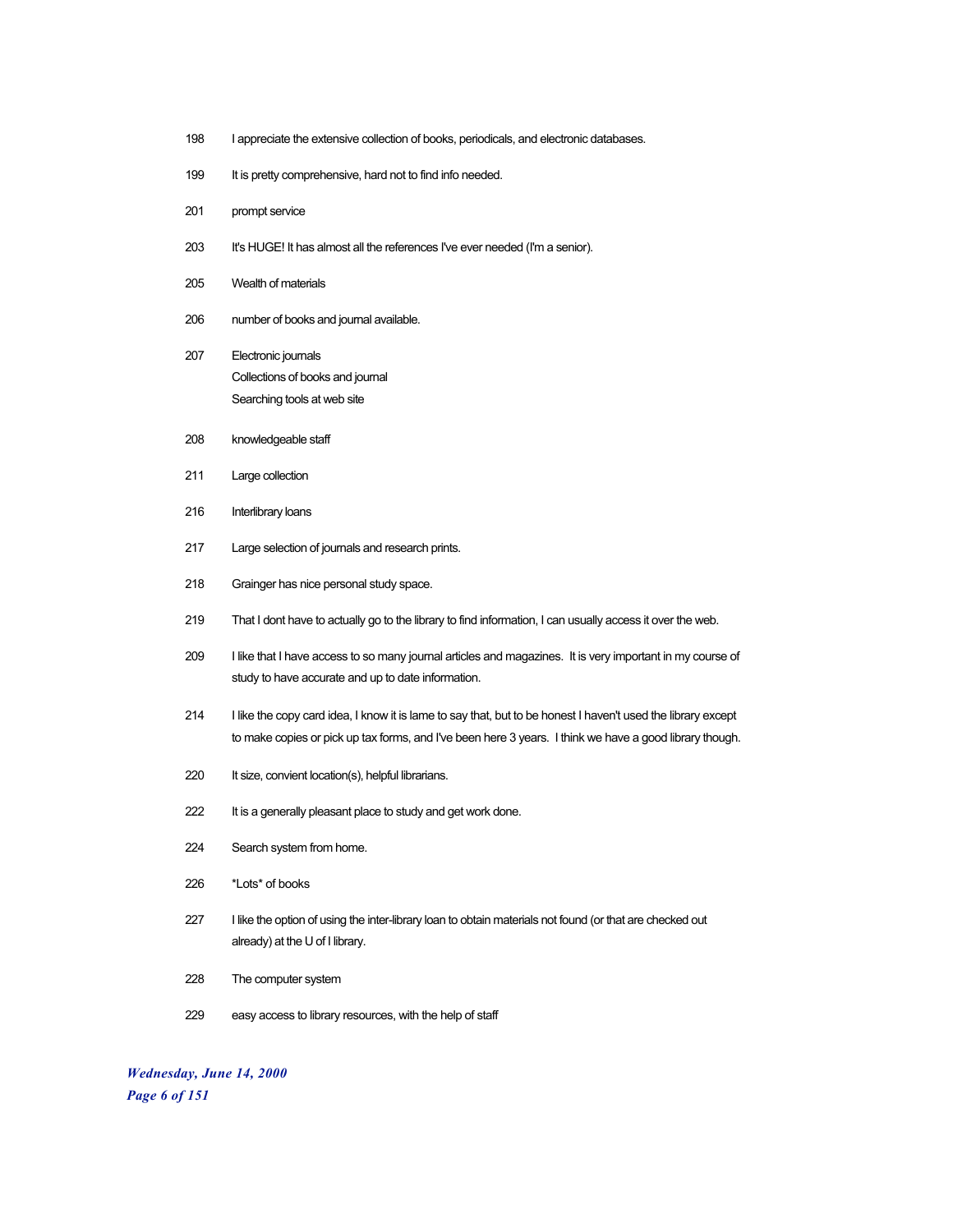198 I appreciate the extensive collection of books, periodicals, and electronic databases.

199 It is pretty comprehensive, hard not to find info needed.

201 prompt service

203 It's HUGE! It has almost all the references I've ever needed (I'm a senior).

205 Wealth of materials

206 number of books and journal available.

207 Electronic journals
Collections of books and journal
Searching tools at web site

208 knowledgeable staff

211 Large collection

216 Interlibrary loans

217 Large selection of journals and research prints.

218 Grainger has nice personal study space.

219 That I dont have to actually go to the library to find information, I can usually access it over the web.

209 I like that I have access to so many journal articles and magazines. It is very important in my course of study to have accurate and up to date information.

214 I like the copy card idea, I know it is lame to say that, but to be honest I haven't used the library except to make copies or pick up tax forms, and I've been here 3 years. I think we have a good library though.

220 It size, convient location(s), helpful librarians.

222 It is a generally pleasant place to study and get work done.

224 Search system from home.

226 *Lots* of books

227 I like the option of using the inter-library loan to obtain materials not found (or that are checked out already) at the U of I library.

228 The computer system

229 easy access to library resources, with the help of staff

*Wednesday, June 14, 2000*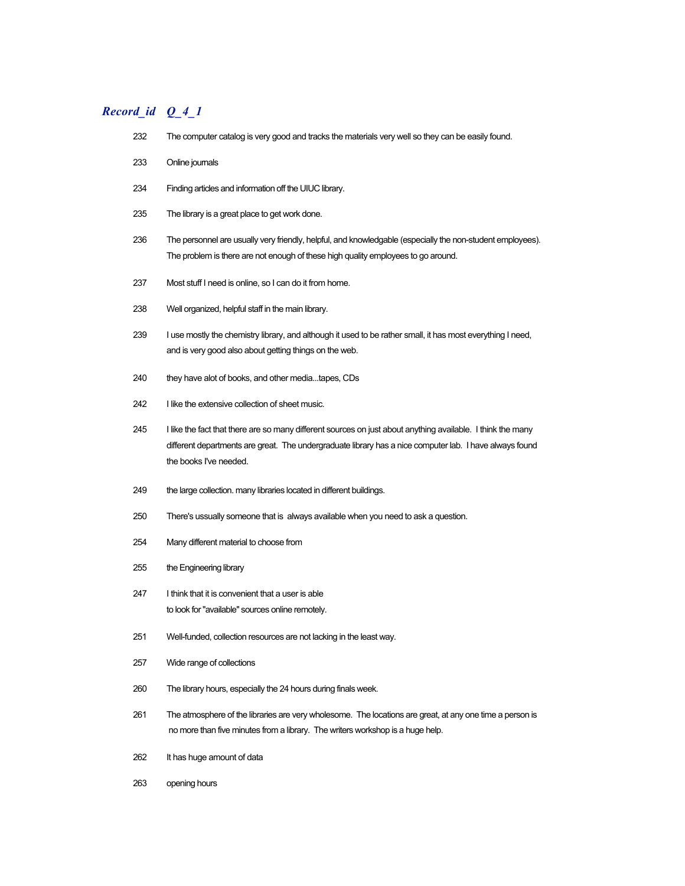| Record_id | Q_4_1 |
|---|---|
| 232 | The computer catalog is very good and tracks the materials very well so they can be easily found. |
| 233 | Online journals |
| 234 | Finding articles and information off the UIUC library. |
| 235 | The library is a great place to get work done. |
| 236 | The personnel are usually very friendly, helpful, and knowledgable (especially the non-student employees). The problem is there are not enough of these high quality employees to go around. |
| 237 | Most stuff I need is online, so I can do it from home. |
| 238 | Well organized, helpful staff in the main library. |
| 239 | I use mostly the chemistry library, and although it used to be rather small, it has most everything I need, and is very good also about getting things on the web. |
| 240 | they have alot of books, and other media...tapes, CDs |
| 242 | I like the extensive collection of sheet music. |
| 245 | I like the fact that there are so many different sources on just about anything available. I think the many different departments are great. The undergraduate library has a nice computer lab. I have always found the books I've needed. |
| 249 | the large collection. many libraries located in different buildings. |
| 250 | There's ususally someone that is always available when you need to ask a question. |
| 254 | Many different material to choose from |
| 255 | the Engineering library |
| 247 | I think that it is convenient that a user is able to look for "available" sources online remotely. |
| 251 | Well-funded, collection resources are not lacking in the least way. |
| 257 | Wide range of collections |
| 260 | The library hours, especially the 24 hours during finals week. |
| 261 | The atmosphere of the libraries are very wholesome. The locations are great, at any one time a person is no more than five minutes from a library. The writers workshop is a huge help. |
| 262 | It has huge amount of data |
| 263 | opening hours |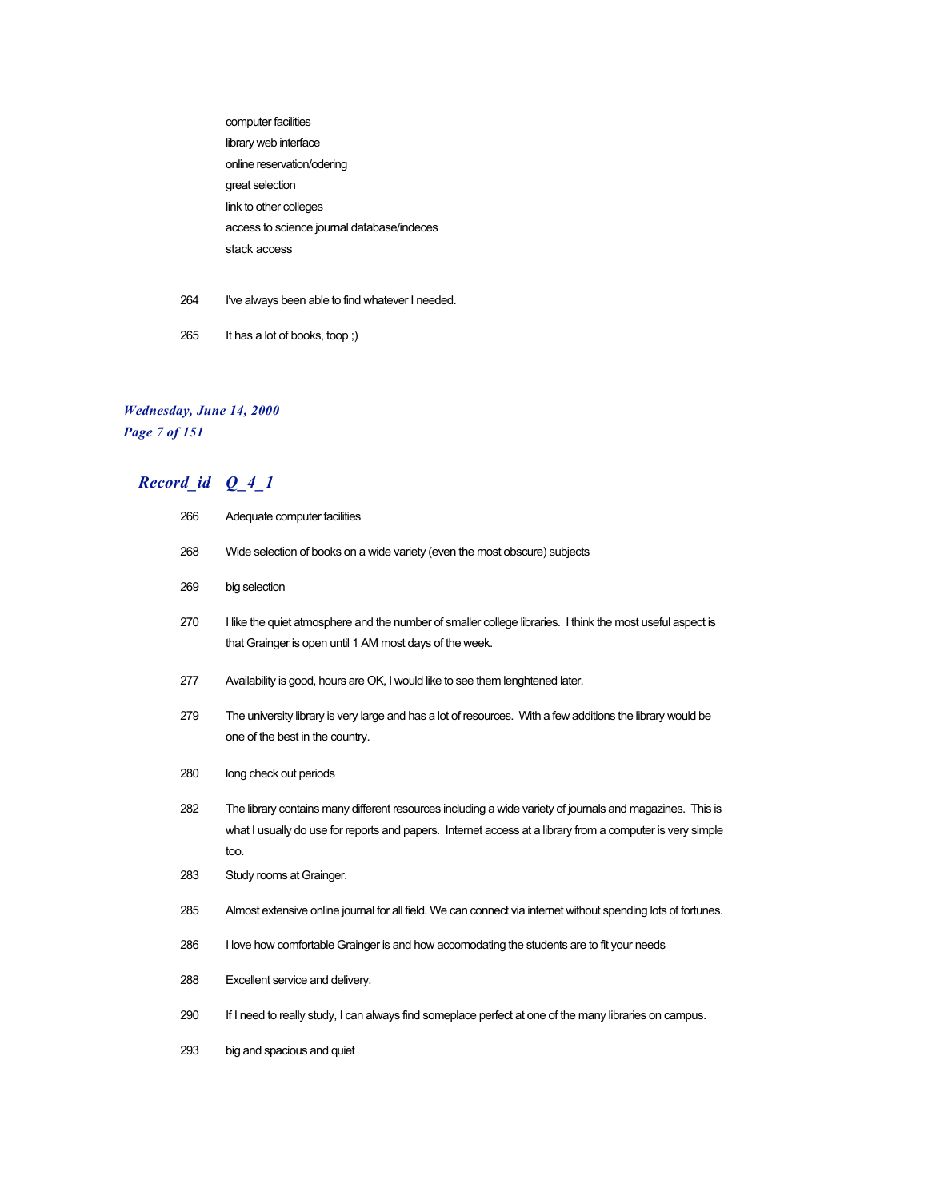computer facilities
library web interface
online reservation/odering
great selection
link to other colleges
access to science journal database/indeces
stack access

264 I've always been able to find whatever I needed.

265 It has a lot of books, toop ;)

## *Record_id Q_4_1*

266 Adequate computer facilities

268 Wide selection of books on a wide variety (even the most obscure) subjects

269 big selection

270 I like the quiet atmosphere and the number of smaller college libraries. I think the most useful aspect is that Grainger is open until 1 AM most days of the week.

277 Availability is good, hours are OK, I would like to see them lenghtened later.

279 The university library is very large and has a lot of resources. With a few additions the library would be one of the best in the country.

280 long check out periods

282 The library contains many different resources including a wide variety of journals and magazines. This is what I usually do use for reports and papers. Internet access at a library from a computer is very simple too.

283 Study rooms at Grainger.

285 Almost extensive online journal for all field. We can connect via internet without spending lots of fortunes.

286 I love how comfortable Grainger is and how accomodating the students are to fit your needs

288 Excellent service and delivery.

290 If I need to really study, I can always find someplace perfect at one of the many libraries on campus.

293 big and spacious and quiet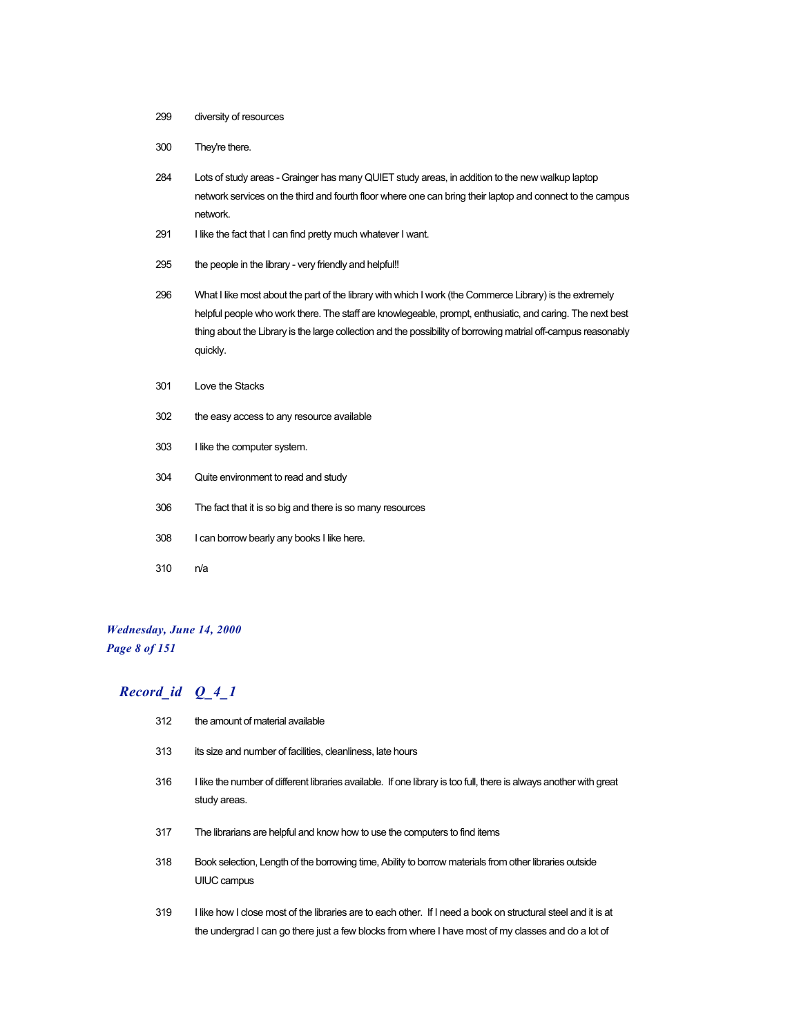| | |
|---|---|
| 299 | diversity of resources |
| 300 | They're there. |
| 284 | Lots of study areas - Grainger has many QUIET study areas, in addition to the new walkup laptop network services on the third and fourth floor where one can bring their laptop and connect to the campus network. |
| 291 | I like the fact that I can find pretty much whatever I want. |
| 295 | the people in the library - very friendly and helpful!! |
| 296 | What I like most about the part of the library with which I work (the Commerce Library) is the extremely helpful people who work there. The staff are knowlegeable, prompt, enthusiatic, and caring. The next best thing about the Library is the large collection and the possibility of borrowing matrial off-campus reasonably quickly. |
| 301 | Love the Stacks |
| 302 | the easy access to any resource available |
| 303 | I like the computer system. |
| 304 | Quite environment to read and study |
| 306 | The fact that it is so big and there is so many resources |
| 308 | I can borrow bearly any books I like here. |
| 310 | n/a |

***Record_id Q_4_1***

| | |
|---|---|
| 312 | the amount of material available |
| 313 | its size and number of facilities, cleanliness, late hours |
| 316 | I like the number of different libraries available. If one library is too full, there is always another with great study areas. |
| 317 | The librarians are helpful and know how to use the computers to find items |
| 318 | Book selection, Length of the borrowing time, Ability to borrow materials from other libraries outside UIUC campus |
| 319 | I like how I close most of the libraries are to each other. If I need a book on structural steel and it is at the undergrad I can go there just a few blocks from where I have most of my classes and do a lot of |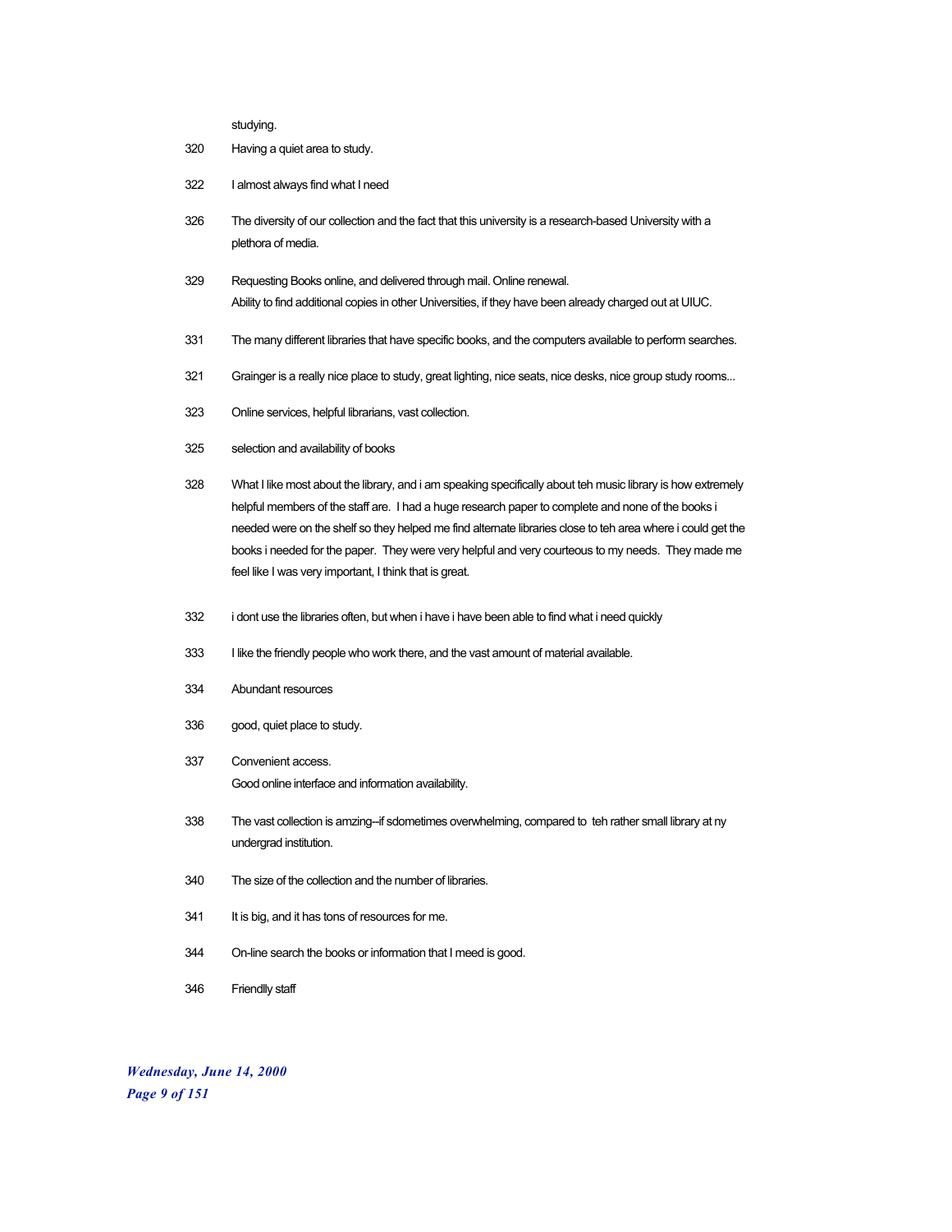studying.

320 Having a quiet area to study.

322 I almost always find what I need

326 The diversity of our collection and the fact that this university is a research-based University with a plethora of media.

329 Requesting Books online, and delivered through mail. Online renewal.
Ability to find additional copies in other Universities, if they have been already charged out at UIUC.

331 The many different libraries that have specific books, and the computers available to perform searches.

321 Grainger is a really nice place to study, great lighting, nice seats, nice desks, nice group study rooms...

323 Online services, helpful librarians, vast collection.

325 selection and availability of books

328 What I like most about the library, and i am speaking specifically about teh music library is how extremely helpful members of the staff are.  I had a huge research paper to complete and none of the books i needed were on the shelf so they helped me find alternate libraries close to teh area where i could get the books i needed for the paper.  They were very helpful and very courteous to my needs.  They made me feel like I was very important, I think that is great.

332 i dont use the libraries often, but when i have i have been able to find what i need quickly

333 I like the friendly people who work there, and the vast amount of material available.

334 Abundant resources

336 good, quiet place to study.

337 Convenient access.
Good online interface and information availability.

338 The vast collection is amzing--if sdometimes overwhelming, compared to  teh rather small library at ny undergrad institution.

340 The size of the collection and the number of libraries.

341 It is big, and it has tons of resources for me.

344 On-line search the books or information that I meed is good.

346 Friendlly staff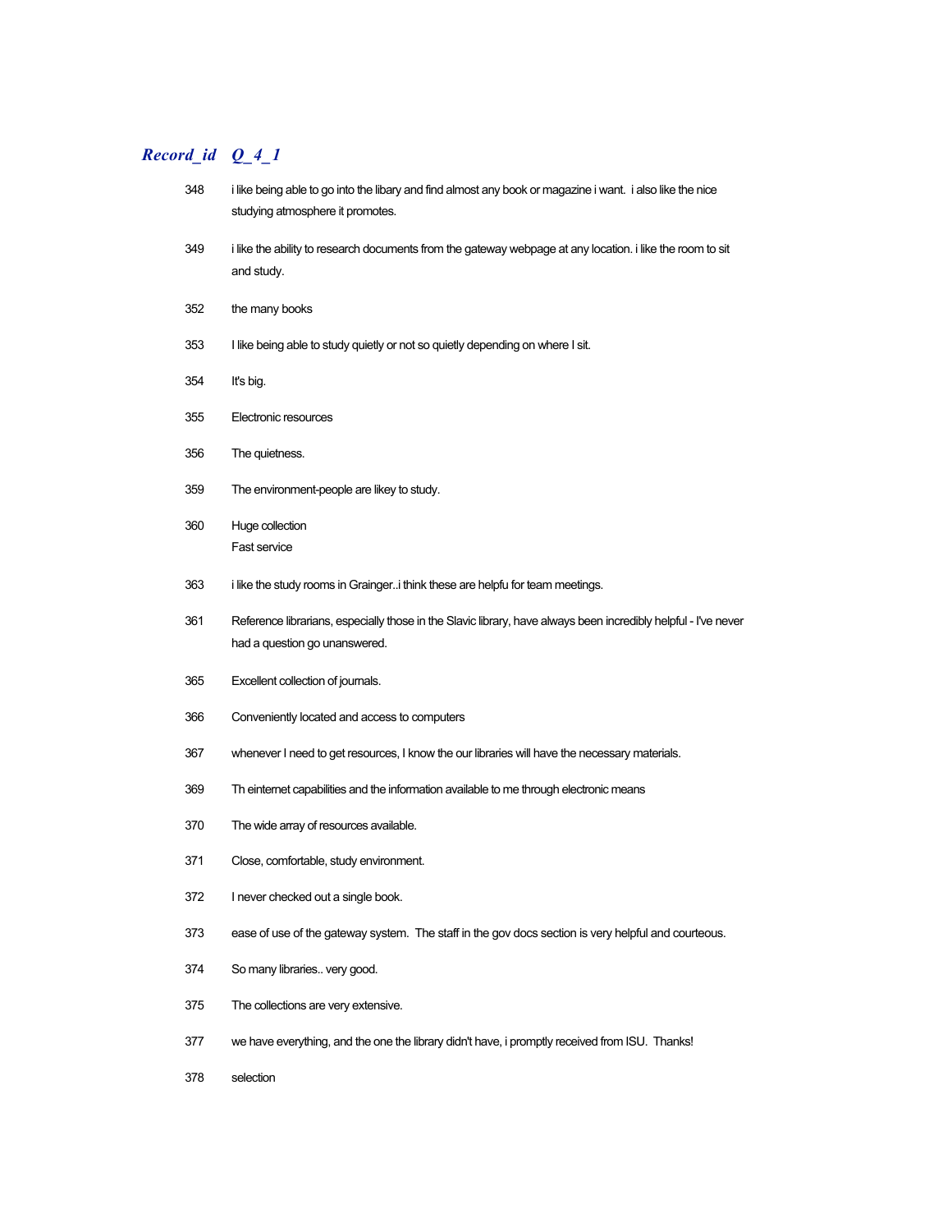| *Record_id* | *Q_4_1* |
|---|---|
| 348 | i like being able to go into the libary and find almost any book or magazine i want.  i also like the nice studying atmosphere it promotes. |
| 349 | i like the ability to research documents from the gateway webpage at any location. i like the room to sit and study. |
| 352 | the many books |
| 353 | I like being able to study quietly or not so quietly depending on where I sit. |
| 354 | It's big. |
| 355 | Electronic resources |
| 356 | The quietness. |
| 359 | The environment-people are likey to study. |
| 360 | Huge collection<br>Fast service |
| 363 | i like the study rooms in Grainger..i think these are helpfu for team meetings. |
| 361 | Reference librarians, especially those in the Slavic library, have always been incredibly helpful - I've never had a question go unanswered. |
| 365 | Excellent collection of journals. |
| 366 | Conveniently located and access to computers |
| 367 | whenever I need to get resources, I know the our libraries will have the necessary materials. |
| 369 | Th einternet capabilities and the information available to me through electronic means |
| 370 | The wide array of resources available. |
| 371 | Close, comfortable, study environment. |
| 372 | I never checked out a single book. |
| 373 | ease of use of the gateway system.  The staff in the gov docs section is very helpful and courteous. |
| 374 | So many libraries.. very good. |
| 375 | The collections are very extensive. |
| 377 | we have everything, and the one the library didn't have, i promptly received from ISU.  Thanks! |
| 378 | selection |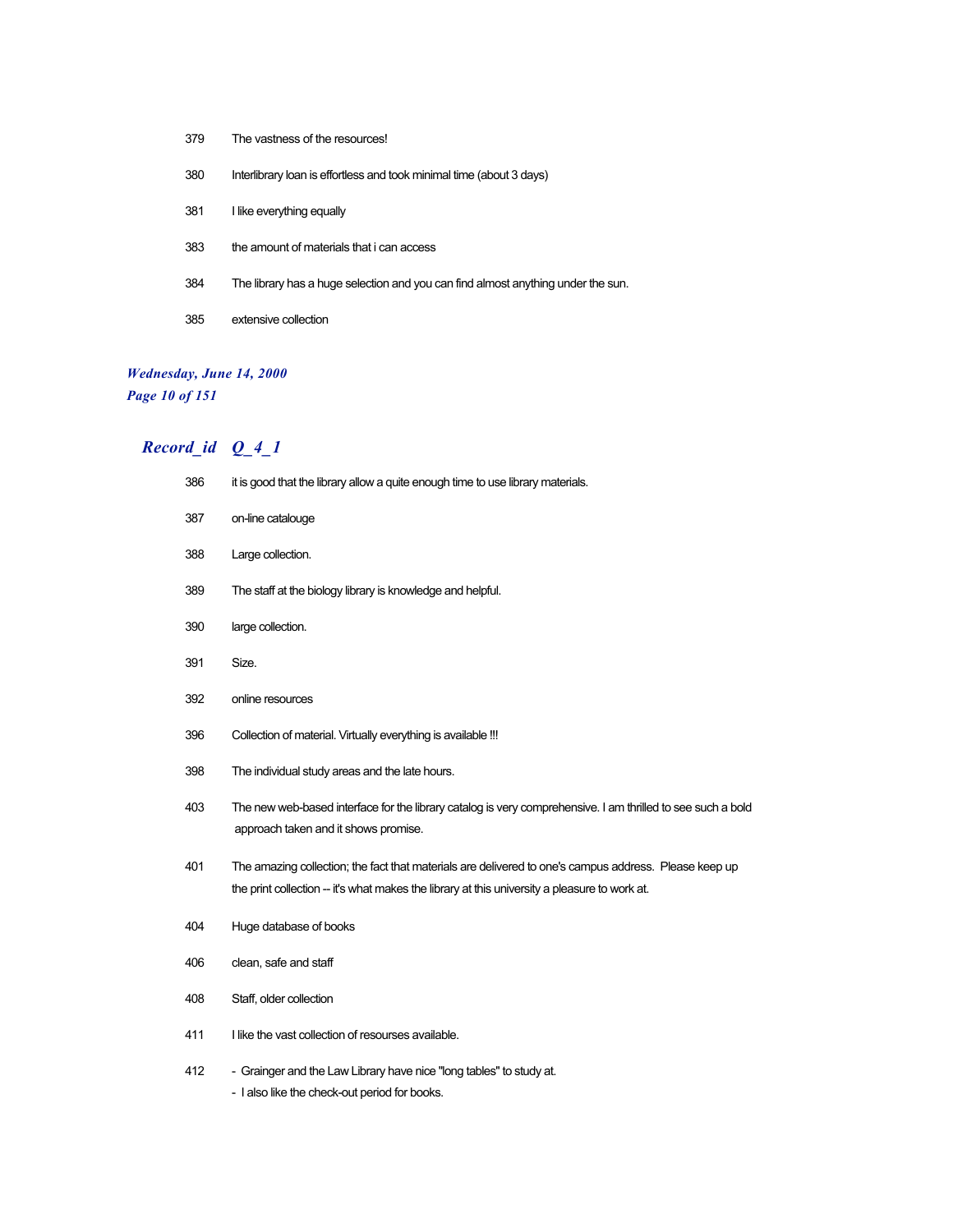379 The vastness of the resources!

380 Interlibrary loan is effortless and took minimal time (about 3 days)

381 I like everything equally

383 the amount of materials that i can access

384 The library has a huge selection and you can find almost anything under the sun.

385 extensive collection

## *Record_id Q_4_1*

386 it is good that the library allow a quite enough time to use library materials.

387 on-line catalouge

388 Large collection.

389 The staff at the biology library is knowledge and helpful.

390 large collection.

391 Size.

392 online resources

396 Collection of material. Virtually everything is available !!!

398 The individual study areas and the late hours.

403 The new web-based interface for the library catalog is very comprehensive. I am thrilled to see such a bold approach taken and it shows promise.

401 The amazing collection; the fact that materials are delivered to one's campus address. Please keep up the print collection -- it's what makes the library at this university a pleasure to work at.

404 Huge database of books

406 clean, safe and staff

408 Staff, older collection

411 I like the vast collection of resourses available.

412 - Grainger and the Law Library have nice "long tables" to study at.
- I also like the check-out period for books.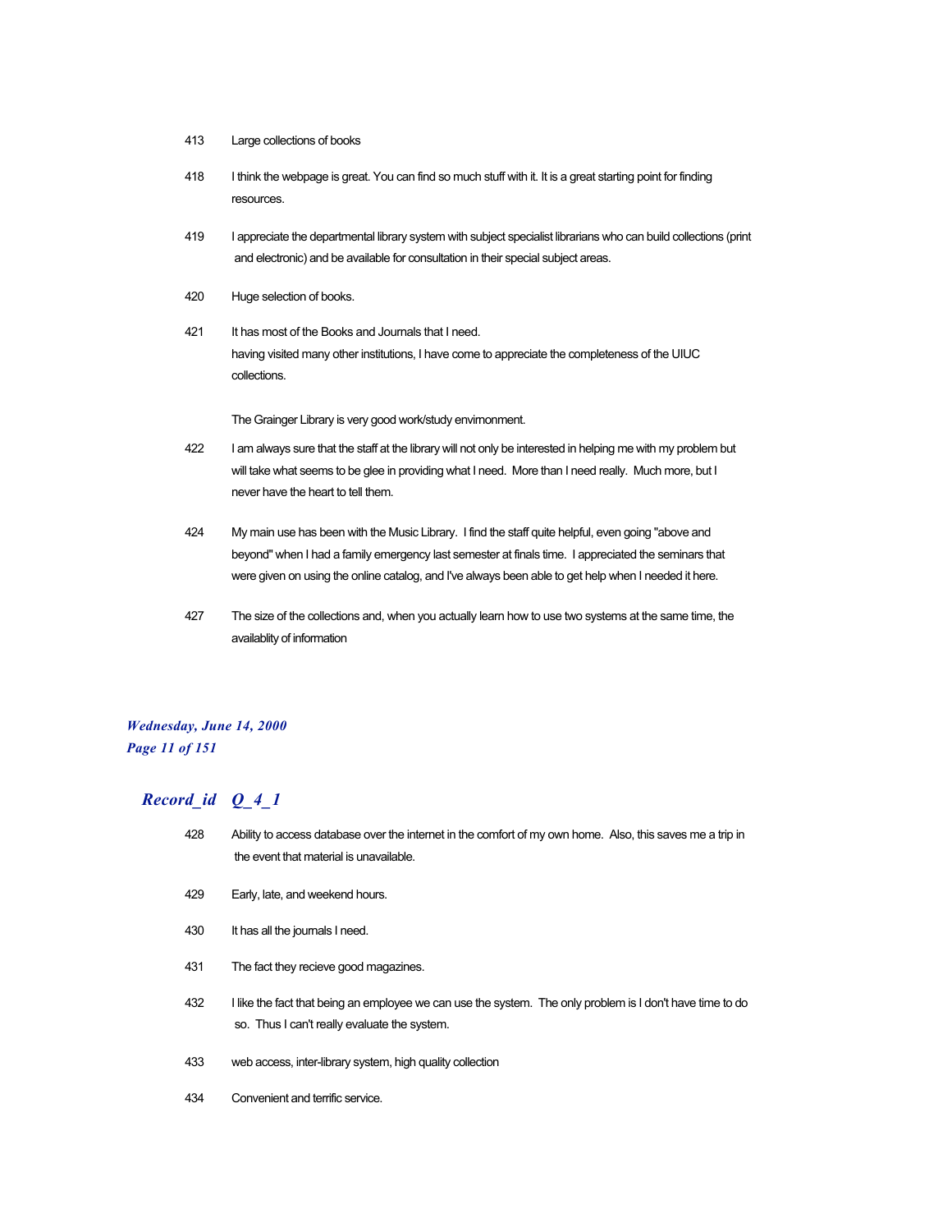413 Large collections of books

418 I think the webpage is great. You can find so much stuff with it. It is a great starting point for finding resources.

419 I appreciate the departmental library system with subject specialist librarians who can build collections (print and electronic) and be available for consultation in their special subject areas.

420 Huge selection of books.

421 It has most of the Books and Journals that I need.
having visited many other institutions, I have come to appreciate the completeness of the UIUC collections.

The Grainger Library is very good work/study envirnonment.

422 I am always sure that the staff at the library will not only be interested in helping me with my problem but will take what seems to be glee in providing what I need. More than I need really. Much more, but I never have the heart to tell them.

424 My main use has been with the Music Library. I find the staff quite helpful, even going "above and beyond" when I had a family emergency last semester at finals time. I appreciated the seminars that were given on using the online catalog, and I've always been able to get help when I needed it here.

427 The size of the collections and, when you actually learn how to use two systems at the same time, the availablity of information

***Record_id Q_4_1***

428 Ability to access database over the internet in the comfort of my own home. Also, this saves me a trip in the event that material is unavailable.

429 Early, late, and weekend hours.

430 It has all the journals I need.

431 The fact they recieve good magazines.

432 I like the fact that being an employee we can use the system. The only problem is I don't have time to do so. Thus I can't really evaluate the system.

433 web access, inter-library system, high quality collection

434 Convenient and terrific service.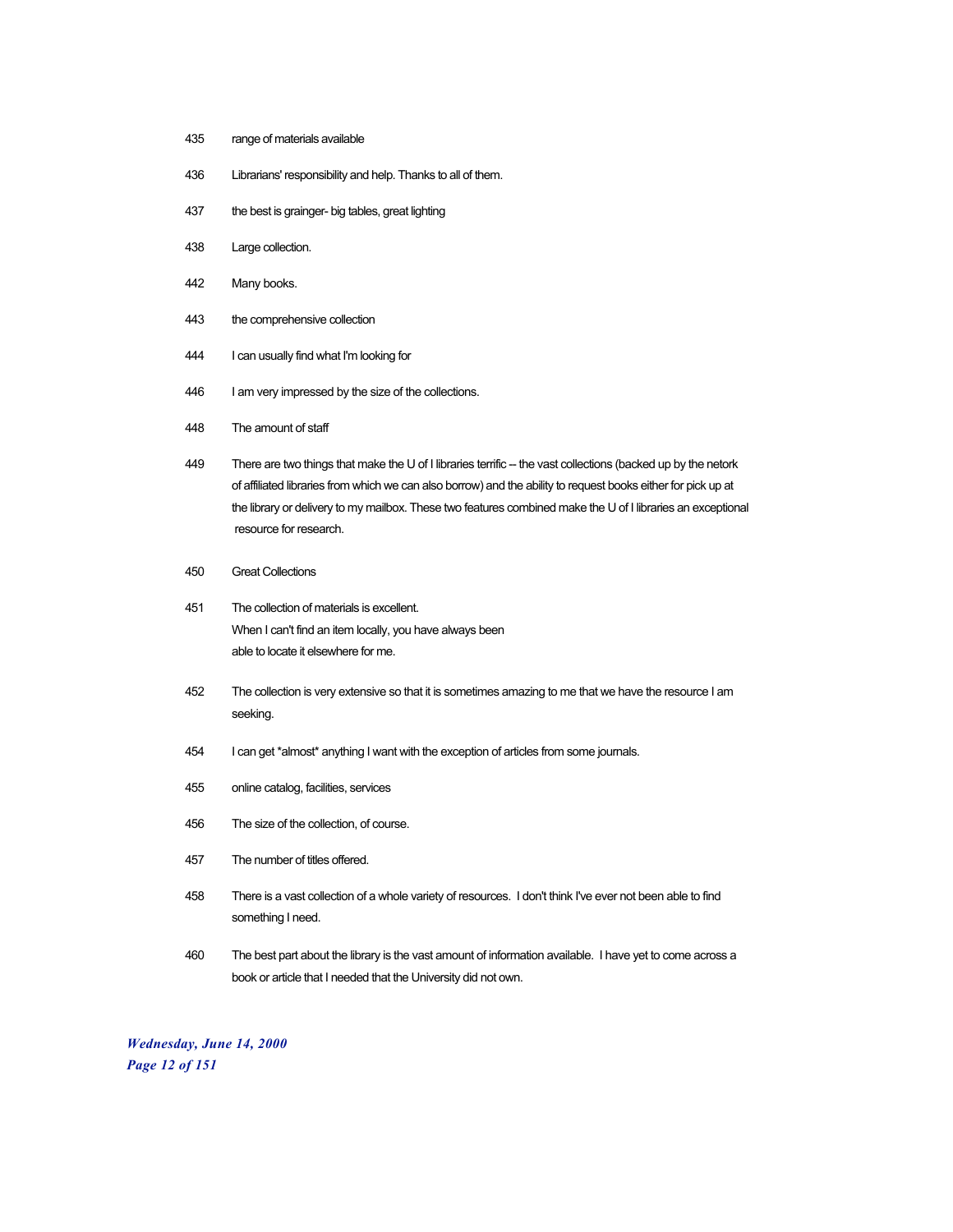435 range of materials available

436 Librarians' responsibility and help. Thanks to all of them.

437 the best is grainger- big tables, great lighting

438 Large collection.

442 Many books.

443 the comprehensive collection

444 I can usually find what I'm looking for

446 I am very impressed by the size of the collections.

448 The amount of staff

449 There are two things that make the U of I libraries terrific -- the vast collections (backed up by the netork of affiliated libraries from which we can also borrow) and the ability to request books either for pick up at the library or delivery to my mailbox. These two features combined make the U of I libraries an exceptional resource for research.

450 Great Collections

451 The collection of materials is excellent.
When I can't find an item locally, you have always been
able to locate it elsewhere for me.

452 The collection is very extensive so that it is sometimes amazing to me that we have the resource I am seeking.

454 I can get *almost* anything I want with the exception of articles from some journals.

455 online catalog, facilities, services

456 The size of the collection, of course.

457 The number of titles offered.

458 There is a vast collection of a whole variety of resources. I don't think I've ever not been able to find something I need.

460 The best part about the library is the vast amount of information available. I have yet to come across a book or article that I needed that the University did not own.

*Wednesday, June 14, 2000*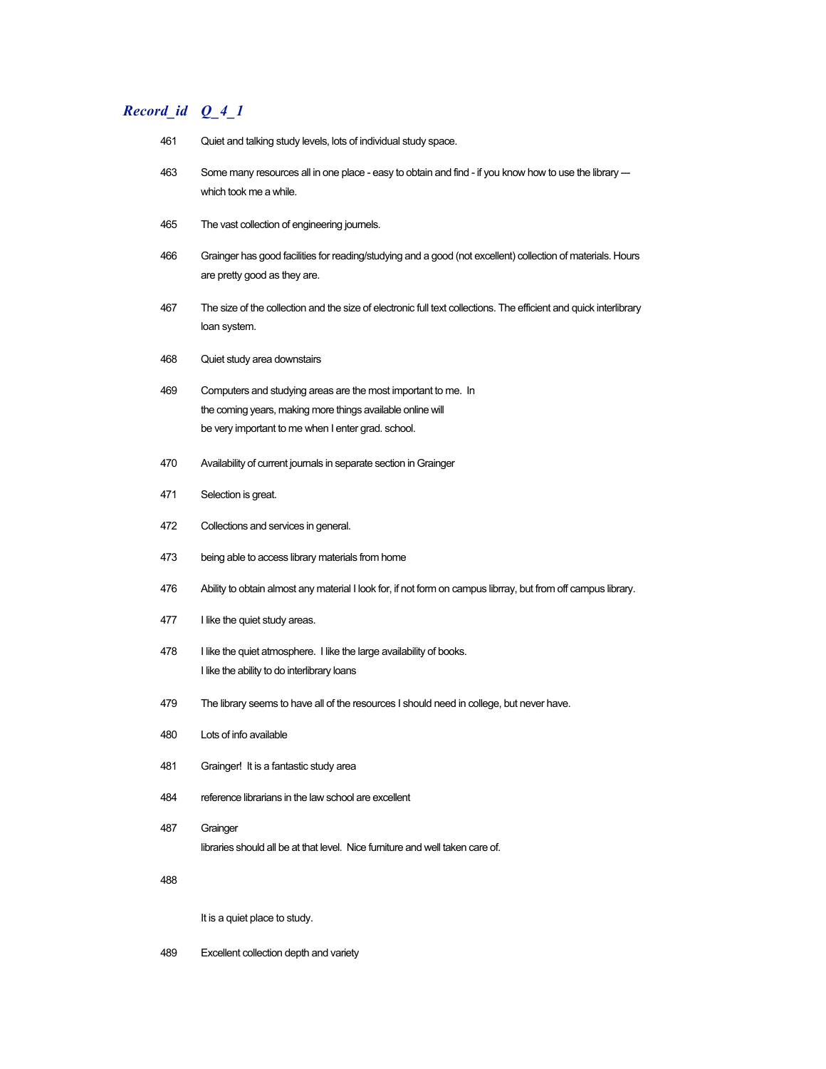| *Record_id* | *Q_4_1* |
|---|---|
| 461 | Quiet and talking study levels, lots of individual study space. |
| 463 | Some many resources all in one place - easy to obtain and find - if you know how to use the library --- which took me a while. |
| 465 | The vast collection of engineering journels. |
| 466 | Grainger has good facilities for reading/studying and a good (not excellent) collection of materials. Hours are pretty good as they are. |
| 467 | The size of the collection and the size of electronic full text collections. The efficient and quick interlibrary loan system. |
| 468 | Quiet study area downstairs |
| 469 | Computers and studying areas are the most important to me. In the coming years, making more things available online will be very important to me when I enter grad. school. |
| 470 | Availability of current journals in separate section in Grainger |
| 471 | Selection is great. |
| 472 | Collections and services in general. |
| 473 | being able to access library materials from home |
| 476 | Ability to obtain almost any material I look for, if not form on campus librray, but from off campus library. |
| 477 | I like the quiet study areas. |
| 478 | I like the quiet atmosphere. I like the large availability of books. I like the ability to do interlibrary loans |
| 479 | The library seems to have all of the resources I should need in college, but never have. |
| 480 | Lots of info available |
| 481 | Grainger! It is a fantastic study area |
| 484 | reference librarians in the law school are excellent |
| 487 | Grainger libraries should all be at that level. Nice furniture and well taken care of. |
| 488 | It is a quiet place to study. |
| 489 | Excellent collection depth and variety |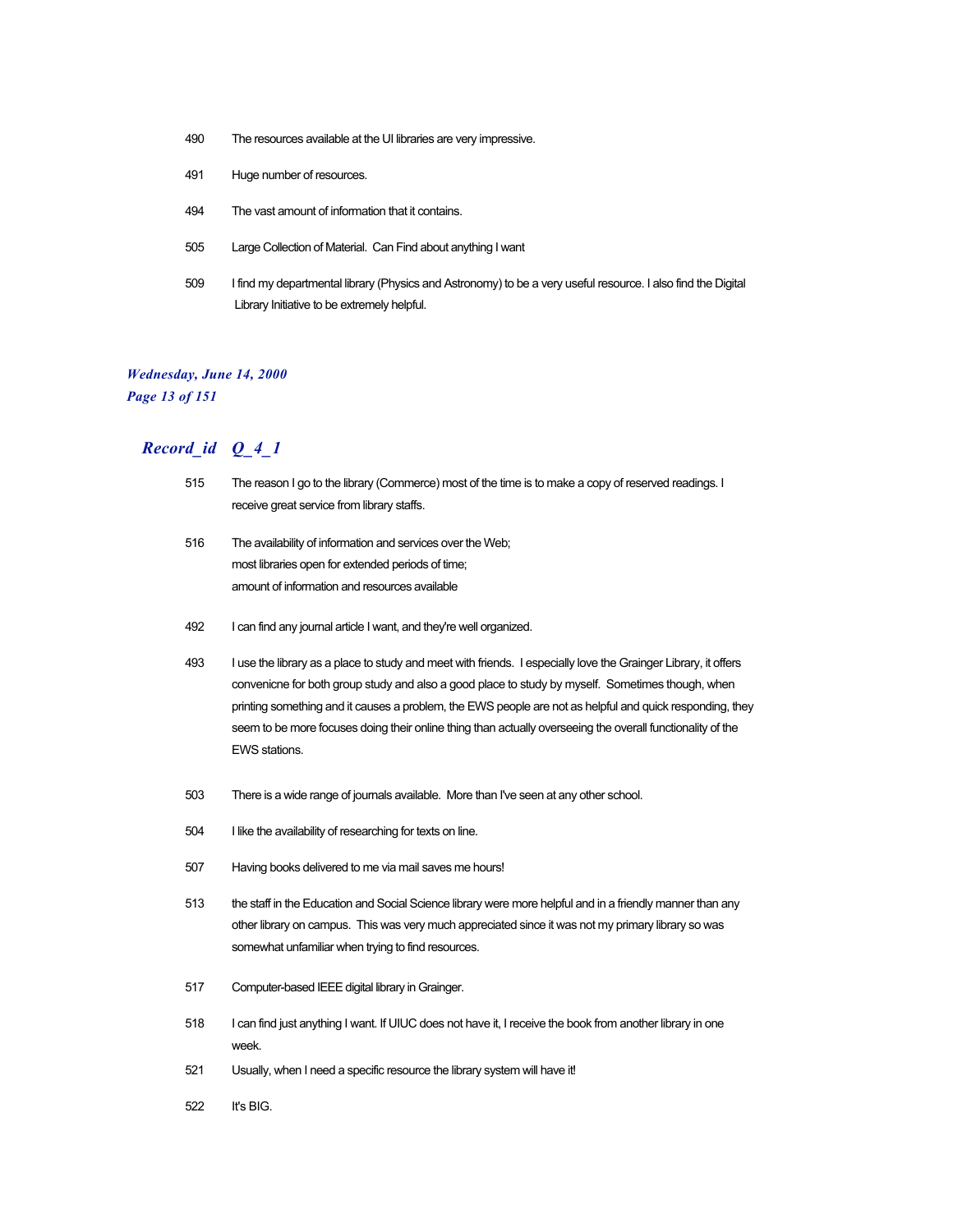490 The resources available at the UI libraries are very impressive.

491 Huge number of resources.

494 The vast amount of information that it contains.

505 Large Collection of Material. Can Find about anything I want

509 I find my departmental library (Physics and Astronomy) to be a very useful resource. I also find the Digital Library Initiative to be extremely helpful.

## *Record_id Q_4_1*

515 The reason I go to the library (Commerce) most of the time is to make a copy of reserved readings. I receive great service from library staffs.

516 The availability of information and services over the Web;
most libraries open for extended periods of time;
amount of information and resources available

492 I can find any journal article I want, and they're well organized.

493 I use the library as a place to study and meet with friends. I especially love the Grainger Library, it offers convenicne for both group study and also a good place to study by myself. Sometimes though, when printing something and it causes a problem, the EWS people are not as helpful and quick responding, they seem to be more focuses doing their online thing than actually overseeing the overall functionality of the EWS stations.

503 There is a wide range of journals available. More than I've seen at any other school.

504 I like the availability of researching for texts on line.

507 Having books delivered to me via mail saves me hours!

513 the staff in the Education and Social Science library were more helpful and in a friendly manner than any other library on campus. This was very much appreciated since it was not my primary library so was somewhat unfamiliar when trying to find resources.

517 Computer-based IEEE digital library in Grainger.

518 I can find just anything I want. If UIUC does not have it, I receive the book from another library in one week.

521 Usually, when I need a specific resource the library system will have it!

522 It's BIG.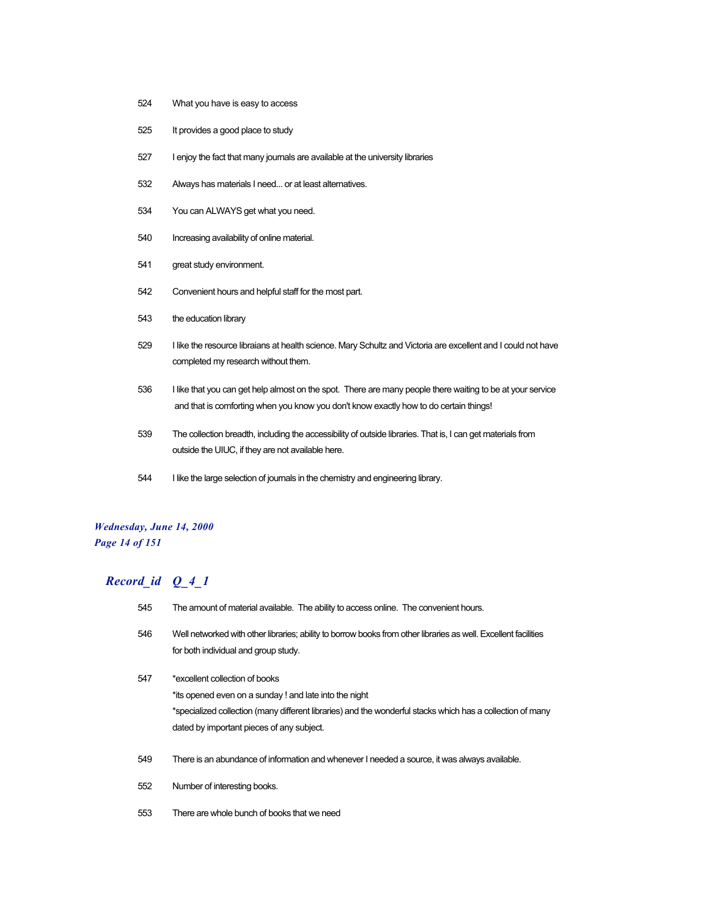524 What you have is easy to access

525 It provides a good place to study

527 I enjoy the fact that many journals are available at the university libraries

532 Always has materials I need... or at least alternatives.

534 You can ALWAYS get what you need.

540 Increasing availability of online material.

541 great study environment.

542 Convenient hours and helpful staff for the most part.

543 the education library

529 I like the resource libraians at health science. Mary Schultz and Victoria are excellent and I could not have completed my research without them.

536 I like that you can get help almost on the spot. There are many people there waiting to be at your service and that is comforting when you know you don't know exactly how to do certain things!

539 The collection breadth, including the accessibility of outside libraries. That is, I can get materials from outside the UIUC, if they are not available here.

544 I like the large selection of journals in the chemistry and engineering library.

## *Record_id Q_4_1*

545 The amount of material available. The ability to access online. The convenient hours.

546 Well networked with other libraries; ability to borrow books from other libraries as well. Excellent facilities for both individual and group study.

547 *excellent collection of books
*its opened even on a sunday ! and late into the night
*specialized collection (many different libraries) and the wonderful stacks which has a collection of many dated by important pieces of any subject.

549 There is an abundance of information and whenever I needed a source, it was always available.

552 Number of interesting books.

553 There are whole bunch of books that we need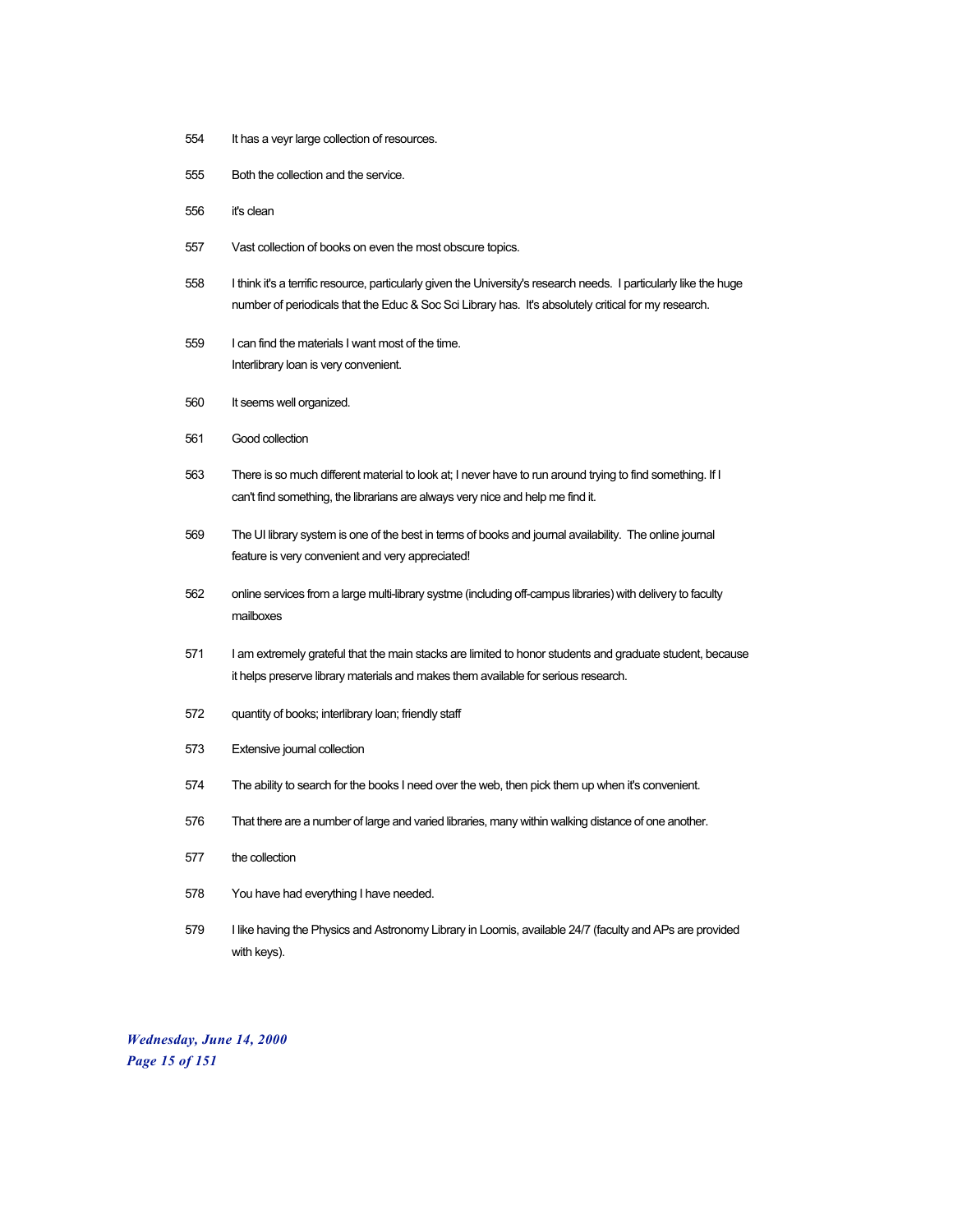554 It has a veyr large collection of resources.

555 Both the collection and the service.

556 it's clean

557 Vast collection of books on even the most obscure topics.

558 I think it's a terrific resource, particularly given the University's research needs. I particularly like the huge number of periodicals that the Educ & Soc Sci Library has. It's absolutely critical for my research.

559 I can find the materials I want most of the time.
Interlibrary loan is very convenient.

560 It seems well organized.

561 Good collection

563 There is so much different material to look at; I never have to run around trying to find something. If I can't find something, the librarians are always very nice and help me find it.

569 The UI library system is one of the best in terms of books and journal availability. The online journal feature is very convenient and very appreciated!

562 online services from a large multi-library systme (including off-campus libraries) with delivery to faculty mailboxes

571 I am extremely grateful that the main stacks are limited to honor students and graduate student, because it helps preserve library materials and makes them available for serious research.

572 quantity of books; interlibrary loan; friendly staff

573 Extensive journal collection

574 The ability to search for the books I need over the web, then pick them up when it's convenient.

576 That there are a number of large and varied libraries, many within walking distance of one another.

577 the collection

578 You have had everything I have needed.

579 I like having the Physics and Astronomy Library in Loomis, available 24/7 (faculty and APs are provided with keys).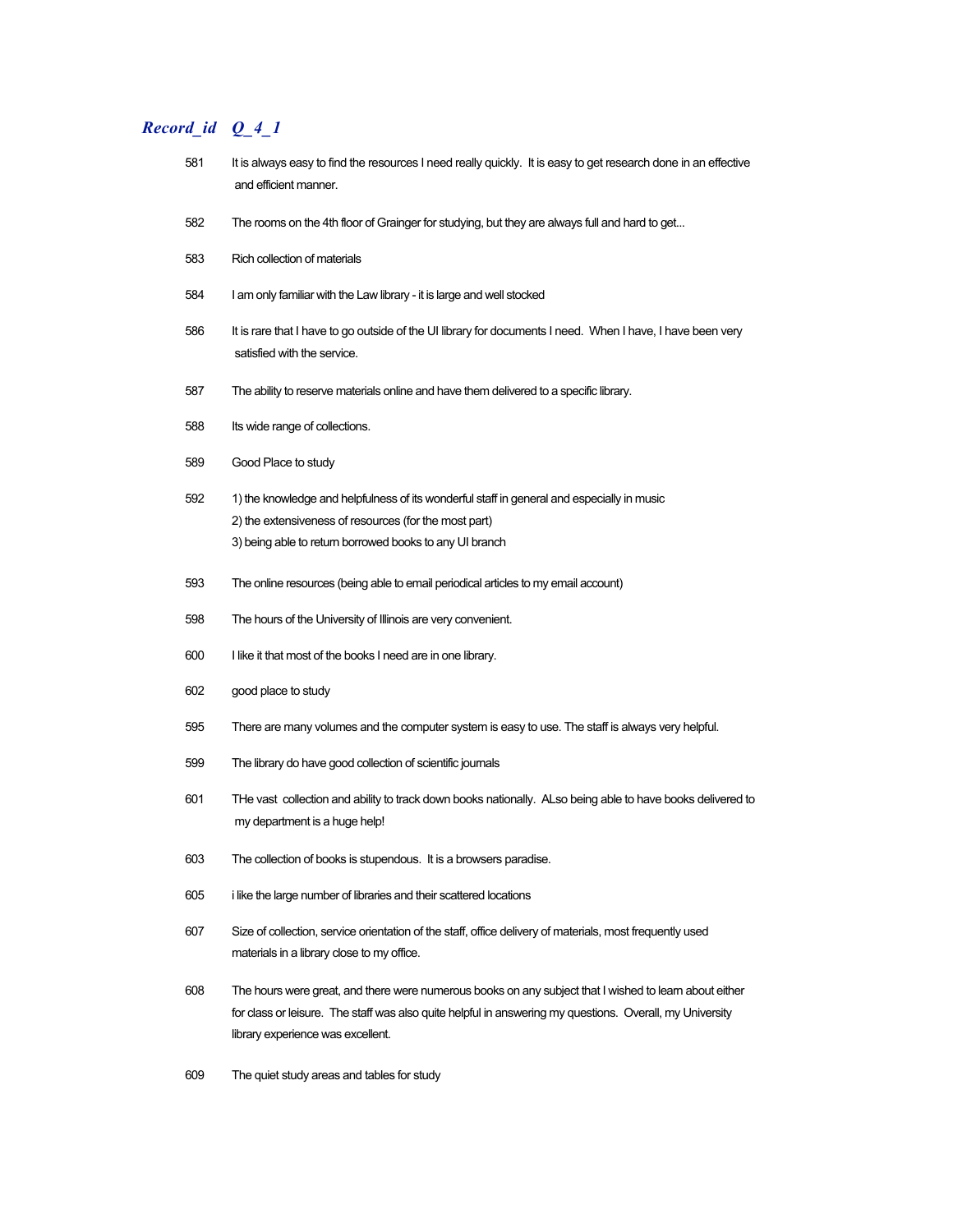| *Record_id* | *Q_4_1* |
|---|---|
| 581 | It is always easy to find the resources I need really quickly.  It is easy to get research done in an effective and efficient manner. |
| 582 | The rooms on the 4th floor of Grainger for studying, but they are always full and hard to get... |
| 583 | Rich collection of materials |
| 584 | I am only familiar with the Law library - it is large and well stocked |
| 586 | It is rare that I have to go outside of the UI library for documents I need.  When I have, I have been very satisfied with the service. |
| 587 | The ability to reserve materials online and have them delivered to a specific library. |
| 588 | Its wide range of collections. |
| 589 | Good Place to study |
| 592 | 1) the knowledge and helpfulness of its wonderful staff in general and especially in music<br>2) the extensiveness of resources (for the most part)<br>3) being able to return borrowed books to any UI branch |
| 593 | The online resources (being able to email periodical articles to my email account) |
| 598 | The hours of the University of Illinois are very convenient. |
| 600 | I like it that most of the books I need are in one library. |
| 602 | good place to study |
| 595 | There are many volumes and the computer system is easy to use. The staff is always very helpful. |
| 599 | The library do have good collection of scientific journals |
| 601 | THe vast  collection and ability to track down books nationally.  ALso being able to have books delivered to my department is a huge help! |
| 603 | The collection of books is stupendous.  It is a browsers paradise. |
| 605 | i like the large number of libraries and their scattered locations |
| 607 | Size of collection, service orientation of the staff, office delivery of materials, most frequently used materials in a library close to my office. |
| 608 | The hours were great, and there were numerous books on any subject that I wished to learn about either for class or leisure.  The staff was also quite helpful in answering my questions.  Overall, my University library experience was excellent. |
| 609 | The quiet study areas and tables for study |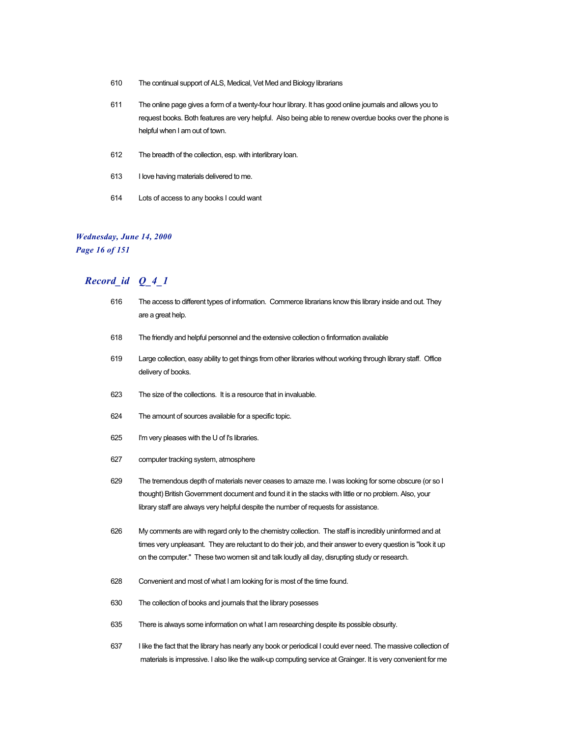610 The continual support of ALS, Medical, Vet Med and Biology librarians

611 The online page gives a form of a twenty-four hour library. It has good online journals and allows you to request books. Both features are very helpful. Also being able to renew overdue books over the phone is helpful when I am out of town.

612 The breadth of the collection, esp. with interlibrary loan.

613 I love having materials delivered to me.

614 Lots of access to any books I could want

## *Record_id Q_4_1*

616 The access to different types of information. Commerce librarians know this library inside and out. They are a great help.

618 The friendly and helpful personnel and the extensive collection o finformation available

619 Large collection, easy ability to get things from other libraries without working through library staff. Office delivery of books.

623 The size of the collections. It is a resource that in invaluable.

624 The amount of sources available for a specific topic.

625 I'm very pleases with the U of I's libraries.

627 computer tracking system, atmosphere

629 The tremendous depth of materials never ceases to amaze me. I was looking for some obscure (or so I thought) British Government document and found it in the stacks with little or no problem. Also, your library staff are always very helpful despite the number of requests for assistance.

626 My comments are with regard only to the chemistry collection. The staff is incredibly uninformed and at times very unpleasant. They are reluctant to do their job, and their answer to every question is "look it up on the computer." These two women sit and talk loudly all day, disrupting study or research.

628 Convenient and most of what I am looking for is most of the time found.

630 The collection of books and journals that the library posesses

635 There is always some information on what I am researching despite its possible obsurity.

637 I like the fact that the library has nearly any book or periodical I could ever need. The massive collection of materials is impressive. I also like the walk-up computing service at Grainger. It is very convenient for me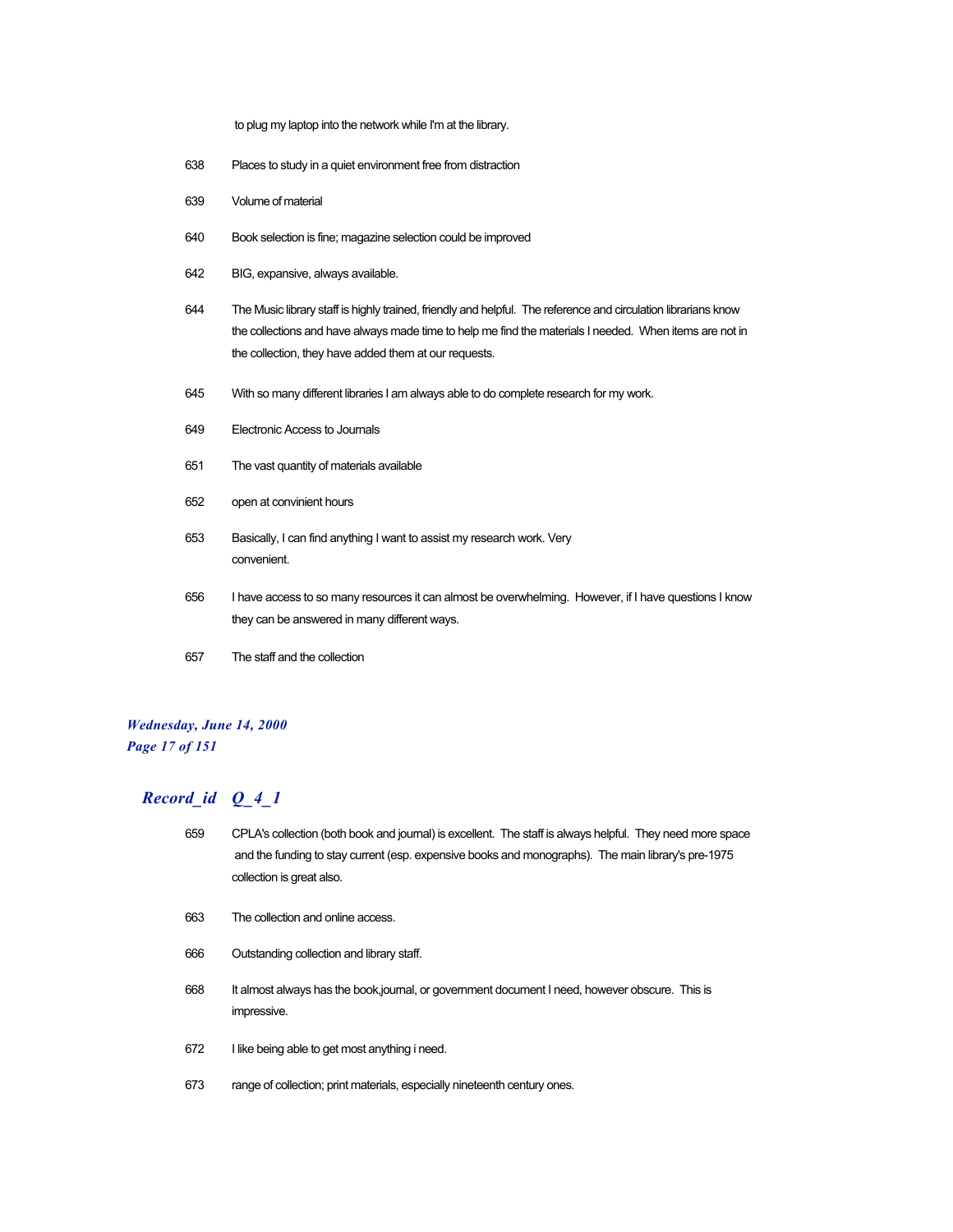to plug my laptop into the network while I'm at the library.

638 Places to study in a quiet environment free from distraction

639 Volume of material

640 Book selection is fine; magazine selection could be improved

642 BIG, expansive, always available.

644 The Music library staff is highly trained, friendly and helpful. The reference and circulation librarians know the collections and have always made time to help me find the materials I needed. When items are not in the collection, they have added them at our requests.

645 With so many different libraries I am always able to do complete research for my work.

649 Electronic Access to Journals

651 The vast quantity of materials available

652 open at convinient hours

653 Basically, I can find anything I want to assist my research work. Very convenient.

656 I have access to so many resources it can almost be overwhelming. However, if I have questions I know they can be answered in many different ways.

657 The staff and the collection

## *Record_id Q_4_1*

659 CPLA's collection (both book and journal) is excellent. The staff is always helpful. They need more space and the funding to stay current (esp. expensive books and monographs). The main library's pre-1975 collection is great also.

663 The collection and online access.

666 Outstanding collection and library staff.

668 It almost always has the book,journal, or government document I need, however obscure. This is impressive.

672 I like being able to get most anything i need.

673 range of collection; print materials, especially nineteenth century ones.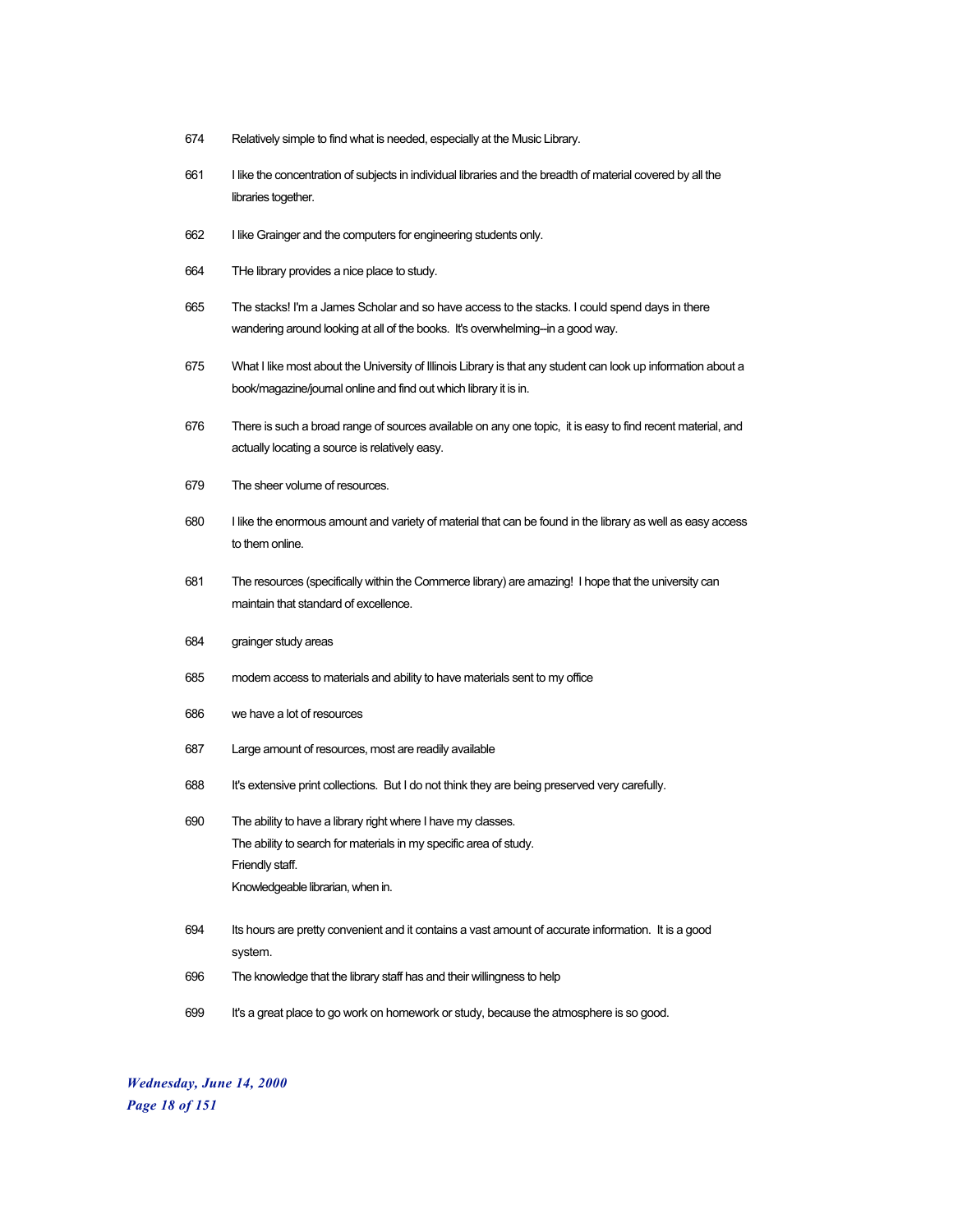674 Relatively simple to find what is needed, especially at the Music Library.

661 I like the concentration of subjects in individual libraries and the breadth of material covered by all the libraries together.

662 I like Grainger and the computers for engineering students only.

664 THe library provides a nice place to study.

665 The stacks! I'm a James Scholar and so have access to the stacks. I could spend days in there wandering around looking at all of the books. It's overwhelming--in a good way.

675 What I like most about the University of Illinois Library is that any student can look up information about a book/magazine/journal online and find out which library it is in.

676 There is such a broad range of sources available on any one topic, it is easy to find recent material, and actually locating a source is relatively easy.

679 The sheer volume of resources.

680 I like the enormous amount and variety of material that can be found in the library as well as easy access to them online.

681 The resources (specifically within the Commerce library) are amazing! I hope that the university can maintain that standard of excellence.

684 grainger study areas

685 modem access to materials and ability to have materials sent to my office

686 we have a lot of resources

687 Large amount of resources, most are readily available

688 It's extensive print collections. But I do not think they are being preserved very carefully.

690 The ability to have a library right where I have my classes.
The ability to search for materials in my specific area of study.
Friendly staff.
Knowledgeable librarian, when in.

694 Its hours are pretty convenient and it contains a vast amount of accurate information. It is a good system.

696 The knowledge that the library staff has and their willingness to help

699 It's a great place to go work on homework or study, because the atmosphere is so good.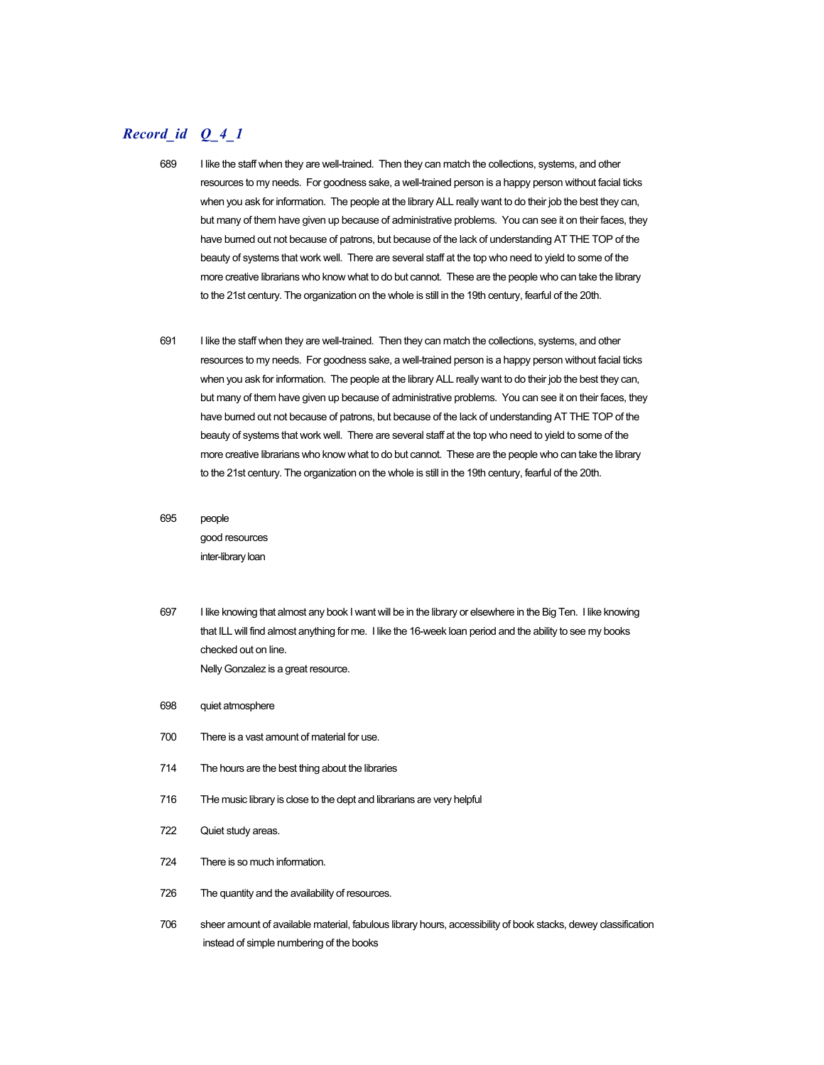| Record_id | Q_4_1 |
|---|---|
| 689 | I like the staff when they are well-trained. Then they can match the collections, systems, and other resources to my needs. For goodness sake, a well-trained person is a happy person without facial ticks when you ask for information. The people at the library ALL really want to do their job the best they can, but many of them have given up because of administrative problems. You can see it on their faces, they have burned out not because of patrons, but because of the lack of understanding AT THE TOP of the beauty of systems that work well. There are several staff at the top who need to yield to some of the more creative librarians who know what to do but cannot. These are the people who can take the library to the 21st century. The organization on the whole is still in the 19th century, fearful of the 20th. |
| 691 | I like the staff when they are well-trained. Then they can match the collections, systems, and other resources to my needs. For goodness sake, a well-trained person is a happy person without facial ticks when you ask for information. The people at the library ALL really want to do their job the best they can, but many of them have given up because of administrative problems. You can see it on their faces, they have burned out not because of patrons, but because of the lack of understanding AT THE TOP of the beauty of systems that work well. There are several staff at the top who need to yield to some of the more creative librarians who know what to do but cannot. These are the people who can take the library to the 21st century. The organization on the whole is still in the 19th century, fearful of the 20th. |
| 695 | people<br>good resources<br>inter-library loan |
| 697 | I like knowing that almost any book I want will be in the library or elsewhere in the Big Ten. I like knowing that ILL will find almost anything for me. I like the 16-week loan period and the ability to see my books checked out on line.<br>Nelly Gonzalez is a great resource. |
| 698 | quiet atmosphere |
| 700 | There is a vast amount of material for use. |
| 714 | The hours are the best thing about the libraries |
| 716 | THe music library is close to the dept and librarians are very helpful |
| 722 | Quiet study areas. |
| 724 | There is so much information. |
| 726 | The quantity and the availability of resources. |
| 706 | sheer amount of available material, fabulous library hours, accessibility of book stacks, dewey classification instead of simple numbering of the books |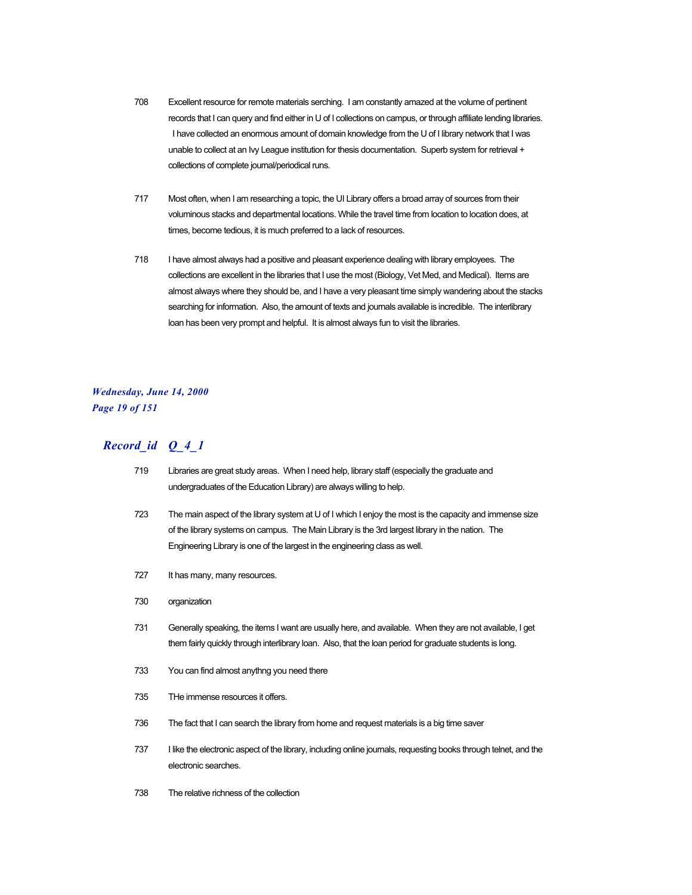708 Excellent resource for remote materials serching. I am constantly amazed at the volume of pertinent records that I can query and find either in U of I collections on campus, or through affiliate lending libraries. I have collected an enormous amount of domain knowledge from the U of I library network that I was unable to collect at an Ivy League institution for thesis documentation. Superb system for retrieval + collections of complete journal/periodical runs.

717 Most often, when I am researching a topic, the UI Library offers a broad array of sources from their voluminous stacks and departmental locations. While the travel time from location to location does, at times, become tedious, it is much preferred to a lack of resources.

718 I have almost always had a positive and pleasant experience dealing with library employees. The collections are excellent in the libraries that I use the most (Biology, Vet Med, and Medical). Items are almost always where they should be, and I have a very pleasant time simply wandering about the stacks searching for information. Also, the amount of texts and journals available is incredible. The interlibrary loan has been very prompt and helpful. It is almost always fun to visit the libraries.

## *Record_id Q_4_1*

719 Libraries are great study areas. When I need help, library staff (especially the graduate and undergraduates of the Education Library) are always willing to help.

723 The main aspect of the library system at U of I which I enjoy the most is the capacity and immense size of the library systems on campus. The Main Library is the 3rd largest library in the nation. The Engineering Library is one of the largest in the engineering class as well.

727 It has many, many resources.

730 organization

731 Generally speaking, the items I want are usually here, and available. When they are not available, I get them fairly quickly through interlibrary loan. Also, that the loan period for graduate students is long.

733 You can find almost anythng you need there

735 THe immense resources it offers.

736 The fact that I can search the library from home and request materials is a big time saver

737 I like the electronic aspect of the library, including online journals, requesting books through telnet, and the electronic searches.

738 The relative richness of the collection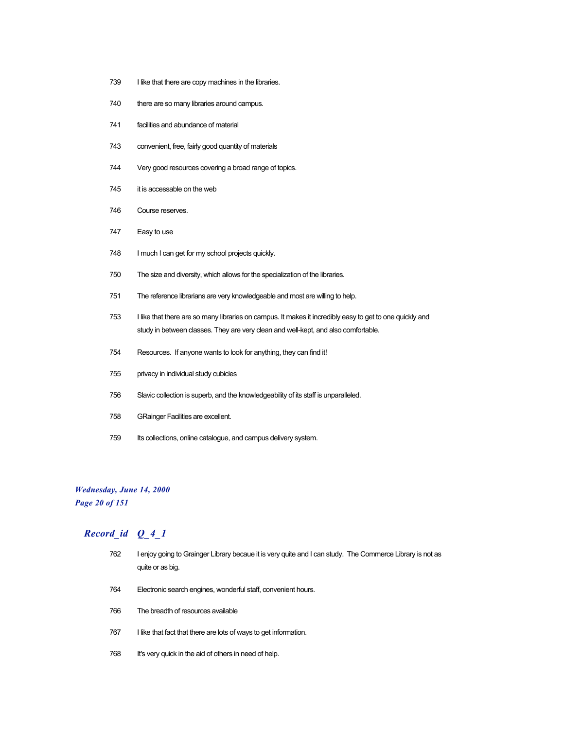739 I like that there are copy machines in the libraries.

740 there are so many libraries around campus.

741 facilities and abundance of material

743 convenient, free, fairly good quantity of materials

744 Very good resources covering a broad range of topics.

745 it is accessable on the web

746 Course reserves.

747 Easy to use

748 I much I can get for my school projects quickly.

750 The size and diversity, which allows for the specialization of the libraries.

751 The reference librarians are very knowledgeable and most are willing to help.

753 I like that there are so many libraries on campus. It makes it incredibly easy to get to one quickly and study in between classes. They are very clean and well-kept, and also comfortable.

754 Resources. If anyone wants to look for anything, they can find it!

755 privacy in individual study cubicles

756 Slavic collection is superb, and the knowledgeability of its staff is unparalleled.

758 GRainger Facilities are excellent.

759 Its collections, online catalogue, and campus delivery system.

## *Record_id Q_4_1*

762 I enjoy going to Grainger Library becaue it is very quite and I can study. The Commerce Library is not as quite or as big.

764 Electronic search engines, wonderful staff, convenient hours.

766 The breadth of resources available

767 I like that fact that there are lots of ways to get information.

768 It's very quick in the aid of others in need of help.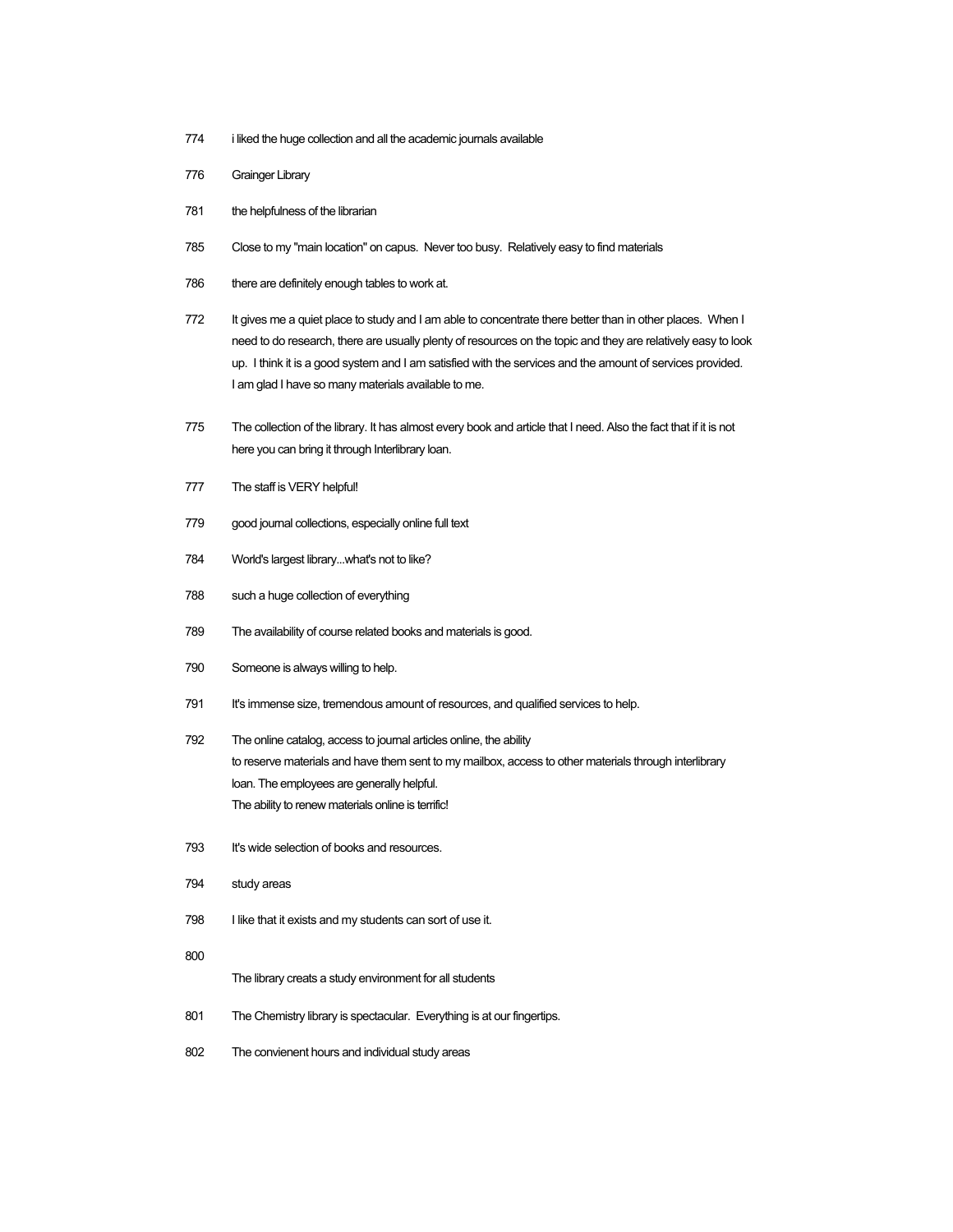| | |
|---|---|
| 774 | i liked the huge collection and all the academic journals available |
| 776 | Grainger Library |
| 781 | the helpfulness of the librarian |
| 785 | Close to my "main location" on capus.  Never too busy.  Relatively easy to find materials |
| 786 | there are definitely enough tables to work at. |
| 772 | It gives me a quiet place to study and I am able to concentrate there better than in other places.  When I need to do research, there are usually plenty of resources on the topic and they are relatively easy to look up.  I think it is a good system and I am satisfied with the services and the amount of services provided.  I am glad I have so many materials available to me. |
| 775 | The collection of the library. It has almost every book and article that I need. Also the fact that if it is not here you can bring it through Interlibrary loan. |
| 777 | The staff is VERY helpful! |
| 779 | good journal collections, especially online full text |
| 784 | World's largest library...what's not to like? |
| 788 | such a huge collection of everything |
| 789 | The availability of course related books and materials is good. |
| 790 | Someone is always willing to help. |
| 791 | It's immense size, tremendous amount of resources, and qualified services to help. |
| 792 | The online catalog, access to journal articles online, the ability to reserve materials and have them sent to my mailbox, access to other materials through interlibrary loan. The employees are generally helpful. The ability to renew materials online is terrific! |
| 793 | It's wide selection of books and resources. |
| 794 | study areas |
| 798 | I like that it exists and my students can sort of use it. |
| 800 | The library creats a study environment for all students |
| 801 | The Chemistry library is spectacular.  Everything is at our fingertips. |
| 802 | The convienent hours and individual study areas |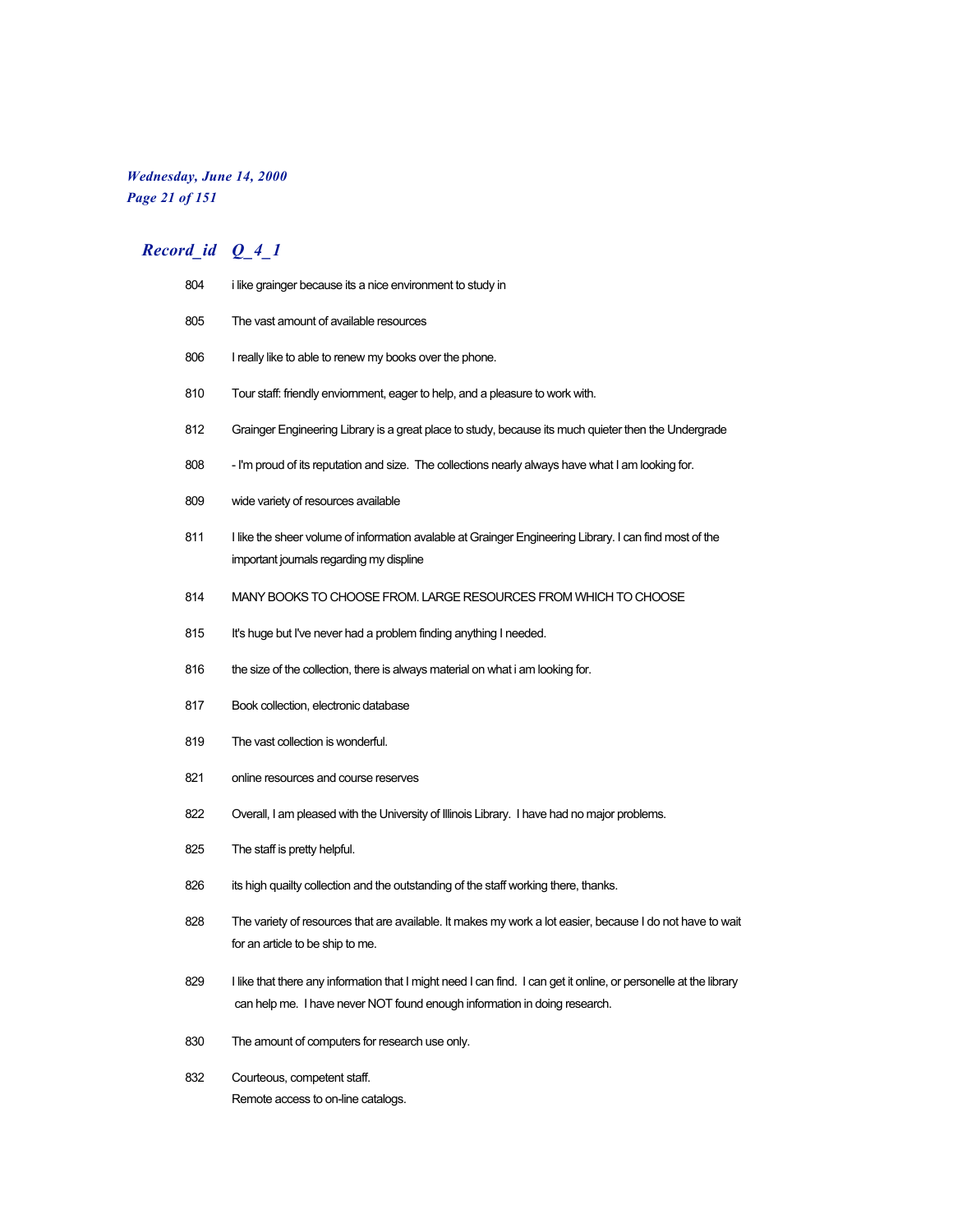## *Record_id Q_4_1*

| Record_id | Q_4_1 |
|---|---|
| 804 | i like grainger because its a nice environment to study in |
| 805 | The vast amount of available resources |
| 806 | I really like to able to renew my books over the phone. |
| 810 | Tour staff: friendly enviornment, eager to help, and a pleasure to work with. |
| 812 | Grainger Engineering Library is a great place to study, because its much quieter then the Undergrade |
| 808 | - I'm proud of its reputation and size. The collections nearly always have what I am looking for. |
| 809 | wide variety of resources available |
| 811 | I like the sheer volume of information avalable at Grainger Engineering Library. I can find most of the important journals regarding my displine |
| 814 | MANY BOOKS TO CHOOSE FROM. LARGE RESOURCES FROM WHICH TO CHOOSE |
| 815 | It's huge but I've never had a problem finding anything I needed. |
| 816 | the size of the collection, there is always material on what i am looking for. |
| 817 | Book collection, electronic database |
| 819 | The vast collection is wonderful. |
| 821 | online resources and course reserves |
| 822 | Overall, I am pleased with the University of Illinois Library. I have had no major problems. |
| 825 | The staff is pretty helpful. |
| 826 | its high quailty collection and the outstanding of the staff working there, thanks. |
| 828 | The variety of resources that are available. It makes my work a lot easier, because I do not have to wait for an article to be ship to me. |
| 829 | I like that there any information that I might need I can find. I can get it online, or personelle at the library can help me. I have never NOT found enough information in doing research. |
| 830 | The amount of computers for research use only. |
| 832 | Courteous, competent staff.<br>Remote access to on-line catalogs. |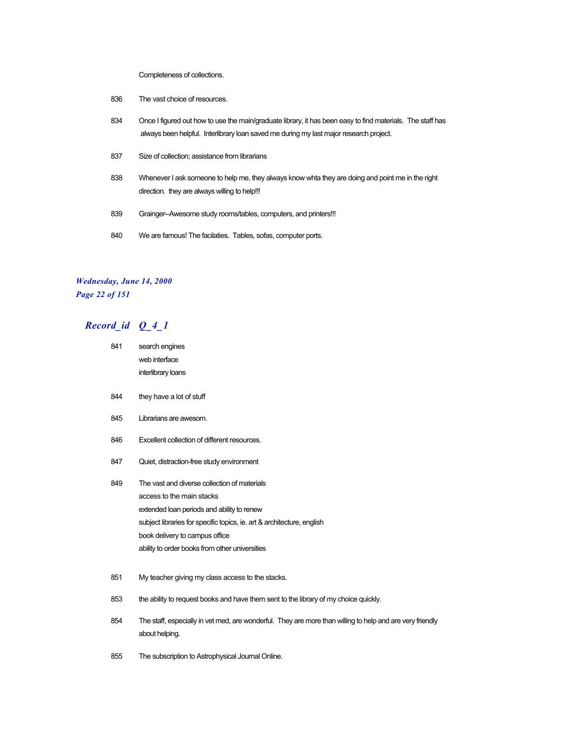Completeness of collections.

836 The vast choice of resources.

834 Once I figured out how to use the main/graduate library, it has been easy to find materials. The staff has always been helpful. Interlibrary loan saved me during my last major research project.

837 Size of collection; assistance from librarians

838 Whenever I ask someone to help me, they always know whta they are doing and point me in the right direction. they are always willing to help!!!

839 Grainger--Awesome study rooms/tables, computers, and printers!!!

840 We are famous! The facilaties. Tables, sofas, computer ports.

## Record_id Q_4_1

841 search engines
web interface
interlibrary loans

844 they have a lot of stuff

845 Librarians are awesom.

846 Excellent collection of different resources.

847 Quiet, distraction-free study environment

849 The vast and diverse collection of materials
access to the main stacks
extended loan periods and ability to renew
subject libraries for specific topics, ie. art & architecture, english
book delivery to campus office
ability to order books from other universities

851 My teacher giving my class access to the stacks.

853 the ability to request books and have them sent to the library of my choice quickly.

854 The staff, especially in vet med, are wonderful. They are more than willing to help and are very friendly about helping.

855 The subscription to Astrophysical Journal Online.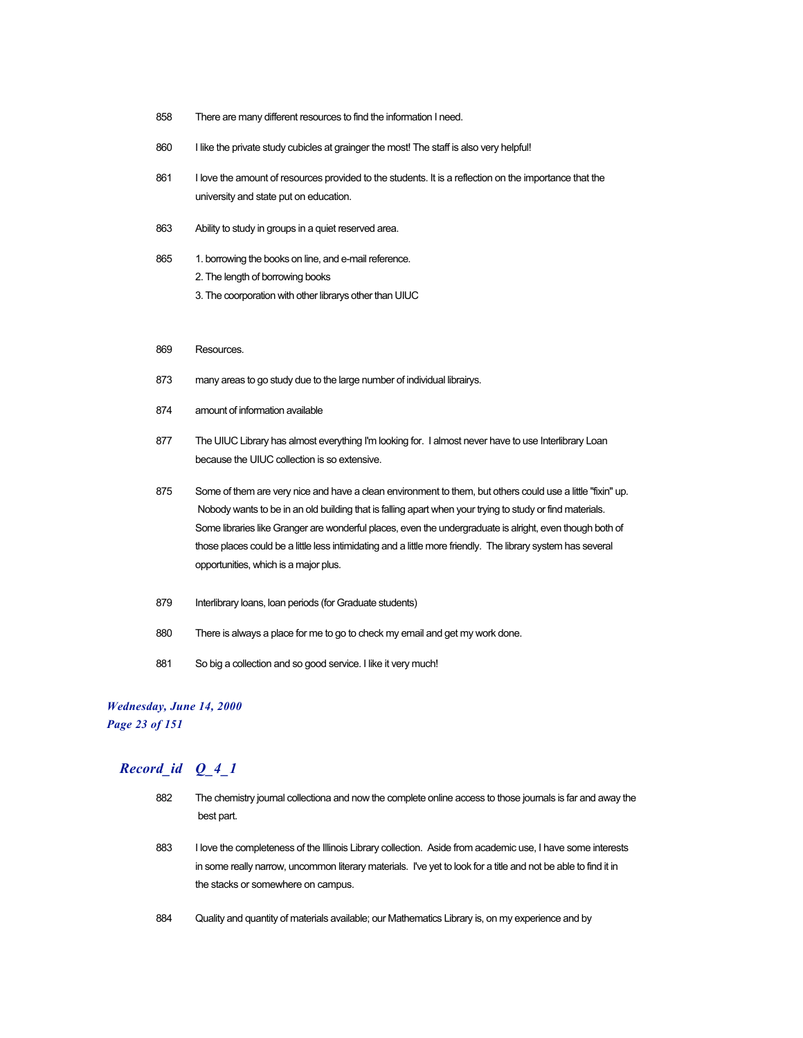858 There are many different resources to find the information I need.

860 I like the private study cubicles at grainger the most! The staff is also very helpful!

861 I love the amount of resources provided to the students. It is a reflection on the importance that the university and state put on education.

863 Ability to study in groups in a quiet reserved area.

865 1. borrowing the books on line, and e-mail reference.
2. The length of borrowing books
3. The coorporation with other librarys other than UIUC

869 Resources.

873 many areas to go study due to the large number of individual librairys.

874 amount of information available

877 The UIUC Library has almost everything I'm looking for. I almost never have to use Interlibrary Loan because the UIUC collection is so extensive.

875 Some of them are very nice and have a clean environment to them, but others could use a little "fixin" up. Nobody wants to be in an old building that is falling apart when your trying to study or find materials. Some libraries like Granger are wonderful places, even the undergraduate is alright, even though both of those places could be a little less intimidating and a little more friendly. The library system has several opportunities, which is a major plus.

879 Interlibrary loans, loan periods (for Graduate students)

880 There is always a place for me to go to check my email and get my work done.

881 So big a collection and so good service. I like it very much!

***Wednesday, June 14, 2000***

## *Record_id Q_4_1*

882 The chemistry journal collectiona and now the complete online access to those journals is far and away the best part.

883 I love the completeness of the Illinois Library collection. Aside from academic use, I have some interests in some really narrow, uncommon literary materials. I've yet to look for a title and not be able to find it in the stacks or somewhere on campus.

884 Quality and quantity of materials available; our Mathematics Library is, on my experience and by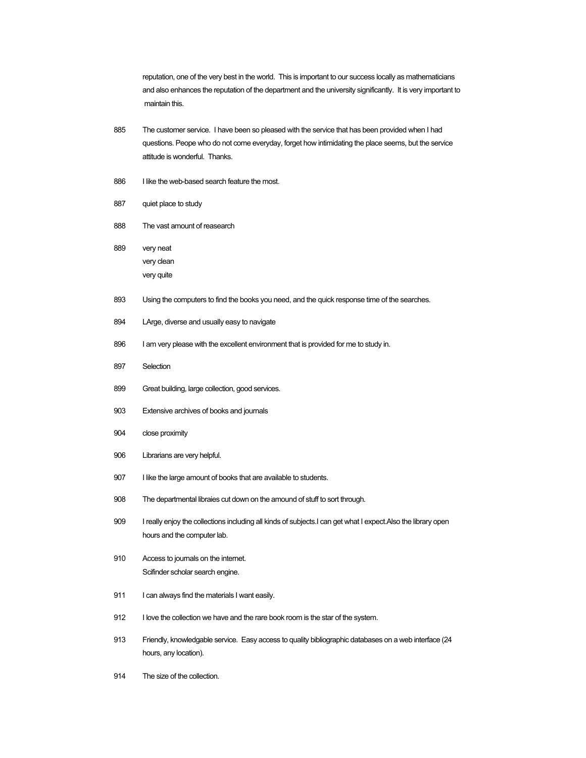reputation, one of the very best in the world. This is important to our success locally as mathematicians and also enhances the reputation of the department and the university significantly. It is very important to maintain this.

885 The customer service. I have been so pleased with the service that has been provided when I had questions. Peope who do not come everyday, forget how intimidating the place seems, but the service attitude is wonderful. Thanks.

886 I like the web-based search feature the most.

887 quiet place to study

888 The vast amount of reasearch

889 very neat
very clean
very quite

893 Using the computers to find the books you need, and the quick response time of the searches.

894 LArge, diverse and usually easy to navigate

896 I am very please with the excellent environment that is provided for me to study in.

897 Selection

899 Great building, large collection, good services.

903 Extensive archives of books and journals

904 close proximity

906 Librarians are very helpful.

907 I like the large amount of books that are available to students.

908 The departmental libraies cut down on the amound of stuff to sort through.

909 I really enjoy the collections including all kinds of subjects.I can get what I expect.Also the library open hours and the computer lab.

910 Access to journals on the internet.
Scifinder scholar search engine.

911 I can always find the materials I want easily.

912 I love the collection we have and the rare book room is the star of the system.

913 Friendly, knowledgable service. Easy access to quality bibliographic databases on a web interface (24 hours, any location).

914 The size of the collection.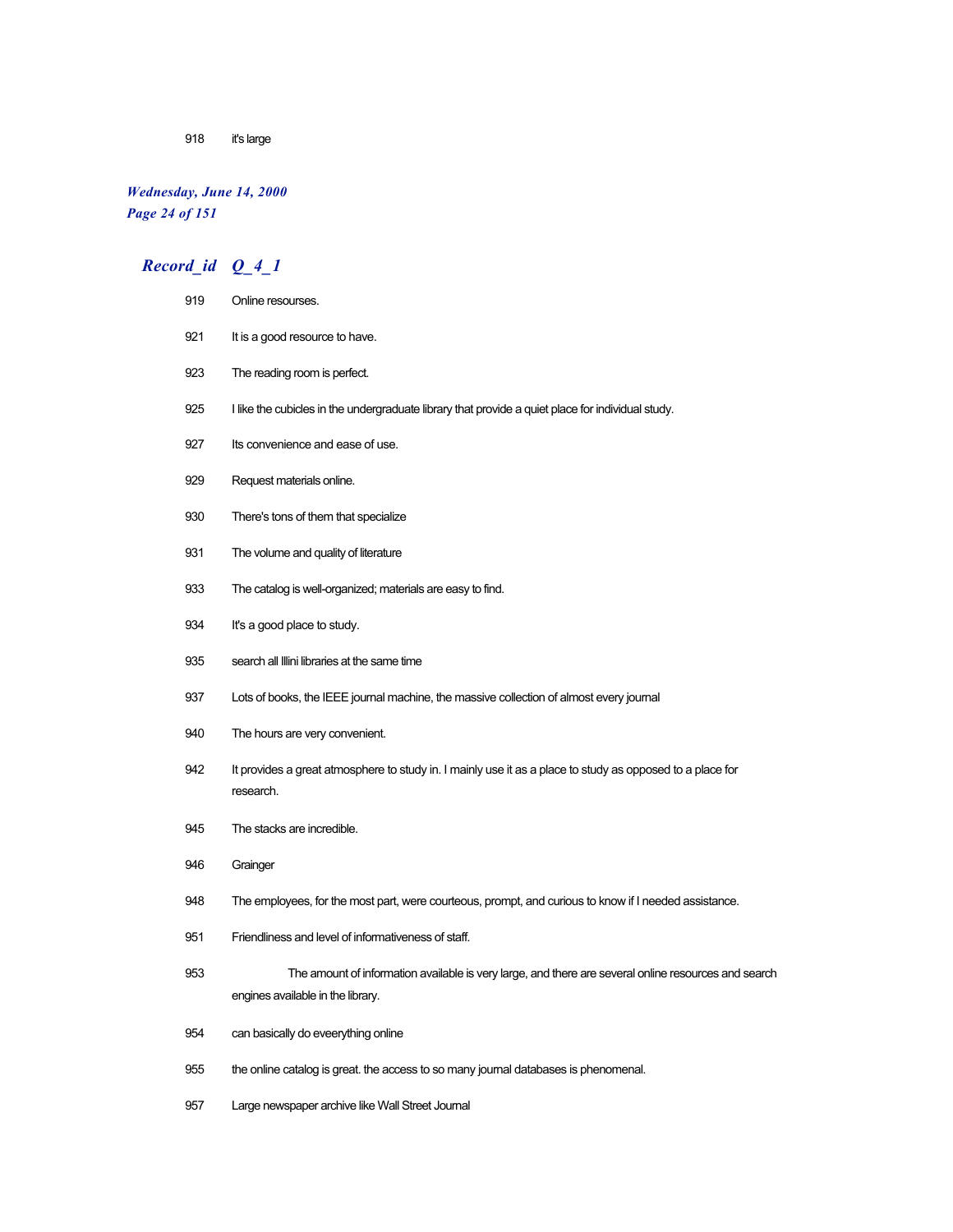918 it's large

## Record_id Q_4_1

919 Online resourses.

921 It is a good resource to have.

923 The reading room is perfect.

925 I like the cubicles in the undergraduate library that provide a quiet place for individual study.

927 Its convenience and ease of use.

929 Request materials online.

930 There's tons of them that specialize

931 The volume and quality of literature

933 The catalog is well-organized; materials are easy to find.

934 It's a good place to study.

935 search all Illini libraries at the same time

937 Lots of books, the IEEE journal machine, the massive collection of almost every journal

940 The hours are very convenient.

942 It provides a great atmosphere to study in. I mainly use it as a place to study as opposed to a place for research.

945 The stacks are incredible.

946 Grainger

948 The employees, for the most part, were courteous, prompt, and curious to know if I needed assistance.

951 Friendliness and level of informativeness of staff.

953 The amount of information available is very large, and there are several online resources and search engines available in the library.

954 can basically do eveerything online

955 the online catalog is great. the access to so many journal databases is phenomenal.

957 Large newspaper archive like Wall Street Journal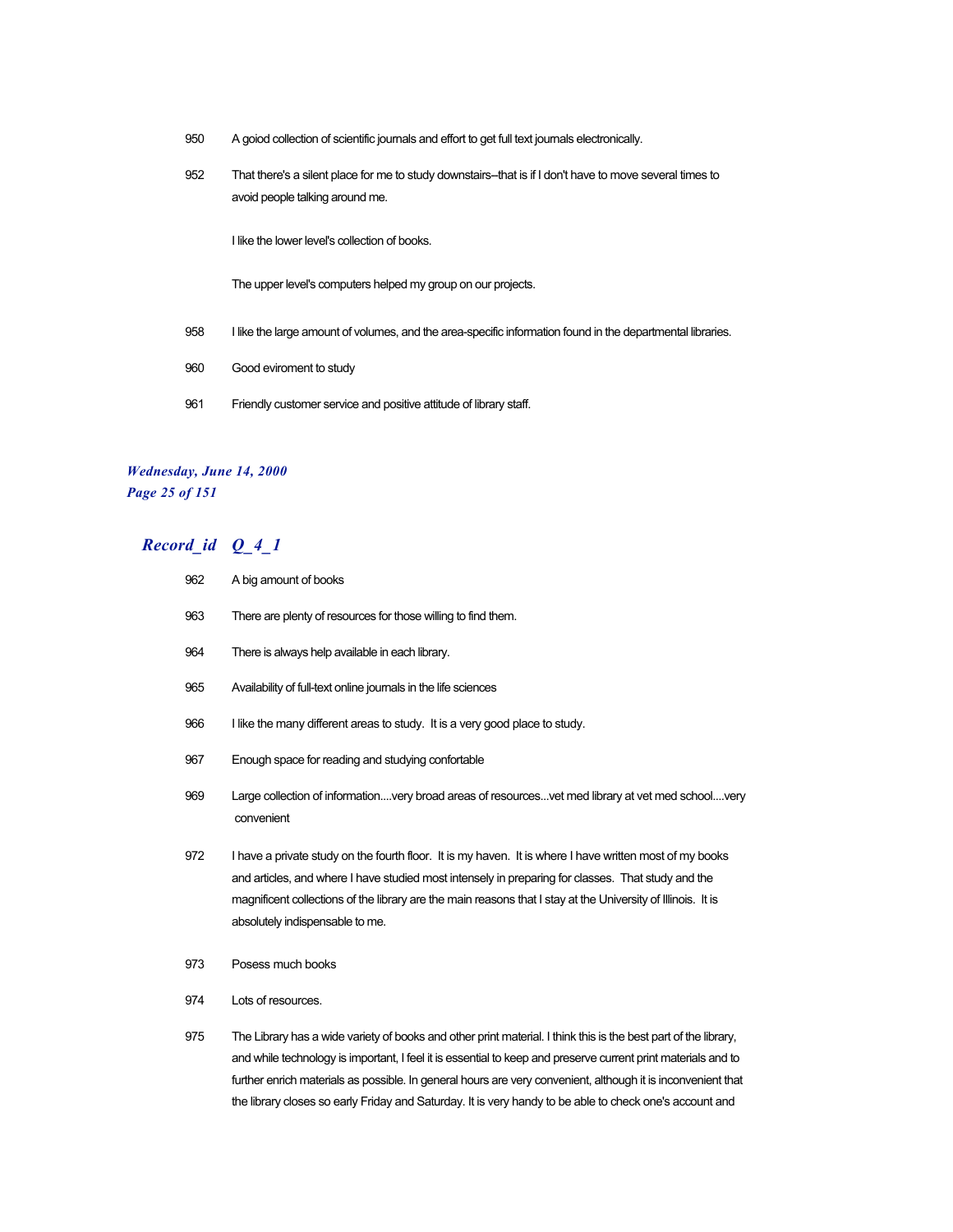950 A goiod collection of scientific journals and effort to get full text journals electronically.

952 That there's a silent place for me to study downstairs--that is if I don't have to move several times to avoid people talking around me.

I like the lower level's collection of books.

The upper level's computers helped my group on our projects.

958 I like the large amount of volumes, and the area-specific information found in the departmental libraries.

960 Good eviroment to study

961 Friendly customer service and positive attitude of library staff.

## *Record_id Q_4_1*

962 A big amount of books

963 There are plenty of resources for those willing to find them.

964 There is always help available in each library.

965 Availability of full-text online journals in the life sciences

966 I like the many different areas to study. It is a very good place to study.

967 Enough space for reading and studying confortable

969 Large collection of information....very broad areas of resources...vet med library at vet med school....very convenient

972 I have a private study on the fourth floor. It is my haven. It is where I have written most of my books and articles, and where I have studied most intensely in preparing for classes. That study and the magnificent collections of the library are the main reasons that I stay at the University of Illinois. It is absolutely indispensable to me.

973 Posess much books

974 Lots of resources.

975 The Library has a wide variety of books and other print material. I think this is the best part of the library, and while technology is important, I feel it is essential to keep and preserve current print materials and to further enrich materials as possible. In general hours are very convenient, although it is inconvenient that the library closes so early Friday and Saturday. It is very handy to be able to check one's account and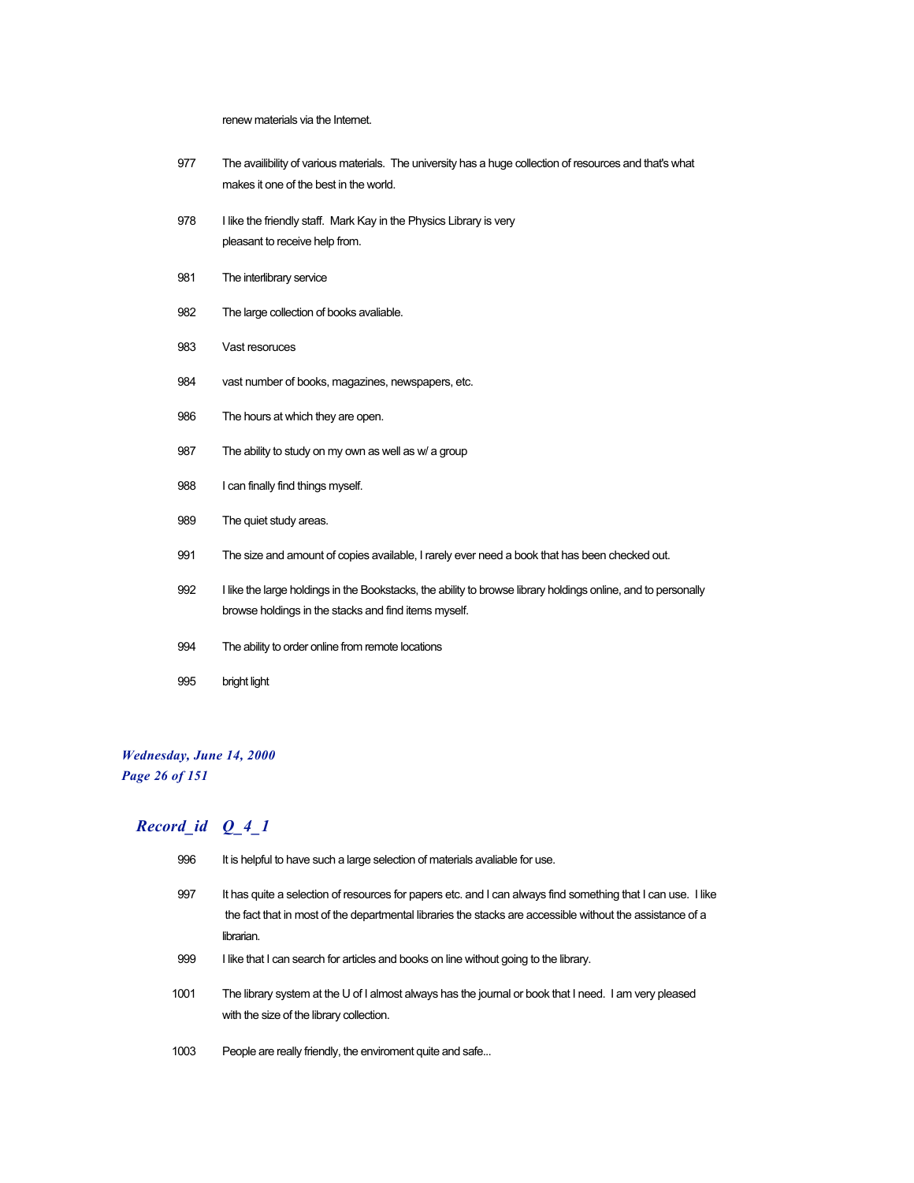renew materials via the Internet.

| | |
|---|---|
| 977 | The availibility of various materials. The university has a huge collection of resources and that's what makes it one of the best in the world. |
| 978 | I like the friendly staff. Mark Kay in the Physics Library is very pleasant to receive help from. |
| 981 | The interlibrary service |
| 982 | The large collection of books avaliable. |
| 983 | Vast resoruces |
| 984 | vast number of books, magazines, newspapers, etc. |
| 986 | The hours at which they are open. |
| 987 | The ability to study on my own as well as w/ a group |
| 988 | I can finally find things myself. |
| 989 | The quiet study areas. |
| 991 | The size and amount of copies available, I rarely ever need a book that has been checked out. |
| 992 | I like the large holdings in the Bookstacks, the ability to browse library holdings online, and to personally browse holdings in the stacks and find items myself. |
| 994 | The ability to order online from remote locations |
| 995 | bright light |

## *Record_id Q_4_1*

| | |
|---|---|
| 996 | It is helpful to have such a large selection of materials avaliable for use. |
| 997 | It has quite a selection of resources for papers etc. and I can always find something that I can use. I like the fact that in most of the departmental libraries the stacks are accessible without the assistance of a librarian. |
| 999 | I like that I can search for articles and books on line without going to the library. |
| 1001 | The library system at the U of I almost always has the journal or book that I need. I am very pleased with the size of the library collection. |
| 1003 | People are really friendly, the enviroment quite and safe... |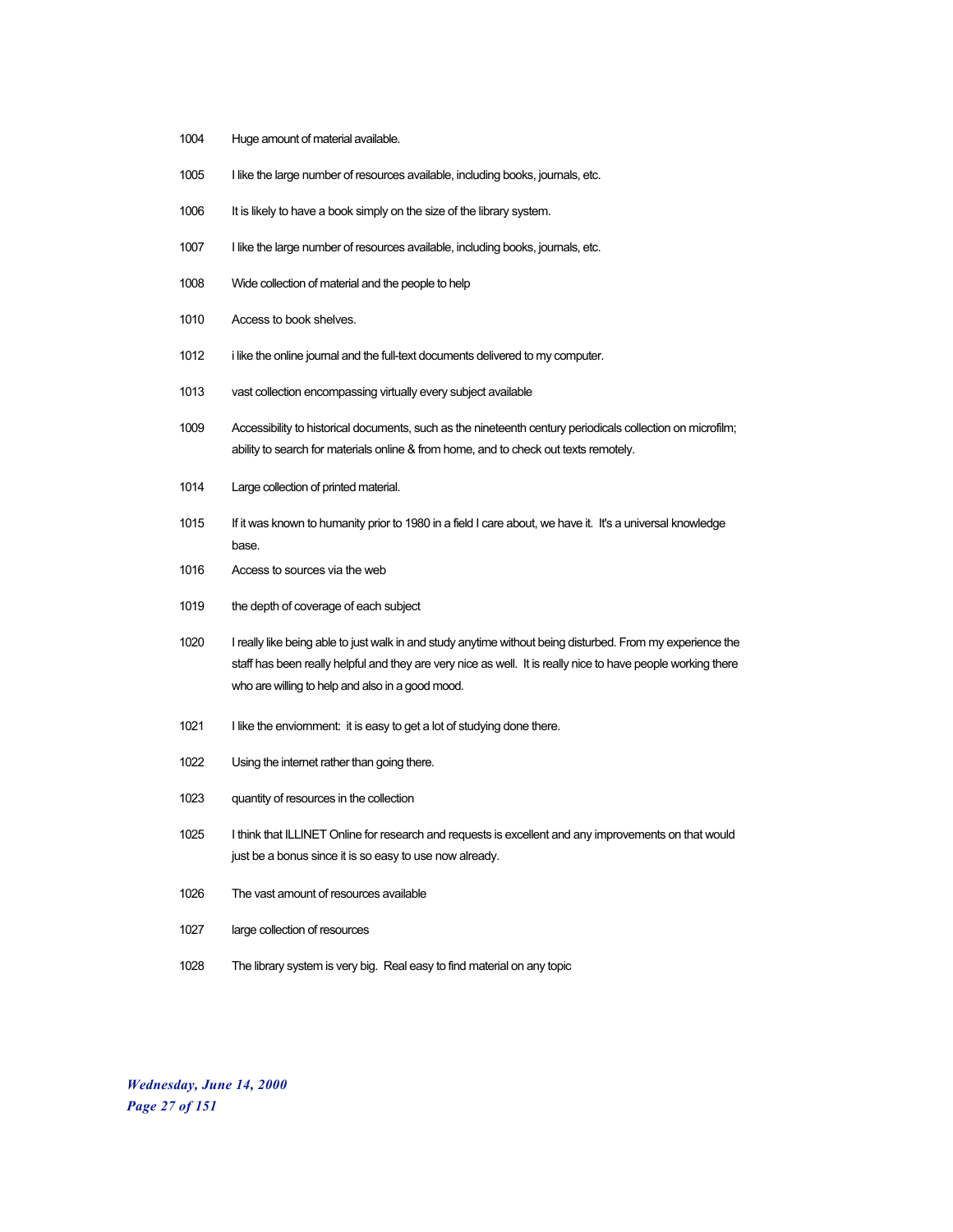| | |
|---|---|
| 1004 | Huge amount of material available. |
| 1005 | I like the large number of resources available, including books, journals, etc. |
| 1006 | It is likely to have a book simply on the size of the library system. |
| 1007 | I like the large number of resources available, including books, journals, etc. |
| 1008 | Wide collection of material and the people to help |
| 1010 | Access to book shelves. |
| 1012 | i like the online journal and the full-text documents delivered to my computer. |
| 1013 | vast collection encompassing virtually every subject available |
| 1009 | Accessibility to historical documents, such as the nineteenth century periodicals collection on microfilm; ability to search for materials online & from home, and to check out texts remotely. |
| 1014 | Large collection of printed material. |
| 1015 | If it was known to humanity prior to 1980 in a field I care about, we have it. It's a universal knowledge base. |
| 1016 | Access to sources via the web |
| 1019 | the depth of coverage of each subject |
| 1020 | I really like being able to just walk in and study anytime without being disturbed. From my experience the staff has been really helpful and they are very nice as well. It is really nice to have people working there who are willing to help and also in a good mood. |
| 1021 | I like the enviornment: it is easy to get a lot of studying done there. |
| 1022 | Using the internet rather than going there. |
| 1023 | quantity of resources in the collection |
| 1025 | I think that ILLINET Online for research and requests is excellent and any improvements on that would just be a bonus since it is so easy to use now already. |
| 1026 | The vast amount of resources available |
| 1027 | large collection of resources |
| 1028 | The library system is very big. Real easy to find material on any topic |

*Wednesday, June 14, 2000*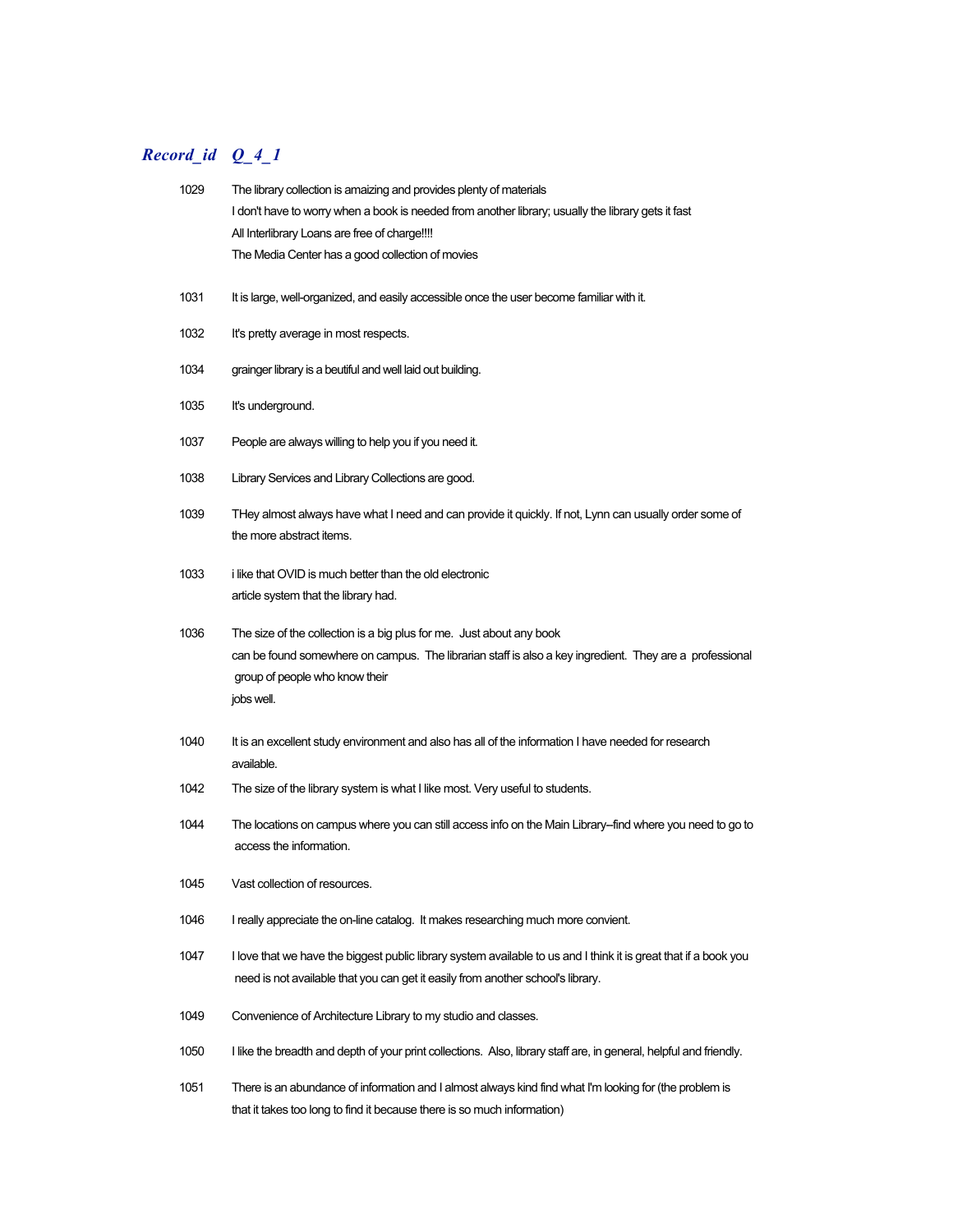## *Record_id Q_4_1*

| Record_id | Q_4_1 |
|---|---|
| 1029 | The library collection is amaizing and provides plenty of materials<br>I don't have to worry when a book is needed from another library; usually the library gets it fast<br>All Interlibrary Loans are free of charge!!!!<br>The Media Center has a good collection of movies |
| 1031 | It is large, well-organized, and easily accessible once the user become familiar with it. |
| 1032 | It's pretty average in most respects. |
| 1034 | grainger library is a beutiful and well laid out building. |
| 1035 | It's underground. |
| 1037 | People are always willing to help you if you need it. |
| 1038 | Library Services and Library Collections are good. |
| 1039 | THey almost always have what I need and can provide it quickly. If not, Lynn can usually order some of the more abstract items. |
| 1033 | i like that OVID is much better than the old electronic<br>article system that the library had. |
| 1036 | The size of the collection is a big plus for me. Just about any book<br>can be found somewhere on campus. The librarian staff is also a key ingredient. They are a professional group of people who know their<br>jobs well. |
| 1040 | It is an excellent study environment and also has all of the information I have needed for research available. |
| 1042 | The size of the library system is what I like most. Very useful to students. |
| 1044 | The locations on campus where you can still access info on the Main Library--find where you need to go to access the information. |
| 1045 | Vast collection of resources. |
| 1046 | I really appreciate the on-line catalog. It makes researching much more convient. |
| 1047 | I love that we have the biggest public library system available to us and I think it is great that if a book you need is not available that you can get it easily from another school's library. |
| 1049 | Convenience of Architecture Library to my studio and classes. |
| 1050 | I like the breadth and depth of your print collections. Also, library staff are, in general, helpful and friendly. |
| 1051 | There is an abundance of information and I almost always kind find what I'm looking for (the problem is that it takes too long to find it because there is so much information) |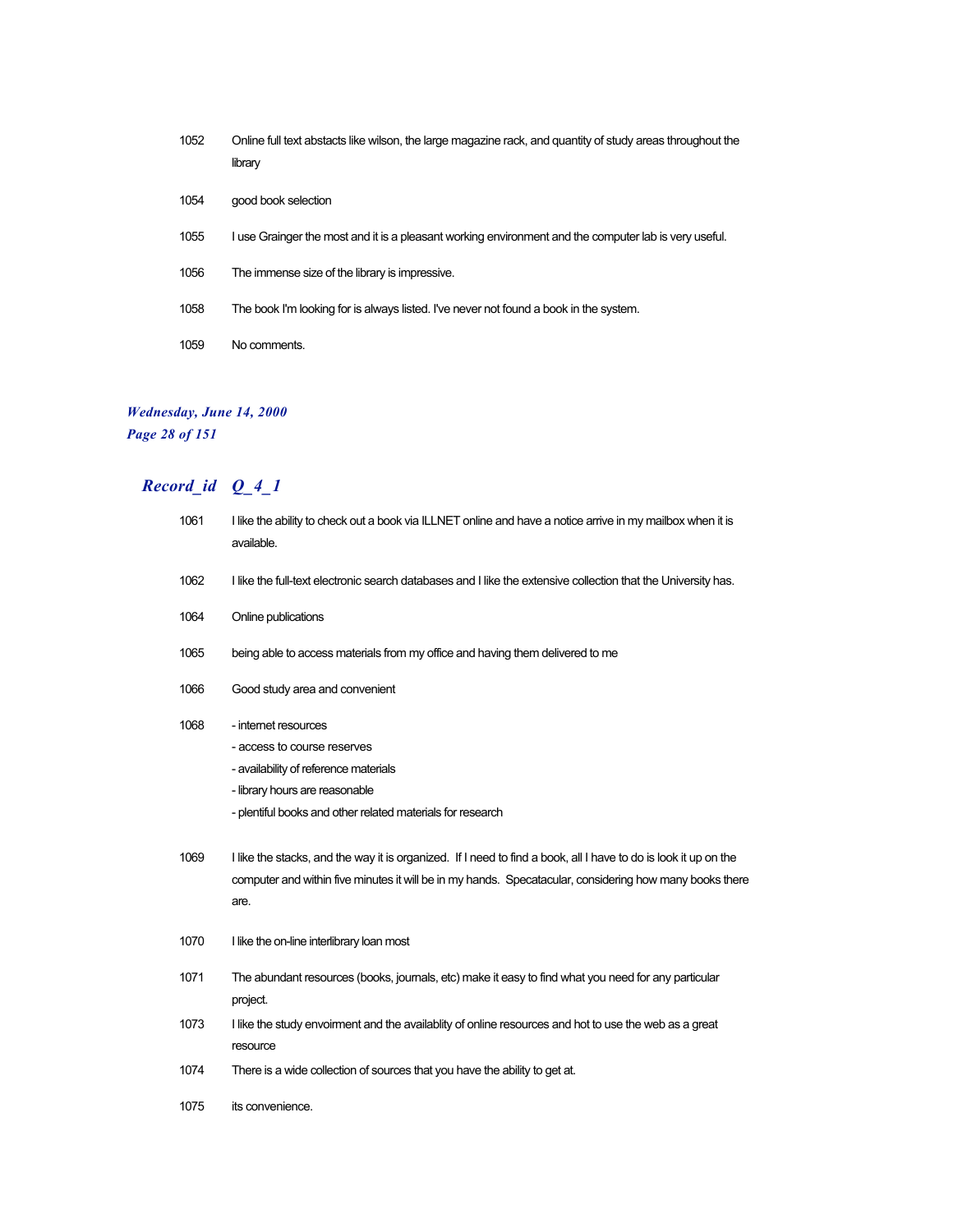| | |
|---|---|
| 1052 | Online full text abstacts like wilson, the large magazine rack, and quantity of study areas throughout the library |
| 1054 | good book selection |
| 1055 | I use Grainger the most and it is a pleasant working environment and the computer lab is very useful. |
| 1056 | The immense size of the library is impressive. |
| 1058 | The book I'm looking for is always listed. I've never not found a book in the system. |
| 1059 | No comments. |

## *Record_id Q_4_1*

| | |
|---|---|
| 1061 | I like the ability to check out a book via ILLNET online and have a notice arrive in my mailbox when it is available. |
| 1062 | I like the full-text electronic search databases and I like the extensive collection that the University has. |
| 1064 | Online publications |
| 1065 | being able to access materials from my office and having them delivered to me |
| 1066 | Good study area and convenient |
| 1068 | - internet resources<br>- access to course reserves<br>- availability of reference materials<br>- library hours are reasonable<br>- plentiful books and other related materials for research |
| 1069 | I like the stacks, and the way it is organized. If I need to find a book, all I have to do is look it up on the computer and within five minutes it will be in my hands. Specatacular, considering how many books there are. |
| 1070 | I like the on-line interlibrary loan most |
| 1071 | The abundant resources (books, journals, etc) make it easy to find what you need for any particular project. |
| 1073 | I like the study envoirment and the availablity of online resources and hot to use the web as a great resource |
| 1074 | There is a wide collection of sources that you have the ability to get at. |
| 1075 | its convenience. |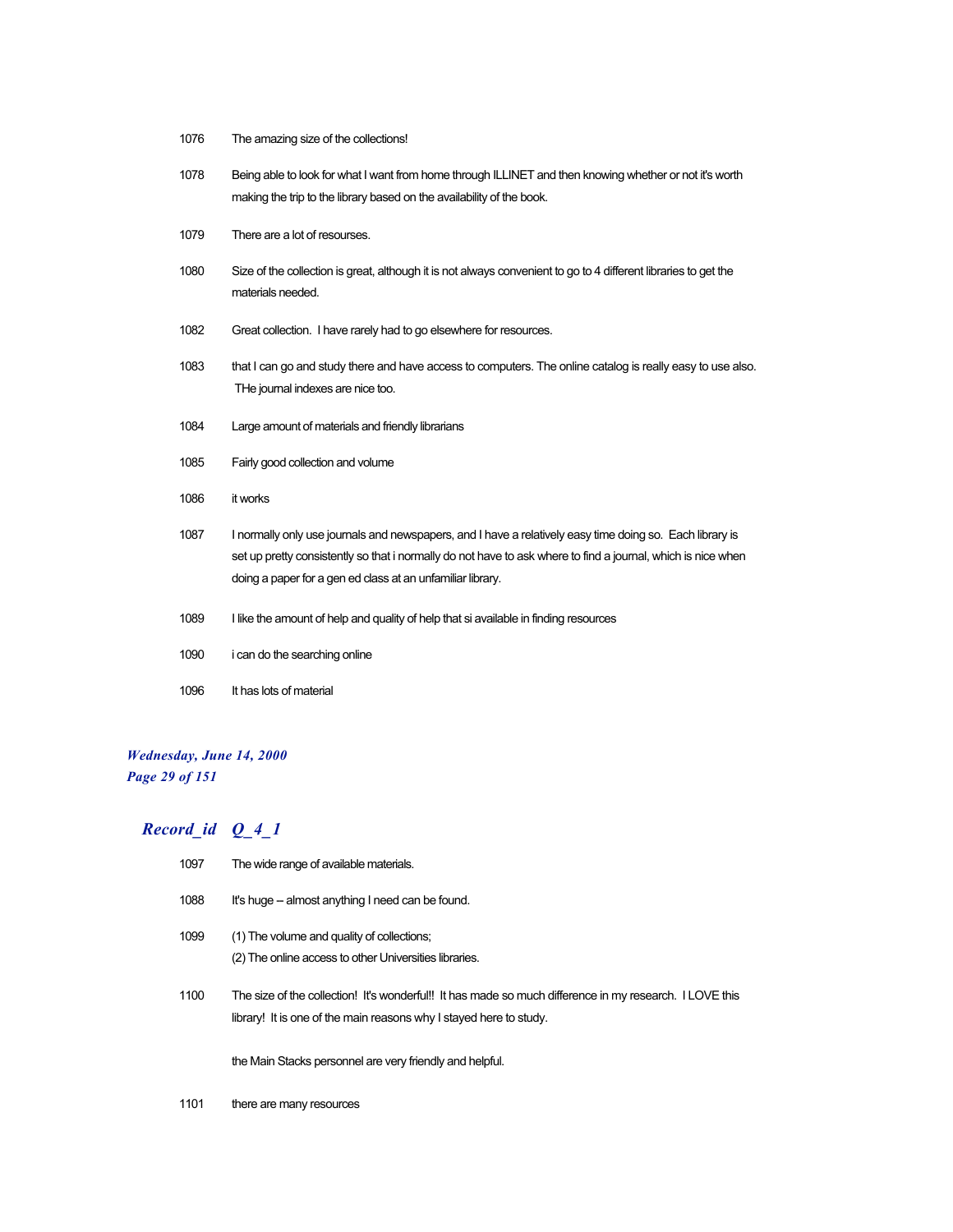| | |
|---|---|
| 1076 | The amazing size of the collections! |
| 1078 | Being able to look for what I want from home through ILLINET and then knowing whether or not it's worth making the trip to the library based on the availability of the book. |
| 1079 | There are a lot of resourses. |
| 1080 | Size of the collection is great, although it is not always convenient to go to 4 different libraries to get the materials needed. |
| 1082 | Great collection. I have rarely had to go elsewhere for resources. |
| 1083 | that I can go and study there and have access to computers. The online catalog is really easy to use also. THe journal indexes are nice too. |
| 1084 | Large amount of materials and friendly librarians |
| 1085 | Fairly good collection and volume |
| 1086 | it works |
| 1087 | I normally only use journals and newspapers, and I have a relatively easy time doing so. Each library is set up pretty consistently so that i normally do not have to ask where to find a journal, which is nice when doing a paper for a gen ed class at an unfamiliar library. |
| 1089 | I like the amount of help and quality of help that si available in finding resources |
| 1090 | i can do the searching online |
| 1096 | It has lots of material |

***Wednesday, June 14, 2000***

## *Record_id Q_4_1*

| | |
|---|---|
| 1097 | The wide range of available materials. |
| 1088 | It's huge -- almost anything I need can be found. |
| 1099 | (1) The volume and quality of collections;<br>(2) The online access to other Universities libraries. |
| 1100 | The size of the collection! It's wonderful!! It has made so much difference in my research. I LOVE this library! It is one of the main reasons why I stayed here to study.<br><br>the Main Stacks personnel are very friendly and helpful. |
| 1101 | there are many resources |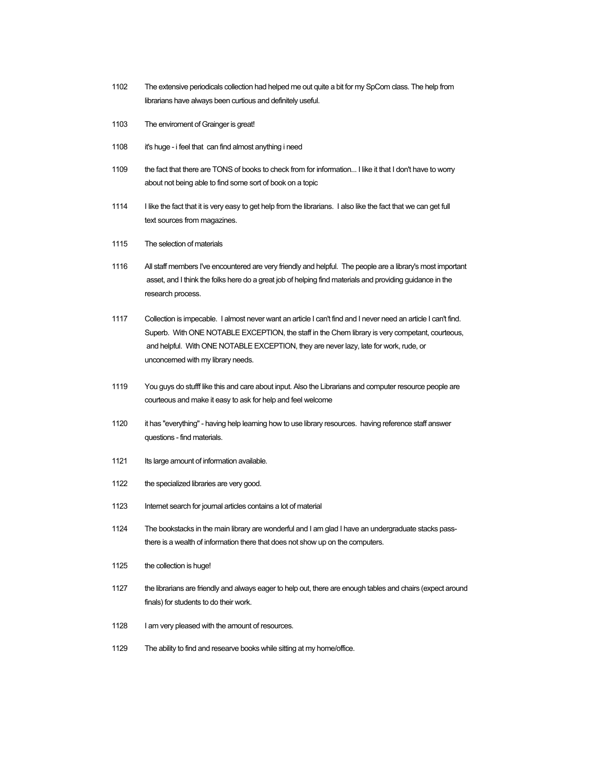1102 The extensive periodicals collection had helped me out quite a bit for my SpCom class. The help from librarians have always been curtious and definitely useful.

1103 The enviroment of Grainger is great!

1108 it's huge - i feel that can find almost anything i need

1109 the fact that there are TONS of books to check from for information... I like it that I don't have to worry about not being able to find some sort of book on a topic

1114 I like the fact that it is very easy to get help from the librarians. I also like the fact that we can get full text sources from magazines.

1115 The selection of materials

1116 All staff members I've encountered are very friendly and helpful. The people are a library's most important asset, and I think the folks here do a great job of helping find materials and providing guidance in the research process.

1117 Collection is impecable. I almost never want an article I can't find and I never need an article I can't find. Superb. With ONE NOTABLE EXCEPTION, the staff in the Chem library is very competant, courteous, and helpful. With ONE NOTABLE EXCEPTION, they are never lazy, late for work, rude, or unconcerned with my library needs.

1119 You guys do stufff like this and care about input. Also the Librarians and computer resource people are courteous and make it easy to ask for help and feel welcome

1120 it has "everything" - having help learning how to use library resources. having reference staff answer questions - find materials.

1121 Its large amount of information available.

1122 the specialized libraries are very good.

1123 Internet search for journal articles contains a lot of material

1124 The bookstacks in the main library are wonderful and I am glad I have an undergraduate stacks pass- there is a wealth of information there that does not show up on the computers.

1125 the collection is huge!

1127 the librarians are friendly and always eager to help out, there are enough tables and chairs (expect around finals) for students to do their work.

1128 I am very pleased with the amount of resources.

1129 The ability to find and researve books while sitting at my home/office.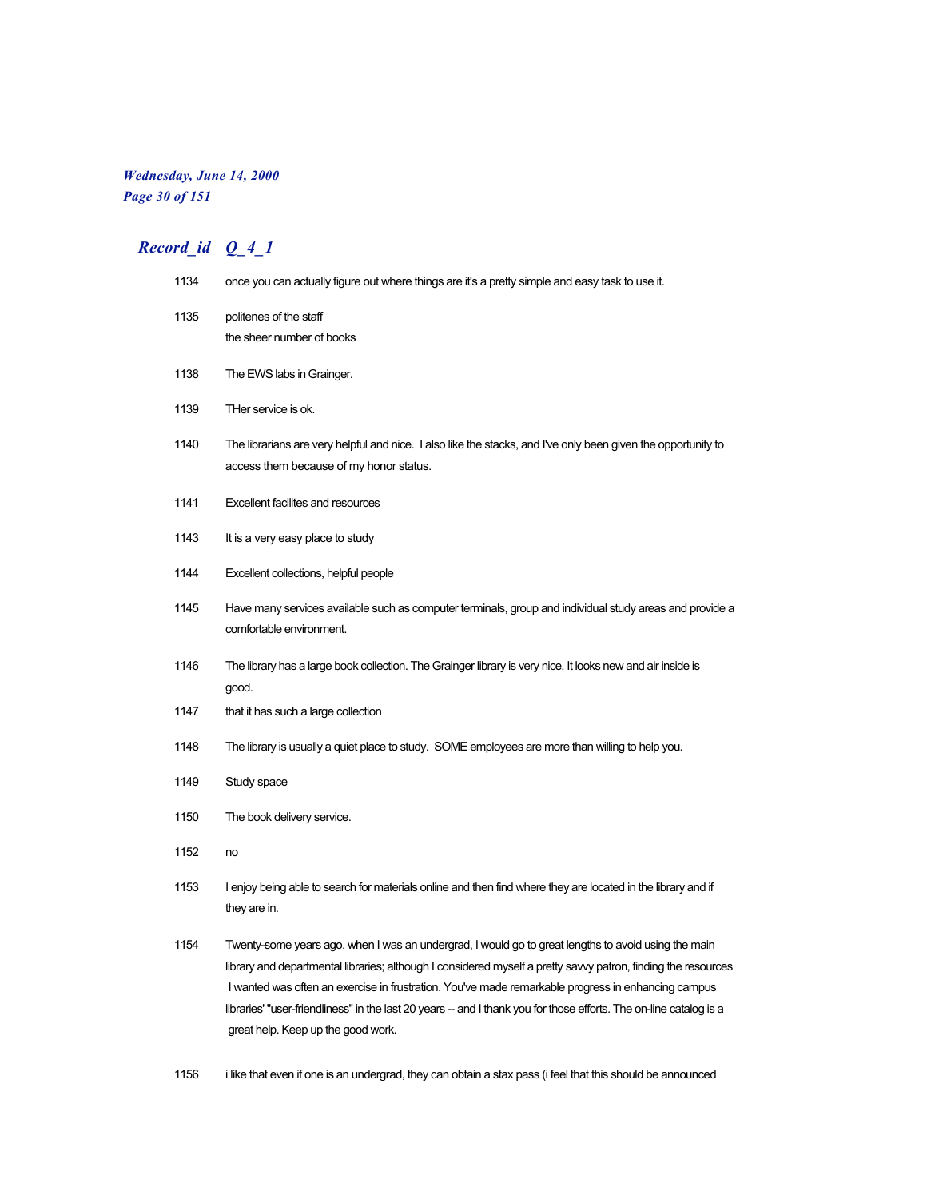## Record_id Q_4_1

| Record_id | Q_4_1 |
|---|---|
| 1134 | once you can actually figure out where things are it's a pretty simple and easy task to use it. |
| 1135 | politenes of the staff<br>the sheer number of books |
| 1138 | The EWS labs in Grainger. |
| 1139 | THer service is ok. |
| 1140 | The librarians are very helpful and nice. I also like the stacks, and I've only been given the opportunity to access them because of my honor status. |
| 1141 | Excellent facilites and resources |
| 1143 | It is a very easy place to study |
| 1144 | Excellent collections, helpful people |
| 1145 | Have many services available such as computer terminals, group and individual study areas and provide a comfortable environment. |
| 1146 | The library has a large book collection. The Grainger library is very nice. It looks new and air inside is good. |
| 1147 | that it has such a large collection |
| 1148 | The library is usually a quiet place to study. SOME employees are more than willing to help you. |
| 1149 | Study space |
| 1150 | The book delivery service. |
| 1152 | no |
| 1153 | I enjoy being able to search for materials online and then find where they are located in the library and if they are in. |
| 1154 | Twenty-some years ago, when I was an undergrad, I would go to great lengths to avoid using the main library and departmental libraries; although I considered myself a pretty savvy patron, finding the resources I wanted was often an exercise in frustration. You've made remarkable progress in enhancing campus libraries' "user-friendliness" in the last 20 years -- and I thank you for those efforts. The on-line catalog is a great help. Keep up the good work. |
| 1156 | i like that even if one is an undergrad, they can obtain a stax pass (i feel that this should be announced |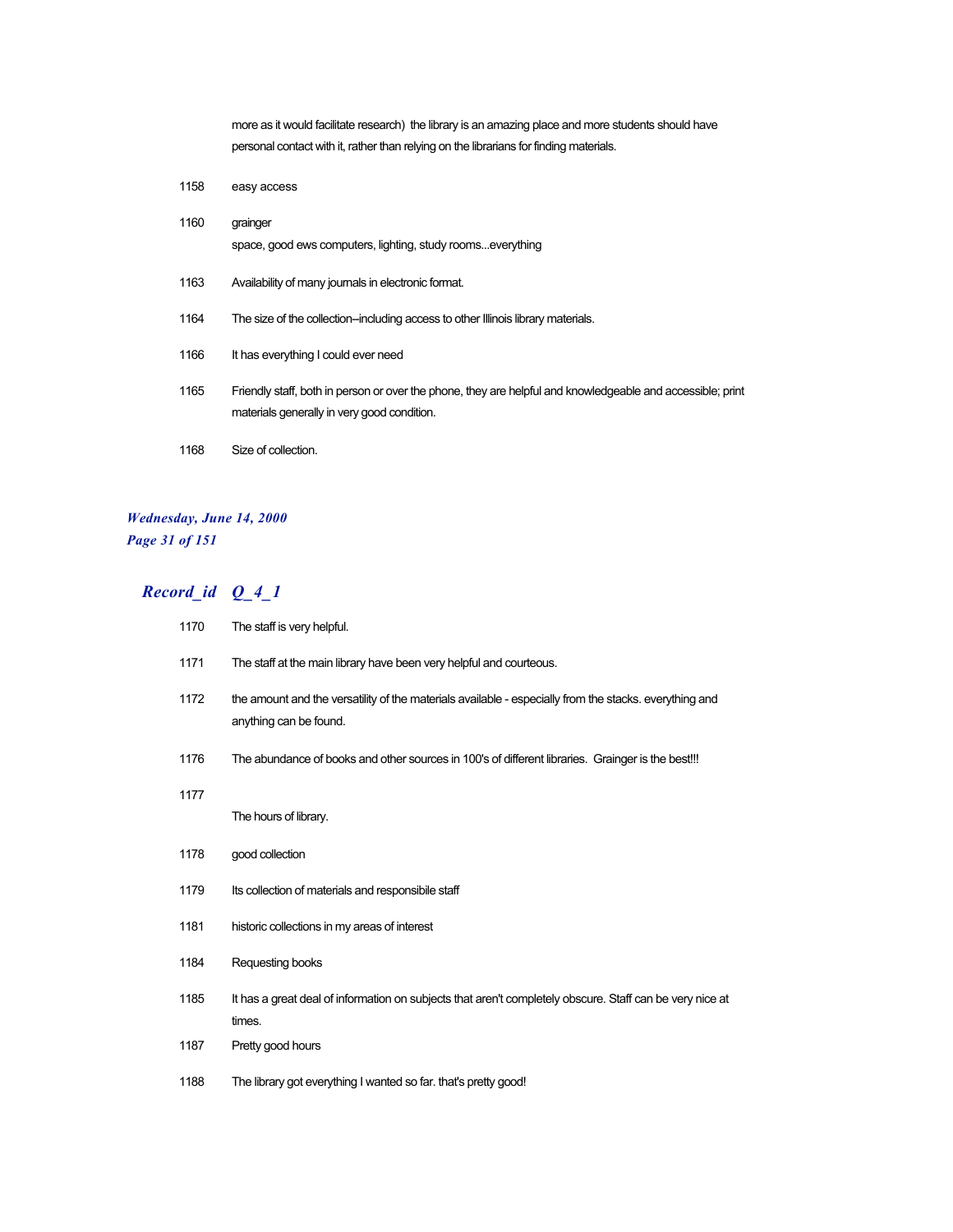more as it would facilitate research) the library is an amazing place and more students should have personal contact with it, rather than relying on the librarians for finding materials.

| | |
|---|---|
| 1158 | easy access |
| 1160 | grainger<br>space, good ews computers, lighting, study rooms...everything |
| 1163 | Availability of many journals in electronic format. |
| 1164 | The size of the collection--including access to other Illinois library materials. |
| 1166 | It has everything I could ever need |
| 1165 | Friendly staff, both in person or over the phone, they are helpful and knowledgeable and accessible; print materials generally in very good condition. |
| 1168 | Size of collection. |

## Record_id Q_4_1

| | |
|---|---|
| 1170 | The staff is very helpful. |
| 1171 | The staff at the main library have been very helpful and courteous. |
| 1172 | the amount and the versatility of the materials available - especially from the stacks. everything and anything can be found. |
| 1176 | The abundance of books and other sources in 100's of different libraries. Grainger is the best!!! |
| 1177 | The hours of library. |
| 1178 | good collection |
| 1179 | Its collection of materials and responsibile staff |
| 1181 | historic collections in my areas of interest |
| 1184 | Requesting books |
| 1185 | It has a great deal of information on subjects that aren't completely obscure. Staff can be very nice at times. |
| 1187 | Pretty good hours |
| 1188 | The library got everything I wanted so far. that's pretty good! |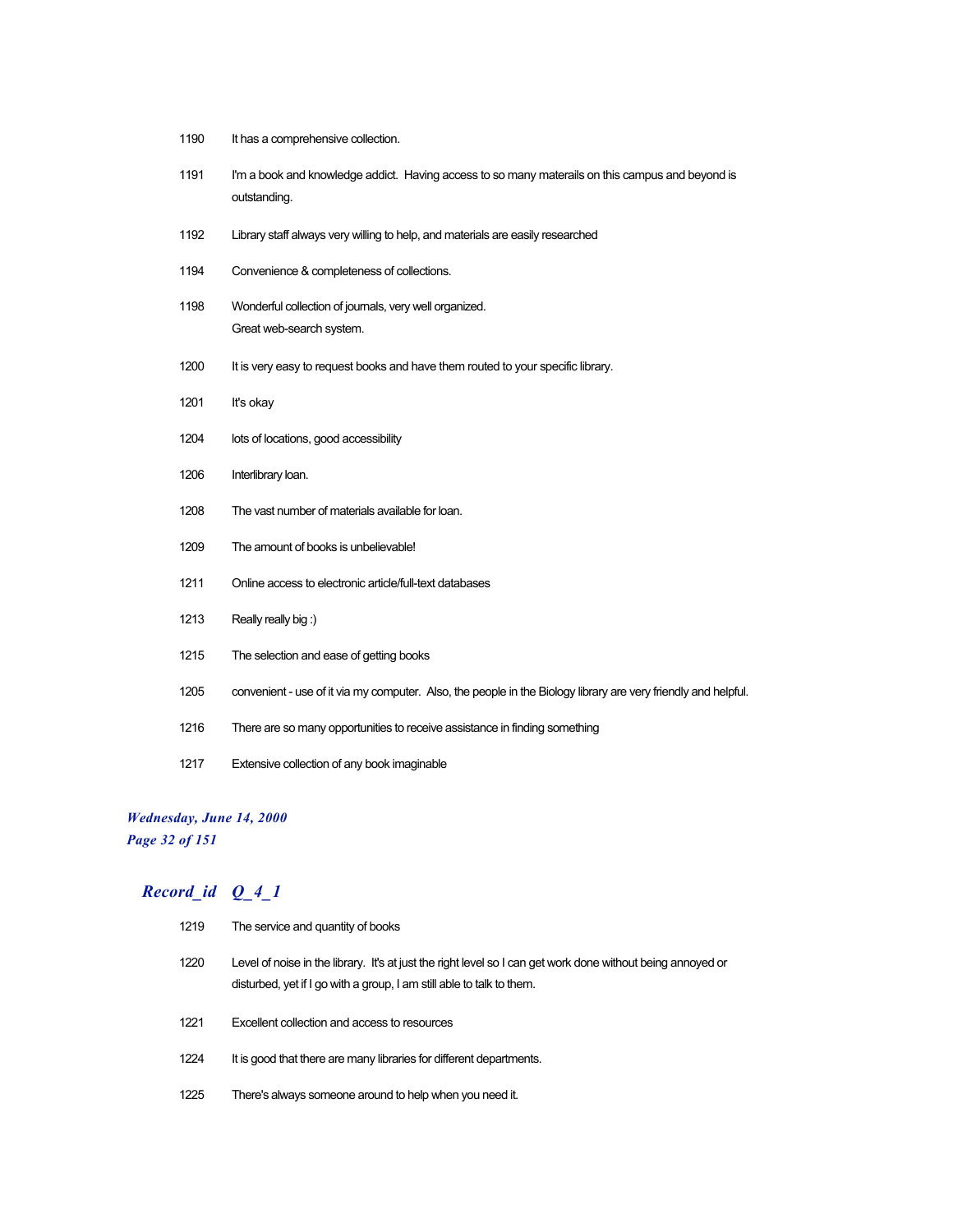| | |
|---|---|
| 1190 | It has a comprehensive collection. |
| 1191 | I'm a book and knowledge addict. Having access to so many materails on this campus and beyond is outstanding. |
| 1192 | Library staff always very willing to help, and materials are easily researched |
| 1194 | Convenience & completeness of collections. |
| 1198 | Wonderful collection of journals, very well organized. Great web-search system. |
| 1200 | It is very easy to request books and have them routed to your specific library. |
| 1201 | It's okay |
| 1204 | lots of locations, good accessibility |
| 1206 | Interlibrary loan. |
| 1208 | The vast number of materials available for loan. |
| 1209 | The amount of books is unbelievable! |
| 1211 | Online access to electronic article/full-text databases |
| 1213 | Really really big :) |
| 1215 | The selection and ease of getting books |
| 1205 | convenient - use of it via my computer. Also, the people in the Biology library are very friendly and helpful. |
| 1216 | There are so many opportunities to receive assistance in finding something |
| 1217 | Extensive collection of any book imaginable |

***Wednesday, June 14, 2000***

## *Record_id Q_4_1*

| | |
|---|---|
| 1219 | The service and quantity of books |
| 1220 | Level of noise in the library. It's at just the right level so I can get work done without being annoyed or disturbed, yet if I go with a group, I am still able to talk to them. |
| 1221 | Excellent collection and access to resources |
| 1224 | It is good that there are many libraries for different departments. |
| 1225 | There's always someone around to help when you need it. |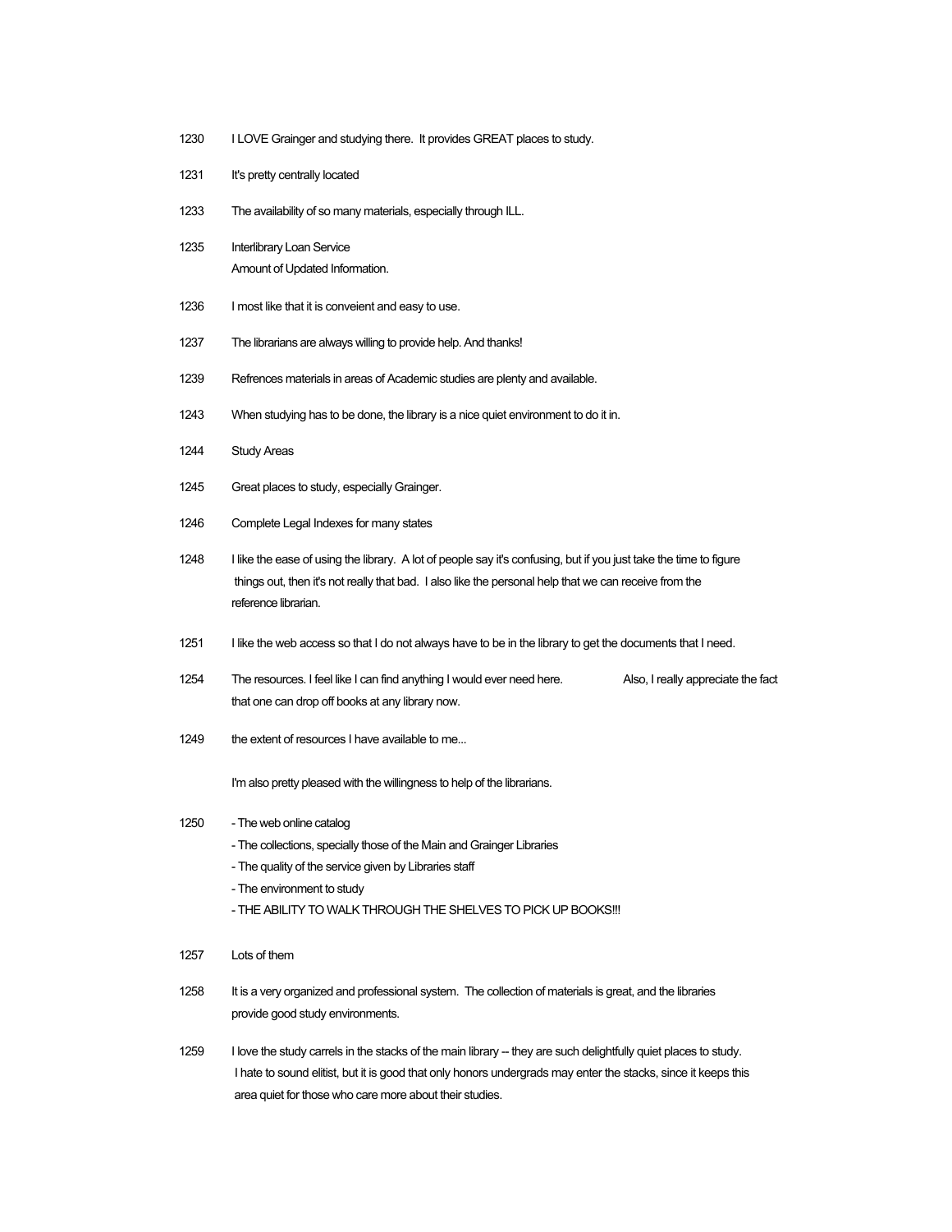1230 I LOVE Grainger and studying there. It provides GREAT places to study.

1231 It's pretty centrally located

1233 The availability of so many materials, especially through ILL.

1235 Interlibrary Loan Service
Amount of Updated Information.

1236 I most like that it is conveient and easy to use.

1237 The librarians are always willing to provide help. And thanks!

1239 Refrences materials in areas of Academic studies are plenty and available.

1243 When studying has to be done, the library is a nice quiet environment to do it in.

1244 Study Areas

1245 Great places to study, especially Grainger.

1246 Complete Legal Indexes for many states

1248 I like the ease of using the library. A lot of people say it's confusing, but if you just take the time to figure things out, then it's not really that bad. I also like the personal help that we can receive from the reference librarian.

1251 I like the web access so that I do not always have to be in the library to get the documents that I need.

1254 The resources. I feel like I can find anything I would ever need here. Also, I really appreciate the fact that one can drop off books at any library now.

1249 the extent of resources I have available to me...

I'm also pretty pleased with the willingness to help of the librarians.

1250
- The web online catalog
- The collections, specially those of the Main and Grainger Libraries
- The quality of the service given by Libraries staff
- The environment to study
- THE ABILITY TO WALK THROUGH THE SHELVES TO PICK UP BOOKS!!!

1257 Lots of them

1258 It is a very organized and professional system. The collection of materials is great, and the libraries provide good study environments.

1259 I love the study carrels in the stacks of the main library -- they are such delightfully quiet places to study. I hate to sound elitist, but it is good that only honors undergrads may enter the stacks, since it keeps this area quiet for those who care more about their studies.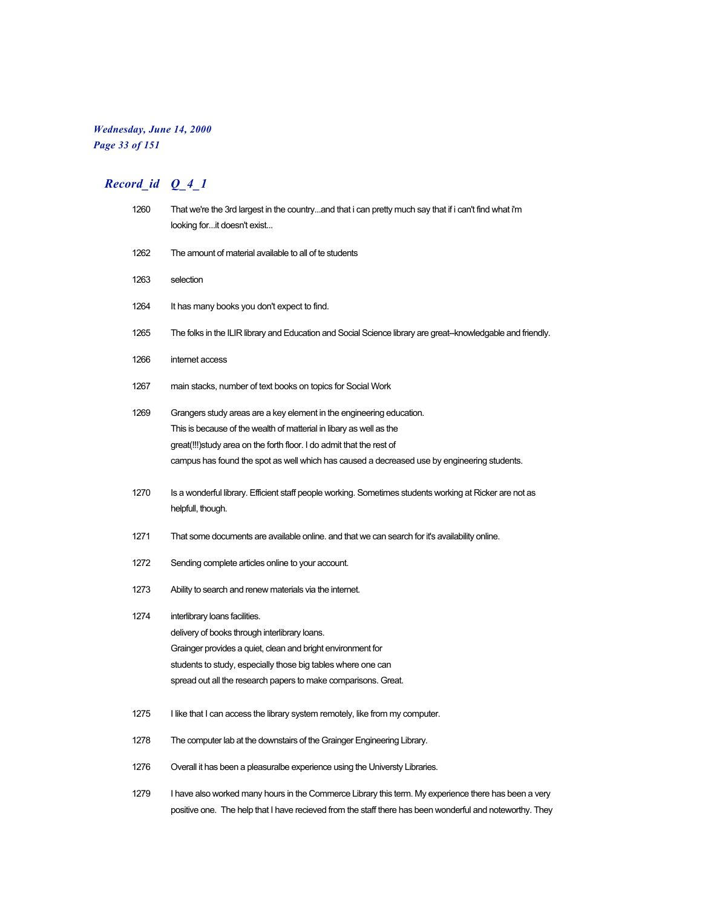## Record_id Q_4_1

| Record_id | Q_4_1 |
|---|---|
| 1260 | That we're the 3rd largest in the country...and that i can pretty much say that if i can't find what i'm looking for...it doesn't exist... |
| 1262 | The amount of material available to all of te students |
| 1263 | selection |
| 1264 | It has many books you don't expect to find. |
| 1265 | The folks in the ILIR library and Education and Social Science library are great--knowledgable and friendly. |
| 1266 | internet access |
| 1267 | main stacks, number of text books on topics for Social Work |
| 1269 | Grangers study areas are a key element in the engineering education. This is because of the wealth of matterial in libary as well as the great(!!!)study area on the forth floor. I do admit that the rest of campus has found the spot as well which has caused a decreased use by engineering students. |
| 1270 | Is a wonderful library. Efficient staff people working. Sometimes students working at Ricker are not as helpfull, though. |
| 1271 | That some documents are available online. and that we can search for it's availability online. |
| 1272 | Sending complete articles online to your account. |
| 1273 | Ability to search and renew materials via the internet. |
| 1274 | interlibrary loans facilities. delivery of books through interlibrary loans. Grainger provides a quiet, clean and bright environment for students to study, especially those big tables where one can spread out all the research papers to make comparisons. Great. |
| 1275 | I like that I can access the library system remotely, like from my computer. |
| 1278 | The computer lab at the downstairs of the Grainger Engineering Library. |
| 1276 | Overall it has been a pleasuralbe experience using the Universty Libraries. |
| 1279 | I have also worked many hours in the Commerce Library this term. My experience there has been a very positive one. The help that I have recieved from the staff there has been wonderful and noteworthy. They |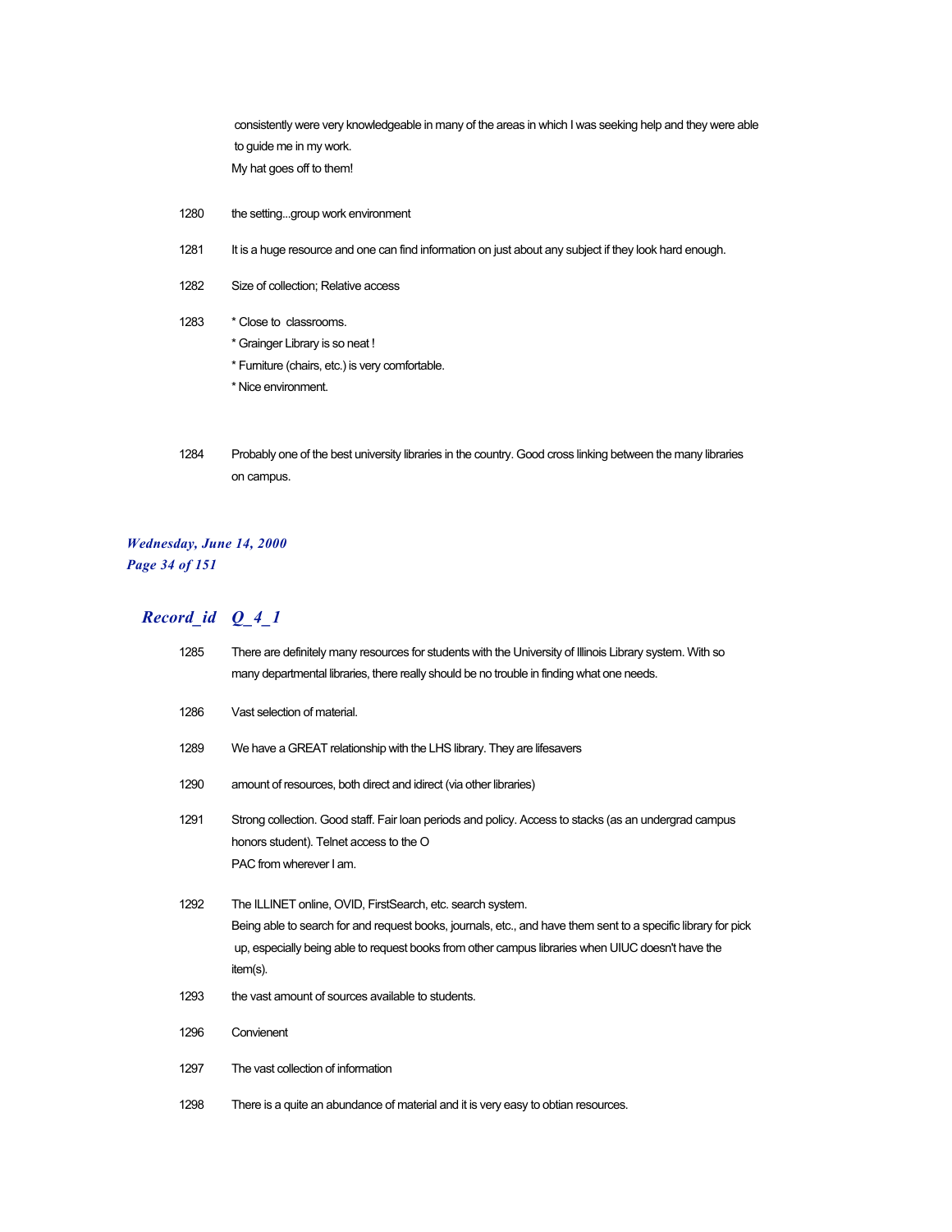consistently were very knowledgeable in many of the areas in which I was seeking help and they were able to guide me in my work.
My hat goes off to them!

1280 the setting...group work environment

1281 It is a huge resource and one can find information on just about any subject if they look hard enough.

1282 Size of collection; Relative access

1283 * Close to classrooms.
* Grainger Library is so neat !
* Furniture (chairs, etc.) is very comfortable.
* Nice environment.

1284 Probably one of the best university libraries in the country. Good cross linking between the many libraries on campus.

## *Record_id Q_4_1*

1285 There are definitely many resources for students with the University of Illinois Library system. With so many departmental libraries, there really should be no trouble in finding what one needs.

1286 Vast selection of material.

1289 We have a GREAT relationship with the LHS library. They are lifesavers

1290 amount of resources, both direct and idirect (via other libraries)

1291 Strong collection. Good staff. Fair loan periods and policy. Access to stacks (as an undergrad campus honors student). Telnet access to the O
PAC from wherever I am.

1292 The ILLINET online, OVID, FirstSearch, etc. search system.
Being able to search for and request books, journals, etc., and have them sent to a specific library for pick up, especially being able to request books from other campus libraries when UIUC doesn't have the item(s).

1293 the vast amount of sources available to students.

1296 Convienent

1297 The vast collection of information

1298 There is a quite an abundance of material and it is very easy to obtian resources.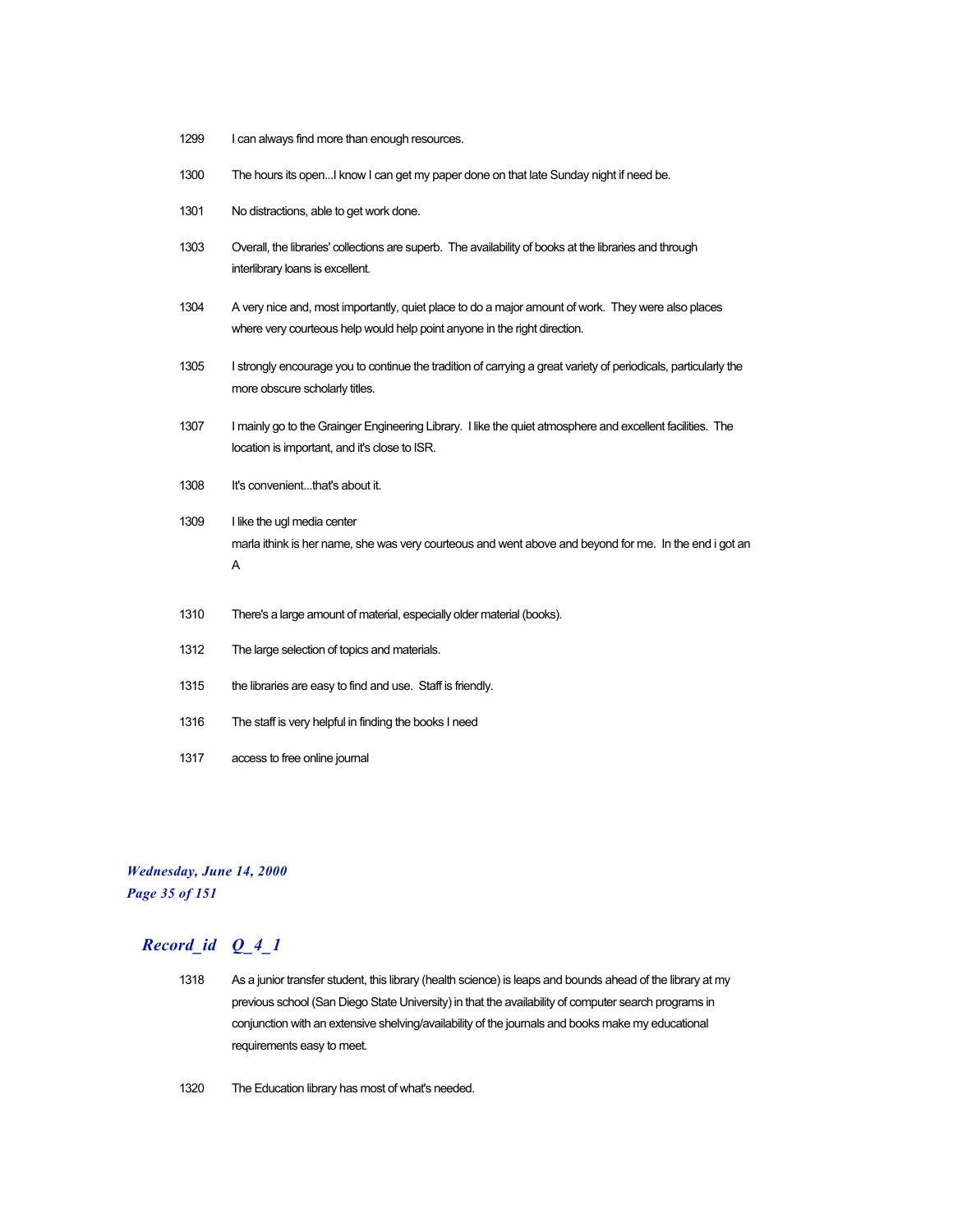1299 I can always find more than enough resources.

1300 The hours its open...I know I can get my paper done on that late Sunday night if need be.

1301 No distractions, able to get work done.

1303 Overall, the libraries' collections are superb. The availability of books at the libraries and through interlibrary loans is excellent.

1304 A very nice and, most importantly, quiet place to do a major amount of work. They were also places where very courteous help would help point anyone in the right direction.

1305 I strongly encourage you to continue the tradition of carrying a great variety of periodicals, particularly the more obscure scholarly titles.

1307 I mainly go to the Grainger Engineering Library. I like the quiet atmosphere and excellent facilities. The location is important, and it's close to ISR.

1308 It's convenient...that's about it.

1309 I like the ugl media center
marla ithink is her name, she was very courteous and went above and beyond for me. In the end i got an A

1310 There's a large amount of material, especially older material (books).

1312 The large selection of topics and materials.

1315 the libraries are easy to find and use. Staff is friendly.

1316 The staff is very helpful in finding the books I need

1317 access to free online journal

## *Record_id Q_4_1*

1318 As a junior transfer student, this library (health science) is leaps and bounds ahead of the library at my previous school (San Diego State University) in that the availability of computer search programs in conjunction with an extensive shelving/availability of the journals and books make my educational requirements easy to meet.

1320 The Education library has most of what's needed.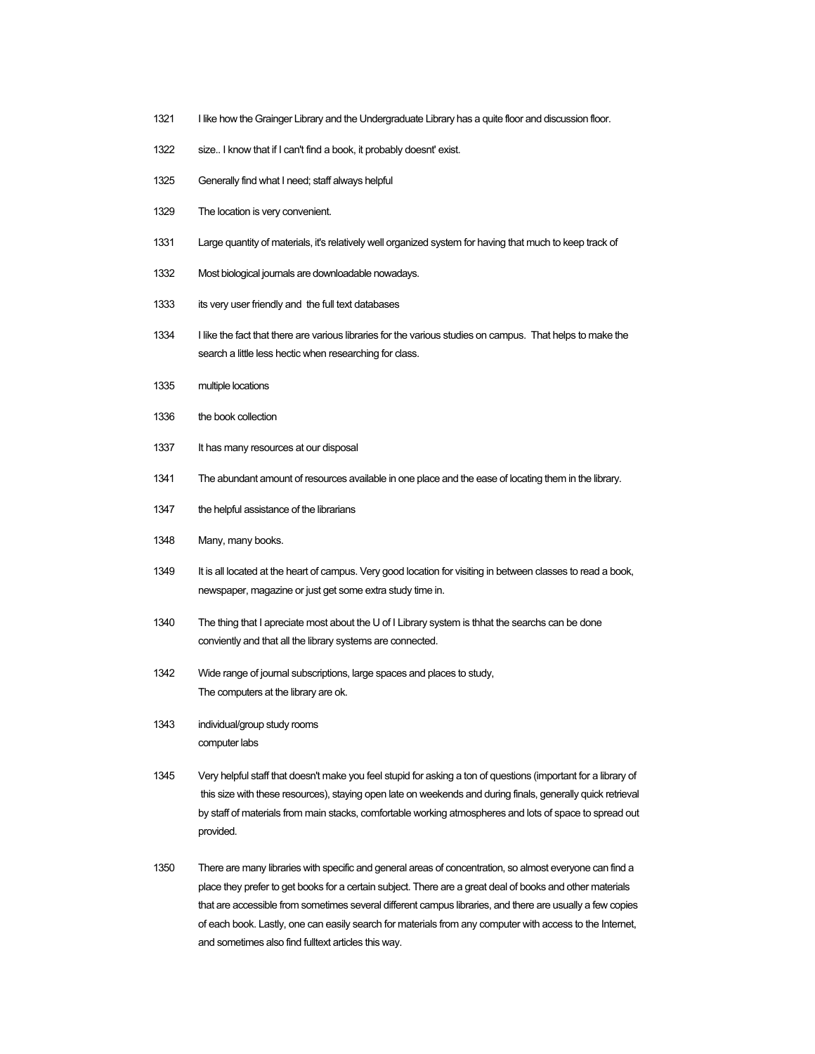1321 I like how the Grainger Library and the Undergraduate Library has a quite floor and discussion floor.

1322 size.. I know that if I can't find a book, it probably doesnt' exist.

1325 Generally find what I need; staff always helpful

1329 The location is very convenient.

1331 Large quantity of materials, it's relatively well organized system for having that much to keep track of

1332 Most biological journals are downloadable nowadays.

1333 its very user friendly and the full text databases

1334 I like the fact that there are various libraries for the various studies on campus. That helps to make the search a little less hectic when researching for class.

1335 multiple locations

1336 the book collection

1337 It has many resources at our disposal

1341 The abundant amount of resources available in one place and the ease of locating them in the library.

1347 the helpful assistance of the librarians

1348 Many, many books.

1349 It is all located at the heart of campus. Very good location for visiting in between classes to read a book, newspaper, magazine or just get some extra study time in.

1340 The thing that I apreciate most about the U of I Library system is thhat the searchs can be done conviently and that all the library systems are connected.

1342 Wide range of journal subscriptions, large spaces and places to study,
The computers at the library are ok.

1343 individual/group study rooms
computer labs

1345 Very helpful staff that doesn't make you feel stupid for asking a ton of questions (important for a library of this size with these resources), staying open late on weekends and during finals, generally quick retrieval by staff of materials from main stacks, comfortable working atmospheres and lots of space to spread out provided.

1350 There are many libraries with specific and general areas of concentration, so almost everyone can find a place they prefer to get books for a certain subject. There are a great deal of books and other materials that are accessible from sometimes several different campus libraries, and there are usually a few copies of each book. Lastly, one can easily search for materials from any computer with access to the Internet, and sometimes also find fulltext articles this way.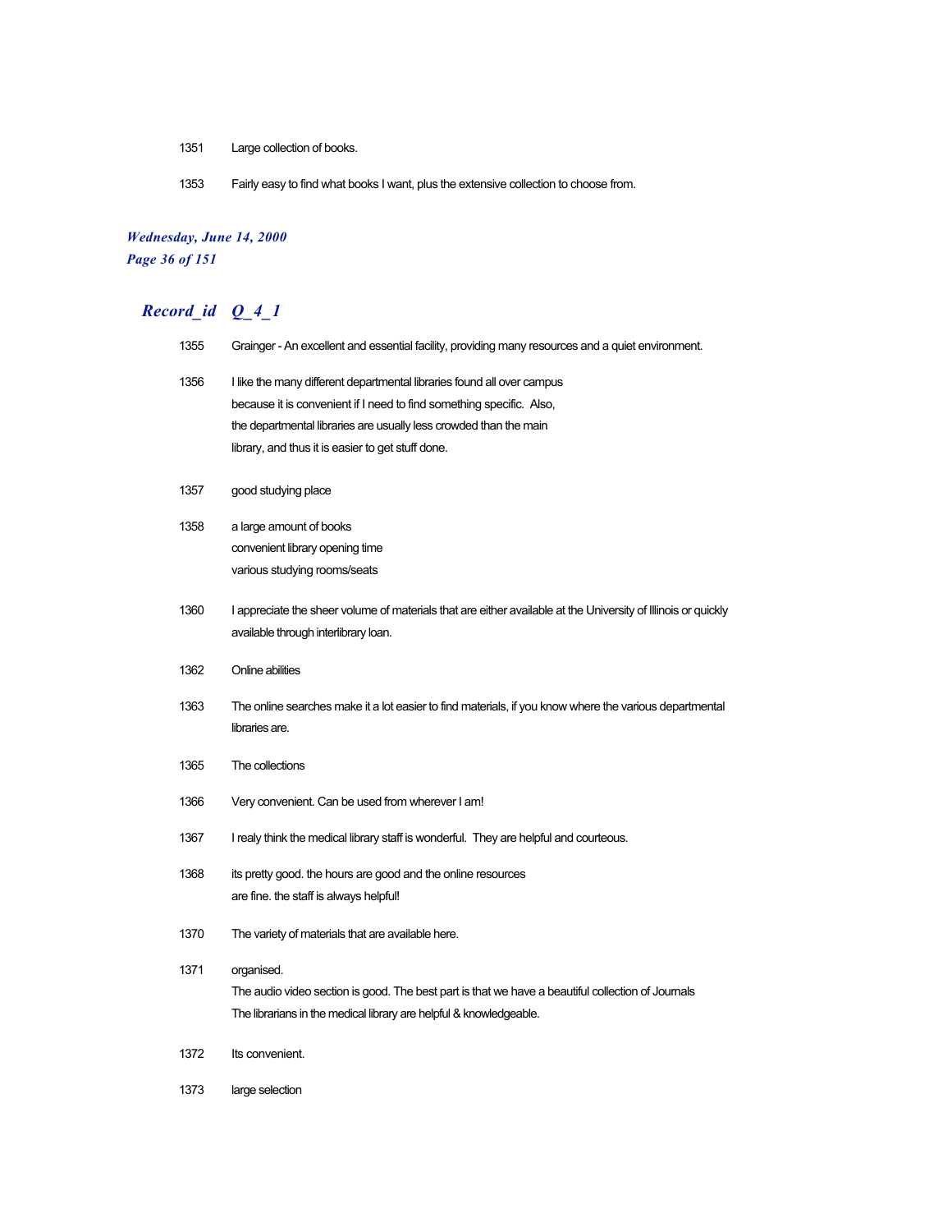1351 Large collection of books.

1353 Fairly easy to find what books I want, plus the extensive collection to choose from.

## *Record_id Q_4_1*

1355 Grainger - An excellent and essential facility, providing many resources and a quiet environment.

1356 I like the many different departmental libraries found all over campus because it is convenient if I need to find something specific. Also, the departmental libraries are usually less crowded than the main library, and thus it is easier to get stuff done.

1357 good studying place

1358 a large amount of books
convenient library opening time
various studying rooms/seats

1360 I appreciate the sheer volume of materials that are either available at the University of Illinois or quickly available through interlibrary loan.

1362 Online abilities

1363 The online searches make it a lot easier to find materials, if you know where the various departmental libraries are.

1365 The collections

1366 Very convenient. Can be used from wherever I am!

1367 I realy think the medical library staff is wonderful. They are helpful and courteous.

1368 its pretty good. the hours are good and the online resources are fine. the staff is always helpful!

1370 The variety of materials that are available here.

1371 organised.
The audio video section is good. The best part is that we have a beautiful collection of Journals
The librarians in the medical library are helpful & knowledgeable.

1372 Its convenient.

1373 large selection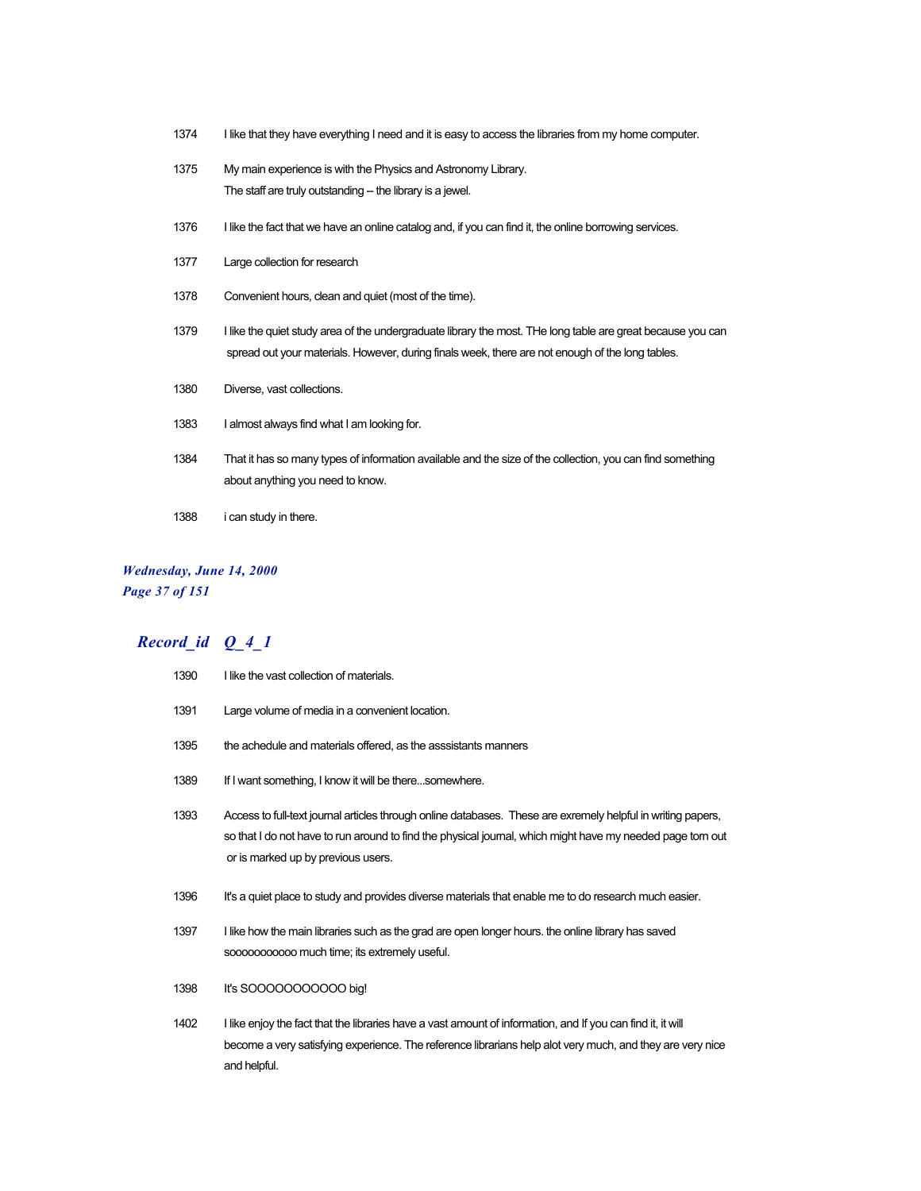| | |
|---|---|
| 1374 | I like that they have everything I need and it is easy to access the libraries from my home computer. |
| 1375 | My main experience is with the Physics and Astronomy Library.<br>The staff are truly outstanding -- the library is a jewel. |
| 1376 | I like the fact that we have an online catalog and, if you can find it, the online borrowing services. |
| 1377 | Large collection for research |
| 1378 | Convenient hours, clean and quiet (most of the time). |
| 1379 | I like the quiet study area of the undergraduate library the most. THe long table are great because you can spread out your materials. However, during finals week, there are not enough of the long tables. |
| 1380 | Diverse, vast collections. |
| 1383 | I almost always find what I am looking for. |
| 1384 | That it has so many types of information available and the size of the collection, you can find something about anything you need to know. |
| 1388 | i can study in there. |

## *Record_id Q_4_1*

| | |
|---|---|
| 1390 | I like the vast collection of materials. |
| 1391 | Large volume of media in a convenient location. |
| 1395 | the achedule and materials offered, as the asssistants manners |
| 1389 | If I want something, I know it will be there...somewhere. |
| 1393 | Access to full-text journal articles through online databases. These are exremely helpful in writing papers, so that I do not have to run around to find the physical journal, which might have my needed page torn out or is marked up by previous users. |
| 1396 | It's a quiet place to study and provides diverse materials that enable me to do research much easier. |
| 1397 | I like how the main libraries such as the grad are open longer hours. the online library has saved soooooooooo much time; its extremely useful. |
| 1398 | It's SOOOOOOOOOOO big! |
| 1402 | I like enjoy the fact that the libraries have a vast amount of information, and If you can find it, it will become a very satisfying experience. The reference librarians help alot very much, and they are very nice and helpful. |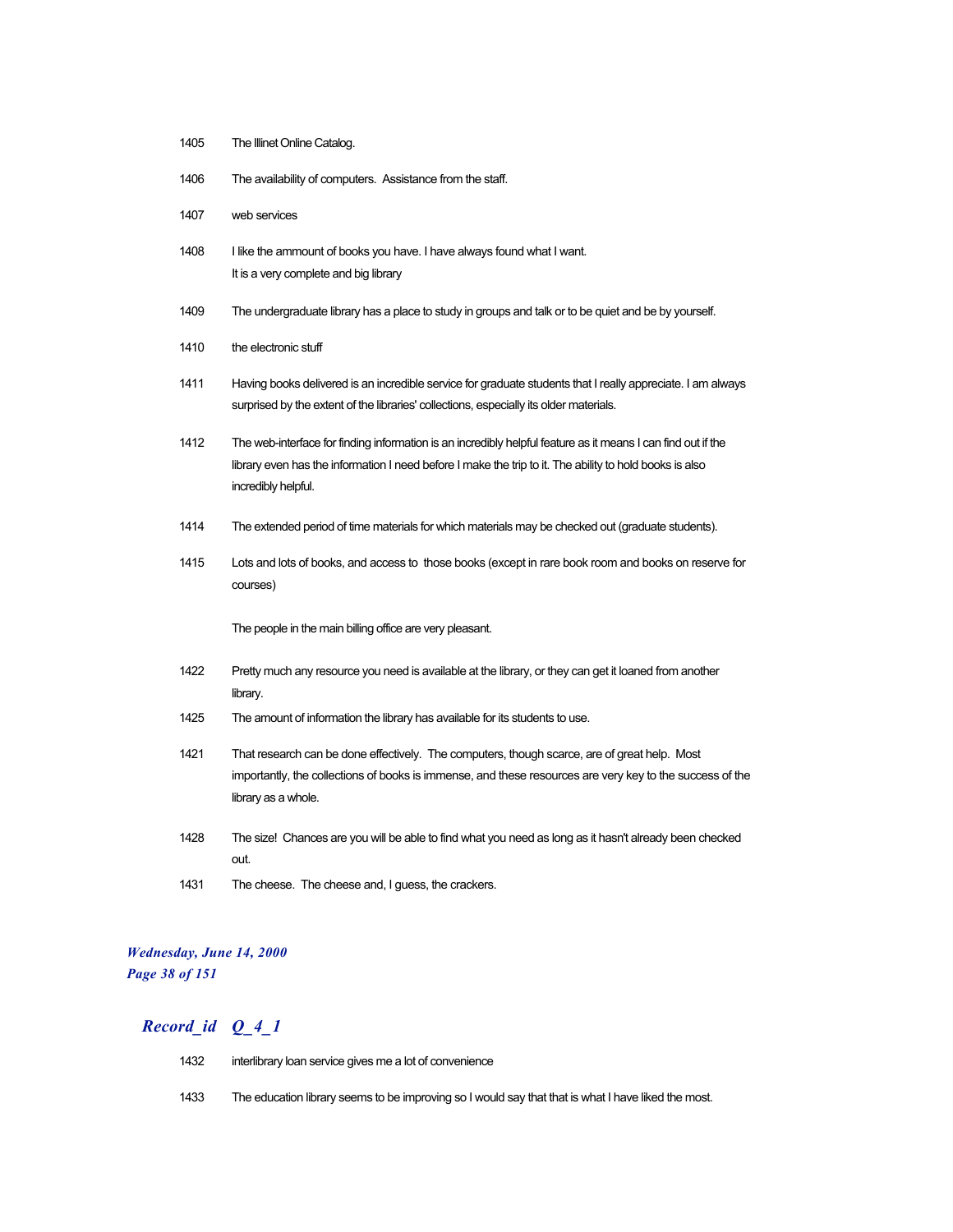1405 The Illinet Online Catalog.

1406 The availability of computers. Assistance from the staff.

1407 web services

1408 I like the ammount of books you have. I have always found what I want.
It is a very complete and big library

1409 The undergraduate library has a place to study in groups and talk or to be quiet and be by yourself.

1410 the electronic stuff

1411 Having books delivered is an incredible service for graduate students that I really appreciate. I am always surprised by the extent of the libraries' collections, especially its older materials.

1412 The web-interface for finding information is an incredibly helpful feature as it means I can find out if the library even has the information I need before I make the trip to it. The ability to hold books is also incredibly helpful.

1414 The extended period of time materials for which materials may be checked out (graduate students).

1415 Lots and lots of books, and access to those books (except in rare book room and books on reserve for courses)

The people in the main billing office are very pleasant.

1422 Pretty much any resource you need is available at the library, or they can get it loaned from another library.

1425 The amount of information the library has available for its students to use.

1421 That research can be done effectively. The computers, though scarce, are of great help. Most importantly, the collections of books is immense, and these resources are very key to the success of the library as a whole.

1428 The size! Chances are you will be able to find what you need as long as it hasn't already been checked out.

1431 The cheese. The cheese and, I guess, the crackers.

## *Record_id Q_4_1*

1432 interlibrary loan service gives me a lot of convenience

1433 The education library seems to be improving so I would say that that is what I have liked the most.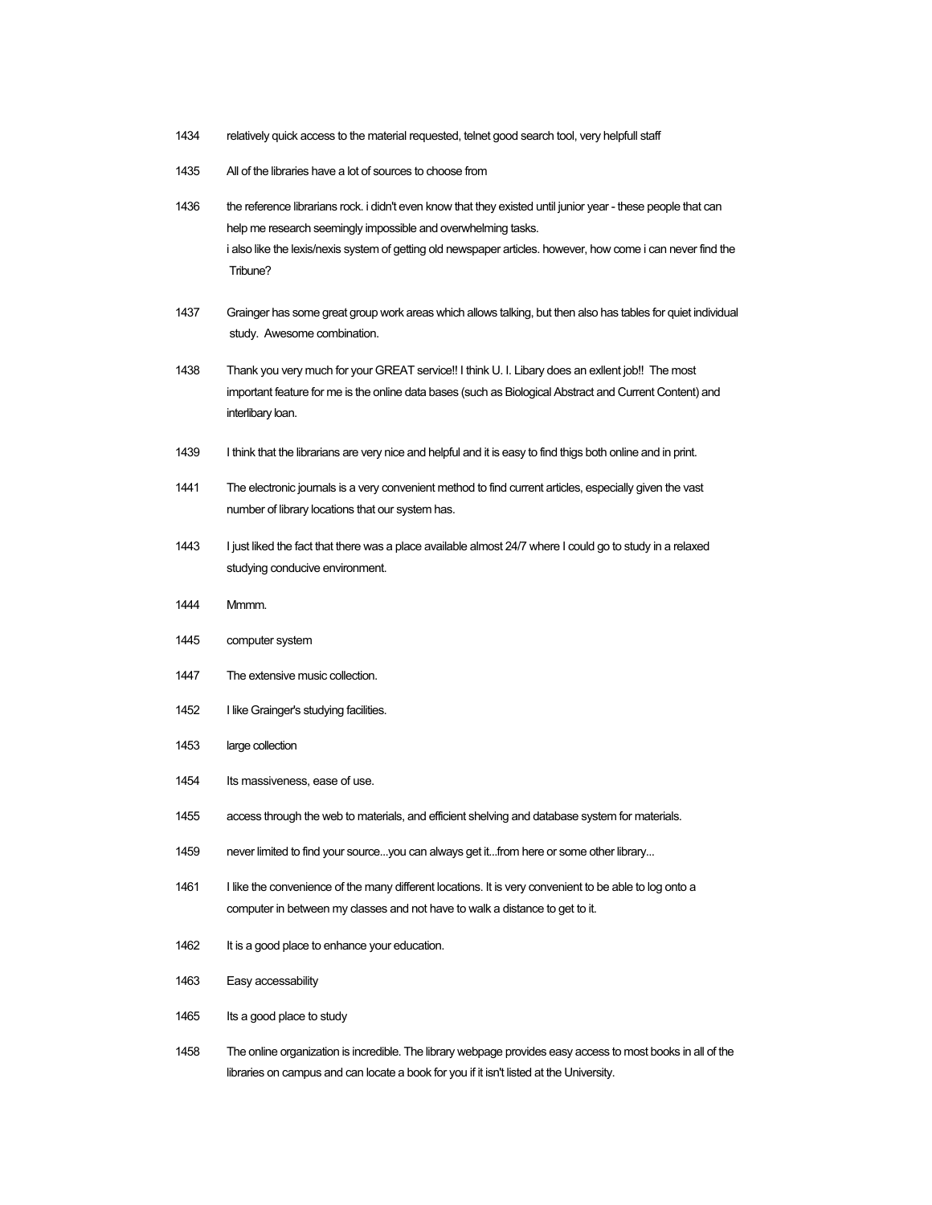1434 relatively quick access to the material requested, telnet good search tool, very helpfull staff

1435 All of the libraries have a lot of sources to choose from

1436 the reference librarians rock. i didn't even know that they existed until junior year - these people that can help me research seemingly impossible and overwhelming tasks.
i also like the lexis/nexis system of getting old newspaper articles. however, how come i can never find the Tribune?

1437 Grainger has some great group work areas which allows talking, but then also has tables for quiet individual study. Awesome combination.

1438 Thank you very much for your GREAT service!! I think U. I. Libary does an exllent job!! The most important feature for me is the online data bases (such as Biological Abstract and Current Content) and interlibary loan.

1439 I think that the librarians are very nice and helpful and it is easy to find thigs both online and in print.

1441 The electronic journals is a very convenient method to find current articles, especially given the vast number of library locations that our system has.

1443 I just liked the fact that there was a place available almost 24/7 where I could go to study in a relaxed studying conducive environment.

1444 Mmmm.

1445 computer system

1447 The extensive music collection.

1452 I like Grainger's studying facilities.

1453 large collection

1454 Its massiveness, ease of use.

1455 access through the web to materials, and efficient shelving and database system for materials.

1459 never limited to find your source...you can always get it...from here or some other library...

1461 I like the convenience of the many different locations. It is very convenient to be able to log onto a computer in between my classes and not have to walk a distance to get to it.

1462 It is a good place to enhance your education.

1463 Easy accessability

1465 Its a good place to study

1458 The online organization is incredible. The library webpage provides easy access to most books in all of the libraries on campus and can locate a book for you if it isn't listed at the University.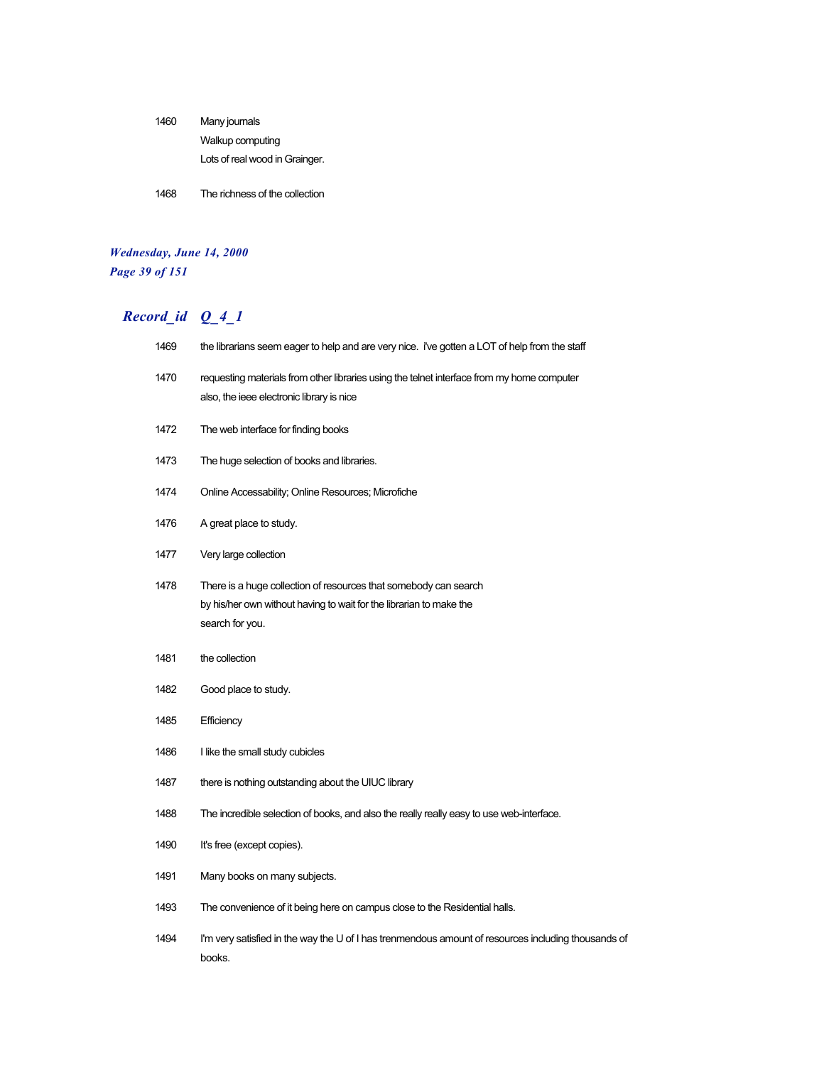| | |
|---|---|
| 1460 | Many journals<br>Walkup computing<br>Lots of real wood in Grainger. |
| 1468 | The richness of the collection |

## Record_id Q_4_1

| | |
|---|---|
| 1469 | the librarians seem eager to help and are very nice. i've gotten a LOT of help from the staff |
| 1470 | requesting materials from other libraries using the telnet interface from my home computer<br>also, the ieee electronic library is nice |
| 1472 | The web interface for finding books |
| 1473 | The huge selection of books and libraries. |
| 1474 | Online Accessability; Online Resources; Microfiche |
| 1476 | A great place to study. |
| 1477 | Very large collection |
| 1478 | There is a huge collection of resources that somebody can search by his/her own without having to wait for the librarian to make the search for you. |
| 1481 | the collection |
| 1482 | Good place to study. |
| 1485 | Efficiency |
| 1486 | I like the small study cubicles |
| 1487 | there is nothing outstanding about the UIUC library |
| 1488 | The incredible selection of books, and also the really really easy to use web-interface. |
| 1490 | It's free (except copies). |
| 1491 | Many books on many subjects. |
| 1493 | The convenience of it being here on campus close to the Residential halls. |
| 1494 | I'm very satisfied in the way the U of I has trenmendous amount of resources including thousands of books. |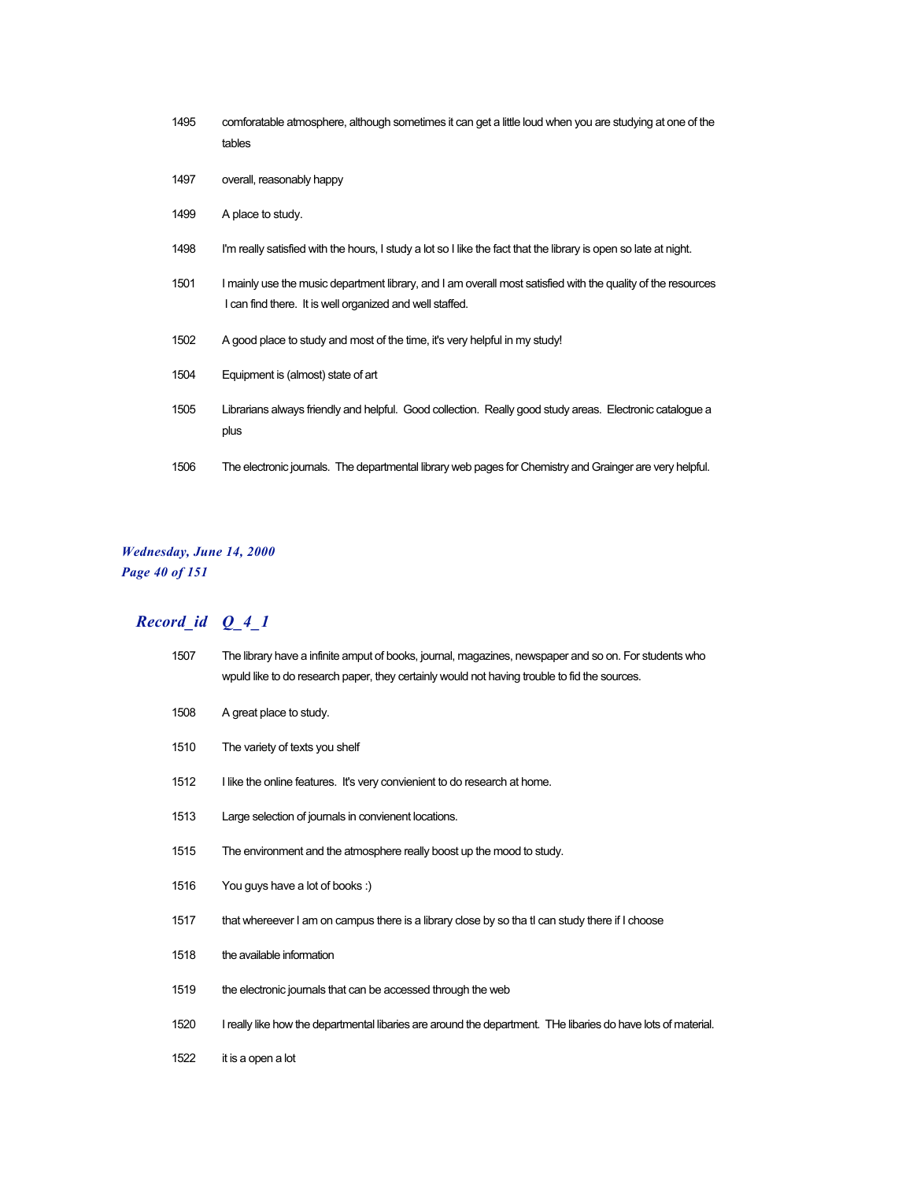| | |
|---|---|
| 1495 | comforatable atmosphere, although sometimes it can get a little loud when you are studying at one of the tables |
| 1497 | overall, reasonably happy |
| 1499 | A place to study. |
| 1498 | I'm really satisfied with the hours, I study a lot so I like the fact that the library is open so late at night. |
| 1501 | I mainly use the music department library, and I am overall most satisfied with the quality of the resources I can find there.  It is well organized and well staffed. |
| 1502 | A good place to study and most of the time, it's very helpful in my study! |
| 1504 | Equipment is (almost) state of art |
| 1505 | Librarians always friendly and helpful.  Good collection.  Really good study areas.  Electronic catalogue a plus |
| 1506 | The electronic journals.  The departmental library web pages for Chemistry and Grainger are very helpful. |

## *Record_id Q_4_1*

| | |
|---|---|
| 1507 | The library have a infinite amput of books, journal, magazines, newspaper and so on. For students who wpuld like to do research paper, they certainly would not having trouble to fid the sources. |
| 1508 | A great place to study. |
| 1510 | The variety of texts you shelf |
| 1512 | I like the online features.  It's very convienient to do research at home. |
| 1513 | Large selection of journals in convienent locations. |
| 1515 | The environment and the atmosphere really boost up the mood to study. |
| 1516 | You guys have a lot of books :) |
| 1517 | that whereever I am on campus there is a library close by so tha tI can study there if I choose |
| 1518 | the available information |
| 1519 | the electronic journals that can be accessed through the web |
| 1520 | I really like how the departmental libaries are around the department.  THe libaries do have lots of material. |
| 1522 | it is a open a lot |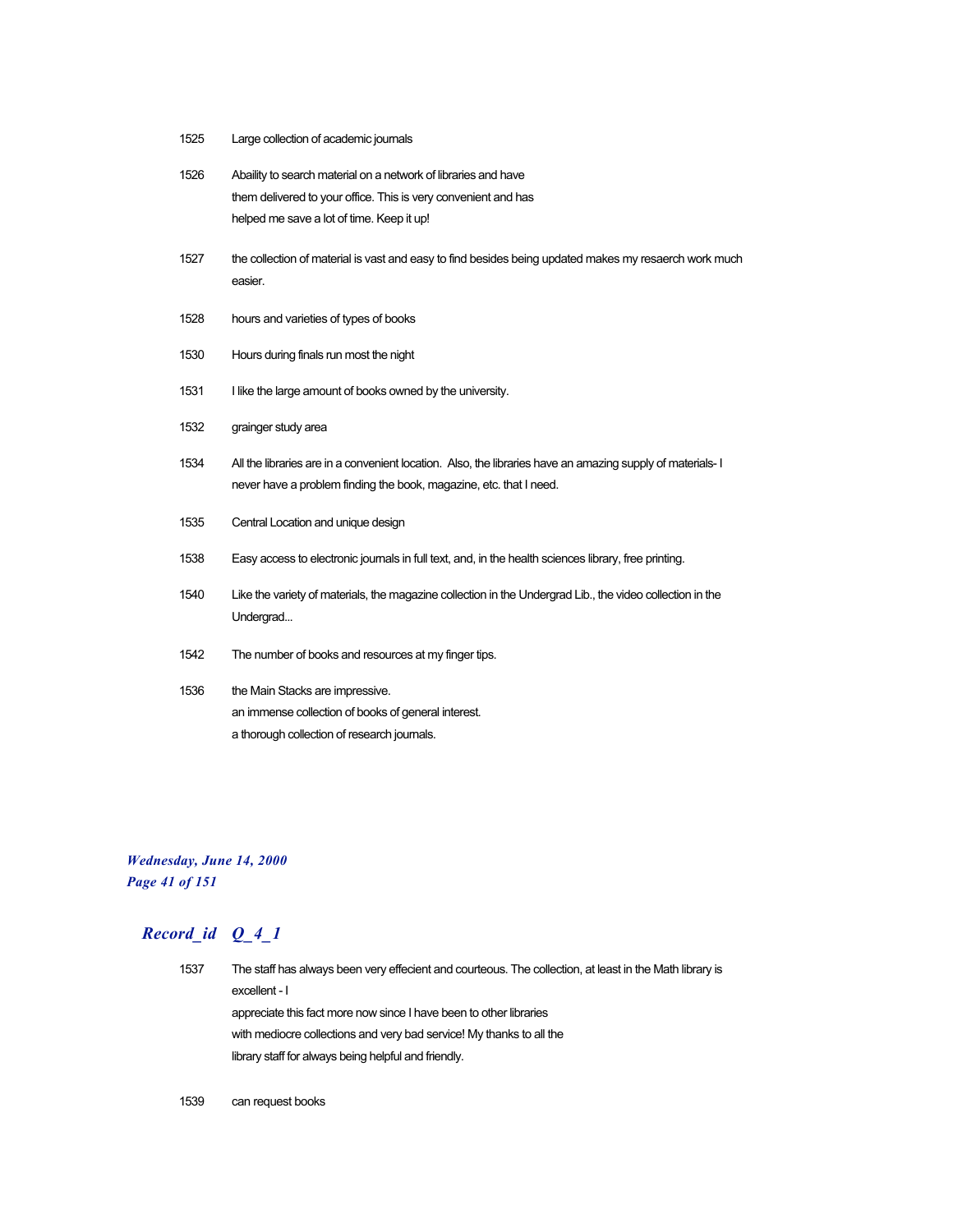1525 Large collection of academic journals

1526 Abaility to search material on a network of libraries and have them delivered to your office. This is very convenient and has helped me save a lot of time. Keep it up!

1527 the collection of material is vast and easy to find besides being updated makes my resaerch work much easier.

1528 hours and varieties of types of books

1530 Hours during finals run most the night

1531 I like the large amount of books owned by the university.

1532 grainger study area

1534 All the libraries are in a convenient location. Also, the libraries have an amazing supply of materials- I never have a problem finding the book, magazine, etc. that I need.

1535 Central Location and unique design

1538 Easy access to electronic journals in full text, and, in the health sciences library, free printing.

1540 Like the variety of materials, the magazine collection in the Undergrad Lib., the video collection in the Undergrad...

1542 The number of books and resources at my finger tips.

1536 the Main Stacks are impressive.
an immense collection of books of general interest.
a thorough collection of research journals.

## *Record_id Q_4_1*

1537 The staff has always been very effecient and courteous. The collection, at least in the Math library is excellent - I
appreciate this fact more now since I have been to other libraries
with mediocre collections and very bad service! My thanks to all the
library staff for always being helpful and friendly.

1539 can request books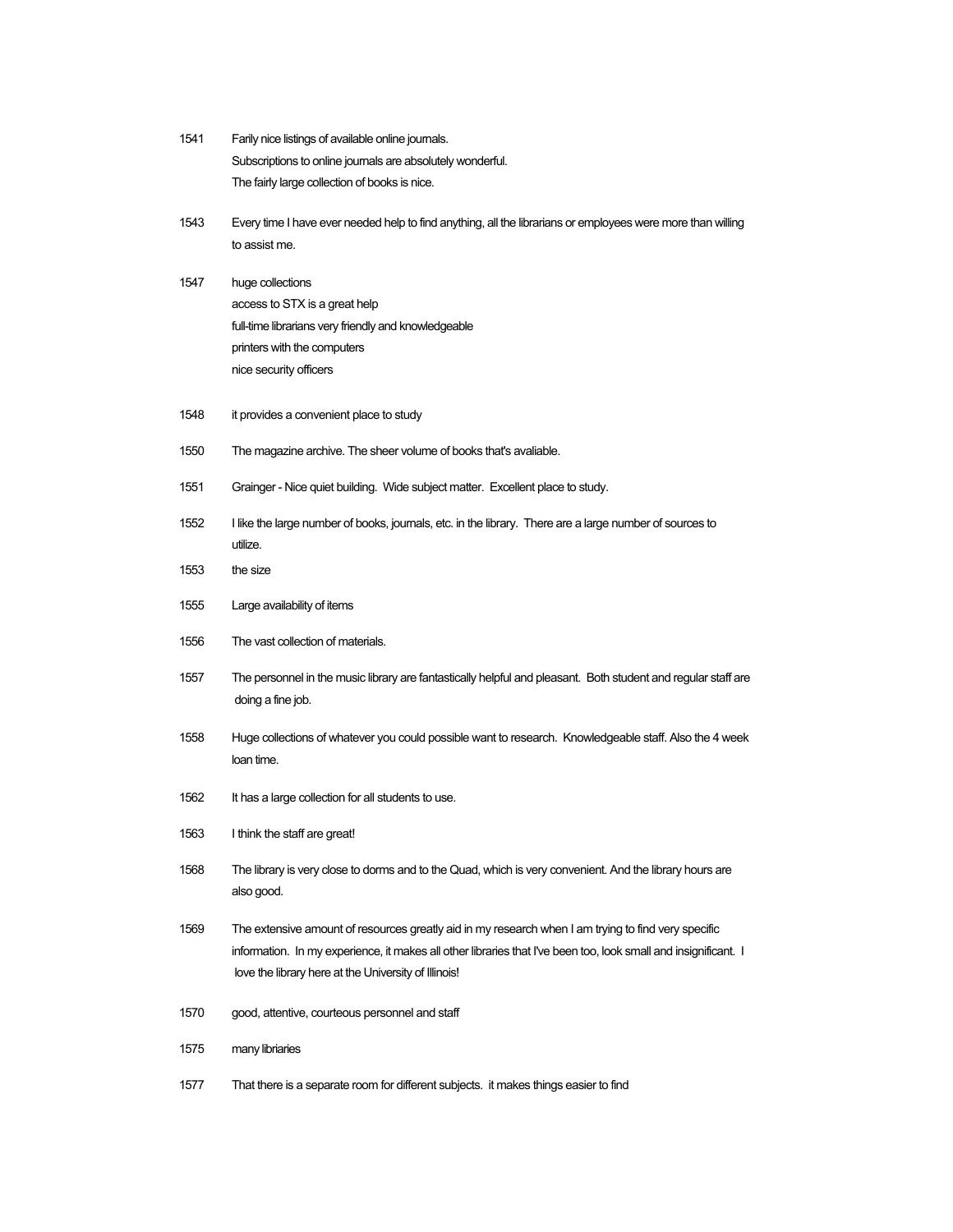1541 Farily nice listings of available online journals.
Subscriptions to online journals are absolutely wonderful.
The fairly large collection of books is nice.

1543 Every time I have ever needed help to find anything, all the librarians or employees were more than willing to assist me.

1547 huge collections
access to STX is a great help
full-time librarians very friendly and knowledgeable
printers with the computers
nice security officers

1548 it provides a convenient place to study

1550 The magazine archive. The sheer volume of books that's avaliable.

1551 Grainger - Nice quiet building. Wide subject matter. Excellent place to study.

1552 I like the large number of books, journals, etc. in the library. There are a large number of sources to utilize.

1553 the size

1555 Large availability of items

1556 The vast collection of materials.

1557 The personnel in the music library are fantastically helpful and pleasant. Both student and regular staff are doing a fine job.

1558 Huge collections of whatever you could possible want to research. Knowledgeable staff. Also the 4 week loan time.

1562 It has a large collection for all students to use.

1563 I think the staff are great!

1568 The library is very close to dorms and to the Quad, which is very convenient. And the library hours are also good.

1569 The extensive amount of resources greatly aid in my research when I am trying to find very specific information. In my experience, it makes all other libraries that I've been too, look small and insignificant. I love the library here at the University of Illinois!

1570 good, attentive, courteous personnel and staff

1575 many libriaries

1577 That there is a separate room for different subjects. it makes things easier to find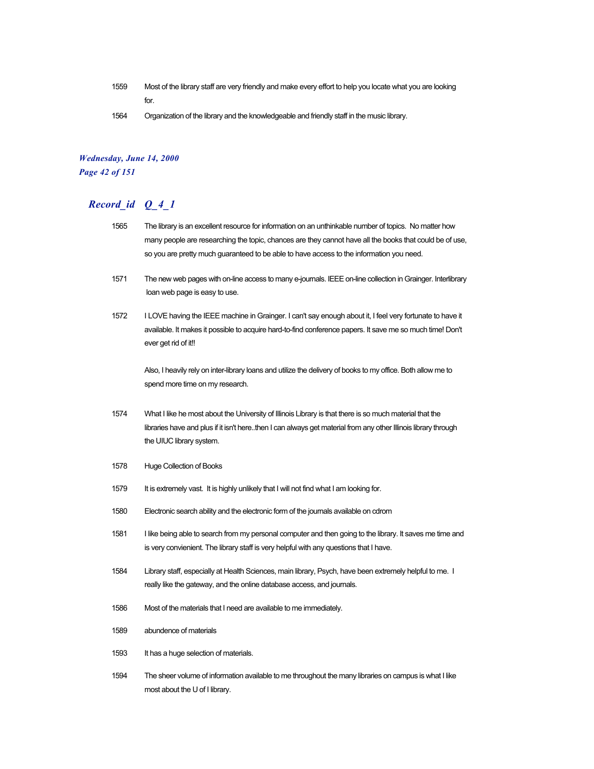1559 Most of the library staff are very friendly and make every effort to help you locate what you are looking for.

1564 Organization of the library and the knowledgeable and friendly staff in the music library.

## *Record_id Q_4_1*

1565 The library is an excellent resource for information on an unthinkable number of topics. No matter how many people are researching the topic, chances are they cannot have all the books that could be of use, so you are pretty much guaranteed to be able to have access to the information you need.

1571 The new web pages with on-line access to many e-journals. IEEE on-line collection in Grainger. Interlibrary loan web page is easy to use.

1572 I LOVE having the IEEE machine in Grainger. I can't say enough about it, I feel very fortunate to have it available. It makes it possible to acquire hard-to-find conference papers. It save me so much time! Don't ever get rid of it!!

Also, I heavily rely on inter-library loans and utilize the delivery of books to my office. Both allow me to spend more time on my research.

1574 What I like he most about the University of Illinois Library is that there is so much material that the libraries have and plus if it isn't here..then I can always get material from any other Illinois library through the UIUC library system.

1578 Huge Collection of Books

1579 It is extremely vast. It is highly unlikely that I will not find what I am looking for.

1580 Electronic search ability and the electronic form of the journals available on cdrom

1581 I like being able to search from my personal computer and then going to the library. It saves me time and is very convienient. The library staff is very helpful with any questions that I have.

1584 Library staff, especially at Health Sciences, main library, Psych, have been extremely helpful to me. I really like the gateway, and the online database access, and journals.

1586 Most of the materials that I need are available to me immediately.

1589 abundence of materials

1593 It has a huge selection of materials.

1594 The sheer volume of information available to me throughout the many libraries on campus is what I like most about the U of I library.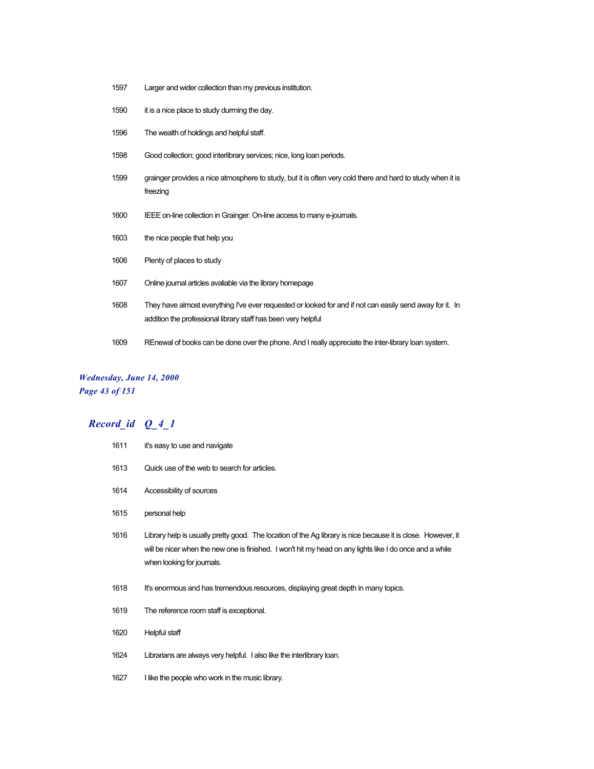| | |
|---|---|
| 1597 | Larger and wider collection than my previous institution. |
| 1590 | it is a nice place to study durrning the day. |
| 1596 | The wealth of holdings and helpful staff. |
| 1598 | Good collection; good interlibrary services; nice, long loan periods. |
| 1599 | grainger provides a nice atmosphere to study, but it is often very cold there and hard to study when it is freezing |
| 1600 | IEEE on-line collection in Grainger. On-line access to many e-journals. |
| 1603 | the nice people that help you |
| 1606 | Plenty of places to study |
| 1607 | Online journal articles avaliable via the library homepage |
| 1608 | They have almost everything I've ever requested or looked for and if not can easily send away for it. In addition the professional library staff has been very helpful |
| 1609 | REnewal of books can be done over the phone. And I really appreciate the inter-library loan system. |

## *Record_id Q_4_1*

| | |
|---|---|
| 1611 | it's easy to use and navigate |
| 1613 | Quick use of the web to search for articles. |
| 1614 | Accessibility of sources |
| 1615 | personal help |
| 1616 | Library help is usually pretty good. The location of the Ag library is nice because it is close. However, it will be nicer when the new one is finished. I won't hit my head on any lights like I do once and a while when looking for journals. |
| 1618 | It's enormous and has tremendous resources, displaying great depth in many topics. |
| 1619 | The reference room staff is exceptional. |
| 1620 | Helpful staff |
| 1624 | Librarians are always very helpful. I also like the interlibrary loan. |
| 1627 | I like the people who work in the music library. |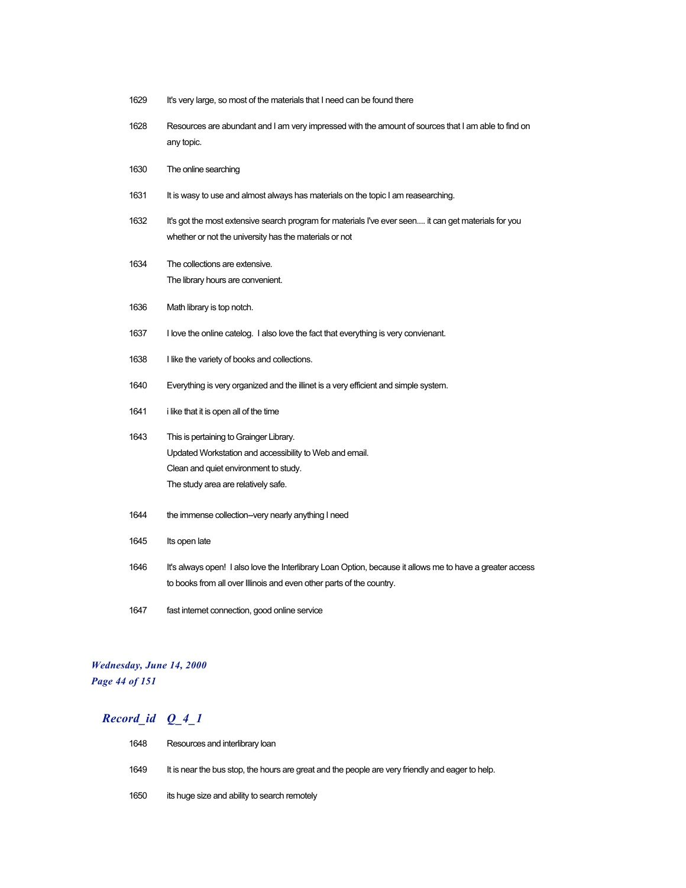| | |
|---|---|
| 1629 | It's very large, so most of the materials that I need can be found there |
| 1628 | Resources are abundant and I am very impressed with the amount of sources that I am able to find on any topic. |
| 1630 | The online searching |
| 1631 | It is wasy to use and almost always has materials on the topic I am reasearching. |
| 1632 | It's got the most extensive search program for materials I've ever seen.... it can get materials for you whether or not the university has the materials or not |
| 1634 | The collections are extensive.<br>The library hours are convenient. |
| 1636 | Math library is top notch. |
| 1637 | I love the online catelog. I also love the fact that everything is very convienant. |
| 1638 | I like the variety of books and collections. |
| 1640 | Everything is very organized and the illinet is a very efficient and simple system. |
| 1641 | i like that it is open all of the time |
| 1643 | This is pertaining to Grainger Library.<br>Updated Workstation and accessibility to Web and email.<br>Clean and quiet environment to study.<br>The study area are relatively safe. |
| 1644 | the immense collection--very nearly anything I need |
| 1645 | Its open late |
| 1646 | It's always open! I also love the Interlibrary Loan Option, because it allows me to have a greater access to books from all over Illinois and even other parts of the country. |
| 1647 | fast internet connection, good online service |

***Wednesday, June 14, 2000***

## *Record_id Q_4_1*

| | |
|---|---|
| 1648 | Resources and interlibrary loan |
| 1649 | It is near the bus stop, the hours are great and the people are very friendly and eager to help. |
| 1650 | its huge size and ability to search remotely |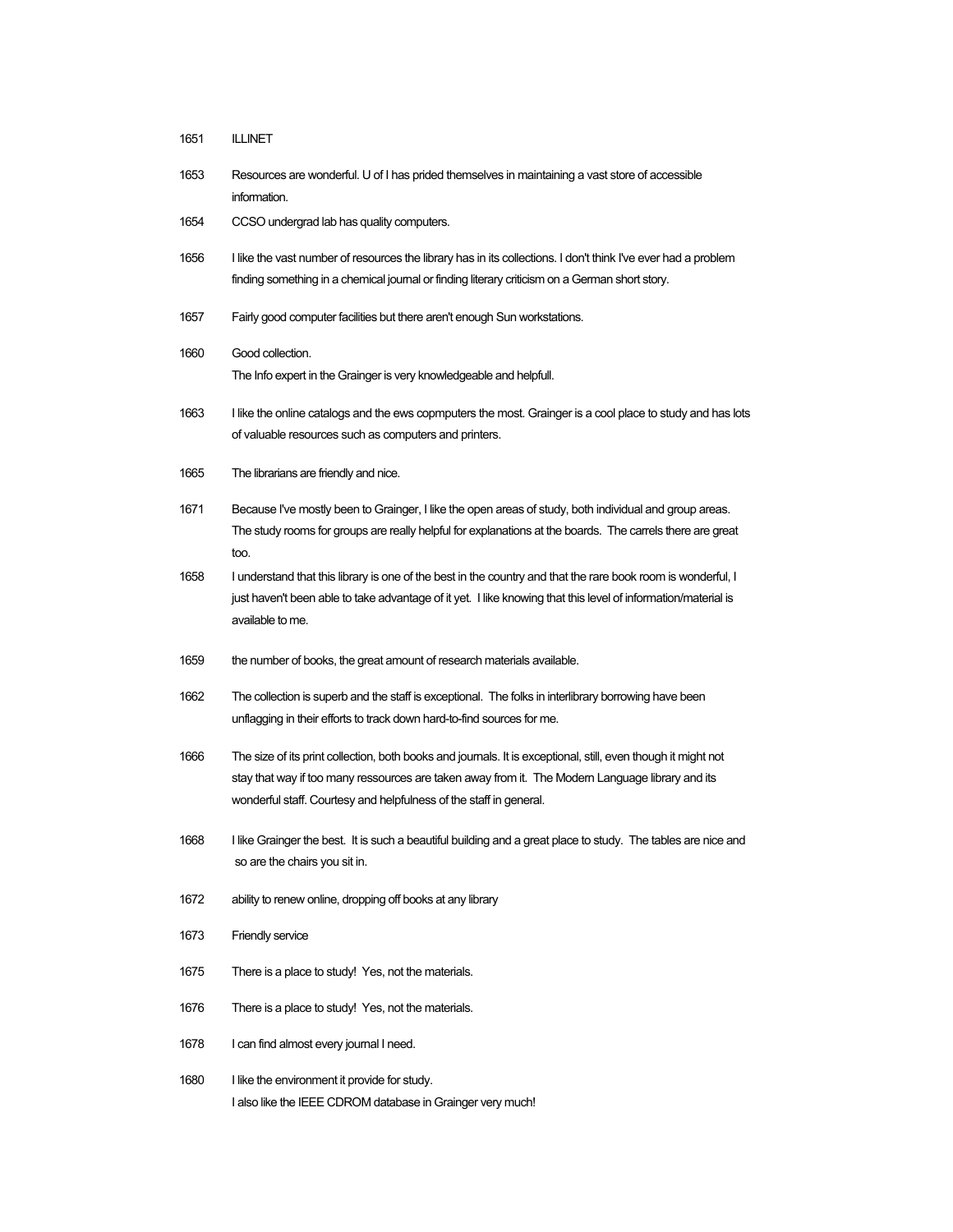1651 ILLINET

1653 Resources are wonderful. U of I has prided themselves in maintaining a vast store of accessible information.

1654 CCSO undergrad lab has quality computers.

1656 I like the vast number of resources the library has in its collections. I don't think I've ever had a problem finding something in a chemical journal or finding literary criticism on a German short story.

1657 Fairly good computer facilities but there aren't enough Sun workstations.

1660 Good collection.
The Info expert in the Grainger is very knowledgeable and helpfull.

1663 I like the online catalogs and the ews copmputers the most. Grainger is a cool place to study and has lots of valuable resources such as computers and printers.

1665 The librarians are friendly and nice.

1671 Because I've mostly been to Grainger, I like the open areas of study, both individual and group areas. The study rooms for groups are really helpful for explanations at the boards. The carrels there are great too.

1658 I understand that this library is one of the best in the country and that the rare book room is wonderful, I just haven't been able to take advantage of it yet. I like knowing that this level of information/material is available to me.

1659 the number of books, the great amount of research materials available.

1662 The collection is superb and the staff is exceptional. The folks in interlibrary borrowing have been unflagging in their efforts to track down hard-to-find sources for me.

1666 The size of its print collection, both books and journals. It is exceptional, still, even though it might not stay that way if too many ressources are taken away from it. The Modern Language library and its wonderful staff. Courtesy and helpfulness of the staff in general.

1668 I like Grainger the best. It is such a beautiful building and a great place to study. The tables are nice and so are the chairs you sit in.

1672 ability to renew online, dropping off books at any library

1673 Friendly service

1675 There is a place to study! Yes, not the materials.

1676 There is a place to study! Yes, not the materials.

1678 I can find almost every journal I need.

1680 I like the environment it provide for study.
I also like the IEEE CDROM database in Grainger very much!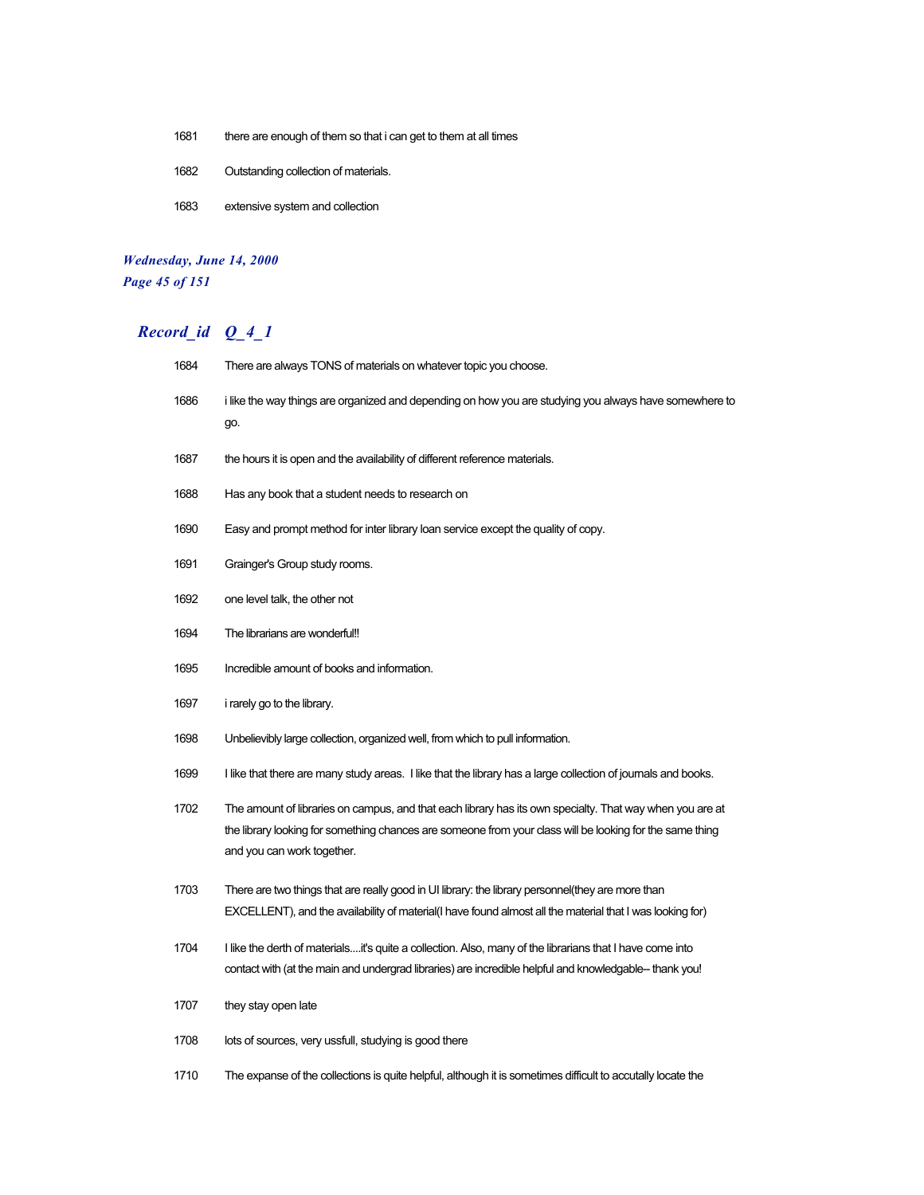1681 there are enough of them so that i can get to them at all times

1682 Outstanding collection of materials.

1683 extensive system and collection

## Record_id Q_4_1

1684 There are always TONS of materials on whatever topic you choose.

1686 i like the way things are organized and depending on how you are studying you always have somewhere to go.

1687 the hours it is open and the availability of different reference materials.

1688 Has any book that a student needs to research on

1690 Easy and prompt method for inter library loan service except the quality of copy.

1691 Grainger's Group study rooms.

1692 one level talk, the other not

1694 The librarians are wonderful!!

1695 Incredible amount of books and information.

1697 i rarely go to the library.

1698 Unbelievibly large collection, organized well, from which to pull information.

1699 I like that there are many study areas. I like that the library has a large collection of journals and books.

1702 The amount of libraries on campus, and that each library has its own specialty. That way when you are at the library looking for something chances are someone from your class will be looking for the same thing and you can work together.

1703 There are two things that are really good in UI library: the library personnel(they are more than EXCELLENT), and the availability of material(I have found almost all the material that I was looking for)

1704 I like the derth of materials....it's quite a collection. Also, many of the librarians that I have come into contact with (at the main and undergrad libraries) are incredible helpful and knowledgable-- thank you!

1707 they stay open late

1708 lots of sources, very ussfull, studying is good there

1710 The expanse of the collections is quite helpful, although it is sometimes difficult to accutally locate the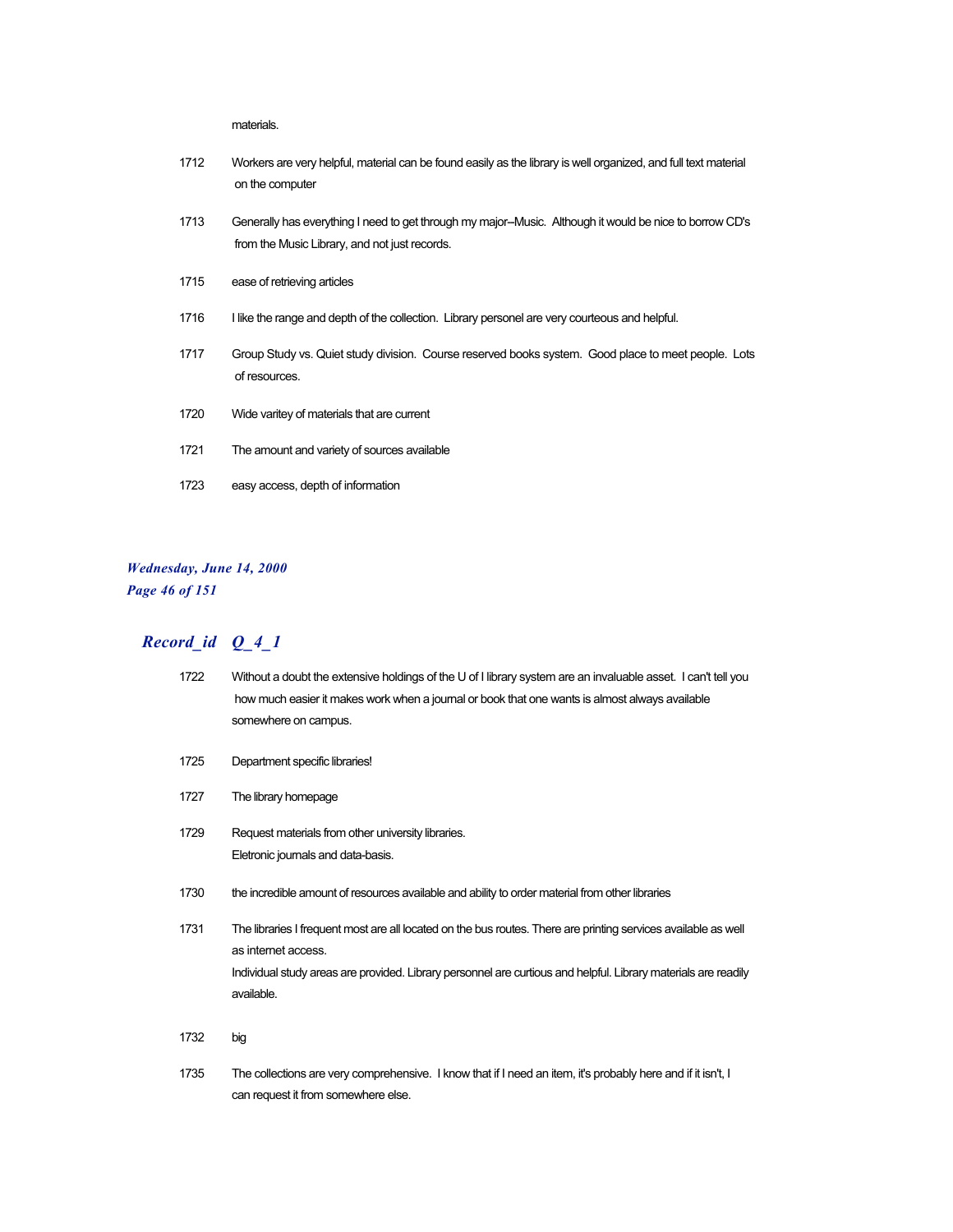materials.

1712 Workers are very helpful, material can be found easily as the library is well organized, and full text material on the computer

1713 Generally has everything I need to get through my major--Music. Although it would be nice to borrow CD's from the Music Library, and not just records.

1715 ease of retrieving articles

1716 I like the range and depth of the collection. Library personel are very courteous and helpful.

1717 Group Study vs. Quiet study division. Course reserved books system. Good place to meet people. Lots of resources.

1720 Wide varitey of materials that are current

1721 The amount and variety of sources available

1723 easy access, depth of information

## *Record_id Q_4_1*

1722 Without a doubt the extensive holdings of the U of I library system are an invaluable asset. I can't tell you how much easier it makes work when a journal or book that one wants is almost always available somewhere on campus.

1725 Department specific libraries!

1727 The library homepage

1729 Request materials from other university libraries.
Eletronic journals and data-basis.

1730 the incredible amount of resources available and ability to order material from other libraries

1731 The libraries I frequent most are all located on the bus routes. There are printing services available as well as internet access.
Individual study areas are provided. Library personnel are curtious and helpful. Library materials are readily available.

1732 big

1735 The collections are very comprehensive. I know that if I need an item, it's probably here and if it isn't, I can request it from somewhere else.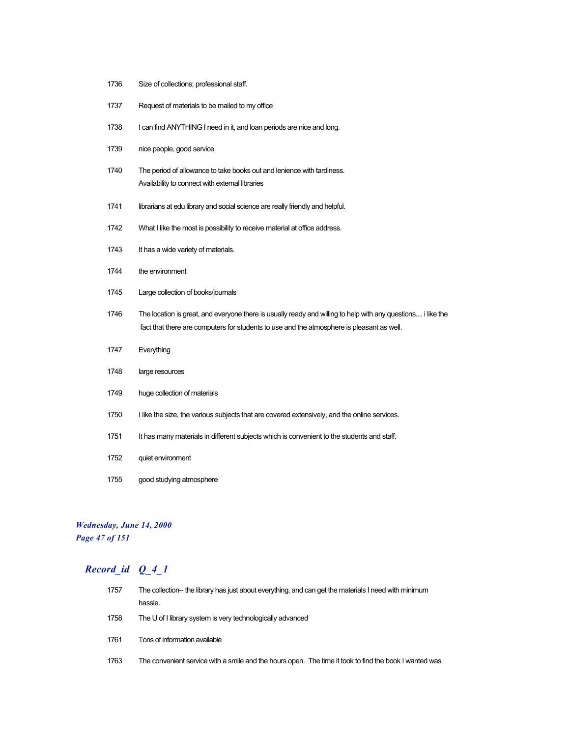| | |
|---|---|
| 1736 | Size of collections; professional staff. |
| 1737 | Request of materials to be mailed to my office |
| 1738 | I can find ANYTHING I need in it, and loan periods are nice and long. |
| 1739 | nice people, good service |
| 1740 | The period of allowance to take books out and lenience with tardiness. Availability to connect with external libraries |
| 1741 | librarians at edu library and social science are really friendly and helpful. |
| 1742 | What I like the most is possibility to receive material at office address. |
| 1743 | It has a wide variety of materials. |
| 1744 | the environment |
| 1745 | Large collection of books/journals |
| 1746 | The location is great, and everyone there is usually ready and willing to help with any questions.... i like the fact that there are computers for students to use and the atmosphere is pleasant as well. |
| 1747 | Everything |
| 1748 | large resources |
| 1749 | huge collection of materials |
| 1750 | I like the size, the various subjects that are covered extensively, and the online services. |
| 1751 | It has many materials in different subjects which is convenient to the students and staff. |
| 1752 | quiet environment |
| 1755 | good studying atmosphere |

## *Record_id Q_4_1*

| | |
|---|---|
| 1757 | The collection-- the library has just about everything, and can get the materials I need with minimum hassle. |
| 1758 | The U of I library system is very technologically advanced |
| 1761 | Tons of information available |
| 1763 | The convenient service with a smile and the hours open. The time it took to find the book I wanted was |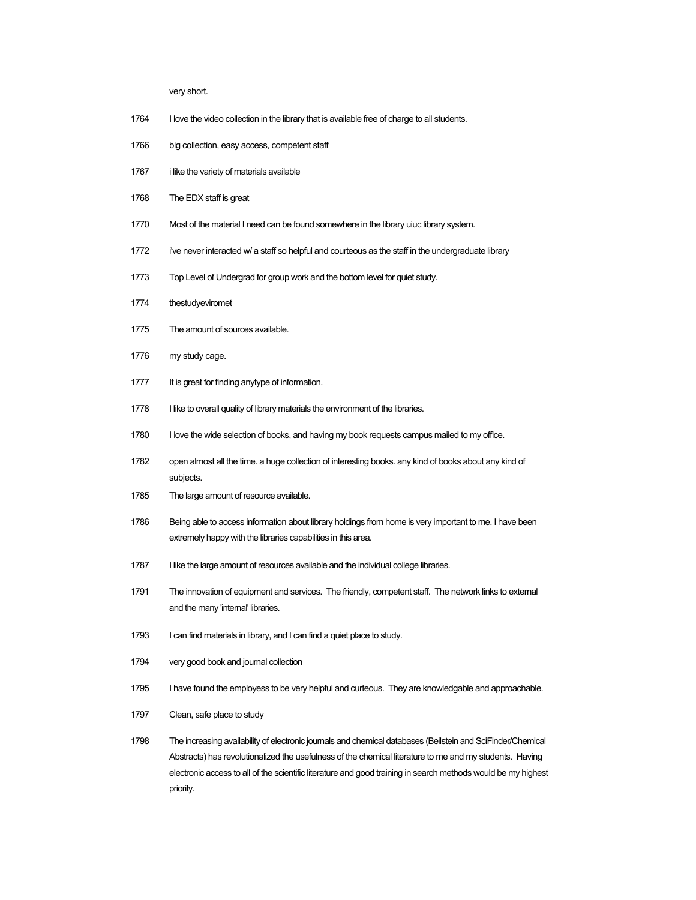very short.

1764 I love the video collection in the library that is available free of charge to all students.

1766 big collection, easy access, competent staff

1767 i like the variety of materials available

1768 The EDX staff is great

1770 Most of the material I need can be found somewhere in the library uiuc library system.

1772 i've never interacted w/ a staff so helpful and courteous as the staff in the undergraduate library

1773 Top Level of Undergrad for group work and the bottom level for quiet study.

1774 thestudyeviromet

1775 The amount of sources available.

1776 my study cage.

1777 It is great for finding anytype of information.

1778 I like to overall quality of library materials the environment of the libraries.

1780 I love the wide selection of books, and having my book requests campus mailed to my office.

1782 open almost all the time. a huge collection of interesting books. any kind of books about any kind of subjects.

1785 The large amount of resource available.

1786 Being able to access information about library holdings from home is very important to me. I have been extremely happy with the libraries capabilities in this area.

1787 I like the large amount of resources available and the individual college libraries.

1791 The innovation of equipment and services. The friendly, competent staff. The network links to external and the many 'internal' libraries.

1793 I can find materials in library, and I can find a quiet place to study.

1794 very good book and journal collection

1795 I have found the employess to be very helpful and curteous. They are knowledgable and approachable.

1797 Clean, safe place to study

1798 The increasing availability of electronic journals and chemical databases (Beilstein and SciFinder/Chemical Abstracts) has revolutionalized the usefulness of the chemical literature to me and my students. Having electronic access to all of the scientific literature and good training in search methods would be my highest priority.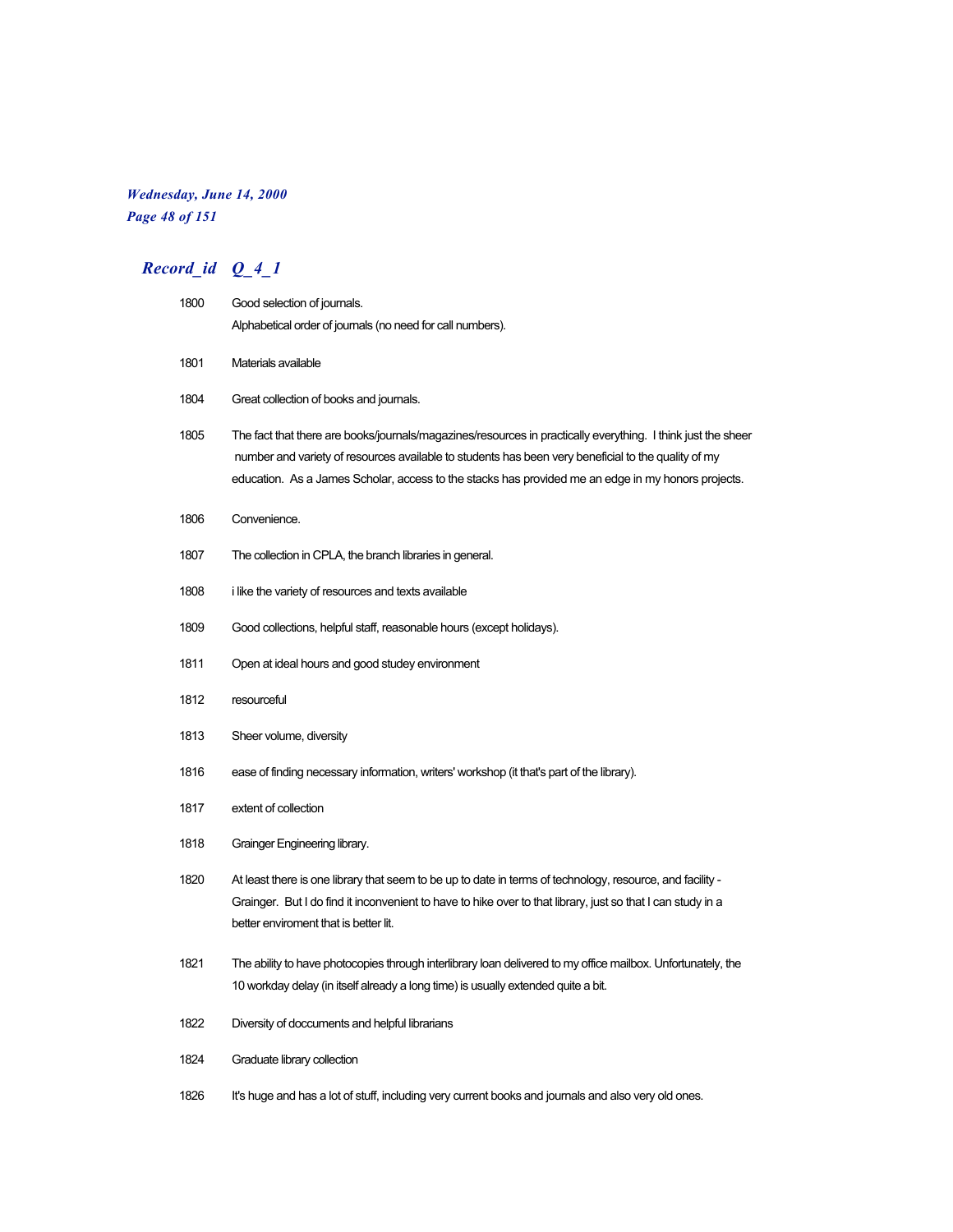## Record_id Q_4_1

| Record_id | Q_4_1 |
| --- | --- |
| 1800 | Good selection of journals. Alphabetical order of journals (no need for call numbers). |
| 1801 | Materials available |
| 1804 | Great collection of books and journals. |
| 1805 | The fact that there are books/journals/magazines/resources in practically everything. I think just the sheer number and variety of resources available to students has been very beneficial to the quality of my education. As a James Scholar, access to the stacks has provided me an edge in my honors projects. |
| 1806 | Convenience. |
| 1807 | The collection in CPLA, the branch libraries in general. |
| 1808 | i like the variety of resources and texts available |
| 1809 | Good collections, helpful staff, reasonable hours (except holidays). |
| 1811 | Open at ideal hours and good studey environment |
| 1812 | resourceful |
| 1813 | Sheer volume, diversity |
| 1816 | ease of finding necessary information, writers' workshop (it that's part of the library). |
| 1817 | extent of collection |
| 1818 | Grainger Engineering library. |
| 1820 | At least there is one library that seem to be up to date in terms of technology, resource, and facility - Grainger. But I do find it inconvenient to have to hike over to that library, just so that I can study in a better enviroment that is better lit. |
| 1821 | The ability to have photocopies through interlibrary loan delivered to my office mailbox. Unfortunately, the 10 workday delay (in itself already a long time) is usually extended quite a bit. |
| 1822 | Diversity of doccuments and helpful librarians |
| 1824 | Graduate library collection |
| 1826 | It's huge and has a lot of stuff, including very current books and journals and also very old ones. |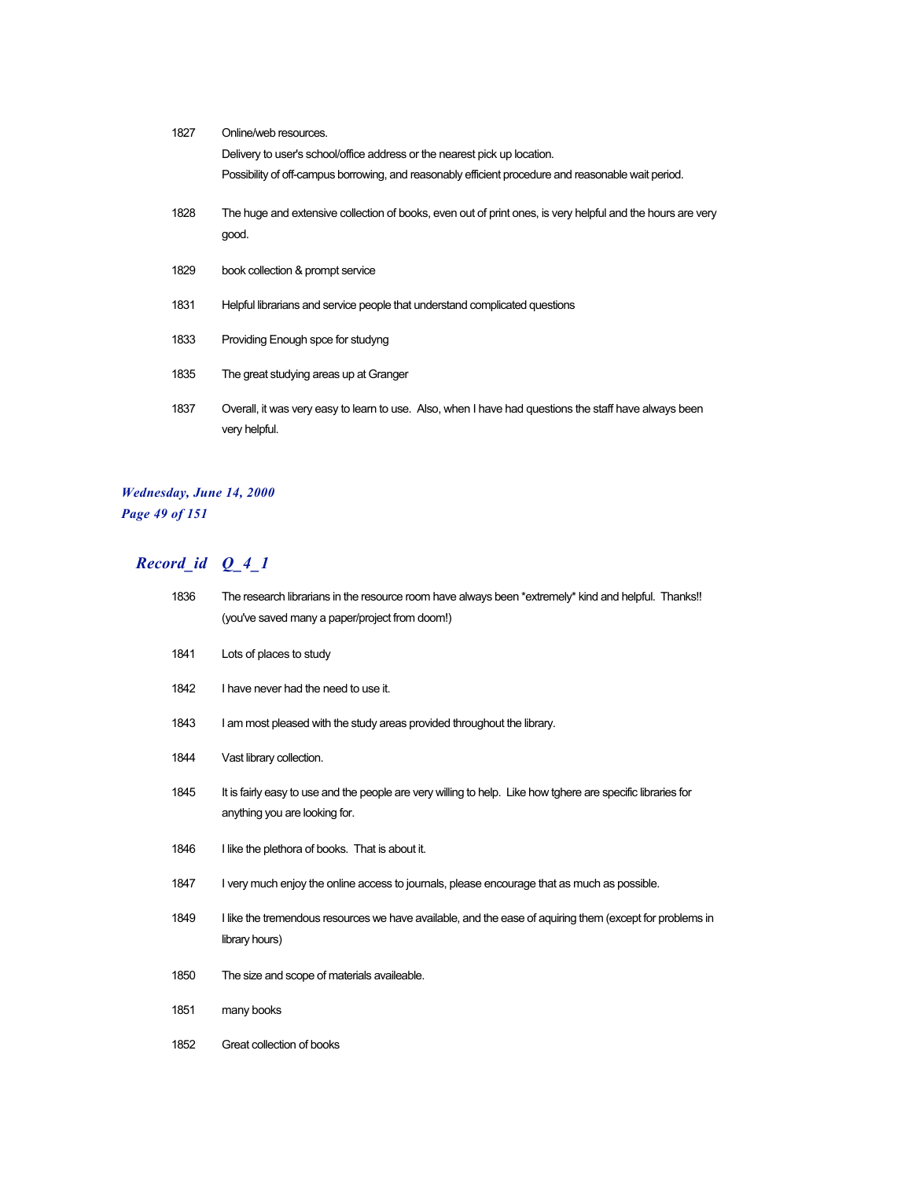| | |
|---|---|
| 1827 | Online/web resources.<br>Delivery to user's school/office address or the nearest pick up location.<br>Possibility of off-campus borrowing, and reasonably efficient procedure and reasonable wait period. |
| 1828 | The huge and extensive collection of books, even out of print ones, is very helpful and the hours are very good. |
| 1829 | book collection & prompt service |
| 1831 | Helpful librarians and service people that understand complicated questions |
| 1833 | Providing Enough spce for studyng |
| 1835 | The great studying areas up at Granger |
| 1837 | Overall, it was very easy to learn to use.  Also, when I have had questions the staff have always been very helpful. |

## Record_id Q_4_1

| | |
|---|---|
| 1836 | The research librarians in the resource room have always been *extremely* kind and helpful.  Thanks!! (you've saved many a paper/project from doom!) |
| 1841 | Lots of places to study |
| 1842 | I have never had the need to use it. |
| 1843 | I am most pleased with the study areas provided throughout the library. |
| 1844 | Vast library collection. |
| 1845 | It is fairly easy to use and the people are very willing to help.  Like how tghere are specific libraries for anything you are looking for. |
| 1846 | I like the plethora of books.  That is about it. |
| 1847 | I very much enjoy the online access to journals, please encourage that as much as possible. |
| 1849 | I like the tremendous resources we have available, and the ease of aquiring them (except for problems in library hours) |
| 1850 | The size and scope of materials availeable. |
| 1851 | many books |
| 1852 | Great collection of books |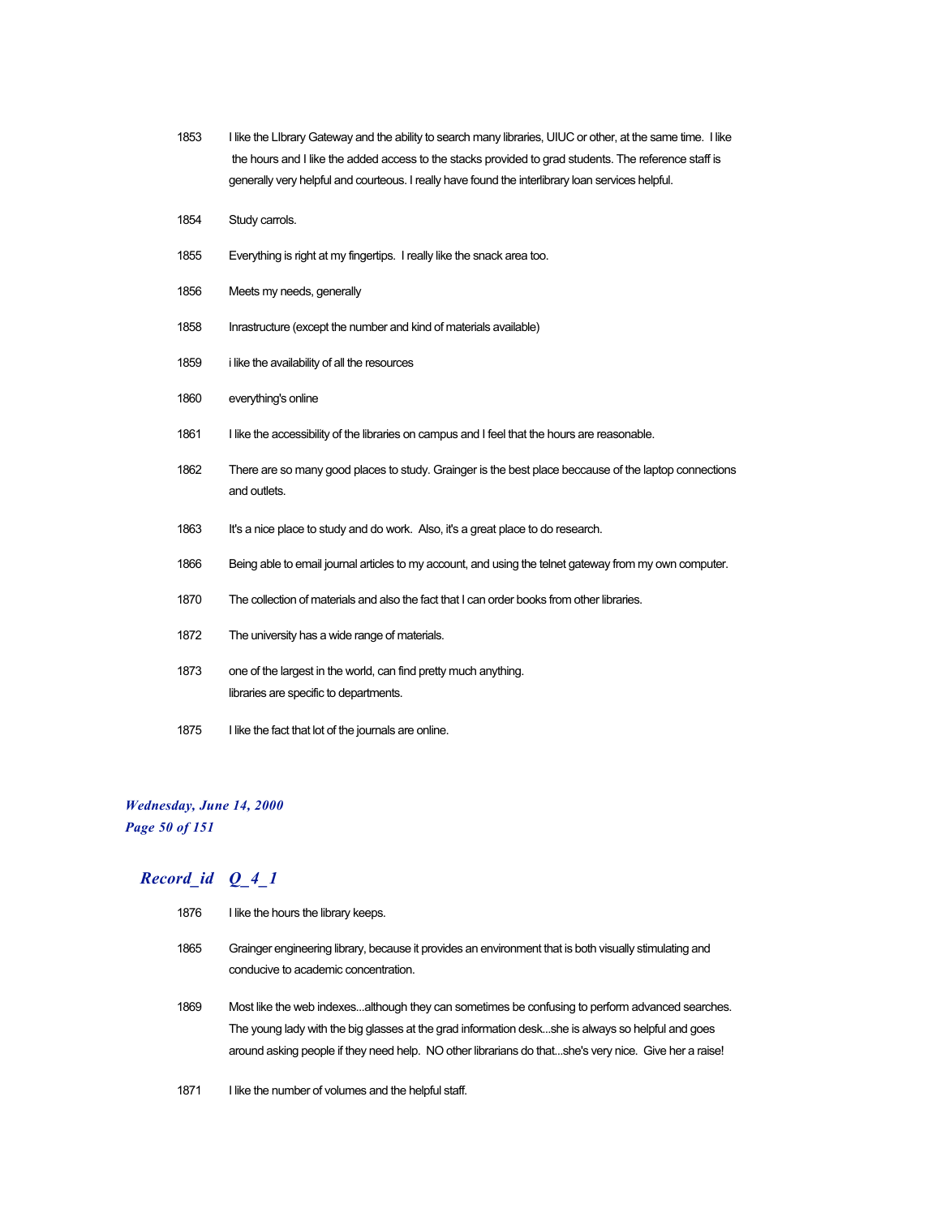| | |
|---|---|
| 1853 | I like the LIbrary Gateway and the ability to search many libraries, UIUC or other, at the same time. I like the hours and I like the added access to the stacks provided to grad students. The reference staff is generally very helpful and courteous. I really have found the interlibrary loan services helpful. |
| 1854 | Study carrols. |
| 1855 | Everything is right at my fingertips. I really like the snack area too. |
| 1856 | Meets my needs, generally |
| 1858 | Inrastructure (except the number and kind of materials available) |
| 1859 | i like the availability of all the resources |
| 1860 | everything's online |
| 1861 | I like the accessibility of the libraries on campus and I feel that the hours are reasonable. |
| 1862 | There are so many good places to study. Grainger is the best place beccause of the laptop connections and outlets. |
| 1863 | It's a nice place to study and do work. Also, it's a great place to do research. |
| 1866 | Being able to email journal articles to my account, and using the telnet gateway from my own computer. |
| 1870 | The collection of materials and also the fact that I can order books from other libraries. |
| 1872 | The university has a wide range of materials. |
| 1873 | one of the largest in the world, can find pretty much anything.<br>libraries are specific to departments. |
| 1875 | I like the fact that lot of the journals are online. |

***Record_id Q_4_1***

| | |
|---|---|
| 1876 | I like the hours the library keeps. |
| 1865 | Grainger engineering library, because it provides an environment that is both visually stimulating and conducive to academic concentration. |
| 1869 | Most like the web indexes...although they can sometimes be confusing to perform advanced searches. The young lady with the big glasses at the grad information desk...she is always so helpful and goes around asking people if they need help. NO other librarians do that...she's very nice. Give her a raise! |
| 1871 | I like the number of volumes and the helpful staff. |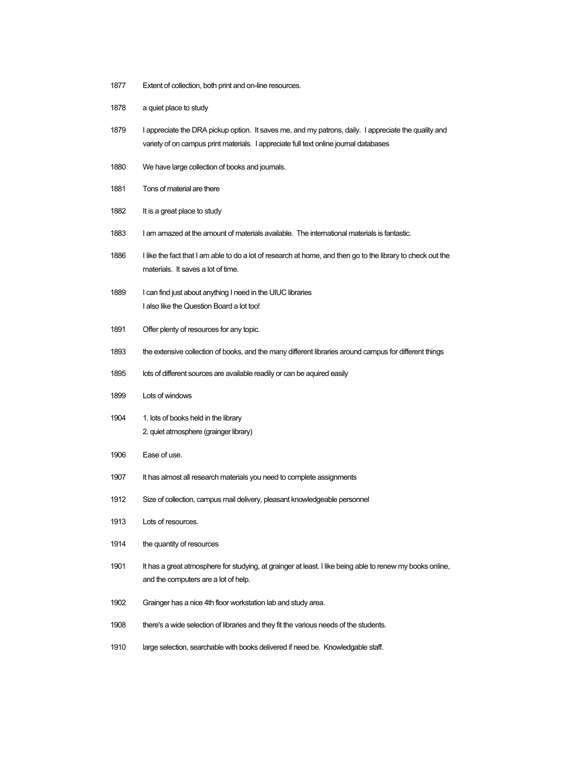1877 Extent of collection, both print and on-line resources.

1878 a quiet place to study

1879 I appreciate the DRA pickup option. It saves me, and my patrons, daily. I appreciate the quality and variety of on campus print materials. I appreciate full text online journal databases

1880 We have large collection of books and journals.

1881 Tons of material are there

1882 It is a great place to study

1883 I am amazed at the amount of materials available. The international materials is fantastic.

1886 I like the fact that I am able to do a lot of research at home, and then go to the library to check out the materials. It saves a lot of time.

1889 I can find just about anything I need in the UIUC libraries
I also like the Question Board a lot too!

1891 Offer plenty of resources for any topic.

1893 the extensive collection of books, and the many different libraries around campus for different things

1895 lots of different sources are available readily or can be aquired easily

1899 Lots of windows

1904 1. lots of books held in the library
2. quiet atmosphere (grainger library)

1906 Ease of use.

1907 It has almost all research materials you need to complete assignments

1912 Size of collection, campus mail delivery, pleasant knowledgeable personnel

1913 Lots of resources.

1914 the quantity of resources

1901 It has a great atmosphere for studying, at grainger at least. I like being able to renew my books online, and the computers are a lot of help.

1902 Grainger has a nice 4th floor workstation lab and study area.

1908 there's a wide selection of libraries and they fit the various needs of the students.

1910 large selection, searchable with books delivered if need be. Knowledgable staff.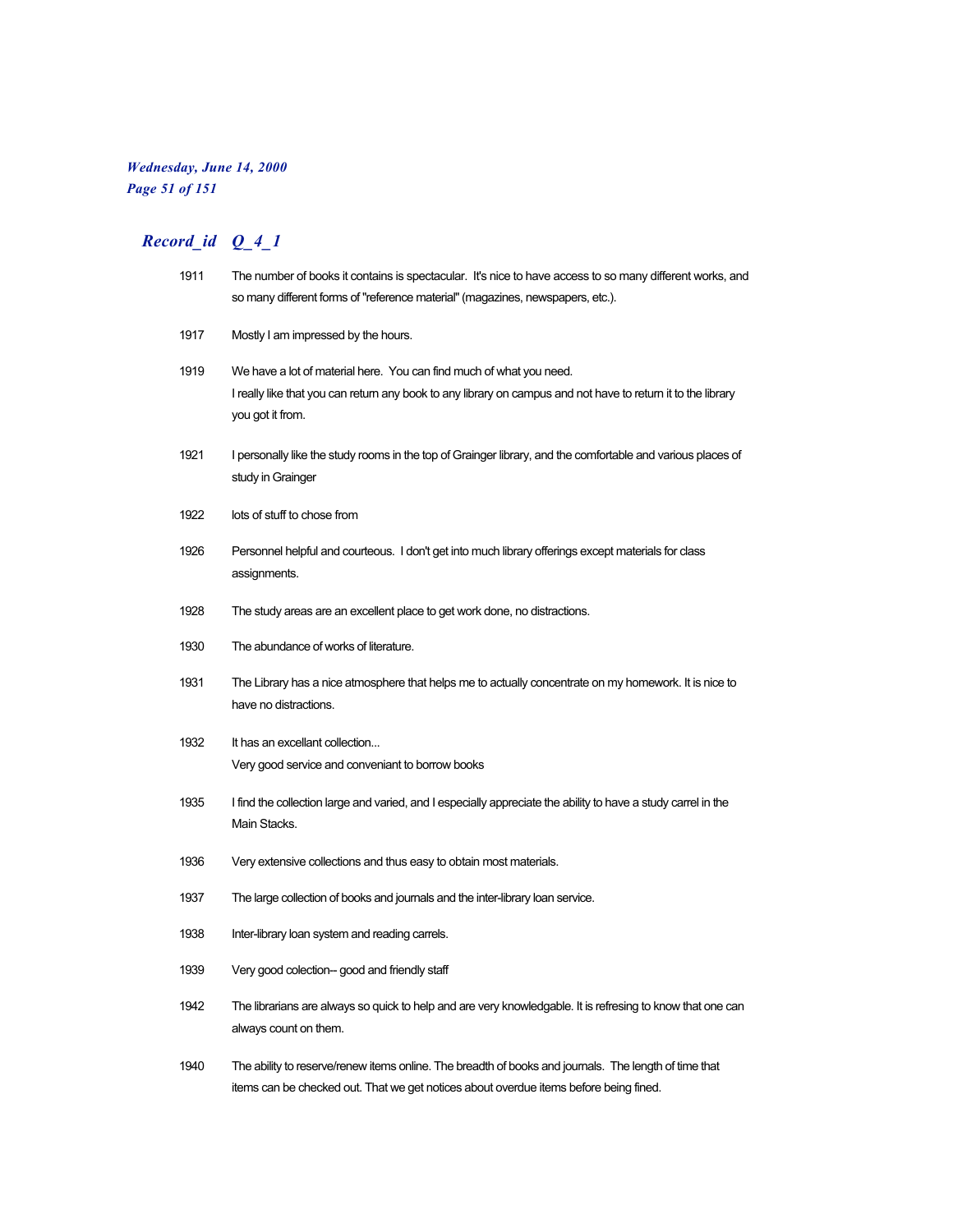## *Record_id Q_4_1*

| | |
|---|---|
| 1911 | The number of books it contains is spectacular. It's nice to have access to so many different works, and so many different forms of "reference material" (magazines, newspapers, etc.). |
| 1917 | Mostly I am impressed by the hours. |
| 1919 | We have a lot of material here. You can find much of what you need.<br>I really like that you can return any book to any library on campus and not have to return it to the library you got it from. |
| 1921 | I personally like the study rooms in the top of Grainger library, and the comfortable and various places of study in Grainger |
| 1922 | lots of stuff to chose from |
| 1926 | Personnel helpful and courteous. I don't get into much library offerings except materials for class assignments. |
| 1928 | The study areas are an excellent place to get work done, no distractions. |
| 1930 | The abundance of works of literature. |
| 1931 | The Library has a nice atmosphere that helps me to actually concentrate on my homework. It is nice to have no distractions. |
| 1932 | It has an excellant collection...<br>Very good service and conveniant to borrow books |
| 1935 | I find the collection large and varied, and I especially appreciate the ability to have a study carrel in the Main Stacks. |
| 1936 | Very extensive collections and thus easy to obtain most materials. |
| 1937 | The large collection of books and journals and the inter-library loan service. |
| 1938 | Inter-library loan system and reading carrels. |
| 1939 | Very good colection-- good and friendly staff |
| 1942 | The librarians are always so quick to help and are very knowledgable. It is refresing to know that one can always count on them. |
| 1940 | The ability to reserve/renew items online. The breadth of books and journals. The length of time that items can be checked out. That we get notices about overdue items before being fined. |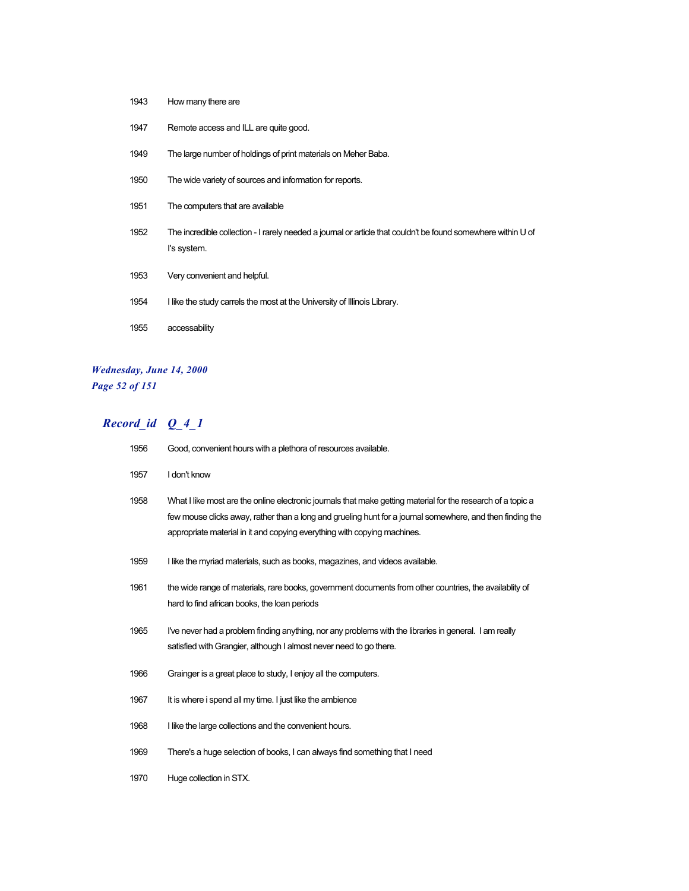| | |
|---|---|
| 1943 | How many there are |
| 1947 | Remote access and ILL are quite good. |
| 1949 | The large number of holdings of print materials on Meher Baba. |
| 1950 | The wide variety of sources and information for reports. |
| 1951 | The computers that are available |
| 1952 | The incredible collection - I rarely needed a journal or article that couldn't be found somewhere within U of I's system. |
| 1953 | Very convenient and helpful. |
| 1954 | I like the study carrels the most at the University of Illinois Library. |
| 1955 | accessability |

## Record_id Q_4_1

| | |
|---|---|
| 1956 | Good, convenient hours with a plethora of resources available. |
| 1957 | I don't know |
| 1958 | What I like most are the online electronic journals that make getting material for the research of a topic a few mouse clicks away, rather than a long and grueling hunt for a journal somewhere, and then finding the appropriate material in it and copying everything with copying machines. |
| 1959 | I like the myriad materials, such as books, magazines, and videos available. |
| 1961 | the wide range of materials, rare books, government documents from other countries, the availablity of hard to find african books, the loan periods |
| 1965 | I've never had a problem finding anything, nor any problems with the libraries in general. I am really satisfied with Grangier, although I almost never need to go there. |
| 1966 | Grainger is a great place to study, I enjoy all the computers. |
| 1967 | It is where i spend all my time. I just like the ambience |
| 1968 | I like the large collections and the convenient hours. |
| 1969 | There's a huge selection of books, I can always find something that I need |
| 1970 | Huge collection in STX. |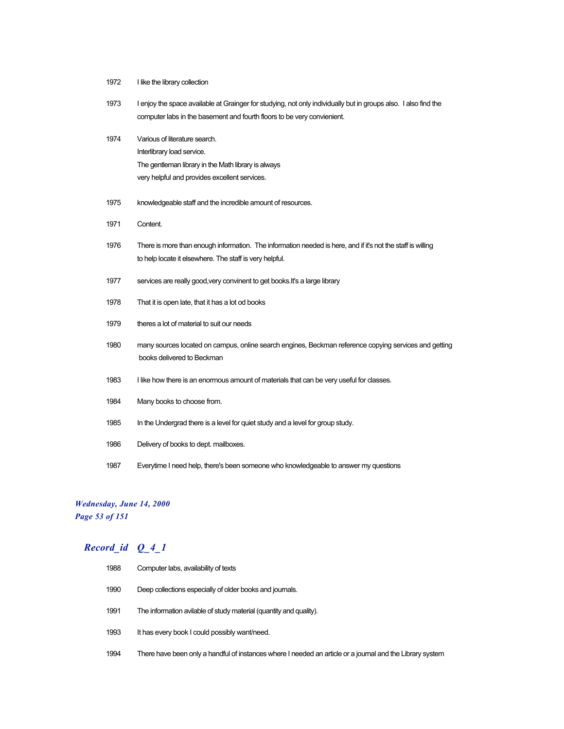| | |
|---|---|
| 1972 | I like the library collection |
| 1973 | I enjoy the space available at Grainger for studying, not only individually but in groups also.  I also find the computer labs in the basement and fourth floors to be very convienient. |
| 1974 | Various of literature search.<br>Interlibrary load service.<br>The gentleman library in the Math library is always<br>very helpful and provides excellent services. |
| 1975 | knowledgeable staff and the incredible amount of resources. |
| 1971 | Content. |
| 1976 | There is more than enough information.  The information needed is here, and if it's not the staff is willing to help locate it elsewhere. The staff is very helpful. |
| 1977 | services are really good,very convinent to get books.It's a large library |
| 1978 | That it is open late, that it has a lot od books |
| 1979 | theres a lot of material to suit our needs |
| 1980 | many sources located on campus, online search engines, Beckman reference copying services and getting books delivered to Beckman |
| 1983 | I like how there is an enormous amount of materials that can be very useful for classes. |
| 1984 | Many books to choose from. |
| 1985 | In the Undergrad there is a level for quiet study and a level for group study. |
| 1986 | Delivery of books to dept. mailboxes. |
| 1987 | Everytime I need help, there's been someone who knowledgeable to answer my questions |

*Wednesday, June 14, 2000*

## *Record_id Q_4_1*

| | |
|---|---|
| 1988 | Computer labs, availability of texts |
| 1990 | Deep collections especially of older books and journals. |
| 1991 | The information avilable of study material (quantity and quality). |
| 1993 | It has every book I could possibly want/need. |
| 1994 | There have been only a handful of instances where I needed an article or a journal and the Library system |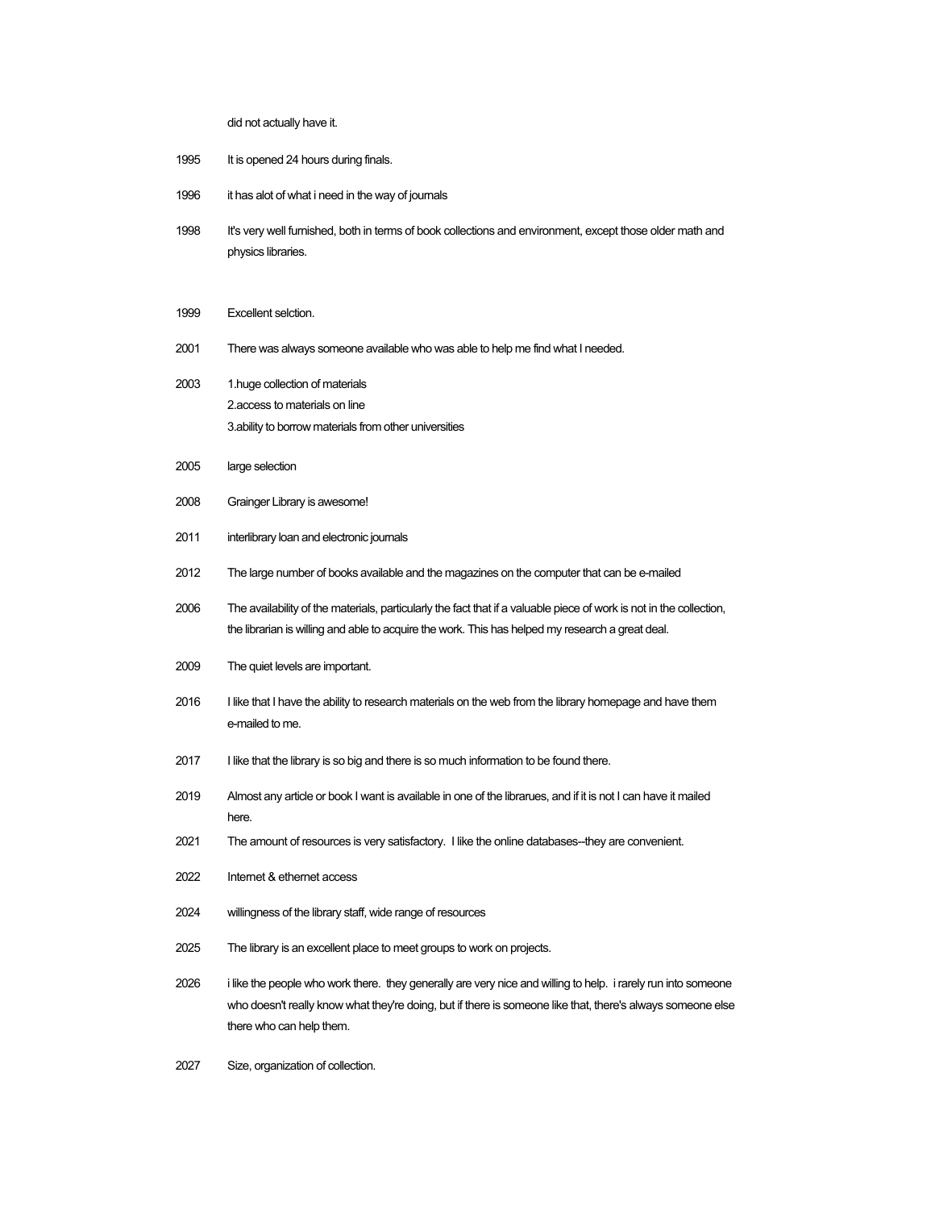did not actually have it.

| | |
|---|---|
| 1995 | It is opened 24 hours during finals. |
| 1996 | it has alot of what i need in the way of journals |
| 1998 | It's very well furnished, both in terms of book collections and environment, except those older math and physics libraries. |
| 1999 | Excellent selction. |
| 2001 | There was always someone available who was able to help me find what I needed. |
| 2003 | 1.huge collection of materials<br>2.access to materials on line<br>3.ability to borrow materials from other universities |
| 2005 | large selection |
| 2008 | Grainger Library is awesome! |
| 2011 | interlibrary loan and electronic journals |
| 2012 | The large number of books available and the magazines on the computer that can be e-mailed |
| 2006 | The availability of the materials, particularly the fact that if a valuable piece of work is not in the collection, the librarian is willing and able to acquire the work. This has helped my research a great deal. |
| 2009 | The quiet levels are important. |
| 2016 | I like that I have the ability to research materials on the web from the library homepage and have them e-mailed to me. |
| 2017 | I like that the library is so big and there is so much information to be found there. |
| 2019 | Almost any article or book I want is available in one of the librarues, and if it is not I can have it mailed here. |
| 2021 | The amount of resources is very satisfactory. I like the online databases--they are convenient. |
| 2022 | Internet & ethernet access |
| 2024 | willingness of the library staff, wide range of resources |
| 2025 | The library is an excellent place to meet groups to work on projects. |
| 2026 | i like the people who work there. they generally are very nice and willing to help. i rarely run into someone who doesn't really know what they're doing, but if there is someone like that, there's always someone else there who can help them. |
| 2027 | Size, organization of collection. |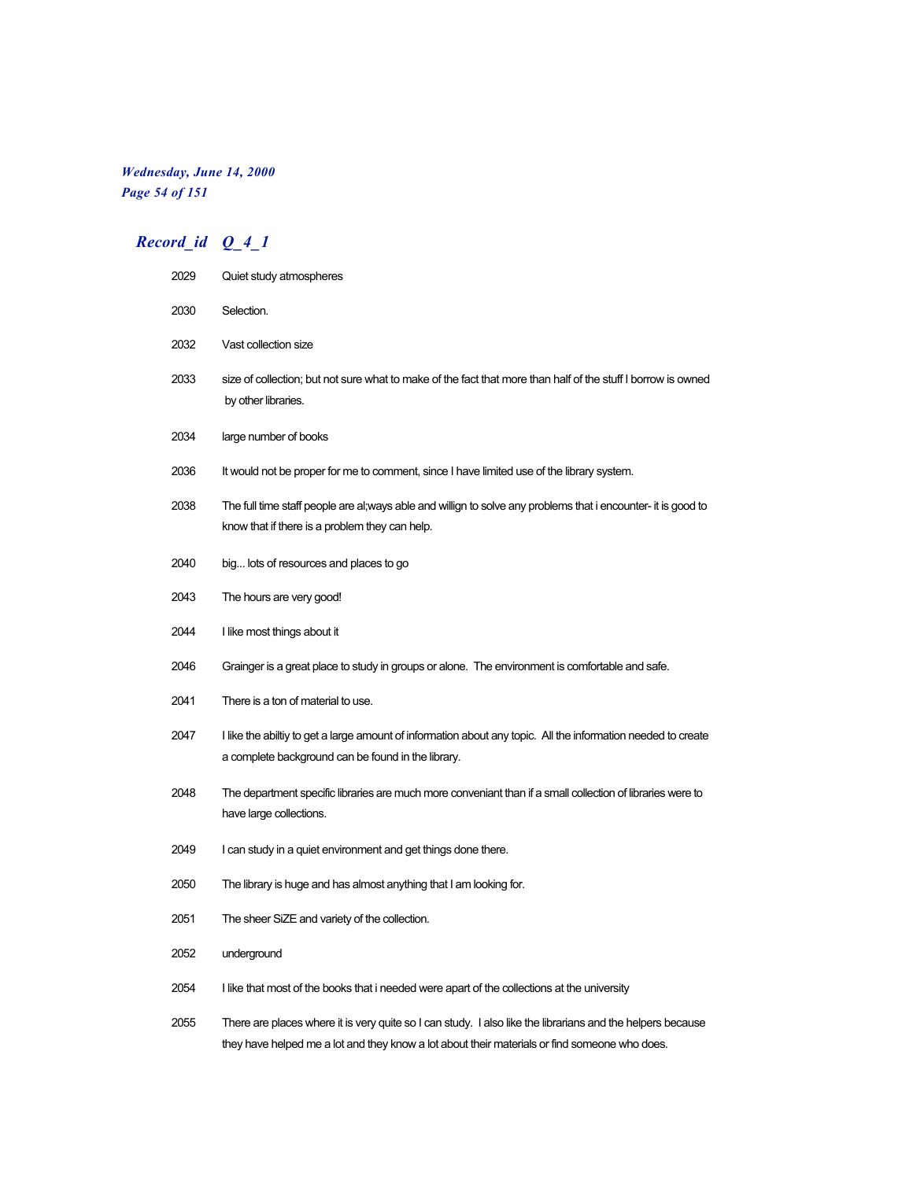## *Record_id Q_4_1*

| | |
|---|---|
| 2029 | Quiet study atmospheres |
| 2030 | Selection. |
| 2032 | Vast collection size |
| 2033 | size of collection; but not sure what to make of the fact that more than half of the stuff I borrow is owned by other libraries. |
| 2034 | large number of books |
| 2036 | It would not be proper for me to comment, since I have limited use of the library system. |
| 2038 | The full time staff people are al;ways able and willign to solve any problems that i encounter- it is good to know that if there is a problem they can help. |
| 2040 | big... lots of resources and places to go |
| 2043 | The hours are very good! |
| 2044 | I like most things about it |
| 2046 | Grainger is a great place to study in groups or alone. The environment is comfortable and safe. |
| 2041 | There is a ton of material to use. |
| 2047 | I like the abiltiy to get a large amount of information about any topic. All the information needed to create a complete background can be found in the library. |
| 2048 | The department specific libraries are much more conveniant than if a small collection of libraries were to have large collections. |
| 2049 | I can study in a quiet environment and get things done there. |
| 2050 | The library is huge and has almost anything that I am looking for. |
| 2051 | The sheer SiZE and variety of the collection. |
| 2052 | underground |
| 2054 | I like that most of the books that i needed were apart of the collections at the university |
| 2055 | There are places where it is very quite so I can study. I also like the librarians and the helpers because they have helped me a lot and they know a lot about their materials or find someone who does. |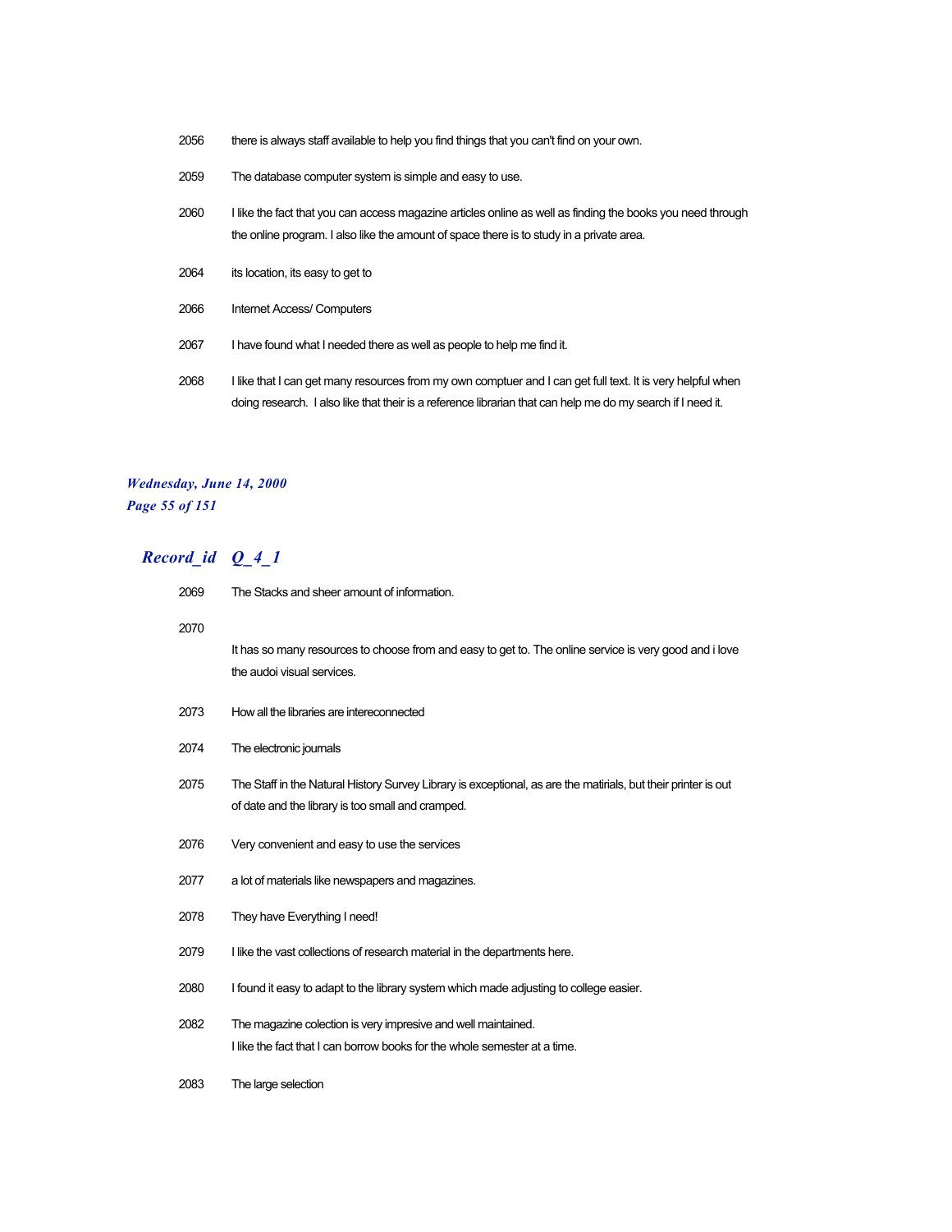| | |
|---|---|
| 2056 | there is always staff available to help you find things that you can't find on your own. |
| 2059 | The database computer system is simple and easy to use. |
| 2060 | I like the fact that you can access magazine articles online as well as finding the books you need through the online program. I also like the amount of space there is to study in a private area. |
| 2064 | its location, its easy to get to |
| 2066 | Internet Access/ Computers |
| 2067 | I have found what I needed there as well as people to help me find it. |
| 2068 | I like that I can get many resources from my own comptuer and I can get full text. It is very helpful when doing research. I also like that their is a reference librarian that can help me do my search if I need it. |

## *Record_id Q_4_1*

| | |
|---|---|
| 2069 | The Stacks and sheer amount of information. |
| 2070 | It has so many resources to choose from and easy to get to. The online service is very good and i love the audoi visual services. |
| 2073 | How all the libraries are intereconnected |
| 2074 | The electronic journals |
| 2075 | The Staff in the Natural History Survey Library is exceptional, as are the matirials, but their printer is out of date and the library is too small and cramped. |
| 2076 | Very convenient and easy to use the services |
| 2077 | a lot of materials like newspapers and magazines. |
| 2078 | They have Everything I need! |
| 2079 | I like the vast collections of research material in the departments here. |
| 2080 | I found it easy to adapt to the library system which made adjusting to college easier. |
| 2082 | The magazine colection is very impresive and well maintained.<br>I like the fact that I can borrow books for the whole semester at a time. |
| 2083 | The large selection |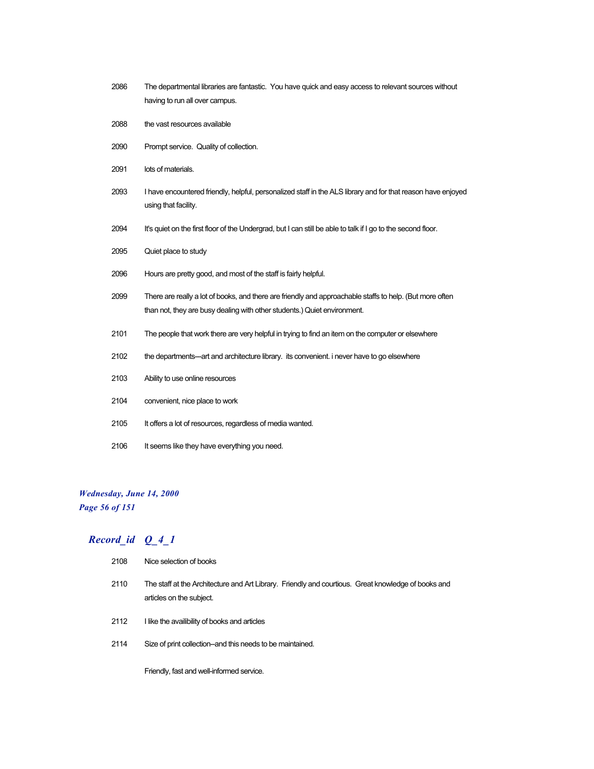| | |
|---|---|
| 2086 | The departmental libraries are fantastic.  You have quick and easy access to relevant sources without having to run all over campus. |
| 2088 | the vast resources available |
| 2090 | Prompt service.  Quality of collection. |
| 2091 | lots of materials. |
| 2093 | I have encountered friendly, helpful, personalized staff in the ALS library and for that reason have enjoyed using that facility. |
| 2094 | It's quiet on the first floor of the Undergrad, but I can still be able to talk if I go to the second floor. |
| 2095 | Quiet place to study |
| 2096 | Hours are pretty good, and most of the staff is fairly helpful. |
| 2099 | There are really a lot of books, and there are friendly and approachable staffs to help. (But more often than not, they are busy dealing with other students.) Quiet environment. |
| 2101 | The people that work there are very helpful in trying to find an item on the computer or elsewhere |
| 2102 | the departments—art and architecture library.  its convenient. i never have to go elsewhere |
| 2103 | Ability to use online resources |
| 2104 | convenient, nice place to work |
| 2105 | It offers a lot of resources, regardless of media wanted. |
| 2106 | It seems like they have everything you need. |

## *Record_id Q_4_1*

| | |
|---|---|
| 2108 | Nice selection of books |
| 2110 | The staff at the Architecture and Art Library.  Friendly and courtious.  Great knowledge of books and articles on the subject. |
| 2112 | I like the availibility of books and articles |
| 2114 | Size of print collection--and this needs to be maintained.<br><br>Friendly, fast and well-informed service. |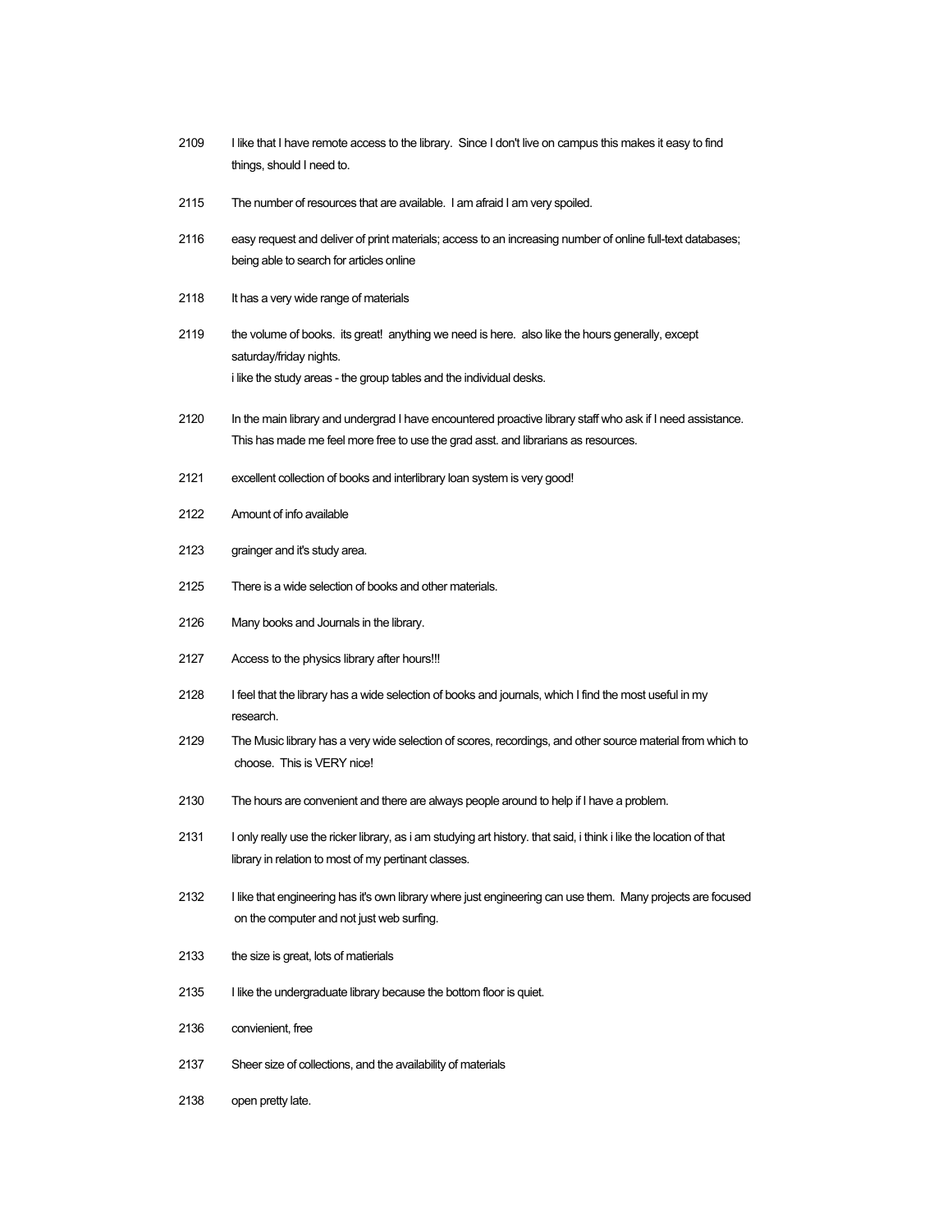| | |
|---|---|
| 2109 | I like that I have remote access to the library. Since I don't live on campus this makes it easy to find things, should I need to. |
| 2115 | The number of resources that are available. I am afraid I am very spoiled. |
| 2116 | easy request and deliver of print materials; access to an increasing number of online full-text databases; being able to search for articles online |
| 2118 | It has a very wide range of materials |
| 2119 | the volume of books. its great! anything we need is here. also like the hours generally, except saturday/friday nights.<br>i like the study areas - the group tables and the individual desks. |
| 2120 | In the main library and undergrad I have encountered proactive library staff who ask if I need assistance. This has made me feel more free to use the grad asst. and librarians as resources. |
| 2121 | excellent collection of books and interlibrary loan system is very good! |
| 2122 | Amount of info available |
| 2123 | grainger and it's study area. |
| 2125 | There is a wide selection of books and other materials. |
| 2126 | Many books and Journals in the library. |
| 2127 | Access to the physics library after hours!!! |
| 2128 | I feel that the library has a wide selection of books and journals, which I find the most useful in my research. |
| 2129 | The Music library has a very wide selection of scores, recordings, and other source material from which to choose. This is VERY nice! |
| 2130 | The hours are convenient and there are always people around to help if I have a problem. |
| 2131 | I only really use the ricker library, as i am studying art history. that said, i think i like the location of that library in relation to most of my pertinant classes. |
| 2132 | I like that engineering has it's own library where just engineering can use them. Many projects are focused on the computer and not just web surfing. |
| 2133 | the size is great, lots of matierials |
| 2135 | I like the undergraduate library because the bottom floor is quiet. |
| 2136 | convienient, free |
| 2137 | Sheer size of collections, and the availability of materials |
| 2138 | open pretty late. |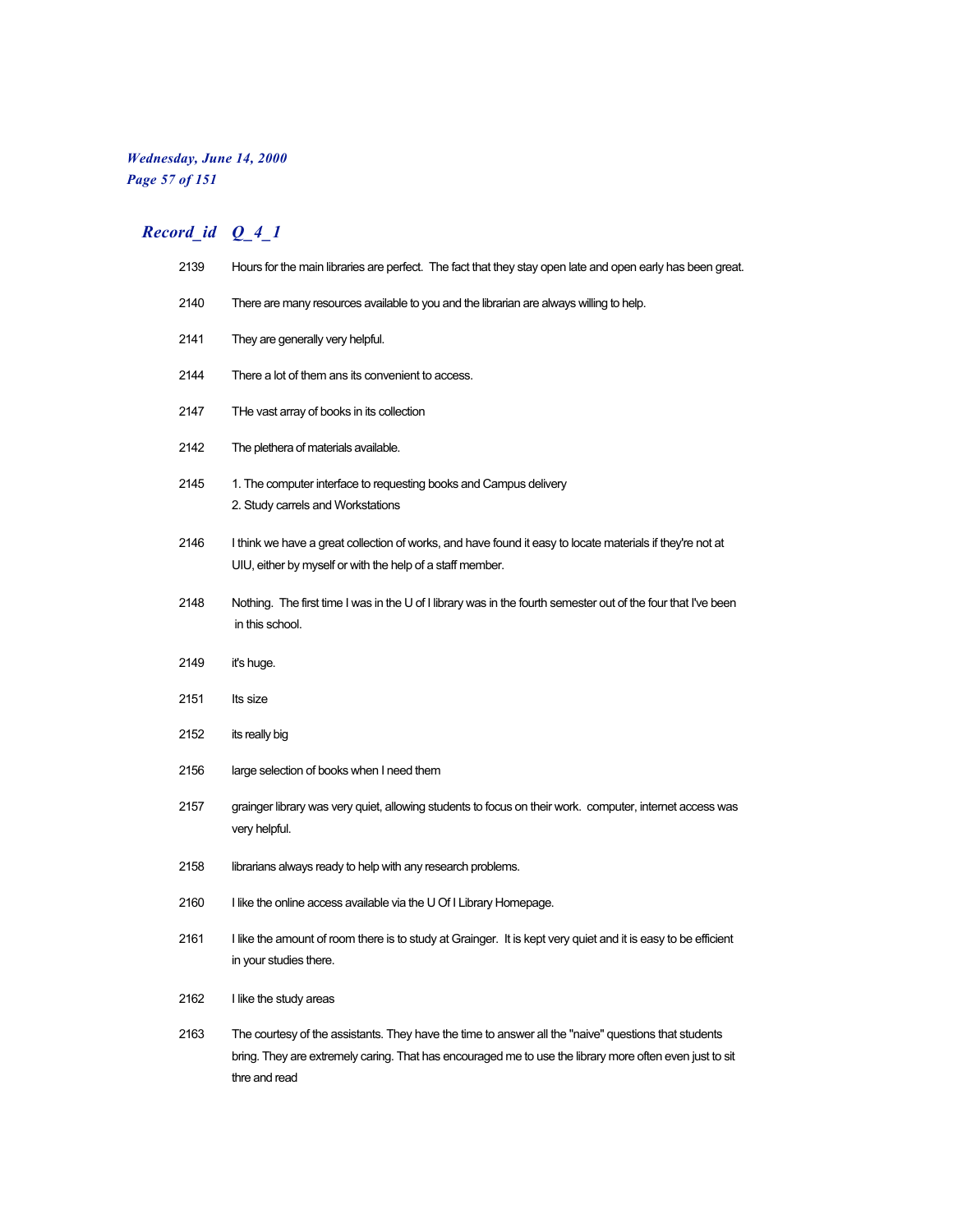## *Record_id Q_4_1*

| Record_id | Q_4_1 |
|---|---|
| 2139 | Hours for the main libraries are perfect. The fact that they stay open late and open early has been great. |
| 2140 | There are many resources available to you and the librarian are always willing to help. |
| 2141 | They are generally very helpful. |
| 2144 | There a lot of them ans its convenient to access. |
| 2147 | THe vast array of books in its collection |
| 2142 | The plethera of materials available. |
| 2145 | 1. The computer interface to requesting books and Campus delivery<br>2. Study carrels and Workstations |
| 2146 | I think we have a great collection of works, and have found it easy to locate materials if they're not at UIU, either by myself or with the help of a staff member. |
| 2148 | Nothing. The first time I was in the U of I library was in the fourth semester out of the four that I've been in this school. |
| 2149 | it's huge. |
| 2151 | Its size |
| 2152 | its really big |
| 2156 | large selection of books when I need them |
| 2157 | grainger library was very quiet, allowing students to focus on their work. computer, internet access was very helpful. |
| 2158 | librarians always ready to help with any research problems. |
| 2160 | I like the online access available via the U Of I Library Homepage. |
| 2161 | I like the amount of room there is to study at Grainger. It is kept very quiet and it is easy to be efficient in your studies there. |
| 2162 | I like the study areas |
| 2163 | The courtesy of the assistants. They have the time to answer all the "naive" questions that students bring. They are extremely caring. That has encouraged me to use the library more often even just to sit thre and read |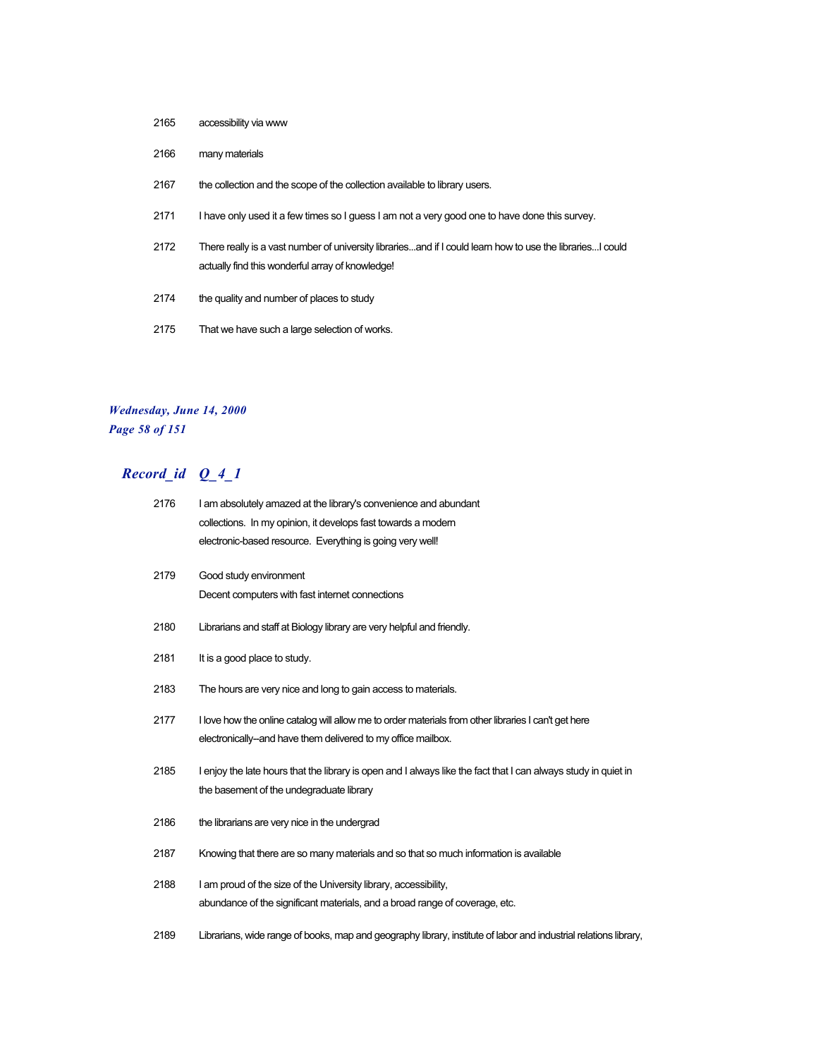| | |
|---|---|
| 2165 | accessibility via www |
| 2166 | many materials |
| 2167 | the collection and the scope of the collection available to library users. |
| 2171 | I have only used it a few times so I guess I am not a very good one to have done this survey. |
| 2172 | There really is a vast number of university libraries...and if I could learn how to use the libraries...I could actually find this wonderful array of knowledge! |
| 2174 | the quality and number of places to study |
| 2175 | That we have such a large selection of works. |

## Record_id Q_4_1

| | |
|---|---|
| 2176 | I am absolutely amazed at the library's convenience and abundant collections. In my opinion, it develops fast towards a modern electronic-based resource. Everything is going very well! |
| 2179 | Good study environment<br>Decent computers with fast internet connections |
| 2180 | Librarians and staff at Biology library are very helpful and friendly. |
| 2181 | It is a good place to study. |
| 2183 | The hours are very nice and long to gain access to materials. |
| 2177 | I love how the online catalog will allow me to order materials from other libraries I can't get here electronically--and have them delivered to my office mailbox. |
| 2185 | I enjoy the late hours that the library is open and I always like the fact that I can always study in quiet in the basement of the undegraduate library |
| 2186 | the librarians are very nice in the undergrad |
| 2187 | Knowing that there are so many materials and so that so much information is available |
| 2188 | I am proud of the size of the University library, accessibility, abundance of the significant materials, and a broad range of coverage, etc. |
| 2189 | Librarians, wide range of books, map and geography library, institute of labor and industrial relations library, |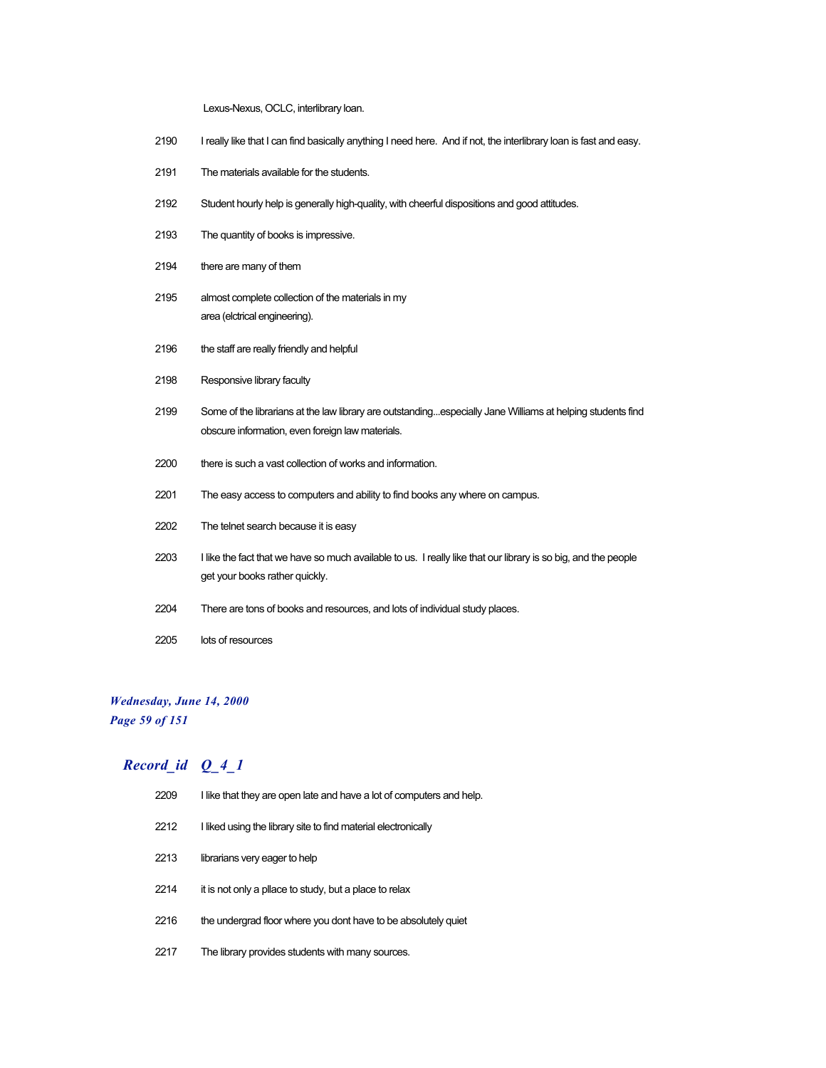Lexus-Nexus, OCLC, interlibrary loan.

| | |
|---|---|
| 2190 | I really like that I can find basically anything I need here.  And if not, the interlibrary loan is fast and easy. |
| 2191 | The materials available for the students. |
| 2192 | Student hourly help is generally high-quality, with cheerful dispositions and good attitudes. |
| 2193 | The quantity of books is impressive. |
| 2194 | there are many of them |
| 2195 | almost complete collection of the materials in my area (elctrical engineering). |
| 2196 | the staff are really friendly and helpful |
| 2198 | Responsive library faculty |
| 2199 | Some of the librarians at the law library are outstanding...especially Jane Williams at helping students find obscure information, even foreign law materials. |
| 2200 | there is such a vast collection of works and information. |
| 2201 | The easy access to computers and ability to find books any where on campus. |
| 2202 | The telnet search because it is easy |
| 2203 | I like the fact that we have so much available to us.  I really like that our library is so big, and the people get your books rather quickly. |
| 2204 | There are tons of books and resources, and lots of individual study places. |
| 2205 | lots of resources |

***Wednesday, June 14, 2000***

## *Record_id  Q_4_1*

| | |
|---|---|
| 2209 | I like that they are open late and have a lot of computers and help. |
| 2212 | I liked using the library site to find material electronically |
| 2213 | librarians very eager to help |
| 2214 | it is not only a pllace to study, but a place to relax |
| 2216 | the undergrad floor where you dont have to be absolutely quiet |
| 2217 | The library provides students with many sources. |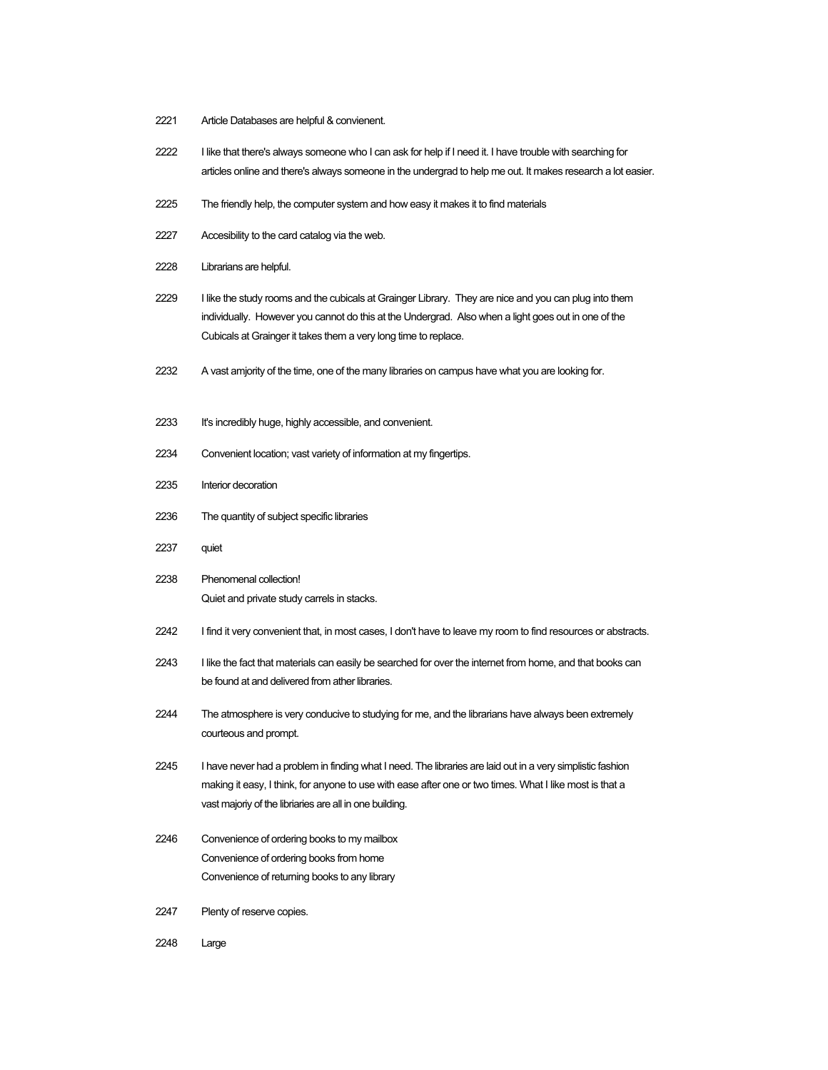2221 Article Databases are helpful & convienent.

2222 I like that there's always someone who I can ask for help if I need it. I have trouble with searching for articles online and there's always someone in the undergrad to help me out. It makes research a lot easier.

2225 The friendly help, the computer system and how easy it makes it to find materials

2227 Accesibility to the card catalog via the web.

2228 Librarians are helpful.

2229 I like the study rooms and the cubicals at Grainger Library. They are nice and you can plug into them individually. However you cannot do this at the Undergrad. Also when a light goes out in one of the Cubicals at Grainger it takes them a very long time to replace.

2232 A vast amjority of the time, one of the many libraries on campus have what you are looking for.

2233 It's incredibly huge, highly accessible, and convenient.

2234 Convenient location; vast variety of information at my fingertips.

2235 Interior decoration

2236 The quantity of subject specific libraries

2237 quiet

2238 Phenomenal collection!
Quiet and private study carrels in stacks.

2242 I find it very convenient that, in most cases, I don't have to leave my room to find resources or abstracts.

2243 I like the fact that materials can easily be searched for over the internet from home, and that books can be found at and delivered from ather libraries.

2244 The atmosphere is very conducive to studying for me, and the librarians have always been extremely courteous and prompt.

2245 I have never had a problem in finding what I need. The libraries are laid out in a very simplistic fashion making it easy, I think, for anyone to use with ease after one or two times. What I like most is that a vast majoriy of the libriaries are all in one building.

2246 Convenience of ordering books to my mailbox
Convenience of ordering books from home
Convenience of returning books to any library

2247 Plenty of reserve copies.

2248 Large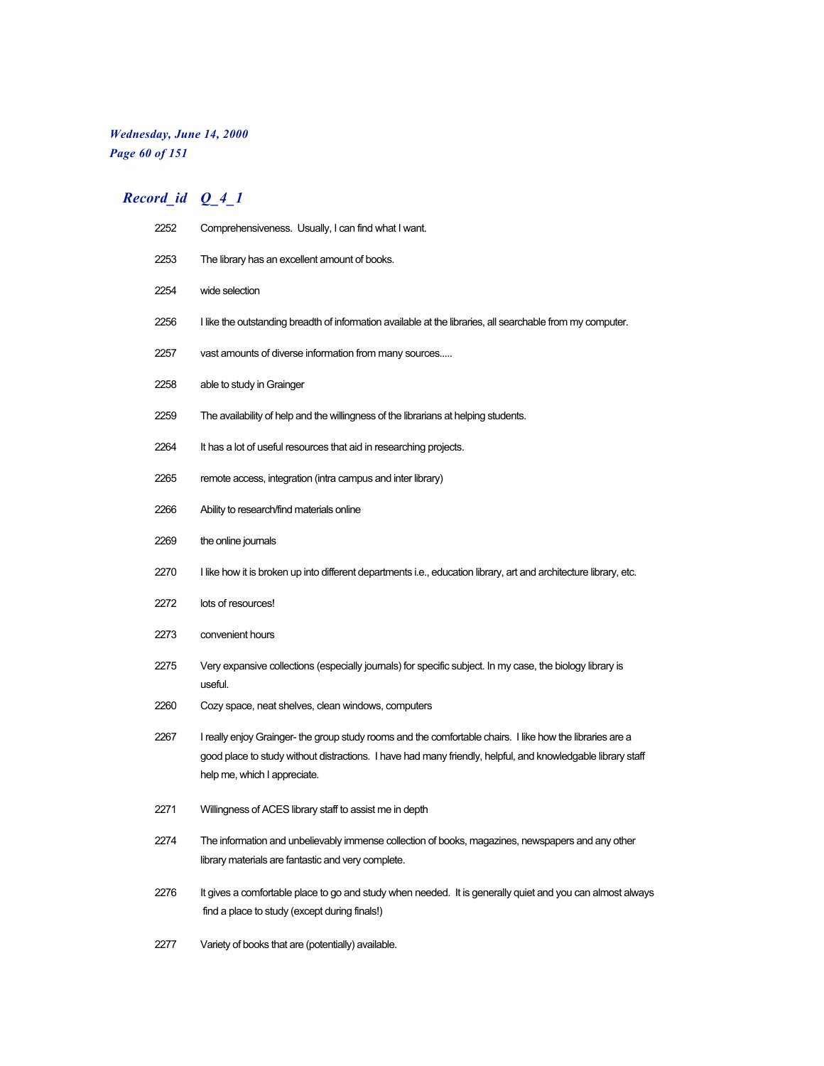| Record_id | Q_4_1 |
| --- | --- |
| 2252 | Comprehensiveness.  Usually, I can find what I want. |
| 2253 | The library has an excellent amount of books. |
| 2254 | wide selection |
| 2256 | I like the outstanding breadth of information available at the libraries, all searchable from my computer. |
| 2257 | vast amounts of diverse information from many sources..... |
| 2258 | able to study in Grainger |
| 2259 | The availability of help and the willingness of the librarians at helping students. |
| 2264 | It has a lot of useful resources that aid in researching projects. |
| 2265 | remote access, integration (intra campus and inter library) |
| 2266 | Ability to research/find materials online |
| 2269 | the online journals |
| 2270 | I like how it is broken up into different departments i.e., education library, art and architecture library, etc. |
| 2272 | lots of resources! |
| 2273 | convenient hours |
| 2275 | Very expansive collections (especially journals) for specific subject. In my case, the biology library is useful. |
| 2260 | Cozy space, neat shelves, clean windows, computers |
| 2267 | I really enjoy Grainger- the group study rooms and the comfortable chairs.  I like how the libraries are a good place to study without distractions.  I have had many friendly, helpful, and knowledgable library staff help me, which I appreciate. |
| 2271 | Willingness of ACES library staff to assist me in depth |
| 2274 | The information and unbelievably immense collection of books, magazines, newspapers and any other library materials are fantastic and very complete. |
| 2276 | It gives a comfortable place to go and study when needed.  It is generally quiet and you can almost always find a place to study (except during finals!) |
| 2277 | Variety of books that are (potentially) available. |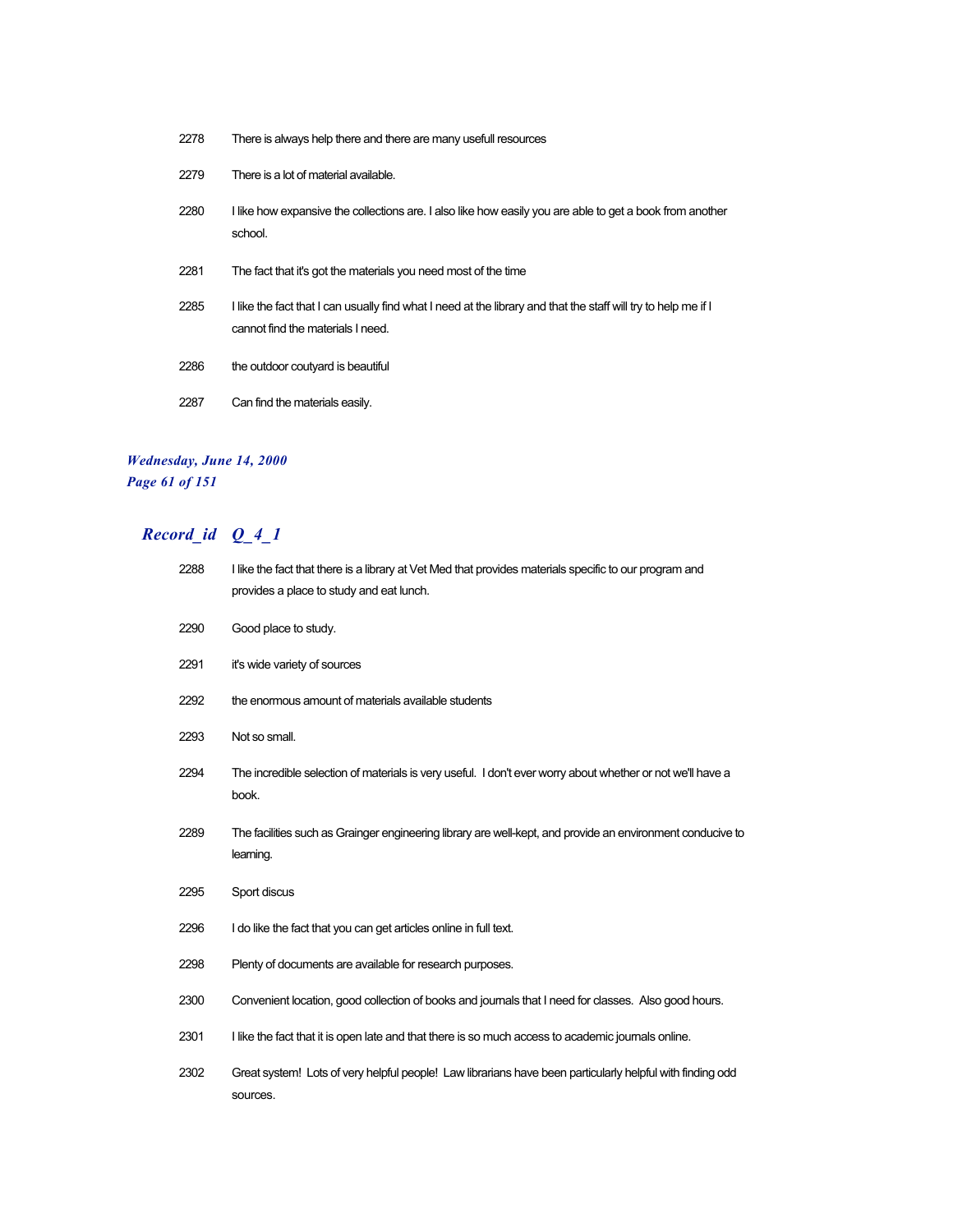| | |
|---|---|
| 2278 | There is always help there and there are many usefull resources |
| 2279 | There is a lot of material available. |
| 2280 | I like how expansive the collections are. I also like how easily you are able to get a book from another school. |
| 2281 | The fact that it's got the materials you need most of the time |
| 2285 | I like the fact that I can usually find what I need at the library and that the staff will try to help me if I cannot find the materials I need. |
| 2286 | the outdoor coutyard is beautiful |
| 2287 | Can find the materials easily. |

| Record_id | Q_4_1 |
|---|---|
| 2288 | I like the fact that there is a library at Vet Med that provides materials specific to our program and provides a place to study and eat lunch. |
| 2290 | Good place to study. |
| 2291 | it's wide variety of sources |
| 2292 | the enormous amount of materials available students |
| 2293 | Not so small. |
| 2294 | The incredible selection of materials is very useful. I don't ever worry about whether or not we'll have a book. |
| 2289 | The facilities such as Grainger engineering library are well-kept, and provide an environment conducive to learning. |
| 2295 | Sport discus |
| 2296 | I do like the fact that you can get articles online in full text. |
| 2298 | Plenty of documents are available for research purposes. |
| 2300 | Convenient location, good collection of books and journals that I need for classes. Also good hours. |
| 2301 | I like the fact that it is open late and that there is so much access to academic journals online. |
| 2302 | Great system! Lots of very helpful people! Law librarians have been particularly helpful with finding odd sources. |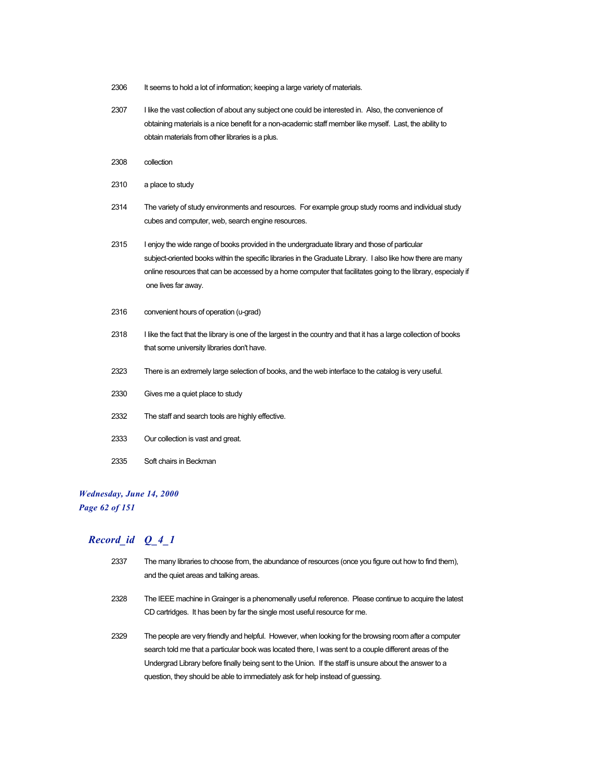| | |
|---|---|
| 2306 | It seems to hold a lot of information; keeping a large variety of materials. |
| 2307 | I like the vast collection of about any subject one could be interested in. Also, the convenience of obtaining materials is a nice benefit for a non-academic staff member like myself. Last, the ability to obtain materials from other libraries is a plus. |
| 2308 | collection |
| 2310 | a place to study |
| 2314 | The variety of study environments and resources. For example group study rooms and individual study cubes and computer, web, search engine resources. |
| 2315 | I enjoy the wide range of books provided in the undergraduate library and those of particular subject-oriented books within the specific libraries in the Graduate Library. I also like how there are many online resources that can be accessed by a home computer that facilitates going to the library, especialy if one lives far away. |
| 2316 | convenient hours of operation (u-grad) |
| 2318 | I like the fact that the library is one of the largest in the country and that it has a large collection of books that some university libraries don't have. |
| 2323 | There is an extremely large selection of books, and the web interface to the catalog is very useful. |
| 2330 | Gives me a quiet place to study |
| 2332 | The staff and search tools are highly effective. |
| 2333 | Our collection is vast and great. |
| 2335 | Soft chairs in Beckman |

## *Record_id Q_4_1*

| | |
|---|---|
| 2337 | The many libraries to choose from, the abundance of resources (once you figure out how to find them), and the quiet areas and talking areas. |
| 2328 | The IEEE machine in Grainger is a phenomenally useful reference. Please continue to acquire the latest CD cartridges. It has been by far the single most useful resource for me. |
| 2329 | The people are very friendly and helpful. However, when looking for the browsing room after a computer search told me that a particular book was located there, I was sent to a couple different areas of the Undergrad Library before finally being sent to the Union. If the staff is unsure about the answer to a question, they should be able to immediately ask for help instead of guessing. |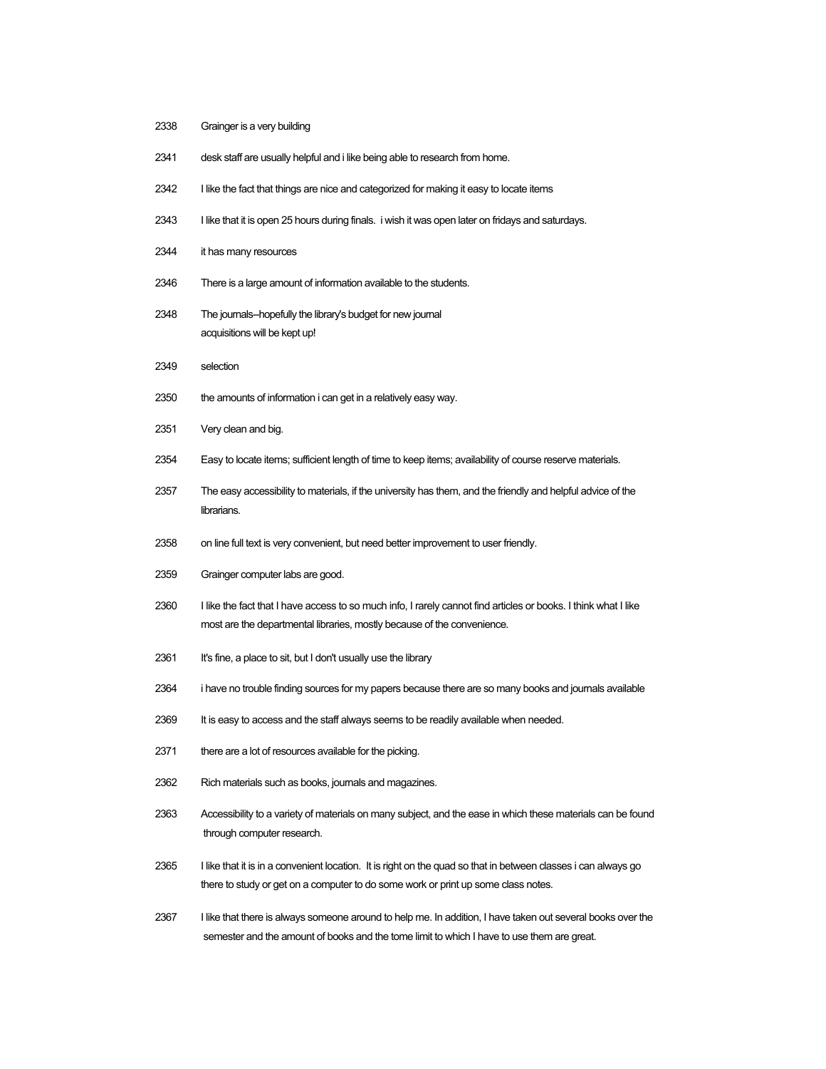2338 Grainger is a very building

2341 desk staff are usually helpful and i like being able to research from home.

2342 I like the fact that things are nice and categorized for making it easy to locate items

2343 I like that it is open 25 hours during finals. i wish it was open later on fridays and saturdays.

2344 it has many resources

2346 There is a large amount of information available to the students.

2348 The journals--hopefully the library's budget for new journal acquisitions will be kept up!

2349 selection

2350 the amounts of information i can get in a relatively easy way.

2351 Very clean and big.

2354 Easy to locate items; sufficient length of time to keep items; availability of course reserve materials.

2357 The easy accessibility to materials, if the university has them, and the friendly and helpful advice of the librarians.

2358 on line full text is very convenient, but need better improvement to user friendly.

2359 Grainger computer labs are good.

2360 I like the fact that I have access to so much info, I rarely cannot find articles or books. I think what I like most are the departmental libraries, mostly because of the convenience.

2361 It's fine, a place to sit, but I don't usually use the library

2364 i have no trouble finding sources for my papers because there are so many books and journals available

2369 It is easy to access and the staff always seems to be readily available when needed.

2371 there are a lot of resources available for the picking.

2362 Rich materials such as books, journals and magazines.

2363 Accessibility to a variety of materials on many subject, and the ease in which these materials can be found through computer research.

2365 I like that it is in a convenient location. It is right on the quad so that in between classes i can always go there to study or get on a computer to do some work or print up some class notes.

2367 I like that there is always someone around to help me. In addition, I have taken out several books over the semester and the amount of books and the tome limit to which I have to use them are great.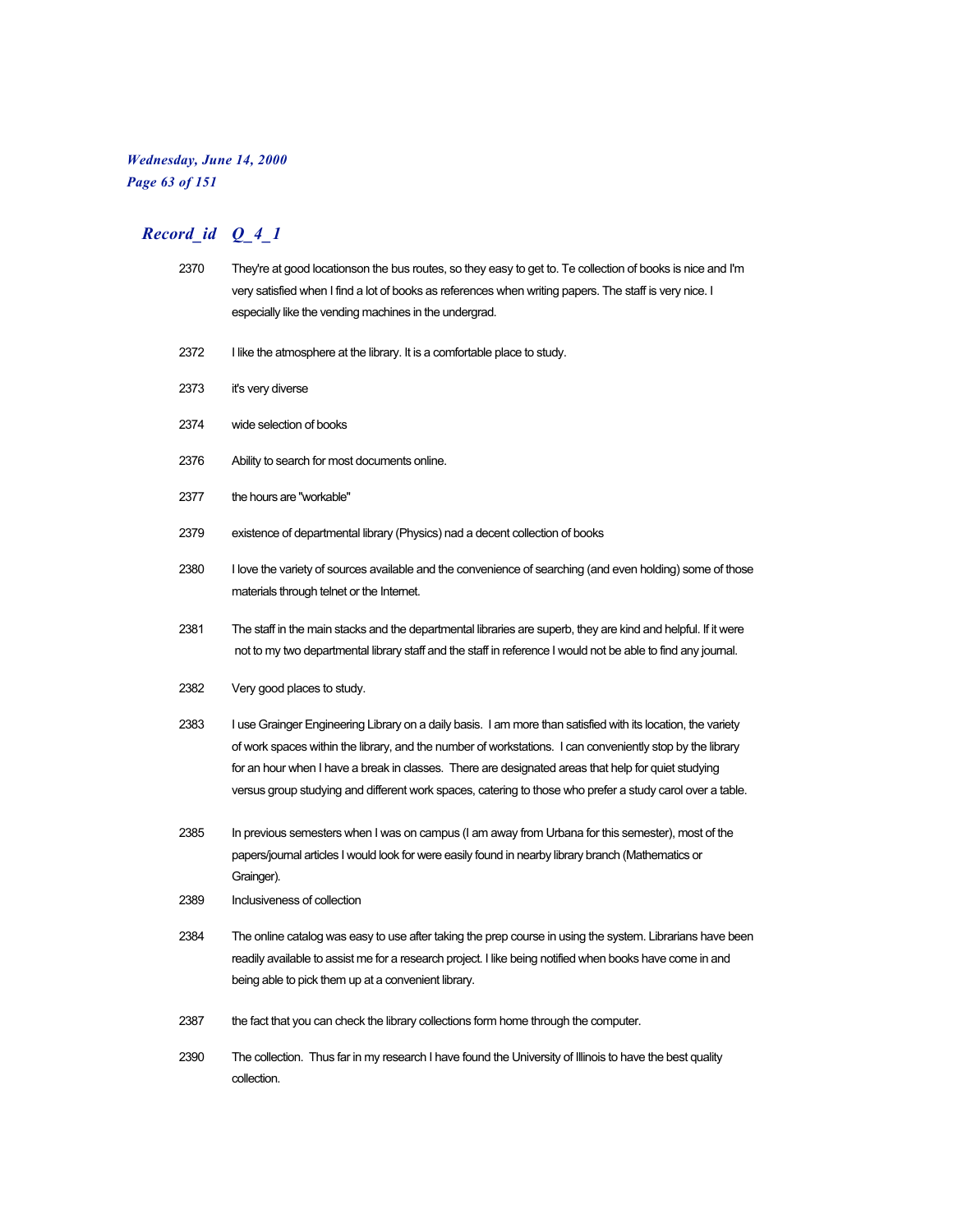## *Record_id Q_4_1*

| Record_id | Q_4_1 |
|---|---|
| 2370 | They're at good locationson the bus routes, so they easy to get to. Te collection of books is nice and I'm very satisfied when I find a lot of books as references when writing papers. The staff is very nice. I especially like the vending machines in the undergrad. |
| 2372 | I like the atmosphere at the library. It is a comfortable place to study. |
| 2373 | it's very diverse |
| 2374 | wide selection of books |
| 2376 | Ability to search for most documents online. |
| 2377 | the hours are "workable" |
| 2379 | existence of departmental library (Physics) nad a decent collection of books |
| 2380 | I love the variety of sources available and the convenience of searching (and even holding) some of those materials through telnet or the Internet. |
| 2381 | The staff in the main stacks and the departmental libraries are superb, they are kind and helpful. If it were not to my two departmental library staff and the staff in reference I would not be able to find any journal. |
| 2382 | Very good places to study. |
| 2383 | I use Grainger Engineering Library on a daily basis. I am more than satisfied with its location, the variety of work spaces within the library, and the number of workstations. I can conveniently stop by the library for an hour when I have a break in classes. There are designated areas that help for quiet studying versus group studying and different work spaces, catering to those who prefer a study carol over a table. |
| 2385 | In previous semesters when I was on campus (I am away from Urbana for this semester), most of the papers/journal articles I would look for were easily found in nearby library branch (Mathematics or Grainger). |
| 2389 | Inclusiveness of collection |
| 2384 | The online catalog was easy to use after taking the prep course in using the system. Librarians have been readily available to assist me for a research project. I like being notified when books have come in and being able to pick them up at a convenient library. |
| 2387 | the fact that you can check the library collections form home through the computer. |
| 2390 | The collection. Thus far in my research I have found the University of Illinois to have the best quality collection. |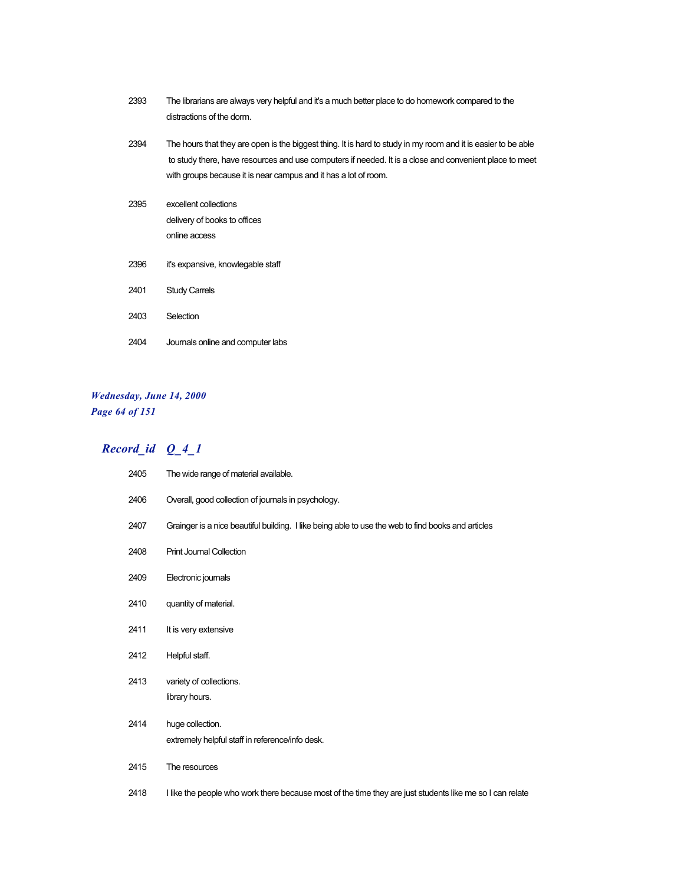| | |
|---|---|
| 2393 | The librarians are always very helpful and it's a much better place to do homework compared to the distractions of the dorm. |
| 2394 | The hours that they are open is the biggest thing. It is hard to study in my room and it is easier to be able to study there, have resources and use computers if needed. It is a close and convenient place to meet with groups because it is near campus and it has a lot of room. |
| 2395 | excellent collections<br>delivery of books to offices<br>online access |
| 2396 | it's expansive, knowlegable staff |
| 2401 | Study Carrels |
| 2403 | Selection |
| 2404 | Journals online and computer labs |

## *Record_id Q_4_1*

| | |
|---|---|
| 2405 | The wide range of material available. |
| 2406 | Overall, good collection of journals in psychology. |
| 2407 | Grainger is a nice beautiful building. I like being able to use the web to find books and articles |
| 2408 | Print Journal Collection |
| 2409 | Electronic journals |
| 2410 | quantity of material. |
| 2411 | It is very extensive |
| 2412 | Helpful staff. |
| 2413 | variety of collections.<br>library hours. |
| 2414 | huge collection.<br>extremely helpful staff in reference/info desk. |
| 2415 | The resources |
| 2418 | I like the people who work there because most of the time they are just students like me so I can relate |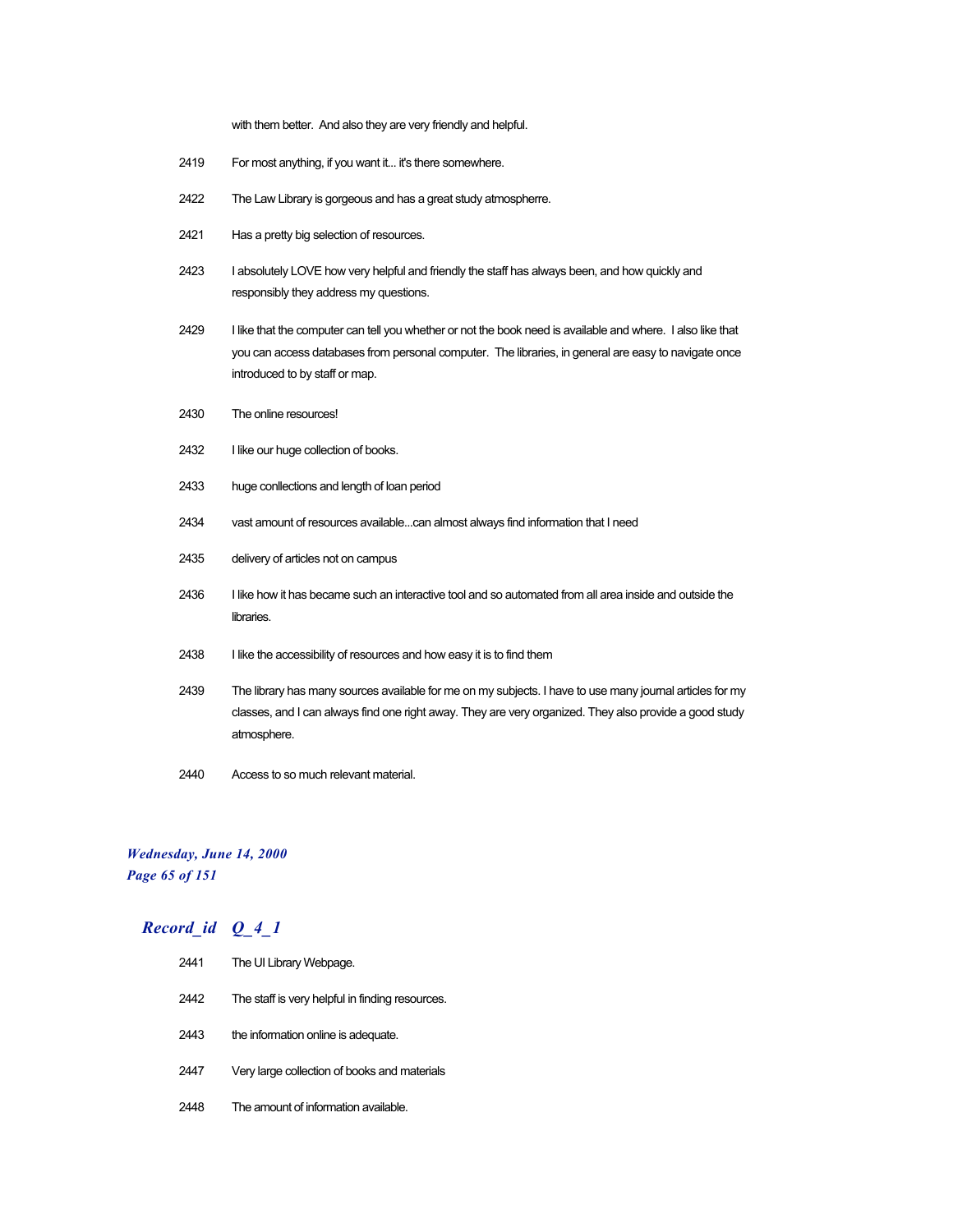with them better.  And also they are very friendly and helpful.

| | |
|---|---|
| 2419 | For most anything, if you want it... it's there somewhere. |
| 2422 | The Law Library is gorgeous and has a great study atmospherre. |
| 2421 | Has a pretty big selection of resources. |
| 2423 | I absolutely LOVE how very helpful and friendly the staff has always been, and how quickly and responsibly they address my questions. |
| 2429 | I like that the computer can tell you whether or not the book need is available and where.  I also like that you can access databases from personal computer.  The libraries, in general are easy to navigate once introduced to by staff or map. |
| 2430 | The online resources! |
| 2432 | I like our huge collection of books. |
| 2433 | huge conllections and length of loan period |
| 2434 | vast amount of resources available...can almost always find information that I need |
| 2435 | delivery of articles not on campus |
| 2436 | I like how it has became such an interactive tool and so automated from all area inside and outside the libraries. |
| 2438 | I like the accessibility of resources and how easy it is to find them |
| 2439 | The library has many sources available for me on my subjects. I have to use many journal articles for my classes, and I can always find one right away. They are very organized. They also provide a good study atmosphere. |
| 2440 | Access to so much relevant material. |

***Wednesday, June 14, 2000***

## *Record_id    Q_4_1*

| | |
|---|---|
| 2441 | The UI Library Webpage. |
| 2442 | The staff is very helpful in finding resources. |
| 2443 | the information online is adequate. |
| 2447 | Very large collection of books and materials |
| 2448 | The amount of information available. |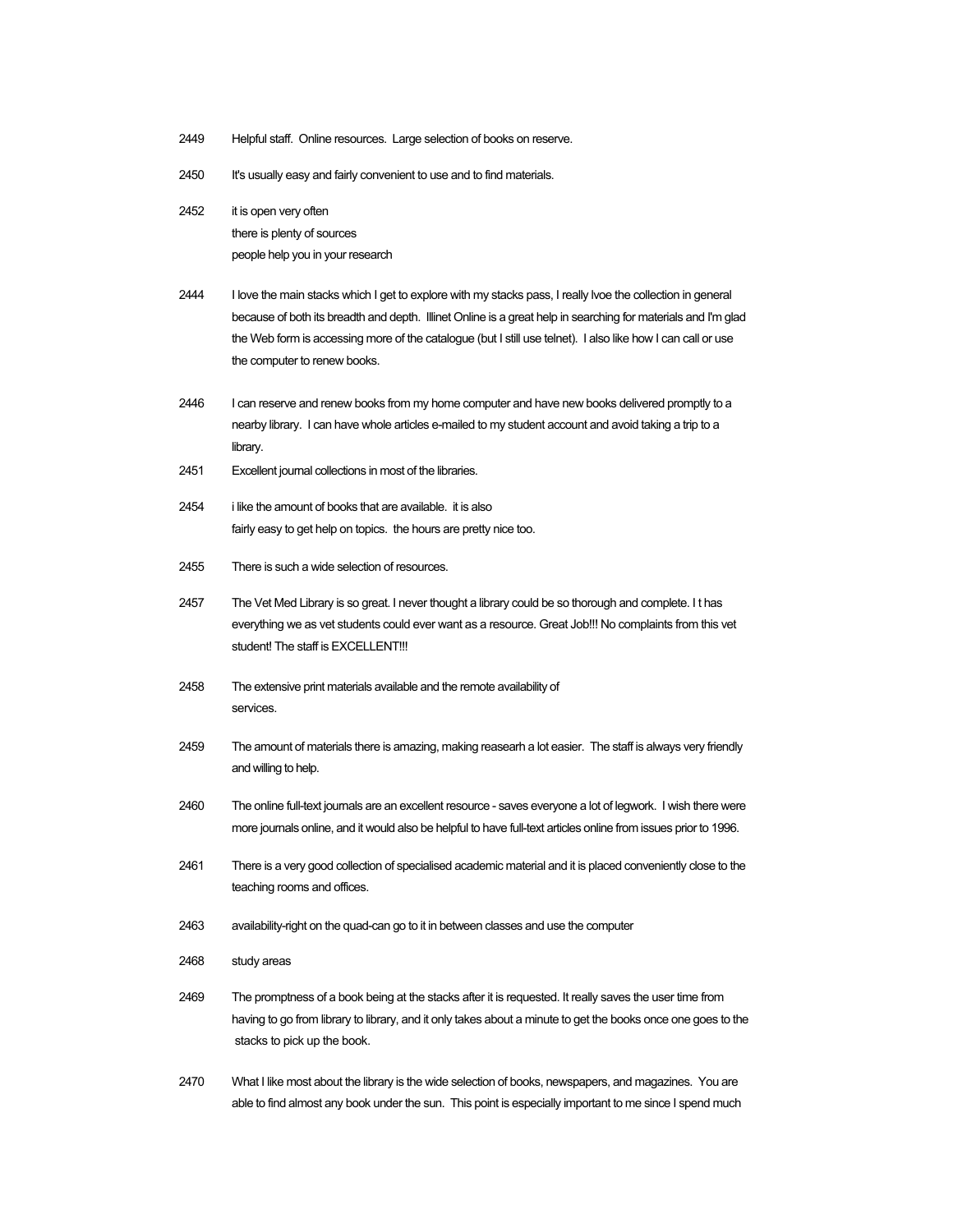2449 Helpful staff. Online resources. Large selection of books on reserve.

2450 It's usually easy and fairly convenient to use and to find materials.

2452 it is open very often
there is plenty of sources
people help you in your research

2444 I love the main stacks which I get to explore with my stacks pass, I really lvoe the collection in general because of both its breadth and depth. Illinet Online is a great help in searching for materials and I'm glad the Web form is accessing more of the catalogue (but I still use telnet). I also like how I can call or use the computer to renew books.

2446 I can reserve and renew books from my home computer and have new books delivered promptly to a nearby library. I can have whole articles e-mailed to my student account and avoid taking a trip to a library.

2451 Excellent journal collections in most of the libraries.

2454 i like the amount of books that are available. it is also
fairly easy to get help on topics. the hours are pretty nice too.

2455 There is such a wide selection of resources.

2457 The Vet Med Library is so great. I never thought a library could be so thorough and complete. I t has everything we as vet students could ever want as a resource. Great Job!!! No complaints from this vet student! The staff is EXCELLENT!!!

2458 The extensive print materials available and the remote availability of
services.

2459 The amount of materials there is amazing, making reasearh a lot easier. The staff is always very friendly and willing to help.

2460 The online full-text journals are an excellent resource - saves everyone a lot of legwork. I wish there were more journals online, and it would also be helpful to have full-text articles online from issues prior to 1996.

2461 There is a very good collection of specialised academic material and it is placed conveniently close to the teaching rooms and offices.

2463 availability-right on the quad-can go to it in between classes and use the computer

2468 study areas

2469 The promptness of a book being at the stacks after it is requested. It really saves the user time from having to go from library to library, and it only takes about a minute to get the books once one goes to the stacks to pick up the book.

2470 What I like most about the library is the wide selection of books, newspapers, and magazines. You are able to find almost any book under the sun. This point is especially important to me since I spend much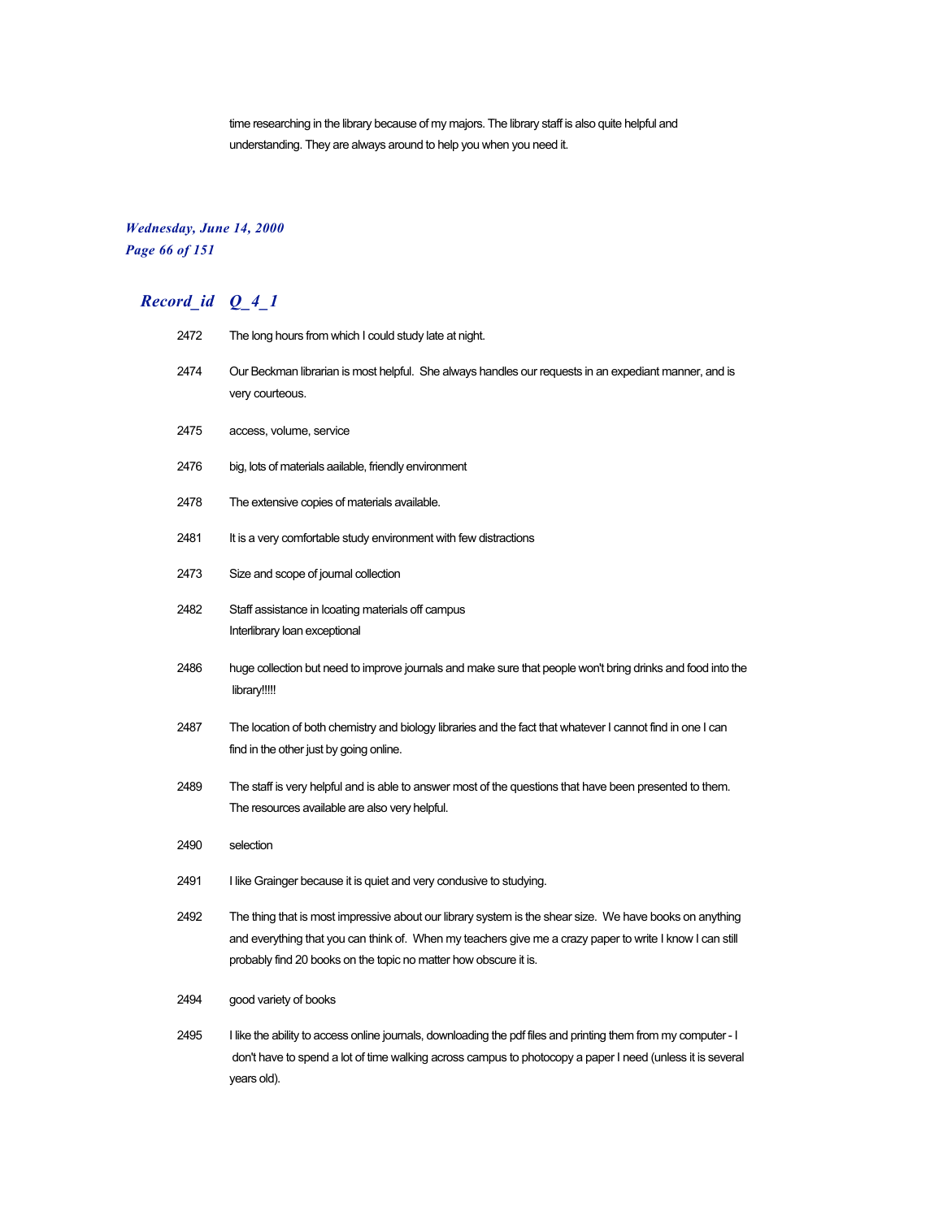time researching in the library because of my majors. The library staff is also quite helpful and understanding. They are always around to help you when you need it.

## Record_id Q_4_1

| Record_id | Q_4_1 |
|---|---|
| 2472 | The long hours from which I could study late at night. |
| 2474 | Our Beckman librarian is most helpful. She always handles our requests in an expediant manner, and is very courteous. |
| 2475 | access, volume, service |
| 2476 | big, lots of materials aailable, friendly environment |
| 2478 | The extensive copies of materials available. |
| 2481 | It is a very comfortable study environment with few distractions |
| 2473 | Size and scope of journal collection |
| 2482 | Staff assistance in lcoating materials off campus<br>Interlibrary loan exceptional |
| 2486 | huge collection but need to improve journals and make sure that people won't bring drinks and food into the library!!!!! |
| 2487 | The location of both chemistry and biology libraries and the fact that whatever I cannot find in one I can find in the other just by going online. |
| 2489 | The staff is very helpful and is able to answer most of the questions that have been presented to them. The resources available are also very helpful. |
| 2490 | selection |
| 2491 | I like Grainger because it is quiet and very condusive to studying. |
| 2492 | The thing that is most impressive about our library system is the shear size. We have books on anything and everything that you can think of. When my teachers give me a crazy paper to write I know I can still probably find 20 books on the topic no matter how obscure it is. |
| 2494 | good variety of books |
| 2495 | I like the ability to access online journals, downloading the pdf files and printing them from my computer - I don't have to spend a lot of time walking across campus to photocopy a paper I need (unless it is several years old). |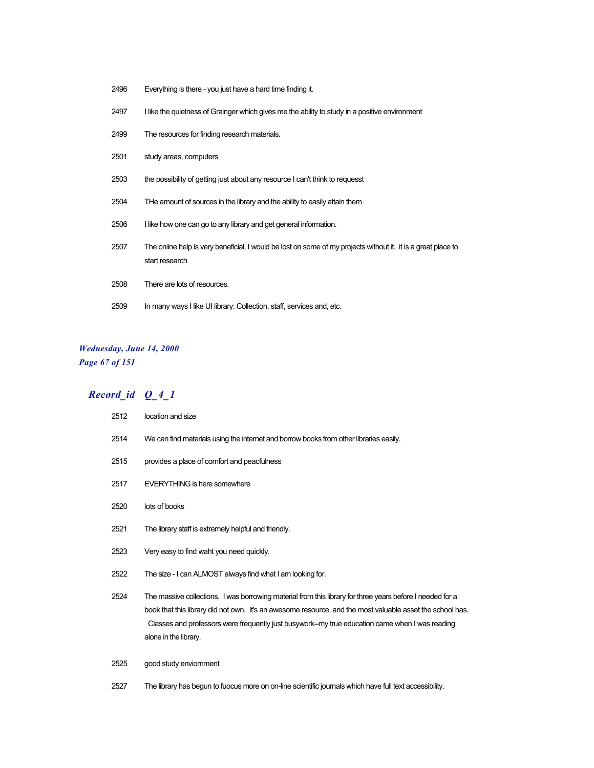| | |
|---|---|
| 2496 | Everything is there - you just have a hard time finding it. |
| 2497 | I like the quietness of Grainger which gives me the ability to study in a positive environment |
| 2499 | The resources for finding research materials. |
| 2501 | study areas, computers |
| 2503 | the possibility of getting just about any resource I can't think to requesst |
| 2504 | THe amount of sources in the library and the ability to easily attain them |
| 2506 | I like how one can go to any library and get general information. |
| 2507 | The online help is very beneficial, I would be lost on some of my projects without it.  it is a great place to start research |
| 2508 | There are lots of resources. |
| 2509 | In many ways I like UI library: Collection, staff, services and, etc. |

***Wednesday, June 14, 2000***

## *Record_id Q_4_1*

| | |
|---|---|
| 2512 | location and size |
| 2514 | We can find materials using the internet and borrow books from other libraries easily. |
| 2515 | provides a place of comfort and peacfulness |
| 2517 | EVERYTHING is here somewhere |
| 2520 | lots of books |
| 2521 | The library staff is extremely helpful and friendly. |
| 2523 | Very easy to find waht you need quickly. |
| 2522 | The size - I can ALMOST always find what I am looking for. |
| 2524 | The massive collections.  I was borrowing material from this library for three years before I needed for a book that this library did not own.  It's an awesome resource, and the most valuable asset the school has.  Classes and professors were frequently just busywork--my true education came when I was reading alone in the library. |
| 2525 | good study enviornment |
| 2527 | The library has begun to fuocus more on on-line scientific journals which have full text accessibility. |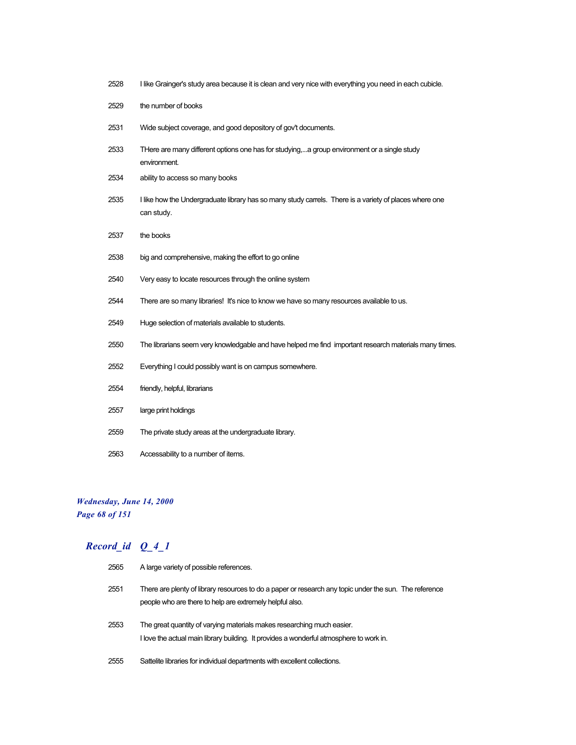| | |
|---|---|
| 2528 | I like Grainger's study area because it is clean and very nice with everything you need in each cubicle. |
| 2529 | the number of books |
| 2531 | Wide subject coverage, and good depository of gov't documents. |
| 2533 | THere are many different options one has for studying,...a group environment or a single study environment. |
| 2534 | ability to access so many books |
| 2535 | I like how the Undergraduate library has so many study carrels. There is a variety of places where one can study. |
| 2537 | the books |
| 2538 | big and comprehensive, making the effort to go online |
| 2540 | Very easy to locate resources through the online system |
| 2544 | There are so many libraries! It's nice to know we have so many resources available to us. |
| 2549 | Huge selection of materials available to students. |
| 2550 | The librarians seem very knowledgable and have helped me find important research materials many times. |
| 2552 | Everything I could possibly want is on campus somewhere. |
| 2554 | friendly, helpful, librarians |
| 2557 | large print holdings |
| 2559 | The private study areas at the undergraduate library. |
| 2563 | Accessability to a number of items. |

*Wednesday, June 14, 2000*

## *Record_id Q_4_1*

| | |
|---|---|
| 2565 | A large variety of possible references. |
| 2551 | There are plenty of library resources to do a paper or research any topic under the sun. The reference people who are there to help are extremely helpful also. |
| 2553 | The great quantity of varying materials makes researching much easier. I love the actual main library building. It provides a wonderful atmosphere to work in. |
| 2555 | Sattelite libraries for individual departments with excellent collections. |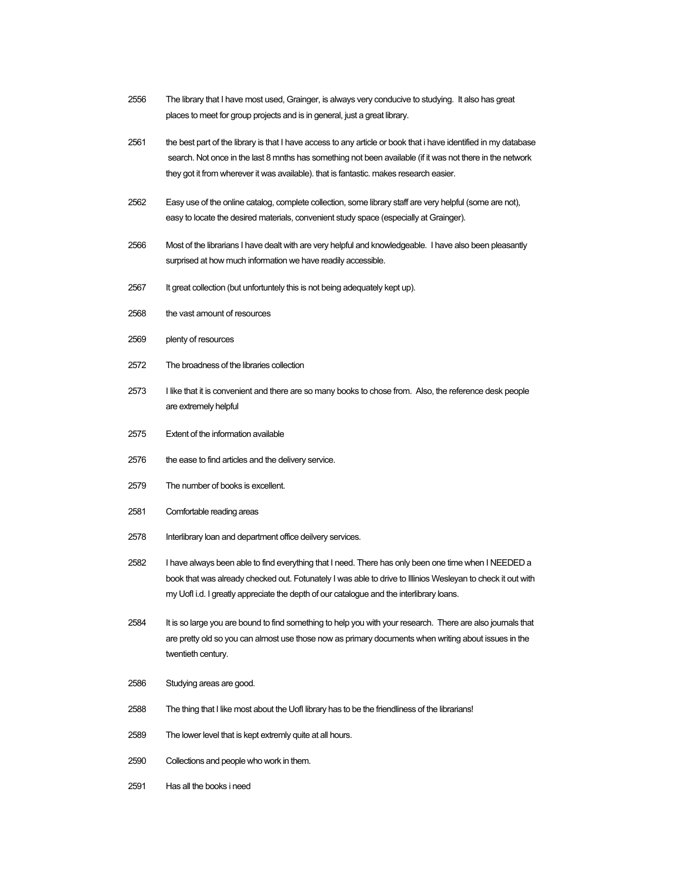2556 The library that I have most used, Grainger, is always very conducive to studying. It also has great places to meet for group projects and is in general, just a great library.

2561 the best part of the library is that I have access to any article or book that i have identified in my database search. Not once in the last 8 mnths has something not been available (if it was not there in the network they got it from wherever it was available). that is fantastic. makes research easier.

2562 Easy use of the online catalog, complete collection, some library staff are very helpful (some are not), easy to locate the desired materials, convenient study space (especially at Grainger).

2566 Most of the librarians I have dealt with are very helpful and knowledgeable. I have also been pleasantly surprised at how much information we have readily accessible.

2567 It great collection (but unfortuntely this is not being adequately kept up).

2568 the vast amount of resources

2569 plenty of resources

2572 The broadness of the libraries collection

2573 I like that it is convenient and there are so many books to chose from. Also, the reference desk people are extremely helpful

2575 Extent of the information available

2576 the ease to find articles and the delivery service.

2579 The number of books is excellent.

2581 Comfortable reading areas

2578 Interlibrary loan and department office deilvery services.

2582 I have always been able to find everything that I need. There has only been one time when I NEEDED a book that was already checked out. Fotunately I was able to drive to Illinios Wesleyan to check it out with my UofI i.d. I greatly appreciate the depth of our catalogue and the interlibrary loans.

2584 It is so large you are bound to find something to help you with your research. There are also journals that are pretty old so you can almost use those now as primary documents when writing about issues in the twentieth century.

2586 Studying areas are good.

2588 The thing that I like most about the UofI library has to be the friendliness of the librarians!

2589 The lower level that is kept extremly quite at all hours.

2590 Collections and people who work in them.

2591 Has all the books i need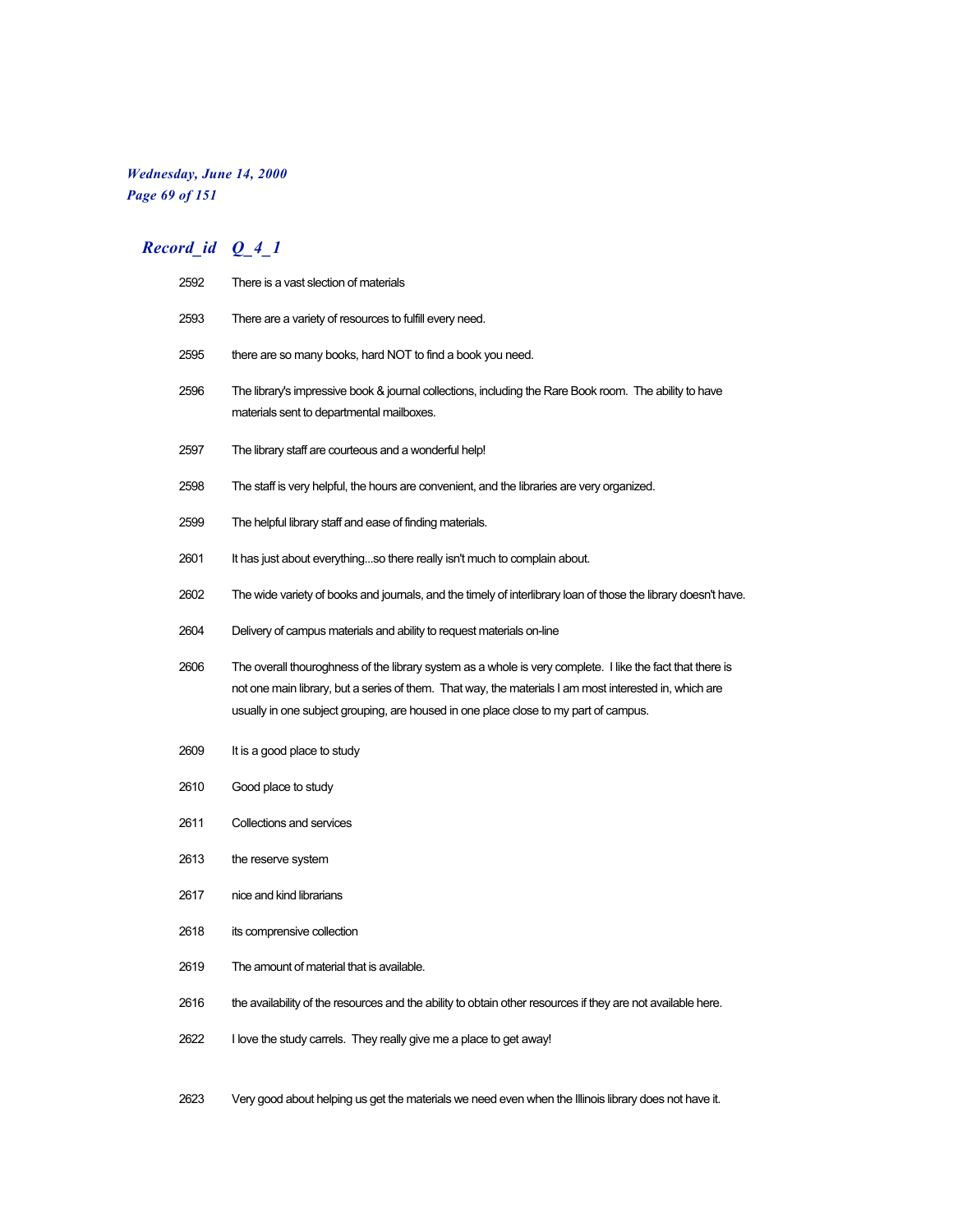| Record_id | Q_4_1 |
|---|---|
| 2592 | There is a vast slection of materials |
| 2593 | There are a variety of resources to fulfill every need. |
| 2595 | there are so many books, hard NOT to find a book you need. |
| 2596 | The library's impressive book & journal collections, including the Rare Book room. The ability to have materials sent to departmental mailboxes. |
| 2597 | The library staff are courteous and a wonderful help! |
| 2598 | The staff is very helpful, the hours are convenient, and the libraries are very organized. |
| 2599 | The helpful library staff and ease of finding materials. |
| 2601 | It has just about everything...so there really isn't much to complain about. |
| 2602 | The wide variety of books and journals, and the timely of interlibrary loan of those the library doesn't have. |
| 2604 | Delivery of campus materials and ability to request materials on-line |
| 2606 | The overall thouroghness of the library system as a whole is very complete. I like the fact that there is not one main library, but a series of them. That way, the materials I am most interested in, which are usually in one subject grouping, are housed in one place close to my part of campus. |
| 2609 | It is a good place to study |
| 2610 | Good place to study |
| 2611 | Collections and services |
| 2613 | the reserve system |
| 2617 | nice and kind librarians |
| 2618 | its comprensive collection |
| 2619 | The amount of material that is available. |
| 2616 | the availability of the resources and the ability to obtain other resources if they are not available here. |
| 2622 | I love the study carrels. They really give me a place to get away! |
| 2623 | Very good about helping us get the materials we need even when the Illinois library does not have it. |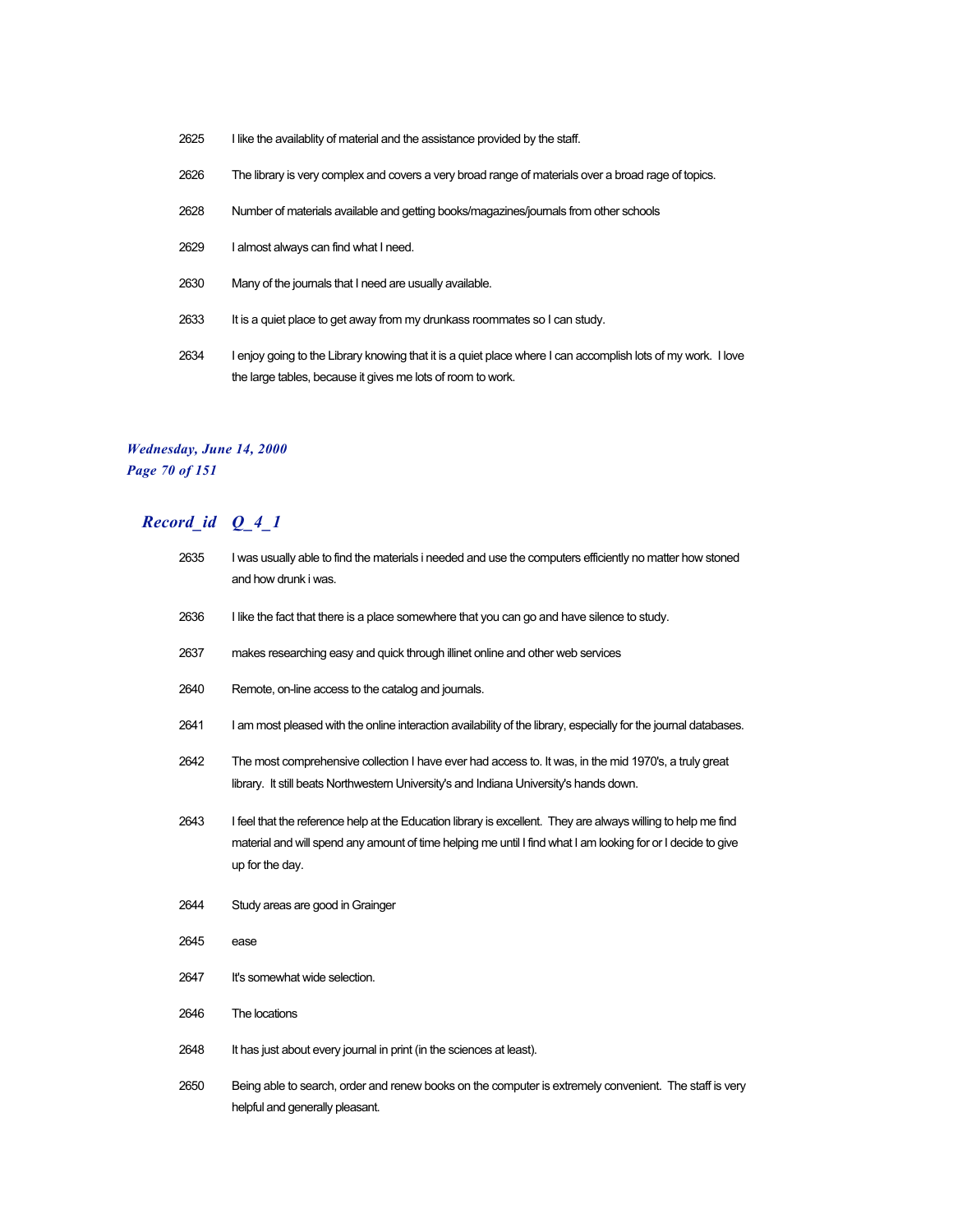| | |
|---|---|
| 2625 | I like the availablity of material and the assistance provided by the staff. |
| 2626 | The library is very complex and covers a very broad range of materials over a broad rage of topics. |
| 2628 | Number of materials available and getting books/magazines/journals from other schools |
| 2629 | I almost always can find what I need. |
| 2630 | Many of the journals that I need are usually available. |
| 2633 | It is a quiet place to get away from my drunkass roommates so I can study. |
| 2634 | I enjoy going to the Library knowing that it is a quiet place where I can accomplish lots of my work. I love the large tables, because it gives me lots of room to work. |

## *Record_id Q_4_1*

| | |
|---|---|
| 2635 | I was usually able to find the materials i needed and use the computers efficiently no matter how stoned and how drunk i was. |
| 2636 | I like the fact that there is a place somewhere that you can go and have silence to study. |
| 2637 | makes researching easy and quick through illinet online and other web services |
| 2640 | Remote, on-line access to the catalog and journals. |
| 2641 | I am most pleased with the online interaction availability of the library, especially for the journal databases. |
| 2642 | The most comprehensive collection I have ever had access to. It was, in the mid 1970's, a truly great library. It still beats Northwestern University's and Indiana University's hands down. |
| 2643 | I feel that the reference help at the Education library is excellent. They are always willing to help me find material and will spend any amount of time helping me until I find what I am looking for or I decide to give up for the day. |
| 2644 | Study areas are good in Grainger |
| 2645 | ease |
| 2647 | It's somewhat wide selection. |
| 2646 | The locations |
| 2648 | It has just about every journal in print (in the sciences at least). |
| 2650 | Being able to search, order and renew books on the computer is extremely convenient. The staff is very helpful and generally pleasant. |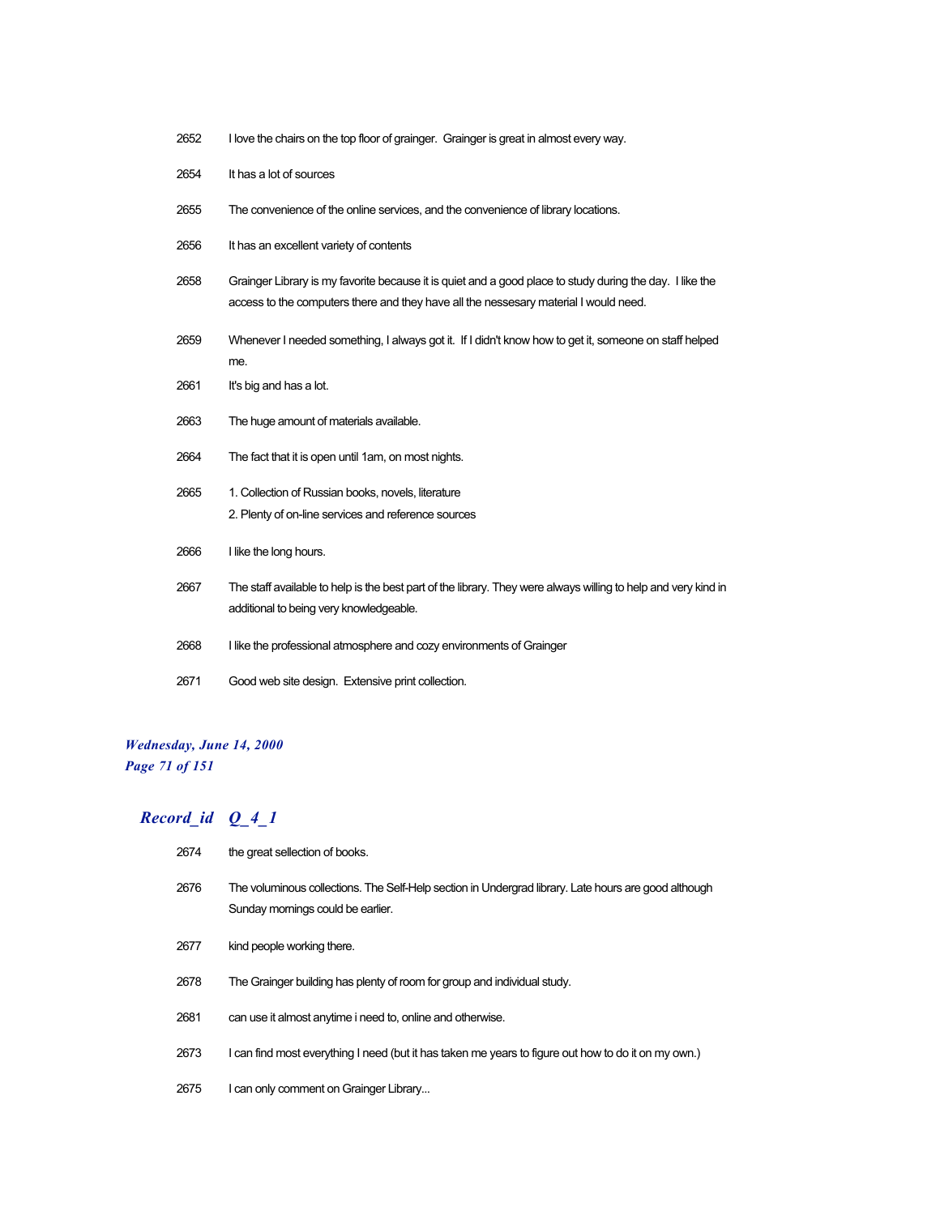| | |
|---|---|
| 2652 | I love the chairs on the top floor of grainger.  Grainger is great in almost every way. |
| 2654 | It has a lot of sources |
| 2655 | The convenience of the online services, and the convenience of library locations. |
| 2656 | It has an excellent variety of contents |
| 2658 | Grainger Library is my favorite because it is quiet and a good place to study during the day.  I like the access to the computers there and they have all the nessesary material I would need. |
| 2659 | Whenever I needed something, I always got it.  If I didn't know how to get it, someone on staff helped me. |
| 2661 | It's big and has a lot. |
| 2663 | The huge amount of materials available. |
| 2664 | The fact that it is open until 1am, on most nights. |
| 2665 | 1. Collection of Russian books, novels, literature<br>2. Plenty of on-line services and reference sources |
| 2666 | I like the long hours. |
| 2667 | The staff available to help is the best part of the library. They were always willing to help and very kind in additional to being very knowledgeable. |
| 2668 | I like the professional atmosphere and cozy environments of Grainger |
| 2671 | Good web site design.  Extensive print collection. |

## *Record_id Q_4_1*

| | |
|---|---|
| 2674 | the great sellection of books. |
| 2676 | The voluminous collections. The Self-Help section in Undergrad library. Late hours are good although Sunday mornings could be earlier. |
| 2677 | kind people working there. |
| 2678 | The Grainger building has plenty of room for group and individual study. |
| 2681 | can use it almost anytime i need to, online and otherwise. |
| 2673 | I can find most everything I need (but it has taken me years to figure out how to do it on my own.) |
| 2675 | I can only comment on Grainger Library... |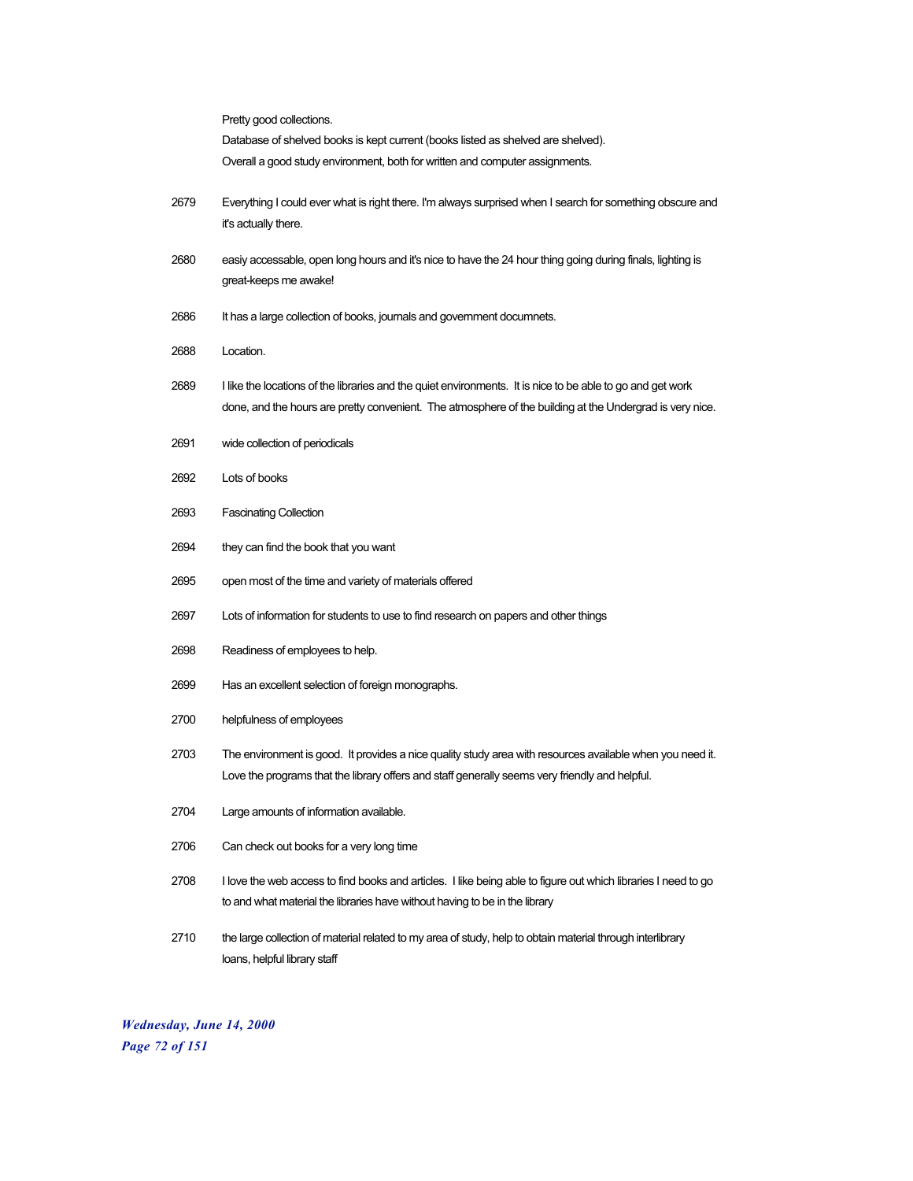Pretty good collections.
Database of shelved books is kept current (books listed as shelved are shelved).
Overall a good study environment, both for written and computer assignments.

2679 Everything I could ever what is right there. I'm always surprised when I search for something obscure and it's actually there.

2680 easiy accessable, open long hours and it's nice to have the 24 hour thing going during finals, lighting is great-keeps me awake!

2686 It has a large collection of books, journals and government documnets.

2688 Location.

2689 I like the locations of the libraries and the quiet environments. It is nice to be able to go and get work done, and the hours are pretty convenient. The atmosphere of the building at the Undergrad is very nice.

2691 wide collection of periodicals

2692 Lots of books

2693 Fascinating Collection

2694 they can find the book that you want

2695 open most of the time and variety of materials offered

2697 Lots of information for students to use to find research on papers and other things

2698 Readiness of employees to help.

2699 Has an excellent selection of foreign monographs.

2700 helpfulness of employees

2703 The environment is good. It provides a nice quality study area with resources available when you need it. Love the programs that the library offers and staff generally seems very friendly and helpful.

2704 Large amounts of information available.

2706 Can check out books for a very long time

2708 I love the web access to find books and articles. I like being able to figure out which libraries I need to go to and what material the libraries have without having to be in the library

2710 the large collection of material related to my area of study, help to obtain material through interlibrary loans, helpful library staff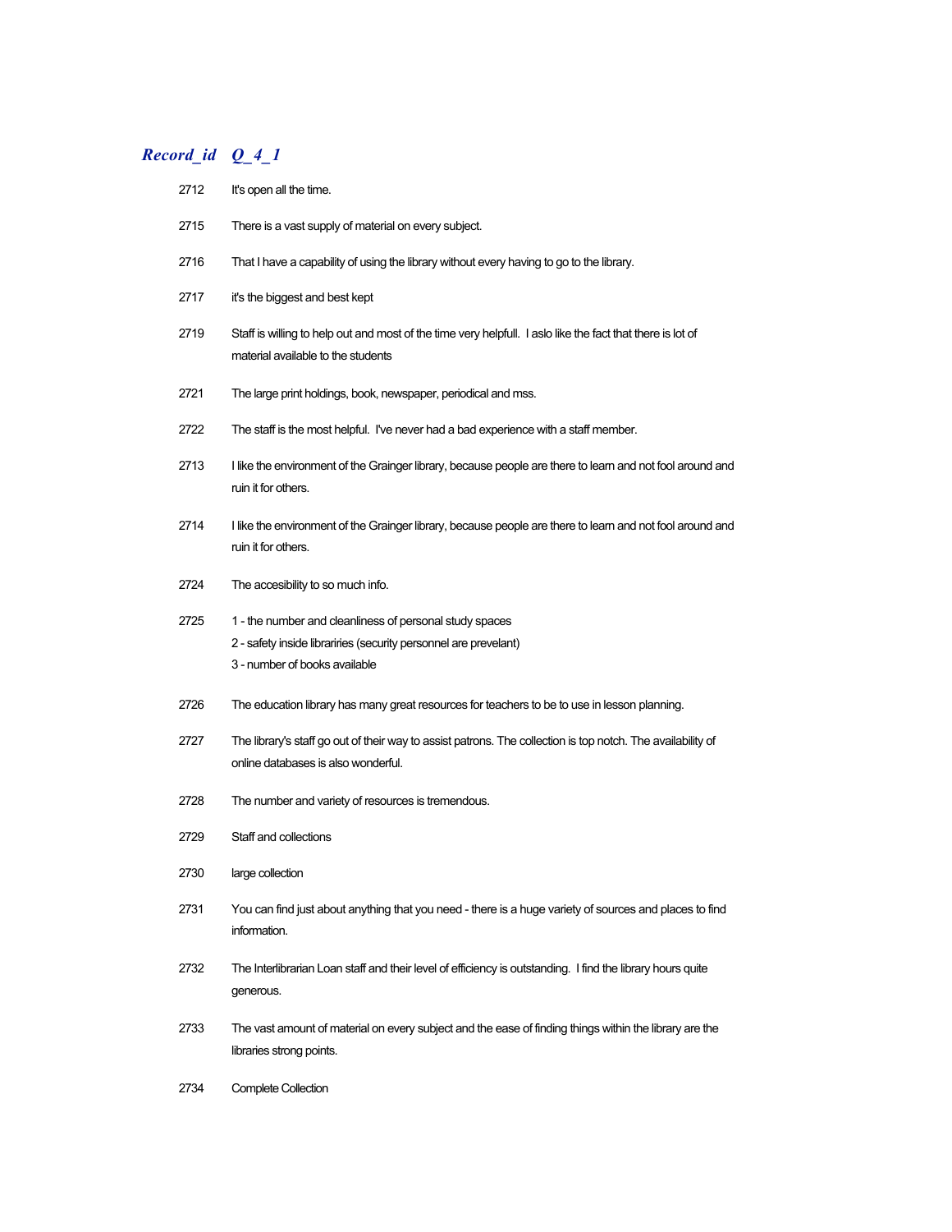| *Record_id* | *Q_4_1* |
| --- | --- |
| 2712 | It's open all the time. |
| 2715 | There is a vast supply of material on every subject. |
| 2716 | That I have a capability of using the library without every having to go to the library. |
| 2717 | it's the biggest and best kept |
| 2719 | Staff is willing to help out and most of the time very helpfull. I aslo like the fact that there is lot of material available to the students |
| 2721 | The large print holdings, book, newspaper, periodical and mss. |
| 2722 | The staff is the most helpful. I've never had a bad experience with a staff member. |
| 2713 | I like the environment of the Grainger library, because people are there to learn and not fool around and ruin it for others. |
| 2714 | I like the environment of the Grainger library, because people are there to learn and not fool around and ruin it for others. |
| 2724 | The accesibility to so much info. |
| 2725 | 1 - the number and cleanliness of personal study spaces<br>2 - safety inside librariries (security personnel are prevelant)<br>3 - number of books available |
| 2726 | The education library has many great resources for teachers to be to use in lesson planning. |
| 2727 | The library's staff go out of their way to assist patrons. The collection is top notch. The availability of online databases is also wonderful. |
| 2728 | The number and variety of resources is tremendous. |
| 2729 | Staff and collections |
| 2730 | large collection |
| 2731 | You can find just about anything that you need - there is a huge variety of sources and places to find information. |
| 2732 | The Interlibrarian Loan staff and their level of efficiency is outstanding. I find the library hours quite generous. |
| 2733 | The vast amount of material on every subject and the ease of finding things within the library are the libraries strong points. |
| 2734 | Complete Collection |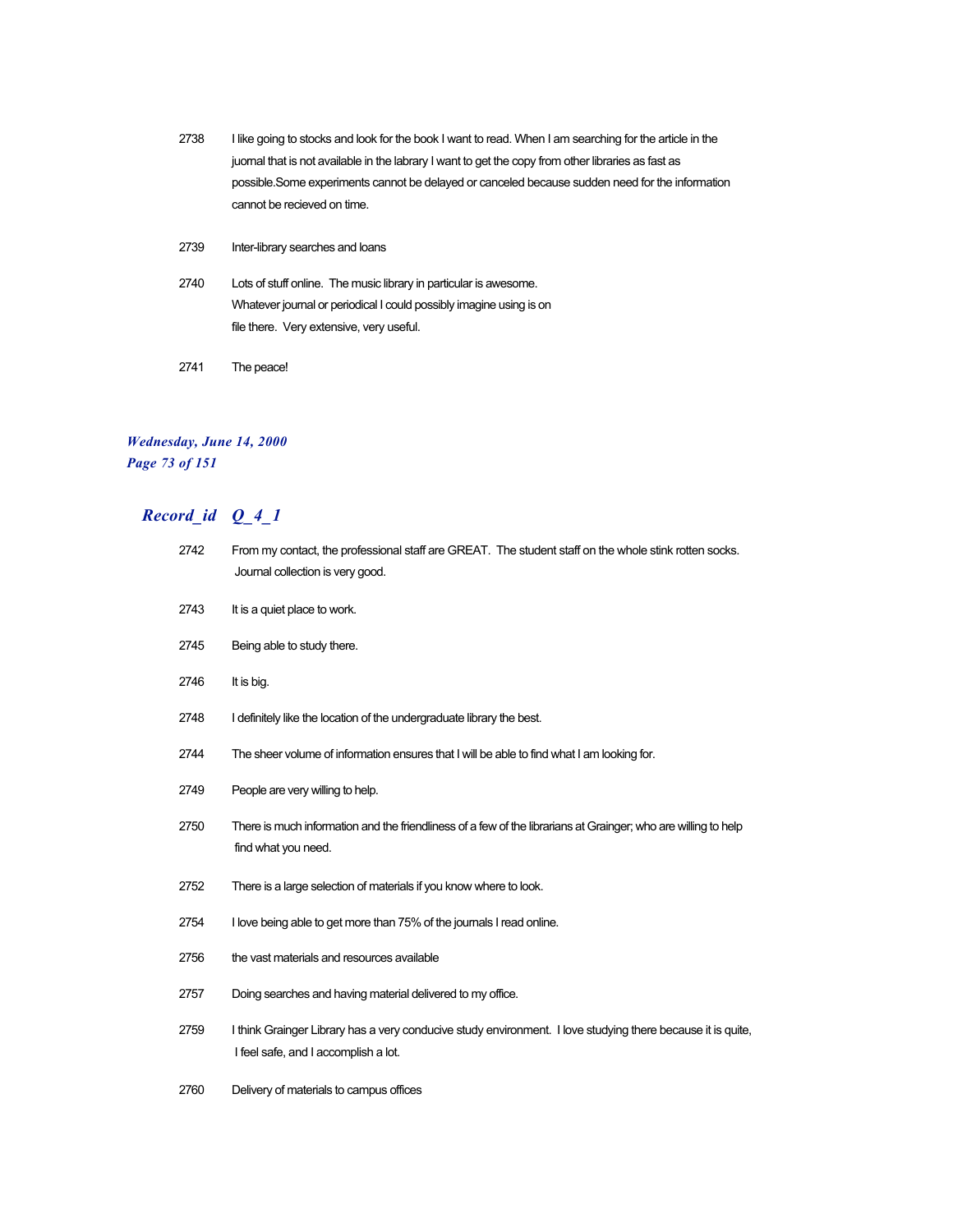2738 I like going to stocks and look for the book I want to read. When I am searching for the article in the journal that is not available in the labrary I want to get the copy from other libraries as fast as possible.Some experiments cannot be delayed or canceled because sudden need for the information cannot be recieved on time.

2739 Inter-library searches and loans

2740 Lots of stuff online. The music library in particular is awesome. Whatever journal or periodical I could possibly imagine using is on file there. Very extensive, very useful.

2741 The peace!

***Wednesday, June 14, 2000***

## ***Record_id Q_4_1***

2742 From my contact, the professional staff are GREAT. The student staff on the whole stink rotten socks. Journal collection is very good.

2743 It is a quiet place to work.

2745 Being able to study there.

2746 It is big.

2748 I definitely like the location of the undergraduate library the best.

2744 The sheer volume of information ensures that I will be able to find what I am looking for.

2749 People are very willing to help.

2750 There is much information and the friendliness of a few of the librarians at Grainger; who are willing to help find what you need.

2752 There is a large selection of materials if you know where to look.

2754 I love being able to get more than 75% of the journals I read online.

2756 the vast materials and resources available

2757 Doing searches and having material delivered to my office.

2759 I think Grainger Library has a very conducive study environment. I love studying there because it is quite, I feel safe, and I accomplish a lot.

2760 Delivery of materials to campus offices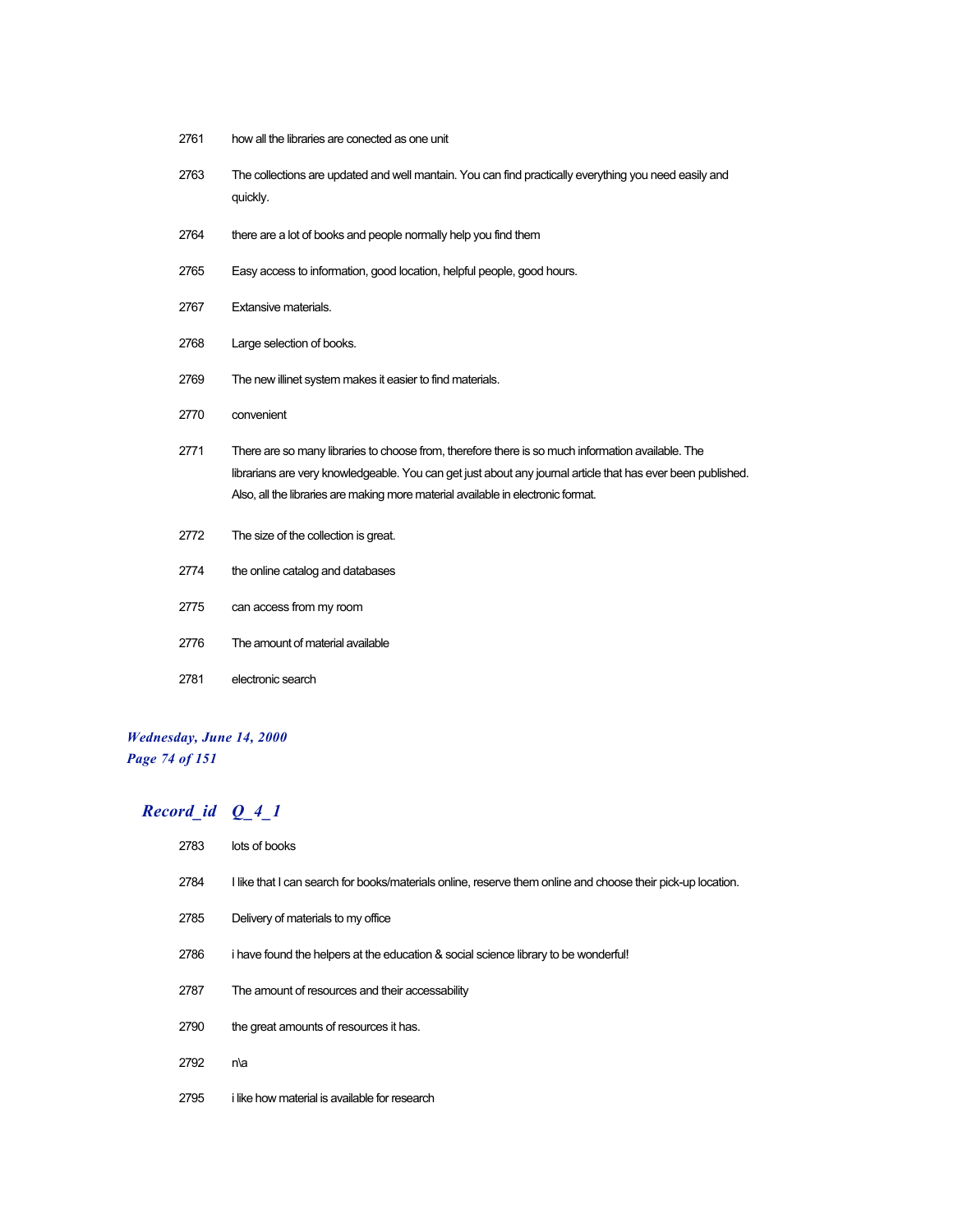| | |
|---|---|
| 2761 | how all the libraries are conected as one unit |
| 2763 | The collections are updated and well mantain. You can find practically everything you need easily and quickly. |
| 2764 | there are a lot of books and people normally help you find them |
| 2765 | Easy access to information, good location, helpful people, good hours. |
| 2767 | Extansive materials. |
| 2768 | Large selection of books. |
| 2769 | The new illinet system makes it easier to find materials. |
| 2770 | convenient |
| 2771 | There are so many libraries to choose from, therefore there is so much information available. The librarians are very knowledgeable. You can get just about any journal article that has ever been published. Also, all the libraries are making more material available in electronic format. |
| 2772 | The size of the collection is great. |
| 2774 | the online catalog and databases |
| 2775 | can access from my room |
| 2776 | The amount of material available |
| 2781 | electronic search |

## *Record_id Q_4_1*

| | |
|---|---|
| 2783 | lots of books |
| 2784 | I like that I can search for books/materials online, reserve them online and choose their pick-up location. |
| 2785 | Delivery of materials to my office |
| 2786 | i have found the helpers at the education & social science library to be wonderful! |
| 2787 | The amount of resources and their accessability |
| 2790 | the great amounts of resources it has. |
| 2792 | n\a |
| 2795 | i like how material is available for research |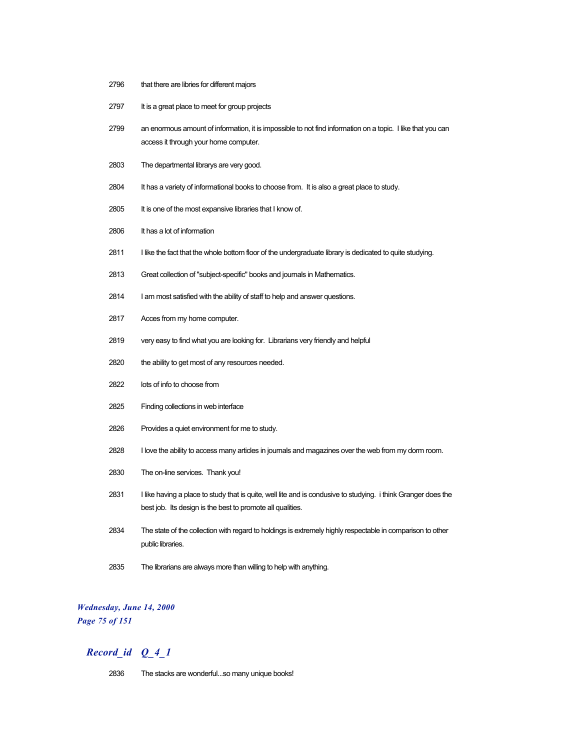| | |
|---|---|
| 2796 | that there are libries for different majors |
| 2797 | It is a great place to meet for group projects |
| 2799 | an enormous amount of information, it is impossible to not find information on a topic. I like that you can access it through your home computer. |
| 2803 | The departmental librarys are very good. |
| 2804 | It has a variety of informational books to choose from. It is also a great place to study. |
| 2805 | It is one of the most expansive libraries that I know of. |
| 2806 | It has a lot of information |
| 2811 | I like the fact that the whole bottom floor of the undergraduate library is dedicated to quite studying. |
| 2813 | Great collection of "subject-specific" books and journals in Mathematics. |
| 2814 | I am most satisfied with the ability of staff to help and answer questions. |
| 2817 | Acces from my home computer. |
| 2819 | very easy to find what you are looking for. Librarians very friendly and helpful |
| 2820 | the ability to get most of any resources needed. |
| 2822 | lots of info to choose from |
| 2825 | Finding collections in web interface |
| 2826 | Provides a quiet environment for me to study. |
| 2828 | I love the ability to access many articles in journals and magazines over the web from my dorm room. |
| 2830 | The on-line services. Thank you! |
| 2831 | I like having a place to study that is quite, well lite and is condusive to studying. i think Granger does the best job. Its design is the best to promote all qualities. |
| 2834 | The state of the collection with regard to holdings is extremely highly respectable in comparison to other public libraries. |
| 2835 | The librarians are always more than willing to help with anything. |

## *Record_id Q_4_1*

| | |
|---|---|
| 2836 | The stacks are wonderful...so many unique books! |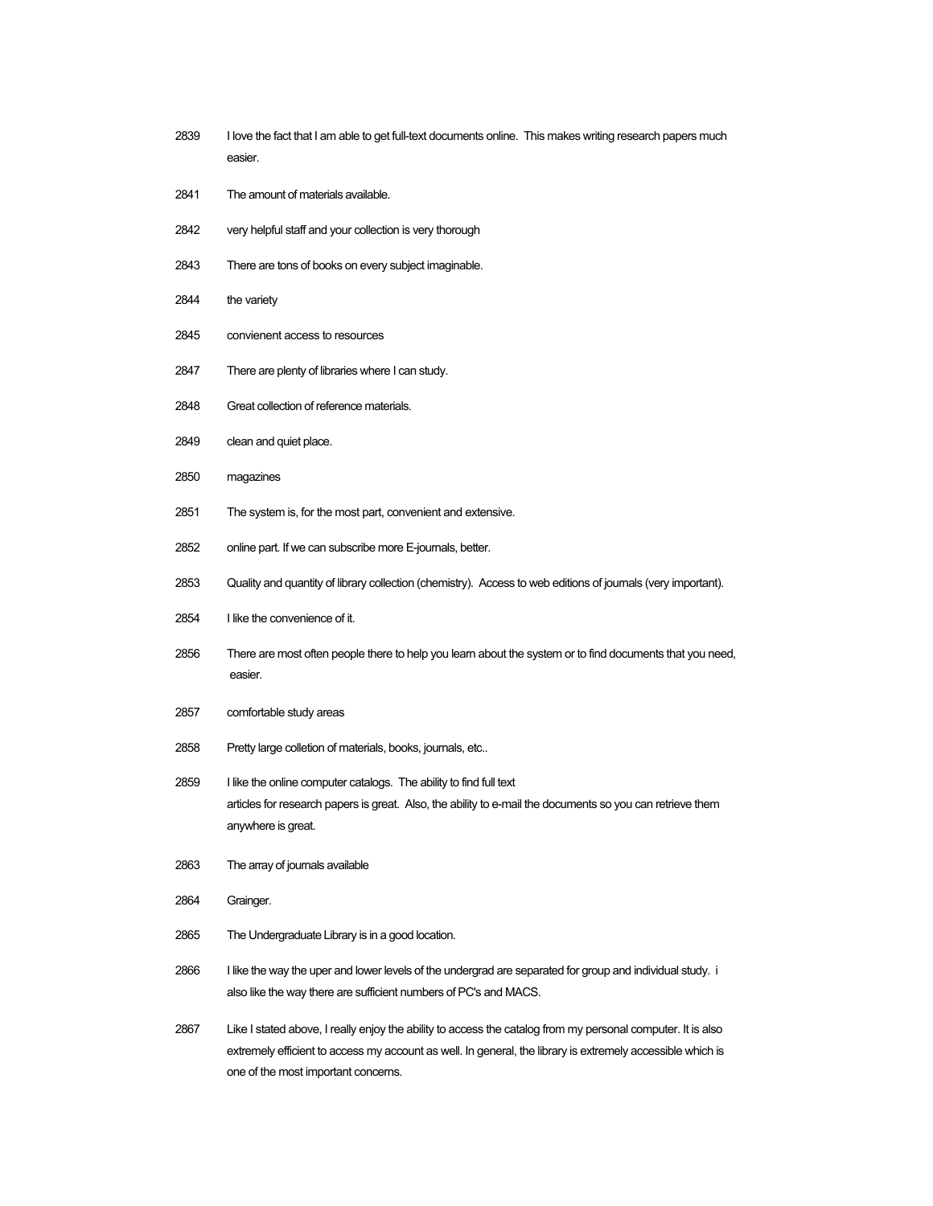2839 I love the fact that I am able to get full-text documents online. This makes writing research papers much easier.

2841 The amount of materials available.

2842 very helpful staff and your collection is very thorough

2843 There are tons of books on every subject imaginable.

2844 the variety

2845 convienent access to resources

2847 There are plenty of libraries where I can study.

2848 Great collection of reference materials.

2849 clean and quiet place.

2850 magazines

2851 The system is, for the most part, convenient and extensive.

2852 online part. If we can subscribe more E-journals, better.

2853 Quality and quantity of library collection (chemistry). Access to web editions of journals (very important).

2854 I like the convenience of it.

2856 There are most often people there to help you learn about the system or to find documents that you need, easier.

2857 comfortable study areas

2858 Pretty large colletion of materials, books, journals, etc..

2859 I like the online computer catalogs. The ability to find full text articles for research papers is great. Also, the ability to e-mail the documents so you can retrieve them anywhere is great.

2863 The array of journals available

2864 Grainger.

2865 The Undergraduate Library is in a good location.

2866 I like the way the uper and lower levels of the undergrad are separated for group and individual study. i also like the way there are sufficient numbers of PC's and MACS.

2867 Like I stated above, I really enjoy the ability to access the catalog from my personal computer. It is also extremely efficient to access my account as well. In general, the library is extremely accessible which is one of the most important concerns.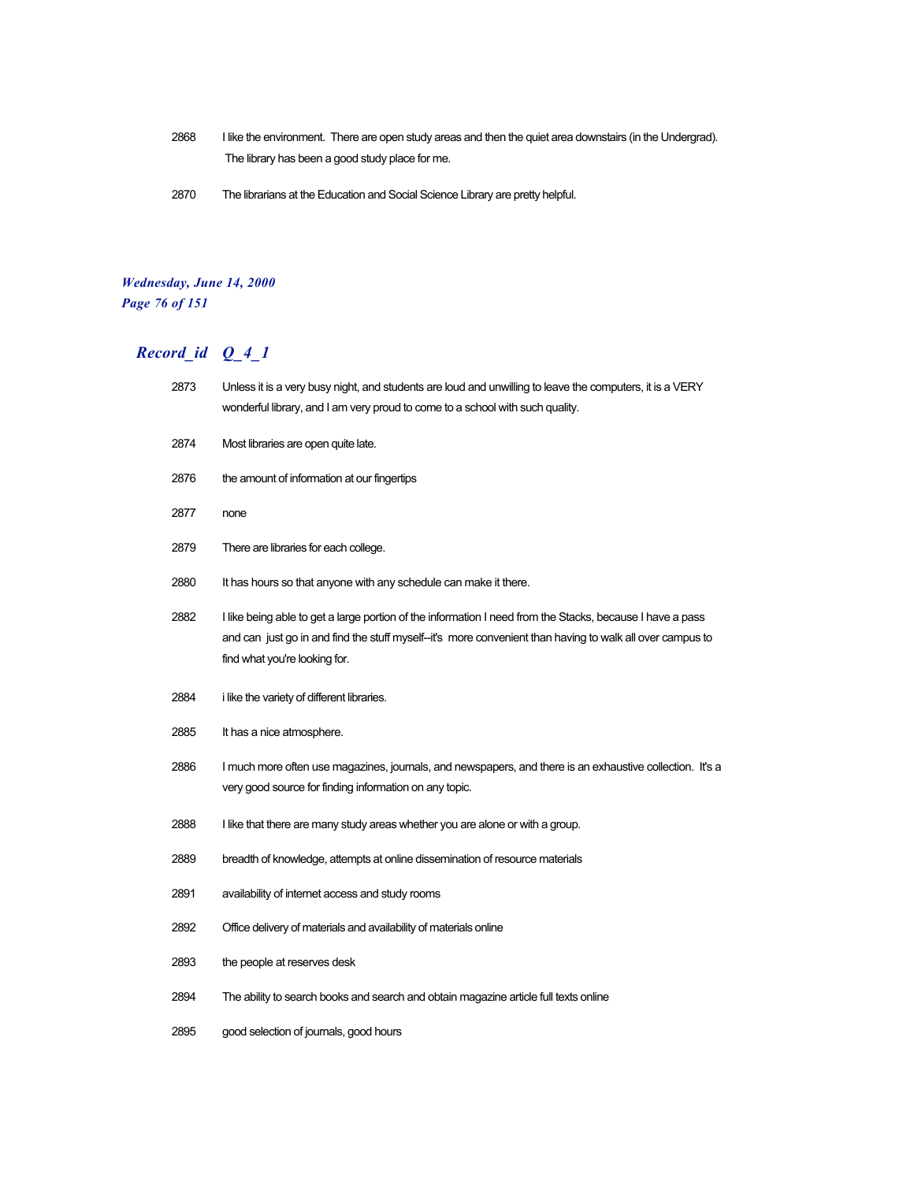| | |
|---|---|
| 2868 | I like the environment. There are open study areas and then the quiet area downstairs (in the Undergrad). The library has been a good study place for me. |
| 2870 | The librarians at the Education and Social Science Library are pretty helpful. |

## Record_id Q_4_1

| | |
|---|---|
| 2873 | Unless it is a very busy night, and students are loud and unwilling to leave the computers, it is a VERY wonderful library, and I am very proud to come to a school with such quality. |
| 2874 | Most libraries are open quite late. |
| 2876 | the amount of information at our fingertips |
| 2877 | none |
| 2879 | There are libraries for each college. |
| 2880 | It has hours so that anyone with any schedule can make it there. |
| 2882 | I like being able to get a large portion of the information I need from the Stacks, because I have a pass and can just go in and find the stuff myself--it's more convenient than having to walk all over campus to find what you're looking for. |
| 2884 | i like the variety of different libraries. |
| 2885 | It has a nice atmosphere. |
| 2886 | I much more often use magazines, journals, and newspapers, and there is an exhaustive collection. It's a very good source for finding information on any topic. |
| 2888 | I like that there are many study areas whether you are alone or with a group. |
| 2889 | breadth of knowledge, attempts at online dissemination of resource materials |
| 2891 | availability of internet access and study rooms |
| 2892 | Office delivery of materials and availability of materials online |
| 2893 | the people at reserves desk |
| 2894 | The ability to search books and search and obtain magazine article full texts online |
| 2895 | good selection of journals, good hours |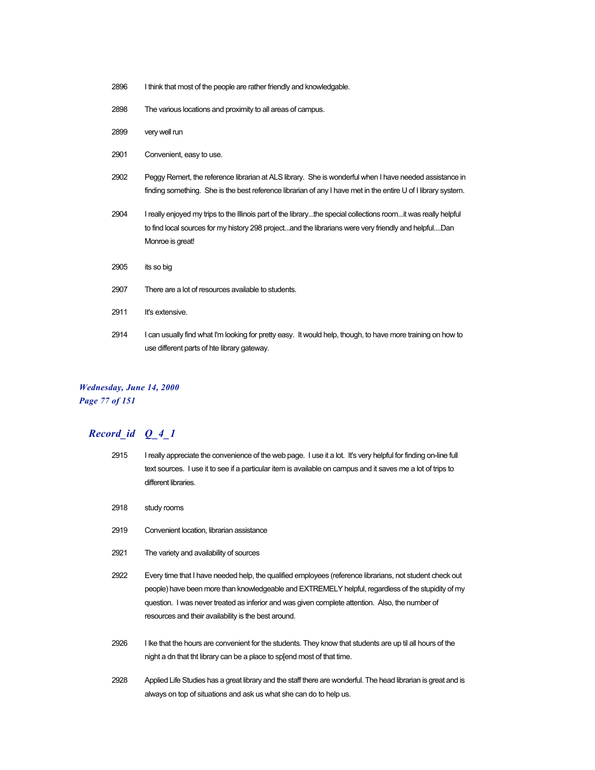| | |
|---|---|
| 2896 | I think that most of the people are rather friendly and knowledgable. |
| 2898 | The various locations and proximity to all areas of campus. |
| 2899 | very well run |
| 2901 | Convenient, easy to use. |
| 2902 | Peggy Remert, the reference librarian at ALS library. She is wonderful when I have needed assistance in finding something. She is the best reference librarian of any I have met in the entire U of I library system. |
| 2904 | I really enjoyed my trips to the Illinois part of the library...the special collections room...it was really helpful to find local sources for my history 298 project...and the librarians were very friendly and helpful....Dan Monroe is great! |
| 2905 | its so big |
| 2907 | There are a lot of resources available to students. |
| 2911 | It's extensive. |
| 2914 | I can usually find what I'm looking for pretty easy. It would help, though, to have more training on how to use different parts of hte library gateway. |

## *Record_id Q_4_1*

| | |
|---|---|
| 2915 | I really appreciate the convenience of the web page. I use it a lot. It's very helpful for finding on-line full text sources. I use it to see if a particular item is available on campus and it saves me a lot of trips to different libraries. |
| 2918 | study rooms |
| 2919 | Convenient location, librarian assistance |
| 2921 | The variety and availability of sources |
| 2922 | Every time that I have needed help, the qualified employees (reference librarians, not student check out people) have been more than knowledgeable and EXTREMELY helpful, regardless of the stupidity of my question. I was never treated as inferior and was given complete attention. Also, the number of resources and their availability is the best around. |
| 2926 | I lke that the hours are convenient for the students. They know that students are up til all hours of the night a dn that tht library can be a place to sp[end most of that time. |
| 2928 | Applied Life Studies has a great library and the staff there are wonderful. The head librarian is great and is always on top of situations and ask us what she can do to help us. |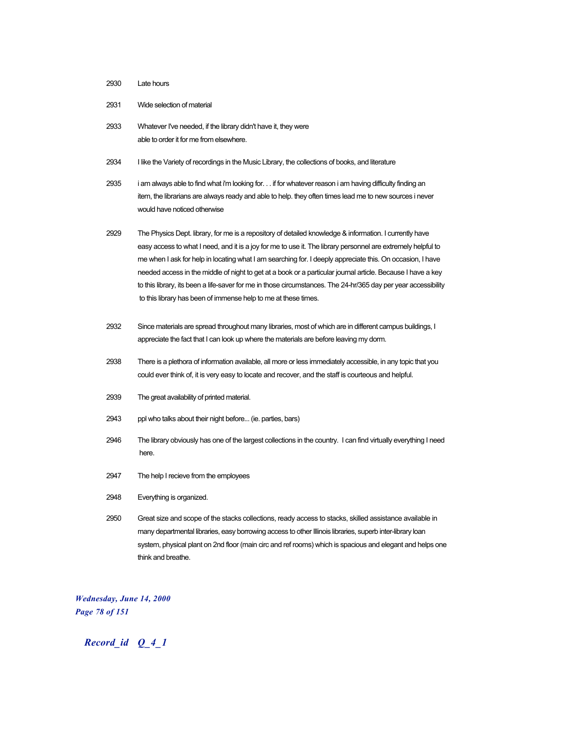2930 Late hours

2931 Wide selection of material

2933 Whatever I've needed, if the library didn't have it, they were able to order it for me from elsewhere.

2934 I like the Variety of recordings in the Music Library, the collections of books, and literature

2935 i am always able to find what i'm looking for. . . if for whatever reason i am having difficulty finding an item, the librarians are always ready and able to help. they often times lead me to new sources i never would have noticed otherwise

2929 The Physics Dept. library, for me is a repository of detailed knowledge & information. I currently have easy access to what I need, and it is a joy for me to use it. The library personnel are extremely helpful to me when I ask for help in locating what I am searching for. I deeply appreciate this. On occasion, I have needed access in the middle of night to get at a book or a particular journal article. Because I have a key to this library, its been a life-saver for me in those circumstances. The 24-hr/365 day per year accessibility to this library has been of immense help to me at these times.

2932 Since materials are spread throughout many libraries, most of which are in different campus buildings, I appreciate the fact that I can look up where the materials are before leaving my dorm.

2938 There is a plethora of information available, all more or less immediately accessible, in any topic that you could ever think of, it is very easy to locate and recover, and the staff is courteous and helpful.

2939 The great availability of printed material.

2943 ppl who talks about their night before... (ie. parties, bars)

2946 The library obviously has one of the largest collections in the country. I can find virtually everything I need here.

2947 The help I recieve from the employees

2948 Everything is organized.

2950 Great size and scope of the stacks collections, ready access to stacks, skilled assistance available in many departmental libraries, easy borrowing access to other Illinois libraries, superb inter-library loan system, physical plant on 2nd floor (main circ and ref rooms) which is spacious and elegant and helps one think and breathe.

*Record_id Q_4_1*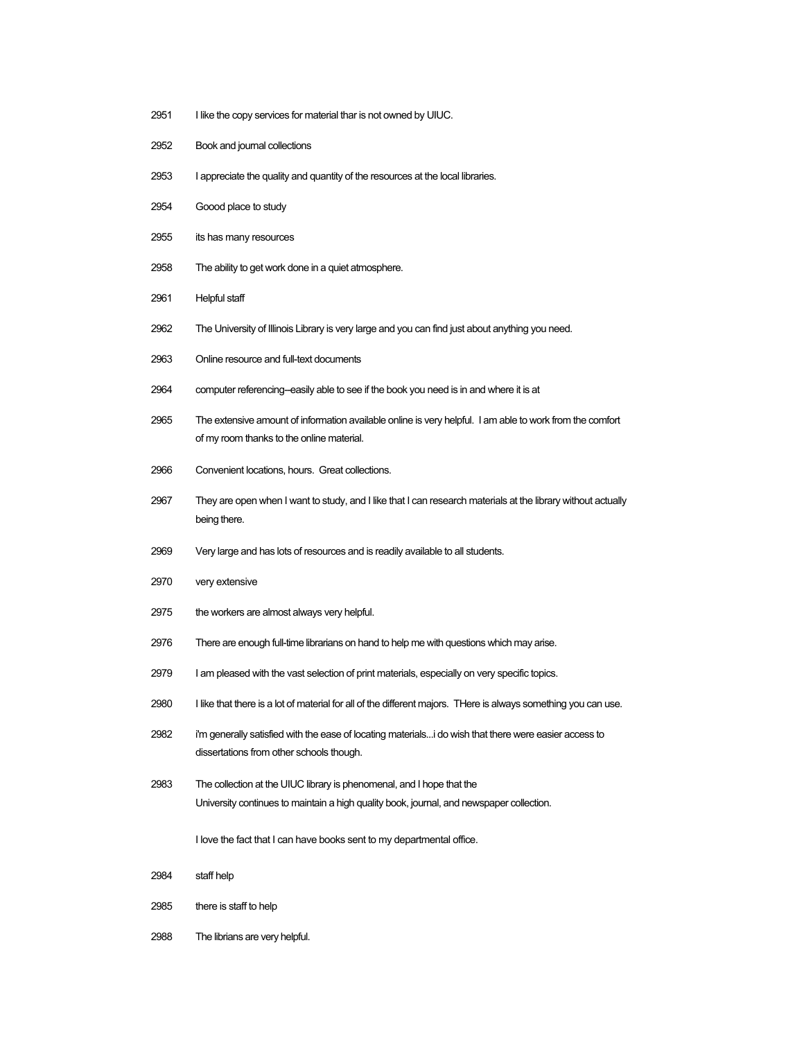2951 I like the copy services for material thar is not owned by UIUC.

2952 Book and journal collections

2953 I appreciate the quality and quantity of the resources at the local libraries.

2954 Goood place to study

2955 its has many resources

2958 The ability to get work done in a quiet atmosphere.

2961 Helpful staff

2962 The University of Illinois Library is very large and you can find just about anything you need.

2963 Online resource and full-text documents

2964 computer referencing--easily able to see if the book you need is in and where it is at

2965 The extensive amount of information available online is very helpful. I am able to work from the comfort of my room thanks to the online material.

2966 Convenient locations, hours. Great collections.

2967 They are open when I want to study, and I like that I can research materials at the library without actually being there.

2969 Very large and has lots of resources and is readily available to all students.

2970 very extensive

2975 the workers are almost always very helpful.

2976 There are enough full-time librarians on hand to help me with questions which may arise.

2979 I am pleased with the vast selection of print materials, especially on very specific topics.

2980 I like that there is a lot of material for all of the different majors. THere is always something you can use.

2982 i'm generally satisfied with the ease of locating materials...i do wish that there were easier access to dissertations from other schools though.

2983 The collection at the UIUC library is phenomenal, and I hope that the University continues to maintain a high quality book, journal, and newspaper collection.

I love the fact that I can have books sent to my departmental office.

2984 staff help

2985 there is staff to help

2988 The librians are very helpful.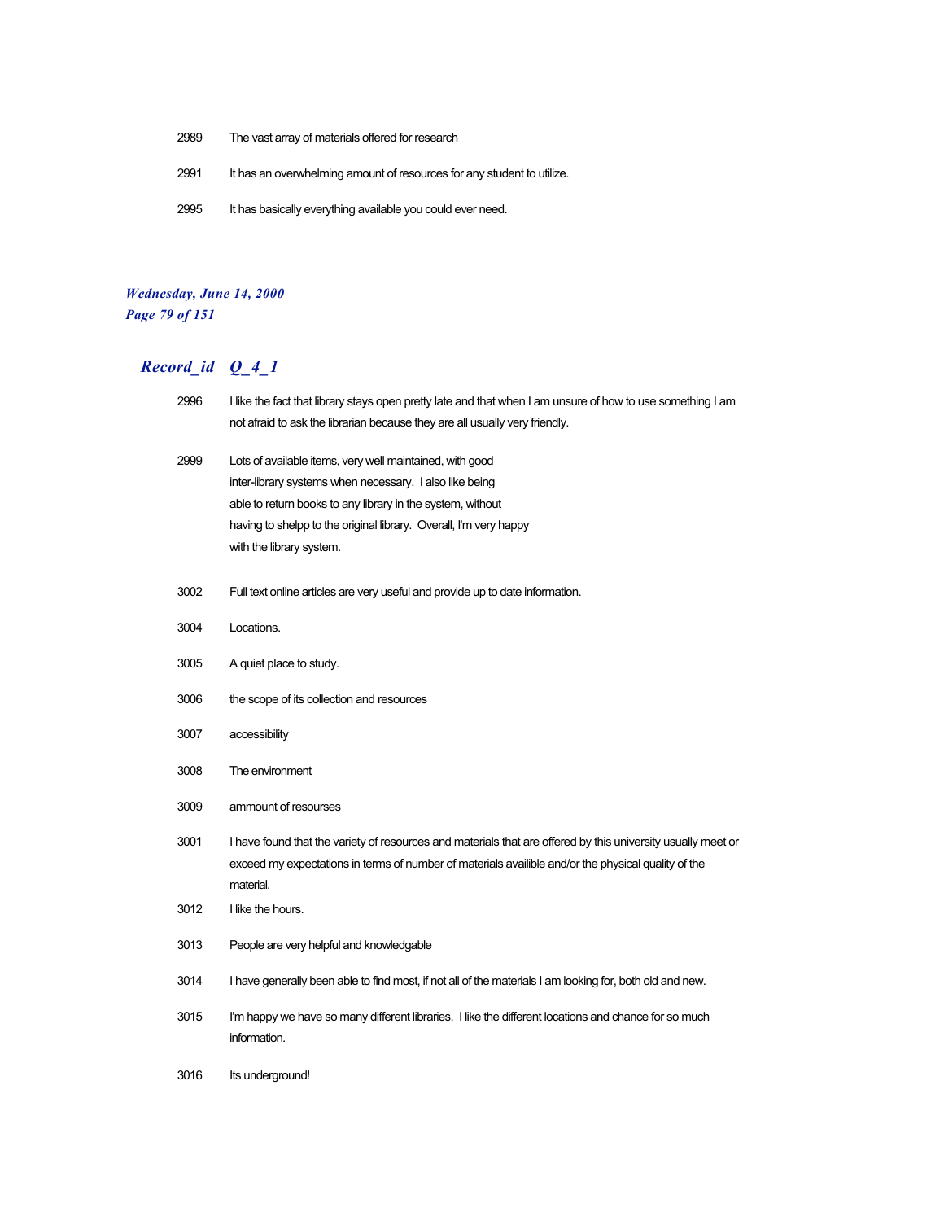| | |
|---|---|
| 2989 | The vast array of materials offered for research |
| 2991 | It has an overwhelming amount of resources for any student to utilize. |
| 2995 | It has basically everything available you could ever need. |

## Record_id Q_4_1

| | |
|---|---|
| 2996 | I like the fact that library stays open pretty late and that when I am unsure of how to use something I am not afraid to ask the librarian because they are all usually very friendly. |
| 2999 | Lots of available items, very well maintained, with good inter-library systems when necessary. I also like being able to return books to any library in the system, without having to shelpp to the original library. Overall, I'm very happy with the library system. |
| 3002 | Full text online articles are very useful and provide up to date information. |
| 3004 | Locations. |
| 3005 | A quiet place to study. |
| 3006 | the scope of its collection and resources |
| 3007 | accessibility |
| 3008 | The environment |
| 3009 | ammount of resourses |
| 3001 | I have found that the variety of resources and materials that are offered by this university usually meet or exceed my expectations in terms of number of materials availible and/or the physical quality of the material. |
| 3012 | I like the hours. |
| 3013 | People are very helpful and knowledgable |
| 3014 | I have generally been able to find most, if not all of the materials I am looking for, both old and new. |
| 3015 | I'm happy we have so many different libraries. I like the different locations and chance for so much information. |
| 3016 | Its underground! |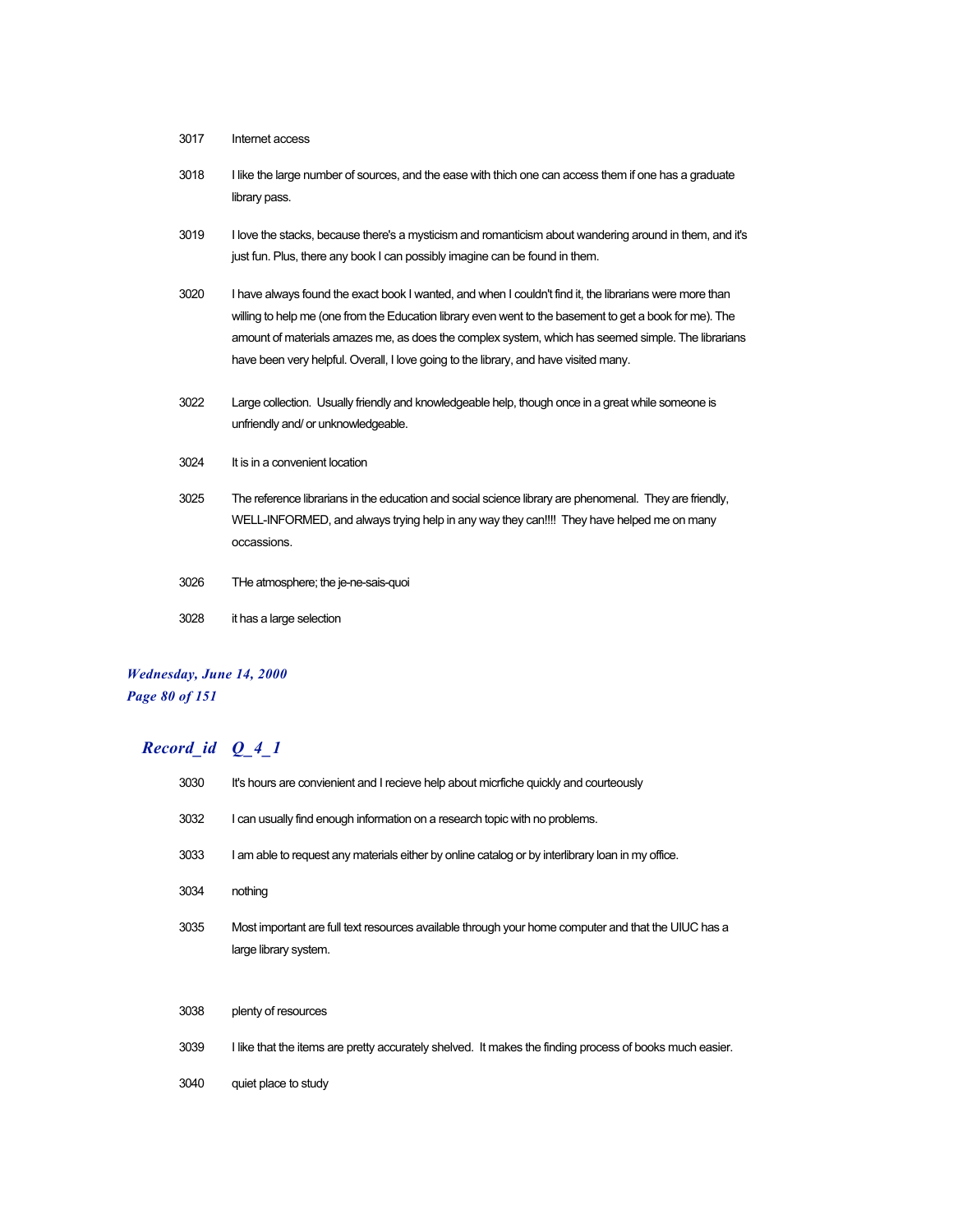| | |
|---|---|
| 3017 | Internet access |
| 3018 | I like the large number of sources, and the ease with thich one can access them if one has a graduate library pass. |
| 3019 | I love the stacks, because there's a mysticism and romanticism about wandering around in them, and it's just fun. Plus, there any book I can possibly imagine can be found in them. |
| 3020 | I have always found the exact book I wanted, and when I couldn't find it, the librarians were more than willing to help me (one from the Education library even went to the basement to get a book for me). The amount of materials amazes me, as does the complex system, which has seemed simple. The librarians have been very helpful. Overall, I love going to the library, and have visited many. |
| 3022 | Large collection.  Usually friendly and knowledgeable help, though once in a great while someone is unfriendly and/ or unknowledgeable. |
| 3024 | It is in a convenient location |
| 3025 | The reference librarians in the education and social science library are phenomenal.  They are friendly, WELL-INFORMED, and always trying help in any way they can!!!!  They have helped me on many occassions. |
| 3026 | THe atmosphere; the je-ne-sais-quoi |
| 3028 | it has a large selection |

## *Record_id Q_4_1*

| | |
|---|---|
| 3030 | It's hours are convienient and I recieve help about micrfiche quickly and courteously |
| 3032 | I can usually find enough information on a research topic with no problems. |
| 3033 | I am able to request any materials either by online catalog or by interlibrary loan in my office. |
| 3034 | nothing |
| 3035 | Most important are full text resources available through your home computer and that the UIUC has a large library system. |
| 3038 | plenty of resources |
| 3039 | I like that the items are pretty accurately shelved.  It makes the finding process of books much easier. |
| 3040 | quiet place to study |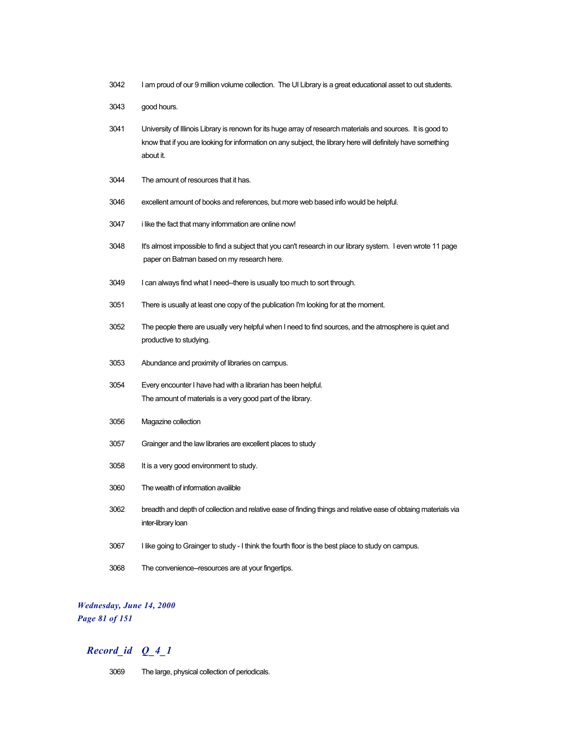3042 I am proud of our 9 million volume collection. The UI Library is a great educational asset to out students.

3043 good hours.

3041 University of Illinois Library is renown for its huge array of research materials and sources. It is good to know that if you are looking for information on any subject, the library here will definitely have something about it.

3044 The amount of resources that it has.

3046 excellent amount of books and references, but more web based info would be helpful.

3047 i like the fact that many infornmation are online now!

3048 It's almost impossible to find a subject that you can't research in our library system. I even wrote 11 page paper on Batman based on my research here.

3049 I can always find what I need--there is usually too much to sort through.

3051 There is usually at least one copy of the publication I'm looking for at the moment.

3052 The people there are usually very helpful when I need to find sources, and the atmosphere is quiet and productive to studying.

3053 Abundance and proximity of libraries on campus.

3054 Every encounter I have had with a librarian has been helpful.
The amount of materials is a very good part of the library.

3056 Magazine collection

3057 Grainger and the law libraries are excellent places to study

3058 It is a very good environment to study.

3060 The wealth of information availible

3062 breadth and depth of collection and relative ease of finding things and relative ease of obtaing materials via inter-library loan

3067 I like going to Grainger to study - I think the fourth floor is the best place to study on campus.

3068 The convenience--resources are at your fingertips.

## *Record_id Q_4_1*

3069 The large, physical collection of periodicals.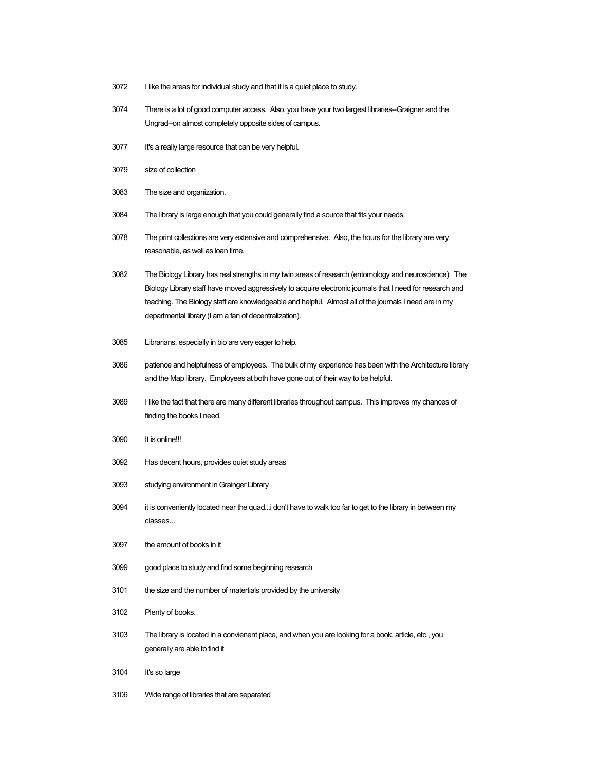3072 I like the areas for individual study and that it is a quiet place to study.

3074 There is a lot of good computer access. Also, you have your two largest libraries--Graigner and the Ungrad--on almost completely opposite sides of campus.

3077 It's a really large resource that can be very helpful.

3079 size of collection

3083 The size and organization.

3084 The library is large enough that you could generally find a source that fits your needs.

3078 The print collections are very extensive and comprehensive. Also, the hours for the library are very reasonable, as well as loan time.

3082 The Biology Library has real strengths in my twin areas of research (entomology and neuroscience). The Biology Library staff have moved aggressively to acquire electronic journals that I need for research and teaching. The Biology staff are knowledgeable and helpful. Almost all of the journals I need are in my departmental library (I am a fan of decentralization).

3085 Librarians, especially in bio are very eager to help.

3086 patience and helpfulness of employees. The bulk of my experience has been with the Architecture library and the Map library. Employees at both have gone out of their way to be helpful.

3089 I like the fact that there are many different libraries throughout campus. This improves my chances of finding the books I need.

3090 It is online!!!

3092 Has decent hours, provides quiet study areas

3093 studying environment in Grainger Library

3094 it is conveniently located near the quad...i don't have to walk too far to get to the library in between my classes...

3097 the amount of books in it

3099 good place to study and find some beginning research

3101 the size and the number of matertials provided by the university

3102 Plenty of books.

3103 The library is located in a convienent place, and when you are looking for a book, article, etc., you generally are able to find it

3104 It's so large

3106 Wide range of libraries that are separated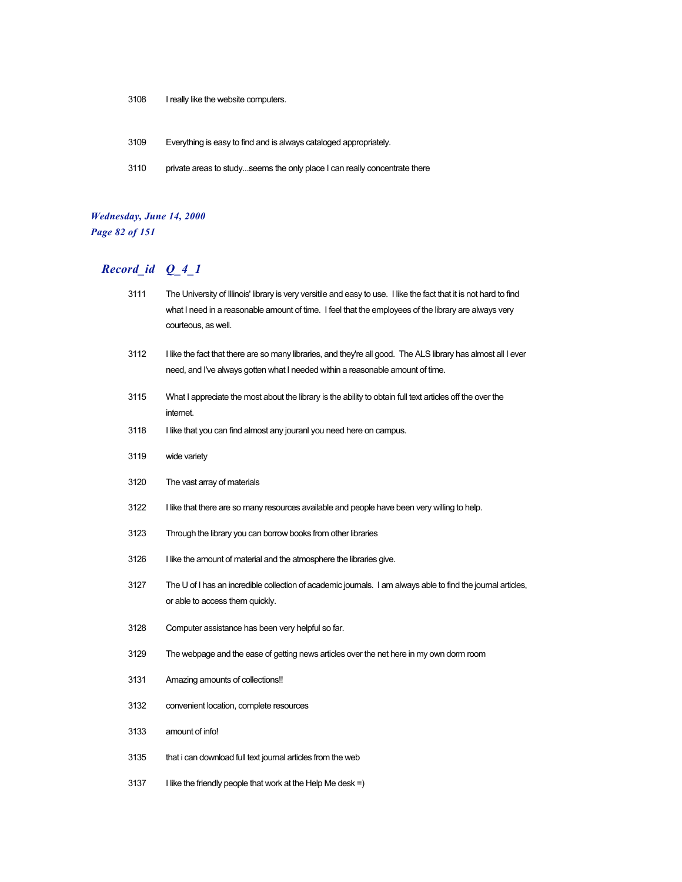3108 I really like the website computers.

3109 Everything is easy to find and is always cataloged appropriately.

3110 private areas to study...seems the only place I can really concentrate there

## *Record_id Q_4_1*

3111 The University of Illinois' library is very versitile and easy to use. I like the fact that it is not hard to find what I need in a reasonable amount of time. I feel that the employees of the library are always very courteous, as well.

3112 I like the fact that there are so many libraries, and they're all good. The ALS library has almost all I ever need, and I've always gotten what I needed within a reasonable amount of time.

3115 What I appreciate the most about the library is the ability to obtain full text articles off the over the internet.

3118 I like that you can find almost any jouranl you need here on campus.

3119 wide variety

3120 The vast array of materials

3122 I like that there are so many resources available and people have been very willing to help.

3123 Through the library you can borrow books from other libraries

3126 I like the amount of material and the atmosphere the libraries give.

3127 The U of I has an incredible collection of academic journals. I am always able to find the journal articles, or able to access them quickly.

3128 Computer assistance has been very helpful so far.

3129 The webpage and the ease of getting news articles over the net here in my own dorm room

3131 Amazing amounts of collections!!

3132 convenient location, complete resources

3133 amount of info!

3135 that i can download full text journal articles from the web

3137 I like the friendly people that work at the Help Me desk =)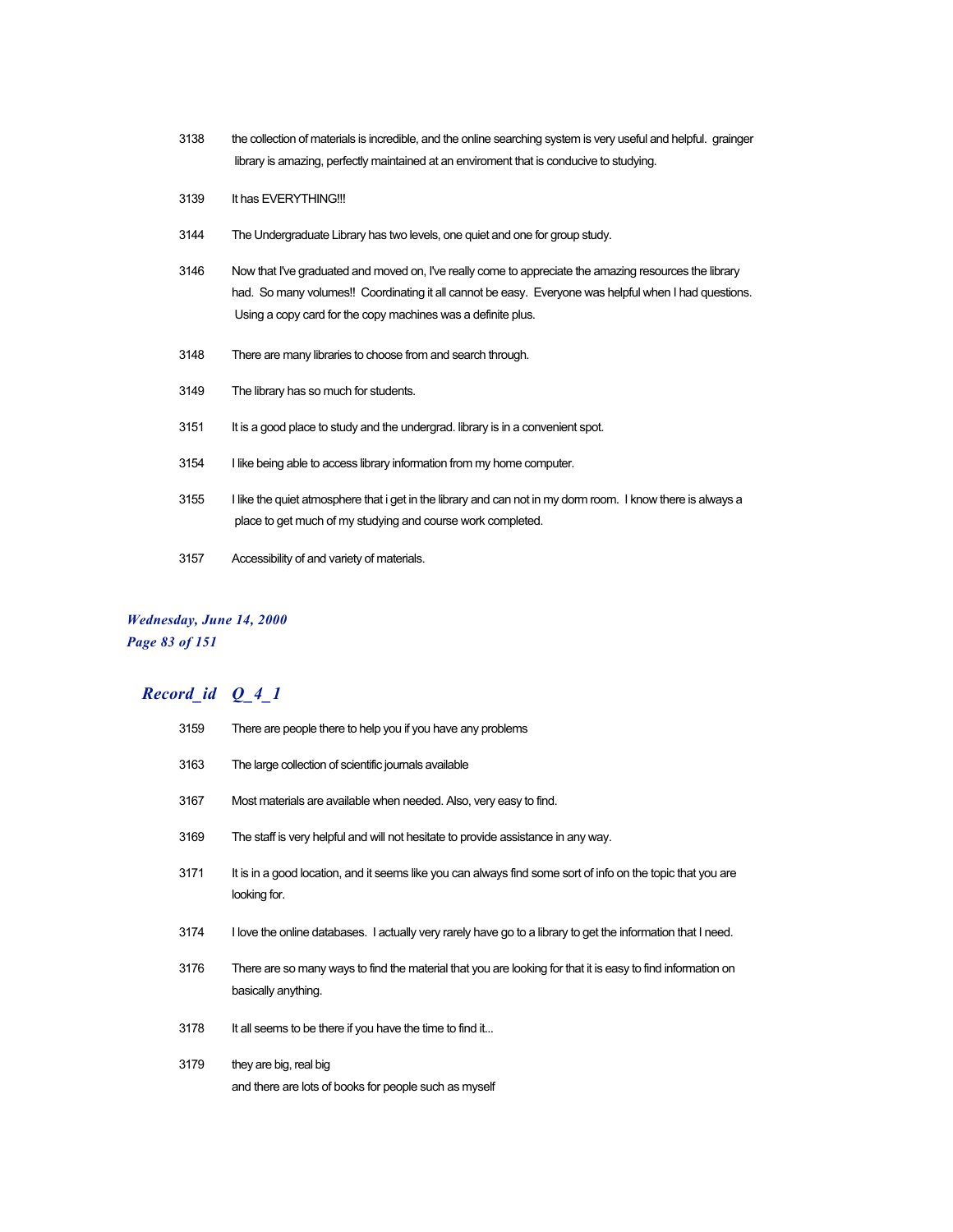| | |
|---|---|
| 3138 | the collection of materials is incredible, and the online searching system is very useful and helpful.  grainger library is amazing, perfectly maintained at an enviroment that is conducive to studying. |
| 3139 | It has EVERYTHING!!! |
| 3144 | The Undergraduate Library has two levels, one quiet and one for group study. |
| 3146 | Now that I've graduated and moved on, I've really come to appreciate the amazing resources the library had.  So many volumes!!  Coordinating it all cannot be easy.  Everyone was helpful when I had questions.  Using a copy card for the copy machines was a definite plus. |
| 3148 | There are many libraries to choose from and search through. |
| 3149 | The library has so much for students. |
| 3151 | It is a good place to study and the undergrad. library is in a convenient spot. |
| 3154 | I like being able to access library information from my home computer. |
| 3155 | I like the quiet atmosphere that i get in the library and can not in my dorm room.  I know there is always a place to get much of my studying and course work completed. |
| 3157 | Accessibility of and variety of materials. |

## *Record_id Q_4_1*

| | |
|---|---|
| 3159 | There are people there to help you if you have any problems |
| 3163 | The large collection of scientific journals available |
| 3167 | Most materials are available when needed. Also, very easy to find. |
| 3169 | The staff is very helpful and will not hesitate to provide assistance in any way. |
| 3171 | It is in a good location, and it seems like you can always find some sort of info on the topic that you are looking for. |
| 3174 | I love the online databases.  I actually very rarely have go to a library to get the information that I need. |
| 3176 | There are so many ways to find the material that you are looking for that it is easy to find information on basically anything. |
| 3178 | It all seems to be there if you have the time to find it... |
| 3179 | they are big, real big<br>and there are lots of books for people such as myself |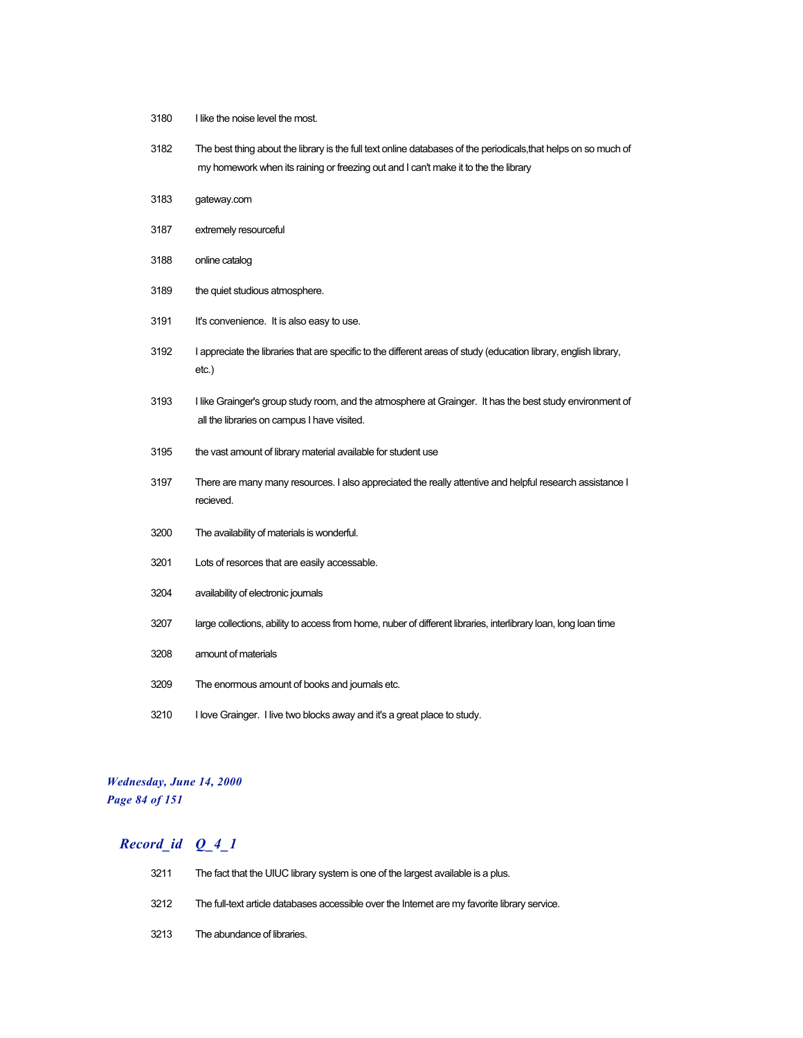| | |
|---|---|
| 3180 | I like the noise level the most. |
| 3182 | The best thing about the library is the full text online databases of the periodicals,that helps on so much of my homework when its raining or freezing out and I can't make it to the the library |
| 3183 | gateway.com |
| 3187 | extremely resourceful |
| 3188 | online catalog |
| 3189 | the quiet studious atmosphere. |
| 3191 | It's convenience.  It is also easy to use. |
| 3192 | I appreciate the libraries that are specific to the different areas of study (education library, english library, etc.) |
| 3193 | I like Grainger's group study room, and the atmosphere at Grainger.  It has the best study environment of all the libraries on campus I have visited. |
| 3195 | the vast amount of library material available for student use |
| 3197 | There are many many resources. I also appreciated the really attentive and helpful research assistance I recieved. |
| 3200 | The availability of materials is wonderful. |
| 3201 | Lots of resorces that are easily accessable. |
| 3204 | availability of electronic journals |
| 3207 | large collections, ability to access from home, nuber of different libraries, interlibrary loan, long loan time |
| 3208 | amount of materials |
| 3209 | The enormous amount of books and journals etc. |
| 3210 | I love Grainger.  I live two blocks away and it's a great place to study. |

## *Record_id Q_4_1*

| | |
|---|---|
| 3211 | The fact that the UIUC library system is one of the largest available is a plus. |
| 3212 | The full-text article databases accessible over the Internet are my favorite library service. |
| 3213 | The abundance of libraries. |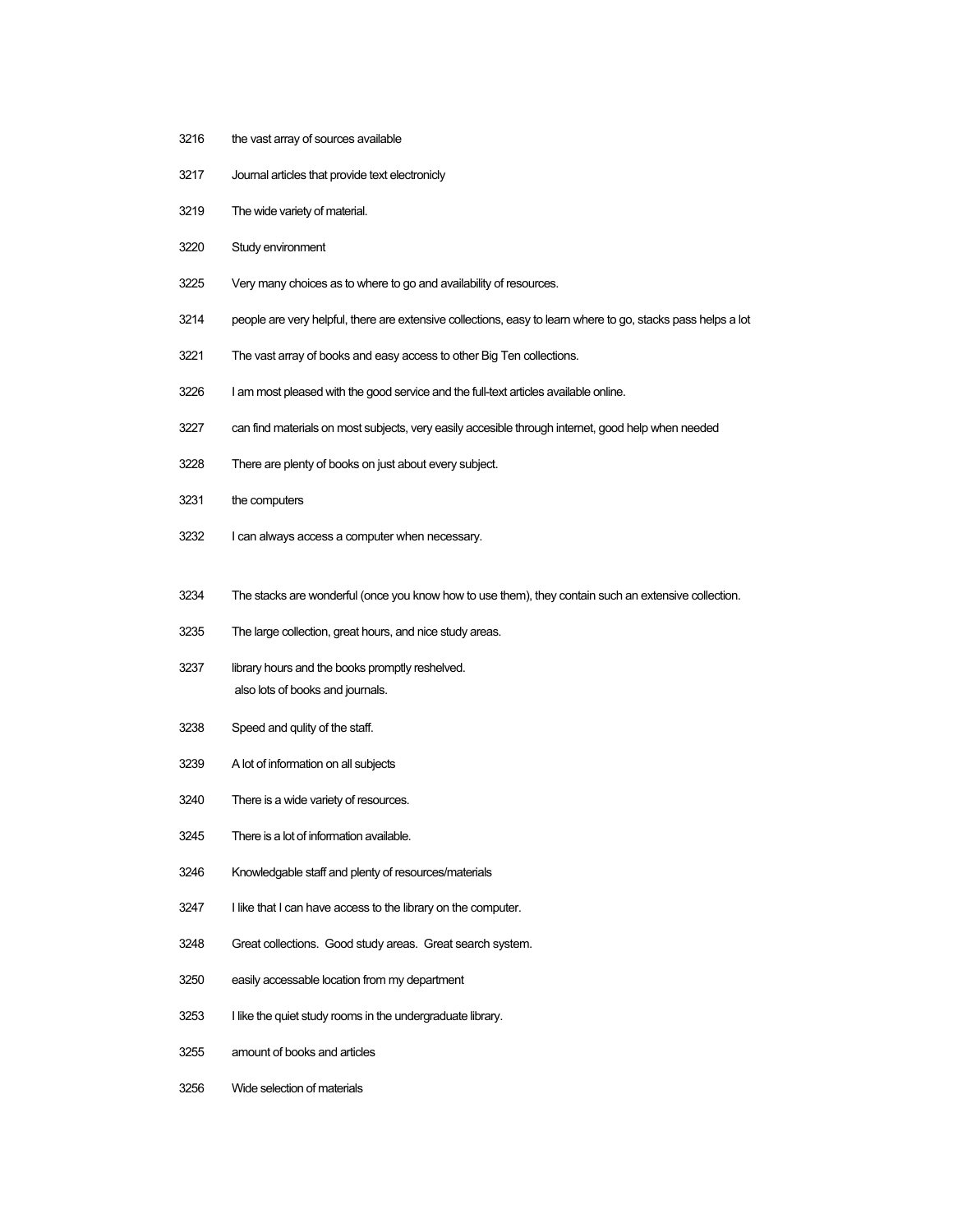3216 the vast array of sources available

3217 Journal articles that provide text electronicly

3219 The wide variety of material.

3220 Study environment

3225 Very many choices as to where to go and availability of resources.

3214 people are very helpful, there are extensive collections, easy to learn where to go, stacks pass helps a lot

3221 The vast array of books and easy access to other Big Ten collections.

3226 I am most pleased with the good service and the full-text articles available online.

3227 can find materials on most subjects, very easily accesible through internet, good help when needed

3228 There are plenty of books on just about every subject.

3231 the computers

3232 I can always access a computer when necessary.

3234 The stacks are wonderful (once you know how to use them), they contain such an extensive collection.

3235 The large collection, great hours, and nice study areas.

3237 library hours and the books promptly reshelved.
also lots of books and journals.

3238 Speed and qulity of the staff.

3239 A lot of information on all subjects

3240 There is a wide variety of resources.

3245 There is a lot of information available.

3246 Knowledgable staff and plenty of resources/materials

3247 I like that I can have access to the library on the computer.

3248 Great collections. Good study areas. Great search system.

3250 easily accessable location from my department

3253 I like the quiet study rooms in the undergraduate library.

3255 amount of books and articles

3256 Wide selection of materials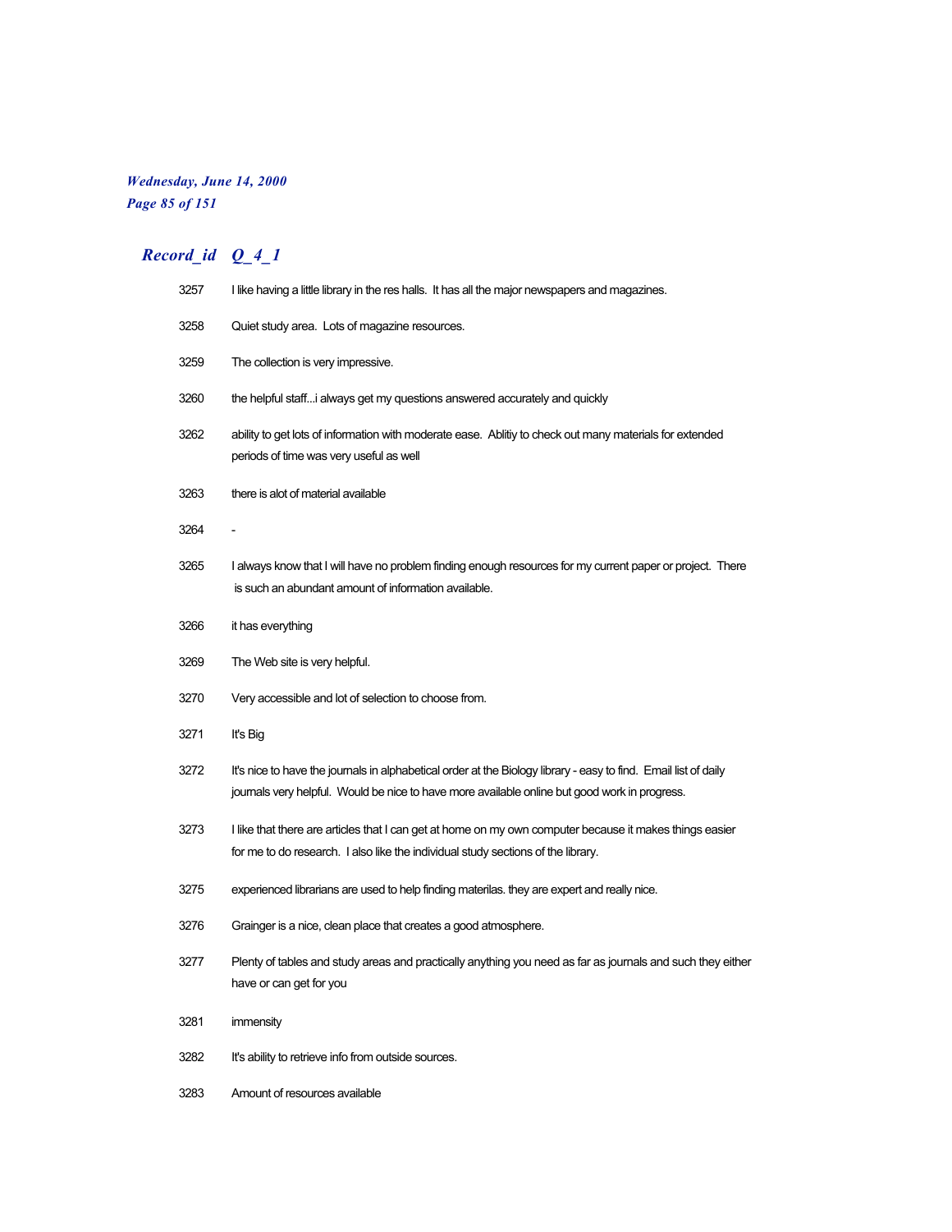## Record_id Q_4_1

| Record_id | Q_4_1 |
|---|---|
| 3257 | I like having a little library in the res halls. It has all the major newspapers and magazines. |
| 3258 | Quiet study area. Lots of magazine resources. |
| 3259 | The collection is very impressive. |
| 3260 | the helpful staff...i always get my questions answered accurately and quickly |
| 3262 | ability to get lots of information with moderate ease. Ablitiy to check out many materials for extended periods of time was very useful as well |
| 3263 | there is alot of material available |
| 3264 | - |
| 3265 | I always know that I will have no problem finding enough resources for my current paper or project. There is such an abundant amount of information available. |
| 3266 | it has everything |
| 3269 | The Web site is very helpful. |
| 3270 | Very accessible and lot of selection to choose from. |
| 3271 | It's Big |
| 3272 | It's nice to have the journals in alphabetical order at the Biology library - easy to find. Email list of daily journals very helpful. Would be nice to have more available online but good work in progress. |
| 3273 | I like that there are articles that I can get at home on my own computer because it makes things easier for me to do research. I also like the individual study sections of the library. |
| 3275 | experienced librarians are used to help finding materilas. they are expert and really nice. |
| 3276 | Grainger is a nice, clean place that creates a good atmosphere. |
| 3277 | Plenty of tables and study areas and practically anything you need as far as journals and such they either have or can get for you |
| 3281 | immensity |
| 3282 | It's ability to retrieve info from outside sources. |
| 3283 | Amount of resources available |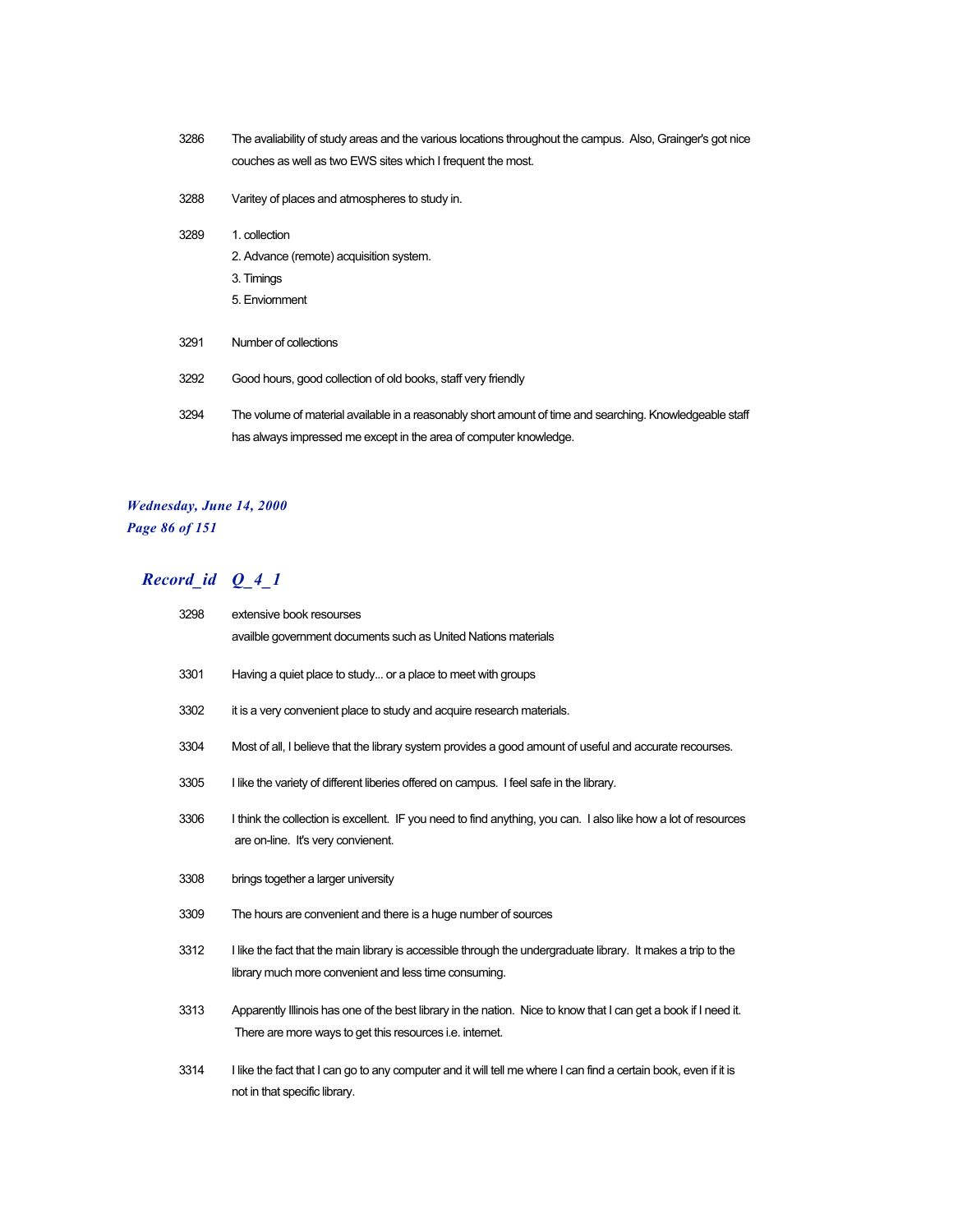| | |
|---|---|
| 3286 | The avaliability of study areas and the various locations throughout the campus. Also, Grainger's got nice couches as well as two EWS sites which I frequent the most. |
| 3288 | Varitey of places and atmospheres to study in. |
| 3289 | 1. collection<br>2. Advance (remote) acquisition system.<br>3. Timings<br>5. Enviornment |
| 3291 | Number of collections |
| 3292 | Good hours, good collection of old books, staff very friendly |
| 3294 | The volume of material available in a reasonably short amount of time and searching. Knowledgeable staff has always impressed me except in the area of computer knowledge. |

*Wednesday, June 14, 2000*

## Record_id Q_4_1

| | |
|---|---|
| 3298 | extensive book resourses<br>availble government documents such as United Nations materials |
| 3301 | Having a quiet place to study... or a place to meet with groups |
| 3302 | it is a very convenient place to study and acquire research materials. |
| 3304 | Most of all, I believe that the library system provides a good amount of useful and accurate recourses. |
| 3305 | I like the variety of different liberies offered on campus. I feel safe in the library. |
| 3306 | I think the collection is excellent. IF you need to find anything, you can. I also like how a lot of resources are on-line. It's very convienent. |
| 3308 | brings together a larger university |
| 3309 | The hours are convenient and there is a huge number of sources |
| 3312 | I like the fact that the main library is accessible through the undergraduate library. It makes a trip to the library much more convenient and less time consuming. |
| 3313 | Apparently Illinois has one of the best library in the nation. Nice to know that I can get a book if I need it. There are more ways to get this resources i.e. internet. |
| 3314 | I like the fact that I can go to any computer and it will tell me where I can find a certain book, even if it is not in that specific library. |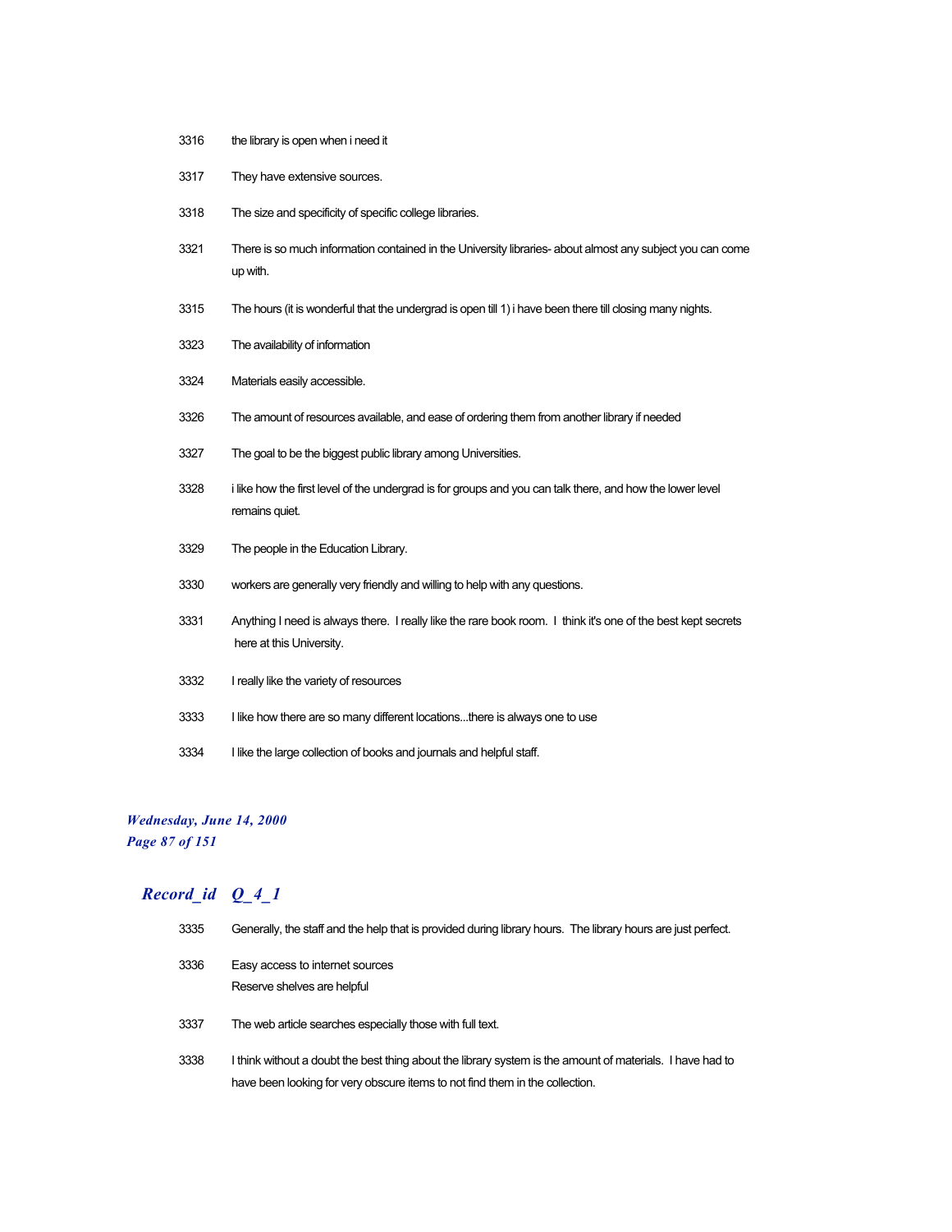| | |
|---|---|
| 3316 | the library is open when i need it |
| 3317 | They have extensive sources. |
| 3318 | The size and specificity of specific college libraries. |
| 3321 | There is so much information contained in the University libraries- about almost any subject you can come up with. |
| 3315 | The hours (it is wonderful that the undergrad is open till 1) i have been there till closing many nights. |
| 3323 | The availability of information |
| 3324 | Materials easily accessible. |
| 3326 | The amount of resources available, and ease of ordering them from another library if needed |
| 3327 | The goal to be the biggest public library among Universities. |
| 3328 | i like how the first level of the undergrad is for groups and you can talk there, and how the lower level remains quiet. |
| 3329 | The people in the Education Library. |
| 3330 | workers are generally very friendly and willing to help with any questions. |
| 3331 | Anything I need is always there. I really like the rare book room. I think it's one of the best kept secrets here at this University. |
| 3332 | I really like the variety of resources |
| 3333 | I like how there are so many different locations...there is always one to use |
| 3334 | I like the large collection of books and journals and helpful staff. |

## *Record_id Q_4_1*

| | |
|---|---|
| 3335 | Generally, the staff and the help that is provided during library hours. The library hours are just perfect. |
| 3336 | Easy access to internet sources<br>Reserve shelves are helpful |
| 3337 | The web article searches especially those with full text. |
| 3338 | I think without a doubt the best thing about the library system is the amount of materials. I have had to have been looking for very obscure items to not find them in the collection. |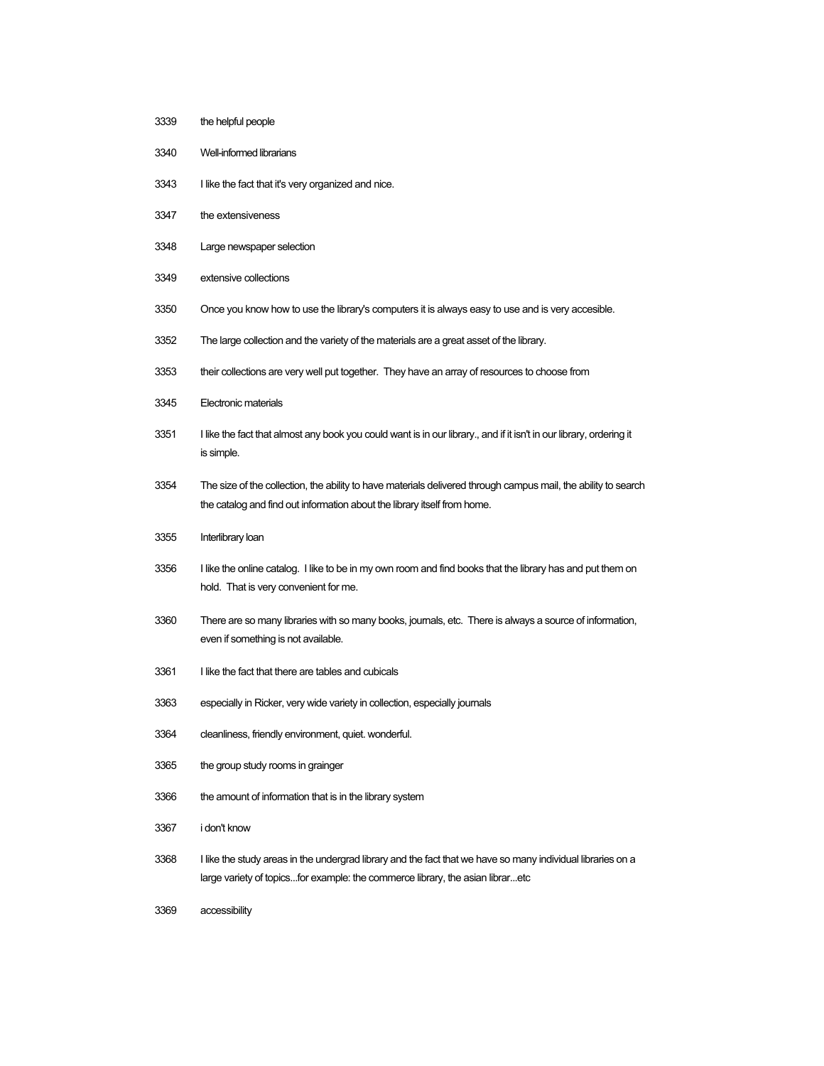| | |
|---|---|
| 3339 | the helpful people |
| 3340 | Well-informed librarians |
| 3343 | I like the fact that it's very organized and nice. |
| 3347 | the extensiveness |
| 3348 | Large newspaper selection |
| 3349 | extensive collections |
| 3350 | Once you know how to use the library's computers it is always easy to use and is very accesible. |
| 3352 | The large collection and the variety of the materials are a great asset of the library. |
| 3353 | their collections are very well put together. They have an array of resources to choose from |
| 3345 | Electronic materials |
| 3351 | I like the fact that almost any book you could want is in our library., and if it isn't in our library, ordering it is simple. |
| 3354 | The size of the collection, the ability to have materials delivered through campus mail, the ability to search the catalog and find out information about the library itself from home. |
| 3355 | Interlibrary loan |
| 3356 | I like the online catalog. I like to be in my own room and find books that the library has and put them on hold. That is very convenient for me. |
| 3360 | There are so many libraries with so many books, journals, etc. There is always a source of information, even if something is not available. |
| 3361 | I like the fact that there are tables and cubicals |
| 3363 | especially in Ricker, very wide variety in collection, especially journals |
| 3364 | cleanliness, friendly environment, quiet. wonderful. |
| 3365 | the group study rooms in grainger |
| 3366 | the amount of information that is in the library system |
| 3367 | i don't know |
| 3368 | I like the study areas in the undergrad library and the fact that we have so many individual libraries on a large variety of topics...for example: the commerce library, the asian librar...etc |
| 3369 | accessibility |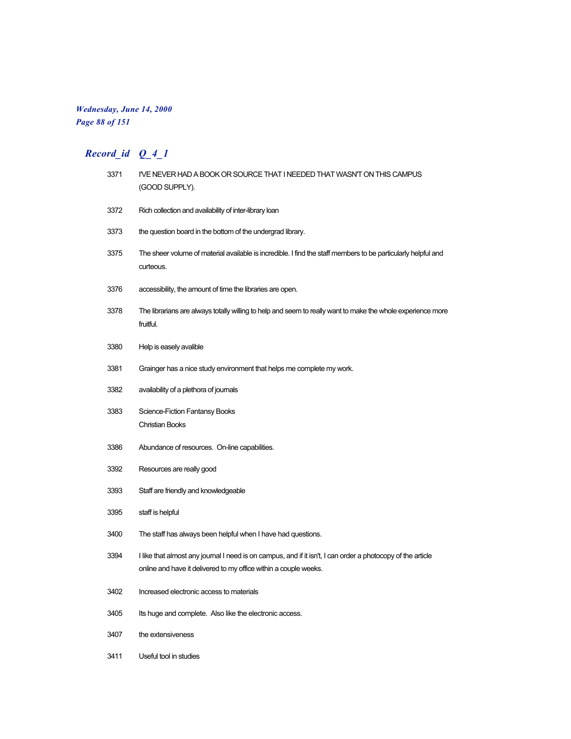| Record_id | Q_4_1 |
|---|---|
| 3371 | I'VE NEVER HAD A BOOK OR SOURCE THAT I NEEDED THAT WASN'T ON THIS CAMPUS (GOOD SUPPLY). |
| 3372 | Rich collection and availability of inter-library loan |
| 3373 | the question board in the bottom of the undergrad library. |
| 3375 | The sheer volume of material available is incredible. I find the staff members to be particularly helpful and curteous. |
| 3376 | accessibility, the amount of time the libraries are open. |
| 3378 | The librarians are always totally willing to help and seem to really want to make the whole experience more fruitful. |
| 3380 | Help is easely avalible |
| 3381 | Grainger has a nice study environment that helps me complete my work. |
| 3382 | availability of a plethora of journals |
| 3383 | Science-Fiction Fantansy Books<br>Christian Books |
| 3386 | Abundance of resources.  On-line capabilities. |
| 3392 | Resources are really good |
| 3393 | Staff are friendly and knowledgeable |
| 3395 | staff is helpful |
| 3400 | The staff has always been helpful when I have had questions. |
| 3394 | I like that almost any journal I need is on campus, and if it isn't, I can order a photocopy of the article online and have it delivered to my office within a couple weeks. |
| 3402 | Increased electronic access to materials |
| 3405 | Its huge and complete.  Also like the electronic access. |
| 3407 | the extensiveness |
| 3411 | Useful tool in studies |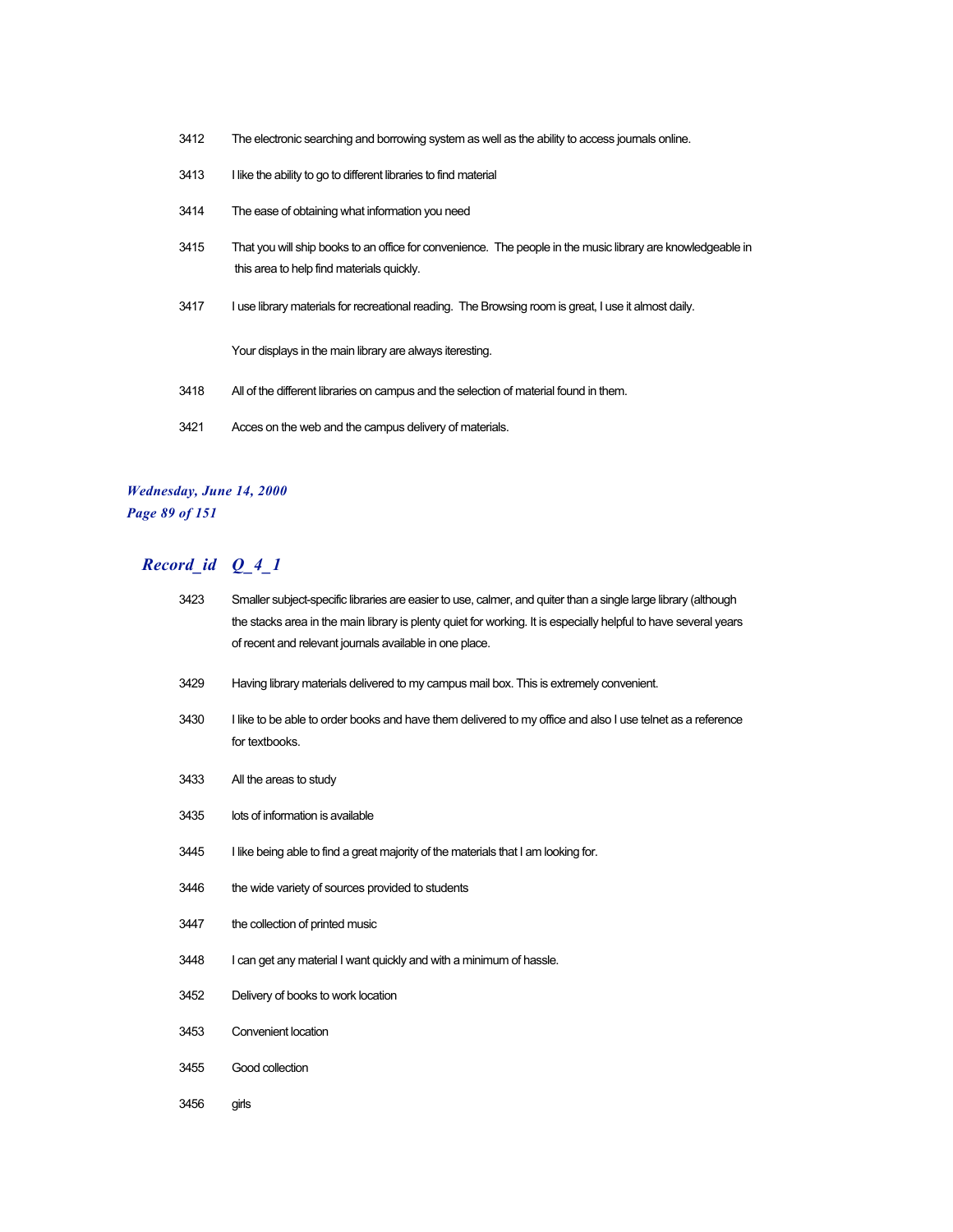3412 The electronic searching and borrowing system as well as the ability to access journals online.

3413 I like the ability to go to different libraries to find material

3414 The ease of obtaining what information you need

3415 That you will ship books to an office for convenience. The people in the music library are knowledgeable in this area to help find materials quickly.

3417 I use library materials for recreational reading. The Browsing room is great, I use it almost daily.

Your displays in the main library are always iteresting.

3418 All of the different libraries on campus and the selection of material found in them.

3421 Acces on the web and the campus delivery of materials.

## *Record_id Q_4_1*

3423 Smaller subject-specific libraries are easier to use, calmer, and quiter than a single large library (although the stacks area in the main library is plenty quiet for working. It is especially helpful to have several years of recent and relevant journals available in one place.

3429 Having library materials delivered to my campus mail box. This is extremely convenient.

3430 I like to be able to order books and have them delivered to my office and also I use telnet as a reference for textbooks.

3433 All the areas to study

3435 lots of information is available

3445 I like being able to find a great majority of the materials that I am looking for.

3446 the wide variety of sources provided to students

3447 the collection of printed music

3448 I can get any material I want quickly and with a minimum of hassle.

3452 Delivery of books to work location

3453 Convenient location

3455 Good collection

3456 girls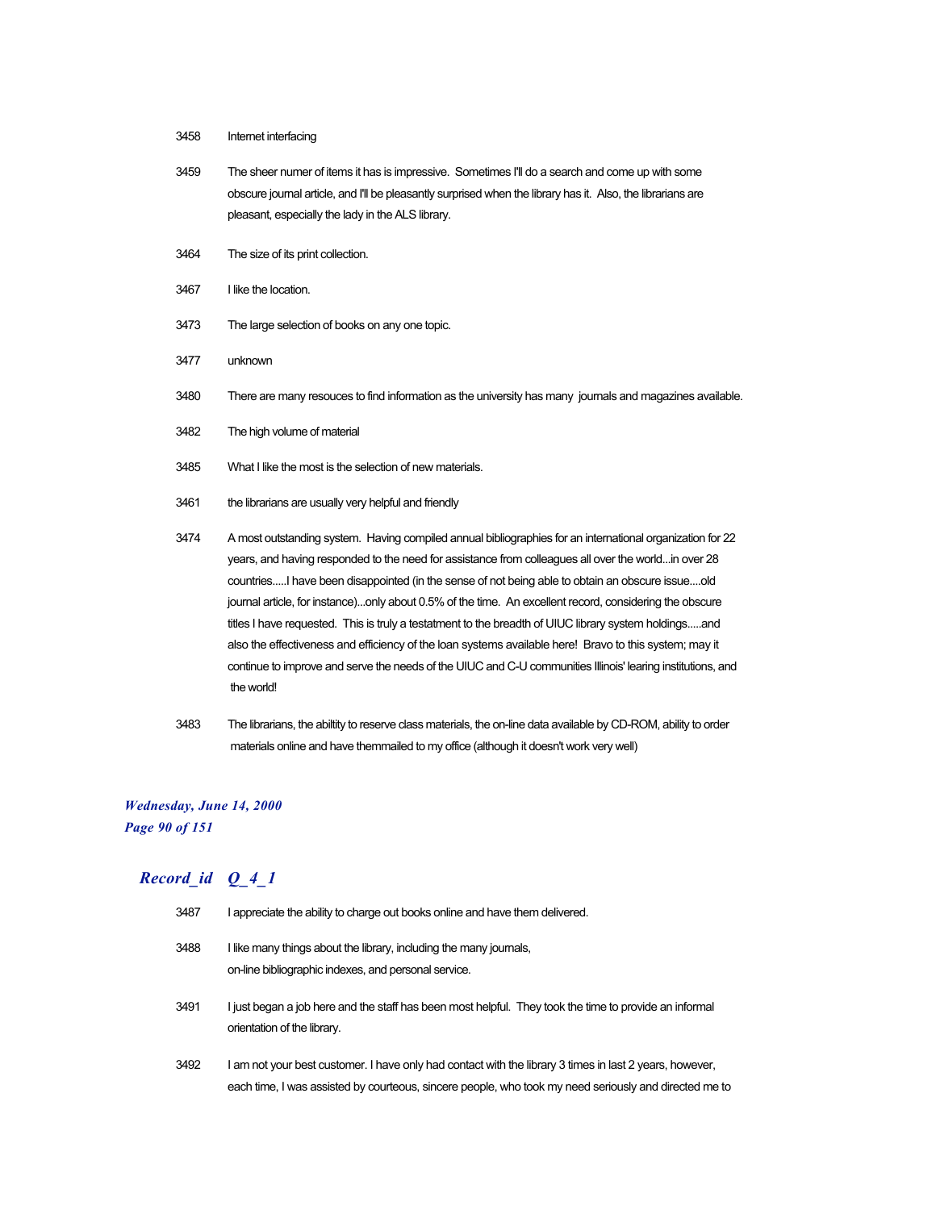| | |
|---|---|
| 3458 | Internet interfacing |
| 3459 | The sheer numer of items it has is impressive.  Sometimes I'll do a search and come up with some obscure journal article, and I'll be pleasantly surprised when the library has it.  Also, the librarians are pleasant, especially the lady in the ALS library. |
| 3464 | The size of its print collection. |
| 3467 | I like the location. |
| 3473 | The large selection of books on any one topic. |
| 3477 | unknown |
| 3480 | There are many resouces to find information as the university has many  journals and magazines available. |
| 3482 | The high volume of material |
| 3485 | What I like the most is the selection of new materials. |
| 3461 | the librarians are usually very helpful and friendly |
| 3474 | A most outstanding system.  Having compiled annual bibliographies for an international organization for 22 years, and having responded to the need for assistance from colleagues all over the world...in over 28 countries.....I have been disappointed (in the sense of not being able to obtain an obscure issue....old journal article, for instance)...only about 0.5% of the time.  An excellent record, considering the obscure titles I have requested.  This is truly a testatment to the breadth of UIUC library system holdings.....and also the effectiveness and efficiency of the loan systems available here!  Bravo to this system; may it continue to improve and serve the needs of the UIUC and C-U communities Illinois' learing institutions, and the world! |
| 3483 | The librarians, the abiltity to reserve class materials, the on-line data available by CD-ROM, ability to order materials online and have themmailed to my office (although it doesn't work very well) |

## *Record_id Q_4_1*

| | |
|---|---|
| 3487 | I appreciate the ability to charge out books online and have them delivered. |
| 3488 | I like many things about the library, including the many journals, on-line bibliographic indexes, and personal service. |
| 3491 | I just began a job here and the staff has been most helpful.  They took the time to provide an informal orientation of the library. |
| 3492 | I am not your best customer. I have only had contact with the library 3 times in last 2 years, however, each time, I was assisted by courteous, sincere people, who took my need seriously and directed me to |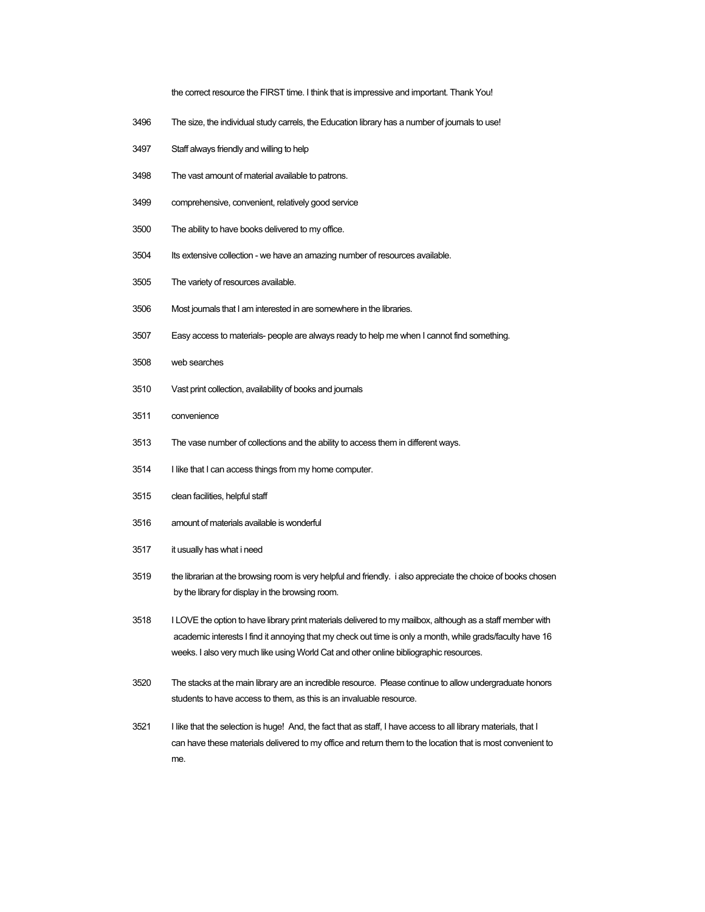the correct resource the FIRST time. I think that is impressive and important. Thank You!

3496 The size, the individual study carrels, the Education library has a number of journals to use!

3497 Staff always friendly and willing to help

3498 The vast amount of material available to patrons.

3499 comprehensive, convenient, relatively good service

3500 The ability to have books delivered to my office.

3504 Its extensive collection - we have an amazing number of resources available.

3505 The variety of resources available.

3506 Most journals that I am interested in are somewhere in the libraries.

3507 Easy access to materials- people are always ready to help me when I cannot find something.

3508 web searches

3510 Vast print collection, availability of books and journals

3511 convenience

3513 The vase number of collections and the ability to access them in different ways.

3514 I like that I can access things from my home computer.

3515 clean facilities, helpful staff

3516 amount of materials available is wonderful

3517 it usually has what i need

3519 the librarian at the browsing room is very helpful and friendly. i also appreciate the choice of books chosen by the library for display in the browsing room.

3518 I LOVE the option to have library print materials delivered to my mailbox, although as a staff member with academic interests I find it annoying that my check out time is only a month, while grads/faculty have 16 weeks. I also very much like using World Cat and other online bibliographic resources.

3520 The stacks at the main library are an incredible resource. Please continue to allow undergraduate honors students to have access to them, as this is an invaluable resource.

3521 I like that the selection is huge! And, the fact that as staff, I have access to all library materials, that I can have these materials delivered to my office and return them to the location that is most convenient to me.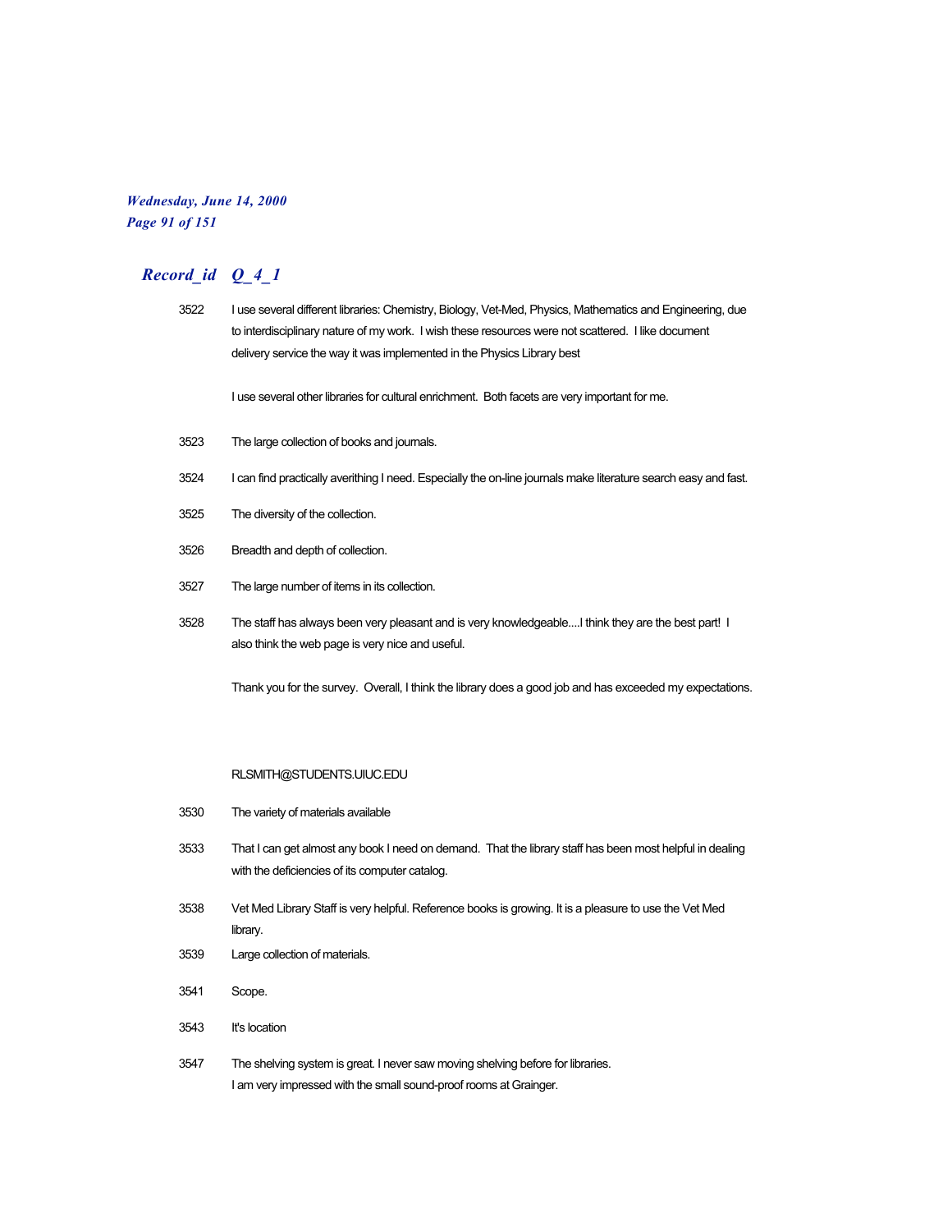## *Record_id Q_4_1*

3522 I use several different libraries: Chemistry, Biology, Vet-Med, Physics, Mathematics and Engineering, due to interdisciplinary nature of my work. I wish these resources were not scattered. I like document delivery service the way it was implemented in the Physics Library best

I use several other libraries for cultural enrichment. Both facets are very important for me.

3523 The large collection of books and journals.

3524 I can find practically averithing I need. Especially the on-line journals make literature search easy and fast.

3525 The diversity of the collection.

3526 Breadth and depth of collection.

3527 The large number of items in its collection.

3528 The staff has always been very pleasant and is very knowledgeable....I think they are the best part! I also think the web page is very nice and useful.

Thank you for the survey. Overall, I think the library does a good job and has exceeded my expectations.

RLSMITH@STUDENTS.UIUC.EDU

3530 The variety of materials available

3533 That I can get almost any book I need on demand. That the library staff has been most helpful in dealing with the deficiencies of its computer catalog.

3538 Vet Med Library Staff is very helpful. Reference books is growing. It is a pleasure to use the Vet Med library.

3539 Large collection of materials.

3541 Scope.

3543 It's location

3547 The shelving system is great. I never saw moving shelving before for libraries.
I am very impressed with the small sound-proof rooms at Grainger.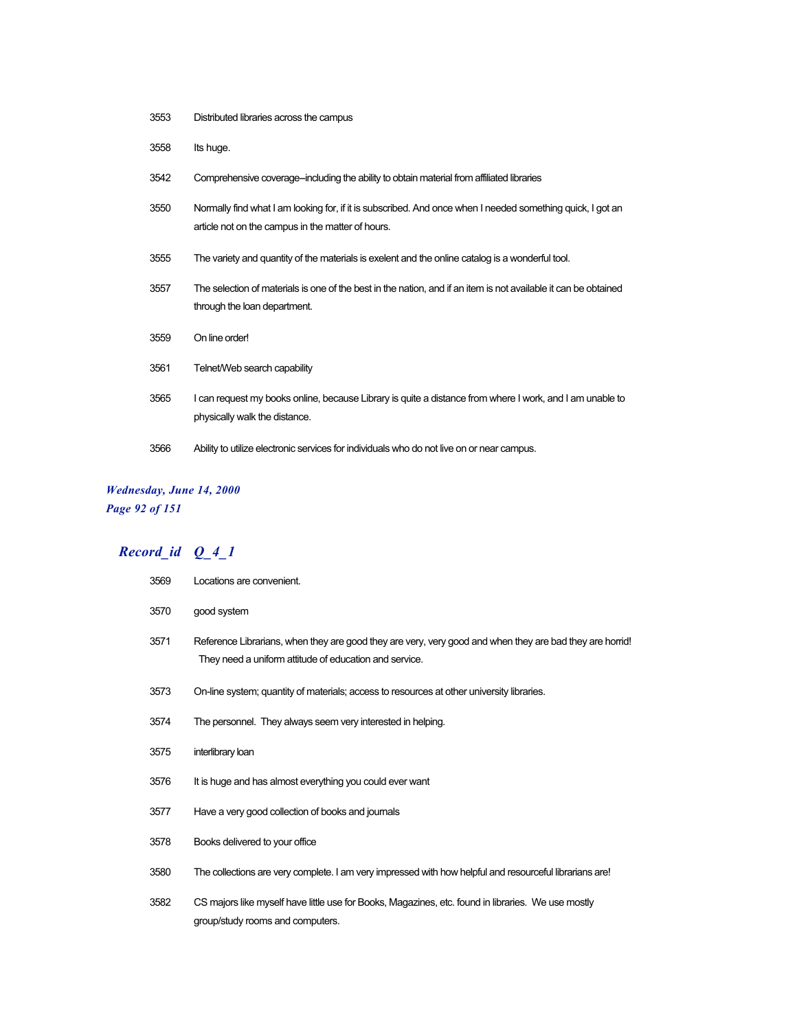| | |
|---|---|
| 3553 | Distributed libraries across the campus |
| 3558 | Its huge. |
| 3542 | Comprehensive coverage--including the ability to obtain material from affiliated libraries |
| 3550 | Normally find what I am looking for, if it is subscribed. And once when I needed something quick, I got an article not on the campus in the matter of hours. |
| 3555 | The variety and quantity of the materials is exelent and the online catalog is a wonderful tool. |
| 3557 | The selection of materials is one of the best in the nation, and if an item is not available it can be obtained through the loan department. |
| 3559 | On line order! |
| 3561 | Telnet/Web search capability |
| 3565 | I can request my books online, because Library is quite a distance from where I work, and I am unable to physically walk the distance. |
| 3566 | Ability to utilize electronic services for individuals who do not live on or near campus. |

## *Record_id Q_4_1*

| | |
|---|---|
| 3569 | Locations are convenient. |
| 3570 | good system |
| 3571 | Reference Librarians, when they are good they are very, very good and when they are bad they are horrid! They need a uniform attitude of education and service. |
| 3573 | On-line system; quantity of materials; access to resources at other university libraries. |
| 3574 | The personnel. They always seem very interested in helping. |
| 3575 | interlibrary loan |
| 3576 | It is huge and has almost everything you could ever want |
| 3577 | Have a very good collection of books and journals |
| 3578 | Books delivered to your office |
| 3580 | The collections are very complete. I am very impressed with how helpful and resourceful librarians are! |
| 3582 | CS majors like myself have little use for Books, Magazines, etc. found in libraries. We use mostly group/study rooms and computers. |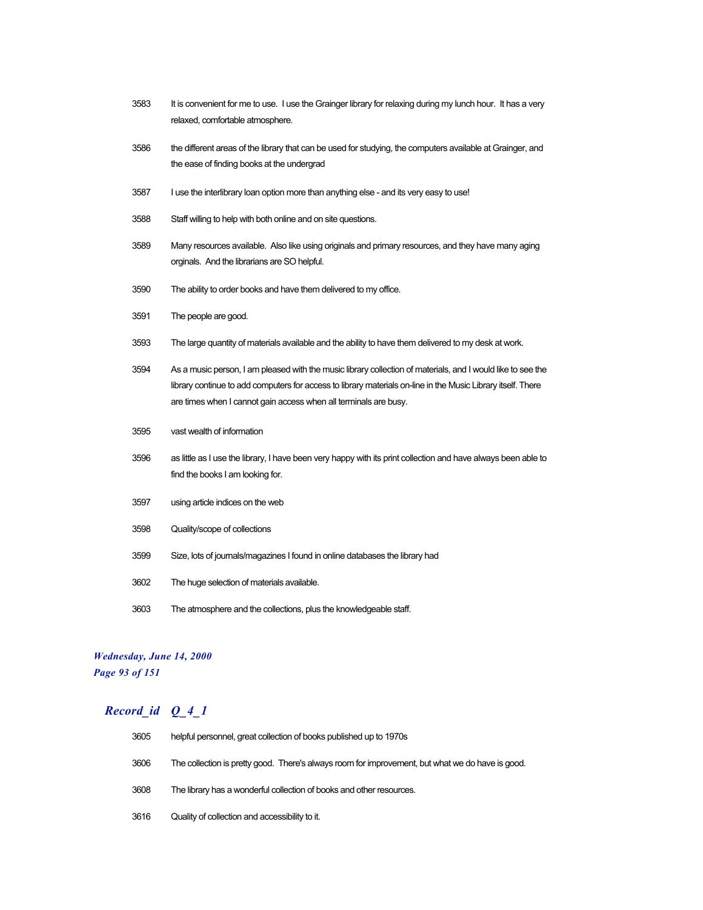| | |
|---|---|
| 3583 | It is convenient for me to use. I use the Grainger library for relaxing during my lunch hour. It has a very relaxed, comfortable atmosphere. |
| 3586 | the different areas of the library that can be used for studying, the computers available at Grainger, and the ease of finding books at the undergrad |
| 3587 | I use the interlibrary loan option more than anything else - and its very easy to use! |
| 3588 | Staff willing to help with both online and on site questions. |
| 3589 | Many resources available. Also like using originals and primary resources, and they have many aging orginals. And the librarians are SO helpful. |
| 3590 | The ability to order books and have them delivered to my office. |
| 3591 | The people are good. |
| 3593 | The large quantity of materials available and the ability to have them delivered to my desk at work. |
| 3594 | As a music person, I am pleased with the music library collection of materials, and I would like to see the library continue to add computers for access to library materials on-line in the Music Library itself. There are times when I cannot gain access when all terminals are busy. |
| 3595 | vast wealth of information |
| 3596 | as little as I use the library, I have been very happy with its print collection and have always been able to find the books I am looking for. |
| 3597 | using article indices on the web |
| 3598 | Quality/scope of collections |
| 3599 | Size, lots of journals/magazines I found in online databases the library had |
| 3602 | The huge selection of materials available. |
| 3603 | The atmosphere and the collections, plus the knowledgeable staff. |

## *Record_id Q_4_1*

| | |
|---|---|
| 3605 | helpful personnel, great collection of books published up to 1970s |
| 3606 | The collection is pretty good. There's always room for improvement, but what we do have is good. |
| 3608 | The library has a wonderful collection of books and other resources. |
| 3616 | Quality of collection and accessibility to it. |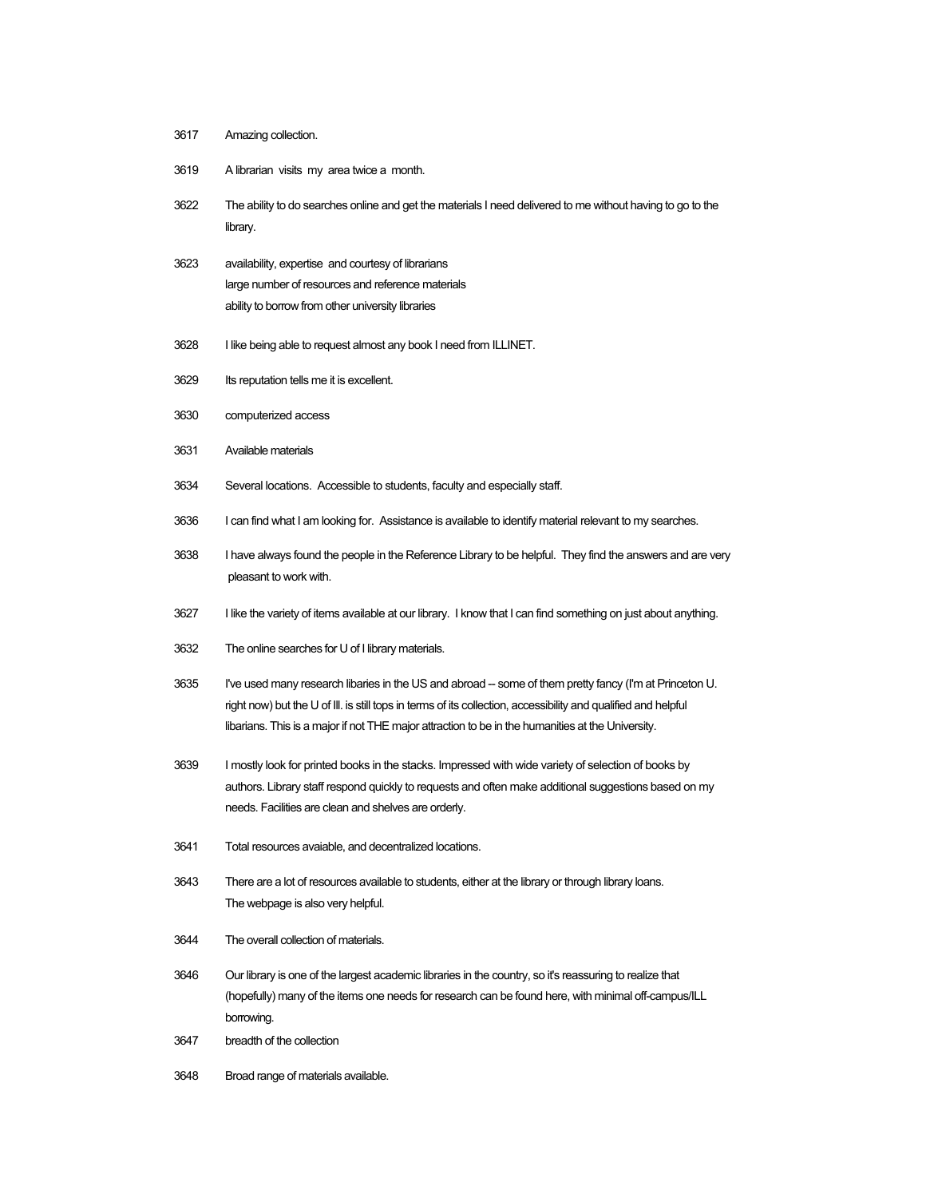3617 Amazing collection.

3619 A librarian visits my area twice a month.

3622 The ability to do searches online and get the materials I need delivered to me without having to go to the library.

3623 availability, expertise and courtesy of librarians
large number of resources and reference materials
ability to borrow from other university libraries

3628 I like being able to request almost any book I need from ILLINET.

3629 Its reputation tells me it is excellent.

3630 computerized access

3631 Available materials

3634 Several locations. Accessible to students, faculty and especially staff.

3636 I can find what I am looking for. Assistance is available to identify material relevant to my searches.

3638 I have always found the people in the Reference Library to be helpful. They find the answers and are very pleasant to work with.

3627 I like the variety of items available at our library. I know that I can find something on just about anything.

3632 The online searches for U of I library materials.

3635 I've used many research libaries in the US and abroad -- some of them pretty fancy (I'm at Princeton U. right now) but the U of Ill. is still tops in terms of its collection, accessibility and qualified and helpful libarians. This is a major if not THE major attraction to be in the humanities at the University.

3639 I mostly look for printed books in the stacks. Impressed with wide variety of selection of books by authors. Library staff respond quickly to requests and often make additional suggestions based on my needs. Facilities are clean and shelves are orderly.

3641 Total resources avaiable, and decentralized locations.

3643 There are a lot of resources available to students, either at the library or through library loans.
The webpage is also very helpful.

3644 The overall collection of materials.

3646 Our library is one of the largest academic libraries in the country, so it's reassuring to realize that (hopefully) many of the items one needs for research can be found here, with minimal off-campus/ILL borrowing.

3647 breadth of the collection

3648 Broad range of materials available.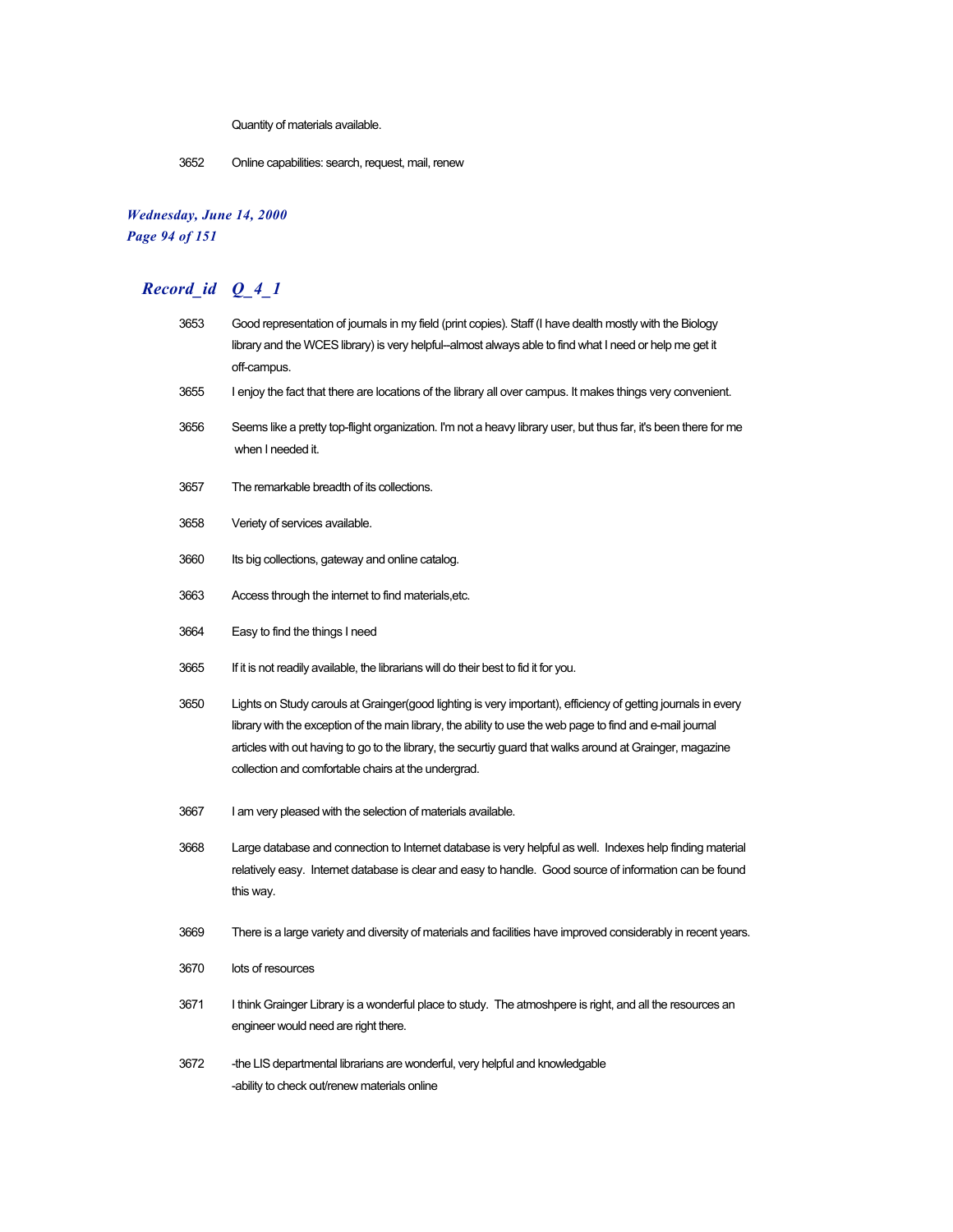Quantity of materials available.

3652 Online capabilities: search, request, mail, renew

## Record_id Q_4_1

3653 Good representation of journals in my field (print copies). Staff (I have dealth mostly with the Biology library and the WCES library) is very helpful--almost always able to find what I need or help me get it off-campus.

3655 I enjoy the fact that there are locations of the library all over campus. It makes things very convenient.

3656 Seems like a pretty top-flight organization. I'm not a heavy library user, but thus far, it's been there for me when I needed it.

3657 The remarkable breadth of its collections.

3658 Veriety of services available.

3660 Its big collections, gateway and online catalog.

3663 Access through the internet to find materials,etc.

3664 Easy to find the things I need

3665 If it is not readily available, the librarians will do their best to fid it for you.

3650 Lights on Study carouls at Grainger(good lighting is very important), efficiency of getting journals in every library with the exception of the main library, the ability to use the web page to find and e-mail journal articles with out having to go to the library, the securtiy guard that walks around at Grainger, magazine collection and comfortable chairs at the undergrad.

3667 I am very pleased with the selection of materials available.

3668 Large database and connection to Internet database is very helpful as well. Indexes help finding material relatively easy. Internet database is clear and easy to handle. Good source of information can be found this way.

3669 There is a large variety and diversity of materials and facilities have improved considerably in recent years.

3670 lots of resources

3671 I think Grainger Library is a wonderful place to study. The atmoshpere is right, and all the resources an engineer would need are right there.

3672 -the LIS departmental librarians are wonderful, very helpful and knowledgable
-ability to check out/renew materials online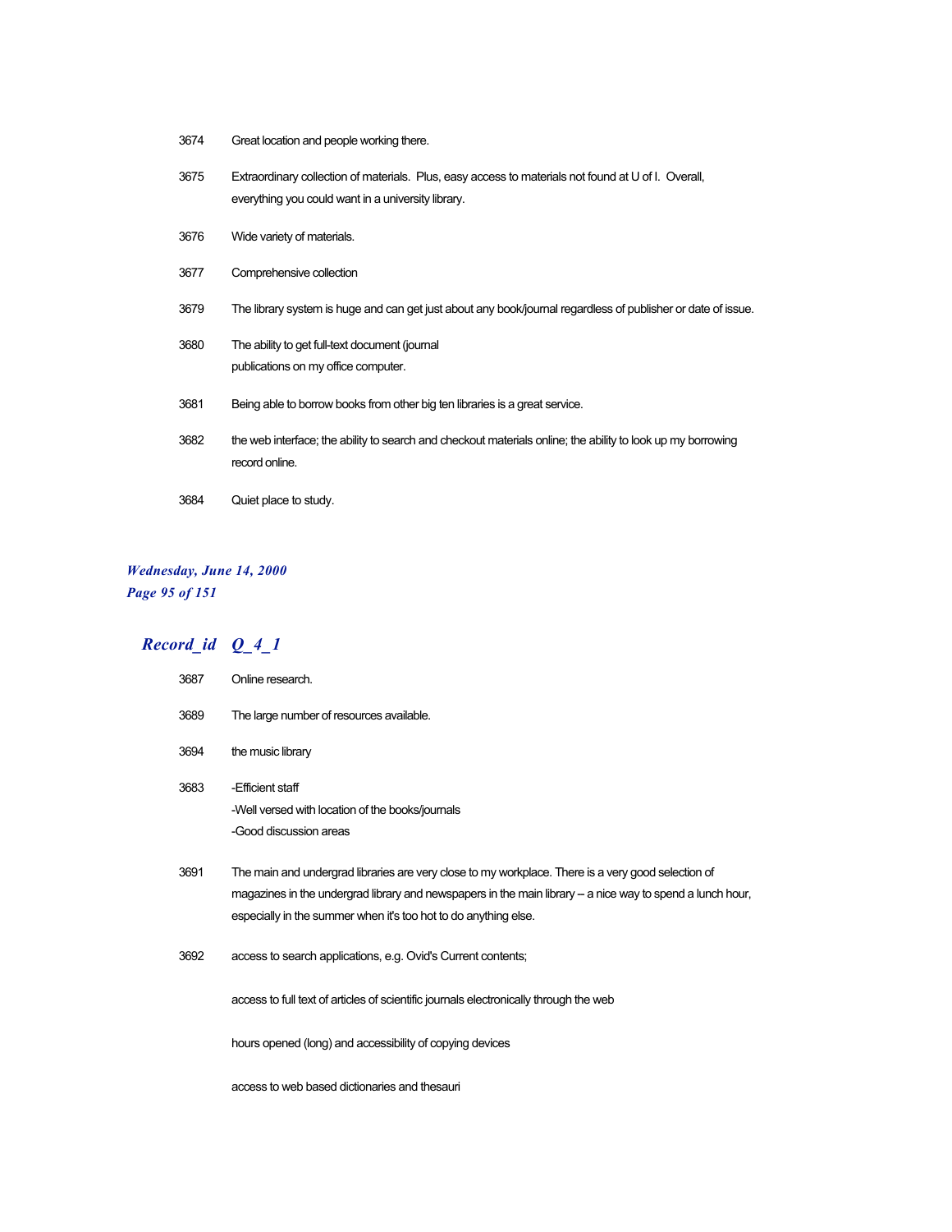3674 Great location and people working there.

3675 Extraordinary collection of materials. Plus, easy access to materials not found at U of I. Overall, everything you could want in a university library.

3676 Wide variety of materials.

3677 Comprehensive collection

3679 The library system is huge and can get just about any book/journal regardless of publisher or date of issue.

3680 The ability to get full-text document (journal publications on my office computer.

3681 Being able to borrow books from other big ten libraries is a great service.

3682 the web interface; the ability to search and checkout materials online; the ability to look up my borrowing record online.

3684 Quiet place to study.

## Record_id Q_4_1

3687 Online research.

3689 The large number of resources available.

3694 the music library

3683 -Efficient staff
-Well versed with location of the books/journals
-Good discussion areas

3691 The main and undergrad libraries are very close to my workplace. There is a very good selection of magazines in the undergrad library and newspapers in the main library -- a nice way to spend a lunch hour, especially in the summer when it's too hot to do anything else.

3692 access to search applications, e.g. Ovid's Current contents;

access to full text of articles of scientific journals electronically through the web

hours opened (long) and accessibility of copying devices

access to web based dictionaries and thesauri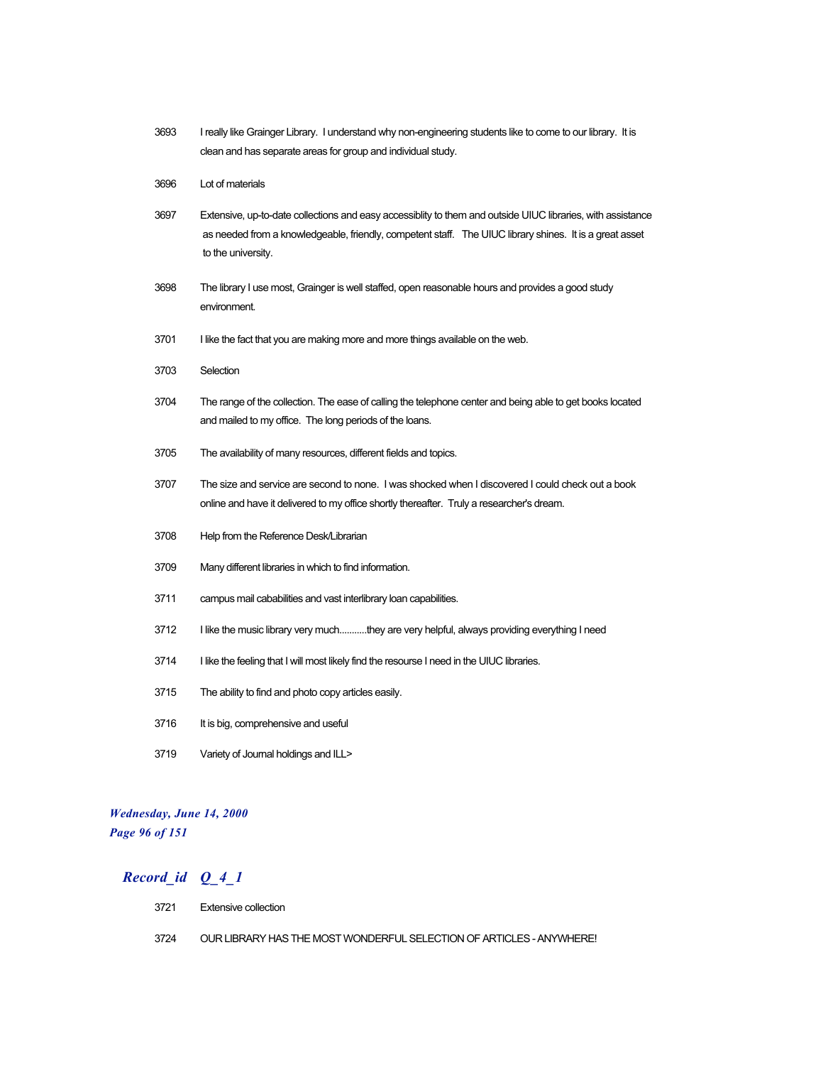| | |
|---|---|
| 3693 | I really like Grainger Library. I understand why non-engineering students like to come to our library. It is clean and has separate areas for group and individual study. |
| 3696 | Lot of materials |
| 3697 | Extensive, up-to-date collections and easy accessiblity to them and outside UIUC libraries, with assistance as needed from a knowledgeable, friendly, competent staff. The UIUC library shines. It is a great asset to the university. |
| 3698 | The library I use most, Grainger is well staffed, open reasonable hours and provides a good study environment. |
| 3701 | I like the fact that you are making more and more things available on the web. |
| 3703 | Selection |
| 3704 | The range of the collection. The ease of calling the telephone center and being able to get books located and mailed to my office. The long periods of the loans. |
| 3705 | The availability of many resources, different fields and topics. |
| 3707 | The size and service are second to none. I was shocked when I discovered I could check out a book online and have it delivered to my office shortly thereafter. Truly a researcher's dream. |
| 3708 | Help from the Reference Desk/Librarian |
| 3709 | Many different libraries in which to find information. |
| 3711 | campus mail cababilities and vast interlibrary loan capabilities. |
| 3712 | I like the music library very much..........they are very helpful, always providing everything I need |
| 3714 | I like the feeling that I will most likely find the resourse I need in the UIUC libraries. |
| 3715 | The ability to find and photo copy articles easily. |
| 3716 | It is big, comprehensive and useful |
| 3719 | Variety of Journal holdings and ILL> |

*Wednesday, June 14, 2000*

## *Record_id Q_4_1*

| | |
|---|---|
| 3721 | Extensive collection |
| 3724 | OUR LIBRARY HAS THE MOST WONDERFUL SELECTION OF ARTICLES - ANYWHERE! |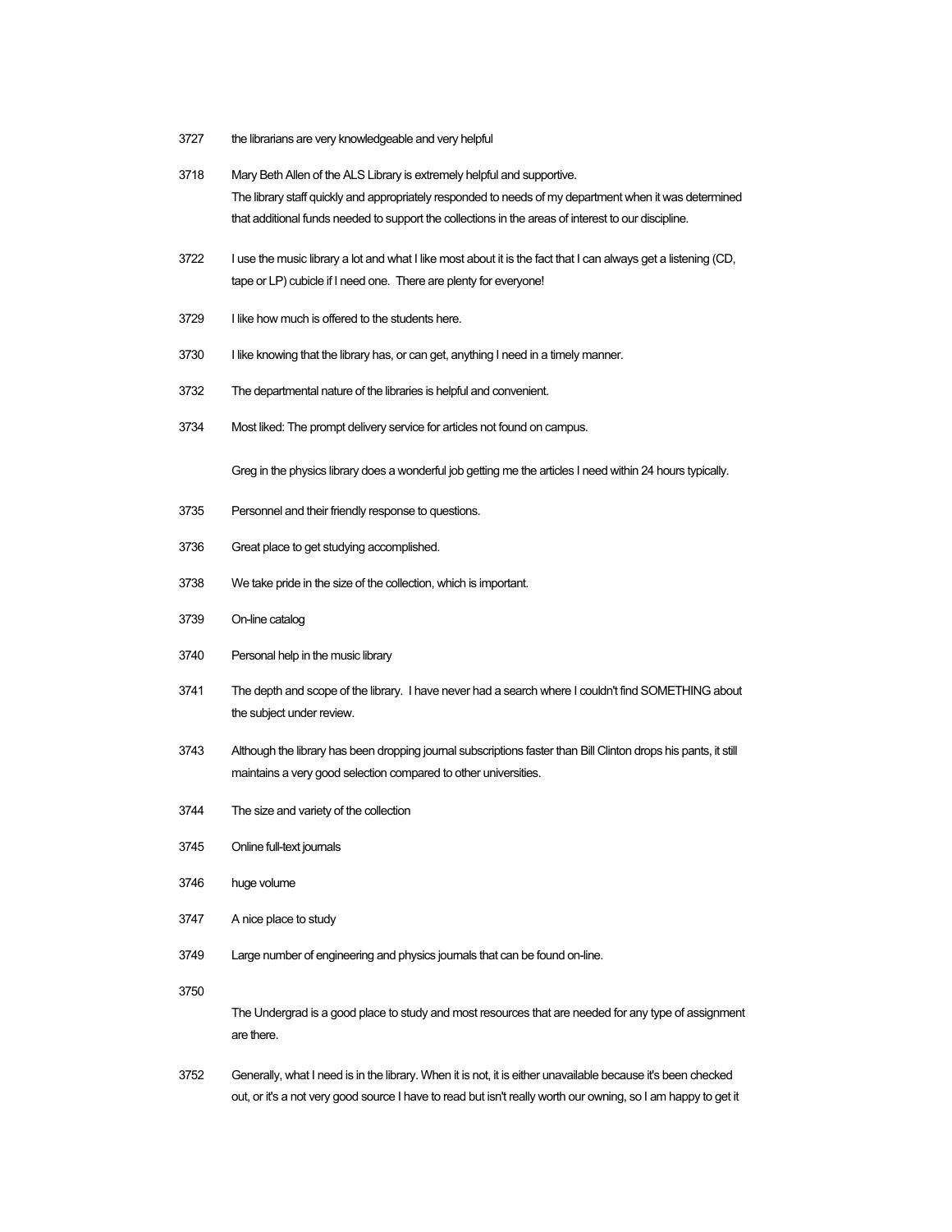3727 the librarians are very knowledgeable and very helpful

3718 Mary Beth Allen of the ALS Library is extremely helpful and supportive.
The library staff quickly and appropriately responded to needs of my department when it was determined that additional funds needed to support the collections in the areas of interest to our discipline.

3722 I use the music library a lot and what I like most about it is the fact that I can always get a listening (CD, tape or LP) cubicle if I need one. There are plenty for everyone!

3729 I like how much is offered to the students here.

3730 I like knowing that the library has, or can get, anything I need in a timely manner.

3732 The departmental nature of the libraries is helpful and convenient.

3734 Most liked: The prompt delivery service for articles not found on campus.

Greg in the physics library does a wonderful job getting me the articles I need within 24 hours typically.

3735 Personnel and their friendly response to questions.

3736 Great place to get studying accomplished.

3738 We take pride in the size of the collection, which is important.

3739 On-line catalog

3740 Personal help in the music library

3741 The depth and scope of the library. I have never had a search where I couldn't find SOMETHING about the subject under review.

3743 Although the library has been dropping journal subscriptions faster than Bill Clinton drops his pants, it still maintains a very good selection compared to other universities.

3744 The size and variety of the collection

3745 Online full-text journals

3746 huge volume

3747 A nice place to study

3749 Large number of engineering and physics journals that can be found on-line.

3750

The Undergrad is a good place to study and most resources that are needed for any type of assignment are there.

3752 Generally, what I need is in the library. When it is not, it is either unavailable because it's been checked out, or it's a not very good source I have to read but isn't really worth our owning, so I am happy to get it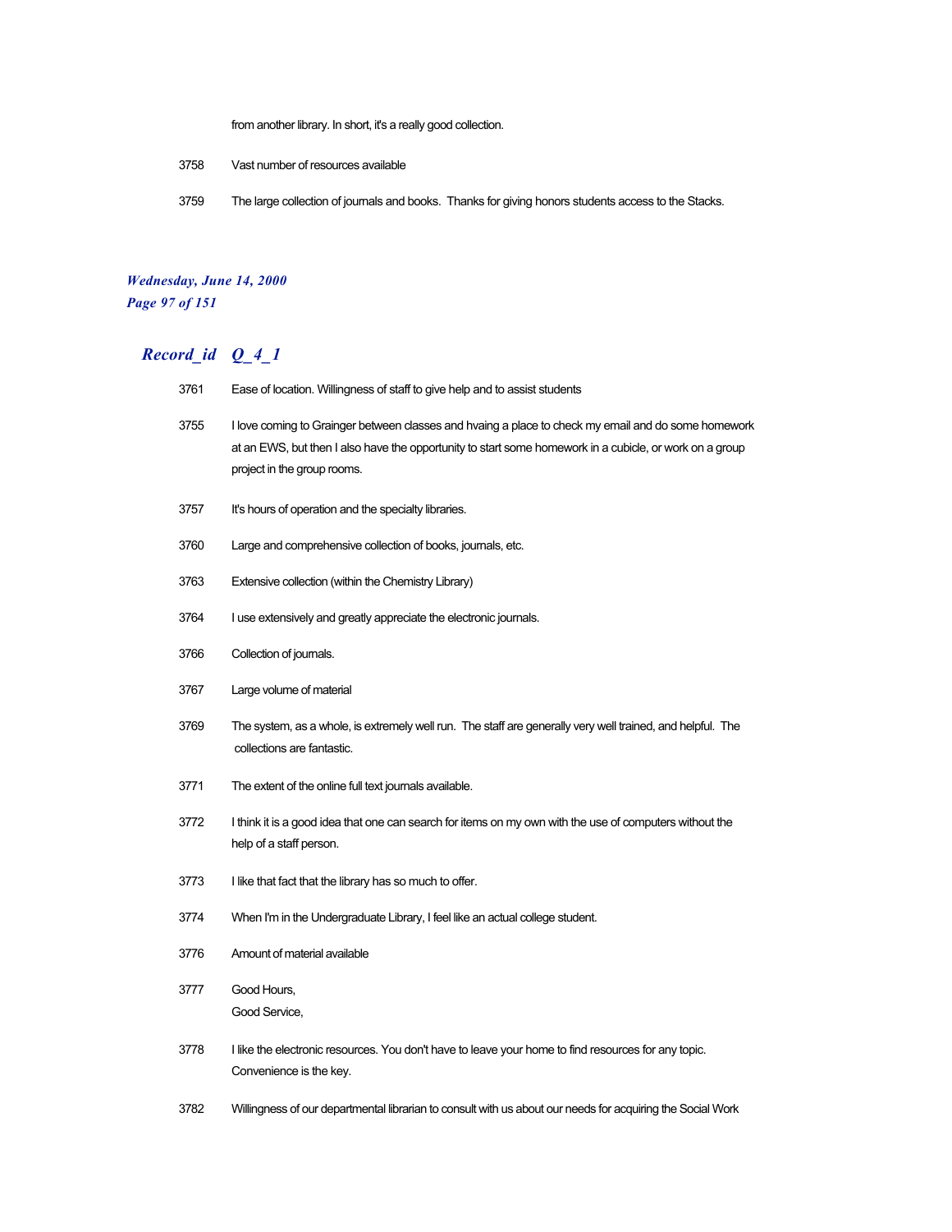from another library. In short, it's a really good collection.

| | |
|---|---|
| 3758 | Vast number of resources available |
| 3759 | The large collection of journals and books.  Thanks for giving honors students access to the Stacks. |

## *Record_id  Q_4_1*

| | |
|---|---|
| 3761 | Ease of location. Willingness of staff to give help and to assist students |
| 3755 | I love coming to Grainger between classes and hvaing a place to check my email and do some homework at an EWS, but then I also have the opportunity to start some homework in a cubicle, or work on a group project in the group rooms. |
| 3757 | It's hours of operation and the specialty libraries. |
| 3760 | Large and comprehensive collection of books, journals, etc. |
| 3763 | Extensive collection (within the Chemistry Library) |
| 3764 | I use extensively and greatly appreciate the electronic journals. |
| 3766 | Collection of journals. |
| 3767 | Large volume of material |
| 3769 | The system, as a whole, is extremely well run.  The staff are generally very well trained, and helpful.  The collections are fantastic. |
| 3771 | The extent of the online full text journals available. |
| 3772 | I think it is a good idea that one can search for items on my own with the use of computers without the help of a staff person. |
| 3773 | I like that fact that the library has so much to offer. |
| 3774 | When I'm in the Undergraduate Library, I feel like an actual college student. |
| 3776 | Amount of material available |
| 3777 | Good Hours,<br>Good Service, |
| 3778 | I like the electronic resources. You don't have to leave your home to find resources for any topic. Convenience is the key. |
| 3782 | Willingness of our departmental librarian to consult with us about our needs for acquiring the Social Work |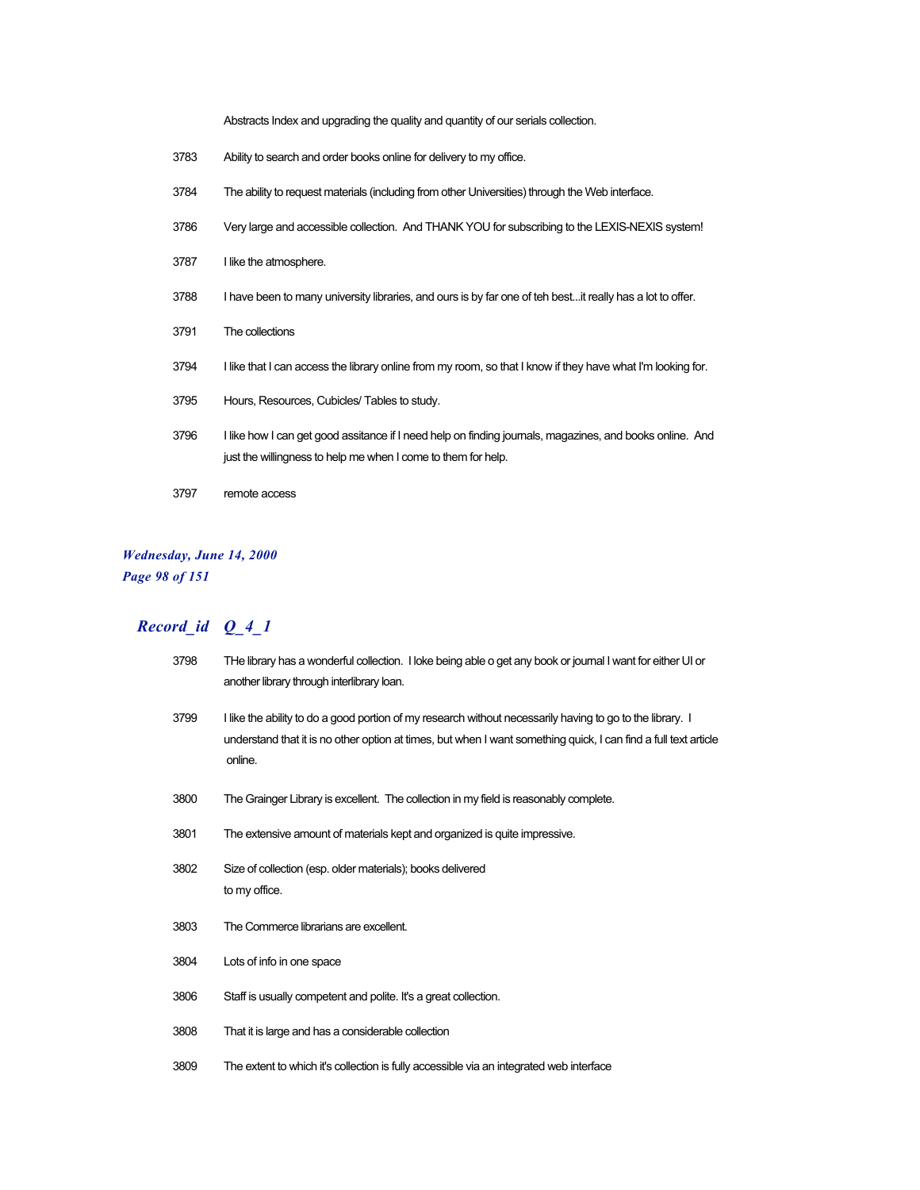| | |
|---|---|
| | Abstracts Index and upgrading the quality and quantity of our serials collection. |
| 3783 | Ability to search and order books online for delivery to my office. |
| 3784 | The ability to request materials (including from other Universities) through the Web interface. |
| 3786 | Very large and accessible collection. And THANK YOU for subscribing to the LEXIS-NEXIS system! |
| 3787 | I like the atmosphere. |
| 3788 | I have been to many university libraries, and ours is by far one of teh best...it really has a lot to offer. |
| 3791 | The collections |
| 3794 | I like that I can access the library online from my room, so that I know if they have what I'm looking for. |
| 3795 | Hours, Resources, Cubicles/ Tables to study. |
| 3796 | I like how I can get good assitance if I need help on finding journals, magazines, and books online. And just the willingness to help me when I come to them for help. |
| 3797 | remote access |

## Record_id Q_4_1

| | |
|---|---|
| 3798 | THe library has a wonderful collection. I loke being able o get any book or journal I want for either UI or another library through interlibrary loan. |
| 3799 | I like the ability to do a good portion of my research without necessarily having to go to the library. I understand that it is no other option at times, but when I want something quick, I can find a full text article online. |
| 3800 | The Grainger Library is excellent. The collection in my field is reasonably complete. |
| 3801 | The extensive amount of materials kept and organized is quite impressive. |
| 3802 | Size of collection (esp. older materials); books delivered to my office. |
| 3803 | The Commerce librarians are excellent. |
| 3804 | Lots of info in one space |
| 3806 | Staff is usually competent and polite. It's a great collection. |
| 3808 | That it is large and has a considerable collection |
| 3809 | The extent to which it's collection is fully accessible via an integrated web interface |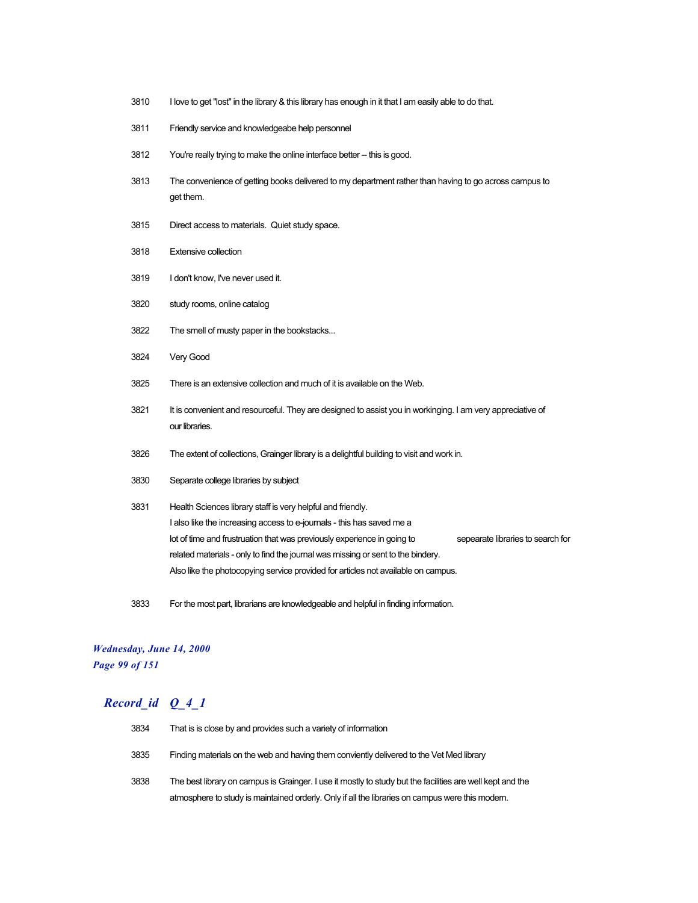| | |
|---|---|
| 3810 | I love to get "lost" in the library & this library has enough in it that I am easily able to do that. |
| 3811 | Friendly service and knowledgeabe help personnel |
| 3812 | You're really trying to make the online interface better -- this is good. |
| 3813 | The convenience of getting books delivered to my department rather than having to go across campus to get them. |
| 3815 | Direct access to materials.  Quiet study space. |
| 3818 | Extensive collection |
| 3819 | I don't know, I've never used it. |
| 3820 | study rooms, online catalog |
| 3822 | The smell of musty paper in the bookstacks... |
| 3824 | Very Good |
| 3825 | There is an extensive collection and much of it is available on the Web. |
| 3821 | It is convenient and resourceful. They are designed to assist you in workinging. I am very appreciative of our libraries. |
| 3826 | The extent of collections, Grainger library is a delightful building to visit and work in. |
| 3830 | Separate college libraries by subject |
| 3831 | Health Sciences library staff is very helpful and friendly. I also like the increasing access to e-journals - this has saved me a lot of time and frustration that was previously experience in going to sepearate libraries to search for related materials - only to find the journal was missing or sent to the bindery. Also like the photocopying service provided for articles not available on campus. |
| 3833 | For the most part, librarians are knowledgeable and helpful in finding information. |

***Record_id Q_4_1***

| | |
|---|---|
| 3834 | That is is close by and provides such a variety of information |
| 3835 | Finding materials on the web and having them conviently delivered to the Vet Med library |
| 3838 | The best library on campus is Grainger. I use it mostly to study but the facilities are well kept and the atmosphere to study is maintained orderly. Only if all the libraries on campus were this modern. |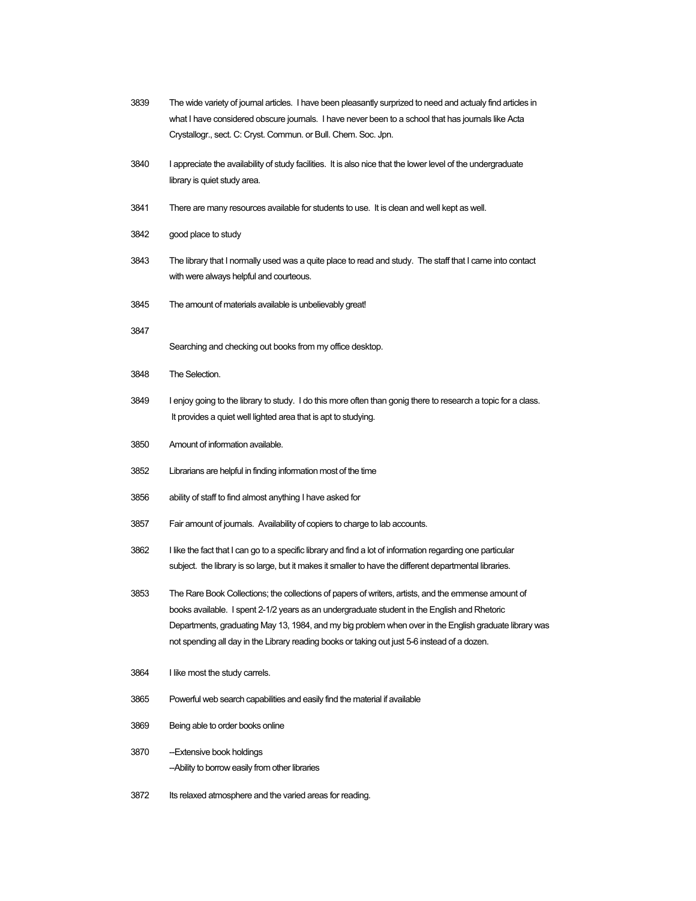3839 The wide variety of journal articles. I have been pleasantly surprized to need and actualy find articles in what I have considered obscure journals. I have never been to a school that has journals like Acta Crystallogr., sect. C: Cryst. Commun. or Bull. Chem. Soc. Jpn.

3840 I appreciate the availability of study facilities. It is also nice that the lower level of the undergraduate library is quiet study area.

3841 There are many resources available for students to use. It is clean and well kept as well.

3842 good place to study

3843 The library that I normally used was a quite place to read and study. The staff that I came into contact with were always helpful and courteous.

3845 The amount of materials available is unbelievably great!

3847 Searching and checking out books from my office desktop.

3848 The Selection.

3849 I enjoy going to the library to study. I do this more often than gonig there to research a topic for a class. It provides a quiet well lighted area that is apt to studying.

3850 Amount of information available.

3852 Librarians are helpful in finding information most of the time

3856 ability of staff to find almost anything I have asked for

3857 Fair amount of journals. Availability of copiers to charge to lab accounts.

3862 I like the fact that I can go to a specific library and find a lot of information regarding one particular subject. the library is so large, but it makes it smaller to have the different departmental libraries.

3853 The Rare Book Collections; the collections of papers of writers, artists, and the emmense amount of books available. I spent 2-1/2 years as an undergraduate student in the English and Rhetoric Departments, graduating May 13, 1984, and my big problem when over in the English graduate library was not spending all day in the Library reading books or taking out just 5-6 instead of a dozen.

3864 I like most the study carrels.

3865 Powerful web search capabilities and easily find the material if available

3869 Being able to order books online

3870 --Extensive book holdings
--Ability to borrow easily from other libraries

3872 Its relaxed atmosphere and the varied areas for reading.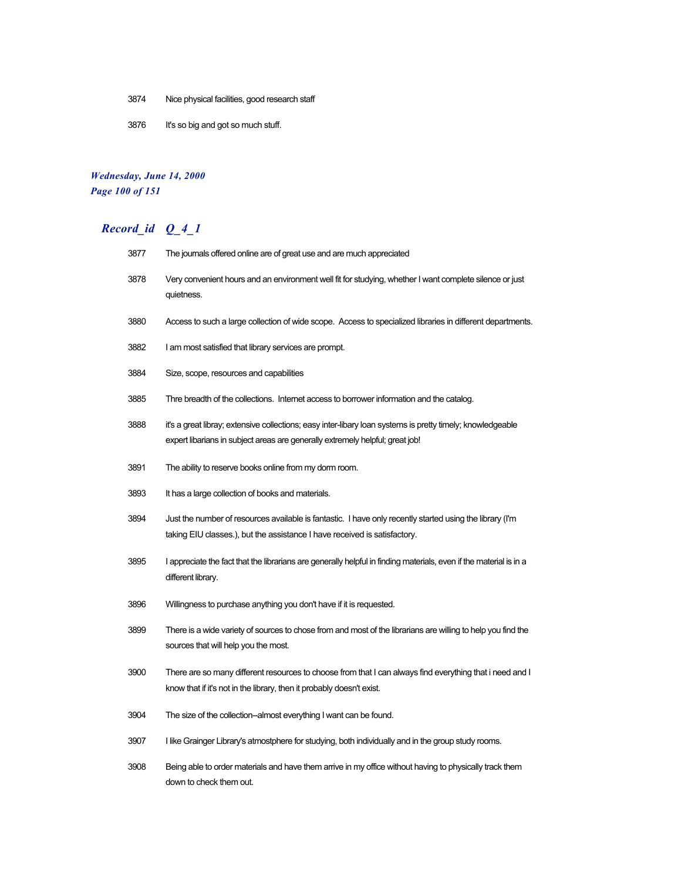| | |
|---|---|
| 3874 | Nice physical facilities, good research staff |
| 3876 | It's so big and got so much stuff. |

## *Record_id Q_4_1*

| | |
|---|---|
| 3877 | The journals offered online are of great use and are much appreciated |
| 3878 | Very convenient hours and an environment well fit for studying, whether I want complete silence or just quietness. |
| 3880 | Access to such a large collection of wide scope. Access to specialized libraries in different departments. |
| 3882 | I am most satisfied that library services are prompt. |
| 3884 | Size, scope, resources and capabilities |
| 3885 | Thre breadth of the collections. Internet access to borrower information and the catalog. |
| 3888 | it's a great libray; extensive collections; easy inter-libary loan systems is pretty timely; knowledgeable expert libarians in subject areas are generally extremely helpful; great job! |
| 3891 | The ability to reserve books online from my dorm room. |
| 3893 | It has a large collection of books and materials. |
| 3894 | Just the number of resources available is fantastic. I have only recently started using the library (I'm taking EIU classes.), but the assistance I have received is satisfactory. |
| 3895 | I appreciate the fact that the librarians are generally helpful in finding materials, even if the material is in a different library. |
| 3896 | Willingness to purchase anything you don't have if it is requested. |
| 3899 | There is a wide variety of sources to chose from and most of the librarians are willing to help you find the sources that will help you the most. |
| 3900 | There are so many different resources to choose from that I can always find everything that i need and I know that if it's not in the library, then it probably doesn't exist. |
| 3904 | The size of the collection--almost everything I want can be found. |
| 3907 | I like Grainger Library's atmostphere for studying, both individually and in the group study rooms. |
| 3908 | Being able to order materials and have them arrive in my office without having to physically track them down to check them out. |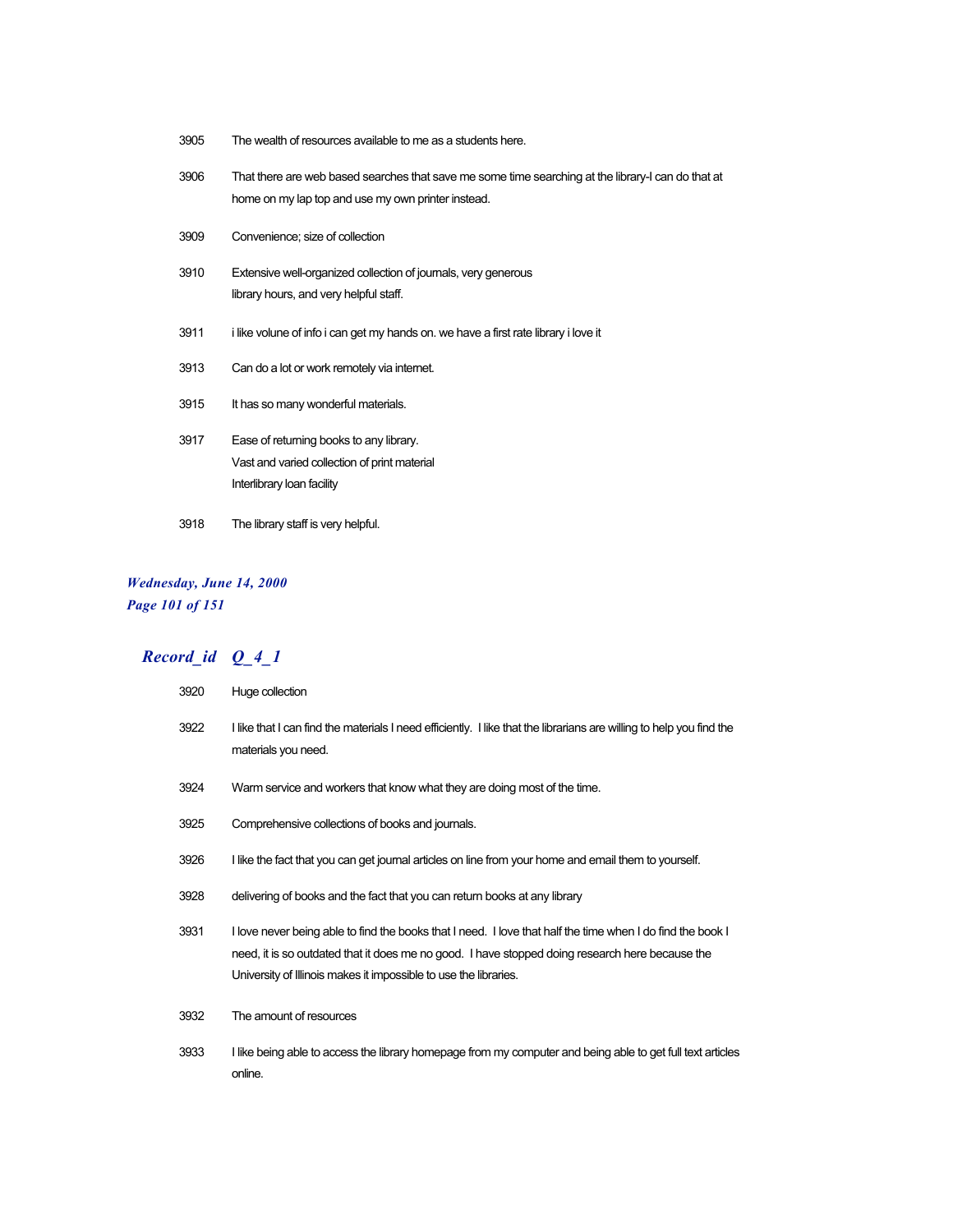| Record_id | Q_4_1 |
|---|---|
| 3905 | The wealth of resources available to me as a students here. |
| 3906 | That there are web based searches that save me some time searching at the library-I can do that at home on my lap top and use my own printer instead. |
| 3909 | Convenience; size of collection |
| 3910 | Extensive well-organized collection of journals, very generous library hours, and very helpful staff. |
| 3911 | i like volume of info i can get my hands on. we have a first rate library i love it |
| 3913 | Can do a lot or work remotely via internet. |
| 3915 | It has so many wonderful materials. |
| 3917 | Ease of returning books to any library.<br>Vast and varied collection of print material<br>Interlibrary loan facility |
| 3918 | The library staff is very helpful. |
| 3920 | Huge collection |
| 3922 | I like that I can find the materials I need efficiently. I like that the librarians are willing to help you find the materials you need. |
| 3924 | Warm service and workers that know what they are doing most of the time. |
| 3925 | Comprehensive collections of books and journals. |
| 3926 | I like the fact that you can get journal articles on line from your home and email them to yourself. |
| 3928 | delivering of books and the fact that you can return books at any library |
| 3931 | I love never being able to find the books that I need. I love that half the time when I do find the book I need, it is so outdated that it does me no good. I have stopped doing research here because the University of Illinois makes it impossible to use the libraries. |
| 3932 | The amount of resources |
| 3933 | I like being able to access the library homepage from my computer and being able to get full text articles online. |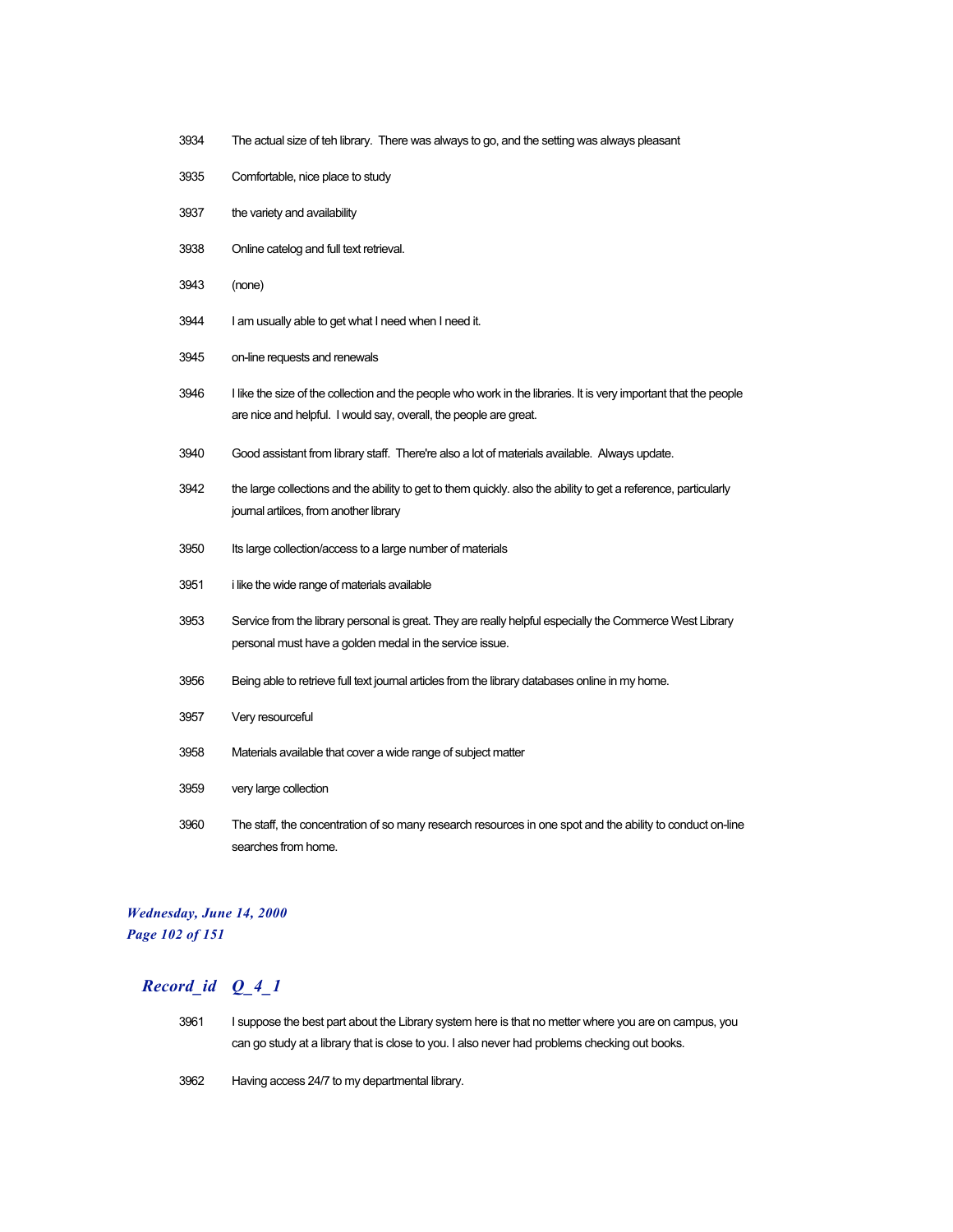3934 The actual size of teh library. There was always to go, and the setting was always pleasant

3935 Comfortable, nice place to study

3937 the variety and availability

3938 Online catelog and full text retrieval.

3943 (none)

3944 I am usually able to get what I need when I need it.

3945 on-line requests and renewals

3946 I like the size of the collection and the people who work in the libraries. It is very important that the people are nice and helpful. I would say, overall, the people are great.

3940 Good assistant from library staff. There're also a lot of materials available. Always update.

3942 the large collections and the ability to get to them quickly. also the ability to get a reference, particularly journal artiloes, from another library

3950 Its large collection/access to a large number of materials

3951 i like the wide range of materials available

3953 Service from the library personal is great. They are really helpful especially the Commerce West Library personal must have a golden medal in the service issue.

3956 Being able to retrieve full text journal articles from the library databases online in my home.

3957 Very resourceful

3958 Materials available that cover a wide range of subject matter

3959 very large collection

3960 The staff, the concentration of so many research resources in one spot and the ability to conduct on-line searches from home.

## *Record_id Q_4_1*

3961 I suppose the best part about the Library system here is that no metter where you are on campus, you can go study at a library that is close to you. I also never had problems checking out books.

3962 Having access 24/7 to my departmental library.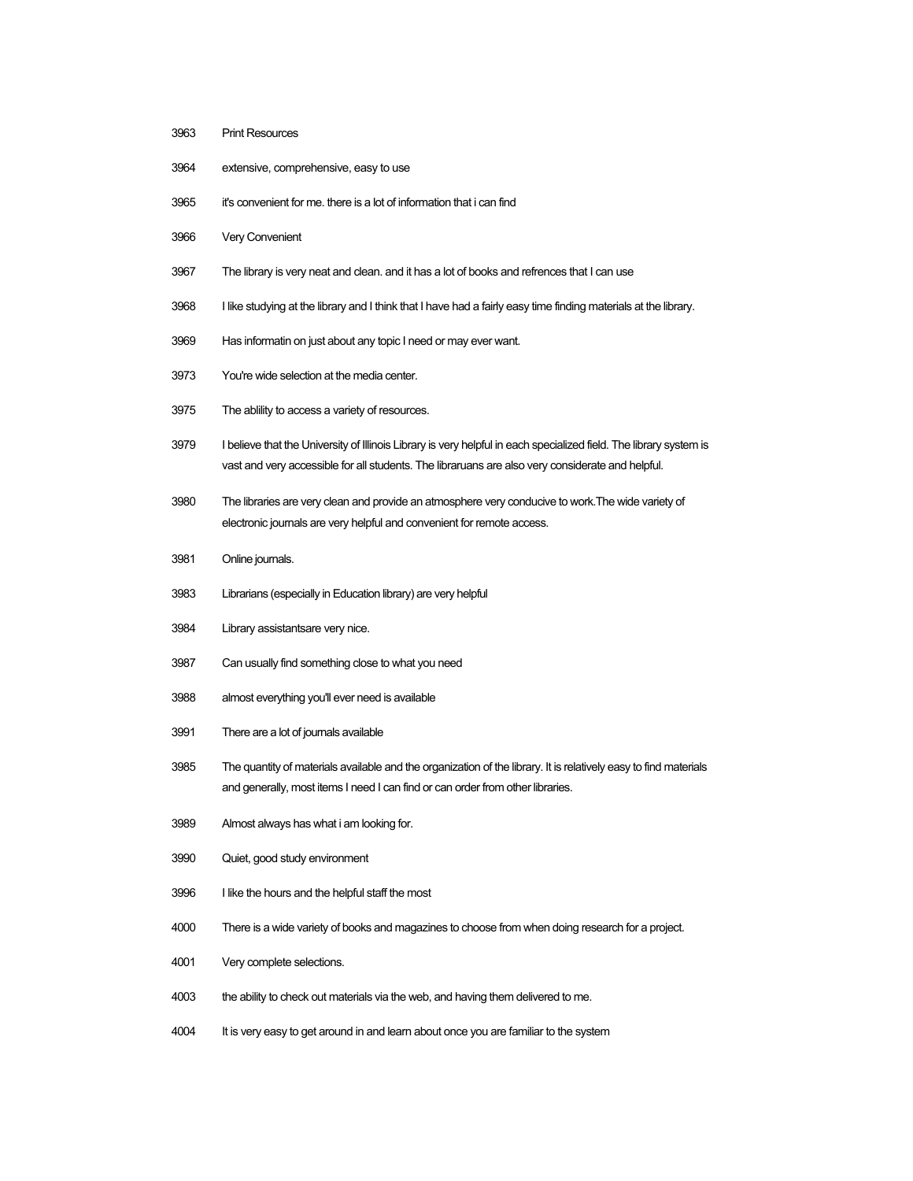| | |
|---|---|
| 3963 | Print Resources |
| 3964 | extensive, comprehensive, easy to use |
| 3965 | it's convenient for me. there is a lot of information that i can find |
| 3966 | Very Convenient |
| 3967 | The library is very neat and clean. and it has a lot of books and refrences that I can use |
| 3968 | I like studying at the library and I think that I have had a fairly easy time finding materials at the library. |
| 3969 | Has informatin on just about any topic I need or may ever want. |
| 3973 | You're wide selection at the media center. |
| 3975 | The ablility to access a variety of resources. |
| 3979 | I believe that the University of Illinois Library is very helpful in each specialized field. The library system is vast and very accessible for all students. The libraruans are also very considerate and helpful. |
| 3980 | The libraries are very clean and provide an atmosphere very conducive to work.The wide variety of electronic journals are very helpful and convenient for remote access. |
| 3981 | Online journals. |
| 3983 | Librarians (especially in Education library) are very helpful |
| 3984 | Library assistantsare very nice. |
| 3987 | Can usually find something close to what you need |
| 3988 | almost everything you'll ever need is available |
| 3991 | There are a lot of journals available |
| 3985 | The quantity of materials available and the organization of the library. It is relatively easy to find materials and generally, most items I need I can find or can order from other libraries. |
| 3989 | Almost always has what i am looking for. |
| 3990 | Quiet, good study environment |
| 3996 | I like the hours and the helpful staff the most |
| 4000 | There is a wide variety of books and magazines to choose from when doing research for a project. |
| 4001 | Very complete selections. |
| 4003 | the ability to check out materials via the web, and having them delivered to me. |
| 4004 | It is very easy to get around in and learn about once you are familiar to the system |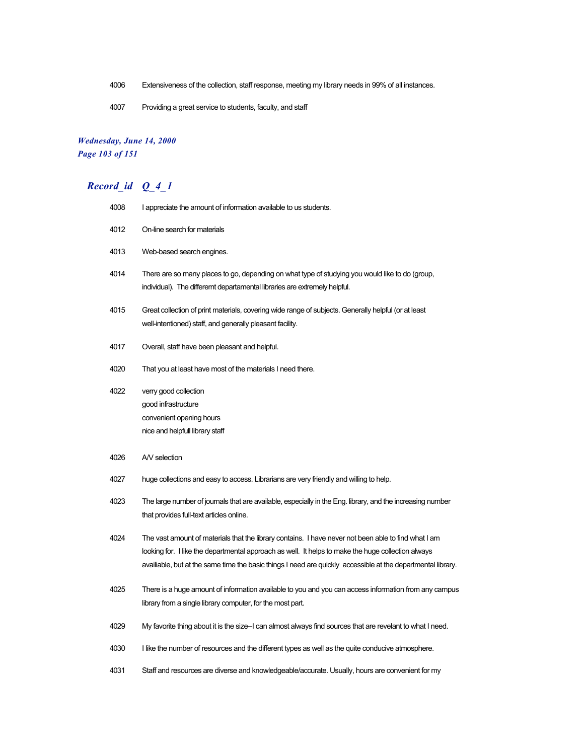| | |
|---|---|
| 4006 | Extensiveness of the collection, staff response, meeting my library needs in 99% of all instances. |
| 4007 | Providing a great service to students, faculty, and staff |

## *Record_id Q_4_1*

| | |
|---|---|
| 4008 | I appreciate the amount of information available to us students. |
| 4012 | On-line search for materials |
| 4013 | Web-based search engines. |
| 4014 | There are so many places to go, depending on what type of studying you would like to do (group, individual). The differernt departamental libraries are extremely helpful. |
| 4015 | Great collection of print materials, covering wide range of subjects. Generally helpful (or at least well-intentioned) staff, and generally pleasant facility. |
| 4017 | Overall, staff have been pleasant and helpful. |
| 4020 | That you at least have most of the materials I need there. |
| 4022 | verry good collection<br>good infrastructure<br>convenient opening hours<br>nice and helpfull library staff |
| 4026 | A/V selection |
| 4027 | huge collections and easy to access. Librarians are very friendly and willing to help. |
| 4023 | The large number of journals that are available, especially in the Eng. library, and the increasing number that provides full-text articles online. |
| 4024 | The vast amount of materials that the library contains. I have never not been able to find what I am looking for. I like the departmental approach as well. It helps to make the huge collection always availiable, but at the same time the basic things I need are quickly accessible at the departmental library. |
| 4025 | There is a huge amount of information available to you and you can access information from any campus library from a single library computer, for the most part. |
| 4029 | My favorite thing about it is the size--I can almost always find sources that are revelant to what I need. |
| 4030 | I like the number of resources and the different types as well as the quite conducive atmosphere. |
| 4031 | Staff and resources are diverse and knowledgeable/accurate. Usually, hours are convenient for my |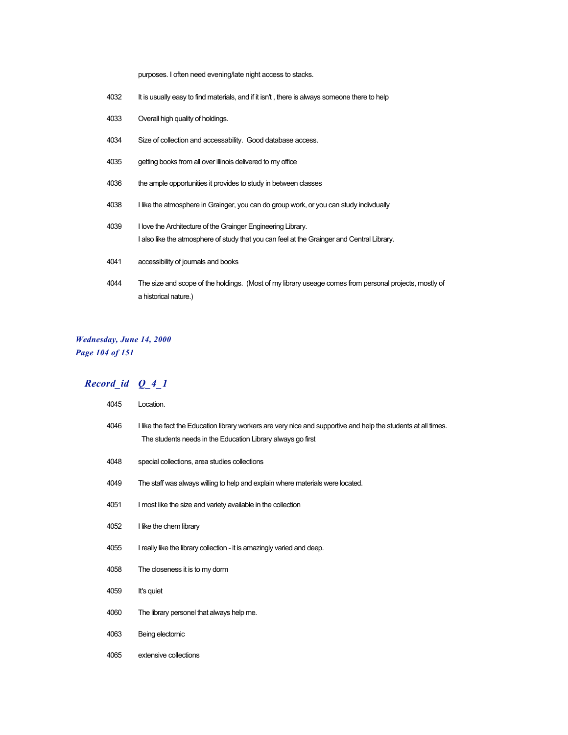| | |
|---|---|
| | purposes. I often need evening/late night access to stacks. |
| 4032 | It is usually easy to find materials, and if it isn't , there is always someone there to help |
| 4033 | Overall high quality of holdings. |
| 4034 | Size of collection and accessability.  Good database access. |
| 4035 | getting books from all over illinois delivered to my office |
| 4036 | the ample opportunities it provides to study in between classes |
| 4038 | I like the atmosphere in Grainger, you can do group work, or you can study indivdually |
| 4039 | I love the Architecture of the Grainger Engineering Library.<br>I also like the atmosphere of study that you can feel at the Grainger and Central Library. |
| 4041 | accessibility of journals and books |
| 4044 | The size and scope of the holdings.  (Most of my library useage comes from personal projects, mostly of a historical nature.) |

## *Record_id Q_4_1*

| | |
|---|---|
| 4045 | Location. |
| 4046 | I like the fact the Education library workers are very nice and supportive and help the students at all times.<br>The students needs in the Education Library always go first |
| 4048 | special collections, area studies collections |
| 4049 | The staff was always willing to help and explain where materials were located. |
| 4051 | I most like the size and variety available in the collection |
| 4052 | I like the chem library |
| 4055 | I really like the library collection - it is amazingly varied and deep. |
| 4058 | The closeness it is to my dorm |
| 4059 | It's quiet |
| 4060 | The library personel that always help me. |
| 4063 | Being electornic |
| 4065 | extensive collections |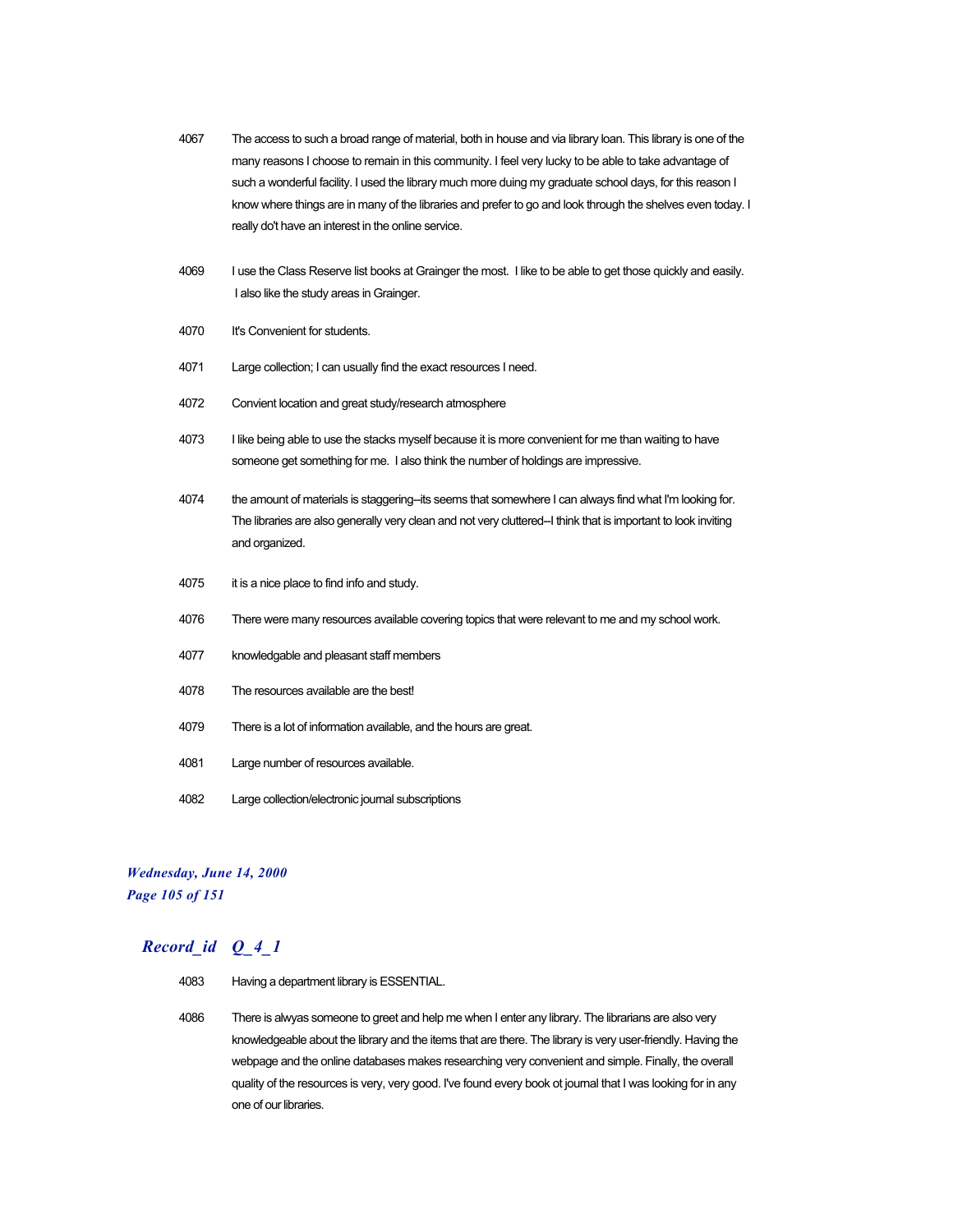4067 The access to such a broad range of material, both in house and via library loan. This library is one of the many reasons I choose to remain in this community. I feel very lucky to be able to take advantage of such a wonderful facility. I used the library much more duing my graduate school days, for this reason I know where things are in many of the libraries and prefer to go and look through the shelves even today. I really do't have an interest in the online service.

4069 I use the Class Reserve list books at Grainger the most. I like to be able to get those quickly and easily. I also like the study areas in Grainger.

4070 It's Convenient for students.

4071 Large collection; I can usually find the exact resources I need.

4072 Convient location and great study/research atmosphere

4073 I like being able to use the stacks myself because it is more convenient for me than waiting to have someone get something for me. I also think the number of holdings are impressive.

4074 the amount of materials is staggering--its seems that somewhere I can always find what I'm looking for. The libraries are also generally very clean and not very cluttered--I think that is important to look inviting and organized.

4075 it is a nice place to find info and study.

4076 There were many resources available covering topics that were relevant to me and my school work.

4077 knowledgable and pleasant staff members

4078 The resources available are the best!

4079 There is a lot of information available, and the hours are great.

4081 Large number of resources available.

4082 Large collection/electronic journal subscriptions

## *Record_id Q_4_1*

4083 Having a department library is ESSENTIAL.

4086 There is alwyas someone to greet and help me when I enter any library. The librarians are also very knowledgeable about the library and the items that are there. The library is very user-friendly. Having the webpage and the online databases makes researching very convenient and simple. Finally, the overall quality of the resources is very, very good. I've found every book ot journal that I was looking for in any one of our libraries.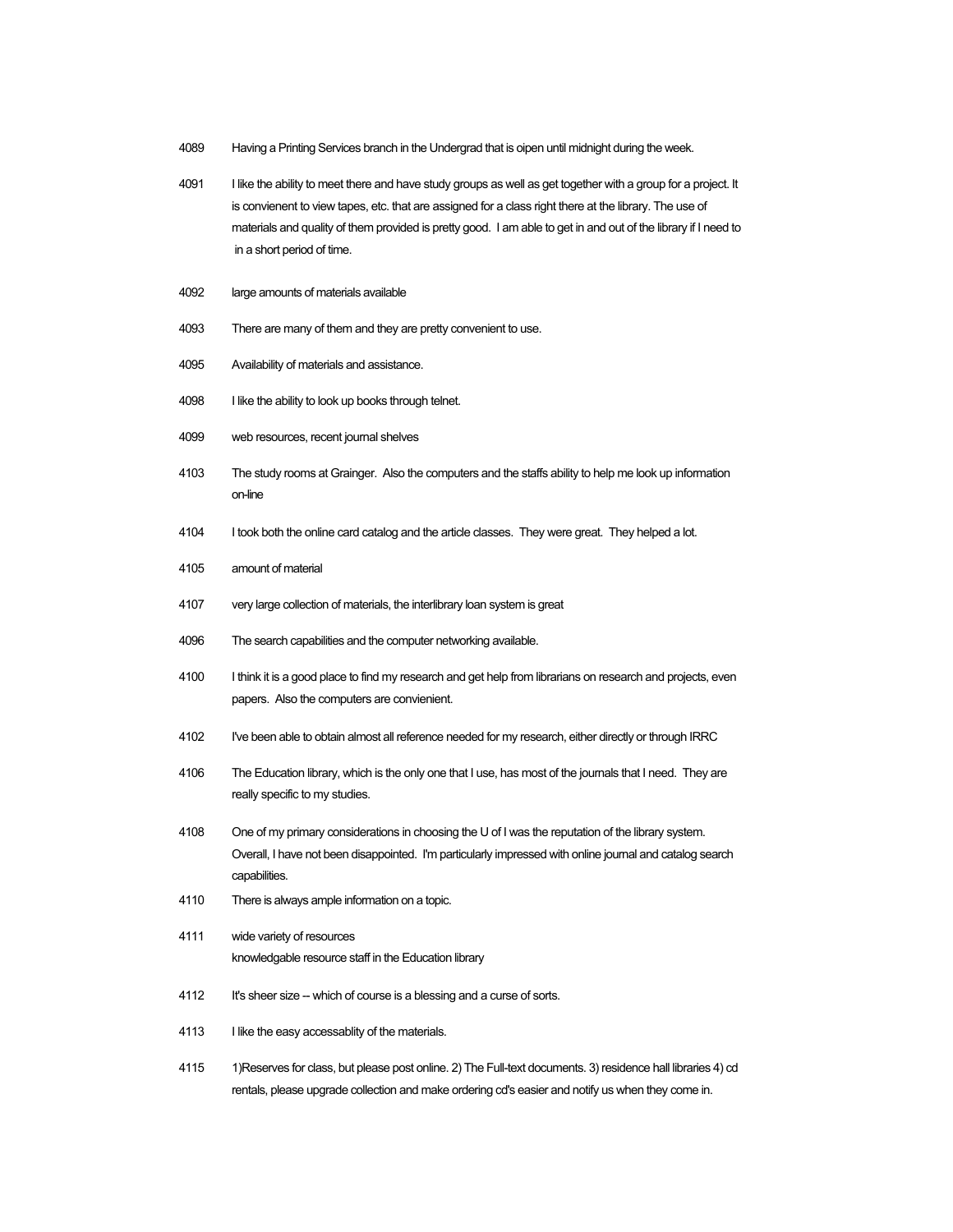4089 Having a Printing Services branch in the Undergrad that is oipen until midnight during the week.

4091 I like the ability to meet there and have study groups as well as get together with a group for a project. It is convienient to view tapes, etc. that are assigned for a class right there at the library. The use of materials and quality of them provided is pretty good. I am able to get in and out of the library if I need to in a short period of time.

4092 large amounts of materials available

4093 There are many of them and they are pretty convenient to use.

4095 Availability of materials and assistance.

4098 I like the ability to look up books through telnet.

4099 web resources, recent journal shelves

4103 The study rooms at Grainger. Also the computers and the staffs ability to help me look up information on-line

4104 I took both the online card catalog and the article classes. They were great. They helped a lot.

4105 amount of material

4107 very large collection of materials, the interlibrary loan system is great

4096 The search capabilities and the computer networking available.

4100 I think it is a good place to find my research and get help from librarians on research and projects, even papers. Also the computers are convienient.

4102 I've been able to obtain almost all reference needed for my research, either directly or through IRRC

4106 The Education library, which is the only one that I use, has most of the journals that I need. They are really specific to my studies.

4108 One of my primary considerations in choosing the U of I was the reputation of the library system. Overall, I have not been disappointed. I'm particularly impressed with online journal and catalog search capabilities.

4110 There is always ample information on a topic.

4111 wide variety of resources
knowledgable resource staff in the Education library

4112 It's sheer size -- which of course is a blessing and a curse of sorts.

4113 I like the easy accessablity of the materials.

4115 1)Reserves for class, but please post online. 2) The Full-text documents. 3) residence hall libraries 4) cd rentals, please upgrade collection and make ordering cd's easier and notify us when they come in.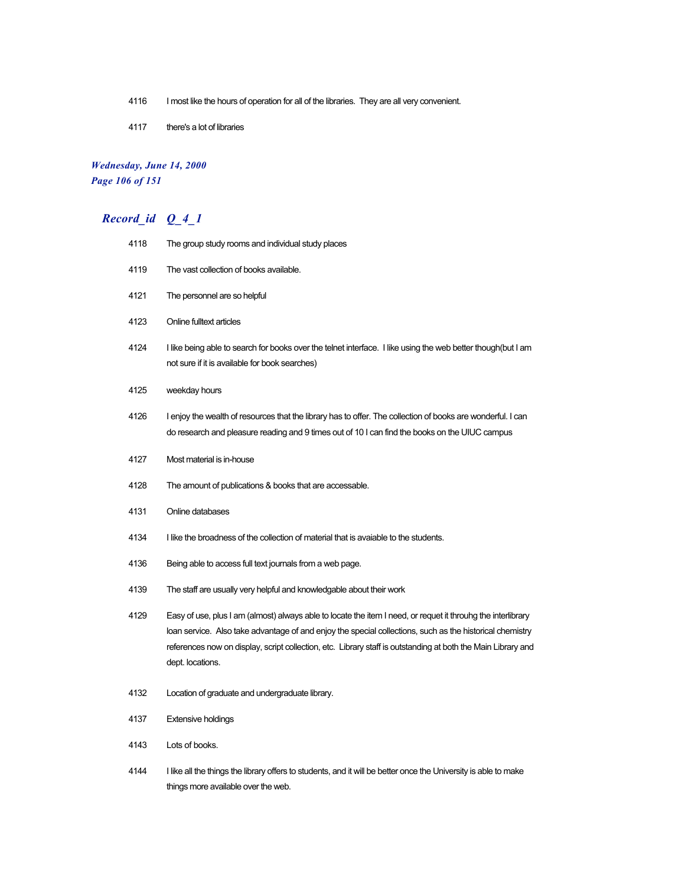| | |
|---|---|
| 4116 | I most like the hours of operation for all of the libraries.  They are all very convenient. |
| 4117 | there's a lot of libraries |

## *Record_id Q_4_1*

| | |
|---|---|
| 4118 | The group study rooms and individual study places |
| 4119 | The vast collection of books available. |
| 4121 | The personnel are so helpful |
| 4123 | Online fulltext articles |
| 4124 | I like being able to search for books over the telnet interface.  I like using the web better though(but I am not sure if it is available for book searches) |
| 4125 | weekday hours |
| 4126 | I enjoy the wealth of resources that the library has to offer. The collection of books are wonderful. I can do research and pleasure reading and 9 times out of 10 I can find the books on the UIUC campus |
| 4127 | Most material is in-house |
| 4128 | The amount of publications & books that are accessable. |
| 4131 | Online databases |
| 4134 | I like the broadness of the collection of material that is avaiable to the students. |
| 4136 | Being able to access full text journals from a web page. |
| 4139 | The staff are usually very helpful and knowledgable about their work |
| 4129 | Easy of use, plus I am (almost) always able to locate the item I need, or requet it throuhg the interlibrary loan service.  Also take advantage of and enjoy the special collections, such as the historical chemistry references now on display, script collection, etc.  Library staff is outstanding at both the Main Library and dept. locations. |
| 4132 | Location of graduate and undergraduate library. |
| 4137 | Extensive holdings |
| 4143 | Lots of books. |
| 4144 | I like all the things the library offers to students, and it will be better once the University is able to make things more available over the web. |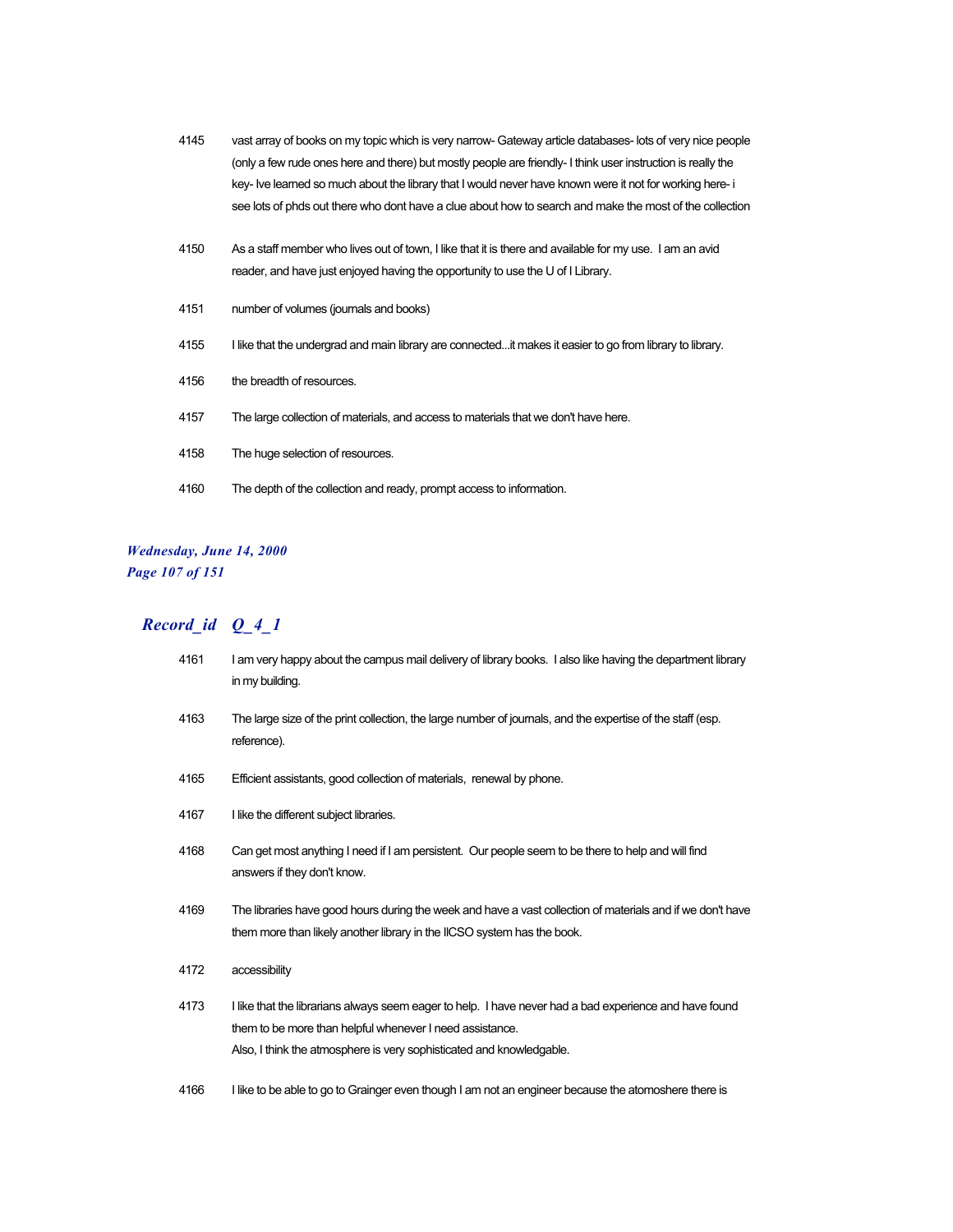| | |
|---|---|
| 4145 | vast array of books on my topic which is very narrow- Gateway article databases- lots of very nice people (only a few rude ones here and there) but mostly people are friendly- I think user instruction is really the key- Ive learned so much about the library that I would never have known were it not for working here- i see lots of phds out there who dont have a clue about how to search and make the most of the collection |
| 4150 | As a staff member who lives out of town, I like that it is there and available for my use. I am an avid reader, and have just enjoyed having the opportunity to use the U of I Library. |
| 4151 | number of volumes (journals and books) |
| 4155 | I like that the undergrad and main library are connected...it makes it easier to go from library to library. |
| 4156 | the breadth of resources. |
| 4157 | The large collection of materials, and access to materials that we don't have here. |
| 4158 | The huge selection of resources. |
| 4160 | The depth of the collection and ready, prompt access to information. |

## Record_id Q_4_1

| | |
|---|---|
| 4161 | I am very happy about the campus mail delivery of library books. I also like having the department library in my building. |
| 4163 | The large size of the print collection, the large number of journals, and the expertise of the staff (esp. reference). |
| 4165 | Efficient assistants, good collection of materials, renewal by phone. |
| 4167 | I like the different subject libraries. |
| 4168 | Can get most anything I need if I am persistent. Our people seem to be there to help and will find answers if they don't know. |
| 4169 | The libraries have good hours during the week and have a vast collection of materials and if we don't have them more than likely another library in the IICSO system has the book. |
| 4172 | accessibility |
| 4173 | I like that the librarians always seem eager to help. I have never had a bad experience and have found them to be more than helpful whenever I need assistance. Also, I think the atmosphere is very sophisticated and knowledgable. |
| 4166 | I like to be able to go to Grainger even though I am not an engineer because the atomoshere there is |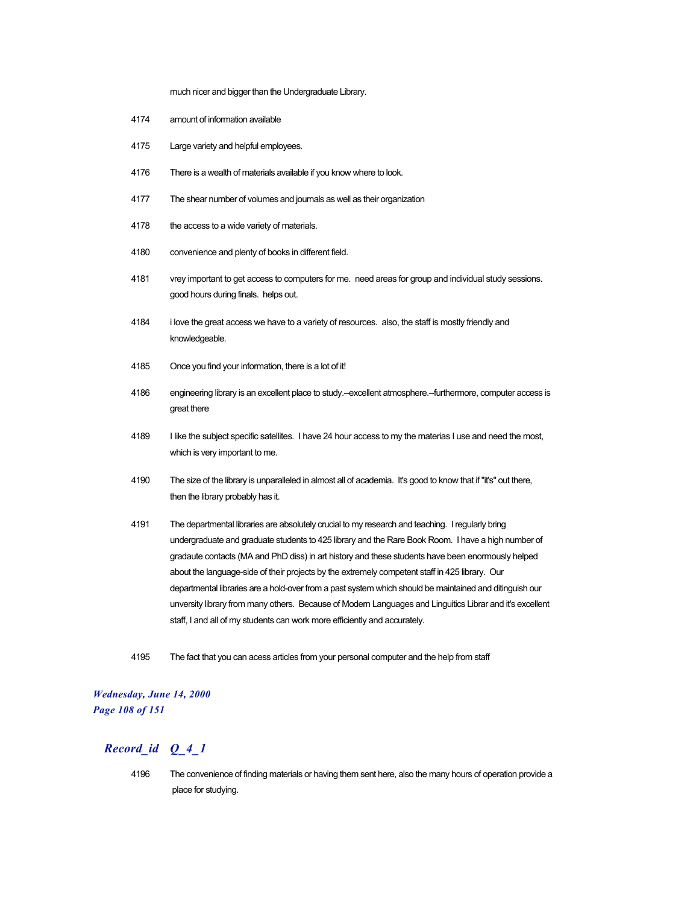much nicer and bigger than the Undergraduate Library.

4174 amount of information available

4175 Large variety and helpful employees.

4176 There is a wealth of materials available if you know where to look.

4177 The shear number of volumes and journals as well as their organization

4178 the access to a wide variety of materials.

4180 convenience and plenty of books in different field.

4181 vrey important to get access to computers for me. need areas for group and individual study sessions. good hours during finals. helps out.

4184 i love the great access we have to a variety of resources. also, the staff is mostly friendly and knowledgeable.

4185 Once you find your information, there is a lot of it!

4186 engineering library is an excellent place to study.--excellent atmosphere.--furthermore, computer access is great there

4189 I like the subject specific satellites. I have 24 hour access to my the materias I use and need the most, which is very important to me.

4190 The size of the library is unparalleled in almost all of academia. It's good to know that if "it's" out there, then the library probably has it.

4191 The departmental libraries are absolutely crucial to my research and teaching. I regularly bring undergraduate and graduate students to 425 library and the Rare Book Room. I have a high number of gradaute contacts (MA and PhD diss) in art history and these students have been enormously helped about the language-side of their projects by the extremely competent staff in 425 library. Our departmental libraries are a hold-over from a past system which should be maintained and ditinguish our unversity library from many others. Because of Modern Languages and Linguitics Librar and it's excellent staff, I and all of my students can work more efficiently and accurately.

4195 The fact that you can acess articles from your personal computer and the help from staff

## *Record_id Q_4_1*

4196 The convenience of finding materials or having them sent here, also the many hours of operation provide a place for studying.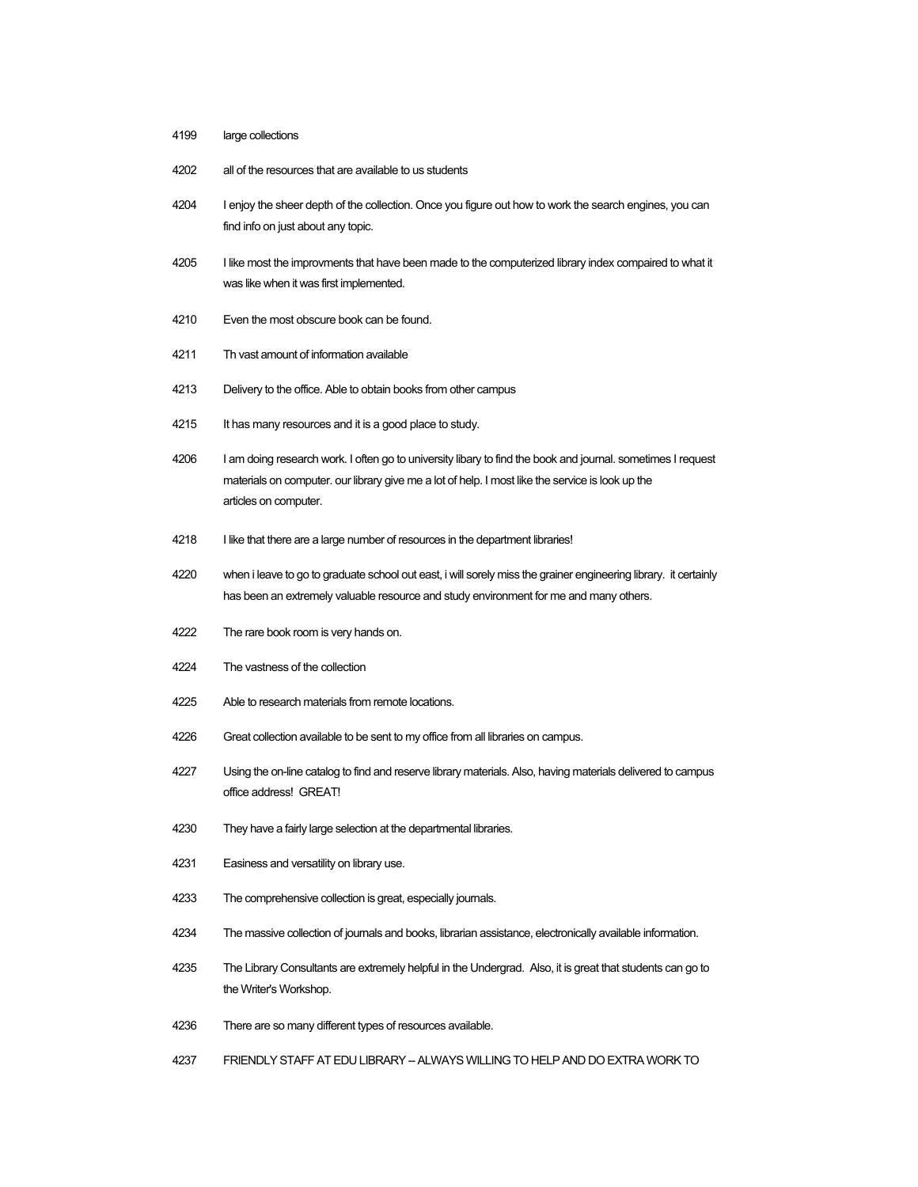4199 large collections

4202 all of the resources that are available to us students

4204 I enjoy the sheer depth of the collection. Once you figure out how to work the search engines, you can find info on just about any topic.

4205 I like most the improvments that have been made to the computerized library index compaired to what it was like when it was first implemented.

4210 Even the most obscure book can be found.

4211 Th vast amount of information available

4213 Delivery to the office. Able to obtain books from other campus

4215 It has many resources and it is a good place to study.

4206 I am doing research work. I often go to university libary to find the book and journal. sometimes I request materials on computer. our library give me a lot of help. I most like the service is look up the articles on computer.

4218 I like that there are a large number of resources in the department libraries!

4220 when i leave to go to graduate school out east, i will sorely miss the grainer engineering library. it certainly has been an extremely valuable resource and study environment for me and many others.

4222 The rare book room is very hands on.

4224 The vastness of the collection

4225 Able to research materials from remote locations.

4226 Great collection available to be sent to my office from all libraries on campus.

4227 Using the on-line catalog to find and reserve library materials. Also, having materials delivered to campus office address! GREAT!

4230 They have a fairly large selection at the departmental libraries.

4231 Easiness and versatility on library use.

4233 The comprehensive collection is great, especially journals.

4234 The massive collection of journals and books, librarian assistance, electronically available information.

4235 The Library Consultants are extremely helpful in the Undergrad. Also, it is great that students can go to the Writer's Workshop.

4236 There are so many different types of resources available.

4237 FRIENDLY STAFF AT EDU LIBRARY -- ALWAYS WILLING TO HELP AND DO EXTRA WORK TO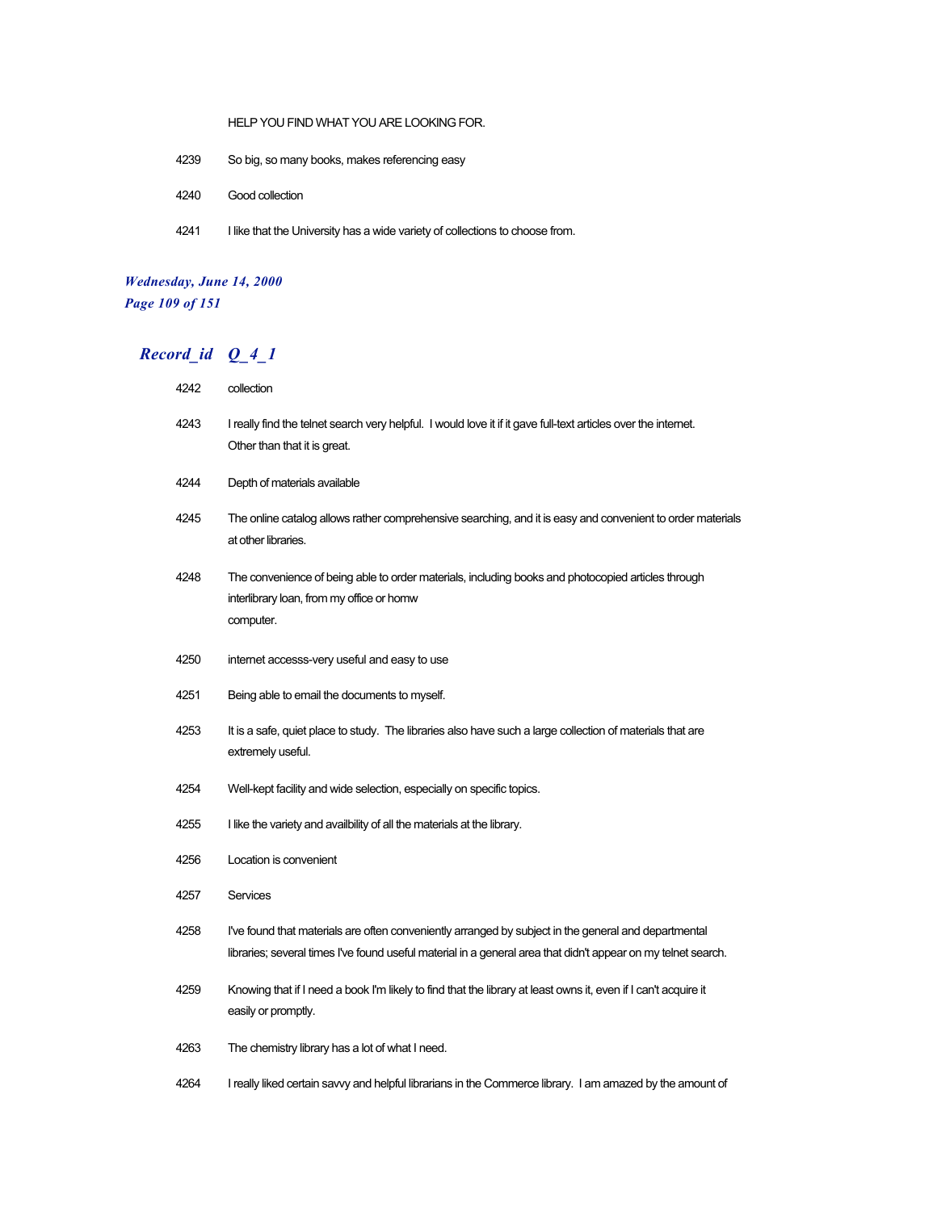HELP YOU FIND WHAT YOU ARE LOOKING FOR.

4239 So big, so many books, makes referencing easy

4240 Good collection

4241 I like that the University has a wide variety of collections to choose from.

## Record_id Q_4_1

4242 collection

4243 I really find the telnet search very helpful. I would love it if it gave full-text articles over the internet. Other than that it is great.

4244 Depth of materials available

4245 The online catalog allows rather comprehensive searching, and it is easy and convenient to order materials at other libraries.

4248 The convenience of being able to order materials, including books and photocopied articles through interlibrary loan, from my office or homw computer.

4250 internet accesss-very useful and easy to use

4251 Being able to email the documents to myself.

4253 It is a safe, quiet place to study. The libraries also have such a large collection of materials that are extremely useful.

4254 Well-kept facility and wide selection, especially on specific topics.

4255 I like the variety and availbility of all the materials at the library.

4256 Location is convenient

4257 Services

4258 I've found that materials are often conveniently arranged by subject in the general and departmental libraries; several times I've found useful material in a general area that didn't appear on my telnet search.

4259 Knowing that if I need a book I'm likely to find that the library at least owns it, even if I can't acquire it easily or promptly.

4263 The chemistry library has a lot of what I need.

4264 I really liked certain savvy and helpful librarians in the Commerce library. I am amazed by the amount of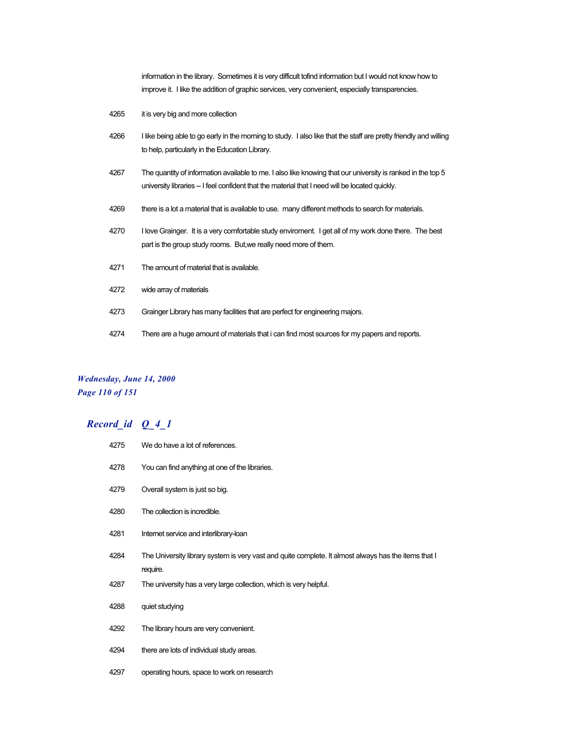information in the library.  Sometimes it is very difficult tofind information but I would not know how to improve it.  I like the addition of graphic services, very convenient, especially transparencies.

| | |
|---|---|
| 4265 | it is very big and more collection |
| 4266 | I like being able to go early in the morning to study.  I also like that the staff are pretty friendly and willing to help, particularly in the Education Library. |
| 4267 | The quantity of information available to me. I also like knowing that our university is ranked in the top 5 university libraries – I feel confident that the material that I need will be located quickly. |
| 4269 | there is a lot a material that is available to use.  many different methods to search for materials. |
| 4270 | I love Grainger.  It is a very comfortable study enviroment.  I get all of my work done there.  The best part is the group study rooms.  But,we really need more of them. |
| 4271 | The amount of material that is available. |
| 4272 | wide array of materials |
| 4273 | Grainger Library has many facilities that are perfect for engineering majors. |
| 4274 | There are a huge amount of materials that i can find most sources for my papers and reports. |

## Record_id   Q_4_1

| | |
|---|---|
| 4275 | We do have a lot of references. |
| 4278 | You can find anything at one of the libraries. |
| 4279 | Overall system is just so big. |
| 4280 | The collection is incredible. |
| 4281 | Internet service and interlibrary-loan |
| 4284 | The University library system is very vast and quite complete. It almost always has the items that I require. |
| 4287 | The university has a very large collection, which is very helpful. |
| 4288 | quiet studying |
| 4292 | The library hours are very convenient. |
| 4294 | there are lots of individual study areas. |
| 4297 | operating hours, space to work on research |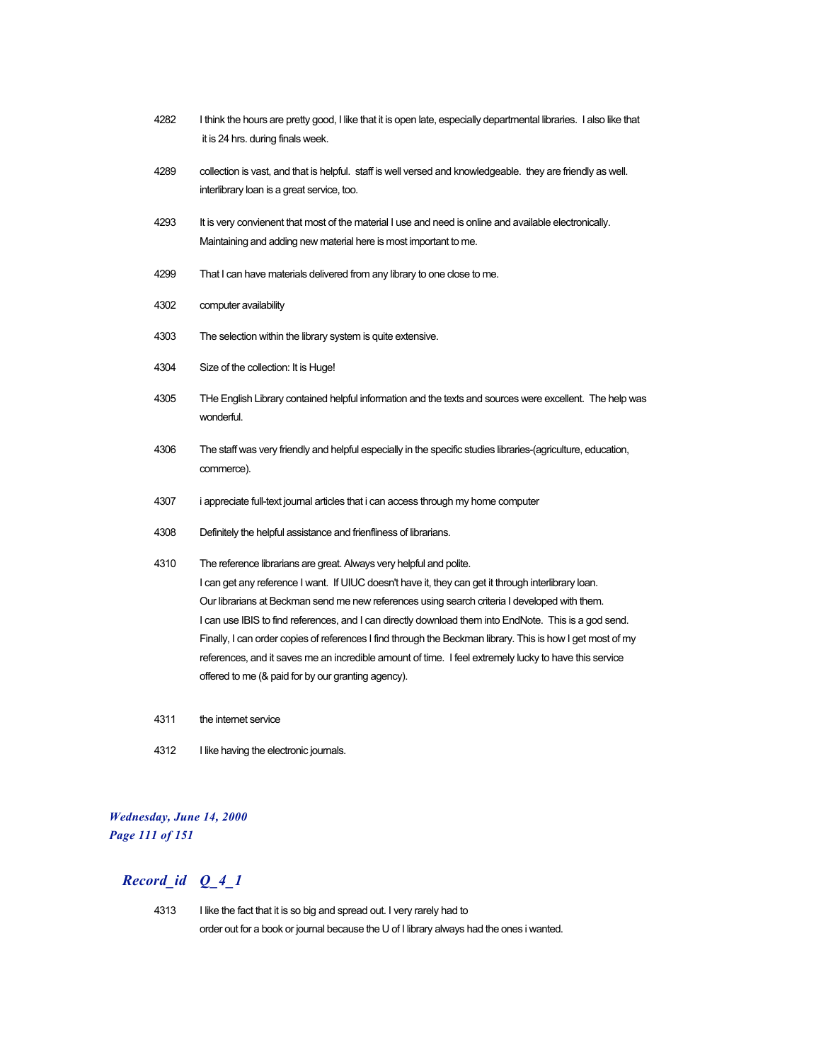4282 I think the hours are pretty good, I like that it is open late, especially departmental libraries. I also like that it is 24 hrs. during finals week.

4289 collection is vast, and that is helpful. staff is well versed and knowledgeable. they are friendly as well. interlibrary loan is a great service, too.

4293 It is very convienent that most of the material I use and need is online and available electronically. Maintaining and adding new material here is most important to me.

4299 That I can have materials delivered from any library to one close to me.

4302 computer availability

4303 The selection within the library system is quite extensive.

4304 Size of the collection: It is Huge!

4305 THe English Library contained helpful information and the texts and sources were excellent. The help was wonderful.

4306 The staff was very friendly and helpful especially in the specific studies libraries-(agriculture, education, commerce).

4307 i appreciate full-text journal articles that i can access through my home computer

4308 Definitely the helpful assistance and frienfliness of librarians.

4310 The reference librarians are great. Always very helpful and polite.
I can get any reference I want. If UIUC doesn't have it, they can get it through interlibrary loan.
Our librarians at Beckman send me new references using search criteria I developed with them.
I can use IBIS to find references, and I can directly download them into EndNote. This is a god send.
Finally, I can order copies of references I find through the Beckman library. This is how I get most of my references, and it saves me an incredible amount of time. I feel extremely lucky to have this service offered to me (& paid for by our granting agency).

4311 the internet service

4312 I like having the electronic journals.

## *Record_id Q_4_1*

4313 I like the fact that it is so big and spread out. I very rarely had to order out for a book or journal because the U of I library always had the ones i wanted.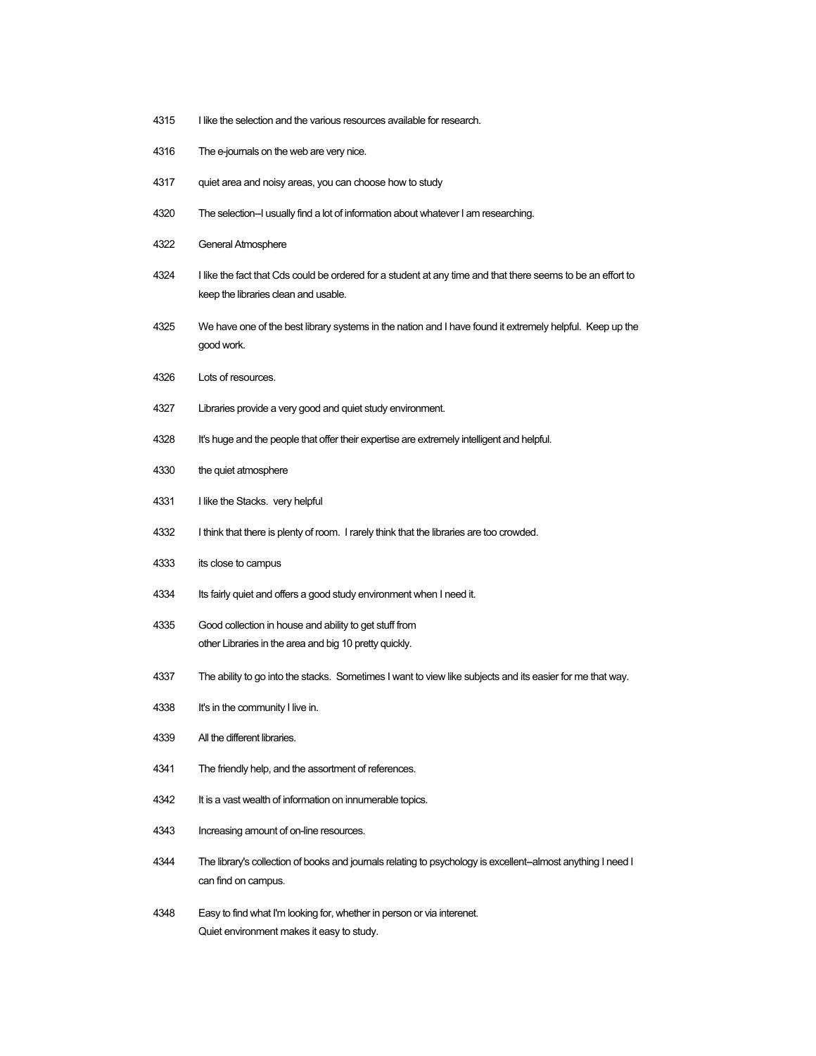4315 I like the selection and the various resources available for research.

4316 The e-journals on the web are very nice.

4317 quiet area and noisy areas, you can choose how to study

4320 The selection--I usually find a lot of information about whatever I am researching.

4322 General Atmosphere

4324 I like the fact that Cds could be ordered for a student at any time and that there seems to be an effort to keep the libraries clean and usable.

4325 We have one of the best library systems in the nation and I have found it extremely helpful. Keep up the good work.

4326 Lots of resources.

4327 Libraries provide a very good and quiet study environment.

4328 It's huge and the people that offer their expertise are extremely intelligent and helpful.

4330 the quiet atmosphere

4331 I like the Stacks. very helpful

4332 I think that there is plenty of room. I rarely think that the libraries are too crowded.

4333 its close to campus

4334 Its fairly quiet and offers a good study environment when I need it.

4335 Good collection in house and ability to get stuff from
other Libraries in the area and big 10 pretty quickly.

4337 The ability to go into the stacks. Sometimes I want to view like subjects and its easier for me that way.

4338 It's in the community I live in.

4339 All the different libraries.

4341 The friendly help, and the assortment of references.

4342 It is a vast wealth of information on innumerable topics.

4343 Increasing amount of on-line resources.

4344 The library's collection of books and journals relating to psychology is excellent--almost anything I need I can find on campus.

4348 Easy to find what I'm looking for, whether in person or via interenet.
Quiet environment makes it easy to study.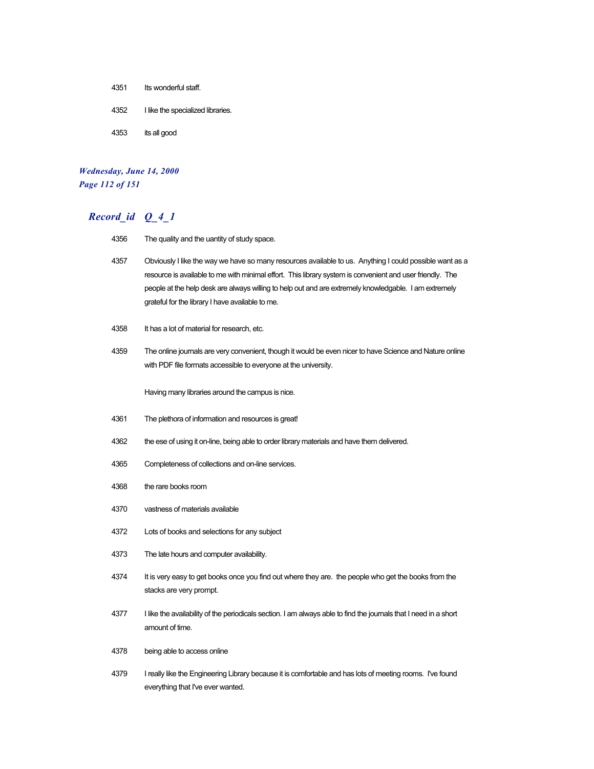4351 Its wonderful staff.

4352 I like the specialized libraries.

4353 its all good

## Record_id Q_4_1

4356 The quality and the uantity of study space.

4357 Obviously I like the way we have so many resources available to us. Anything I could possible want as a resource is available to me with minimal effort. This library system is convenient and user friendly. The people at the help desk are always willing to help out and are extremely knowledgable. I am extremely grateful for the library I have available to me.

4358 It has a lot of material for research, etc.

4359 The online journals are very convenient, though it would be even nicer to have Science and Nature online with PDF file formats accessible to everyone at the university.

Having many libraries around the campus is nice.

4361 The plethora of information and resources is great!

4362 the ese of using it on-line, being able to order library materials and have them delivered.

4365 Completeness of collections and on-line services.

4368 the rare books room

4370 vastness of materials available

4372 Lots of books and selections for any subject

4373 The late hours and computer availability.

4374 It is very easy to get books once you find out where they are. the people who get the books from the stacks are very prompt.

4377 I like the availability of the periodicals section. I am always able to find the journals that I need in a short amount of time.

4378 being able to access online

4379 I really like the Engineering Library because it is comfortable and has lots of meeting rooms. I've found everything that I've ever wanted.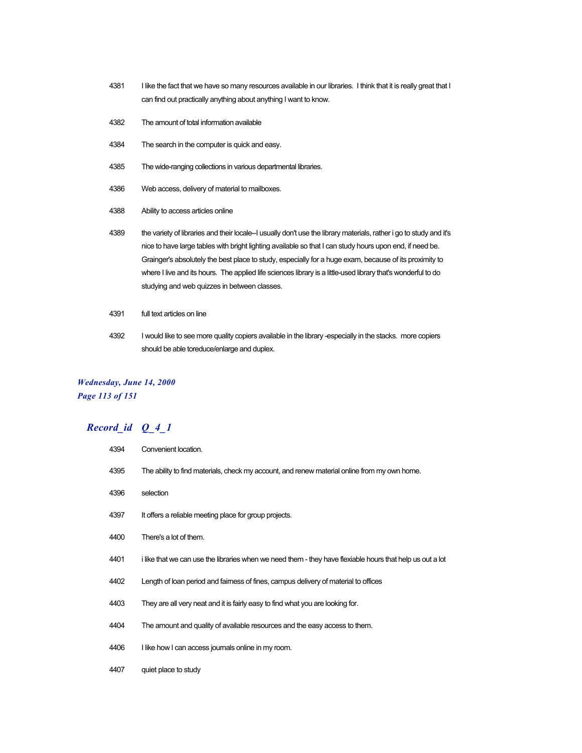| | |
|---|---|
| 4381 | I like the fact that we have so many resources available in our libraries. I think that it is really great that I can find out practically anything about anything I want to know. |
| 4382 | The amount of total information available |
| 4384 | The search in the computer is quick and easy. |
| 4385 | The wide-ranging collections in various departmental libraries. |
| 4386 | Web access, delivery of material to mailboxes. |
| 4388 | Ability to access articles online |
| 4389 | the variety of libraries and their locale--I usually don't use the library materials, rather i go to study and it's nice to have large tables with bright lighting available so that I can study hours upon end, if need be. Grainger's absolutely the best place to study, especially for a huge exam, because of its proximity to where I live and its hours. The applied life sciences library is a little-used library that's wonderful to do studying and web quizzes in between classes. |
| 4391 | full text articles on line |
| 4392 | I would like to see more quality copiers available in the library -especially in the stacks. more copiers should be able toreduce/enlarge and duplex. |

## *Record_id Q_4_1*

| | |
|---|---|
| 4394 | Convenient location. |
| 4395 | The ability to find materials, check my account, and renew material online from my own home. |
| 4396 | selection |
| 4397 | It offers a reliable meeting place for group projects. |
| 4400 | There's a lot of them. |
| 4401 | i like that we can use the libraries when we need them - they have flexiable hours that help us out a lot |
| 4402 | Length of loan period and fairness of fines, campus delivery of material to offices |
| 4403 | They are all very neat and it is fairly easy to find what you are looking for. |
| 4404 | The amount and quality of available resources and the easy access to them. |
| 4406 | I like how I can access journals online in my room. |
| 4407 | quiet place to study |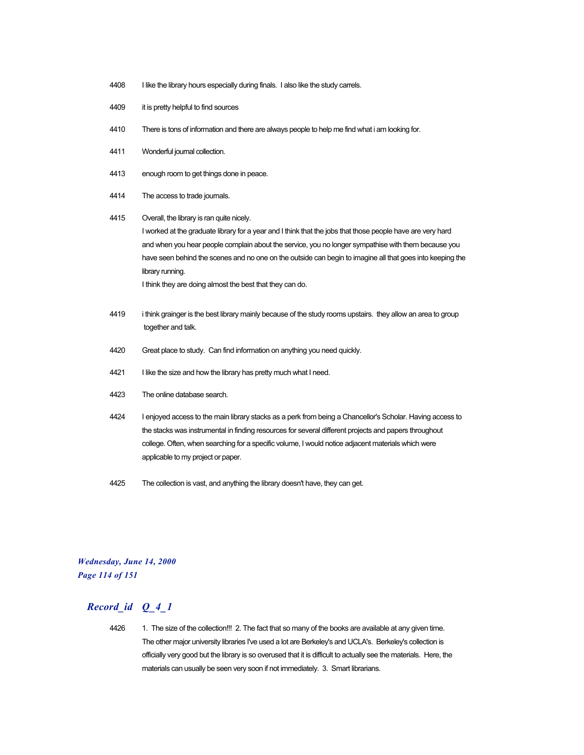4408 I like the library hours especially during finals. I also like the study carrels.

4409 it is pretty helpful to find sources

4410 There is tons of information and there are always people to help me find what i am looking for.

4411 Wonderful journal collection.

4413 enough room to get things done in peace.

4414 The access to trade journals.

4415 Overall, the library is ran quite nicely.
I worked at the graduate library for a year and I think that the jobs that those people have are very hard and when you hear people complain about the service, you no longer sympathise with them because you have seen behind the scenes and no one on the outside can begin to imagine all that goes into keeping the library running.
I think they are doing almost the best that they can do.

4419 i think grainger is the best library mainly because of the study rooms upstairs. they allow an area to group together and talk.

4420 Great place to study. Can find information on anything you need quickly.

4421 I like the size and how the library has pretty much what I need.

4423 The online database search.

4424 I enjoyed access to the main library stacks as a perk from being a Chancellor's Scholar. Having access to the stacks was instrumental in finding resources for several different projects and papers throughout college. Often, when searching for a specific volume, I would notice adjacent materials which were applicable to my project or paper.

4425 The collection is vast, and anything the library doesn't have, they can get.

## *Record_id Q_4_1*

4426 1. The size of the collection!!! 2. The fact that so many of the books are available at any given time. The other major university libraries I've used a lot are Berkeley's and UCLA's. Berkeley's collection is officially very good but the library is so overused that it is difficult to actually see the materials. Here, the materials can usually be seen very soon if not immediately. 3. Smart librarians.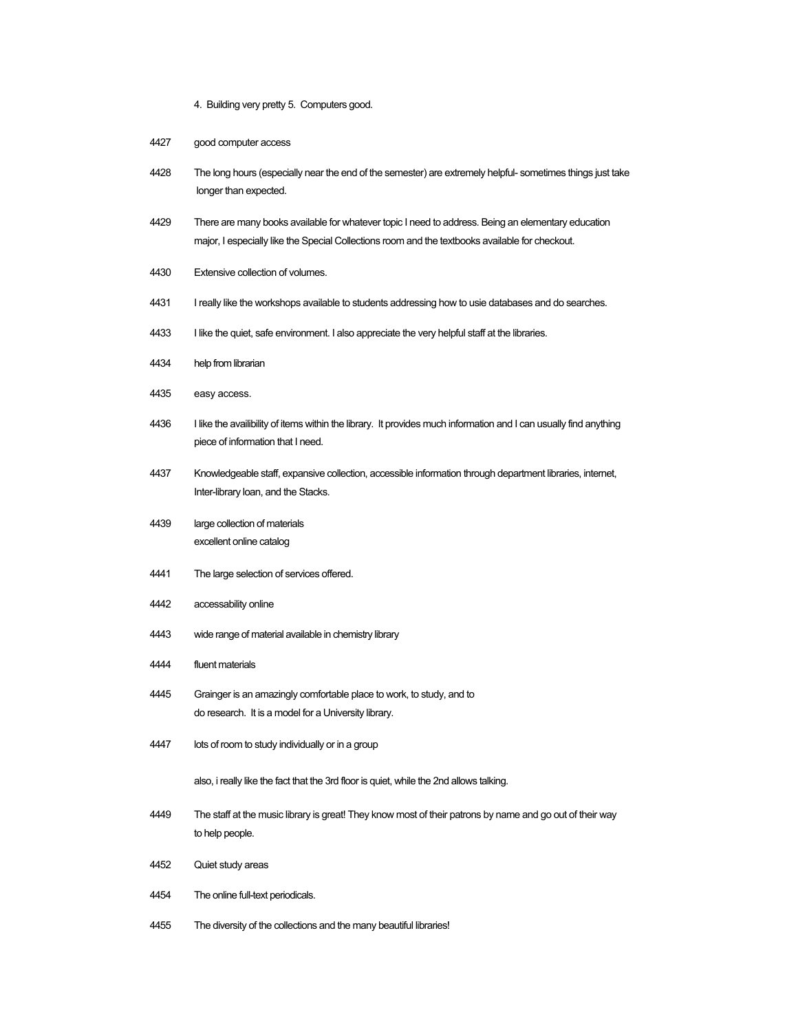4. Building very pretty 5. Computers good.

4427 good computer access

4428 The long hours (especially near the end of the semester) are extremely helpful- sometimes things just take longer than expected.

4429 There are many books available for whatever topic I need to address. Being an elementary education major, I especially like the Special Collections room and the textbooks available for checkout.

4430 Extensive collection of volumes.

4431 I really like the workshops available to students addressing how to usie databases and do searches.

4433 I like the quiet, safe environment. I also appreciate the very helpful staff at the libraries.

4434 help from librarian

4435 easy access.

4436 I like the availibility of items within the library. It provides much information and I can usually find anything piece of information that I need.

4437 Knowledgeable staff, expansive collection, accessible information through department libraries, internet, Inter-library loan, and the Stacks.

4439 large collection of materials
excellent online catalog

4441 The large selection of services offered.

4442 accessability online

4443 wide range of material available in chemistry library

4444 fluent materials

4445 Grainger is an amazingly comfortable place to work, to study, and to do research. It is a model for a University library.

4447 lots of room to study individually or in a group

also, i really like the fact that the 3rd floor is quiet, while the 2nd allows talking.

4449 The staff at the music library is great! They know most of their patrons by name and go out of their way to help people.

4452 Quiet study areas

4454 The online full-text periodicals.

4455 The diversity of the collections and the many beautiful libraries!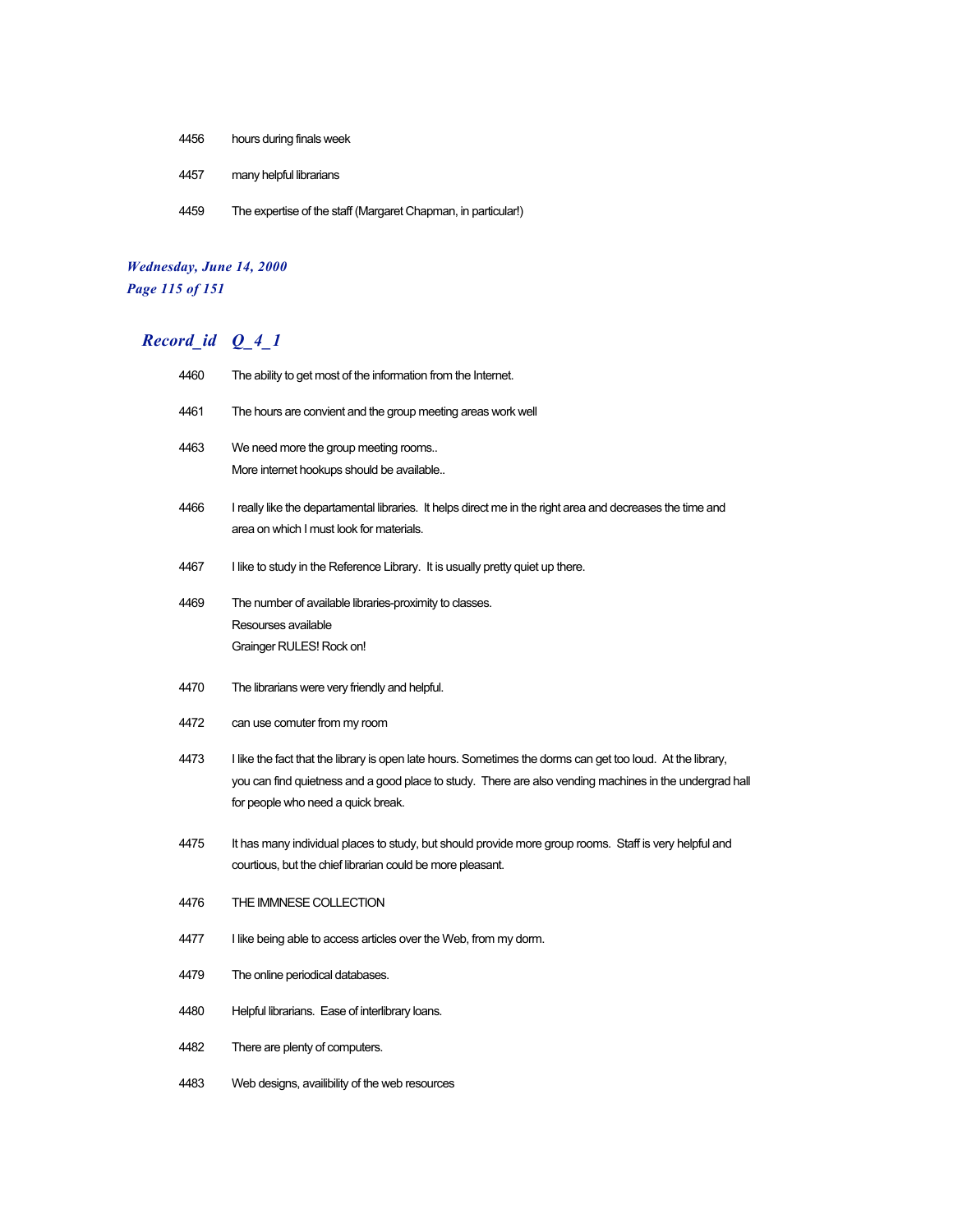| | |
|---|---|
| 4456 | hours during finals week |
| 4457 | many helpful librarians |
| 4459 | The expertise of the staff (Margaret Chapman, in particular!) |

## Record_id Q_4_1

| | |
|---|---|
| 4460 | The ability to get most of the information from the Internet. |
| 4461 | The hours are convient and the group meeting areas work well |
| 4463 | We need more the group meeting rooms..<br>More internet hookups should be available.. |
| 4466 | I really like the departamental libraries. It helps direct me in the right area and decreases the time and area on which I must look for materials. |
| 4467 | I like to study in the Reference Library. It is usually pretty quiet up there. |
| 4469 | The number of available libraries-proximity to classes.<br>Resourses available<br>Grainger RULES! Rock on! |
| 4470 | The librarians were very friendly and helpful. |
| 4472 | can use comuter from my room |
| 4473 | I like the fact that the library is open late hours. Sometimes the dorms can get too loud. At the library, you can find quietness and a good place to study. There are also vending machines in the undergrad hall for people who need a quick break. |
| 4475 | It has many individual places to study, but should provide more group rooms. Staff is very helpful and courtious, but the chief librarian could be more pleasant. |
| 4476 | THE IMMNESE COLLECTION |
| 4477 | I like being able to access articles over the Web, from my dorm. |
| 4479 | The online periodical databases. |
| 4480 | Helpful librarians. Ease of interlibrary loans. |
| 4482 | There are plenty of computers. |
| 4483 | Web designs, availibility of the web resources |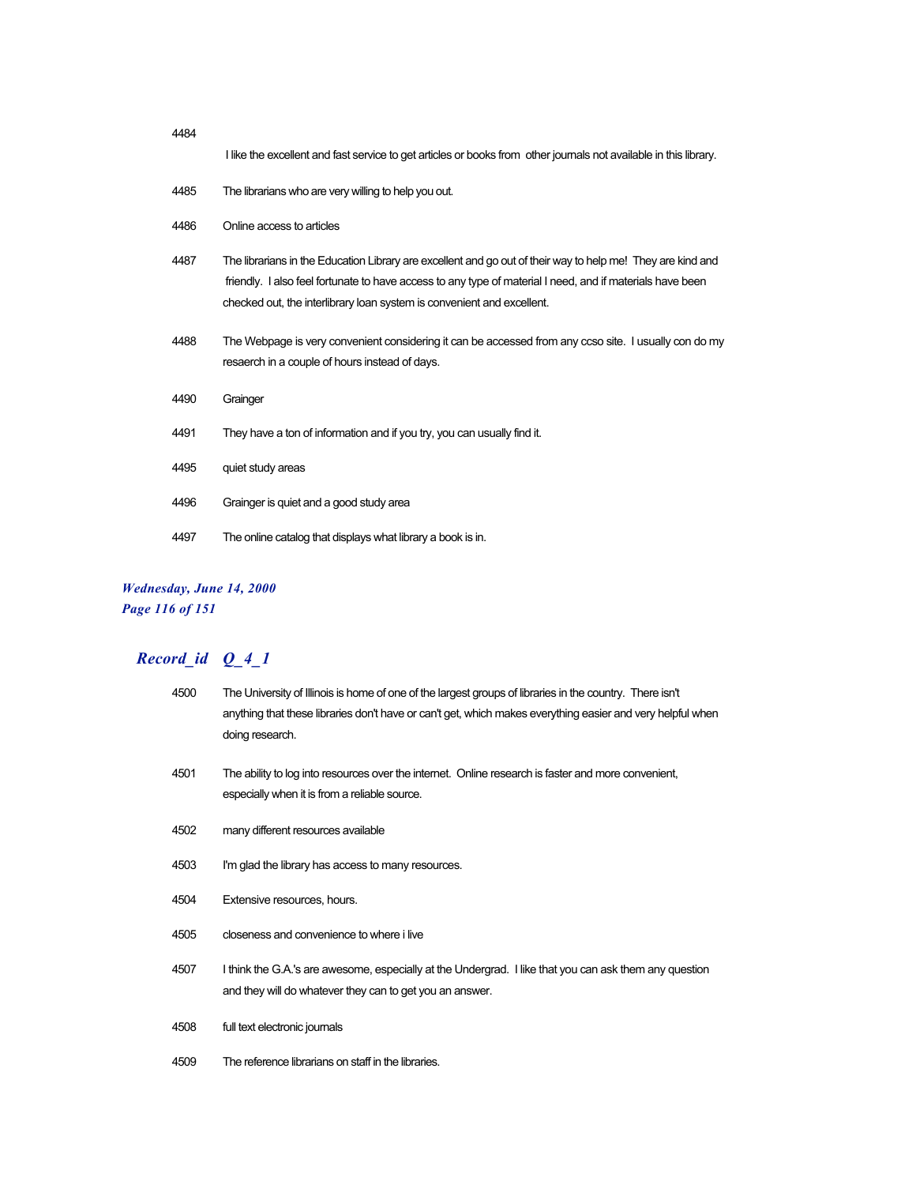4484 I like the excellent and fast service to get articles or books from other journals not available in this library.

4485 The librarians who are very willing to help you out.

4486 Online access to articles

4487 The librarians in the Education Library are excellent and go out of their way to help me! They are kind and friendly. I also feel fortunate to have access to any type of material I need, and if materials have been checked out, the interlibrary loan system is convenient and excellent.

4488 The Webpage is very convenient considering it can be accessed from any ccso site. I usually con do my resaerch in a couple of hours instead of days.

4490 Grainger

4491 They have a ton of information and if you try, you can usually find it.

4495 quiet study areas

4496 Grainger is quiet and a good study area

4497 The online catalog that displays what library a book is in.

## *Record_id Q_4_1*

4500 The University of Illinois is home of one of the largest groups of libraries in the country. There isn't anything that these libraries don't have or can't get, which makes everything easier and very helpful when doing research.

4501 The ability to log into resources over the internet. Online research is faster and more convenient, especially when it is from a reliable source.

4502 many different resources available

4503 I'm glad the library has access to many resources.

4504 Extensive resources, hours.

4505 closeness and convenience to where i live

4507 I think the G.A.'s are awesome, especially at the Undergrad. I like that you can ask them any question and they will do whatever they can to get you an answer.

4508 full text electronic journals

4509 The reference librarians on staff in the libraries.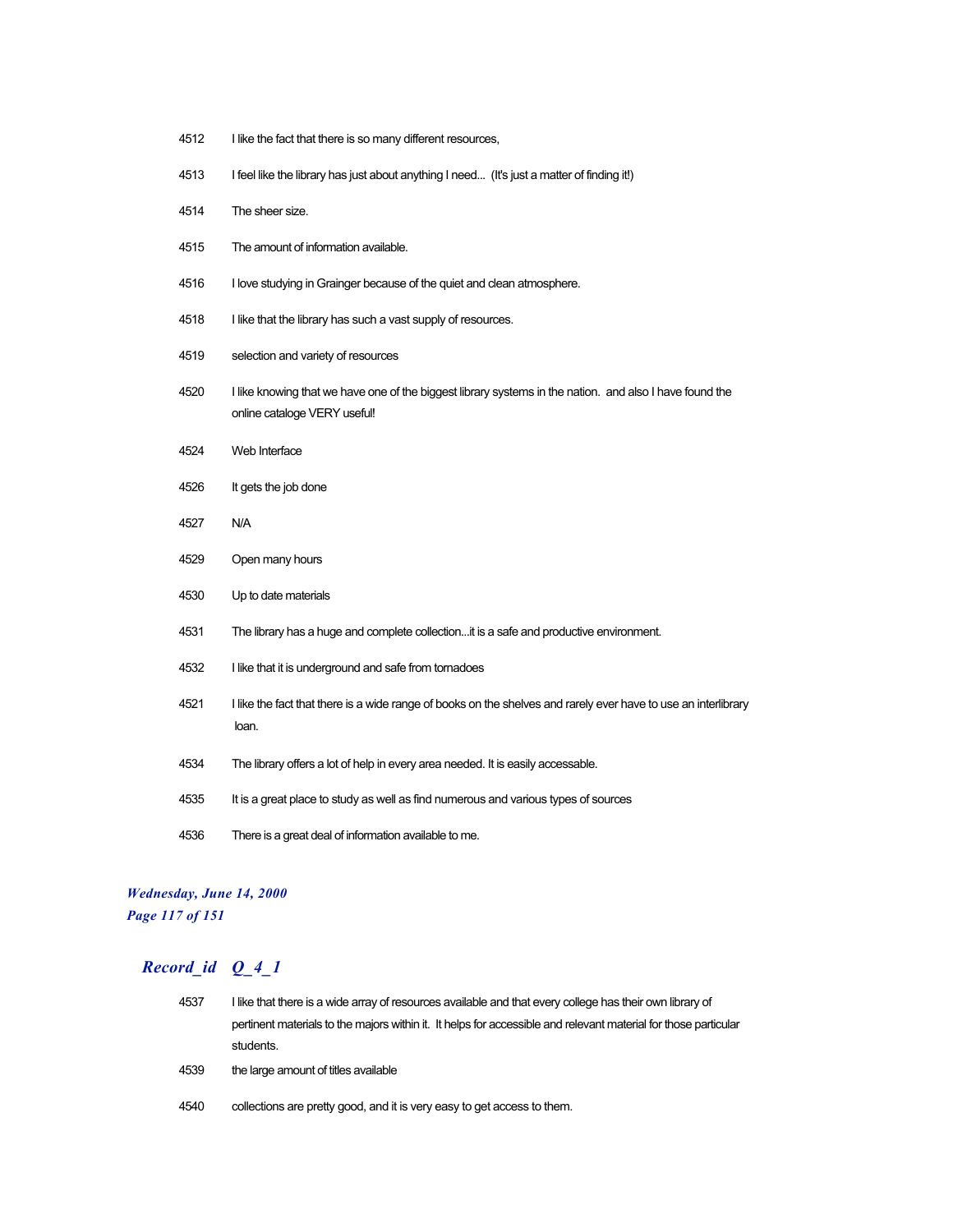| | |
|---|---|
| 4512 | I like the fact that there is so many different resources, |
| 4513 | I feel like the library has just about anything I need... (It's just a matter of finding it!) |
| 4514 | The sheer size. |
| 4515 | The amount of information available. |
| 4516 | I love studying in Grainger because of the quiet and clean atmosphere. |
| 4518 | I like that the library has such a vast supply of resources. |
| 4519 | selection and variety of resources |
| 4520 | I like knowing that we have one of the biggest library systems in the nation. and also I have found the online cataloge VERY useful! |
| 4524 | Web Interface |
| 4526 | It gets the job done |
| 4527 | N/A |
| 4529 | Open many hours |
| 4530 | Up to date materials |
| 4531 | The library has a huge and complete collection...it is a safe and productive environment. |
| 4532 | I like that it is underground and safe from tornadoes |
| 4521 | I like the fact that there is a wide range of books on the shelves and rarely ever have to use an interlibrary loan. |
| 4534 | The library offers a lot of help in every area needed. It is easily accessable. |
| 4535 | It is a great place to study as well as find numerous and various types of sources |
| 4536 | There is a great deal of information available to me. |

## Record_id Q_4_1

| | |
|---|---|
| 4537 | I like that there is a wide array of resources available and that every college has their own library of pertinent materials to the majors within it. It helps for accessible and relevant material for those particular students. |
| 4539 | the large amount of titles available |
| 4540 | collections are pretty good, and it is very easy to get access to them. |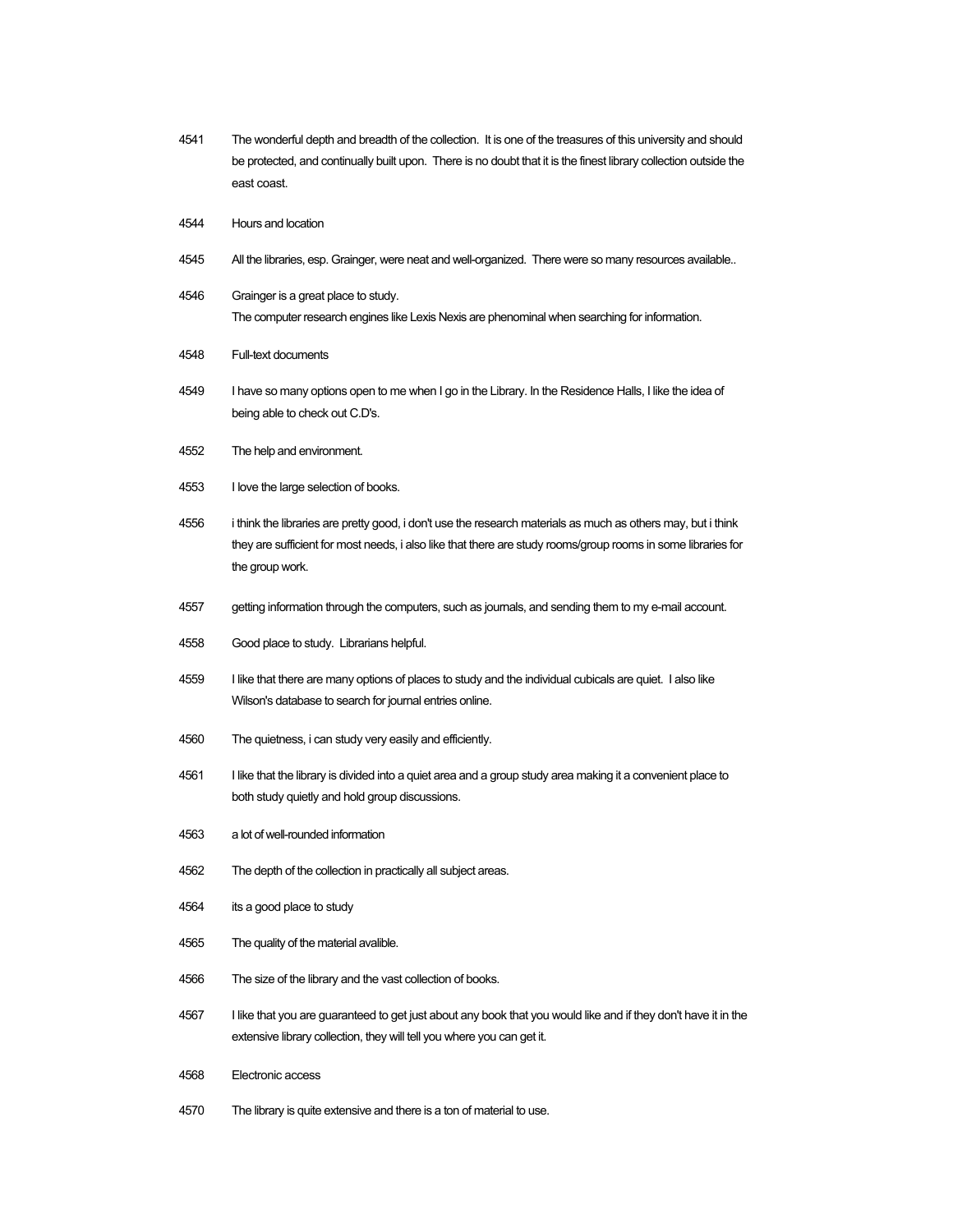4541 The wonderful depth and breadth of the collection. It is one of the treasures of this university and should be protected, and continually built upon. There is no doubt that it is the finest library collection outside the east coast.

4544 Hours and location

4545 All the libraries, esp. Grainger, were neat and well-organized. There were so many resources available..

4546 Grainger is a great place to study.
The computer research engines like Lexis Nexis are phenominal when searching for information.

4548 Full-text documents

4549 I have so many options open to me when I go in the Library. In the Residence Halls, I like the idea of being able to check out C.D's.

4552 The help and environment.

4553 I love the large selection of books.

4556 i think the libraries are pretty good, i don't use the research materials as much as others may, but i think they are sufficient for most needs, i also like that there are study rooms/group rooms in some libraries for the group work.

4557 getting information through the computers, such as journals, and sending them to my e-mail account.

4558 Good place to study. Librarians helpful.

4559 I like that there are many options of places to study and the individual cubicals are quiet. I also like Wilson's database to search for journal entries online.

4560 The quietness, i can study very easily and efficiently.

4561 I like that the library is divided into a quiet area and a group study area making it a convenient place to both study quietly and hold group discussions.

4563 a lot of well-rounded information

4562 The depth of the collection in practically all subject areas.

4564 its a good place to study

4565 The quality of the material avalible.

4566 The size of the library and the vast collection of books.

4567 I like that you are guaranteed to get just about any book that you would like and if they don't have it in the extensive library collection, they will tell you where you can get it.

4568 Electronic access

4570 The library is quite extensive and there is a ton of material to use.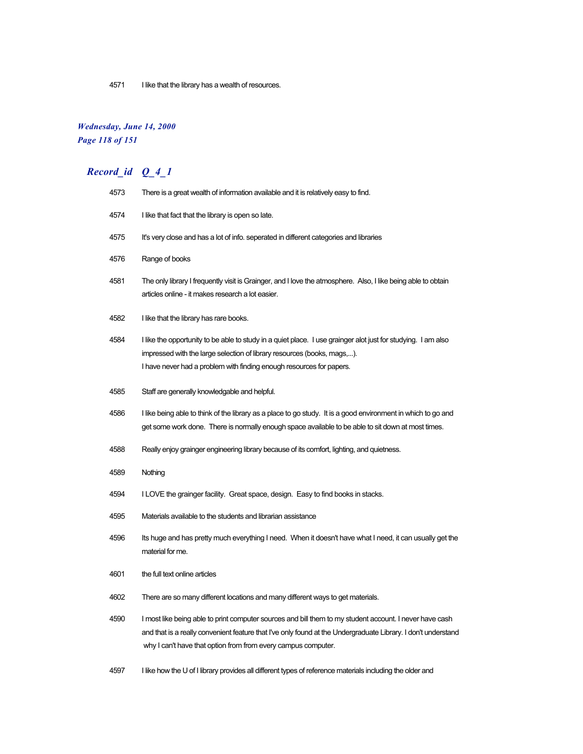| | |
|---|---|
| 4571 | I like that the library has a wealth of resources. |

## Record_id Q_4_1

| | |
|---|---|
| 4573 | There is a great wealth of information available and it is relatively easy to find. |
| 4574 | I like that fact that the library is open so late. |
| 4575 | It's very close and has a lot of info. seperated in different categories and libraries |
| 4576 | Range of books |
| 4581 | The only library I frequently visit is Grainger, and I love the atmosphere. Also, I like being able to obtain articles online - it makes research a lot easier. |
| 4582 | I like that the library has rare books. |
| 4584 | I like the opportunity to be able to study in a quiet place. I use grainger alot just for studying. I am also impressed with the large selection of library resources (books, mags,...). I have never had a problem with finding enough resources for papers. |
| 4585 | Staff are generally knowledgable and helpful. |
| 4586 | I like being able to think of the library as a place to go study. It is a good environment in which to go and get some work done. There is normally enough space available to be able to sit down at most times. |
| 4588 | Really enjoy grainger engineering library because of its comfort, lighting, and quietness. |
| 4589 | Nothing |
| 4594 | I LOVE the grainger facility. Great space, design. Easy to find books in stacks. |
| 4595 | Materials available to the students and librarian assistance |
| 4596 | Its huge and has pretty much everything I need. When it doesn't have what I need, it can usually get the material for me. |
| 4601 | the full text online articles |
| 4602 | There are so many different locations and many different ways to get materials. |
| 4590 | I most like being able to print computer sources and bill them to my student account. I never have cash and that is a really convenient feature that I've only found at the Undergraduate Library. I don't understand why I can't have that option from from every campus computer. |
| 4597 | I like how the U of I library provides all different types of reference materials including the older and |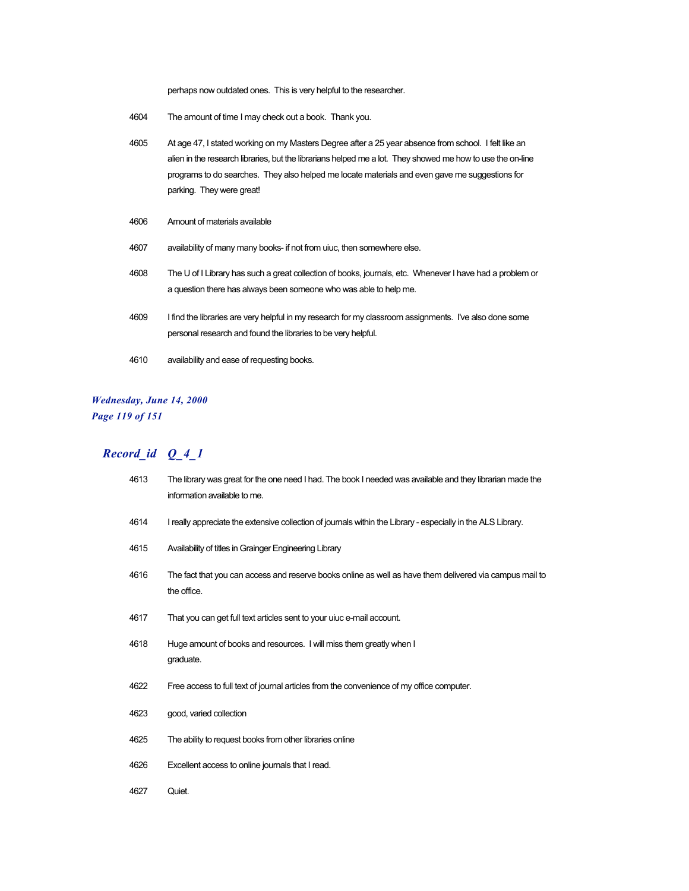perhaps now outdated ones.  This is very helpful to the researcher.

| | |
|---|---|
| 4604 | The amount of time I may check out a book.  Thank you. |
| 4605 | At age 47, I stated working on my Masters Degree after a 25 year absence from school.  I felt like an alien in the research libraries, but the librarians helped me a lot.  They showed me how to use the on-line programs to do searches.  They also helped me locate materials and even gave me suggestions for parking.  They were great! |
| 4606 | Amount of materials available |
| 4607 | availability of many many books- if not from uiuc, then somewhere else. |
| 4608 | The U of I Library has such a great collection of books, journals, etc.  Whenever I have had a problem or a question there has always been someone who was able to help me. |
| 4609 | I find the libraries are very helpful in my research for my classroom assignments.  I've also done some personal research and found the libraries to be very helpful. |
| 4610 | availability and ease of requesting books. |

## *Record_id Q_4_1*

| | |
|---|---|
| 4613 | The library was great for the one need I had. The book I needed was available and they librarian made the information available to me. |
| 4614 | I really appreciate the extensive collection of journals within the Library - especially in the ALS Library. |
| 4615 | Availability of titles in Grainger Engineering Library |
| 4616 | The fact that you can access and reserve books online as well as have them delivered via campus mail to the office. |
| 4617 | That you can get full text articles sent to your uiuc e-mail account. |
| 4618 | Huge amount of books and resources.  I will miss them greatly when I graduate. |
| 4622 | Free access to full text of journal articles from the convenience of my office computer. |
| 4623 | good, varied collection |
| 4625 | The ability to request books from other libraries online |
| 4626 | Excellent access to online journals that I read. |
| 4627 | Quiet. |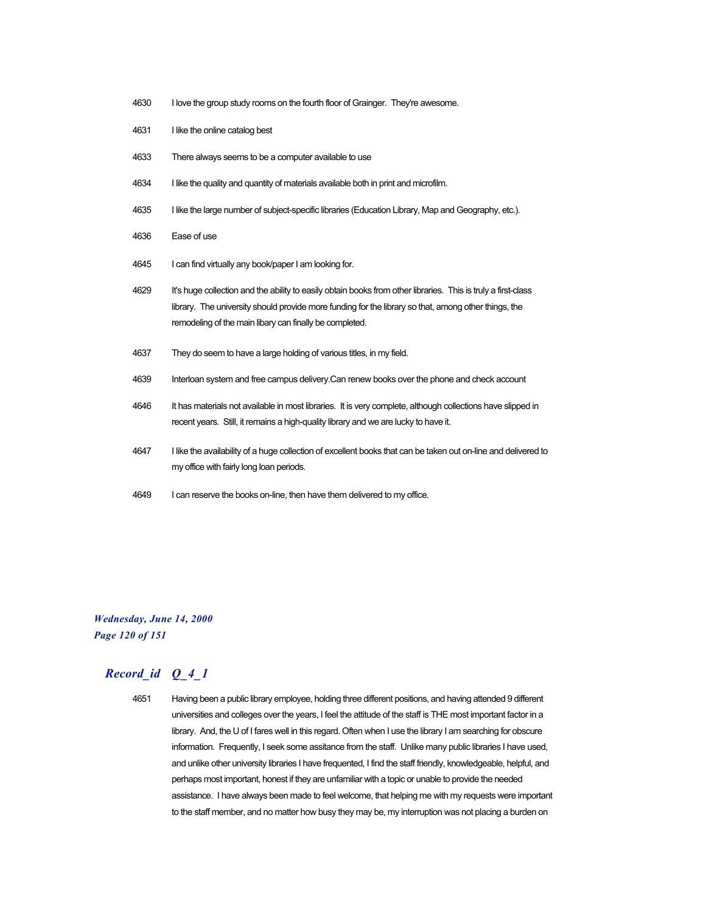4630 I love the group study rooms on the fourth floor of Grainger. They're awesome.

4631 I like the online catalog best

4633 There always seems to be a computer available to use

4634 I like the quality and quantity of materials available both in print and microfilm.

4635 I like the large number of subject-specific libraries (Education Library, Map and Geography, etc.).

4636 Ease of use

4645 I can find virtually any book/paper I am looking for.

4629 It's huge collection and the ability to easily obtain books from other libraries. This is truly a first-class library. The university should provide more funding for the library so that, among other things, the remodeling of the main libary can finally be completed.

4637 They do seem to have a large holding of various titles, in my field.

4639 Interloan system and free campus delivery.Can renew books over the phone and check account

4646 It has materials not available in most libraries. It is very complete, although collections have slipped in recent years. Still, it remains a high-quality library and we are lucky to have it.

4647 I like the availability of a huge collection of excellent books that can be taken out on-line and delivered to my office with fairly long loan periods.

4649 I can reserve the books on-line, then have them delivered to my office.

## *Record_id Q_4_1*

4651 Having been a public library employee, holding three different positions, and having attended 9 different universities and colleges over the years, I feel the attitude of the staff is THE most important factor in a library. And, the U of I fares well in this regard. Often when I use the library I am searching for obscure information. Frequently, I seek some assitance from the staff. Unlike many public libraries I have used, and unlike other university libraries I have frequented, I find the staff friendly, knowledgeable, helpful, and perhaps most important, honest if they are unfamiliar with a topic or unable to provide the needed assistance. I have always been made to feel welcome, that helping me with my requests were important to the staff member, and no matter how busy they may be, my interruption was not placing a burden on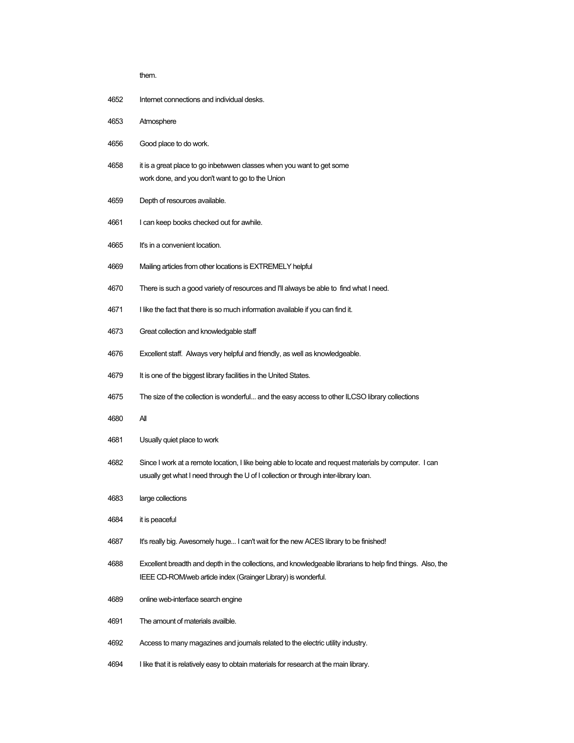them.

4652 Internet connections and individual desks.

4653 Atmosphere

4656 Good place to do work.

4658 it is a great place to go inbetwwen classes when you want to get some work done, and you don't want to go to the Union

4659 Depth of resources available.

4661 I can keep books checked out for awhile.

4665 It's in a convenient location.

4669 Mailing articles from other locations is EXTREMELY helpful

4670 There is such a good variety of resources and I'll always be able to find what I need.

4671 I like the fact that there is so much information available if you can find it.

4673 Great collection and knowledgable staff

4676 Excellent staff. Always very helpful and friendly, as well as knowledgeable.

4679 It is one of the biggest library facilities in the United States.

4675 The size of the collection is wonderful... and the easy access to other ILCSO library collections

4680 All

4681 Usually quiet place to work

4682 Since I work at a remote location, I like being able to locate and request materials by computer. I can usually get what I need through the U of I collection or through inter-library loan.

4683 large collections

4684 it is peaceful

4687 It's really big. Awesomely huge... I can't wait for the new ACES library to be finished!

4688 Excellent breadth and depth in the collections, and knowledgeable librarians to help find things. Also, the IEEE CD-ROM/web article index (Grainger Library) is wonderful.

4689 online web-interface search engine

4691 The amount of materials availble.

4692 Access to many magazines and journals related to the electric utility industry.

4694 I like that it is relatively easy to obtain materials for research at the main library.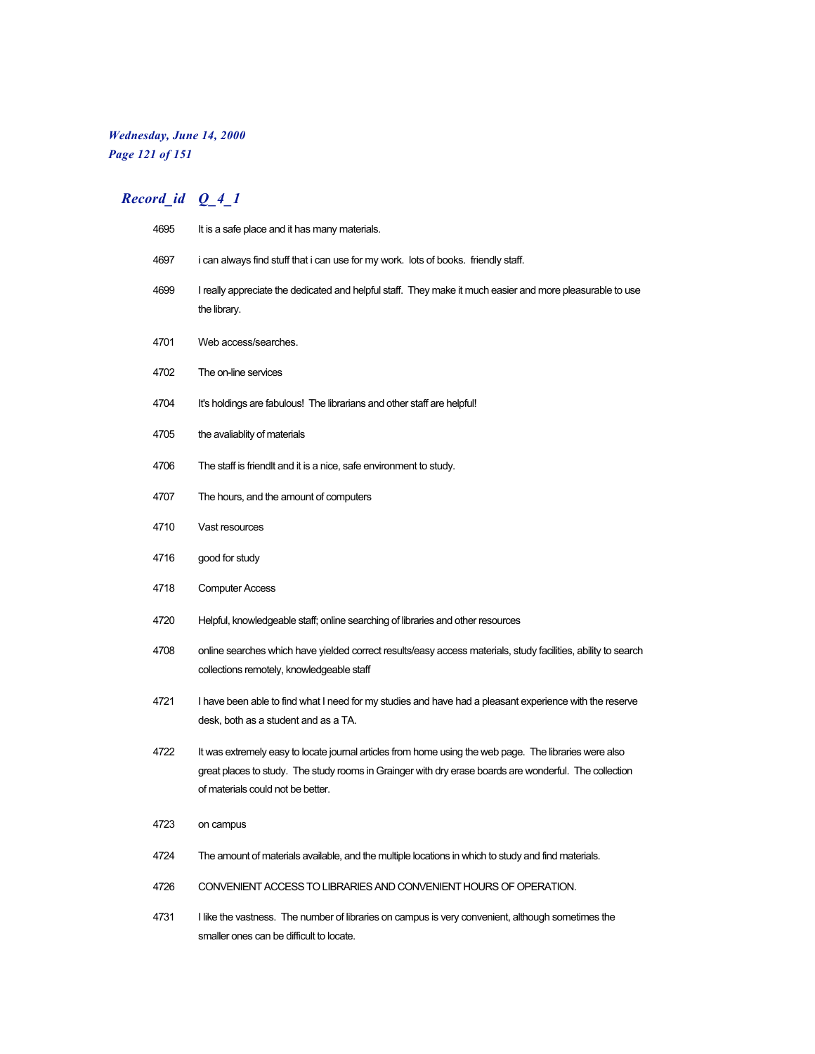| Record_id | Q_4_1 |
| --- | --- |
| 4695 | It is a safe place and it has many materials. |
| 4697 | i can always find stuff that i can use for my work.  lots of books.  friendly staff. |
| 4699 | I really appreciate the dedicated and helpful staff.  They make it much easier and more pleasurable to use the library. |
| 4701 | Web access/searches. |
| 4702 | The on-line services |
| 4704 | It's holdings are fabulous!  The librarians and other staff are helpful! |
| 4705 | the avaliablity of materials |
| 4706 | The staff is friendlt and it is a nice, safe environment to study. |
| 4707 | The hours, and the amount of computers |
| 4710 | Vast resources |
| 4716 | good for study |
| 4718 | Computer Access |
| 4720 | Helpful, knowledgeable staff; online searching of libraries and other resources |
| 4708 | online searches which have yielded correct results/easy access materials, study facilities, ability to search collections remotely, knowledgeable staff |
| 4721 | I have been able to find what I need for my studies and have had a pleasant experience with the reserve desk, both as a student and as a TA. |
| 4722 | It was extremely easy to locate journal articles from home using the web page.  The libraries were also great places to study.  The study rooms in Grainger with dry erase boards are wonderful.  The collection of materials could not be better. |
| 4723 | on campus |
| 4724 | The amount of materials available, and the multiple locations in which to study and find materials. |
| 4726 | CONVENIENT ACCESS TO LIBRARIES AND CONVENIENT HOURS OF OPERATION. |
| 4731 | I like the vastness.  The number of libraries on campus is very convenient, although sometimes the smaller ones can be difficult to locate. |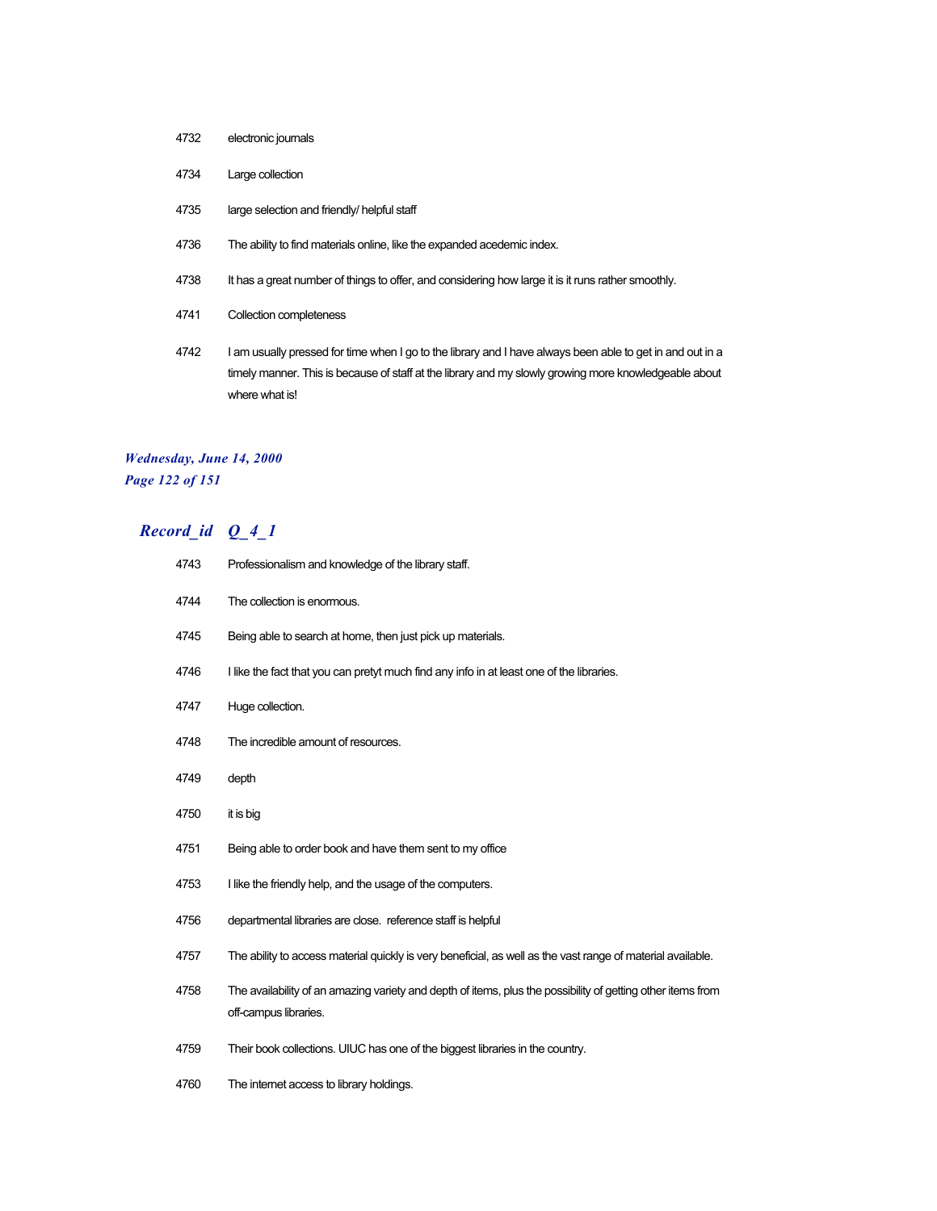| | |
|---|---|
| 4732 | electronic journals |
| 4734 | Large collection |
| 4735 | large selection and friendly/ helpful staff |
| 4736 | The ability to find materials online, like the expanded acedemic index. |
| 4738 | It has a great number of things to offer, and considering how large it is it runs rather smoothly. |
| 4741 | Collection completeness |
| 4742 | I am usually pressed for time when I go to the library and I have always been able to get in and out in a timely manner. This is because of staff at the library and my slowly growing more knowledgeable about where what is! |

***Wednesday, June 14, 2000***

## *Record_id Q_4_1*

| | |
|---|---|
| 4743 | Professionalism and knowledge of the library staff. |
| 4744 | The collection is enormous. |
| 4745 | Being able to search at home, then just pick up materials. |
| 4746 | I like the fact that you can pretyt much find any info in at least one of the libraries. |
| 4747 | Huge collection. |
| 4748 | The incredible amount of resources. |
| 4749 | depth |
| 4750 | it is big |
| 4751 | Being able to order book and have them sent to my office |
| 4753 | I like the friendly help, and the usage of the computers. |
| 4756 | departmental libraries are close.  reference staff is helpful |
| 4757 | The ability to access material quickly is very beneficial, as well as the vast range of material available. |
| 4758 | The availability of an amazing variety and depth of items, plus the possibility of getting other items from off-campus libraries. |
| 4759 | Their book collections. UIUC has one of the biggest libraries in the country. |
| 4760 | The internet access to library holdings. |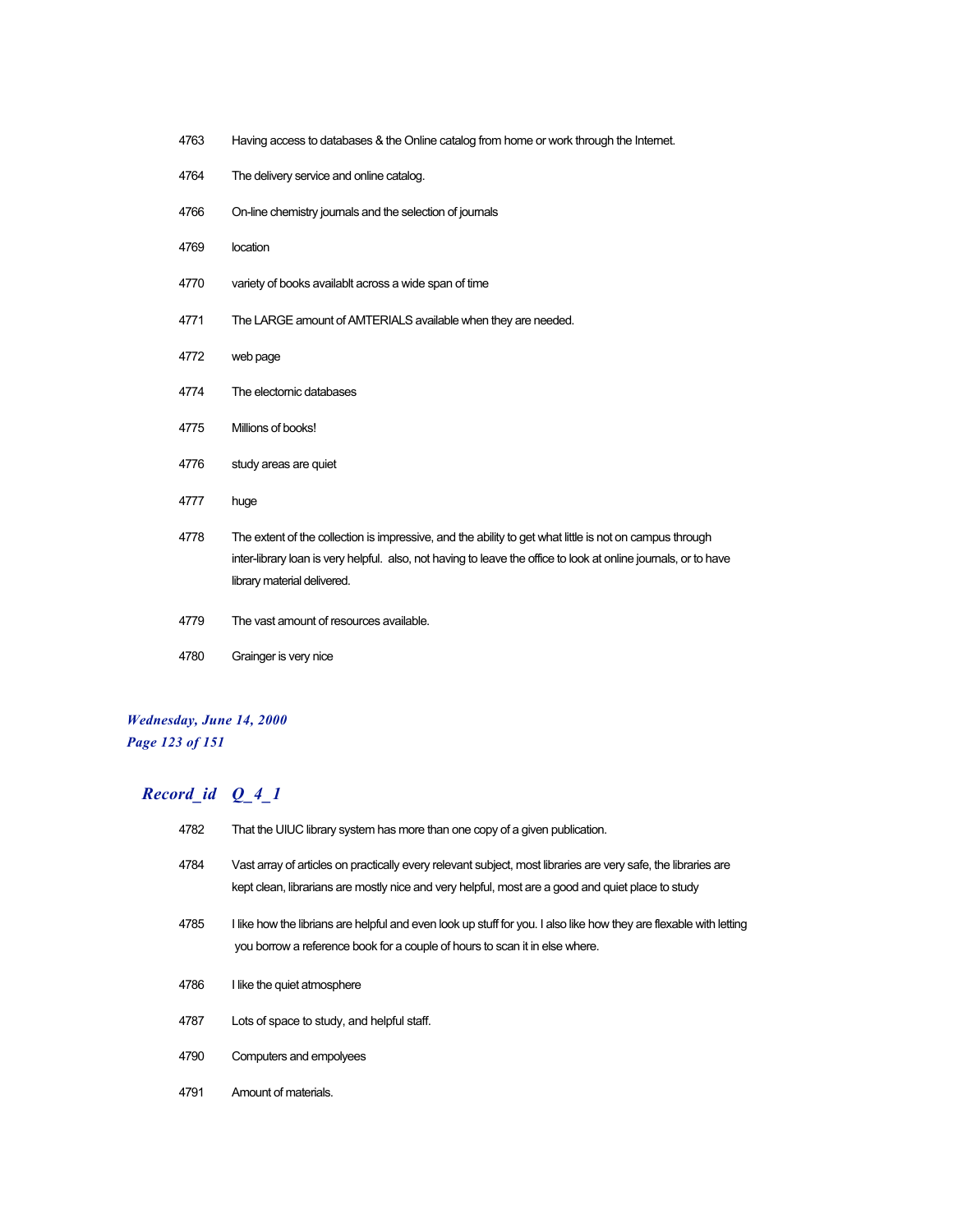| | |
|---|---|
| 4763 | Having access to databases & the Online catalog from home or work through the Internet. |
| 4764 | The delivery service and online catalog. |
| 4766 | On-line chemistry journals and the selection of journals |
| 4769 | location |
| 4770 | variety of books availablt across a wide span of time |
| 4771 | The LARGE amount of AMTERIALS available when they are needed. |
| 4772 | web page |
| 4774 | The electomic databases |
| 4775 | Millions of books! |
| 4776 | study areas are quiet |
| 4777 | huge |
| 4778 | The extent of the collection is impressive, and the ability to get what little is not on campus through inter-library loan is very helpful. also, not having to leave the office to look at online journals, or to have library material delivered. |
| 4779 | The vast amount of resources available. |
| 4780 | Grainger is very nice |

## *Record_id Q_4_1*

| | |
|---|---|
| 4782 | That the UIUC library system has more than one copy of a given publication. |
| 4784 | Vast array of articles on practically every relevant subject, most libraries are very safe, the libraries are kept clean, librarians are mostly nice and very helpful, most are a good and quiet place to study |
| 4785 | I like how the librians are helpful and even look up stuff for you. I also like how they are flexable with letting you borrow a reference book for a couple of hours to scan it in else where. |
| 4786 | I like the quiet atmosphere |
| 4787 | Lots of space to study, and helpful staff. |
| 4790 | Computers and empolyees |
| 4791 | Amount of materials. |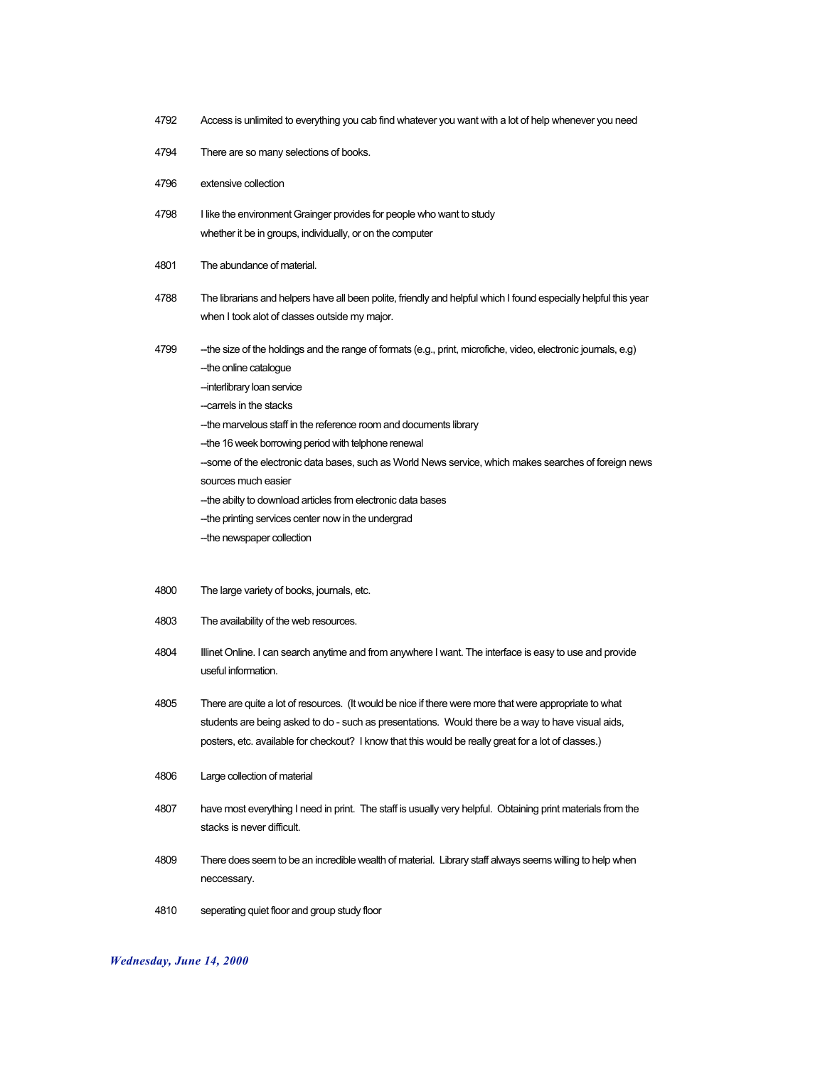4792 Access is unlimited to everything you cab find whatever you want with a lot of help whenever you need

4794 There are so many selections of books.

4796 extensive collection

4798 I like the environment Grainger provides for people who want to study whether it be in groups, individually, or on the computer

4801 The abundance of material.

4788 The librarians and helpers have all been polite, friendly and helpful which I found especially helpful this year when I took alot of classes outside my major.

4799 --the size of the holdings and the range of formats (e.g., print, microfiche, video, electronic journals, e.g)
--the online catalogue
--interlibrary loan service
--carrels in the stacks
--the marvelous staff in the reference room and documents library
--the 16 week borrowing period with telphone renewal
--some of the electronic data bases, such as World News service, which makes searches of foreign news sources much easier
--the abilty to download articles from electronic data bases
--the printing services center now in the undergrad
--the newspaper collection

4800 The large variety of books, journals, etc.

4803 The availability of the web resources.

4804 Illinet Online. I can search anytime and from anywhere I want. The interface is easy to use and provide useful information.

4805 There are quite a lot of resources. (It would be nice if there were more that were appropriate to what students are being asked to do - such as presentations. Would there be a way to have visual aids, posters, etc. available for checkout? I know that this would be really great for a lot of classes.)

4806 Large collection of material

4807 have most everything I need in print. The staff is usually very helpful. Obtaining print materials from the stacks is never difficult.

4809 There does seem to be an incredible wealth of material. Library staff always seems willing to help when neccessary.

4810 seperating quiet floor and group study floor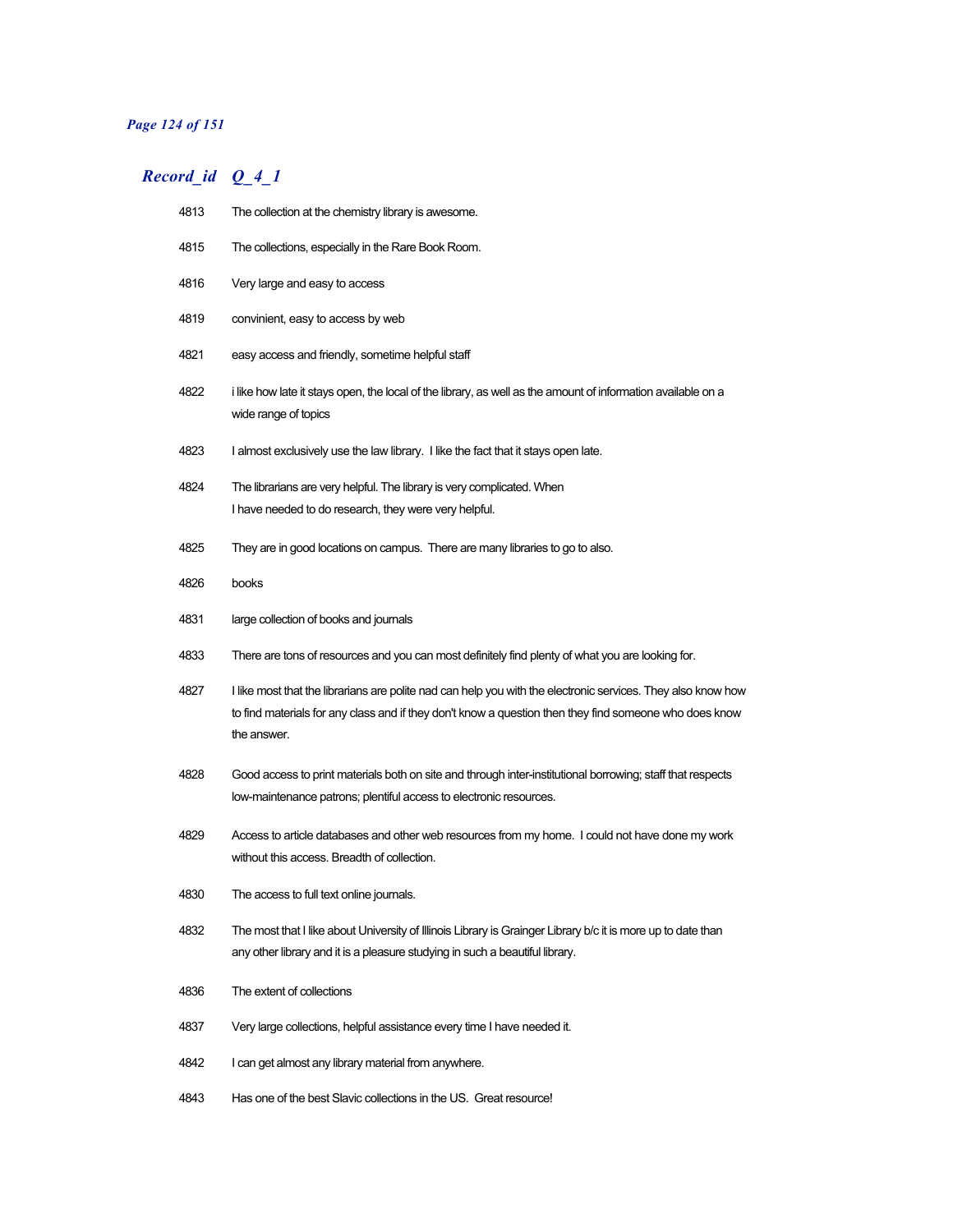| Record_id | Q_4_1 |
|---|---|
| 4813 | The collection at the chemistry library is awesome. |
| 4815 | The collections, especially in the Rare Book Room. |
| 4816 | Very large and easy to access |
| 4819 | convinient, easy to access by web |
| 4821 | easy access and friendly, sometime helpful staff |
| 4822 | i like how late it stays open, the local of the library, as well as the amount of information available on a wide range of topics |
| 4823 | I almost exclusively use the law library.  I like the fact that it stays open late. |
| 4824 | The librarians are very helpful. The library is very complicated. When I have needed to do research, they were very helpful. |
| 4825 | They are in good locations on campus.  There are many libraries to go to also. |
| 4826 | books |
| 4831 | large collection of books and journals |
| 4833 | There are tons of resources and you can most definitely find plenty of what you are looking for. |
| 4827 | I like most that the librarians are polite nad can help you with the electronic services. They also know how to find materials for any class and if they don't know a question then they find someone who does know the answer. |
| 4828 | Good access to print materials both on site and through inter-institutional borrowing; staff that respects low-maintenance patrons; plentiful access to electronic resources. |
| 4829 | Access to article databases and other web resources from my home.  I could not have done my work without this access. Breadth of collection. |
| 4830 | The access to full text online journals. |
| 4832 | The most that I like about University of Illinois Library is Grainger Library b/c it is more up to date than any other library and it is a pleasure studying in such a beautiful library. |
| 4836 | The extent of collections |
| 4837 | Very large collections, helpful assistance every time I have needed it. |
| 4842 | I can get almost any library material from anywhere. |
| 4843 | Has one of the best Slavic collections in the US.  Great resource! |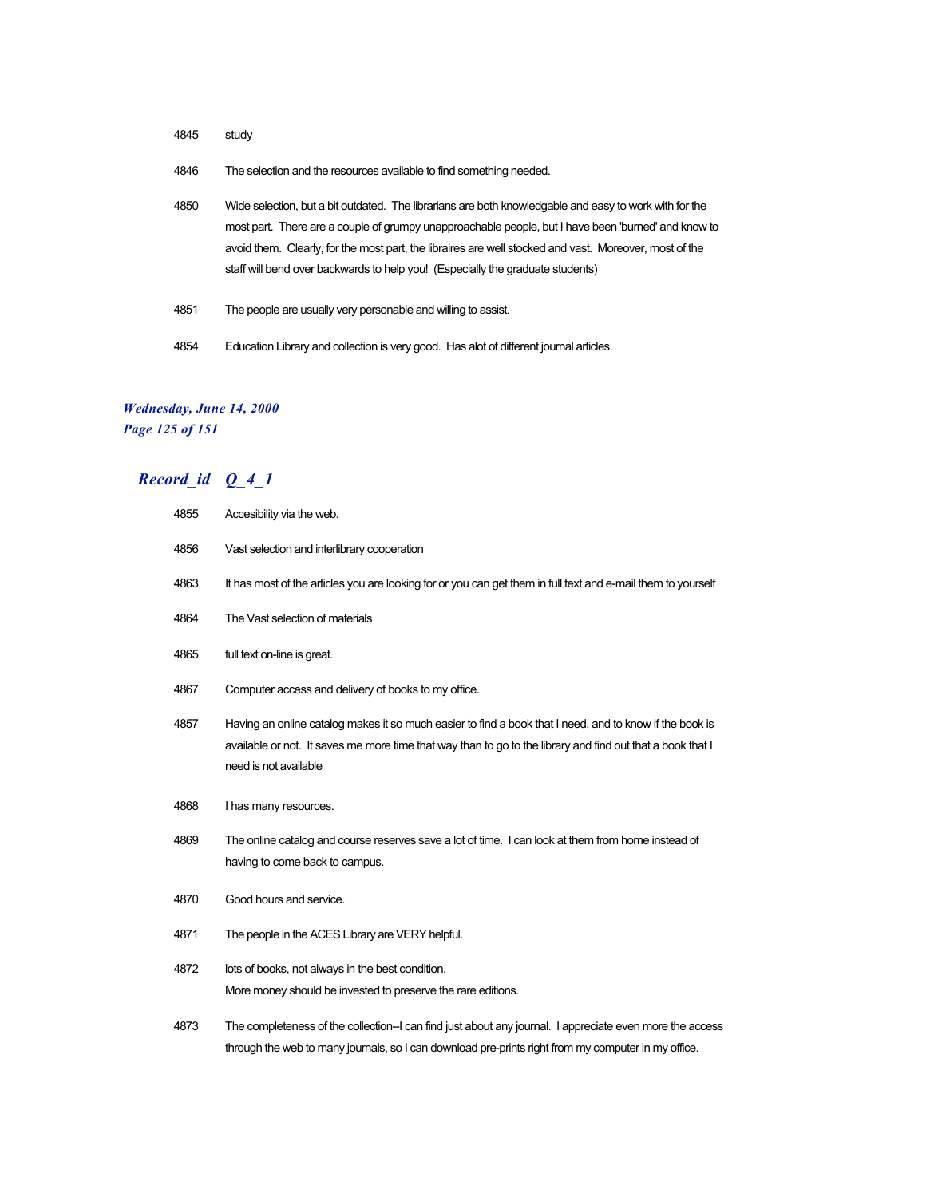| | |
|---|---|
| 4845 | study |
| 4846 | The selection and the resources available to find something needed. |
| 4850 | Wide selection, but a bit outdated. The librarians are both knowledgable and easy to work with for the most part. There are a couple of grumpy unapproachable people, but I have been 'burned' and know to avoid them. Clearly, for the most part, the libraires are well stocked and vast. Moreover, most of the staff will bend over backwards to help you! (Especially the graduate students) |
| 4851 | The people are usually very personable and willing to assist. |
| 4854 | Education Library and collection is very good. Has alot of different journal articles. |

| Record_id | Q_4_1 |
|---|---|
| 4855 | Accesibility via the web. |
| 4856 | Vast selection and interlibrary cooperation |
| 4863 | It has most of the articles you are looking for or you can get them in full text and e-mail them to yourself |
| 4864 | The Vast selection of materials |
| 4865 | full text on-line is great. |
| 4867 | Computer access and delivery of books to my office. |
| 4857 | Having an online catalog makes it so much easier to find a book that I need, and to know if the book is available or not. It saves me more time that way than to go to the library and find out that a book that I need is not available |
| 4868 | I has many resources. |
| 4869 | The online catalog and course reserves save a lot of time. I can look at them from home instead of having to come back to campus. |
| 4870 | Good hours and service. |
| 4871 | The people in the ACES Library are VERY helpful. |
| 4872 | lots of books, not always in the best condition.<br>More money should be invested to preserve the rare editions. |
| 4873 | The completeness of the collection--I can find just about any journal. I appreciate even more the access through the web to many journals, so I can download pre-prints right from my computer in my office. |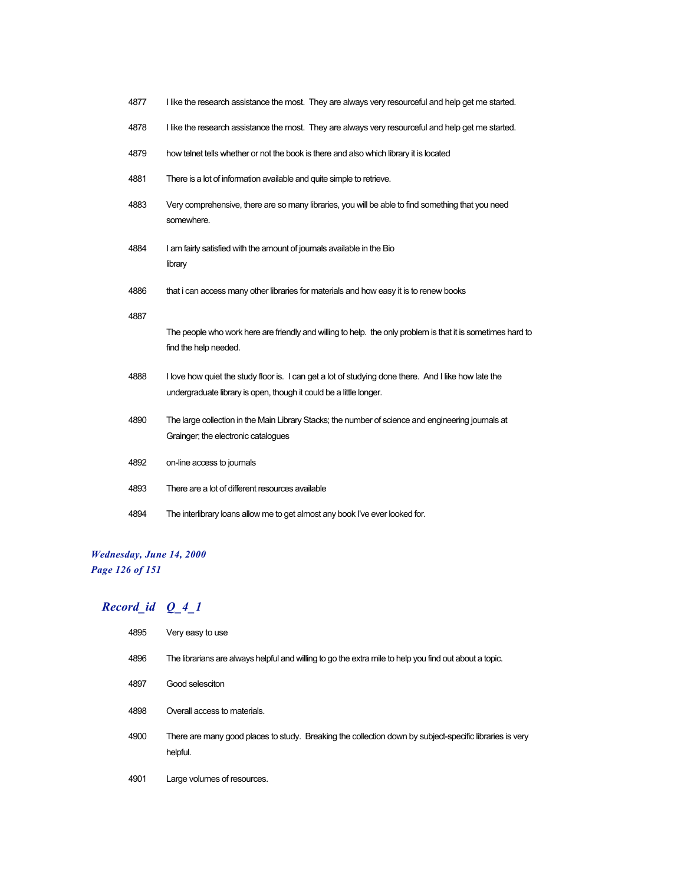| | |
|---|---|
| 4877 | I like the research assistance the most. They are always very resourceful and help get me started. |
| 4878 | I like the research assistance the most. They are always very resourceful and help get me started. |
| 4879 | how telnet tells whether or not the book is there and also which library it is located |
| 4881 | There is a lot of information available and quite simple to retrieve. |
| 4883 | Very comprehensive, there are so many libraries, you will be able to find something that you need somewhere. |
| 4884 | I am fairly satisfied with the amount of journals available in the Bio library |
| 4886 | that i can access many other libraries for materials and how easy it is to renew books |
| 4887 | The people who work here are friendly and willing to help. the only problem is that it is sometimes hard to find the help needed. |
| 4888 | I love how quiet the study floor is. I can get a lot of studying done there. And I like how late the undergraduate library is open, though it could be a little longer. |
| 4890 | The large collection in the Main Library Stacks; the number of science and engineering journals at Grainger; the electronic catalogues |
| 4892 | on-line access to journals |
| 4893 | There are a lot of different resources available |
| 4894 | The interlibrary loans allow me to get almost any book I've ever looked for. |

*Wednesday, June 14, 2000*

## *Record_id Q_4_1*

| | |
|---|---|
| 4895 | Very easy to use |
| 4896 | The librarians are always helpful and willing to go the extra mile to help you find out about a topic. |
| 4897 | Good selesciton |
| 4898 | Overall access to materials. |
| 4900 | There are many good places to study. Breaking the collection down by subject-specific libraries is very helpful. |
| 4901 | Large volumes of resources. |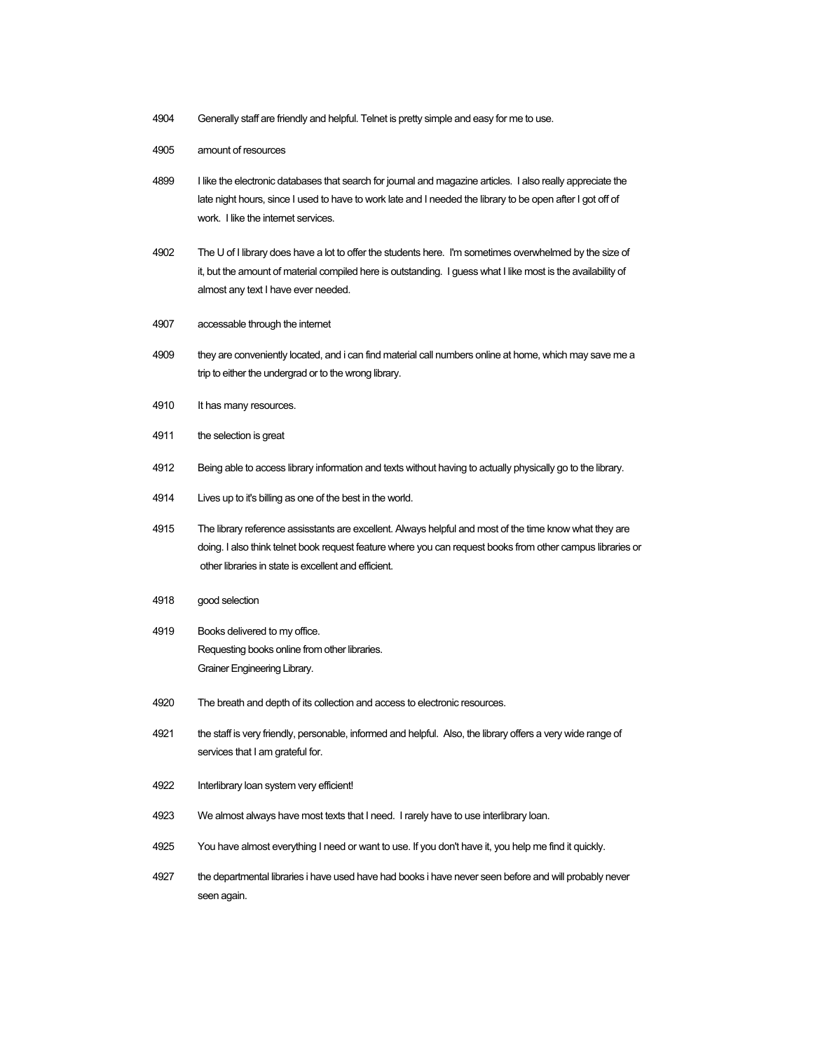| | |
|---|---|
| 4904 | Generally staff are friendly and helpful. Telnet is pretty simple and easy for me to use. |
| 4905 | amount of resources |
| 4899 | I like the electronic databases that search for journal and magazine articles. I also really appreciate the late night hours, since I used to have to work late and I needed the library to be open after I got off of work. I like the internet services. |
| 4902 | The U of I library does have a lot to offer the students here. I'm sometimes overwhelmed by the size of it, but the amount of material compiled here is outstanding. I guess what I like most is the availability of almost any text I have ever needed. |
| 4907 | accessable through the internet |
| 4909 | they are conveniently located, and i can find material call numbers online at home, which may save me a trip to either the undergrad or to the wrong library. |
| 4910 | It has many resources. |
| 4911 | the selection is great |
| 4912 | Being able to access library information and texts without having to actually physically go to the library. |
| 4914 | Lives up to it's billing as one of the best in the world. |
| 4915 | The library reference assisstants are excellent. Always helpful and most of the time know what they are doing. I also think telnet book request feature where you can request books from other campus libraries or other libraries in state is excellent and efficient. |
| 4918 | good selection |
| 4919 | Books delivered to my office.<br>Requesting books online from other libraries.<br>Grainer Engineering Library. |
| 4920 | The breath and depth of its collection and access to electronic resources. |
| 4921 | the staff is very friendly, personable, informed and helpful. Also, the library offers a very wide range of services that I am grateful for. |
| 4922 | Interlibrary loan system very efficient! |
| 4923 | We almost always have most texts that I need. I rarely have to use interlibrary loan. |
| 4925 | You have almost everything I need or want to use. If you don't have it, you help me find it quickly. |
| 4927 | the departmental libraries i have used have had books i have never seen before and will probably never seen again. |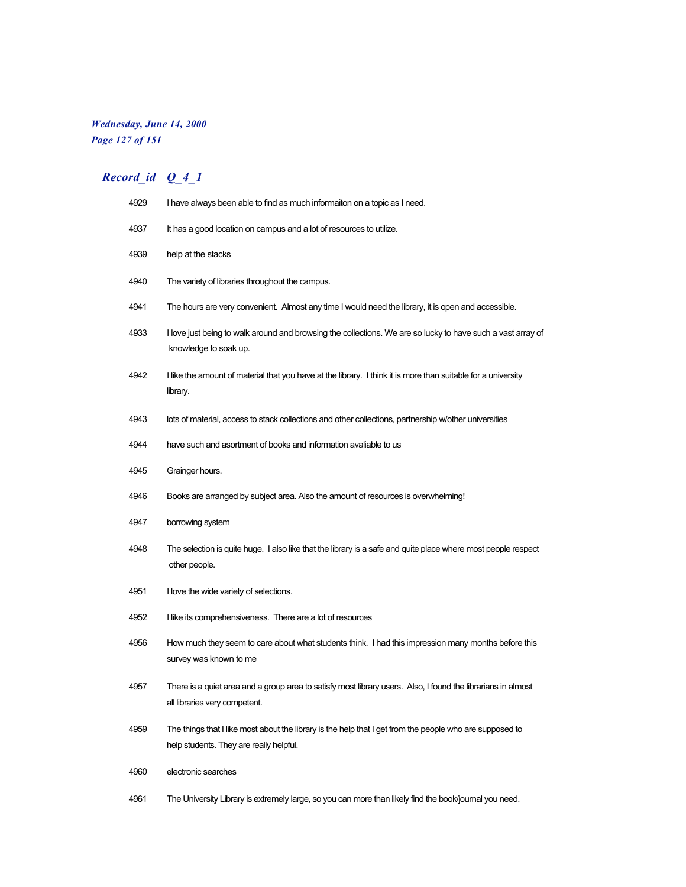| Record_id | Q_4_1 |
|---|---|
| 4929 | I have always been able to find as much informaiton on a topic as I need. |
| 4937 | It has a good location on campus and a lot of resources to utilize. |
| 4939 | help at the stacks |
| 4940 | The variety of libraries throughout the campus. |
| 4941 | The hours are very convenient.  Almost any time I would need the library, it is open and accessible. |
| 4933 | I love just being to walk around and browsing the collections. We are so lucky to have such a vast array of knowledge to soak up. |
| 4942 | I like the amount of material that you have at the library.  I think it is more than suitable for a university library. |
| 4943 | lots of material, access to stack collections and other collections, partnership w/other universities |
| 4944 | have such and asortment of books and information avaliable to us |
| 4945 | Grainger hours. |
| 4946 | Books are arranged by subject area. Also the amount of resources is overwhelming! |
| 4947 | borrowing system |
| 4948 | The selection is quite huge.  I also like that the library is a safe and quite place where most people respect other people. |
| 4951 | I love the wide variety of selections. |
| 4952 | I like its comprehensiveness.  There are a lot of resources |
| 4956 | How much they seem to care about what students think.  I had this impression many months before this survey was known to me |
| 4957 | There is a quiet area and a group area to satisfy most library users.  Also, I found the librarians in almost all libraries very competent. |
| 4959 | The things that I like most about the library is the help that I get from the people who are supposed to help students. They are really helpful. |
| 4960 | electronic searches |
| 4961 | The University Library is extremely large, so you can more than likely find the book/journal you need. |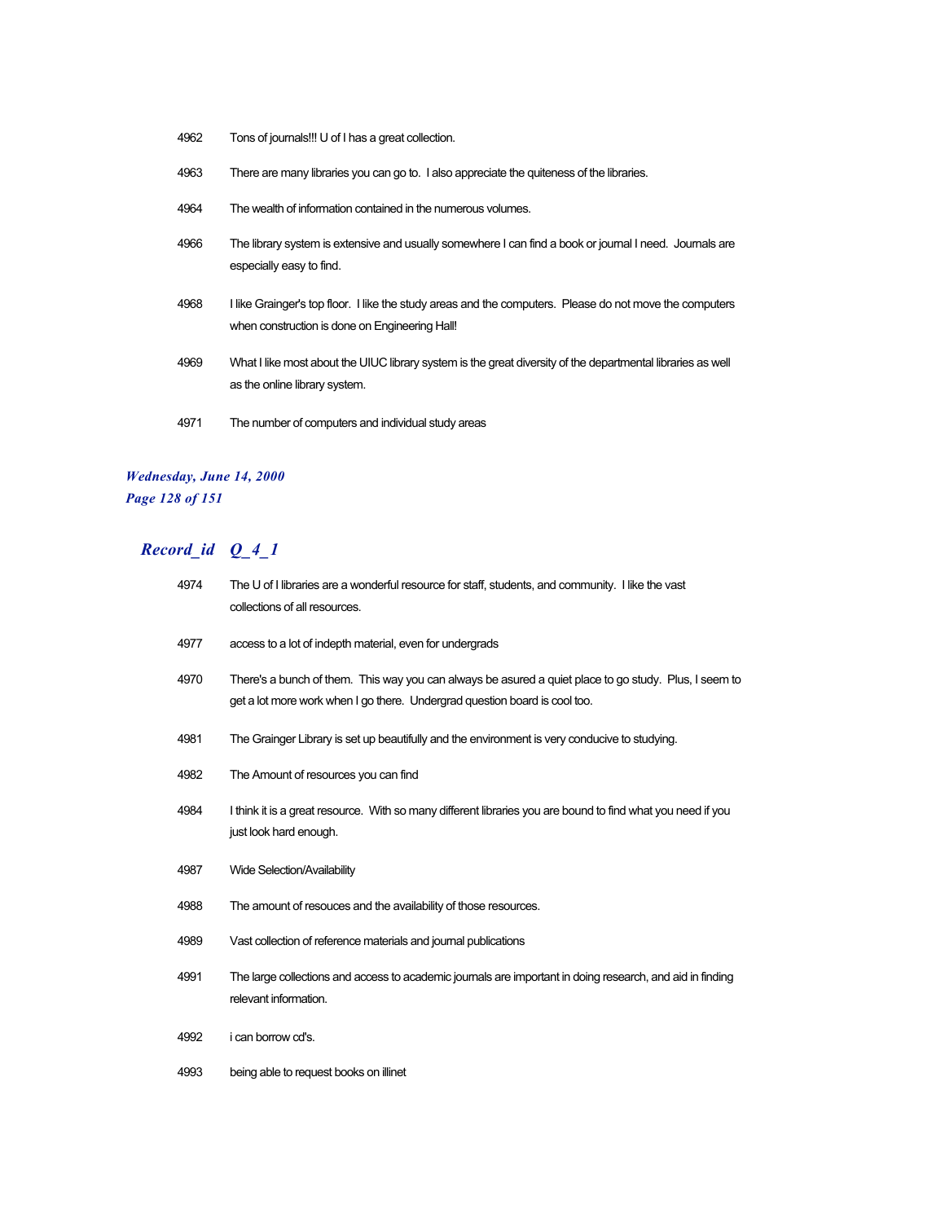| | |
|---|---|
| 4962 | Tons of journals!!! U of I has a great collection. |
| 4963 | There are many libraries you can go to.  I also appreciate the quiteness of the libraries. |
| 4964 | The wealth of information contained in the numerous volumes. |
| 4966 | The library system is extensive and usually somewhere I can find a book or journal I need.  Journals are especially easy to find. |
| 4968 | I like Grainger's top floor.  I like the study areas and the computers.  Please do not move the computers when construction is done on Engineering Hall! |
| 4969 | What I like most about the UIUC library system is the great diversity of the departmental libraries as well as the online library system. |
| 4971 | The number of computers and individual study areas |

## *Record_id  Q_4_1*

| | |
|---|---|
| 4974 | The U of I libraries are a wonderful resource for staff, students, and community.  I like the vast collections of all resources. |
| 4977 | access to a lot of indepth material, even for undergrads |
| 4970 | There's a bunch of them.  This way you can always be asured a quiet place to go study.  Plus, I seem to get a lot more work when I go there.  Undergrad question board is cool too. |
| 4981 | The Grainger Library is set up beautifully and the environment is very conducive to studying. |
| 4982 | The Amount of resources you can find |
| 4984 | I think it is a great resource.  With so many different libraries you are bound to find what you need if you just look hard enough. |
| 4987 | Wide Selection/Availability |
| 4988 | The amount of resouces and the availability of those resources. |
| 4989 | Vast collection of reference materials and journal publications |
| 4991 | The large collections and access to academic journals are important in doing research, and aid in finding relevant information. |
| 4992 | i can borrow cd's. |
| 4993 | being able to request books on illinet |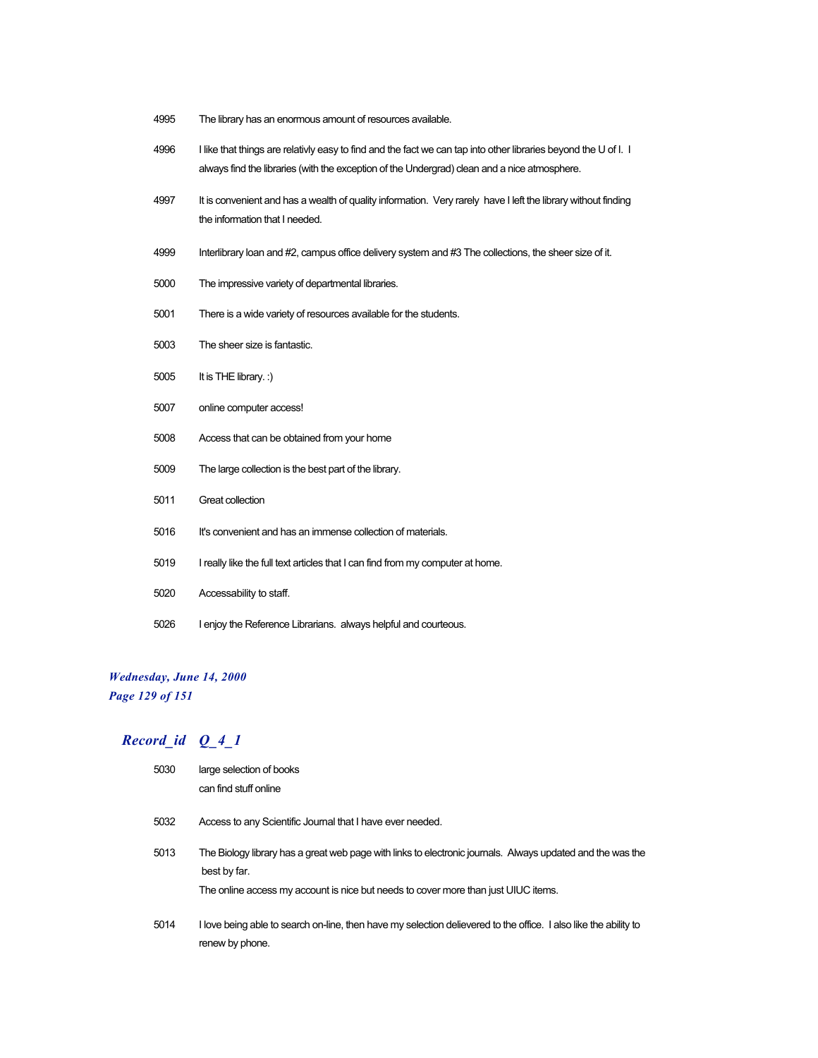| | |
|---|---|
| 4995 | The library has an enormous amount of resources available. |
| 4996 | I like that things are relativly easy to find and the fact we can tap into other libraries beyond the U of I. I always find the libraries (with the exception of the Undergrad) clean and a nice atmosphere. |
| 4997 | It is convenient and has a wealth of quality information. Very rarely have I left the library without finding the information that I needed. |
| 4999 | Interlibrary loan and #2, campus office delivery system and #3 The collections, the sheer size of it. |
| 5000 | The impressive variety of departmental libraries. |
| 5001 | There is a wide variety of resources available for the students. |
| 5003 | The sheer size is fantastic. |
| 5005 | It is THE library. :) |
| 5007 | online computer access! |
| 5008 | Access that can be obtained from your home |
| 5009 | The large collection is the best part of the library. |
| 5011 | Great collection |
| 5016 | It's convenient and has an immense collection of materials. |
| 5019 | I really like the full text articles that I can find from my computer at home. |
| 5020 | Accessability to staff. |
| 5026 | I enjoy the Reference Librarians. always helpful and courteous. |

***Wednesday, June 14, 2000***

## *Record_id Q_4_1*

| | |
|---|---|
| 5030 | large selection of books<br>can find stuff online |
| 5032 | Access to any Scientific Journal that I have ever needed. |
| 5013 | The Biology library has a great web page with links to electronic journals. Always updated and the was the best by far.<br>The online access my account is nice but needs to cover more than just UIUC items. |
| 5014 | I love being able to search on-line, then have my selection delievered to the office. I also like the ability to renew by phone. |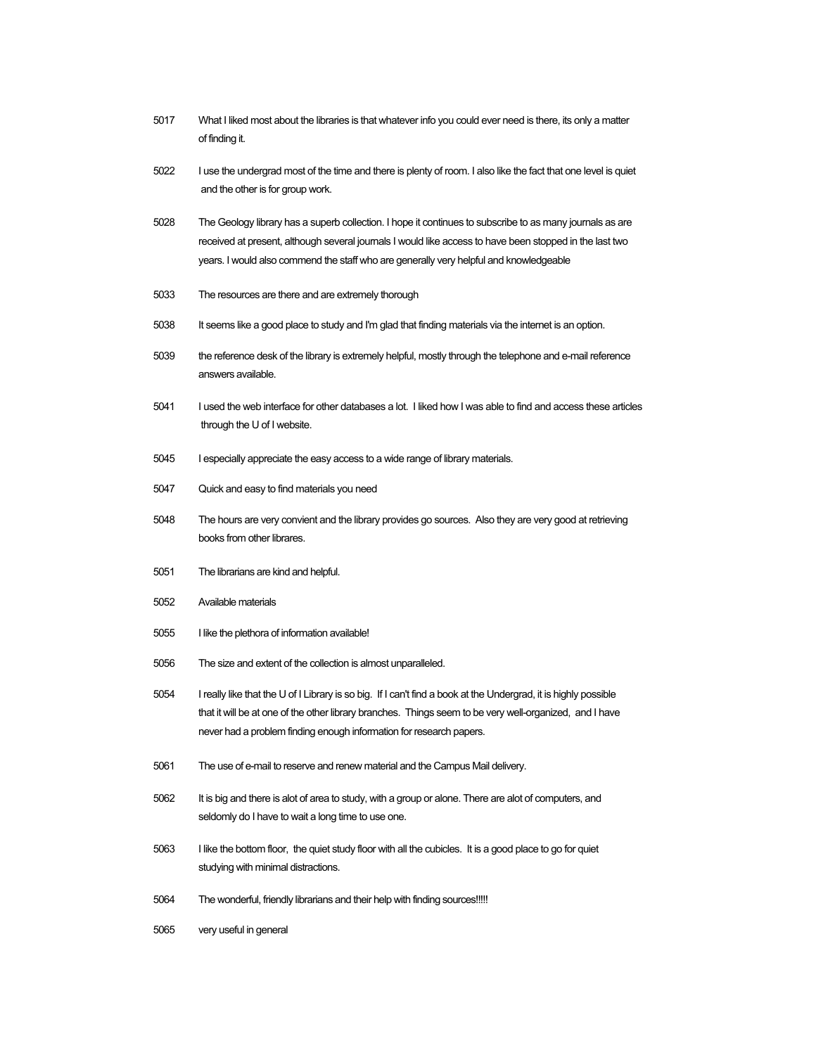| | |
|---|---|
| 5017 | What I liked most about the libraries is that whatever info you could ever need is there, its only a matter of finding it. |
| 5022 | I use the undergrad most of the time and there is plenty of room. I also like the fact that one level is quiet and the other is for group work. |
| 5028 | The Geology library has a superb collection. I hope it continues to subscribe to as many journals as are received at present, although several journals I would like access to have been stopped in the last two years. I would also commend the staff who are generally very helpful and knowledgeable |
| 5033 | The resources are there and are extremely thorough |
| 5038 | It seems like a good place to study and I'm glad that finding materials via the internet is an option. |
| 5039 | the reference desk of the library is extremely helpful, mostly through the telephone and e-mail reference answers available. |
| 5041 | I used the web interface for other databases a lot. I liked how I was able to find and access these articles through the U of I website. |
| 5045 | I especially appreciate the easy access to a wide range of library materials. |
| 5047 | Quick and easy to find materials you need |
| 5048 | The hours are very convient and the library provides go sources. Also they are very good at retrieving books from other librares. |
| 5051 | The librarians are kind and helpful. |
| 5052 | Available materials |
| 5055 | I like the plethora of information available! |
| 5056 | The size and extent of the collection is almost unparalleled. |
| 5054 | I really like that the U of I Library is so big. If I can't find a book at the Undergrad, it is highly possible that it will be at one of the other library branches. Things seem to be very well-organized, and I have never had a problem finding enough information for research papers. |
| 5061 | The use of e-mail to reserve and renew material and the Campus Mail delivery. |
| 5062 | It is big and there is alot of area to study, with a group or alone. There are alot of computers, and seldomly do I have to wait a long time to use one. |
| 5063 | I like the bottom floor, the quiet study floor with all the cubicles. It is a good place to go for quiet studying with minimal distractions. |
| 5064 | The wonderful, friendly librarians and their help with finding sources!!!!! |
| 5065 | very useful in general |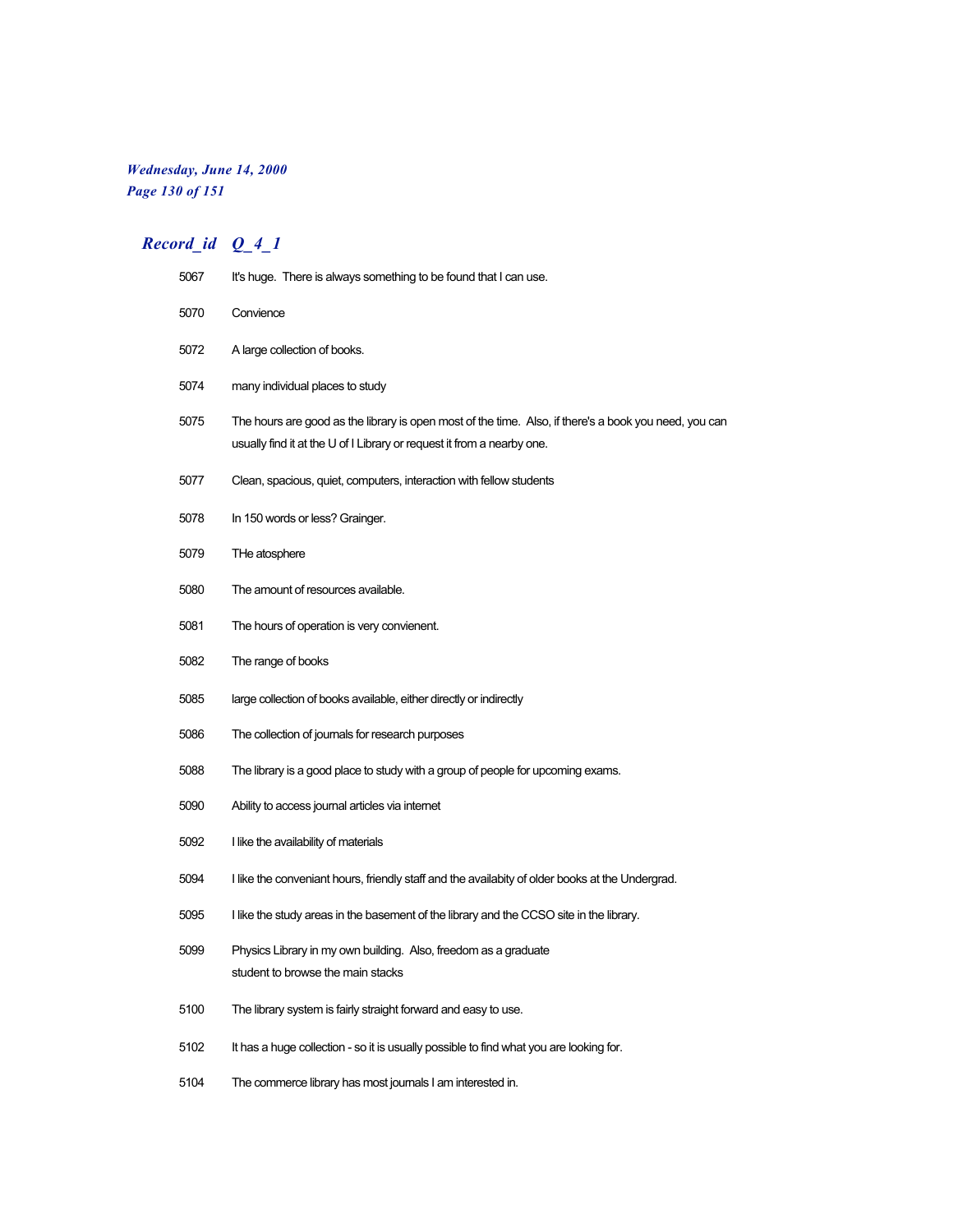| Record_id | Q_4_1 |
|---|---|
| 5067 | It's huge.  There is always something to be found that I can use. |
| 5070 | Convience |
| 5072 | A large collection of books. |
| 5074 | many individual places to study |
| 5075 | The hours are good as the library is open most of the time.  Also, if there's a book you need, you can usually find it at the U of I Library or request it from a nearby one. |
| 5077 | Clean, spacious, quiet, computers, interaction with fellow students |
| 5078 | In 150 words or less? Grainger. |
| 5079 | THe atosphere |
| 5080 | The amount of resources available. |
| 5081 | The hours of operation is very convienent. |
| 5082 | The range of books |
| 5085 | large collection of books available, either directly or indirectly |
| 5086 | The collection of journals for research purposes |
| 5088 | The library is a good place to study with a group of people for upcoming exams. |
| 5090 | Ability to access journal articles via internet |
| 5092 | I like the availability of materials |
| 5094 | I like the conveniant hours, friendly staff and the availabity of older books at the Undergrad. |
| 5095 | I like the study areas in the basement of the library and the CCSO site in the library. |
| 5099 | Physics Library in my own building.  Also, freedom as a graduate student to browse the main stacks |
| 5100 | The library system is fairly straight forward and easy to use. |
| 5102 | It has a huge collection - so it is usually possible to find what you are looking for. |
| 5104 | The commerce library has most journals I am interested in. |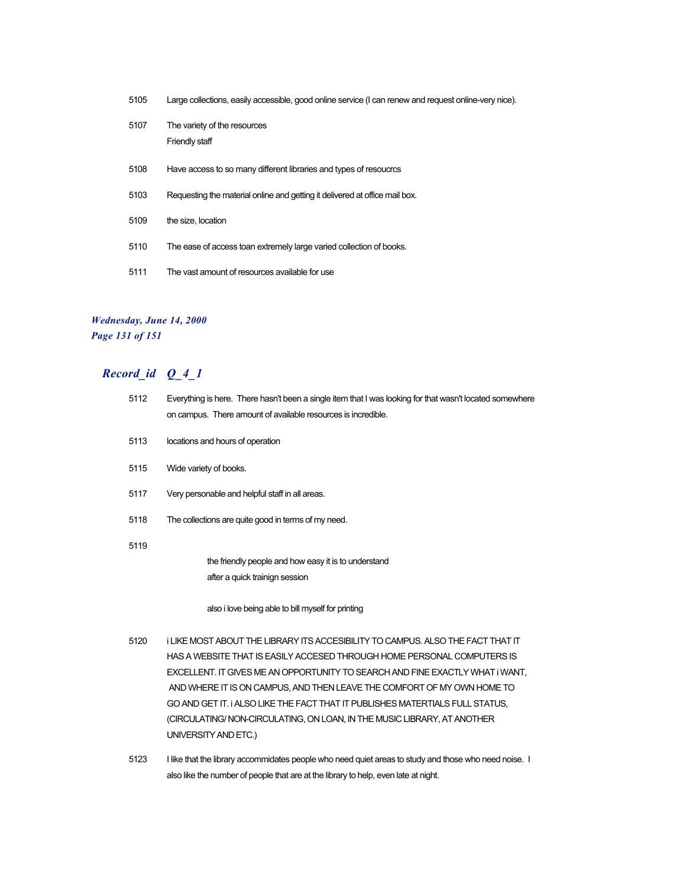| | |
|---|---|
| 5105 | Large collections, easily accessible, good online service (I can renew and request online-very nice). |
| 5107 | The variety of the resources<br>Friendly staff |
| 5108 | Have access to so many different libraries and types of resoucrcs |
| 5103 | Requesting the material online and getting it delivered at office mail box. |
| 5109 | the size, location |
| 5110 | The ease of access toan extremely large varied collection of books. |
| 5111 | The vast amount of resources available for use |

## *Record_id Q_4_1*

| | |
|---|---|
| 5112 | Everything is here. There hasn't been a single item that I was looking for that wasn't located somewhere on campus. There amount of available resources is incredible. |
| 5113 | locations and hours of operation |
| 5115 | Wide variety of books. |
| 5117 | Very personable and helpful staff in all areas. |
| 5118 | The collections are quite good in terms of my need. |
| 5119 | the friendly people and how easy it is to understand<br>after a quick trainign session<br><br>also i love being able to bill myself for printing |
| 5120 | i LIKE MOST ABOUT THE LIBRARY ITS ACCESIBILITY TO CAMPUS. ALSO THE FACT THAT IT HAS A WEBSITE THAT IS EASILY ACCESED THROUGH HOME PERSONAL COMPUTERS IS EXCELLENT. IT GIVES ME AN OPPORTUNITY TO SEARCH AND FINE EXACTLY WHAT i WANT, AND WHERE IT IS ON CAMPUS, AND THEN LEAVE THE COMFORT OF MY OWN HOME TO GO AND GET IT. i ALSO LIKE THE FACT THAT IT PUBLISHES MATERTIALS FULL STATUS, (CIRCULATING/ NON-CIRCULATING, ON LOAN, IN THE MUSIC LIBRARY, AT ANOTHER UNIVERSITY AND ETC.) |
| 5123 | I like that the library accommidates people who need quiet areas to study and those who need noise. I also like the number of people that are at the library to help, even late at night. |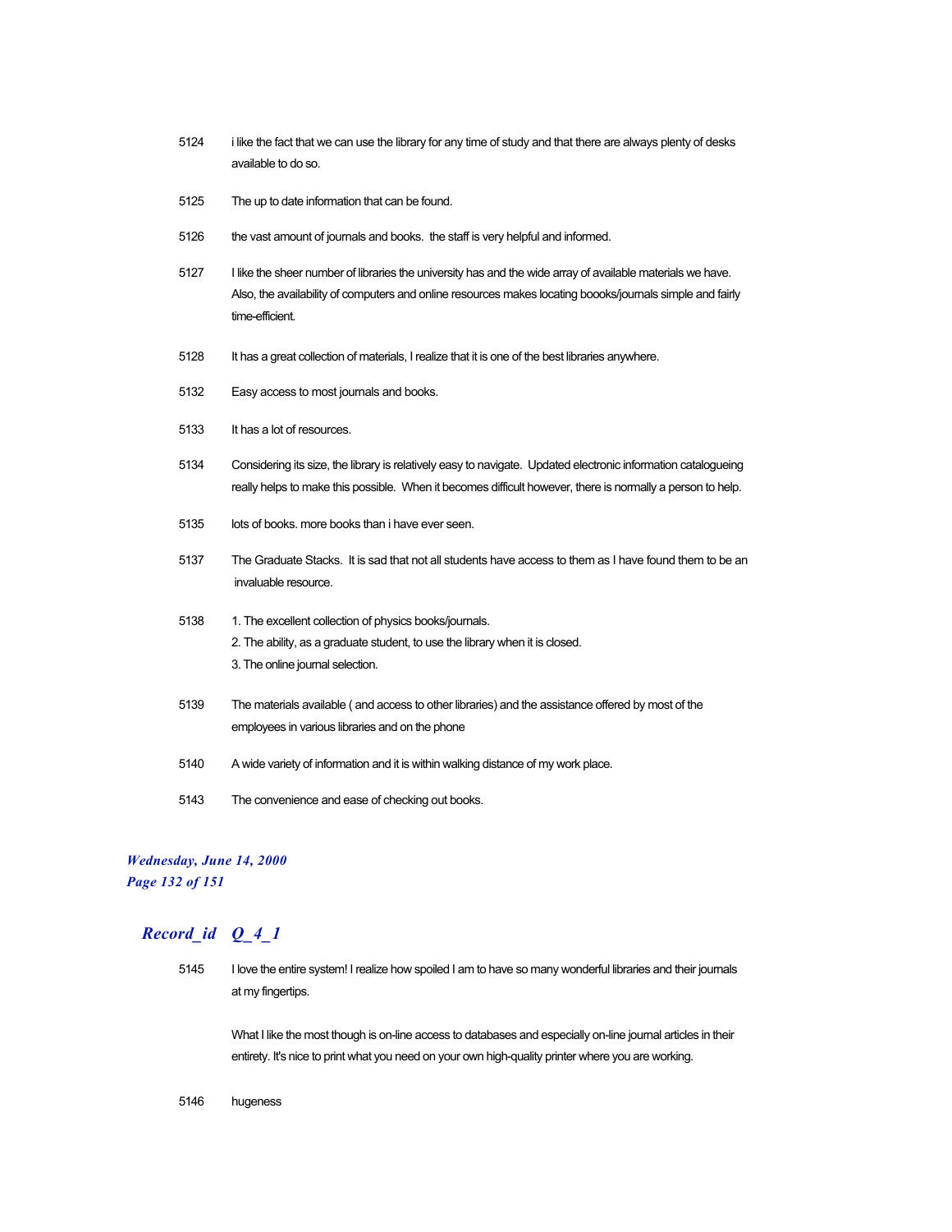| | |
|---|---|
| 5124 | i like the fact that we can use the library for any time of study and that there are always plenty of desks available to do so. |
| 5125 | The up to date information that can be found. |
| 5126 | the vast amount of journals and books. the staff is very helpful and informed. |
| 5127 | I like the sheer number of libraries the university has and the wide array of available materials we have. Also, the availability of computers and online resources makes locating boooks/journals simple and fairly time-efficient. |
| 5128 | It has a great collection of materials, I realize that it is one of the best libraries anywhere. |
| 5132 | Easy access to most journals and books. |
| 5133 | It has a lot of resources. |
| 5134 | Considering its size, the library is relatively easy to navigate. Updated electronic information catalogueing really helps to make this possible. When it becomes difficult however, there is normally a person to help. |
| 5135 | lots of books. more books than i have ever seen. |
| 5137 | The Graduate Stacks. It is sad that not all students have access to them as I have found them to be an invaluable resource. |
| 5138 | 1. The excellent collection of physics books/journals.<br>2. The ability, as a graduate student, to use the library when it is closed.<br>3. The online journal selection. |
| 5139 | The materials available ( and access to other libraries) and the assistance offered by most of the employees in various libraries and on the phone |
| 5140 | A wide variety of information and it is within walking distance of my work place. |
| 5143 | The convenience and ease of checking out books. |

***Wednesday, June 14, 2000***

## *Record_id Q_4_1*

| | |
|---|---|
| 5145 | I love the entire system! I realize how spoiled I am to have so many wonderful libraries and their journals at my fingertips.<br><br>What I like the most though is on-line access to databases and especially on-line journal articles in their entirety. It's nice to print what you need on your own high-quality printer where you are working. |
| 5146 | hugeness |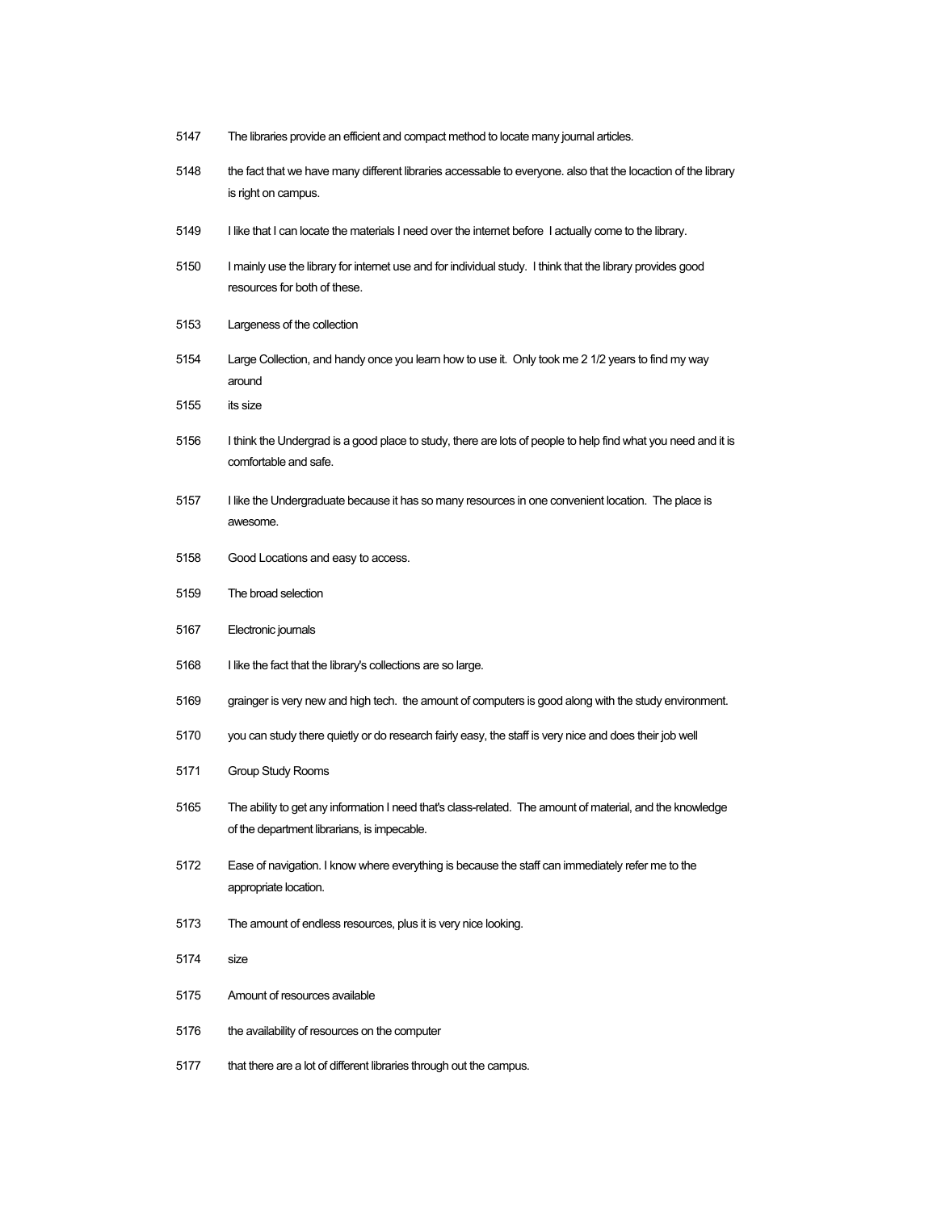| | |
|---|---|
| 5147 | The libraries provide an efficient and compact method to locate many journal articles. |
| 5148 | the fact that we have many different libraries accessable to everyone. also that the locaction of the library is right on campus. |
| 5149 | I like that I can locate the materials I need over the internet before I actually come to the library. |
| 5150 | I mainly use the library for internet use and for individual study. I think that the library provides good resources for both of these. |
| 5153 | Largeness of the collection |
| 5154 | Large Collection, and handy once you learn how to use it. Only took me 2 1/2 years to find my way around |
| 5155 | its size |
| 5156 | I think the Undergrad is a good place to study, there are lots of people to help find what you need and it is comfortable and safe. |
| 5157 | I like the Undergraduate because it has so many resources in one convenient location. The place is awesome. |
| 5158 | Good Locations and easy to access. |
| 5159 | The broad selection |
| 5167 | Electronic journals |
| 5168 | I like the fact that the library's collections are so large. |
| 5169 | grainger is very new and high tech. the amount of computers is good along with the study environment. |
| 5170 | you can study there quietly or do research fairly easy, the staff is very nice and does their job well |
| 5171 | Group Study Rooms |
| 5165 | The ability to get any information I need that's class-related. The amount of material, and the knowledge of the department librarians, is impecable. |
| 5172 | Ease of navigation. I know where everything is because the staff can immediately refer me to the appropriate location. |
| 5173 | The amount of endless resources, plus it is very nice looking. |
| 5174 | size |
| 5175 | Amount of resources available |
| 5176 | the availability of resources on the computer |
| 5177 | that there are a lot of different libraries through out the campus. |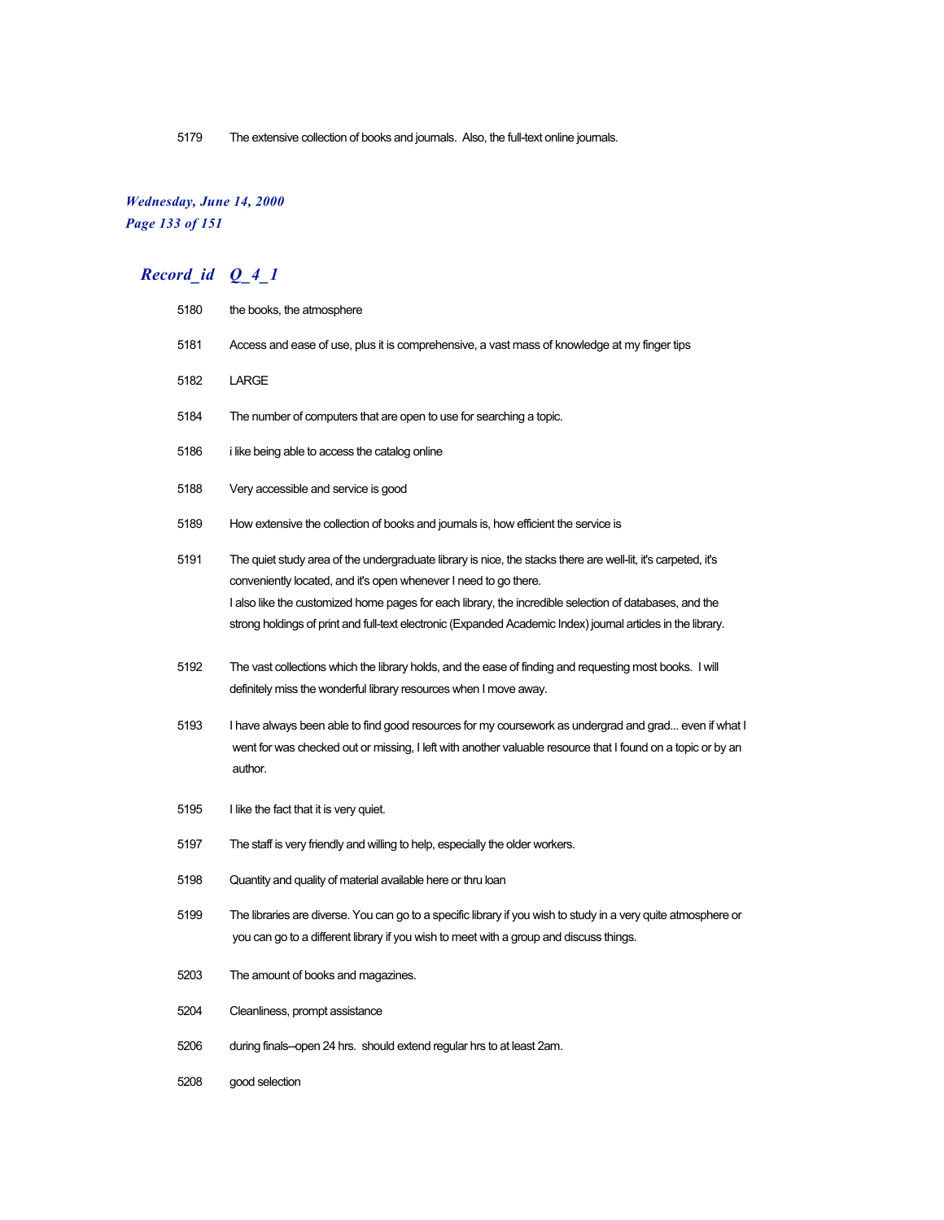| | |
|---|---|
| 5179 | The extensive collection of books and journals. Also, the full-text online journals. |

## Record_id Q_4_1

| | |
|---|---|
| 5180 | the books, the atmosphere |
| 5181 | Access and ease of use, plus it is comprehensive, a vast mass of knowledge at my finger tips |
| 5182 | LARGE |
| 5184 | The number of computers that are open to use for searching a topic. |
| 5186 | i like being able to access the catalog online |
| 5188 | Very accessible and service is good |
| 5189 | How extensive the collection of books and journals is, how efficient the service is |
| 5191 | The quiet study area of the undergraduate library is nice, the stacks there are well-lit, it's carpeted, it's conveniently located, and it's open whenever I need to go there. I also like the customized home pages for each library, the incredible selection of databases, and the strong holdings of print and full-text electronic (Expanded Academic Index) journal articles in the library. |
| 5192 | The vast collections which the library holds, and the ease of finding and requesting most books. I will definitely miss the wonderful library resources when I move away. |
| 5193 | I have always been able to find good resources for my coursework as undergrad and grad... even if what I went for was checked out or missing, I left with another valuable resource that I found on a topic or by an author. |
| 5195 | I like the fact that it is very quiet. |
| 5197 | The staff is very friendly and willing to help, especially the older workers. |
| 5198 | Quantity and quality of material available here or thru loan |
| 5199 | The libraries are diverse. You can go to a specific library if you wish to study in a very quite atmosphere or you can go to a different library if you wish to meet with a group and discuss things. |
| 5203 | The amount of books and magazines. |
| 5204 | Cleanliness, prompt assistance |
| 5206 | during finals--open 24 hrs. should extend regular hrs to at least 2am. |
| 5208 | good selection |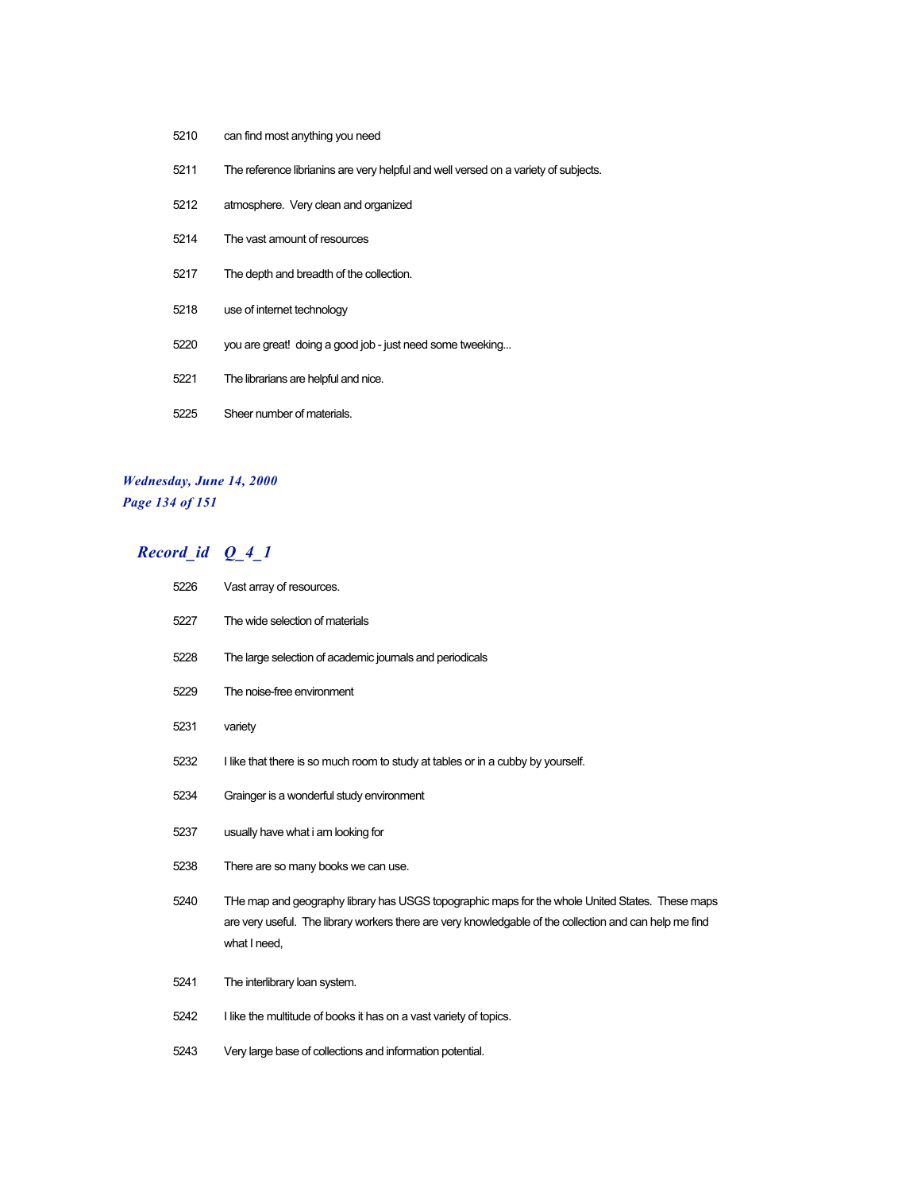| | |
|---|---|
| 5210 | can find most anything you need |
| 5211 | The reference librianins are very helpful and well versed on a variety of subjects. |
| 5212 | atmosphere.  Very clean and organized |
| 5214 | The vast amount of resources |
| 5217 | The depth and breadth of the collection. |
| 5218 | use of internet technology |
| 5220 | you are great!  doing a good job - just need some tweeking... |
| 5221 | The librarians are helpful and nice. |
| 5225 | Sheer number of materials. |

## *Record_id  Q_4_1*

| | |
|---|---|
| 5226 | Vast array of resources. |
| 5227 | The wide selection of materials |
| 5228 | The large selection of academic journals and periodicals |
| 5229 | The noise-free environment |
| 5231 | variety |
| 5232 | I like that there is so much room to study at tables or in a cubby by yourself. |
| 5234 | Grainger is a wonderful study environment |
| 5237 | usually have what i am looking for |
| 5238 | There are so many books we can use. |
| 5240 | THe map and geography library has USGS topographic maps for the whole United States.  These maps are very useful.  The library workers there are very knowledgable of the collection and can help me find what I need, |
| 5241 | The interlibrary loan system. |
| 5242 | I like the multitude of books it has on a vast variety of topics. |
| 5243 | Very large base of collections and information potential. |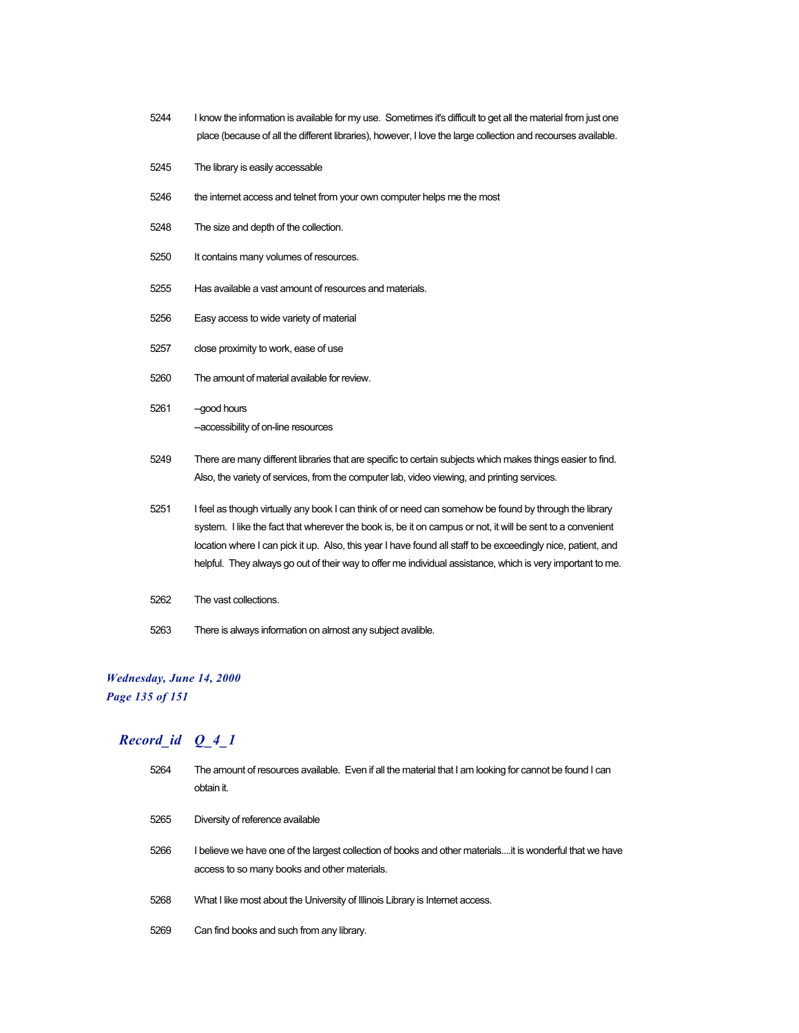5244 I know the information is available for my use. Sometimes it's difficult to get all the material from just one place (because of all the different libraries), however, I love the large collection and recourses available.

5245 The library is easily accessable

5246 the internet access and telnet from your own computer helps me the most

5248 The size and depth of the collection.

5250 It contains many volumes of resources.

5255 Has available a vast amount of resources and materials.

5256 Easy access to wide variety of material

5257 close proximity to work, ease of use

5260 The amount of material available for review.

5261 --good hours
--accessibility of on-line resources

5249 There are many different libraries that are specific to certain subjects which makes things easier to find. Also, the variety of services, from the computer lab, video viewing, and printing services.

5251 I feel as though virtually any book I can think of or need can somehow be found by through the library system. I like the fact that wherever the book is, be it on campus or not, it will be sent to a convenient location where I can pick it up. Also, this year I have found all staff to be exceedingly nice, patient, and helpful. They always go out of their way to offer me individual assistance, which is very important to me.

5262 The vast collections.

5263 There is always information on almost any subject avalible.

## *Record_id Q_4_1*

5264 The amount of resources available. Even if all the material that I am looking for cannot be found I can obtain it.

5265 Diversity of reference available

5266 I believe we have one of the largest collection of books and other materials....it is wonderful that we have access to so many books and other materials.

5268 What I like most about the University of Illinois Library is Internet access.

5269 Can find books and such from any library.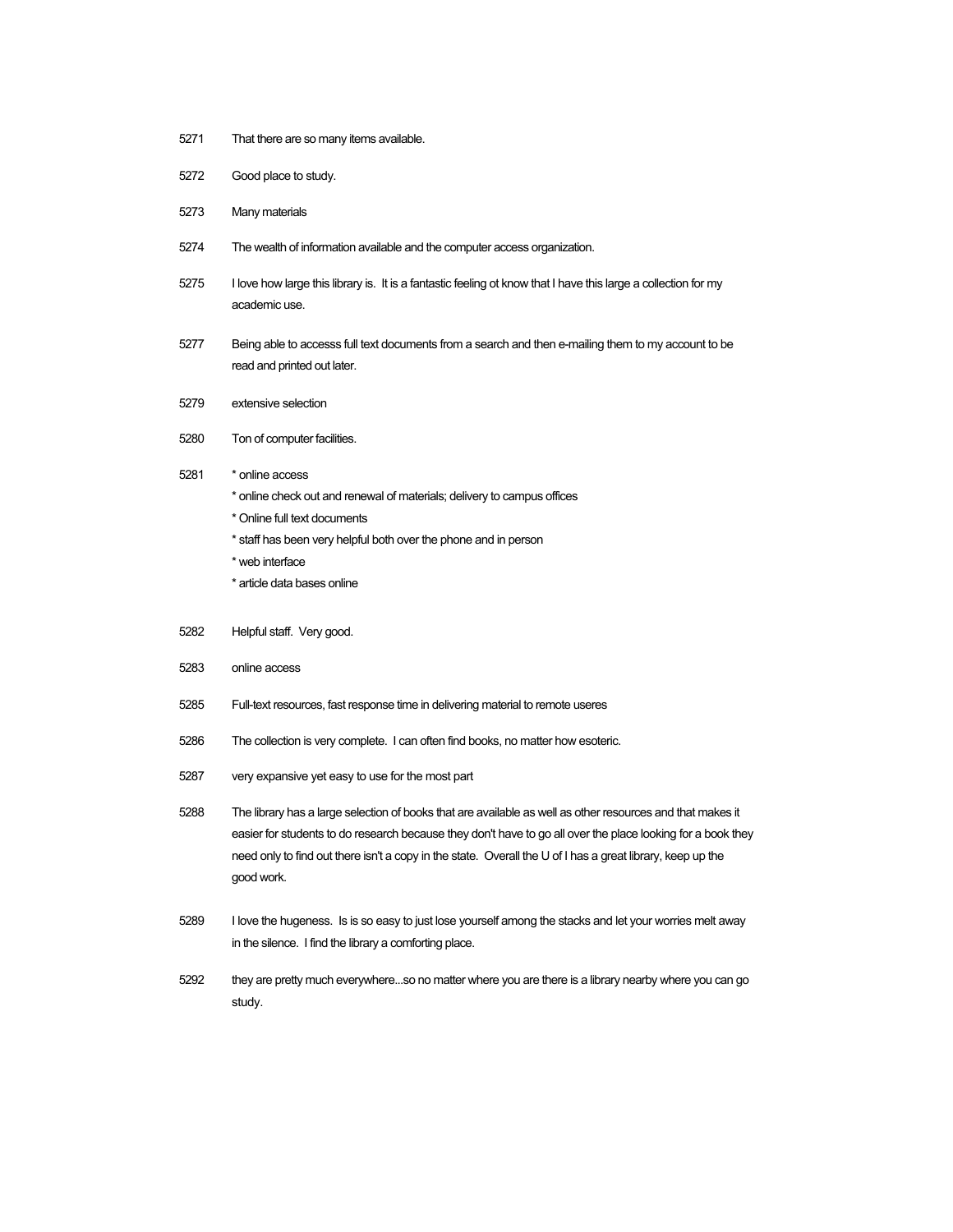5271 That there are so many items available.

5272 Good place to study.

5273 Many materials

5274 The wealth of information available and the computer access organization.

5275 I love how large this library is. It is a fantastic feeling ot know that I have this large a collection for my academic use.

5277 Being able to accesss full text documents from a search and then e-mailing them to my account to be read and printed out later.

5279 extensive selection

5280 Ton of computer facilities.

5281
* online access
* online check out and renewal of materials; delivery to campus offices
* Online full text documents
* staff has been very helpful both over the phone and in person
* web interface
* article data bases online

5282 Helpful staff. Very good.

5283 online access

5285 Full-text resources, fast response time in delivering material to remote useres

5286 The collection is very complete. I can often find books, no matter how esoteric.

5287 very expansive yet easy to use for the most part

5288 The library has a large selection of books that are available as well as other resources and that makes it easier for students to do research because they don't have to go all over the place looking for a book they need only to find out there isn't a copy in the state. Overall the U of I has a great library, keep up the good work.

5289 I love the hugeness. Is is so easy to just lose yourself among the stacks and let your worries melt away in the silence. I find the library a comforting place.

5292 they are pretty much everywhere...so no matter where you are there is a library nearby where you can go study.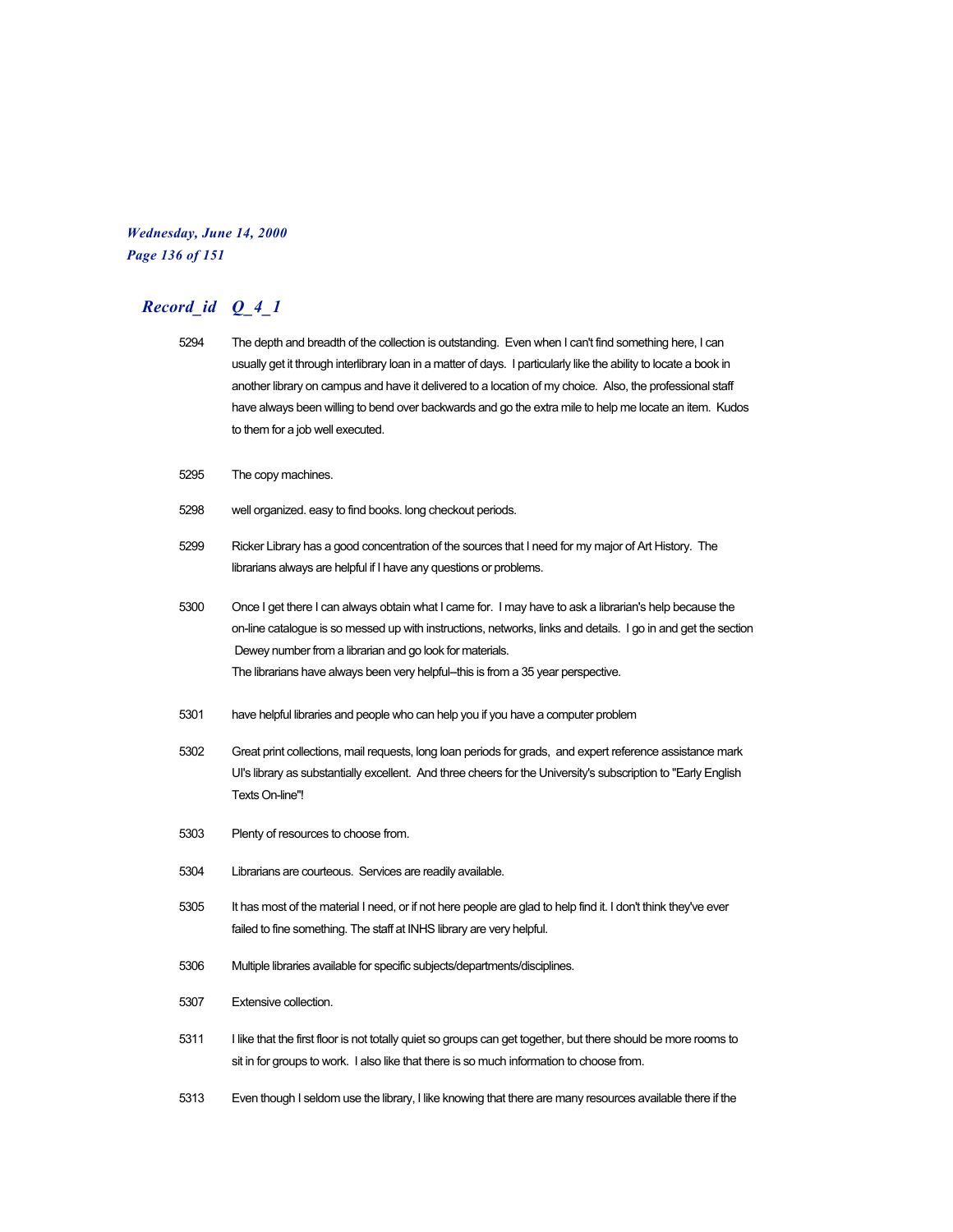## *Record_id Q_4_1*

| | |
|---|---|
| 5294 | The depth and breadth of the collection is outstanding. Even when I can't find something here, I can usually get it through interlibrary loan in a matter of days. I particularly like the ability to locate a book in another library on campus and have it delivered to a location of my choice. Also, the professional staff have always been willing to bend over backwards and go the extra mile to help me locate an item. Kudos to them for a job well executed. |
| 5295 | The copy machines. |
| 5298 | well organized. easy to find books. long checkout periods. |
| 5299 | Ricker Library has a good concentration of the sources that I need for my major of Art History. The librarians always are helpful if I have any questions or problems. |
| 5300 | Once I get there I can always obtain what I came for. I may have to ask a librarian's help because the on-line catalogue is so messed up with instructions, networks, links and details. I go in and get the section Dewey number from a librarian and go look for materials.<br>The librarians have always been very helpful--this is from a 35 year perspective. |
| 5301 | have helpful libraries and people who can help you if you have a computer problem |
| 5302 | Great print collections, mail requests, long loan periods for grads, and expert reference assistance mark UI's library as substantially excellent. And three cheers for the University's subscription to "Early English Texts On-line"! |
| 5303 | Plenty of resources to choose from. |
| 5304 | Librarians are courteous. Services are readily available. |
| 5305 | It has most of the material I need, or if not here people are glad to help find it. I don't think they've ever failed to fine something. The staff at INHS library are very helpful. |
| 5306 | Multiple libraries available for specific subjects/departments/disciplines. |
| 5307 | Extensive collection. |
| 5311 | I like that the first floor is not totally quiet so groups can get together, but there should be more rooms to sit in for groups to work. I also like that there is so much information to choose from. |
| 5313 | Even though I seldom use the library, I like knowing that there are many resources available there if the |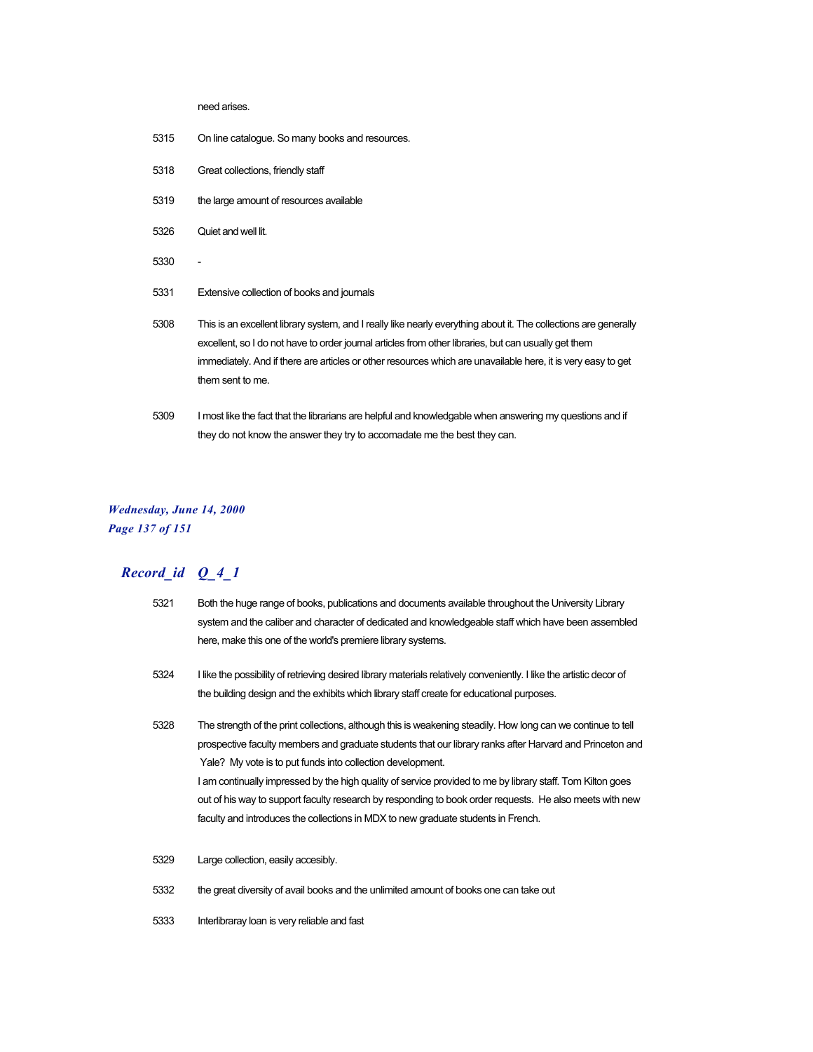need arises.

| | |
|---|---|
| 5315 | On line catalogue. So many books and resources. |
| 5318 | Great collections, friendly staff |
| 5319 | the large amount of resources available |
| 5326 | Quiet and well lit. |
| 5330 | - |
| 5331 | Extensive collection of books and journals |
| 5308 | This is an excellent library system, and I really like nearly everything about it. The collections are generally excellent, so I do not have to order journal articles from other libraries, but can usually get them immediately. And if there are articles or other resources which are unavailable here, it is very easy to get them sent to me. |
| 5309 | I most like the fact that the librarians are helpful and knowledgable when answering my questions and if they do not know the answer they try to accomadate me the best they can. |

## *Record_id Q_4_1*

| | |
|---|---|
| 5321 | Both the huge range of books, publications and documents available throughout the University Library system and the caliber and character of dedicated and knowledgeable staff which have been assembled here, make this one of the world's premiere library systems. |
| 5324 | I like the possibility of retrieving desired library materials relatively conveniently. I like the artistic decor of the building design and the exhibits which library staff create for educational purposes. |
| 5328 | The strength of the print collections, although this is weakening steadily. How long can we continue to tell prospective faculty members and graduate students that our library ranks after Harvard and Princeton and Yale? My vote is to put funds into collection development. I am continually impressed by the high quality of service provided to me by library staff. Tom Kilton goes out of his way to support faculty research by responding to book order requests. He also meets with new faculty and introduces the collections in MDX to new graduate students in French. |
| 5329 | Large collection, easily accesibly. |
| 5332 | the great diversity of avail books and the unlimited amount of books one can take out |
| 5333 | Interlibraray loan is very reliable and fast |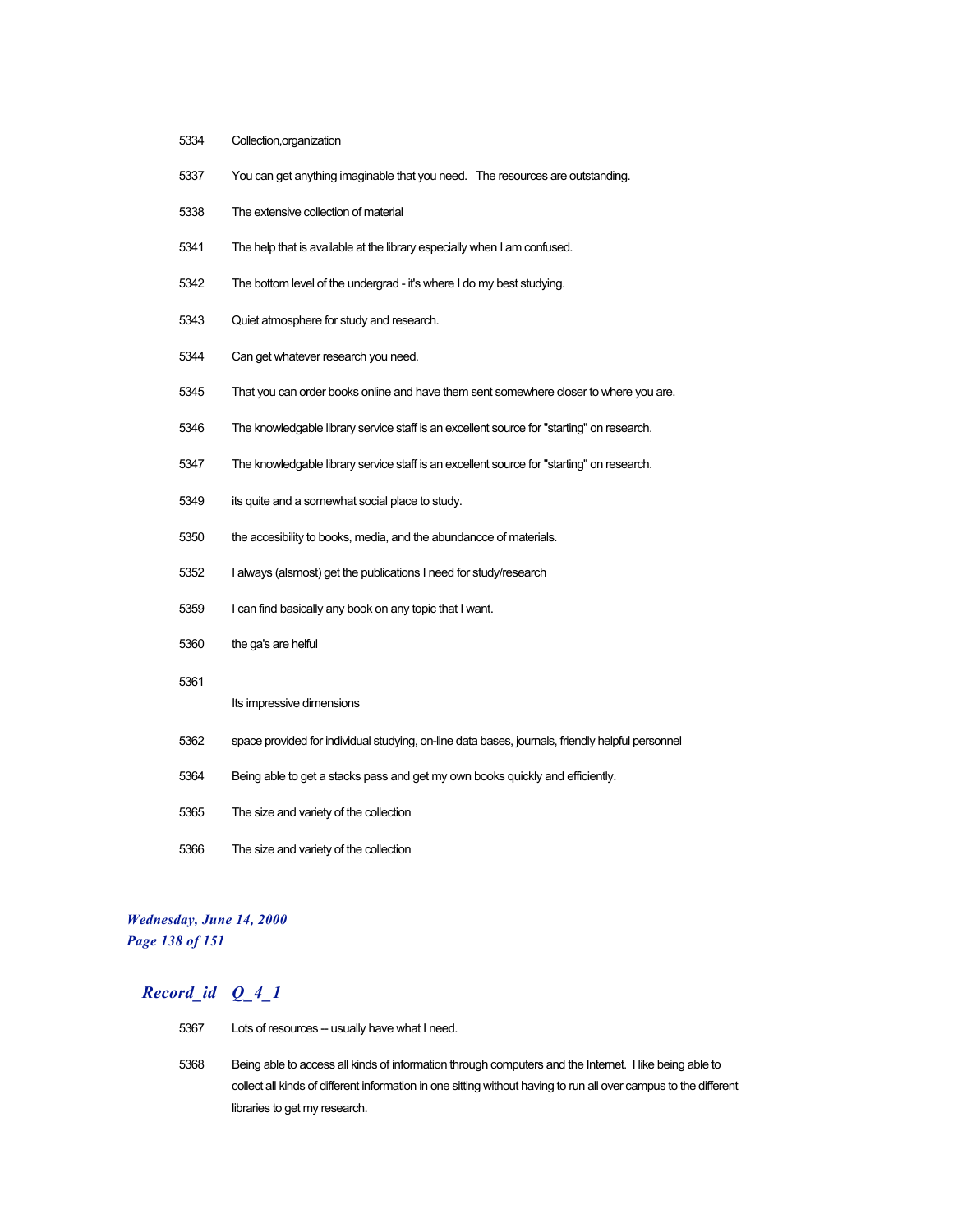| | |
|---|---|
| 5334 | Collection,organization |
| 5337 | You can get anything imaginable that you need.   The resources are outstanding. |
| 5338 | The extensive collection of material |
| 5341 | The help that is available at the library especially when I am confused. |
| 5342 | The bottom level of the undergrad - it's where I do my best studying. |
| 5343 | Quiet atmosphere for study and research. |
| 5344 | Can get whatever research you need. |
| 5345 | That you can order books online and have them sent somewhere closer to where you are. |
| 5346 | The knowledgable library service staff is an excellent source for "starting" on research. |
| 5347 | The knowledgable library service staff is an excellent source for "starting" on research. |
| 5349 | its quite and a somewhat social place to study. |
| 5350 | the accesibility to books, media, and the abundancce of materials. |
| 5352 | I always (alsmost) get the publications I need for study/research |
| 5359 | I can find basically any book on any topic that I want. |
| 5360 | the ga's are helful |
| 5361 | Its impressive dimensions |
| 5362 | space provided for individual studying, on-line data bases, journals, friendly helpful personnel |
| 5364 | Being able to get a stacks pass and get my own books quickly and efficiently. |
| 5365 | The size and variety of the collection |
| 5366 | The size and variety of the collection |

## *Record_id   Q_4_1*

| | |
|---|---|
| 5367 | Lots of resources -- usually have what I need. |
| 5368 | Being able to access all kinds of information through computers and the Internet.  I like being able to collect all kinds of different information in one sitting without having to run all over campus to the different libraries to get my research. |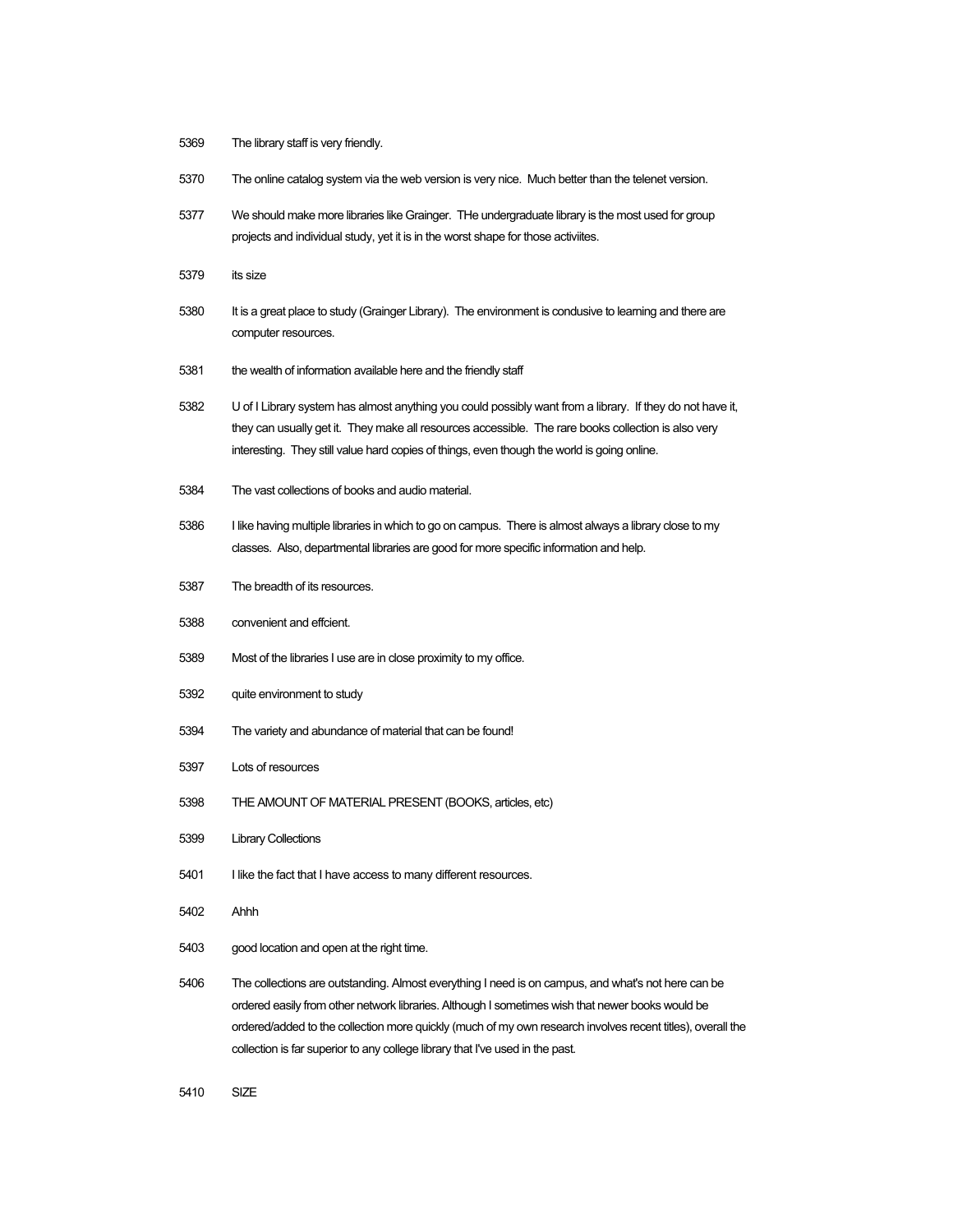5369 The library staff is very friendly.

5370 The online catalog system via the web version is very nice. Much better than the telenet version.

5377 We should make more libraries like Grainger. THe undergraduate library is the most used for group projects and individual study, yet it is in the worst shape for those activiites.

5379 its size

5380 It is a great place to study (Grainger Library). The environment is condusive to learning and there are computer resources.

5381 the wealth of information available here and the friendly staff

5382 U of I Library system has almost anything you could possibly want from a library. If they do not have it, they can usually get it. They make all resources accessible. The rare books collection is also very interesting. They still value hard copies of things, even though the world is going online.

5384 The vast collections of books and audio material.

5386 I like having multiple libraries in which to go on campus. There is almost always a library close to my classes. Also, departmental libraries are good for more specific information and help.

5387 The breadth of its resources.

5388 convenient and effcient.

5389 Most of the libraries I use are in close proximity to my office.

5392 quite environment to study

5394 The variety and abundance of material that can be found!

5397 Lots of resources

5398 THE AMOUNT OF MATERIAL PRESENT (BOOKS, articles, etc)

5399 Library Collections

5401 I like the fact that I have access to many different resources.

5402 Ahhh

5403 good location and open at the right time.

5406 The collections are outstanding. Almost everything I need is on campus, and what's not here can be ordered easily from other network libraries. Although I sometimes wish that newer books would be ordered/added to the collection more quickly (much of my own research involves recent titles), overall the collection is far superior to any college library that I've used in the past.

5410 SIZE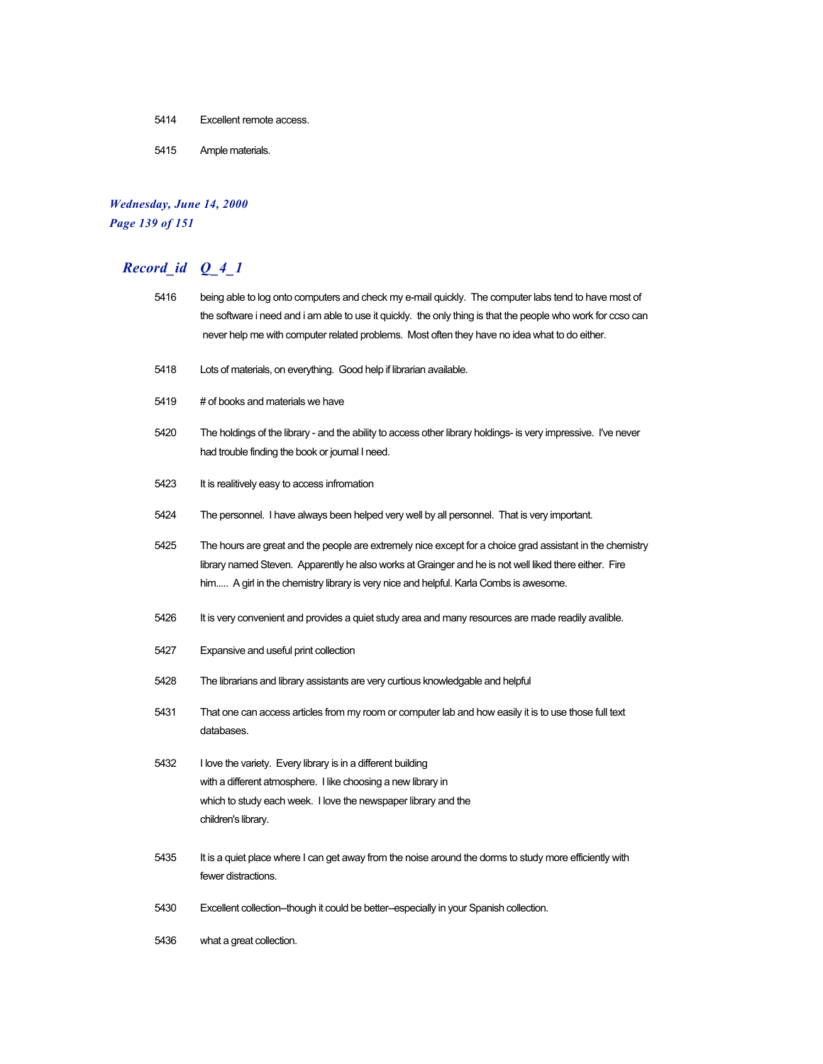5414 Excellent remote access.

5415 Ample materials.

## Record_id Q_4_1

5416 being able to log onto computers and check my e-mail quickly. The computer labs tend to have most of the software i need and i am able to use it quickly. the only thing is that the people who work for ccso can never help me with computer related problems. Most often they have no idea what to do either.

5418 Lots of materials, on everything. Good help if librarian available.

5419 # of books and materials we have

5420 The holdings of the library - and the ability to access other library holdings- is very impressive. I've never had trouble finding the book or journal I need.

5423 It is realitively easy to access infromation

5424 The personnel. I have always been helped very well by all personnel. That is very important.

5425 The hours are great and the people are extremely nice except for a choice grad assistant in the chemistry library named Steven. Apparently he also works at Grainger and he is not well liked there either. Fire him..... A girl in the chemistry library is very nice and helpful. Karla Combs is awesome.

5426 It is very convenient and provides a quiet study area and many resources are made readily avalible.

5427 Expansive and useful print collection

5428 The librarians and library assistants are very curtious knowledgable and helpful

5431 That one can access articles from my room or computer lab and how easily it is to use those full text databases.

5432 I love the variety. Every library is in a different building with a different atmosphere. I like choosing a new library in which to study each week. I love the newspaper library and the children's library.

5435 It is a quiet place where I can get away from the noise around the dorms to study more efficiently with fewer distractions.

5430 Excellent collection--though it could be better--especially in your Spanish collection.

5436 what a great collection.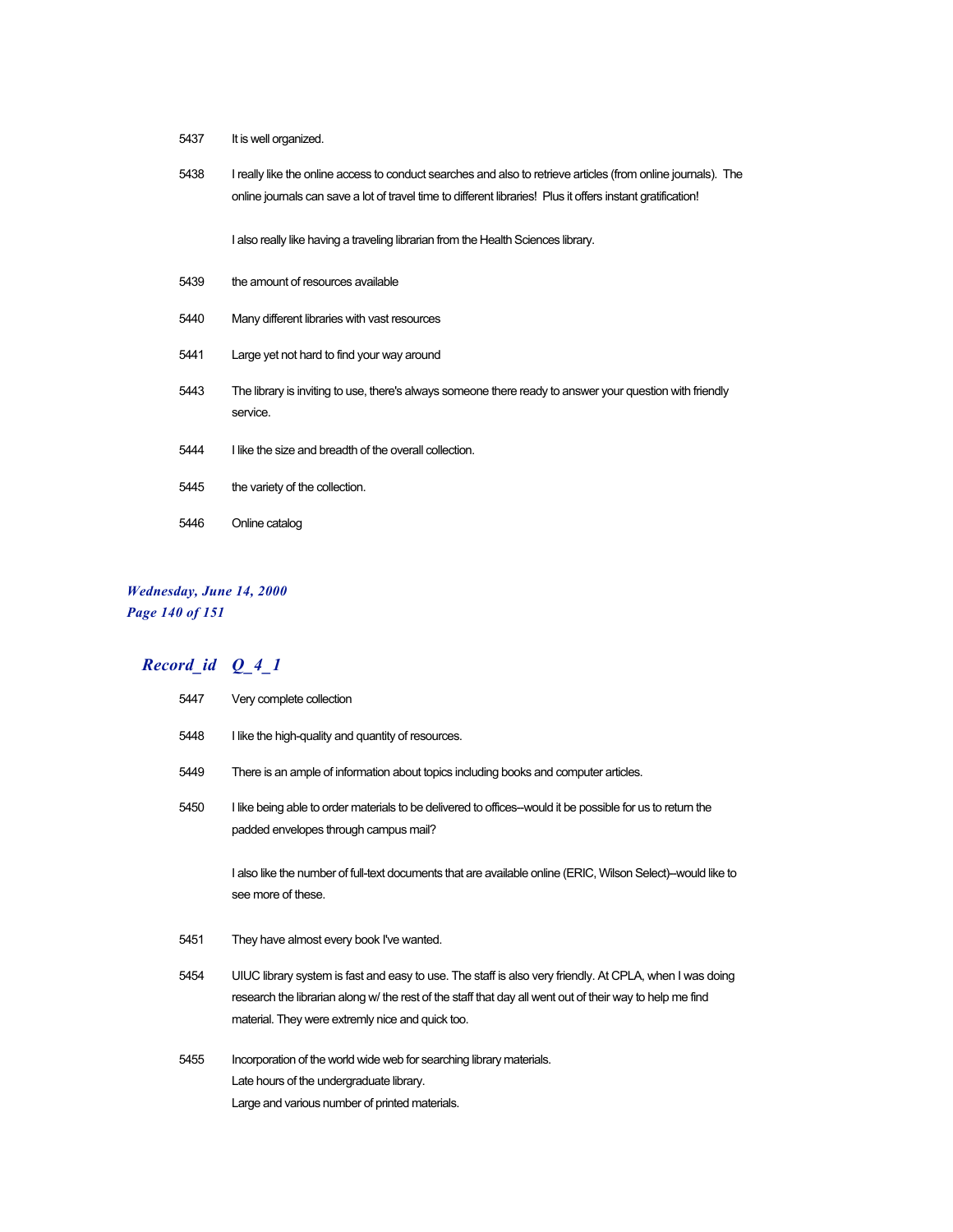5437 It is well organized.

5438 I really like the online access to conduct searches and also to retrieve articles (from online journals). The online journals can save a lot of travel time to different libraries! Plus it offers instant gratification!

I also really like having a traveling librarian from the Health Sciences library.

5439 the amount of resources available

5440 Many different libraries with vast resources

5441 Large yet not hard to find your way around

5443 The library is inviting to use, there's always someone there ready to answer your question with friendly service.

5444 I like the size and breadth of the overall collection.

5445 the variety of the collection.

5446 Online catalog

## *Record_id Q_4_1*

5447 Very complete collection

5448 I like the high-quality and quantity of resources.

5449 There is an ample of information about topics including books and computer articles.

5450 I like being able to order materials to be delivered to offices--would it be possible for us to return the padded envelopes through campus mail?

I also like the number of full-text documents that are available online (ERIC, Wilson Select)--would like to see more of these.

5451 They have almost every book I've wanted.

5454 UIUC library system is fast and easy to use. The staff is also very friendly. At CPLA, when I was doing research the librarian along w/ the rest of the staff that day all went out of their way to help me find material. They were extremly nice and quick too.

5455 Incorporation of the world wide web for searching library materials.
Late hours of the undergraduate library.
Large and various number of printed materials.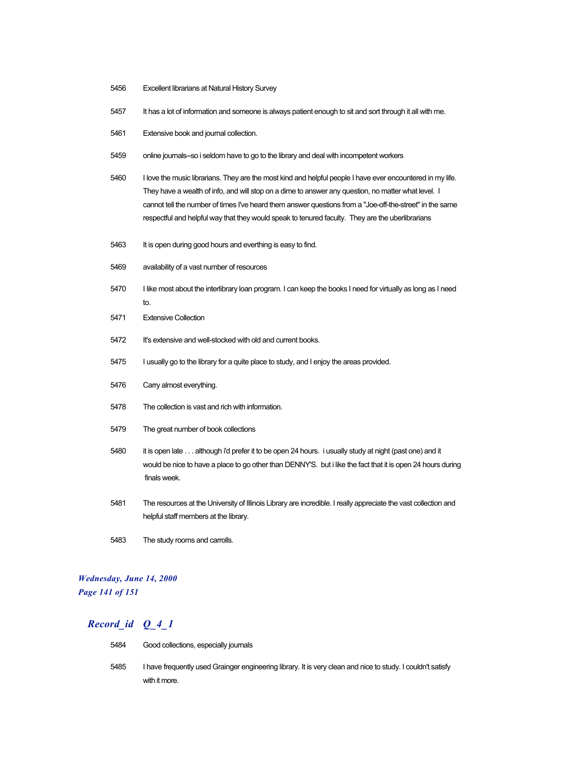| | |
|---|---|
| 5456 | Excellent librarians at Natural History Survey |
| 5457 | It has a lot of information and someone is always patient enough to sit and sort through it all with me. |
| 5461 | Extensive book and journal collection. |
| 5459 | online journals--so i seldom have to go to the library and deal with incompetent workers |
| 5460 | I love the music librarians. They are the most kind and helpful people I have ever encountered in my life. They have a wealth of info, and will stop on a dime to answer any question, no matter what level. I cannot tell the number of times I've heard them answer questions from a "Joe-off-the-street" in the same respectful and helpful way that they would speak to tenured faculty. They are the uberlibrarians |
| 5463 | It is open during good hours and everthing is easy to find. |
| 5469 | availability of a vast number of resources |
| 5470 | I like most about the interlibrary loan program. I can keep the books I need for virtually as long as I need to. |
| 5471 | Extensive Collection |
| 5472 | It's extensive and well-stocked with old and current books. |
| 5475 | I usually go to the library for a quite place to study, and I enjoy the areas provided. |
| 5476 | Carry almost everything. |
| 5478 | The collection is vast and rich with information. |
| 5479 | The great number of book collections |
| 5480 | it is open late . . . although i'd prefer it to be open 24 hours. i usually study at night (past one) and it would be nice to have a place to go other than DENNY'S. but i like the fact that it is open 24 hours during finals week. |
| 5481 | The resources at the University of Illinois Library are incredible. I really appreciate the vast collection and helpful staff members at the library. |
| 5483 | The study rooms and carrolls. |

## *Record_id Q_4_1*

| | |
|---|---|
| 5484 | Good collections, especially journals |
| 5485 | I have frequently used Grainger engineering library. It is very clean and nice to study. I couldn't satisfy with it more. |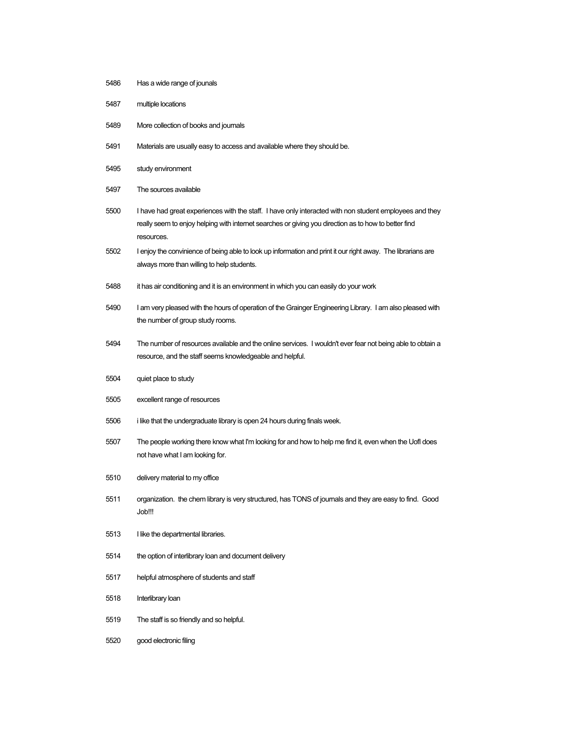| | |
|---|---|
| 5486 | Has a wide range of jounals |
| 5487 | multiple locations |
| 5489 | More collection of books and journals |
| 5491 | Materials are usually easy to access and available where they should be. |
| 5495 | study environment |
| 5497 | The sources available |
| 5500 | I have had great experiences with the staff. I have only interacted with non student employees and they really seem to enjoy helping with internet searches or giving you direction as to how to better find resources. |
| 5502 | I enjoy the convinience of being able to look up information and print it our right away. The librarians are always more than willing to help students. |
| 5488 | it has air conditioning and it is an environment in which you can easily do your work |
| 5490 | I am very pleased with the hours of operation of the Grainger Engineering Library. I am also pleased with the number of group study rooms. |
| 5494 | The number of resources available and the online services. I wouldn't ever fear not being able to obtain a resource, and the staff seems knowledgeable and helpful. |
| 5504 | quiet place to study |
| 5505 | excellent range of resources |
| 5506 | i like that the undergraduate library is open 24 hours during finals week. |
| 5507 | The people working there know what I'm looking for and how to help me find it, even when the UofI does not have what I am looking for. |
| 5510 | delivery material to my office |
| 5511 | organization. the chem library is very structured, has TONS of journals and they are easy to find. Good Job!!! |
| 5513 | I like the departmental libraries. |
| 5514 | the option of interlibrary loan and document delivery |
| 5517 | helpful atmosphere of students and staff |
| 5518 | Interlibrary loan |
| 5519 | The staff is so friendly and so helpful. |
| 5520 | good electronic filing |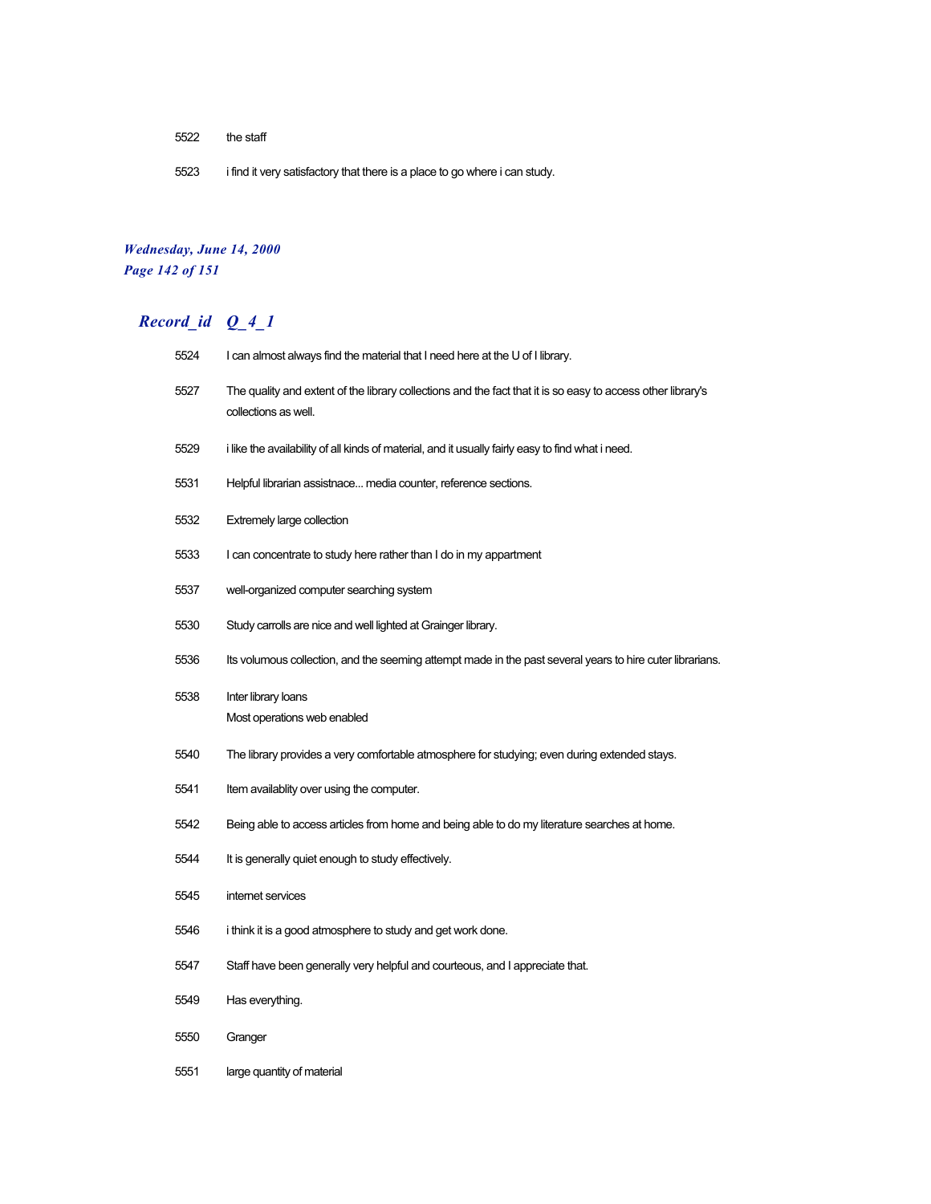| Record_id | Q_4_1 |
|---|---|
| 5522 | the staff |
| 5523 | i find it very satisfactory that there is a place to go where i can study. |
| 5524 | I can almost always find the material that I need here at the U of I library. |
| 5527 | The quality and extent of the library collections and the fact that it is so easy to access other library's collections as well. |
| 5529 | i like the availability of all kinds of material, and it usually fairly easy to find what i need. |
| 5531 | Helpful librarian assistnace... media counter, reference sections. |
| 5532 | Extremely large collection |
| 5533 | I can concentrate to study here rather than I do in my appartment |
| 5537 | well-organized computer searching system |
| 5530 | Study carrolls are nice and well lighted at Grainger library. |
| 5536 | Its volumous collection, and the seeming attempt made in the past several years to hire cuter librarians. |
| 5538 | Inter library loans<br>Most operations web enabled |
| 5540 | The library provides a very comfortable atmosphere for studying; even during extended stays. |
| 5541 | Item availablity over using the computer. |
| 5542 | Being able to access articles from home and being able to do my literature searches at home. |
| 5544 | It is generally quiet enough to study effectively. |
| 5545 | internet services |
| 5546 | i think it is a good atmosphere to study and get work done. |
| 5547 | Staff have been generally very helpful and courteous, and I appreciate that. |
| 5549 | Has everything. |
| 5550 | Granger |
| 5551 | large quantity of material |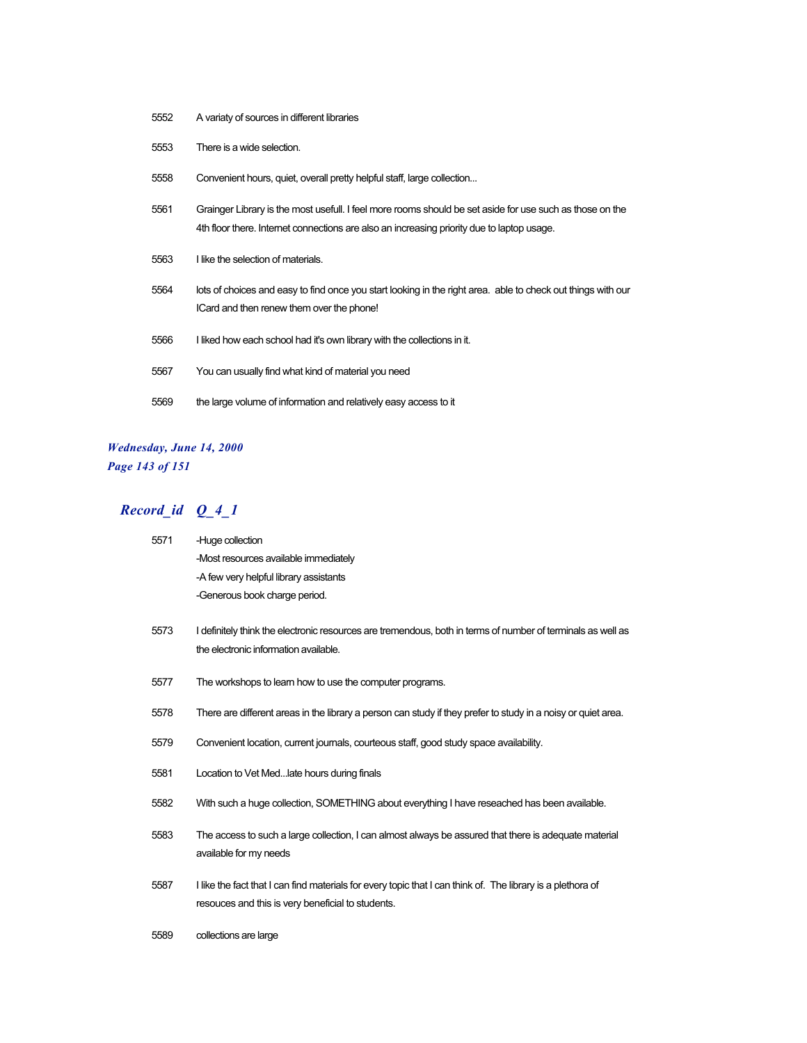| Record_id | Q_4_1 |
|---|---|
| 5552 | A variaty of sources in different libraries |
| 5553 | There is a wide selection. |
| 5558 | Convenient hours, quiet, overall pretty helpful staff, large collection... |
| 5561 | Grainger Library is the most usefull. I feel more rooms should be set aside for use such as those on the 4th floor there. Internet connections are also an increasing priority due to laptop usage. |
| 5563 | I like the selection of materials. |
| 5564 | lots of choices and easy to find once you start looking in the right area. able to check out things with our ICard and then renew them over the phone! |
| 5566 | I liked how each school had it's own library with the collections in it. |
| 5567 | You can usually find what kind of material you need |
| 5569 | the large volume of information and relatively easy access to it |
| 5571 | -Huge collection<br>-Most resources available immediately<br>-A few very helpful library assistants<br>-Generous book charge period. |
| 5573 | I definitely think the electronic resources are tremendous, both in terms of number of terminals as well as the electronic information available. |
| 5577 | The workshops to learn how to use the computer programs. |
| 5578 | There are different areas in the library a person can study if they prefer to study in a noisy or quiet area. |
| 5579 | Convenient location, current journals, courteous staff, good study space availability. |
| 5581 | Location to Vet Med...late hours during finals |
| 5582 | With such a huge collection, SOMETHING about everything I have reseached has been available. |
| 5583 | The access to such a large collection, I can almost always be assured that there is adequate material available for my needs |
| 5587 | I like the fact that I can find materials for every topic that I can think of. The library is a plethora of resouces and this is very beneficial to students. |
| 5589 | collections are large |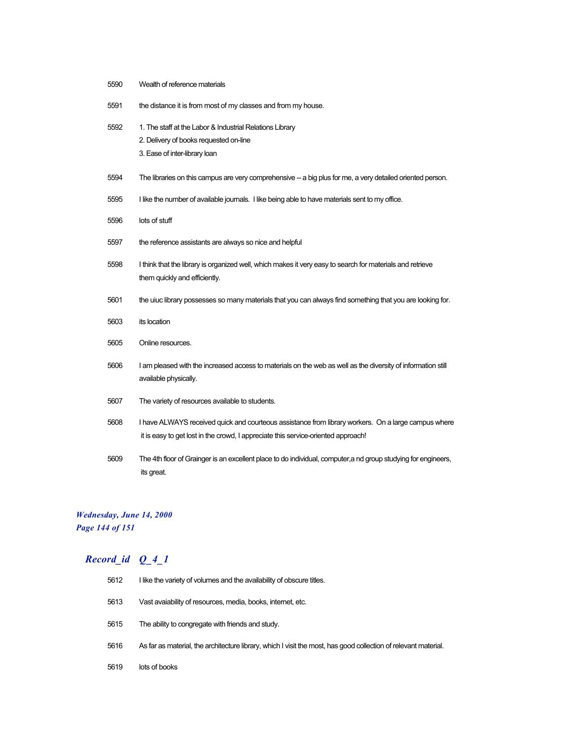| | |
|---|---|
| 5590 | Wealth of reference materials |
| 5591 | the distance it is from most of my classes and from my house. |
| 5592 | 1. The staff at the Labor & Industrial Relations Library<br>2. Delivery of books requested on-line<br>3. Ease of inter-library loan |
| 5594 | The libraries on this campus are very comprehensive -- a big plus for me, a very detailed oriented person. |
| 5595 | I like the number of available journals. I like being able to have materials sent to my office. |
| 5596 | lots of stuff |
| 5597 | the reference assistants are always so nice and helpful |
| 5598 | I think that the library is organized well, which makes it very easy to search for materials and retrieve them quickly and efficiently. |
| 5601 | the uiuc library possesses so many materials that you can always find something that you are looking for. |
| 5603 | its location |
| 5605 | Online resources. |
| 5606 | I am pleased with the increased access to materials on the web as well as the diversity of information still available physically. |
| 5607 | The variety of resources available to students. |
| 5608 | I have ALWAYS received quick and courteous assistance from library workers. On a large campus where it is easy to get lost in the crowd, I appreciate this service-oriented approach! |
| 5609 | The 4th floor of Grainger is an excellent place to do individual, computer,a nd group studying for engineers, its great. |

***Wednesday, June 14, 2000***

## *Record_id Q_4_1*

| | |
|---|---|
| 5612 | I like the variety of volumes and the availability of obscure titles. |
| 5613 | Vast avaiability of resources, media, books, internet, etc. |
| 5615 | The ability to congregate with friends and study. |
| 5616 | As far as material, the architecture library, which I visit the most, has good collection of relevant material. |
| 5619 | lots of books |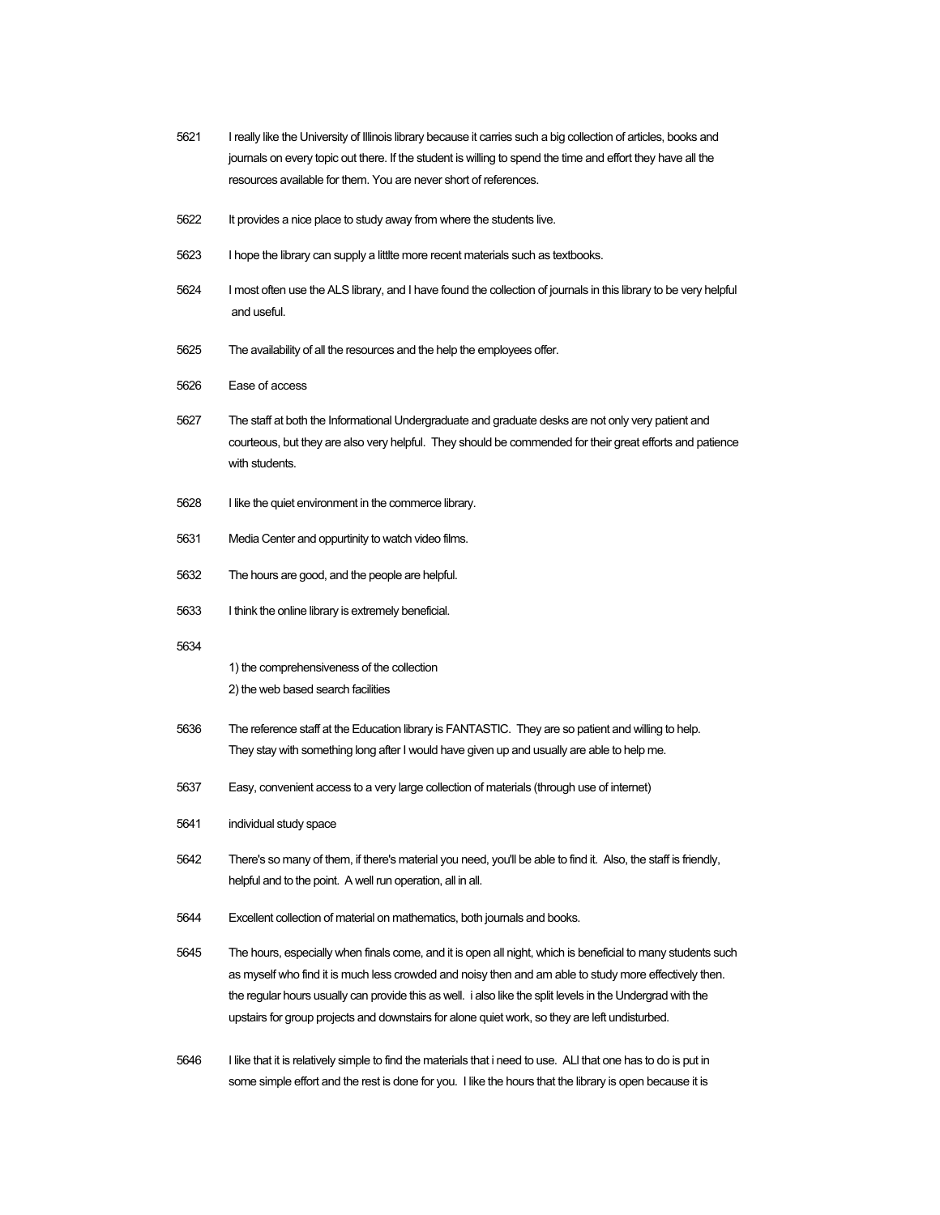5621 I really like the University of Illinois library because it carries such a big collection of articles, books and journals on every topic out there. If the student is willing to spend the time and effort they have all the resources available for them. You are never short of references.

5622 It provides a nice place to study away from where the students live.

5623 I hope the library can supply a littlte more recent materials such as textbooks.

5624 I most often use the ALS library, and I have found the collection of journals in this library to be very helpful and useful.

5625 The availability of all the resources and the help the employees offer.

5626 Ease of access

5627 The staff at both the Informational Undergraduate and graduate desks are not only very patient and courteous, but they are also very helpful. They should be commended for their great efforts and patience with students.

5628 I like the quiet environment in the commerce library.

5631 Media Center and oppurtinity to watch video films.

5632 The hours are good, and the people are helpful.

5633 I think the online library is extremely beneficial.

5634
1) the comprehensiveness of the collection
2) the web based search facilities

5636 The reference staff at the Education library is FANTASTIC. They are so patient and willing to help. They stay with something long after I would have given up and usually are able to help me.

5637 Easy, convenient access to a very large collection of materials (through use of internet)

5641 individual study space

5642 There's so many of them, if there's material you need, you'll be able to find it. Also, the staff is friendly, helpful and to the point. A well run operation, all in all.

5644 Excellent collection of material on mathematics, both journals and books.

5645 The hours, especially when finals come, and it is open all night, which is beneficial to many students such as myself who find it is much less crowded and noisy then and am able to study more effectively then. the regular hours usually can provide this as well. i also like the split levels in the Undergrad with the upstairs for group projects and downstairs for alone quiet work, so they are left undisturbed.

5646 I like that it is relatively simple to find the materials that i need to use. ALl that one has to do is put in some simple effort and the rest is done for you. I like the hours that the library is open because it is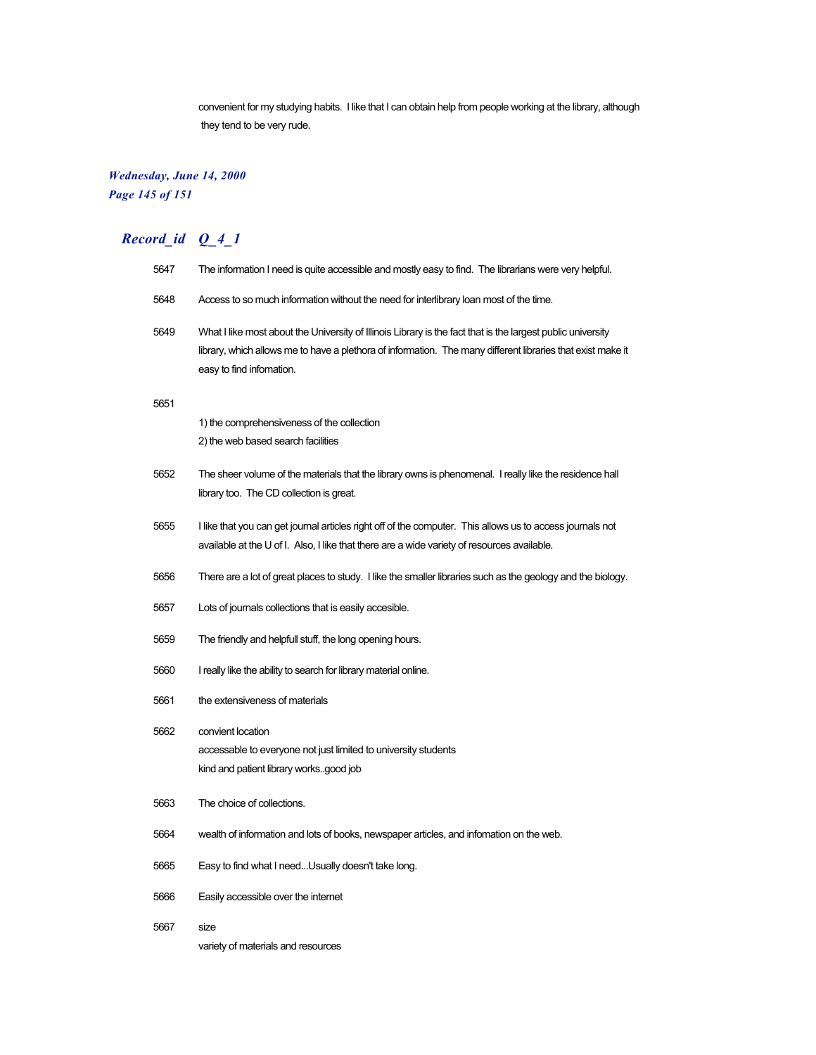convenient for my studying habits. I like that I can obtain help from people working at the library, although they tend to be very rude.

## Record_id Q_4_1

| Record_id | Q_4_1 |
|---|---|
| 5647 | The information I need is quite accessible and mostly easy to find. The librarians were very helpful. |
| 5648 | Access to so much information without the need for interlibrary loan most of the time. |
| 5649 | What I like most about the University of Illinois Library is the fact that is the largest public university library, which allows me to have a plethora of information. The many different libraries that exist make it easy to find infomation. |
| 5651 | 1) the comprehensiveness of the collection<br>2) the web based search facilities |
| 5652 | The sheer volume of the materials that the library owns is phenomenal. I really like the residence hall library too. The CD collection is great. |
| 5655 | I like that you can get journal articles right off of the computer. This allows us to access journals not available at the U of I. Also, I like that there are a wide variety of resources available. |
| 5656 | There are a lot of great places to study. I like the smaller libraries such as the geology and the biology. |
| 5657 | Lots of journals collections that is easily accesible. |
| 5659 | The friendly and helpfull stuff, the long opening hours. |
| 5660 | I really like the ability to search for library material online. |
| 5661 | the extensiveness of materials |
| 5662 | convient location<br>accessable to everyone not just limited to university students<br>kind and patient library works..good job |
| 5663 | The choice of collections. |
| 5664 | wealth of information and lots of books, newspaper articles, and infomation on the web. |
| 5665 | Easy to find what I need...Usually doesn't take long. |
| 5666 | Easily accessible over the internet |
| 5667 | size<br>variety of materials and resources |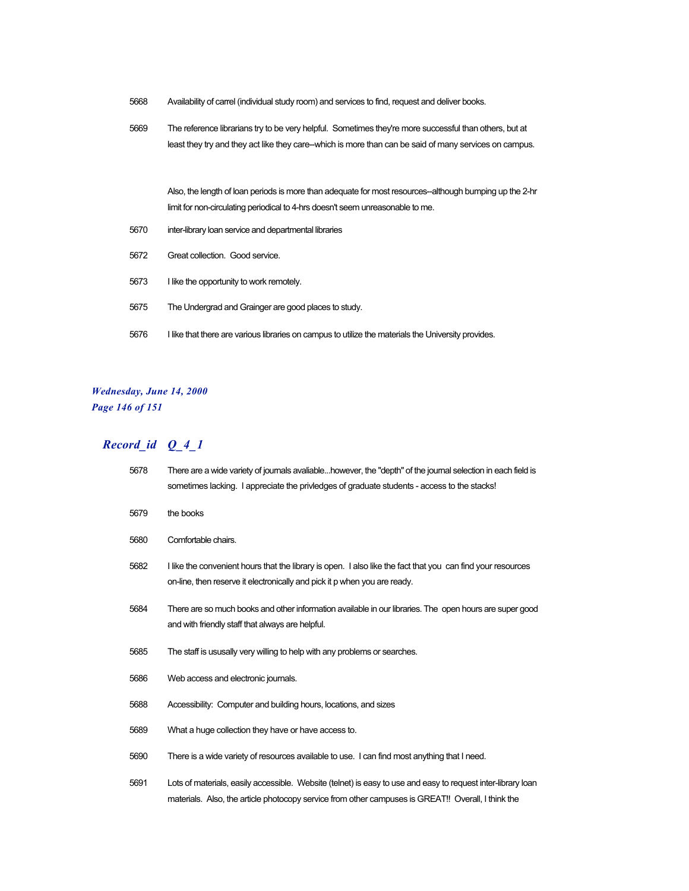| | |
|---|---|
| 5668 | Availability of carrel (individual study room) and services to find, request and deliver books. |
| 5669 | The reference librarians try to be very helpful. Sometimes they're more successful than others, but at least they try and they act like they care--which is more than can be said of many services on campus.<br><br>Also, the length of loan periods is more than adequate for most resources--although bumping up the 2-hr limit for non-circulating periodical to 4-hrs doesn't seem unreasonable to me. |
| 5670 | inter-library loan service and departmental libraries |
| 5672 | Great collection. Good service. |
| 5673 | I like the opportunity to work remotely. |
| 5675 | The Undergrad and Grainger are good places to study. |
| 5676 | I like that there are various libraries on campus to utilize the materials the University provides. |

## *Record_id Q_4_1*

| | |
|---|---|
| 5678 | There are a wide variety of journals avaliable...however, the "depth" of the journal selection in each field is sometimes lacking. I appreciate the privledges of graduate students - access to the stacks! |
| 5679 | the books |
| 5680 | Comfortable chairs. |
| 5682 | I like the convenient hours that the library is open. I also like the fact that you can find your resources on-line, then reserve it electronically and pick it p when you are ready. |
| 5684 | There are so much books and other information available in our libraries. The open hours are super good and with friendly staff that always are helpful. |
| 5685 | The staff is ususally very willing to help with any problems or searches. |
| 5686 | Web access and electronic journals. |
| 5688 | Accessibility: Computer and building hours, locations, and sizes |
| 5689 | What a huge collection they have or have access to. |
| 5690 | There is a wide variety of resources available to use. I can find most anything that I need. |
| 5691 | Lots of materials, easily accessible. Website (telnet) is easy to use and easy to request inter-library loan materials. Also, the article photocopy service from other campuses is GREAT!! Overall, I think the |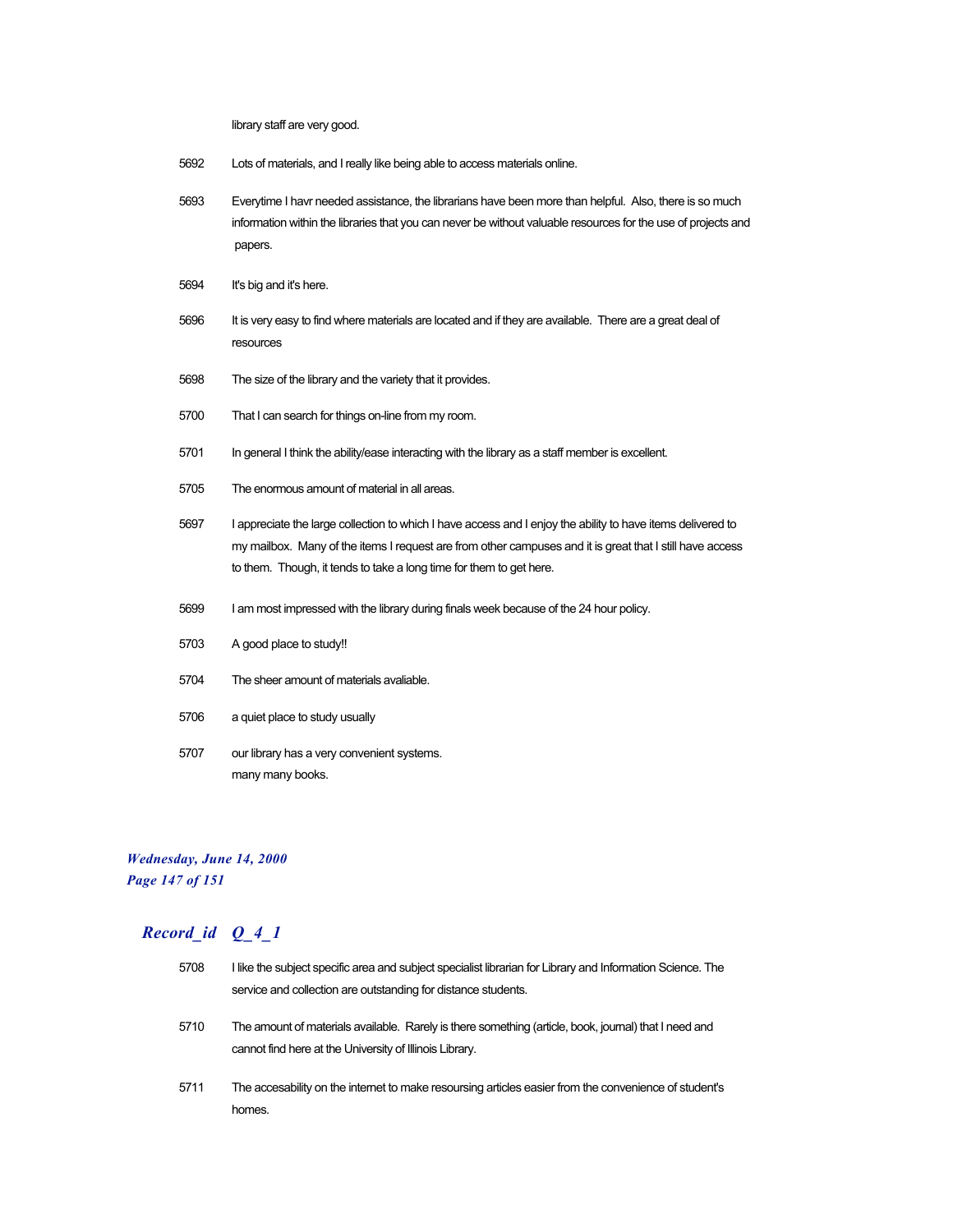library staff are very good.

| | |
|---|---|
| 5692 | Lots of materials, and I really like being able to access materials online. |
| 5693 | Everytime I havr needed assistance, the librarians have been more than helpful. Also, there is so much information within the libraries that you can never be without valuable resources for the use of projects and papers. |
| 5694 | It's big and it's here. |
| 5696 | It is very easy to find where materials are located and if they are available. There are a great deal of resources |
| 5698 | The size of the library and the variety that it provides. |
| 5700 | That I can search for things on-line from my room. |
| 5701 | In general I think the ability/ease interacting with the library as a staff member is excellent. |
| 5705 | The enormous amount of material in all areas. |
| 5697 | I appreciate the large collection to which I have access and I enjoy the ability to have items delivered to my mailbox. Many of the items I request are from other campuses and it is great that I still have access to them. Though, it tends to take a long time for them to get here. |
| 5699 | I am most impressed with the library during finals week because of the 24 hour policy. |
| 5703 | A good place to study!! |
| 5704 | The sheer amount of materials avaliable. |
| 5706 | a quiet place to study usually |
| 5707 | our library has a very convenient systems. many many books. |

## *Record_id Q_4_1*

| | |
|---|---|
| 5708 | I like the subject specific area and subject specialist librarian for Library and Information Science. The service and collection are outstanding for distance students. |
| 5710 | The amount of materials available. Rarely is there something (article, book, journal) that I need and cannot find here at the University of Illinois Library. |
| 5711 | The accesability on the internet to make resoursing articles easier from the convenience of student's homes. |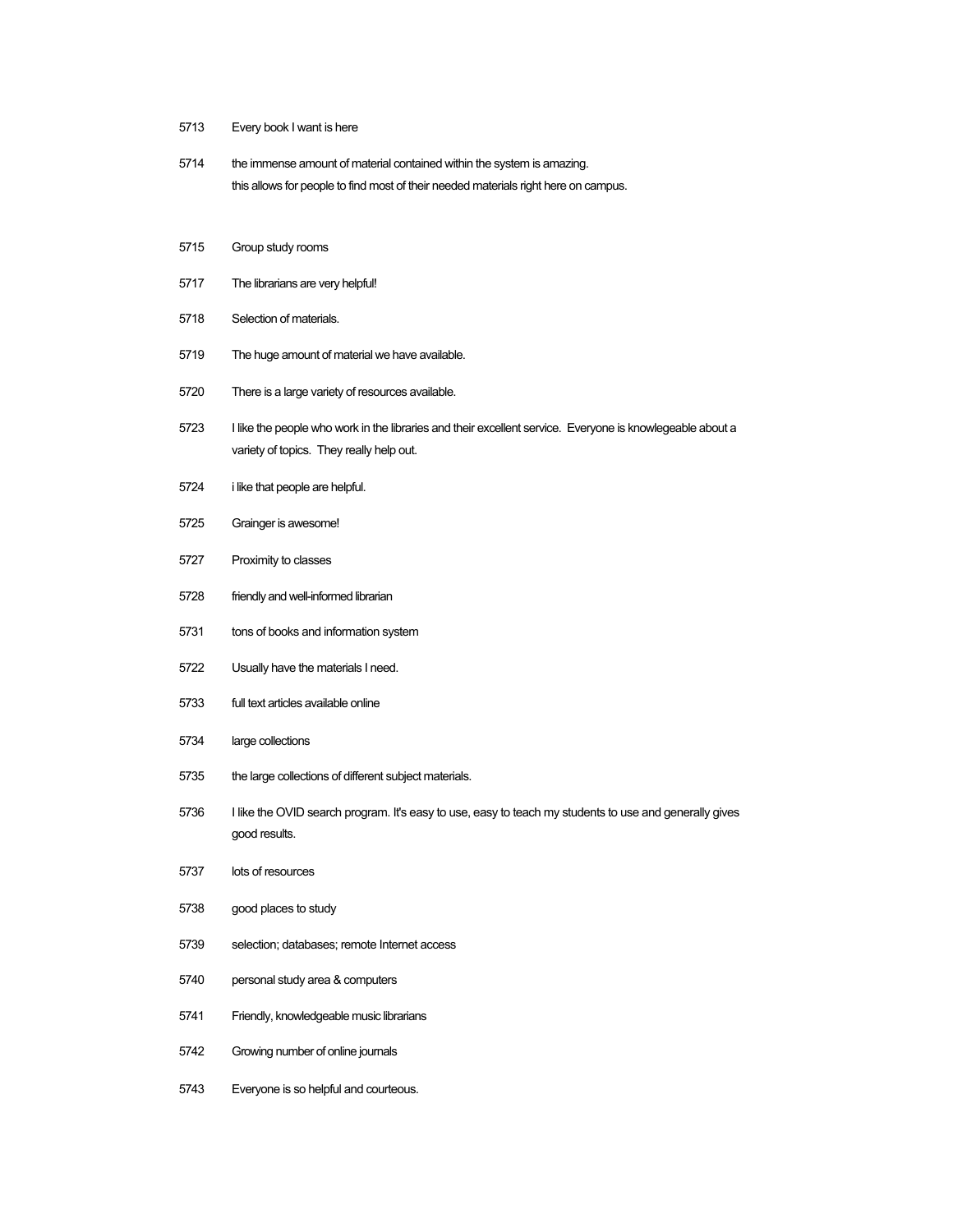5713 Every book I want is here

5714 the immense amount of material contained within the system is amazing.
this allows for people to find most of their needed materials right here on campus.

5715 Group study rooms

5717 The librarians are very helpful!

5718 Selection of materials.

5719 The huge amount of material we have available.

5720 There is a large variety of resources available.

5723 I like the people who work in the libraries and their excellent service. Everyone is knowlegeable about a variety of topics. They really help out.

5724 i like that people are helpful.

5725 Grainger is awesome!

5727 Proximity to classes

5728 friendly and well-informed librarian

5731 tons of books and information system

5722 Usually have the materials I need.

5733 full text articles available online

5734 large collections

5735 the large collections of different subject materials.

5736 I like the OVID search program. It's easy to use, easy to teach my students to use and generally gives good results.

5737 lots of resources

5738 good places to study

5739 selection; databases; remote Internet access

5740 personal study area & computers

5741 Friendly, knowledgeable music librarians

5742 Growing number of online journals

5743 Everyone is so helpful and courteous.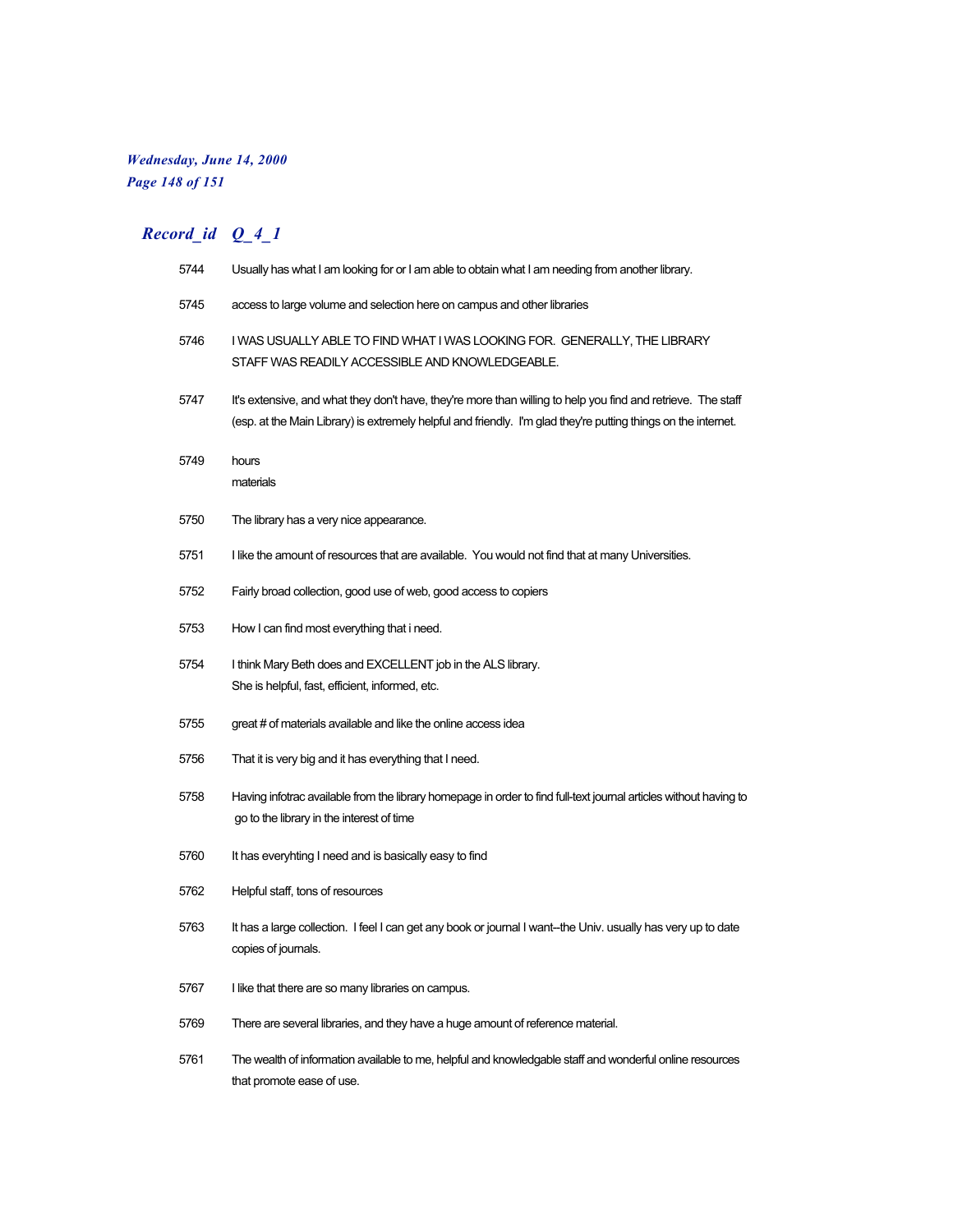## Record_id Q_4_1

| Record_id | Q_4_1 |
|---|---|
| 5744 | Usually has what I am looking for or I am able to obtain what I am needing from another library. |
| 5745 | access to large volume and selection here on campus and other libraries |
| 5746 | I WAS USUALLY ABLE TO FIND WHAT I WAS LOOKING FOR. GENERALLY, THE LIBRARY STAFF WAS READILY ACCESSIBLE AND KNOWLEDGEABLE. |
| 5747 | It's extensive, and what they don't have, they're more than willing to help you find and retrieve. The staff (esp. at the Main Library) is extremely helpful and friendly. I'm glad they're putting things on the internet. |
| 5749 | hours<br>materials |
| 5750 | The library has a very nice appearance. |
| 5751 | I like the amount of resources that are available. You would not find that at many Universities. |
| 5752 | Fairly broad collection, good use of web, good access to copiers |
| 5753 | How I can find most everything that i need. |
| 5754 | I think Mary Beth does and EXCELLENT job in the ALS library.<br>She is helpful, fast, efficient, informed, etc. |
| 5755 | great # of materials available and like the online access idea |
| 5756 | That it is very big and it has everything that I need. |
| 5758 | Having infotrac available from the library homepage in order to find full-text journal articles without having to go to the library in the interest of time |
| 5760 | It has everyhting I need and is basically easy to find |
| 5762 | Helpful staff, tons of resources |
| 5763 | It has a large collection. I feel I can get any book or journal I want--the Univ. usually has very up to date copies of journals. |
| 5767 | I like that there are so many libraries on campus. |
| 5769 | There are several libraries, and they have a huge amount of reference material. |
| 5761 | The wealth of information available to me, helpful and knowledgable staff and wonderful online resources that promote ease of use. |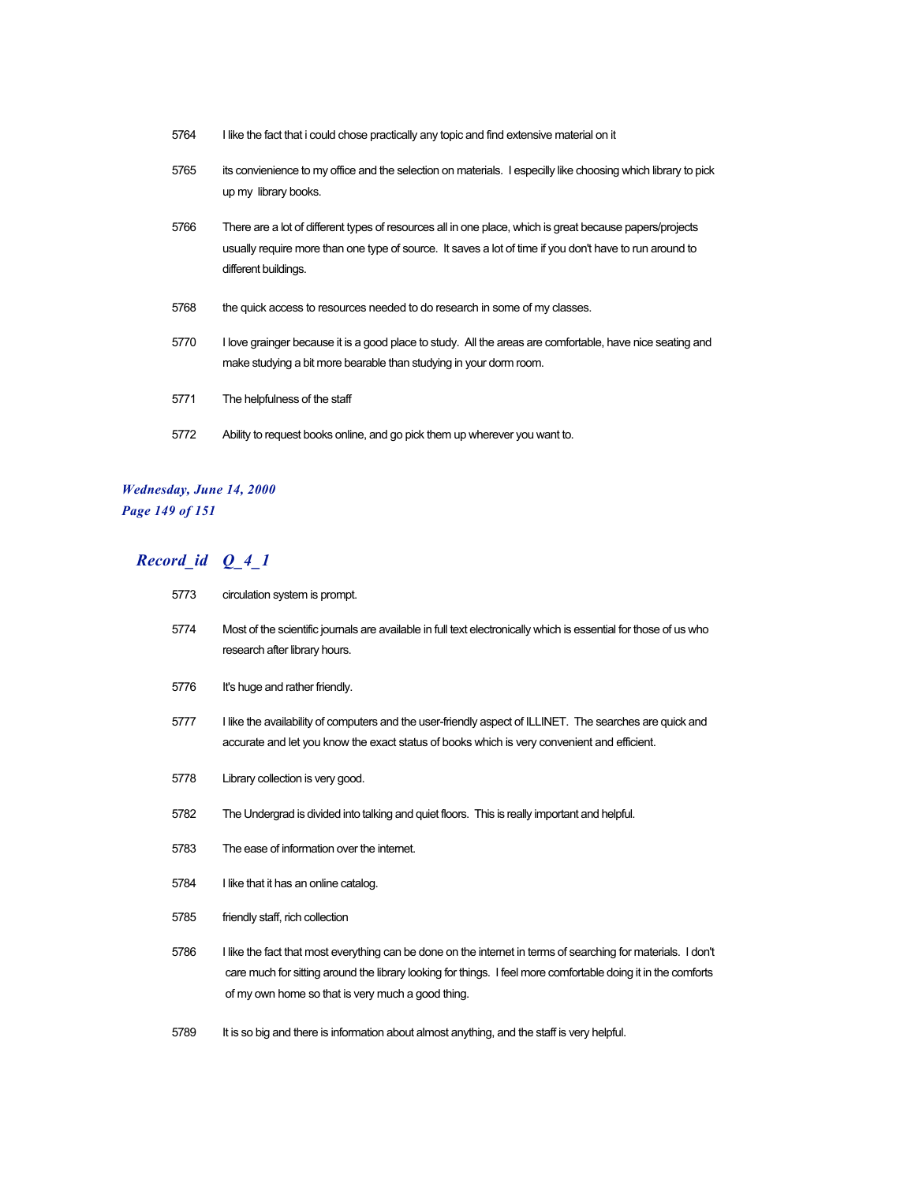| | |
|---|---|
| 5764 | I like the fact that i could chose practically any topic and find extensive material on it |
| 5765 | its convienience to my office and the selection on materials.  I especilly like choosing which library to pick up my  library books. |
| 5766 | There are a lot of different types of resources all in one place, which is great because papers/projects usually require more than one type of source.  It saves a lot of time if you don't have to run around to different buildings. |
| 5768 | the quick access to resources needed to do research in some of my classes. |
| 5770 | I love grainger because it is a good place to study.  All the areas are comfortable, have nice seating and make studying a bit more bearable than studying in your dorm room. |
| 5771 | The helpfulness of the staff |
| 5772 | Ability to request books online, and go pick them up wherever you want to. |

## *Record_id Q_4_1*

| | |
|---|---|
| 5773 | circulation system is prompt. |
| 5774 | Most of the scientific journals are available in full text electronically which is essential for those of us who research after library hours. |
| 5776 | It's huge and rather friendly. |
| 5777 | I like the availability of computers and the user-friendly aspect of ILLINET.  The searches are quick and accurate and let you know the exact status of books which is very convenient and efficient. |
| 5778 | Library collection is very good. |
| 5782 | The Undergrad is divided into talking and quiet floors.  This is really important and helpful. |
| 5783 | The ease of information over the internet. |
| 5784 | I like that it has an online catalog. |
| 5785 | friendly staff, rich collection |
| 5786 | I like the fact that most everything can be done on the internet in terms of searching for materials.  I don't care much for sitting around the library looking for things.  I feel more comfortable doing it in the comforts of my own home so that is very much a good thing. |
| 5789 | It is so big and there is information about almost anything, and the staff is very helpful. |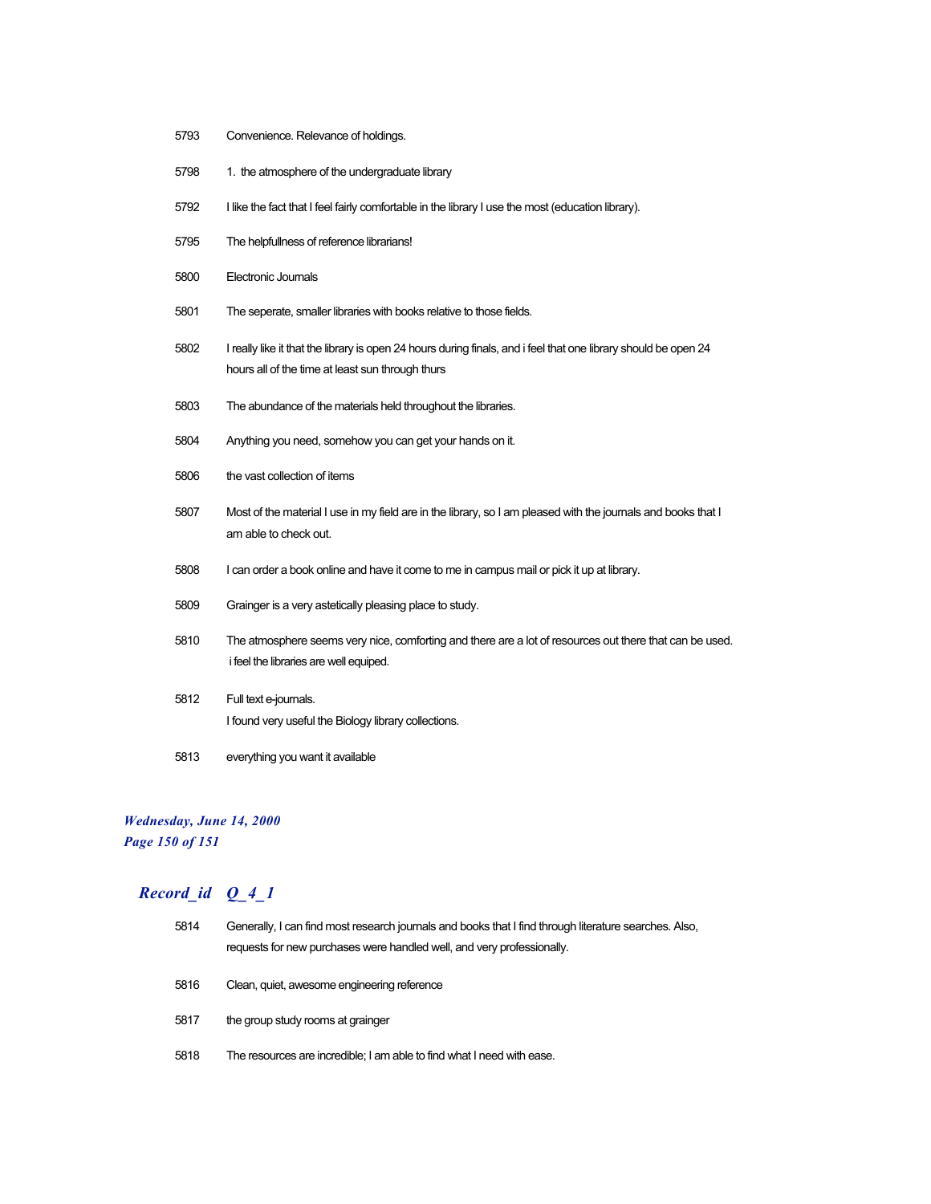5793 Convenience. Relevance of holdings.

5798 1. the atmosphere of the undergraduate library

5792 I like the fact that I feel fairly comfortable in the library I use the most (education library).

5795 The helpfullness of reference librarians!

5800 Electronic Journals

5801 The seperate, smaller libraries with books relative to those fields.

5802 I really like it that the library is open 24 hours during finals, and i feel that one library should be open 24 hours all of the time at least sun through thurs

5803 The abundance of the materials held throughout the libraries.

5804 Anything you need, somehow you can get your hands on it.

5806 the vast collection of items

5807 Most of the material I use in my field are in the library, so I am pleased with the journals and books that I am able to check out.

5808 I can order a book online and have it come to me in campus mail or pick it up at library.

5809 Grainger is a very asteticaly pleasing place to study.

5810 The atmosphere seems very nice, comforting and there are a lot of resources out there that can be used. i feel the libraries are well equiped.

5812 Full text e-journals.
I found very useful the Biology library collections.

5813 everything you want it available

## *Record_id Q_4_1*

5814 Generally, I can find most research journals and books that I find through literature searches. Also, requests for new purchases were handled well, and very professionally.

5816 Clean, quiet, awesome engineering reference

5817 the group study rooms at grainger

5818 The resources are incredible; I am able to find what I need with ease.